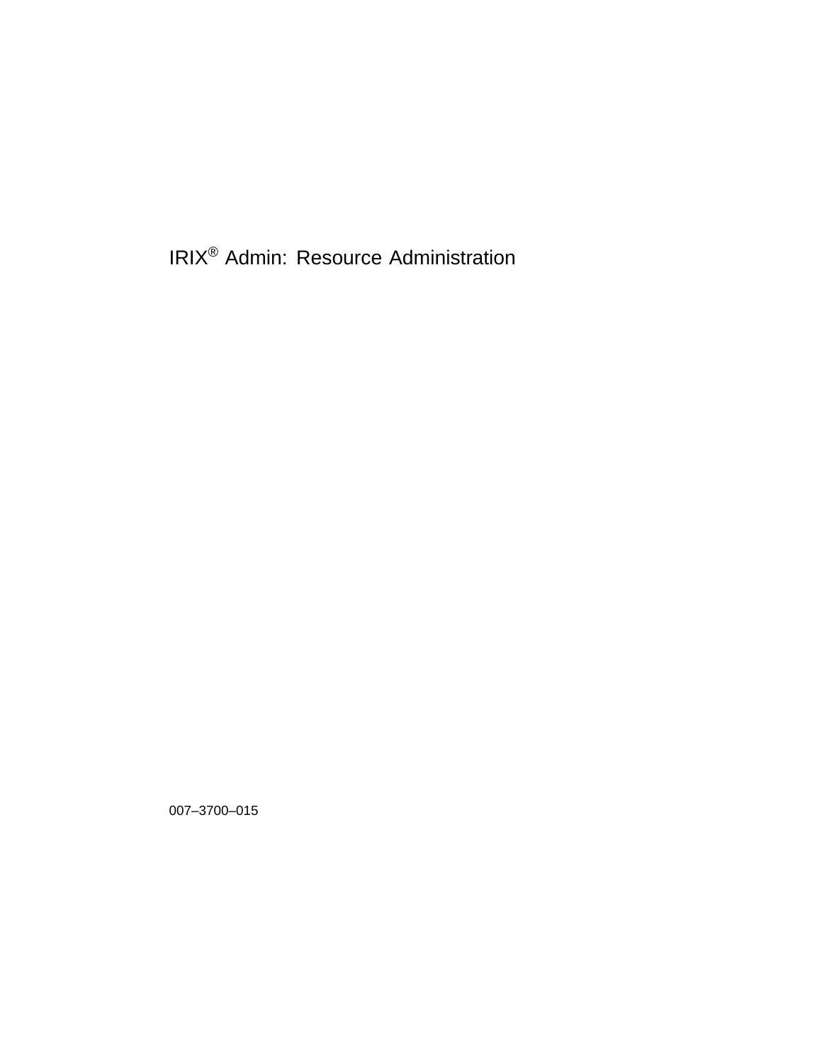# IRIX® Admin: Resource Administration

007–3700–015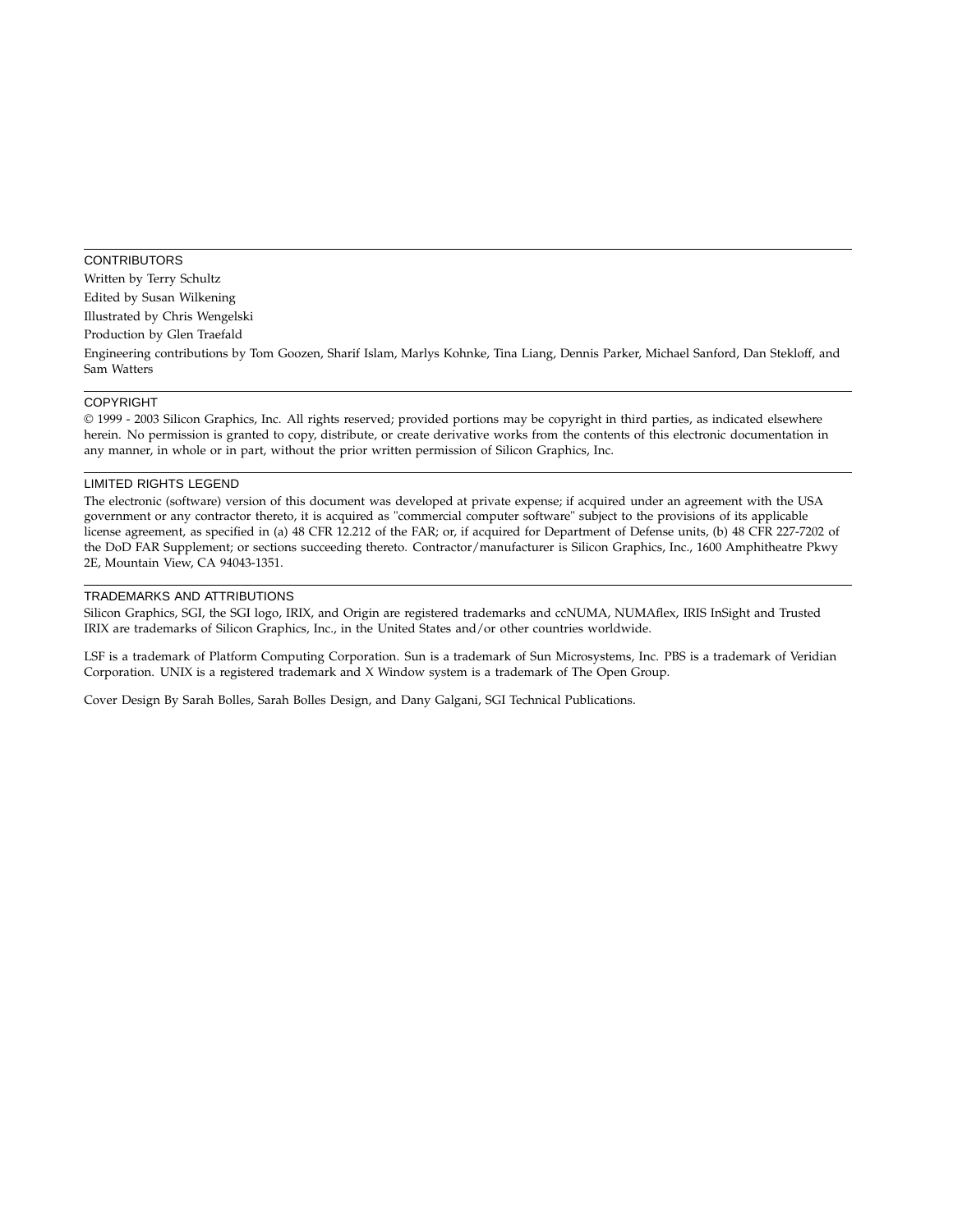## CONTRIBUTORS

Written by Terry Schultz

Edited by Susan Wilkening

Illustrated by Chris Wengelski

Production by Glen Traefald

Engineering contributions by Tom Goozen, Sharif Islam, Marlys Kohnke, Tina Liang, Dennis Parker, Michael Sanford, Dan Stekloff, and Sam Watters

## COPYRIGHT

© 1999 - 2003 Silicon Graphics, Inc. All rights reserved; provided portions may be copyright in third parties, as indicated elsewhere herein. No permission is granted to copy, distribute, or create derivative works from the contents of this electronic documentation in any manner, in whole or in part, without the prior written permission of Silicon Graphics, Inc.

## LIMITED RIGHTS LEGEND

The electronic (software) version of this document was developed at private expense; if acquired under an agreement with the USA government or any contractor thereto, it is acquired as "commercial computer software" subject to the provisions of its applicable license agreement, as specified in (a) 48 CFR 12.212 of the FAR; or, if acquired for Department of Defense units, (b) 48 CFR 227-7202 of the DoD FAR Supplement; or sections succeeding thereto. Contractor/manufacturer is Silicon Graphics, Inc., 1600 Amphitheatre Pkwy 2E, Mountain View, CA 94043-1351.

## TRADEMARKS AND ATTRIBUTIONS

Silicon Graphics, SGI, the SGI logo, IRIX, and Origin are registered trademarks and ccNUMA, NUMAflex, IRIS InSight and Trusted IRIX are trademarks of Silicon Graphics, Inc., in the United States and/or other countries worldwide.

LSF is a trademark of Platform Computing Corporation. Sun is a trademark of Sun Microsystems, Inc. PBS is a trademark of Veridian Corporation. UNIX is a registered trademark and X Window system is a trademark of The Open Group.

Cover Design By Sarah Bolles, Sarah Bolles Design, and Dany Galgani, SGI Technical Publications.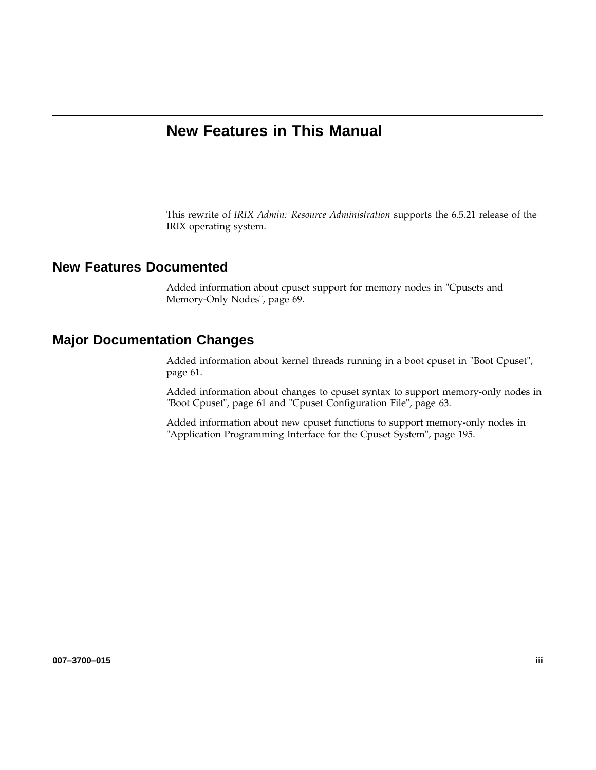# New Features in This Manual

This rewrite of *IRIX Admin: Resource Administration* supports the 6.5.21 release of the IRIX operating system.

## New Features Documented

Added information about cpuset support for memory nodes in "Cpusets and Memory-Only Nodes", page 69.

## Major Documentation Changes

Added information about kernel threads running in a boot cpuset in "Boot Cpuset", page 61.

Added information about changes to cpuset syntax to support memory-only nodes in "Boot Cpuset", page 61 and "Cpuset Configuration File", page 63.

Added information about new cpuset functions to support memory-only nodes in "Application Programming Interface for the Cpuset System", page 195.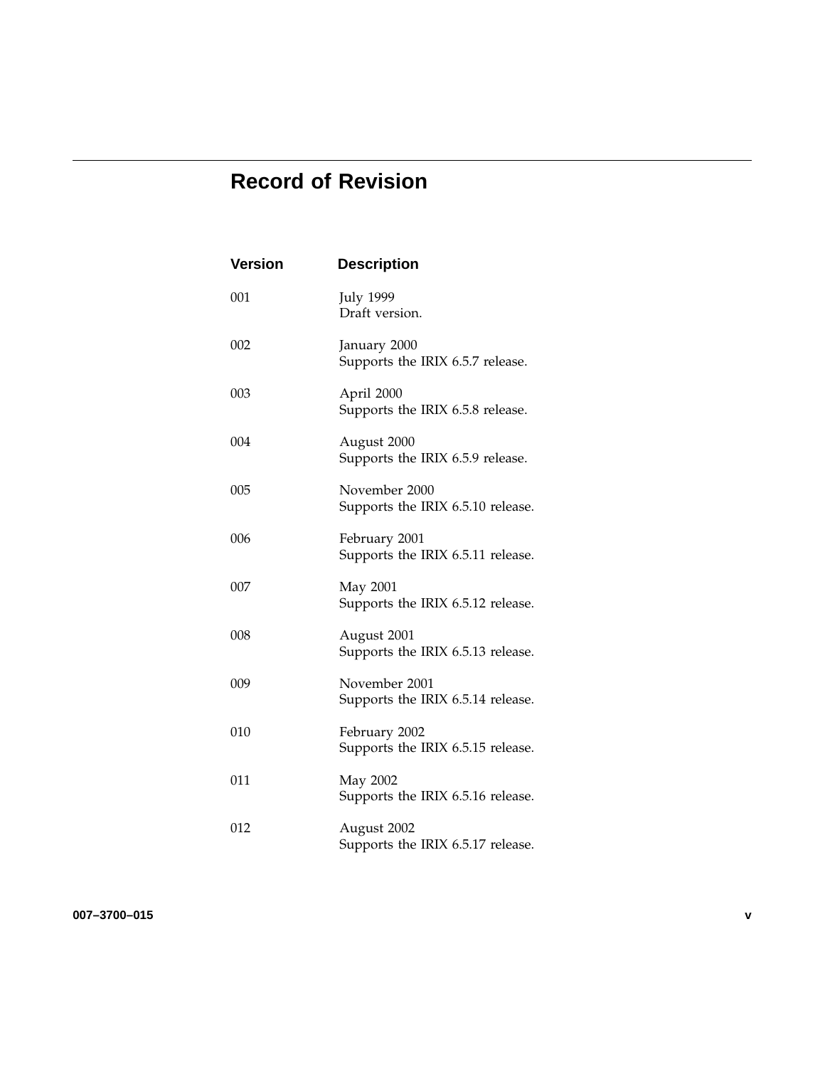# Record of Revision

| Version | Description |
| --- | --- |
| 001 | July 1999<br>Draft version. |
| 002 | January 2000<br>Supports the IRIX 6.5.7 release. |
| 003 | April 2000<br>Supports the IRIX 6.5.8 release. |
| 004 | August 2000<br>Supports the IRIX 6.5.9 release. |
| 005 | November 2000<br>Supports the IRIX 6.5.10 release. |
| 006 | February 2001<br>Supports the IRIX 6.5.11 release. |
| 007 | May 2001<br>Supports the IRIX 6.5.12 release. |
| 008 | August 2001<br>Supports the IRIX 6.5.13 release. |
| 009 | November 2001<br>Supports the IRIX 6.5.14 release. |
| 010 | February 2002<br>Supports the IRIX 6.5.15 release. |
| 011 | May 2002<br>Supports the IRIX 6.5.16 release. |
| 012 | August 2002<br>Supports the IRIX 6.5.17 release. |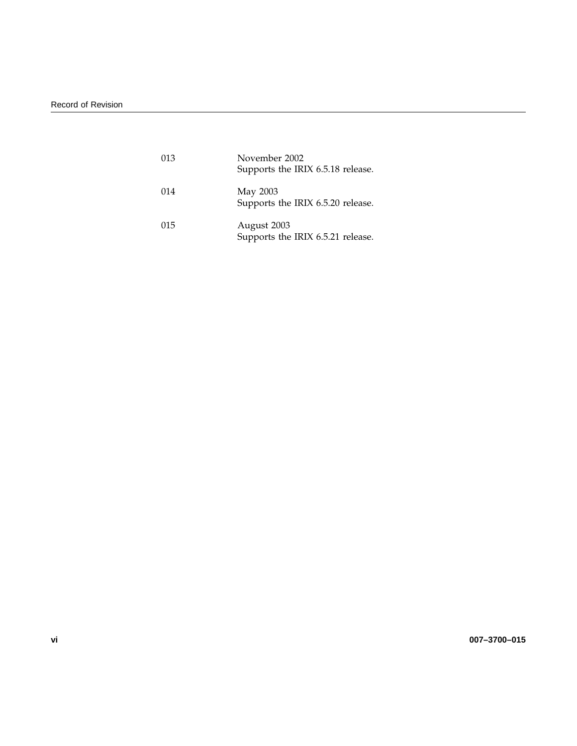| | |
|---|---|
| 013 | November 2002<br>Supports the IRIX 6.5.18 release. |
| 014 | May 2003<br>Supports the IRIX 6.5.20 release. |
| 015 | August 2003<br>Supports the IRIX 6.5.21 release. |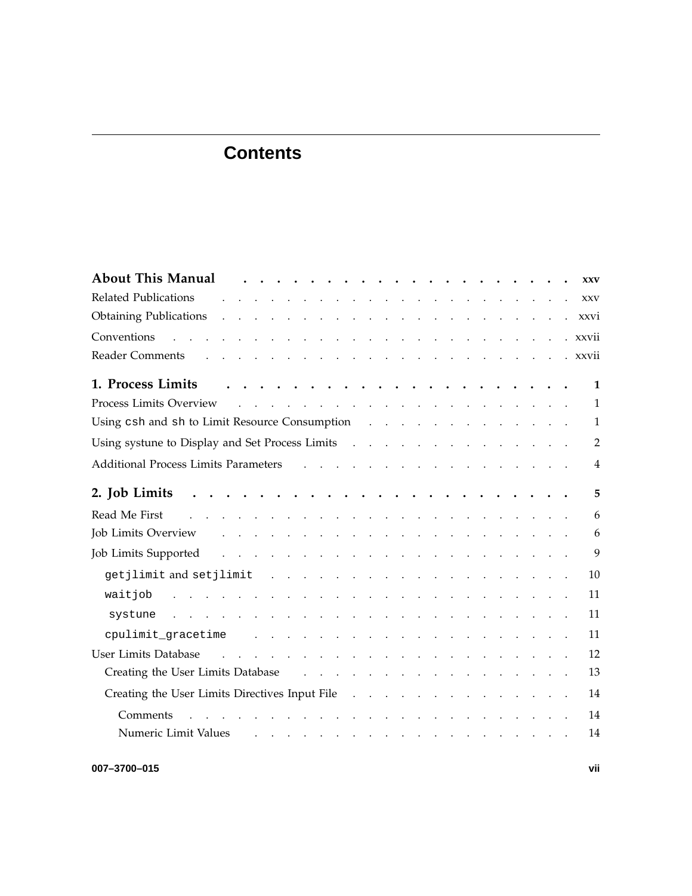# Contents

**About This Manual** . . . . . . . . . . . . . . . . . . . . . . . **xxv**

Related Publications . . . . . . . . . . . . . . . . . . . . . . . xxv

Obtaining Publications . . . . . . . . . . . . . . . . . . . . . . . xxvi

Conventions . . . . . . . . . . . . . . . . . . . . . . . . xxvii

Reader Comments . . . . . . . . . . . . . . . . . . . . . . . . xxvii

**1. Process Limits** . . . . . . . . . . . . . . . . . . . . . . . **1**

Process Limits Overview . . . . . . . . . . . . . . . . . . . . . . 1

Using `csh` and `sh` to Limit Resource Consumption . . . . . . . . . . . . . 1

Using systune to Display and Set Process Limits . . . . . . . . . . . . . . 2

Additional Process Limits Parameters . . . . . . . . . . . . . . . . . 4

**2. Job Limits** . . . . . . . . . . . . . . . . . . . . . . . **5**

Read Me First . . . . . . . . . . . . . . . . . . . . . . . . 6

Job Limits Overview . . . . . . . . . . . . . . . . . . . . . . . 6

Job Limits Supported . . . . . . . . . . . . . . . . . . . . . . . 9

  `getjlimit` and `setjlimit` . . . . . . . . . . . . . . . . . . . 10

  `waitjob` . . . . . . . . . . . . . . . . . . . . . . . . 11

  `systune` . . . . . . . . . . . . . . . . . . . . . . . . 11

  `cpulimit_gracetime` . . . . . . . . . . . . . . . . . . . . . 11

User Limits Database . . . . . . . . . . . . . . . . . . . . . . . 12

  Creating the User Limits Database . . . . . . . . . . . . . . . . . 13

  Creating the User Limits Directives Input File . . . . . . . . . . . . . . 14

    Comments . . . . . . . . . . . . . . . . . . . . . . . . 14

    Numeric Limit Values . . . . . . . . . . . . . . . . . . . . . 14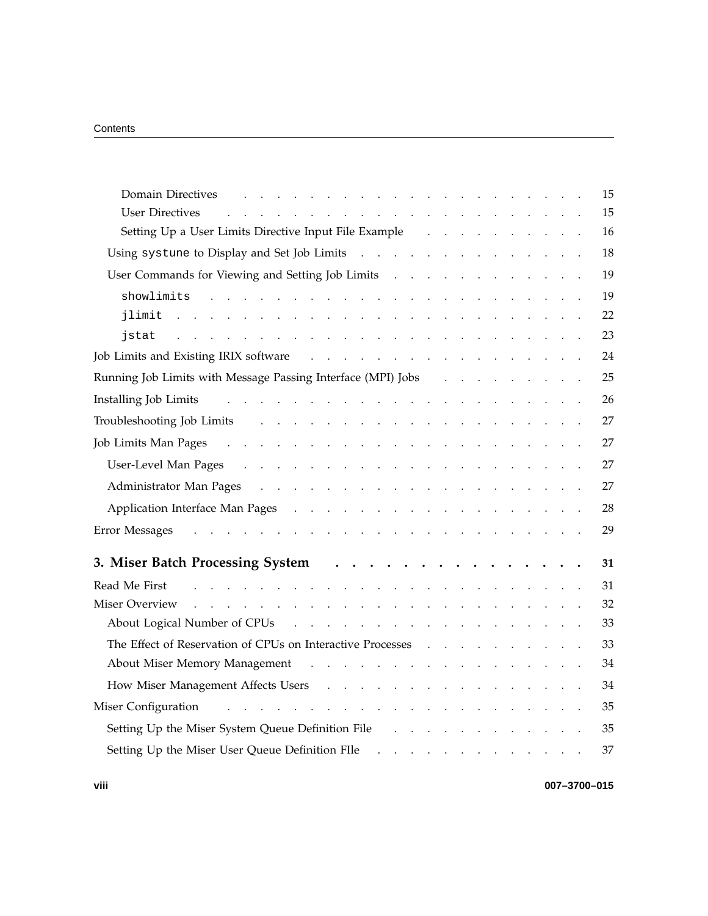Domain Directives . . . . . . . . . . . . . . . . . . . . . 15

User Directives . . . . . . . . . . . . . . . . . . . . . 15

Setting Up a User Limits Directive Input File Example . . . . . . . . . . 16

Using `systune` to Display and Set Job Limits . . . . . . . . . . . . . . . . 18

User Commands for Viewing and Setting Job Limits . . . . . . . . . . . . 19

`showlimits` . . . . . . . . . . . . . . . . . . . . . . 19

`jlimit` . . . . . . . . . . . . . . . . . . . . . . . . 22

`jstat` . . . . . . . . . . . . . . . . . . . . . . . . 23

Job Limits and Existing IRIX software . . . . . . . . . . . . . . . . . . 24

Running Job Limits with Message Passing Interface (MPI) Jobs . . . . . . . . . 25

Installing Job Limits . . . . . . . . . . . . . . . . . . . . . . 26

Troubleshooting Job Limits . . . . . . . . . . . . . . . . . . . . 27

Job Limits Man Pages . . . . . . . . . . . . . . . . . . . . . 27

User-Level Man Pages . . . . . . . . . . . . . . . . . . . . 27

Administrator Man Pages . . . . . . . . . . . . . . . . . . . 27

Application Interface Man Pages . . . . . . . . . . . . . . . . . 28

Error Messages . . . . . . . . . . . . . . . . . . . . . . . 29

**3. Miser Batch Processing System . . . . . . . . . . . . . . . . 31**

Read Me First . . . . . . . . . . . . . . . . . . . . . . . 31

Miser Overview . . . . . . . . . . . . . . . . . . . . . . . 32

About Logical Number of CPUs . . . . . . . . . . . . . . . . . . 33

The Effect of Reservation of CPUs on Interactive Processes . . . . . . . . . . 33

About Miser Memory Management . . . . . . . . . . . . . . . . . 34

How Miser Management Affects Users . . . . . . . . . . . . . . . . 34

Miser Configuration . . . . . . . . . . . . . . . . . . . . . . 35

Setting Up the Miser System Queue Definition File . . . . . . . . . . . . 35

Setting Up the Miser User Queue Definition FIle . . . . . . . . . . . . . 37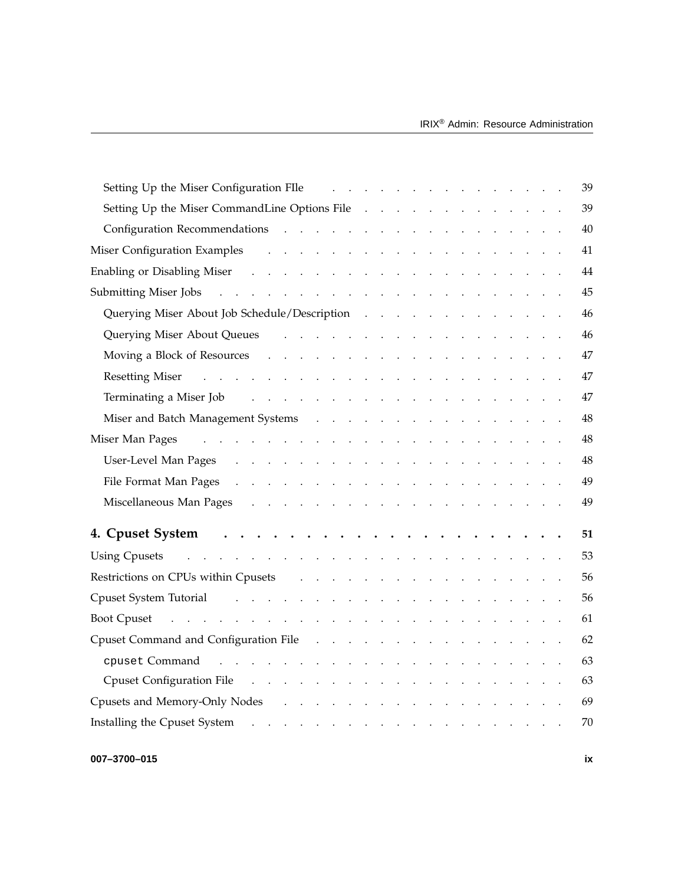Setting Up the Miser Configuration FIle . . . . . . . . . . . . . . . 39

Setting Up the Miser CommandLine Options File . . . . . . . . . . . . . 39

Configuration Recommendations . . . . . . . . . . . . . . . . . . 40

Miser Configuration Examples . . . . . . . . . . . . . . . . . . . . 41

Enabling or Disabling Miser . . . . . . . . . . . . . . . . . . . . . 44

Submitting Miser Jobs . . . . . . . . . . . . . . . . . . . . . . 45

Querying Miser About Job Schedule/Description . . . . . . . . . . . . . 46

Querying Miser About Queues . . . . . . . . . . . . . . . . . . . 46

Moving a Block of Resources . . . . . . . . . . . . . . . . . . . 47

Resetting Miser . . . . . . . . . . . . . . . . . . . . . . . . 47

Terminating a Miser Job . . . . . . . . . . . . . . . . . . . . . 47

Miser and Batch Management Systems . . . . . . . . . . . . . . . . 48

Miser Man Pages . . . . . . . . . . . . . . . . . . . . . . . . 48

User-Level Man Pages . . . . . . . . . . . . . . . . . . . . . . 48

File Format Man Pages . . . . . . . . . . . . . . . . . . . . . . 49

Miscellaneous Man Pages . . . . . . . . . . . . . . . . . . . . . 49

**4. Cpuset System . . . . . . . . . . . . . . . . . . . . . . 51**

Using Cpusets . . . . . . . . . . . . . . . . . . . . . . . . . 53

Restrictions on CPUs within Cpusets . . . . . . . . . . . . . . . . . 56

Cpuset System Tutorial . . . . . . . . . . . . . . . . . . . . . . 56

Boot Cpuset . . . . . . . . . . . . . . . . . . . . . . . . . . 61

Cpuset Command and Configuration File . . . . . . . . . . . . . . . . 62

`cpuset` Command . . . . . . . . . . . . . . . . . . . . . . . 63

Cpuset Configuration File . . . . . . . . . . . . . . . . . . . . . 63

Cpusets and Memory-Only Nodes . . . . . . . . . . . . . . . . . . . 69

Installing the Cpuset System . . . . . . . . . . . . . . . . . . . . 70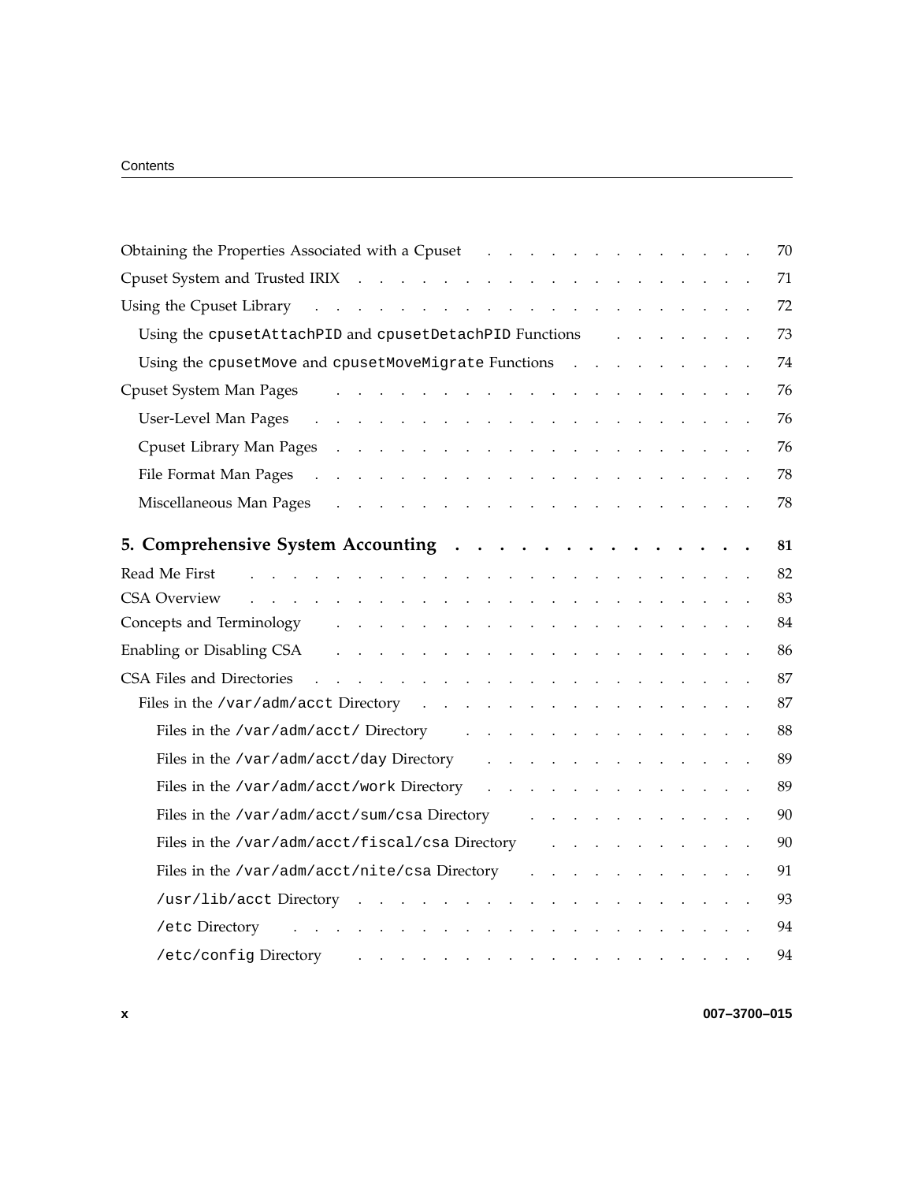Obtaining the Properties Associated with a Cpuset . . . . . . . . . . . . . 70

Cpuset System and Trusted IRIX . . . . . . . . . . . . . . . . . . . 71

Using the Cpuset Library . . . . . . . . . . . . . . . . . . . . . 72

  Using the `cpusetAttachPID` and `cpusetDetachPID` Functions . . . . . . . 73

  Using the `cpusetMove` and `cpusetMoveMigrate` Functions . . . . . . . . . 74

Cpuset System Man Pages . . . . . . . . . . . . . . . . . . . . . 76

  User-Level Man Pages . . . . . . . . . . . . . . . . . . . . . 76

  Cpuset Library Man Pages . . . . . . . . . . . . . . . . . . . 76

  File Format Man Pages . . . . . . . . . . . . . . . . . . . . 78

  Miscellaneous Man Pages . . . . . . . . . . . . . . . . . . . 78

**5. Comprehensive System Accounting . . . . . . . . . . . . . . 81**

Read Me First . . . . . . . . . . . . . . . . . . . . . . . . 82

CSA Overview . . . . . . . . . . . . . . . . . . . . . . . . 83

Concepts and Terminology . . . . . . . . . . . . . . . . . . . . 84

Enabling or Disabling CSA . . . . . . . . . . . . . . . . . . . . 86

CSA Files and Directories . . . . . . . . . . . . . . . . . . . . 87

  Files in the `/var/adm/acct` Directory . . . . . . . . . . . . . . . 87

    Files in the `/var/adm/acct/` Directory . . . . . . . . . . . . . 88

    Files in the `/var/adm/acct/day` Directory . . . . . . . . . . . . 89

    Files in the `/var/adm/acct/work` Directory . . . . . . . . . . . . 89

    Files in the `/var/adm/acct/sum/csa` Directory . . . . . . . . . . . 90

    Files in the `/var/adm/acct/fiscal/csa` Directory . . . . . . . . . . 90

    Files in the `/var/adm/acct/nite/csa` Directory . . . . . . . . . . . 91

    `/usr/lib/acct` Directory . . . . . . . . . . . . . . . . . . . 93

    `/etc` Directory . . . . . . . . . . . . . . . . . . . . . . 94

    `/etc/config` Directory . . . . . . . . . . . . . . . . . . . . 94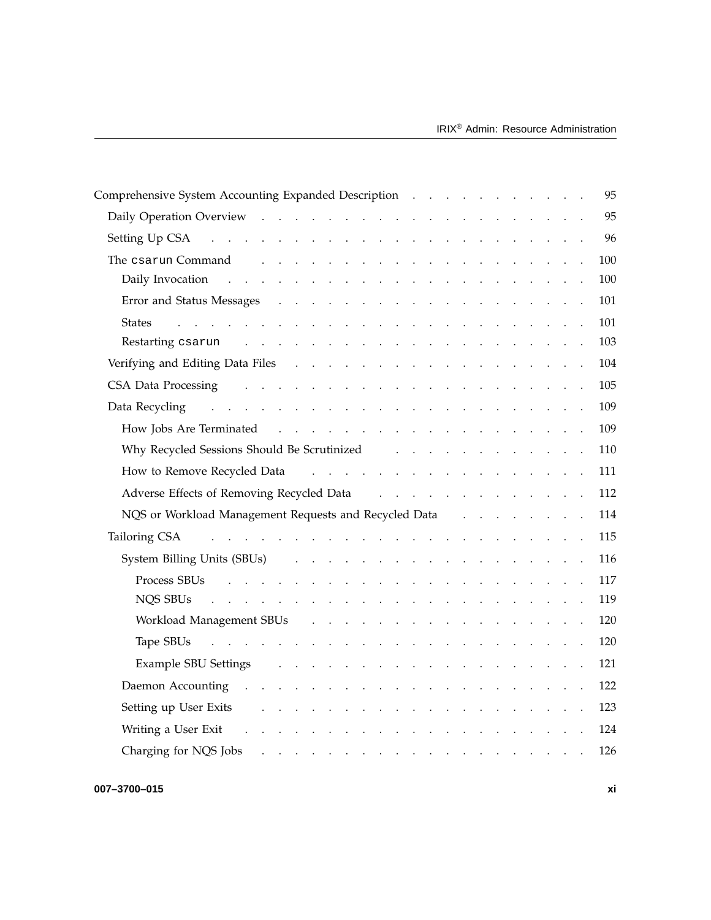Comprehensive System Accounting Expanded Description . . . . . . . . . . . . 95

- Daily Operation Overview . . . . . . . . . . . . . . . . . . . . . . . 95
- Setting Up CSA . . . . . . . . . . . . . . . . . . . . . . . . . . 96
- The `csarun` Command . . . . . . . . . . . . . . . . . . . . . . . 100
  - Daily Invocation . . . . . . . . . . . . . . . . . . . . . . . 100
  - Error and Status Messages . . . . . . . . . . . . . . . . . . . . 101
  - States . . . . . . . . . . . . . . . . . . . . . . . . . . . 101
  - Restarting `csarun` . . . . . . . . . . . . . . . . . . . . . . 103
- Verifying and Editing Data Files . . . . . . . . . . . . . . . . . . . 104
- CSA Data Processing . . . . . . . . . . . . . . . . . . . . . . . 105
- Data Recycling . . . . . . . . . . . . . . . . . . . . . . . . . 109
  - How Jobs Are Terminated . . . . . . . . . . . . . . . . . . . . 109
  - Why Recycled Sessions Should Be Scrutinized . . . . . . . . . . . . . 110
  - How to Remove Recycled Data . . . . . . . . . . . . . . . . . . . 111
  - Adverse Effects of Removing Recycled Data . . . . . . . . . . . . . . 112
  - NQS or Workload Management Requests and Recycled Data . . . . . . . . . 114
- Tailoring CSA . . . . . . . . . . . . . . . . . . . . . . . . . 115
  - System Billing Units (SBUs) . . . . . . . . . . . . . . . . . . . 116
    - Process SBUs . . . . . . . . . . . . . . . . . . . . . . . 117
    - NQS SBUs . . . . . . . . . . . . . . . . . . . . . . . . 119
    - Workload Management SBUs . . . . . . . . . . . . . . . . . . 120
    - Tape SBUs . . . . . . . . . . . . . . . . . . . . . . . . 120
    - Example SBU Settings . . . . . . . . . . . . . . . . . . . . 121
  - Daemon Accounting . . . . . . . . . . . . . . . . . . . . . . . 122
  - Setting up User Exits . . . . . . . . . . . . . . . . . . . . . 123
  - Writing a User Exit . . . . . . . . . . . . . . . . . . . . . . 124
  - Charging for NQS Jobs . . . . . . . . . . . . . . . . . . . . . 126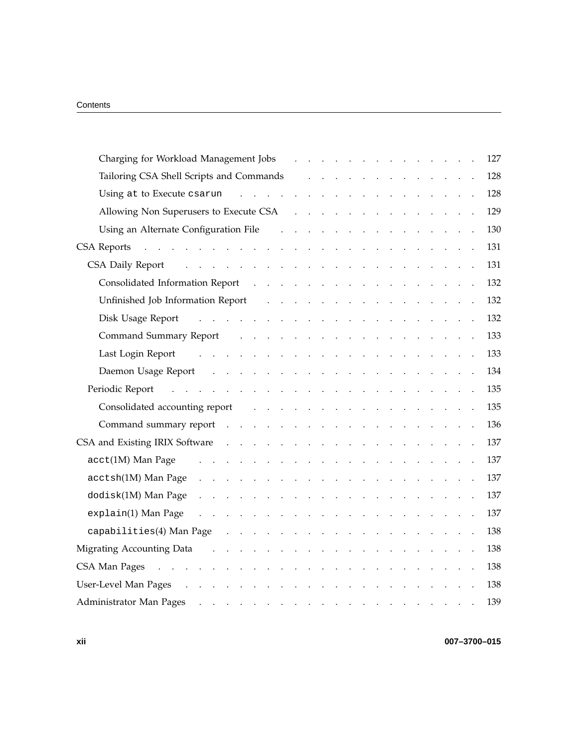- Charging for Workload Management Jobs . . . 127
- Tailoring CSA Shell Scripts and Commands . . . 128
- Using `at` to Execute `csarun` . . . 128
- Allowing Non Superusers to Execute CSA . . . 129
- Using an Alternate Configuration File . . . 130

CSA Reports . . . 131

- CSA Daily Report . . . 131
  - Consolidated Information Report . . . 132
  - Unfinished Job Information Report . . . 132
  - Disk Usage Report . . . 132
  - Command Summary Report . . . 133
  - Last Login Report . . . 133
  - Daemon Usage Report . . . 134
- Periodic Report . . . 135
  - Consolidated accounting report . . . 135
  - Command summary report . . . 136

CSA and Existing IRIX Software . . . 137

- `acct`(1M) Man Page . . . 137
- `acctsh`(1M) Man Page . . . 137
- `dodisk`(1M) Man Page . . . 137
- `explain`(1) Man Page . . . 137
- `capabilities`(4) Man Page . . . 138

Migrating Accounting Data . . . 138

CSA Man Pages . . . 138

User-Level Man Pages . . . 138

Administrator Man Pages . . . 139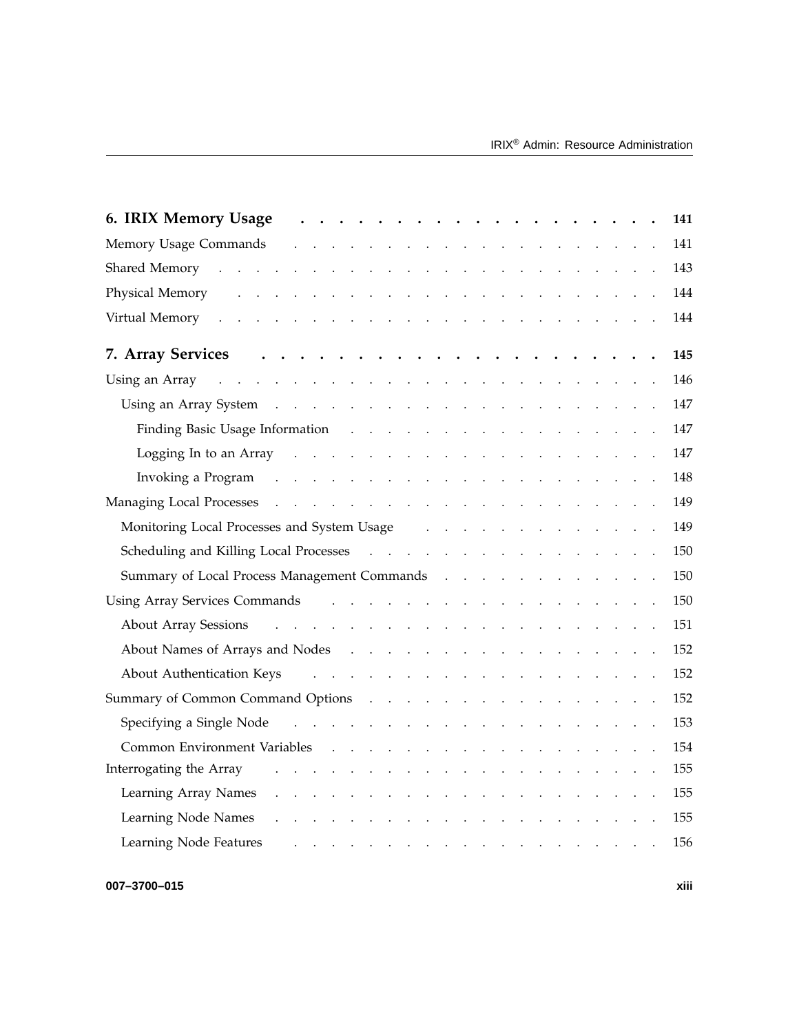**6. IRIX Memory Usage** . . . . . . . . . . . . . . . . . . . **141**

Memory Usage Commands . . . . . . . . . . . . . . . . . . . . 141

Shared Memory . . . . . . . . . . . . . . . . . . . . . . . 143

Physical Memory . . . . . . . . . . . . . . . . . . . . . . 144

Virtual Memory . . . . . . . . . . . . . . . . . . . . . . . 144

**7. Array Services** . . . . . . . . . . . . . . . . . . . . **145**

Using an Array . . . . . . . . . . . . . . . . . . . . . . . 146

  Using an Array System . . . . . . . . . . . . . . . . . . . 147

    Finding Basic Usage Information . . . . . . . . . . . . . . . 147

    Logging In to an Array . . . . . . . . . . . . . . . . . . 147

    Invoking a Program . . . . . . . . . . . . . . . . . . . 148

Managing Local Processes . . . . . . . . . . . . . . . . . . . 149

  Monitoring Local Processes and System Usage . . . . . . . . . . . . 149

  Scheduling and Killing Local Processes . . . . . . . . . . . . . . 150

  Summary of Local Process Management Commands . . . . . . . . . . . 150

Using Array Services Commands . . . . . . . . . . . . . . . . . 150

  About Array Sessions . . . . . . . . . . . . . . . . . . . . 151

  About Names of Arrays and Nodes . . . . . . . . . . . . . . . . 152

  About Authentication Keys . . . . . . . . . . . . . . . . . . 152

Summary of Common Command Options . . . . . . . . . . . . . . . 152

  Specifying a Single Node . . . . . . . . . . . . . . . . . . 153

  Common Environment Variables . . . . . . . . . . . . . . . . . 154

Interrogating the Array . . . . . . . . . . . . . . . . . . . . 155

  Learning Array Names . . . . . . . . . . . . . . . . . . . . 155

  Learning Node Names . . . . . . . . . . . . . . . . . . . . 155

  Learning Node Features . . . . . . . . . . . . . . . . . . . 156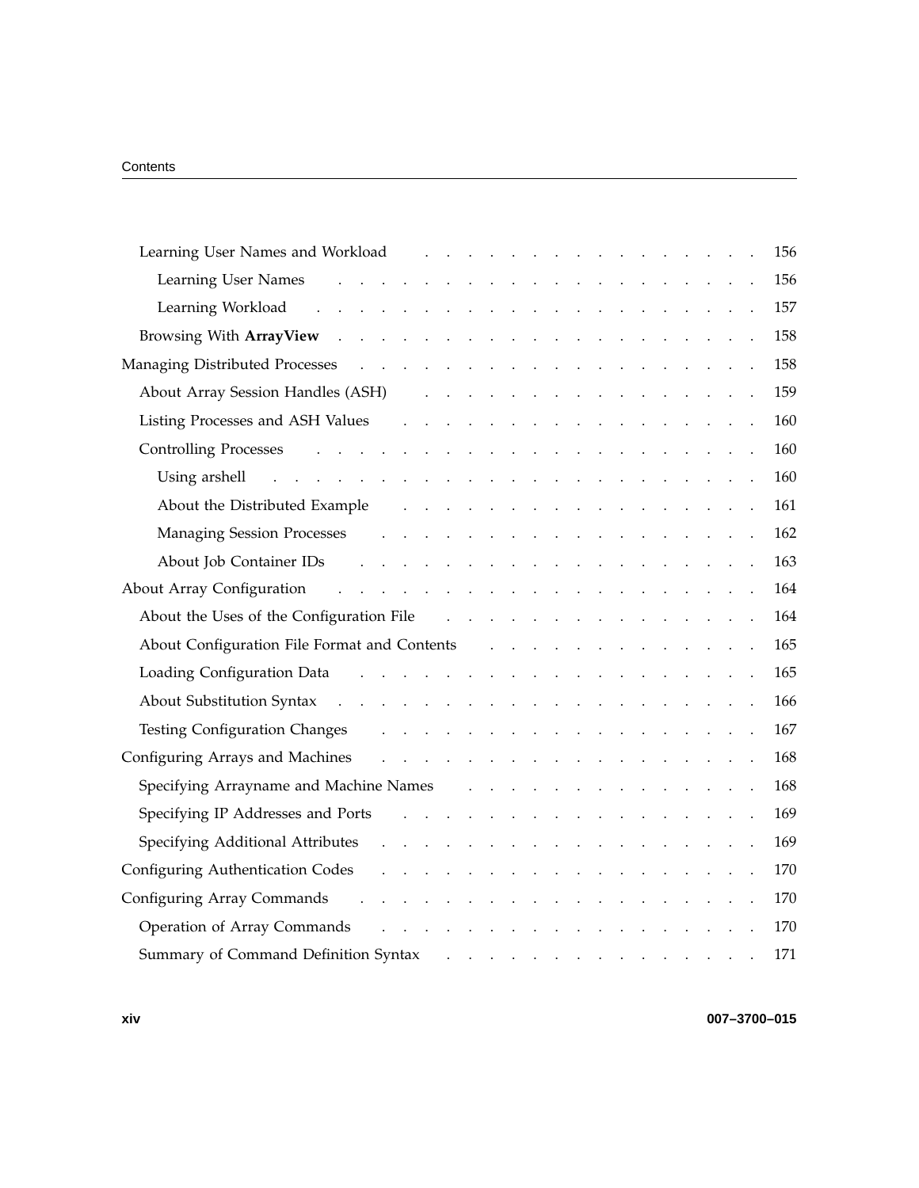Learning User Names and Workload . . . . . . . . . . . . . . . . . 156

Learning User Names . . . . . . . . . . . . . . . . . . . 156

Learning Workload . . . . . . . . . . . . . . . . . . . 157

Browsing With **ArrayView** . . . . . . . . . . . . . . . . . . . . 158

Managing Distributed Processes . . . . . . . . . . . . . . . . . . . . 158

About Array Session Handles (ASH) . . . . . . . . . . . . . . . . . 159

Listing Processes and ASH Values . . . . . . . . . . . . . . . . . . 160

Controlling Processes . . . . . . . . . . . . . . . . . . . . . 160

Using arshell . . . . . . . . . . . . . . . . . . . . . 160

About the Distributed Example . . . . . . . . . . . . . . . . . 161

Managing Session Processes . . . . . . . . . . . . . . . . . . 162

About Job Container IDs . . . . . . . . . . . . . . . . . . 163

About Array Configuration . . . . . . . . . . . . . . . . . . . . . 164

About the Uses of the Configuration File . . . . . . . . . . . . . . . 164

About Configuration File Format and Contents . . . . . . . . . . . . . 165

Loading Configuration Data . . . . . . . . . . . . . . . . . . . 165

About Substitution Syntax . . . . . . . . . . . . . . . . . . . . 166

Testing Configuration Changes . . . . . . . . . . . . . . . . . . 167

Configuring Arrays and Machines . . . . . . . . . . . . . . . . . . . 168

Specifying Arrayname and Machine Names . . . . . . . . . . . . . . 168

Specifying IP Addresses and Ports . . . . . . . . . . . . . . . . . 169

Specifying Additional Attributes . . . . . . . . . . . . . . . . . . 169

Configuring Authentication Codes . . . . . . . . . . . . . . . . . . . 170

Configuring Array Commands . . . . . . . . . . . . . . . . . . . . 170

Operation of Array Commands . . . . . . . . . . . . . . . . . . 170

Summary of Command Definition Syntax . . . . . . . . . . . . . . . 171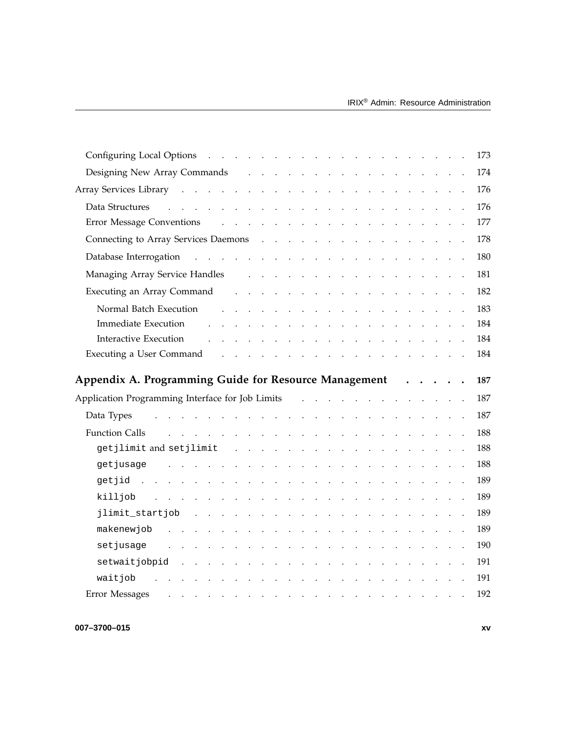Configuring Local Options . . . . . . . . . . . . . . . . . . . . 173

Designing New Array Commands . . . . . . . . . . . . . . . . . . 174

Array Services Library . . . . . . . . . . . . . . . . . . . . . 176

Data Structures . . . . . . . . . . . . . . . . . . . . . . 176

Error Message Conventions . . . . . . . . . . . . . . . . . . 177

Connecting to Array Services Daemons . . . . . . . . . . . . . . . 178

Database Interrogation . . . . . . . . . . . . . . . . . . . . 180

Managing Array Service Handles . . . . . . . . . . . . . . . . . 181

Executing an Array Command . . . . . . . . . . . . . . . . . . 182

Normal Batch Execution . . . . . . . . . . . . . . . . . . 183

Immediate Execution . . . . . . . . . . . . . . . . . . . 184

Interactive Execution . . . . . . . . . . . . . . . . . . . 184

Executing a User Command . . . . . . . . . . . . . . . . . . 184

**Appendix A. Programming Guide for Resource Management . . . . . 187**

Application Programming Interface for Job Limits . . . . . . . . . . . . 187

Data Types . . . . . . . . . . . . . . . . . . . . . . . . 187

Function Calls . . . . . . . . . . . . . . . . . . . . . . . 188

`getjlimit` and `setjlimit` . . . . . . . . . . . . . . . . . . 188

`getjusage` . . . . . . . . . . . . . . . . . . . . . . 188

`getjid` . . . . . . . . . . . . . . . . . . . . . . . . 189

`killjob` . . . . . . . . . . . . . . . . . . . . . . . 189

`jlimit_startjob` . . . . . . . . . . . . . . . . . . . . 189

`makenewjob` . . . . . . . . . . . . . . . . . . . . . . 189

`setjusage` . . . . . . . . . . . . . . . . . . . . . . 190

`setwaitjobpid` . . . . . . . . . . . . . . . . . . . . . 191

`waitjob` . . . . . . . . . . . . . . . . . . . . . . . 191

Error Messages . . . . . . . . . . . . . . . . . . . . . . . 192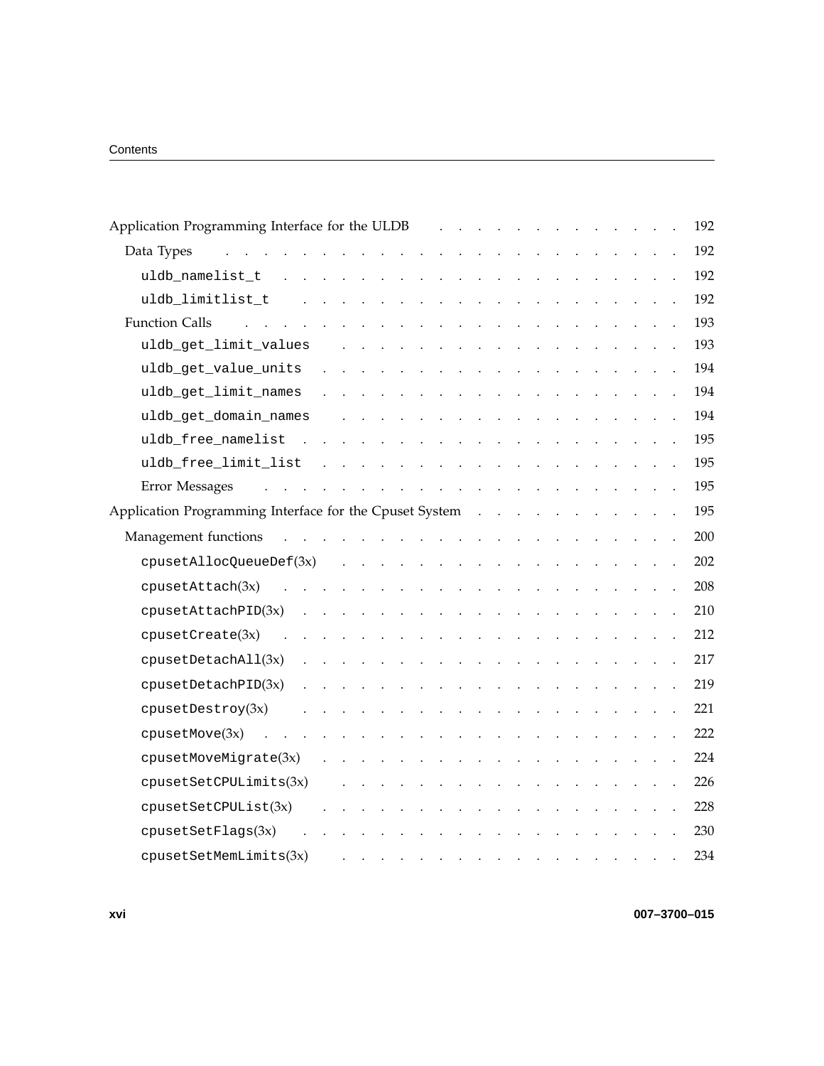| | |
|---|---|
| Application Programming Interface for the ULDB | 192 |
| Data Types | 192 |
| `uldb_namelist_t` | 192 |
| `uldb_limitlist_t` | 192 |
| Function Calls | 193 |
| `uldb_get_limit_values` | 193 |
| `uldb_get_value_units` | 194 |
| `uldb_get_limit_names` | 194 |
| `uldb_get_domain_names` | 194 |
| `uldb_free_namelist` | 195 |
| `uldb_free_limit_list` | 195 |
| Error Messages | 195 |
| Application Programming Interface for the Cpuset System | 195 |
| Management functions | 200 |
| `cpusetAllocQueueDef`(3x) | 202 |
| `cpusetAttach`(3x) | 208 |
| `cpusetAttachPID`(3x) | 210 |
| `cpusetCreate`(3x) | 212 |
| `cpusetDetachAll`(3x) | 217 |
| `cpusetDetachPID`(3x) | 219 |
| `cpusetDestroy`(3x) | 221 |
| `cpusetMove`(3x) | 222 |
| `cpusetMoveMigrate`(3x) | 224 |
| `cpusetSetCPULimits`(3x) | 226 |
| `cpusetSetCPUList`(3x) | 228 |
| `cpusetSetFlags`(3x) | 230 |
| `cpusetSetMemLimits`(3x) | 234 |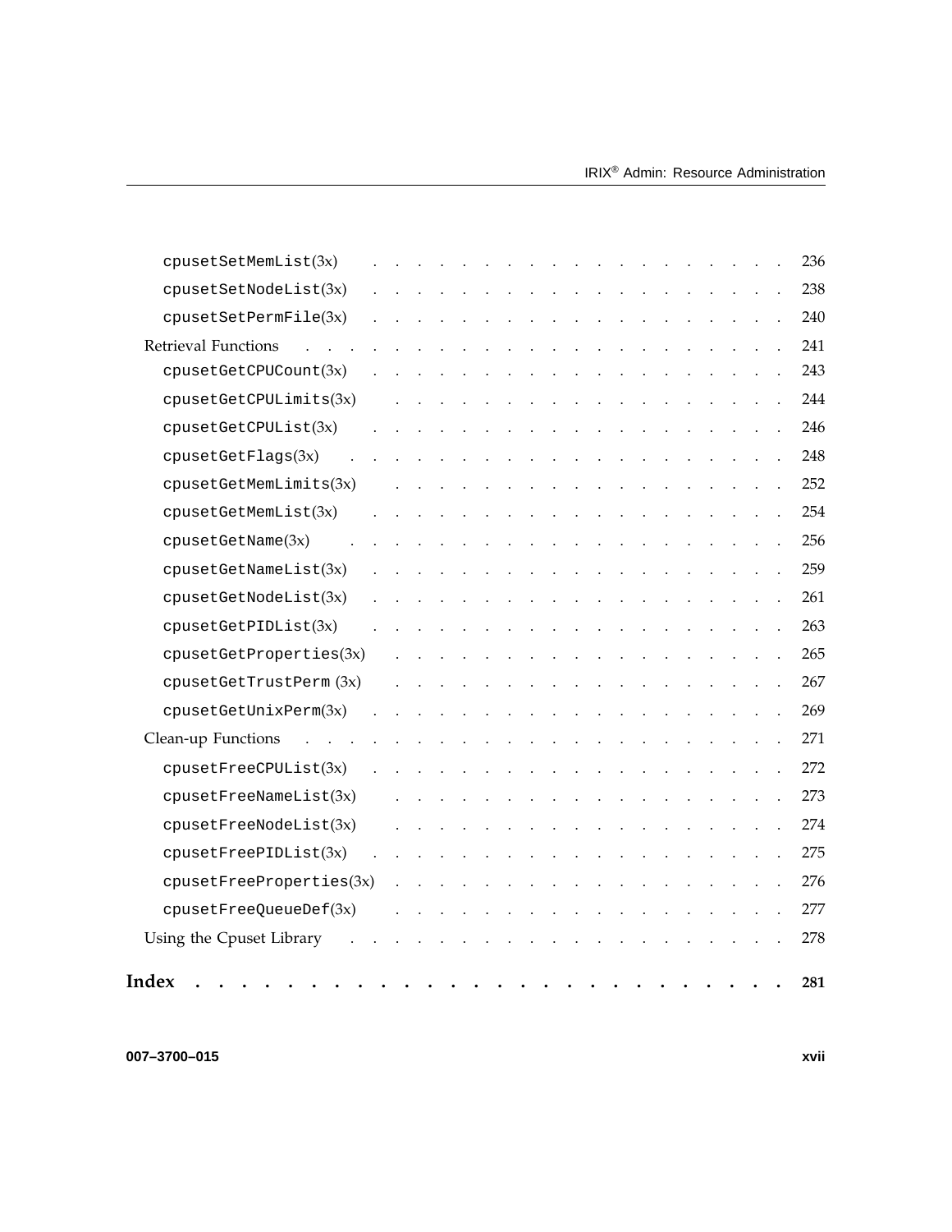- `cpusetSetMemList`(3x) . . . . . . . . . . . . . . . . . . . . 236
- `cpusetSetNodeList`(3x) . . . . . . . . . . . . . . . . . . . . 238
- `cpusetSetPermFile`(3x) . . . . . . . . . . . . . . . . . . . . 240

Retrieval Functions . . . . . . . . . . . . . . . . . . . . . . . 241

- `cpusetGetCPUCount`(3x) . . . . . . . . . . . . . . . . . . . . 243
- `cpusetGetCPULimits`(3x) . . . . . . . . . . . . . . . . . . . . 244
- `cpusetGetCPUList`(3x) . . . . . . . . . . . . . . . . . . . . 246
- `cpusetGetFlags`(3x) . . . . . . . . . . . . . . . . . . . . 248
- `cpusetGetMemLimits`(3x) . . . . . . . . . . . . . . . . . . . . 252
- `cpusetGetMemList`(3x) . . . . . . . . . . . . . . . . . . . . 254
- `cpusetGetName`(3x) . . . . . . . . . . . . . . . . . . . . 256
- `cpusetGetNameList`(3x) . . . . . . . . . . . . . . . . . . . . 259
- `cpusetGetNodeList`(3x) . . . . . . . . . . . . . . . . . . . . 261
- `cpusetGetPIDList`(3x) . . . . . . . . . . . . . . . . . . . . 263
- `cpusetGetProperties`(3x) . . . . . . . . . . . . . . . . . . . . 265
- `cpusetGetTrustPerm` (3x) . . . . . . . . . . . . . . . . . . . . 267
- `cpusetGetUnixPerm`(3x) . . . . . . . . . . . . . . . . . . . . 269

Clean-up Functions . . . . . . . . . . . . . . . . . . . . . . . 271

- `cpusetFreeCPUList`(3x) . . . . . . . . . . . . . . . . . . . . 272
- `cpusetFreeNameList`(3x) . . . . . . . . . . . . . . . . . . . . 273
- `cpusetFreeNodeList`(3x) . . . . . . . . . . . . . . . . . . . . 274
- `cpusetFreePIDList`(3x) . . . . . . . . . . . . . . . . . . . . 275
- `cpusetFreeProperties`(3x) . . . . . . . . . . . . . . . . . . . . 276
- `cpusetFreeQueueDef`(3x) . . . . . . . . . . . . . . . . . . . . 277

Using the Cpuset Library . . . . . . . . . . . . . . . . . . . . . 278

**Index . . . . . . . . . . . . . . . . . . . . . . . . . . 281**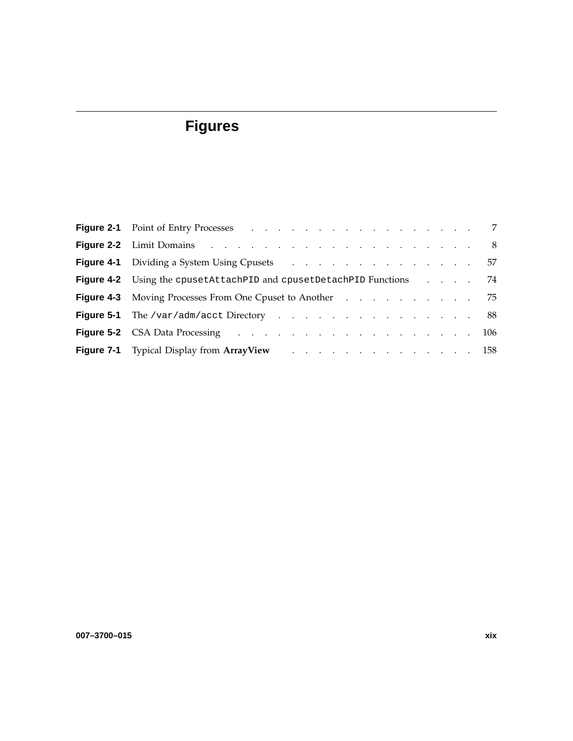# Figures

**Figure 2-1** Point of Entry Processes . . . . . . . . . . . . . . . . . 7

**Figure 2-2** Limit Domains . . . . . . . . . . . . . . . . . . . . . 8

**Figure 4-1** Dividing a System Using Cpusets . . . . . . . . . . . . . . 57

**Figure 4-2** Using the `cpusetAttachPID` and `cpusetDetachPID` Functions . . . . 74

**Figure 4-3** Moving Processes From One Cpuset to Another . . . . . . . . . . 75

**Figure 5-1** The `/var/adm/acct` Directory . . . . . . . . . . . . . . . . 88

**Figure 5-2** CSA Data Processing . . . . . . . . . . . . . . . . . . 106

**Figure 7-1** Typical Display from **ArrayView** . . . . . . . . . . . . . . 158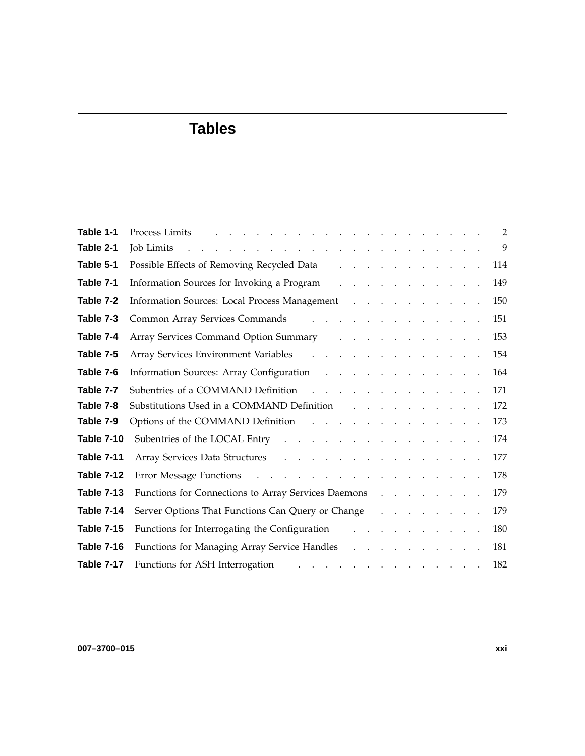# Tables

| | | |
|---|---|---|
| **Table 1-1** | Process Limits | 2 |
| **Table 2-1** | Job Limits | 9 |
| **Table 5-1** | Possible Effects of Removing Recycled Data | 114 |
| **Table 7-1** | Information Sources for Invoking a Program | 149 |
| **Table 7-2** | Information Sources: Local Process Management | 150 |
| **Table 7-3** | Common Array Services Commands | 151 |
| **Table 7-4** | Array Services Command Option Summary | 153 |
| **Table 7-5** | Array Services Environment Variables | 154 |
| **Table 7-6** | Information Sources: Array Configuration | 164 |
| **Table 7-7** | Subentries of a COMMAND Definition | 171 |
| **Table 7-8** | Substitutions Used in a COMMAND Definition | 172 |
| **Table 7-9** | Options of the COMMAND Definition | 173 |
| **Table 7-10** | Subentries of the LOCAL Entry | 174 |
| **Table 7-11** | Array Services Data Structures | 177 |
| **Table 7-12** | Error Message Functions | 178 |
| **Table 7-13** | Functions for Connections to Array Services Daemons | 179 |
| **Table 7-14** | Server Options That Functions Can Query or Change | 179 |
| **Table 7-15** | Functions for Interrogating the Configuration | 180 |
| **Table 7-16** | Functions for Managing Array Service Handles | 181 |
| **Table 7-17** | Functions for ASH Interrogation | 182 |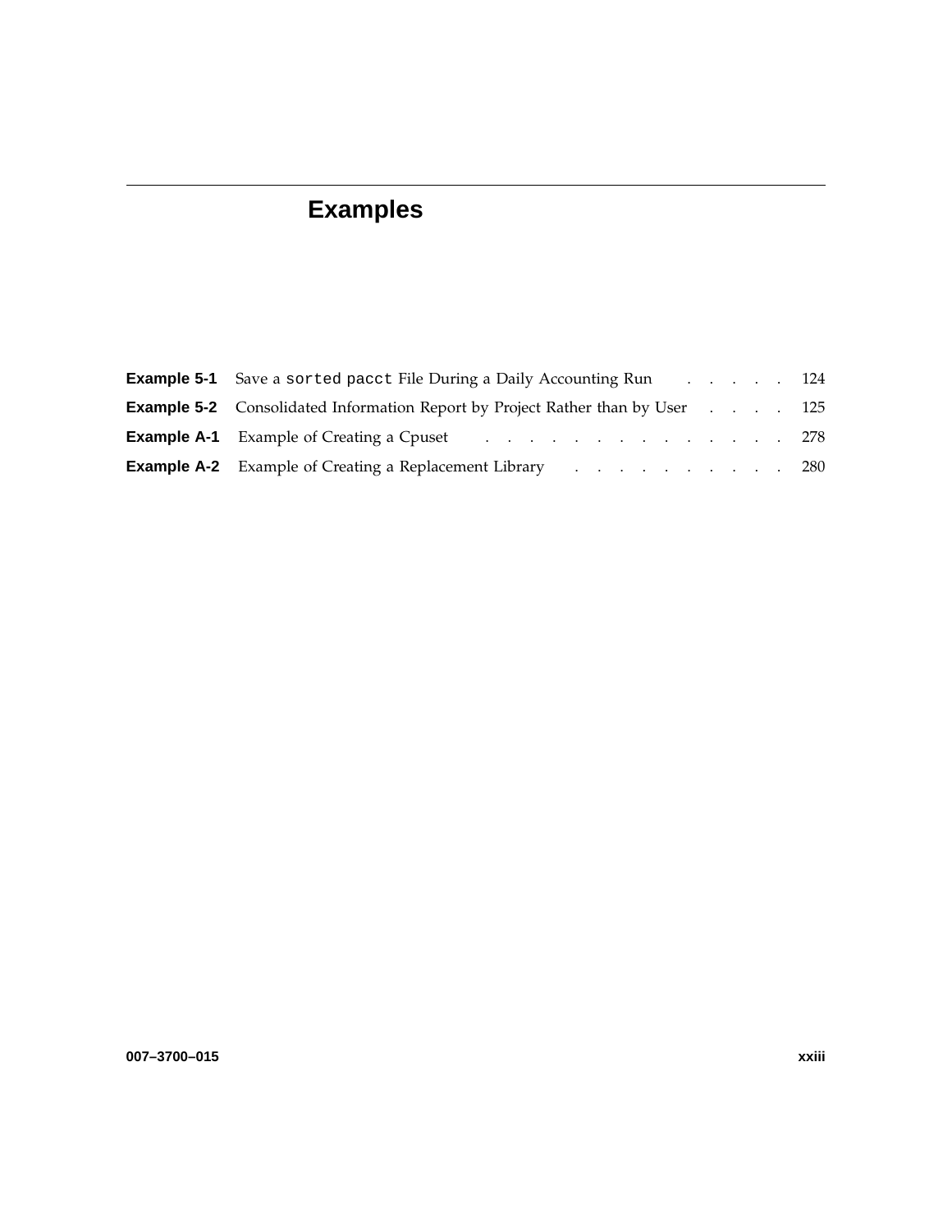# Examples

**Example 5-1** Save a `sorted` `pacct` File During a Daily Accounting Run . . . . . . 124

**Example 5-2** Consolidated Information Report by Project Rather than by User . . . . 125

**Example A-1** Example of Creating a Cpuset . . . . . . . . . . . . . . 278

**Example A-2** Example of Creating a Replacement Library . . . . . . . . . . . 280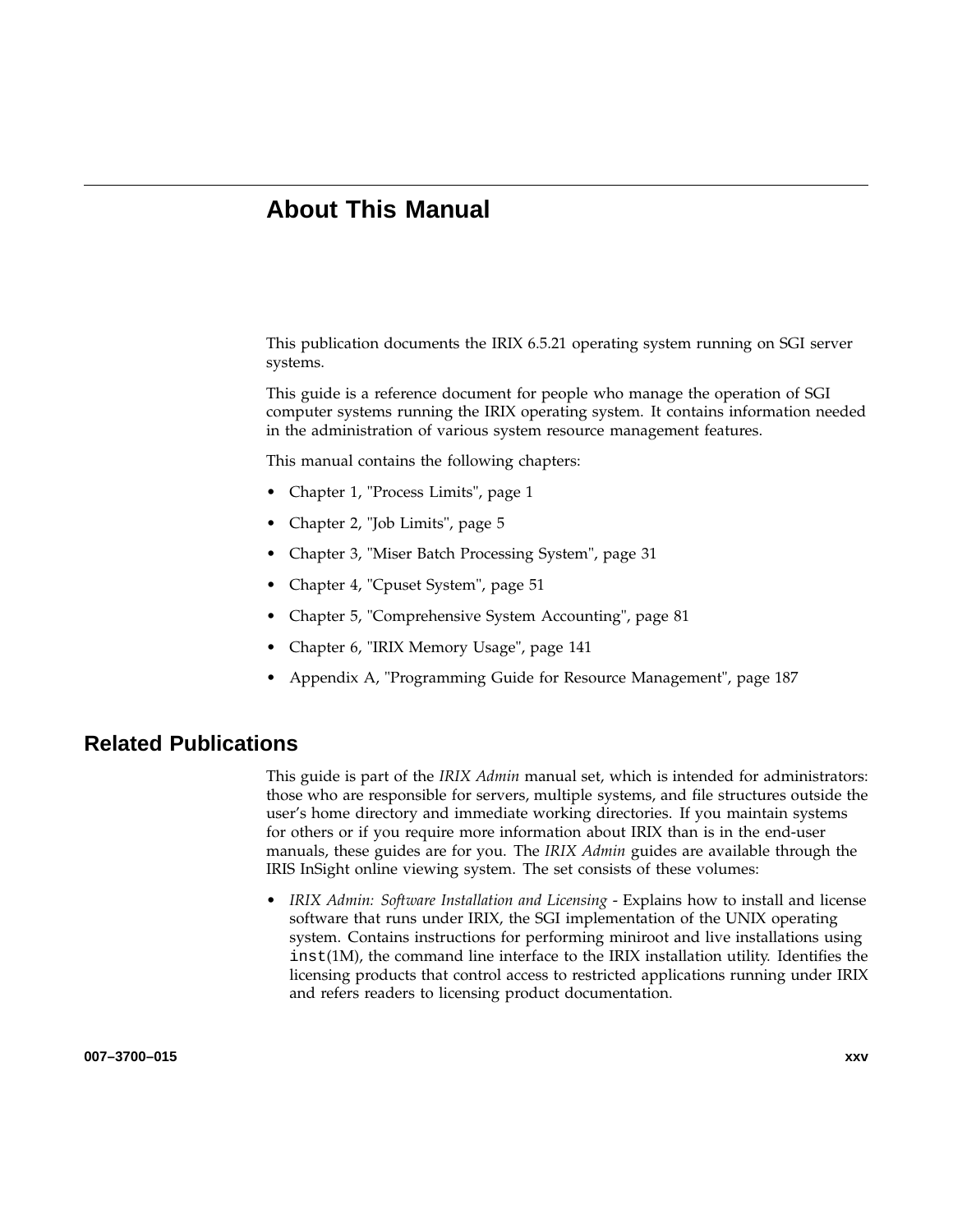# About This Manual

This publication documents the IRIX 6.5.21 operating system running on SGI server systems.

This guide is a reference document for people who manage the operation of SGI computer systems running the IRIX operating system. It contains information needed in the administration of various system resource management features.

This manual contains the following chapters:

- Chapter 1, "Process Limits", page 1
- Chapter 2, "Job Limits", page 5
- Chapter 3, "Miser Batch Processing System", page 31
- Chapter 4, "Cpuset System", page 51
- Chapter 5, "Comprehensive System Accounting", page 81
- Chapter 6, "IRIX Memory Usage", page 141
- Appendix A, "Programming Guide for Resource Management", page 187

## Related Publications

This guide is part of the *IRIX Admin* manual set, which is intended for administrators: those who are responsible for servers, multiple systems, and file structures outside the user's home directory and immediate working directories. If you maintain systems for others or if you require more information about IRIX than is in the end-user manuals, these guides are for you. The *IRIX Admin* guides are available through the IRIS InSight online viewing system. The set consists of these volumes:

- *IRIX Admin: Software Installation and Licensing* - Explains how to install and license software that runs under IRIX, the SGI implementation of the UNIX operating system. Contains instructions for performing miniroot and live installations using `inst`(1M), the command line interface to the IRIX installation utility. Identifies the licensing products that control access to restricted applications running under IRIX and refers readers to licensing product documentation.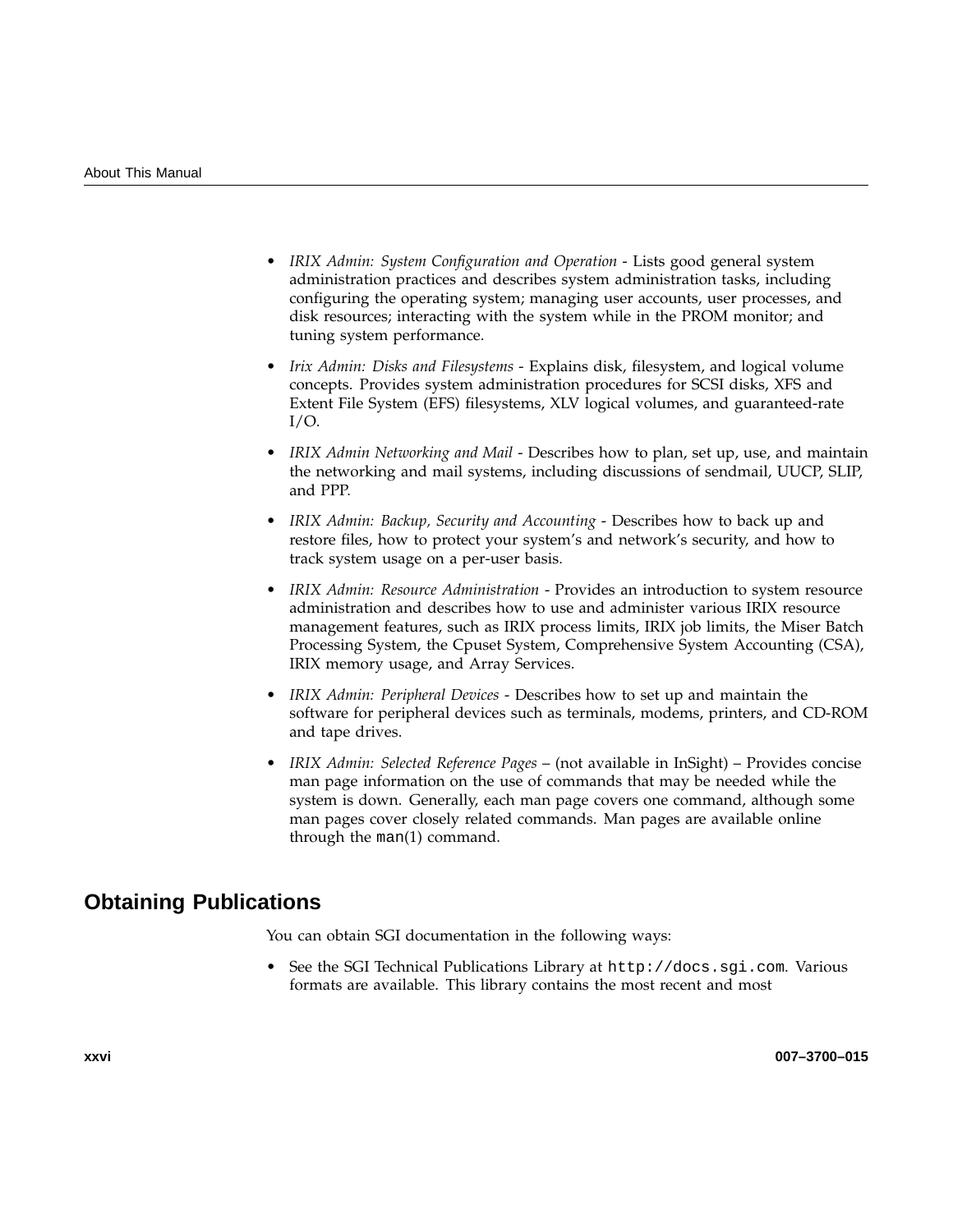- *IRIX Admin: System Configuration and Operation* - Lists good general system administration practices and describes system administration tasks, including configuring the operating system; managing user accounts, user processes, and disk resources; interacting with the system while in the PROM monitor; and tuning system performance.
- *Irix Admin: Disks and Filesystems* - Explains disk, filesystem, and logical volume concepts. Provides system administration procedures for SCSI disks, XFS and Extent File System (EFS) filesystems, XLV logical volumes, and guaranteed-rate I/O.
- *IRIX Admin Networking and Mail* - Describes how to plan, set up, use, and maintain the networking and mail systems, including discussions of sendmail, UUCP, SLIP, and PPP.
- *IRIX Admin: Backup, Security and Accounting* - Describes how to back up and restore files, how to protect your system's and network's security, and how to track system usage on a per-user basis.
- *IRIX Admin: Resource Administration* - Provides an introduction to system resource administration and describes how to use and administer various IRIX resource management features, such as IRIX process limits, IRIX job limits, the Miser Batch Processing System, the Cpuset System, Comprehensive System Accounting (CSA), IRIX memory usage, and Array Services.
- *IRIX Admin: Peripheral Devices* - Describes how to set up and maintain the software for peripheral devices such as terminals, modems, printers, and CD-ROM and tape drives.
- *IRIX Admin: Selected Reference Pages* – (not available in InSight) – Provides concise man page information on the use of commands that may be needed while the system is down. Generally, each man page covers one command, although some man pages cover closely related commands. Man pages are available online through the `man`(1) command.

## Obtaining Publications

You can obtain SGI documentation in the following ways:

- See the SGI Technical Publications Library at `http://docs.sgi.com`. Various formats are available. This library contains the most recent and most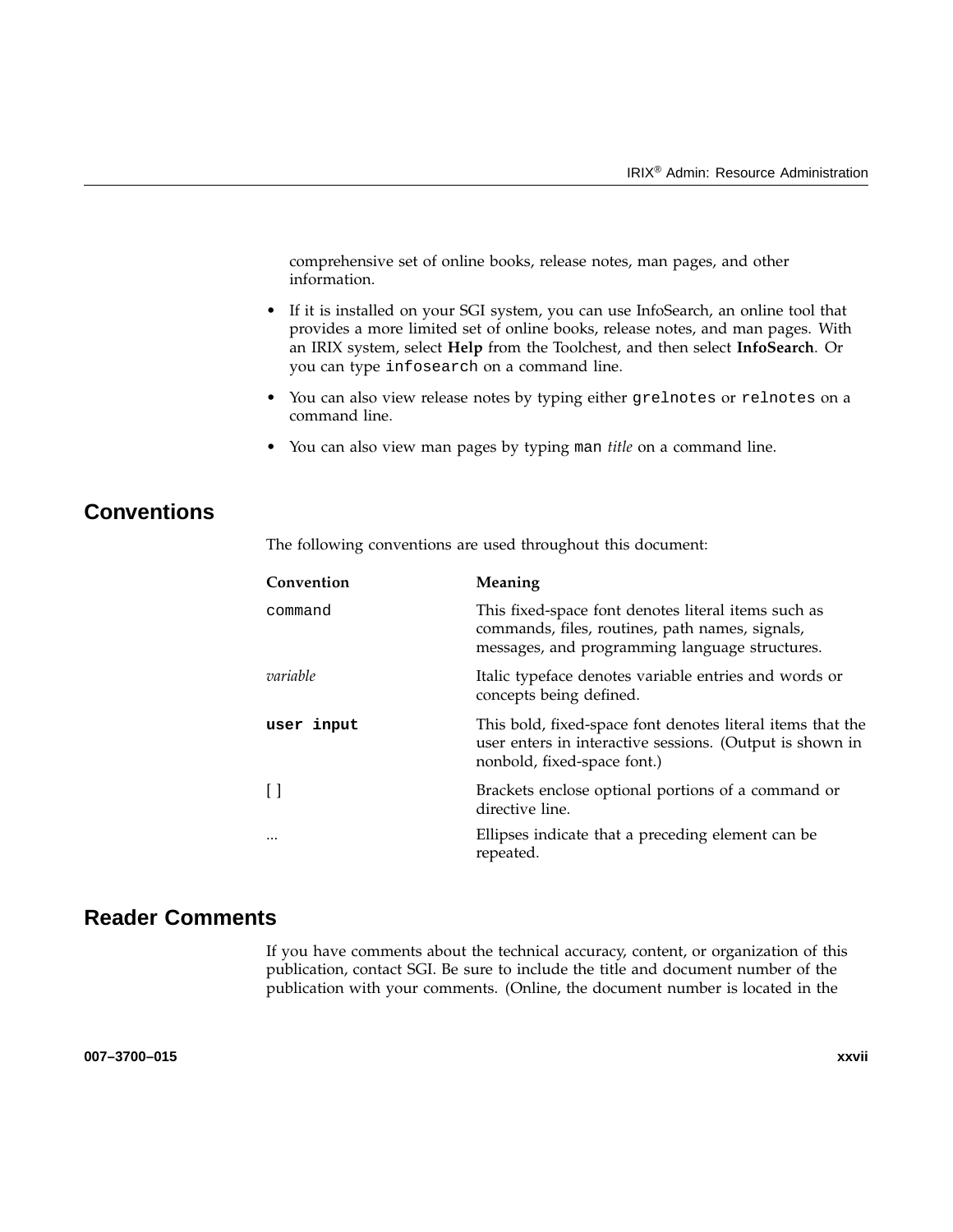comprehensive set of online books, release notes, man pages, and other information.

- If it is installed on your SGI system, you can use InfoSearch, an online tool that provides a more limited set of online books, release notes, and man pages. With an IRIX system, select **Help** from the Toolchest, and then select **InfoSearch**. Or you can type `infosearch` on a command line.
- You can also view release notes by typing either `grelnotes` or `relnotes` on a command line.
- You can also view man pages by typing `man` *title* on a command line.

## Conventions

The following conventions are used throughout this document:

| Convention | Meaning |
|---|---|
| `command` | This fixed-space font denotes literal items such as commands, files, routines, path names, signals, messages, and programming language structures. |
| *variable* | Italic typeface denotes variable entries and words or concepts being defined. |
| **`user input`** | This bold, fixed-space font denotes literal items that the user enters in interactive sessions. (Output is shown in nonbold, fixed-space font.) |
| [ ] | Brackets enclose optional portions of a command or directive line. |
| ... | Ellipses indicate that a preceding element can be repeated. |

## Reader Comments

If you have comments about the technical accuracy, content, or organization of this publication, contact SGI. Be sure to include the title and document number of the publication with your comments. (Online, the document number is located in the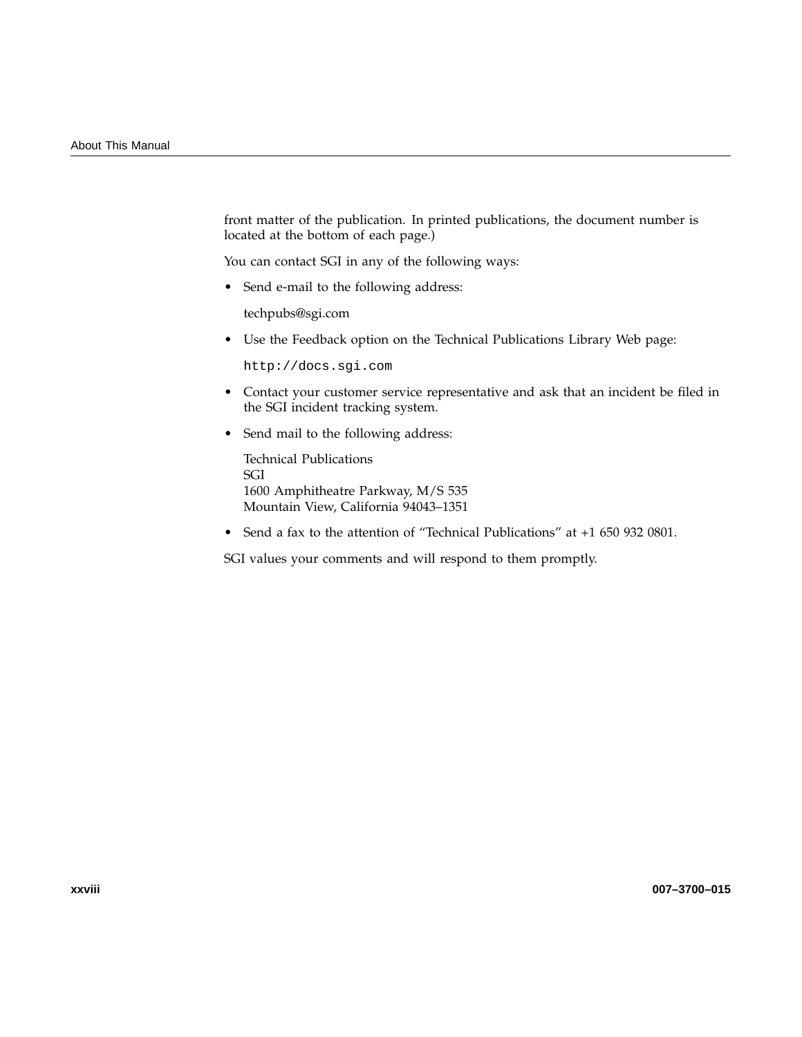front matter of the publication. In printed publications, the document number is located at the bottom of each page.)

You can contact SGI in any of the following ways:

- Send e-mail to the following address:

  techpubs@sgi.com

- Use the Feedback option on the Technical Publications Library Web page:

  `http://docs.sgi.com`

- Contact your customer service representative and ask that an incident be filed in the SGI incident tracking system.

- Send mail to the following address:

  Technical Publications  
  SGI  
  1600 Amphitheatre Parkway, M/S 535  
  Mountain View, California 94043–1351

- Send a fax to the attention of "Technical Publications" at +1 650 932 0801.

SGI values your comments and will respond to them promptly.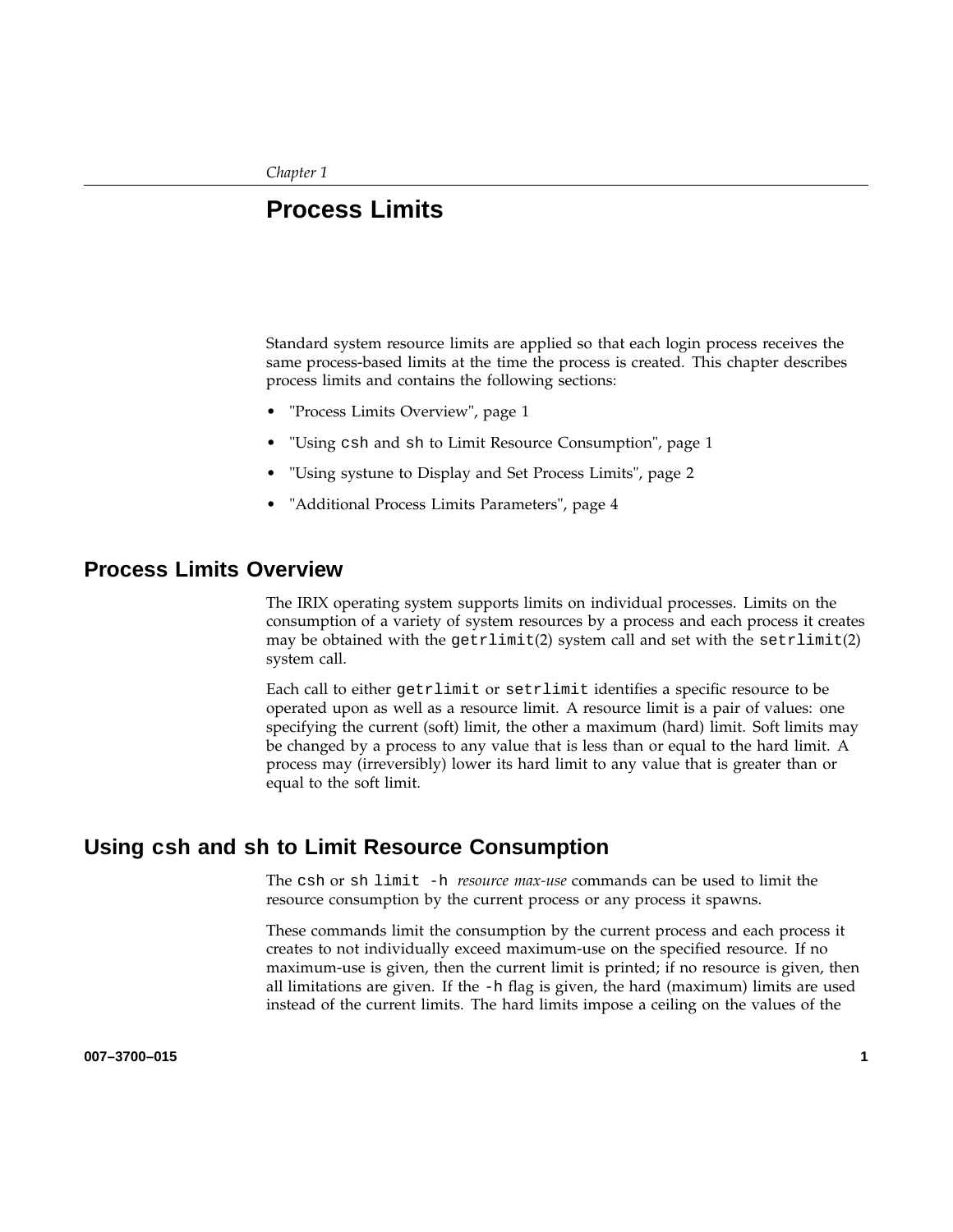*Chapter 1*

# Process Limits

Standard system resource limits are applied so that each login process receives the same process-based limits at the time the process is created. This chapter describes process limits and contains the following sections:

- "Process Limits Overview", page 1
- "Using `csh` and `sh` to Limit Resource Consumption", page 1
- "Using systune to Display and Set Process Limits", page 2
- "Additional Process Limits Parameters", page 4

## Process Limits Overview

The IRIX operating system supports limits on individual processes. Limits on the consumption of a variety of system resources by a process and each process it creates may be obtained with the `getrlimit`(2) system call and set with the `setrlimit`(2) system call.

Each call to either `getrlimit` or `setrlimit` identifies a specific resource to be operated upon as well as a resource limit. A resource limit is a pair of values: one specifying the current (soft) limit, the other a maximum (hard) limit. Soft limits may be changed by a process to any value that is less than or equal to the hard limit. A process may (irreversibly) lower its hard limit to any value that is greater than or equal to the soft limit.

## Using csh and sh to Limit Resource Consumption

The `csh` or `sh` `limit -h` *resource max-use* commands can be used to limit the resource consumption by the current process or any process it spawns.

These commands limit the consumption by the current process and each process it creates to not individually exceed maximum-use on the specified resource. If no maximum-use is given, then the current limit is printed; if no resource is given, then all limitations are given. If the `-h` flag is given, the hard (maximum) limits are used instead of the current limits. The hard limits impose a ceiling on the values of the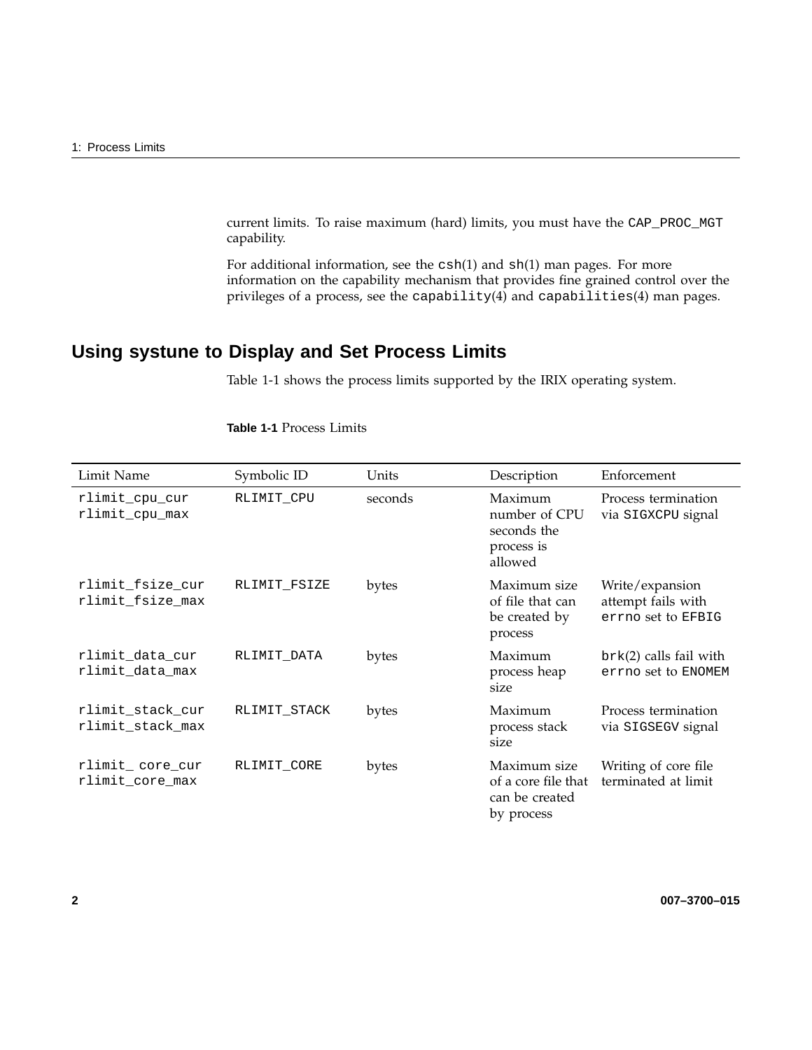current limits. To raise maximum (hard) limits, you must have the CAP_PROC_MGT capability.

For additional information, see the csh(1) and sh(1) man pages. For more information on the capability mechanism that provides fine grained control over the privileges of a process, see the capability(4) and capabilities(4) man pages.

## Using systune to Display and Set Process Limits

Table 1-1 shows the process limits supported by the IRIX operating system.

**Table 1-1** Process Limits

| Limit Name | Symbolic ID | Units | Description | Enforcement |
|---|---|---|---|---|
| rlimit_cpu_cur rlimit_cpu_max | RLIMIT_CPU | seconds | Maximum number of CPU seconds the process is allowed | Process termination via SIGXCPU signal |
| rlimit_fsize_cur rlimit_fsize_max | RLIMIT_FSIZE | bytes | Maximum size of file that can be created by process | Write/expansion attempt fails with errno set to EFBIG |
| rlimit_data_cur rlimit_data_max | RLIMIT_DATA | bytes | Maximum process heap size | brk(2) calls fail with errno set to ENOMEM |
| rlimit_stack_cur rlimit_stack_max | RLIMIT_STACK | bytes | Maximum process stack size | Process termination via SIGSEGV signal |
| rlimit_ core_cur rlimit_core_max | RLIMIT_CORE | bytes | Maximum size of a core file that can be created by process | Writing of core file terminated at limit |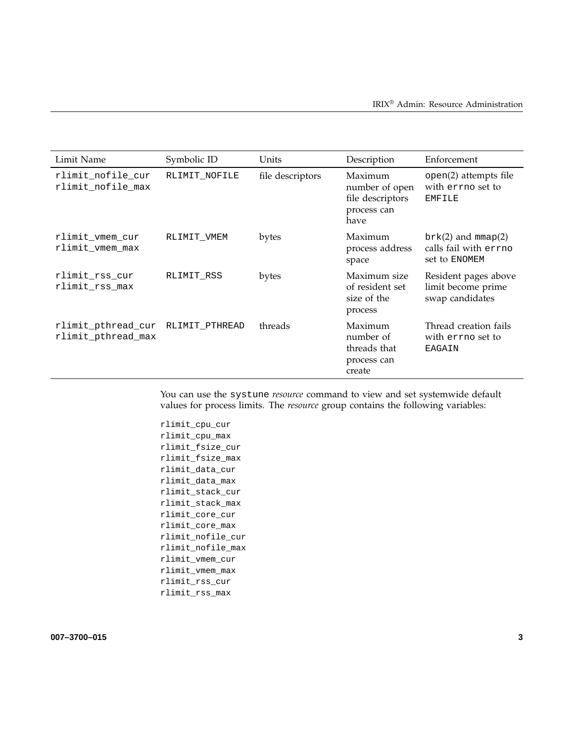| Limit Name | Symbolic ID | Units | Description | Enforcement |
| --- | --- | --- | --- | --- |
| rlimit_nofile_cur rlimit_nofile_max | RLIMIT_NOFILE | file descriptors | Maximum number of open file descriptors process can have | open(2) attempts file with errno set to EMFILE |
| rlimit_vmem_cur rlimit_vmem_max | RLIMIT_VMEM | bytes | Maximum process address space | brk(2) and mmap(2) calls fail with errno set to ENOMEM |
| rlimit_rss_cur rlimit_rss_max | RLIMIT_RSS | bytes | Maximum size of resident set size of the process | Resident pages above limit become prime swap candidates |
| rlimit_pthread_cur rlimit_pthread_max | RLIMIT_PTHREAD | threads | Maximum number of threads that process can create | Thread creation fails with errno set to EAGAIN |

You can use the systune *resource* command to view and set systemwide default values for process limits. The *resource* group contains the following variables:

```
rlimit_cpu_cur
rlimit_cpu_max
rlimit_fsize_cur
rlimit_fsize_max
rlimit_data_cur
rlimit_data_max
rlimit_stack_cur
rlimit_stack_max
rlimit_core_cur
rlimit_core_max
rlimit_nofile_cur
rlimit_nofile_max
rlimit_vmem_cur
rlimit_vmem_max
rlimit_rss_cur
rlimit_rss_max
```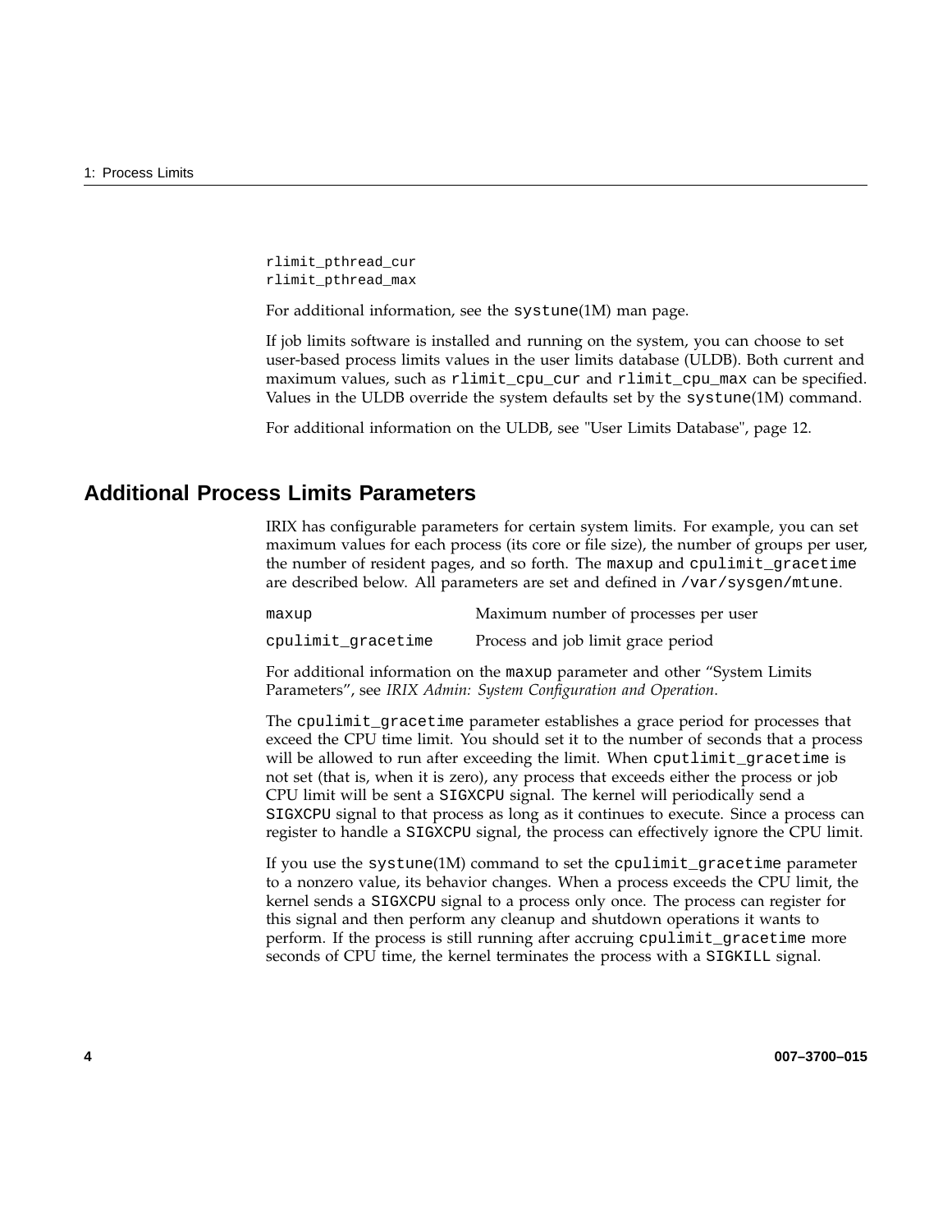```
rlimit_pthread_cur
rlimit_pthread_max
```

For additional information, see the `systune`(1M) man page.

If job limits software is installed and running on the system, you can choose to set user-based process limits values in the user limits database (ULDB). Both current and maximum values, such as `rlimit_cpu_cur` and `rlimit_cpu_max` can be specified. Values in the ULDB override the system defaults set by the `systune`(1M) command.

For additional information on the ULDB, see "User Limits Database", page 12.

## Additional Process Limits Parameters

IRIX has configurable parameters for certain system limits. For example, you can set maximum values for each process (its core or file size), the number of groups per user, the number of resident pages, and so forth. The `maxup` and `cpulimit_gracetime` are described below. All parameters are set and defined in `/var/sysgen/mtune`.

| | |
|---|---|
| `maxup` | Maximum number of processes per user |
| `cpulimit_gracetime` | Process and job limit grace period |

For additional information on the `maxup` parameter and other "System Limits Parameters", see *IRIX Admin: System Configuration and Operation*.

The `cpulimit_gracetime` parameter establishes a grace period for processes that exceed the CPU time limit. You should set it to the number of seconds that a process will be allowed to run after exceeding the limit. When `cputlimit_gracetime` is not set (that is, when it is zero), any process that exceeds either the process or job CPU limit will be sent a `SIGXCPU` signal. The kernel will periodically send a `SIGXCPU` signal to that process as long as it continues to execute. Since a process can register to handle a `SIGXCPU` signal, the process can effectively ignore the CPU limit.

If you use the `systune`(1M) command to set the `cpulimit_gracetime` parameter to a nonzero value, its behavior changes. When a process exceeds the CPU limit, the kernel sends a `SIGXCPU` signal to a process only once. The process can register for this signal and then perform any cleanup and shutdown operations it wants to perform. If the process is still running after accruing `cpulimit_gracetime` more seconds of CPU time, the kernel terminates the process with a `SIGKILL` signal.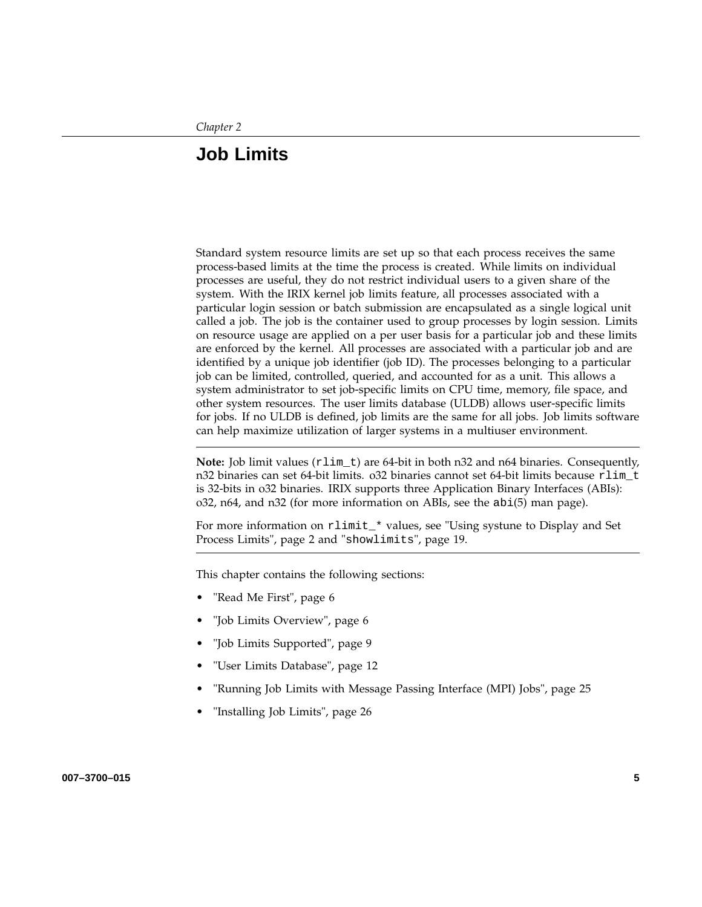*Chapter 2*

# Job Limits

Standard system resource limits are set up so that each process receives the same process-based limits at the time the process is created. While limits on individual processes are useful, they do not restrict individual users to a given share of the system. With the IRIX kernel job limits feature, all processes associated with a particular login session or batch submission are encapsulated as a single logical unit called a job. The job is the container used to group processes by login session. Limits on resource usage are applied on a per user basis for a particular job and these limits are enforced by the kernel. All processes are associated with a particular job and are identified by a unique job identifier (job ID). The processes belonging to a particular job can be limited, controlled, queried, and accounted for as a unit. This allows a system administrator to set job-specific limits on CPU time, memory, file space, and other system resources. The user limits database (ULDB) allows user-specific limits for jobs. If no ULDB is defined, job limits are the same for all jobs. Job limits software can help maximize utilization of larger systems in a multiuser environment.

---

**Note:** Job limit values (`rlim_t`) are 64-bit in both n32 and n64 binaries. Consequently, n32 binaries can set 64-bit limits. o32 binaries cannot set 64-bit limits because `rlim_t` is 32-bits in o32 binaries. IRIX supports three Application Binary Interfaces (ABIs): o32, n64, and n32 (for more information on ABIs, see the `abi`(5) man page).

For more information on `rlimit_*` values, see "Using systune to Display and Set Process Limits", page 2 and "`showlimits`", page 19.

---

This chapter contains the following sections:

- "Read Me First", page 6
- "Job Limits Overview", page 6
- "Job Limits Supported", page 9
- "User Limits Database", page 12
- "Running Job Limits with Message Passing Interface (MPI) Jobs", page 25
- "Installing Job Limits", page 26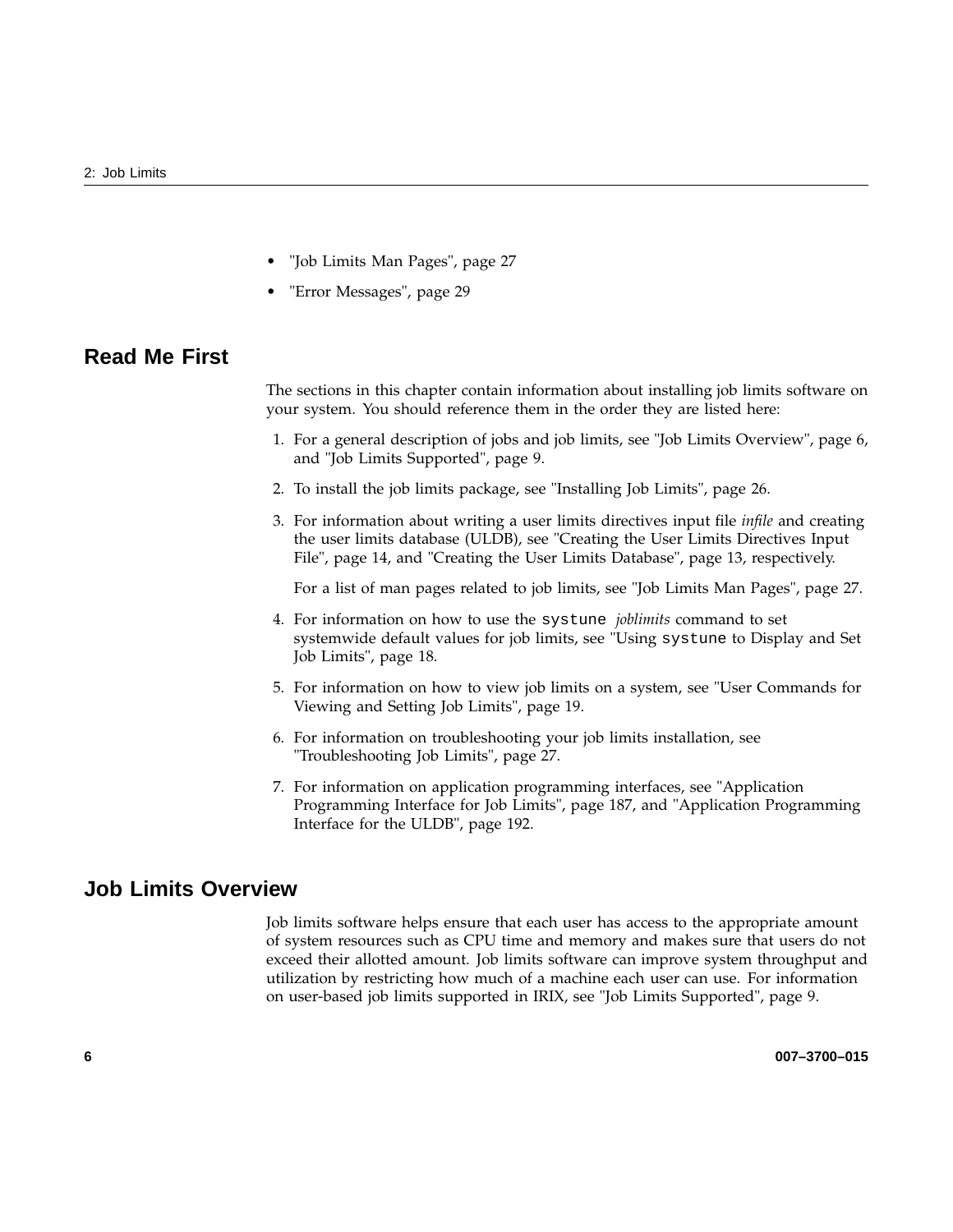- "Job Limits Man Pages", page 27
- "Error Messages", page 29

## Read Me First

The sections in this chapter contain information about installing job limits software on your system. You should reference them in the order they are listed here:

1. For a general description of jobs and job limits, see "Job Limits Overview", page 6, and "Job Limits Supported", page 9.
2. To install the job limits package, see "Installing Job Limits", page 26.
3. For information about writing a user limits directives input file *infile* and creating the user limits database (ULDB), see "Creating the User Limits Directives Input File", page 14, and "Creating the User Limits Database", page 13, respectively.

   For a list of man pages related to job limits, see "Job Limits Man Pages", page 27.
4. For information on how to use the `systune` *joblimits* command to set systemwide default values for job limits, see "Using `systune` to Display and Set Job Limits", page 18.
5. For information on how to view job limits on a system, see "User Commands for Viewing and Setting Job Limits", page 19.
6. For information on troubleshooting your job limits installation, see "Troubleshooting Job Limits", page 27.
7. For information on application programming interfaces, see "Application Programming Interface for Job Limits", page 187, and "Application Programming Interface for the ULDB", page 192.

## Job Limits Overview

Job limits software helps ensure that each user has access to the appropriate amount of system resources such as CPU time and memory and makes sure that users do not exceed their allotted amount. Job limits software can improve system throughput and utilization by restricting how much of a machine each user can use. For information on user-based job limits supported in IRIX, see "Job Limits Supported", page 9.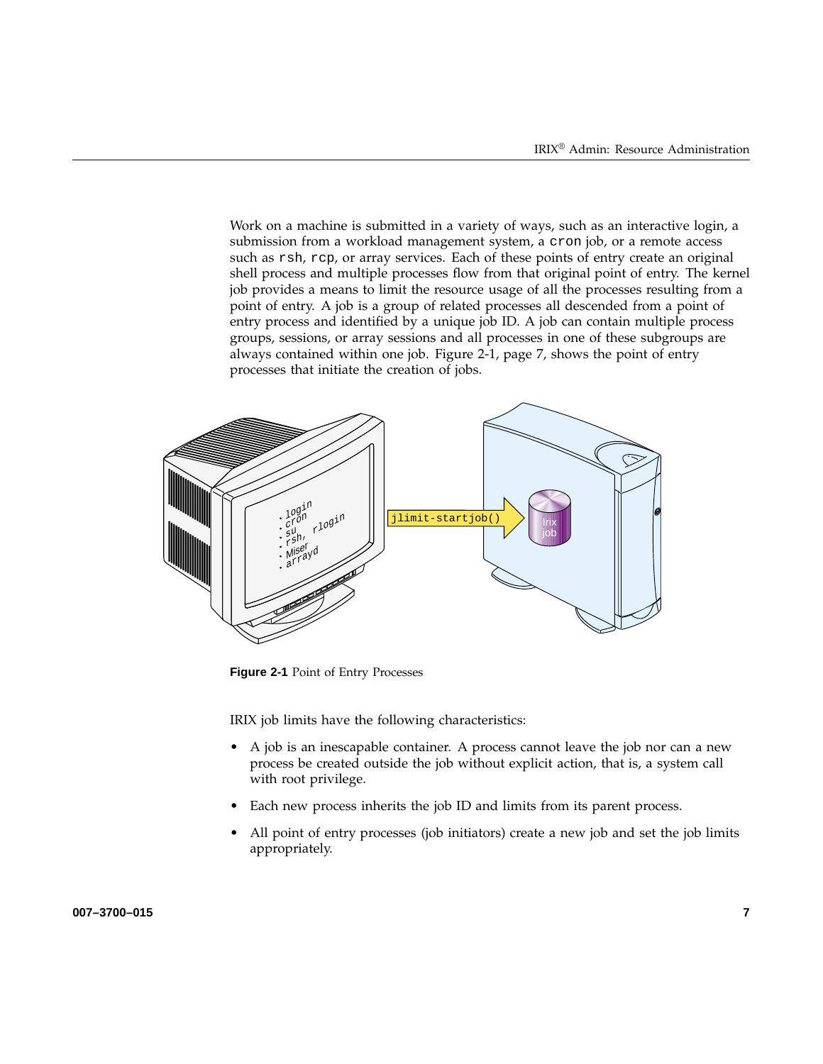Work on a machine is submitted in a variety of ways, such as an interactive login, a submission from a workload management system, a `cron` job, or a remote access such as `rsh`, `rcp`, or array services. Each of these points of entry create an original shell process and multiple processes flow from that original point of entry. The kernel job provides a means to limit the resource usage of all the processes resulting from a point of entry. A job is a group of related processes all descended from a point of entry process and identified by a unique job ID. A job can contain multiple process groups, sessions, or array sessions and all processes in one of these subgroups are always contained within one job. Figure 2-1, page 7, shows the point of entry processes that initiate the creation of jobs.

**Figure 2-1** Point of Entry Processes

IRIX job limits have the following characteristics:

- A job is an inescapable container. A process cannot leave the job nor can a new process be created outside the job without explicit action, that is, a system call with root privilege.
- Each new process inherits the job ID and limits from its parent process.
- All point of entry processes (job initiators) create a new job and set the job limits appropriately.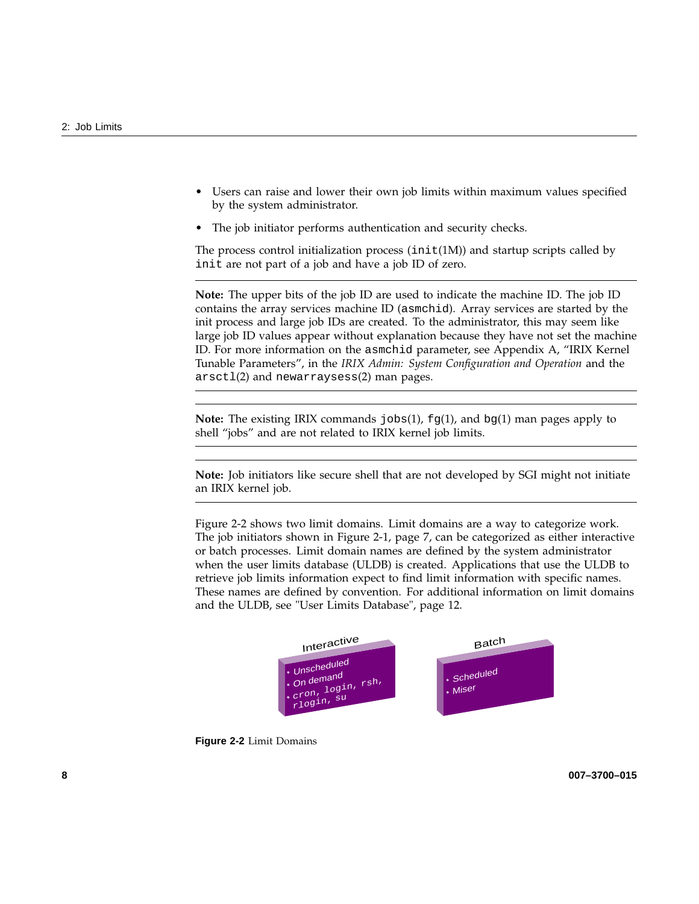- Users can raise and lower their own job limits within maximum values specified by the system administrator.
- The job initiator performs authentication and security checks.

The process control initialization process (`init`(1M)) and startup scripts called by `init` are not part of a job and have a job ID of zero.

---

**Note:** The upper bits of the job ID are used to indicate the machine ID. The job ID contains the array services machine ID (`asmchid`). Array services are started by the init process and large job IDs are created. To the administrator, this may seem like large job ID values appear without explanation because they have not set the machine ID. For more information on the `asmchid` parameter, see Appendix A, "IRIX Kernel Tunable Parameters", in the *IRIX Admin: System Configuration and Operation* and the `arsctl`(2) and `newarraysess`(2) man pages.

---

---

**Note:** The existing IRIX commands `jobs`(1), `fg`(1), and `bg`(1) man pages apply to shell "jobs" and are not related to IRIX kernel job limits.

---

---

**Note:** Job initiators like secure shell that are not developed by SGI might not initiate an IRIX kernel job.

---

Figure 2-2 shows two limit domains. Limit domains are a way to categorize work. The job initiators shown in Figure 2-1, page 7, can be categorized as either interactive or batch processes. Limit domain names are defined by the system administrator when the user limits database (ULDB) is created. Applications that use the ULDB to retrieve job limits information expect to find limit information with specific names. These names are defined by convention. For additional information on limit domains and the ULDB, see "User Limits Database", page 12.

Interactive
- Unscheduled
- On demand
- cron, login, rsh, rlogin, su

Batch
- Scheduled
- Miser

**Figure 2-2** Limit Domains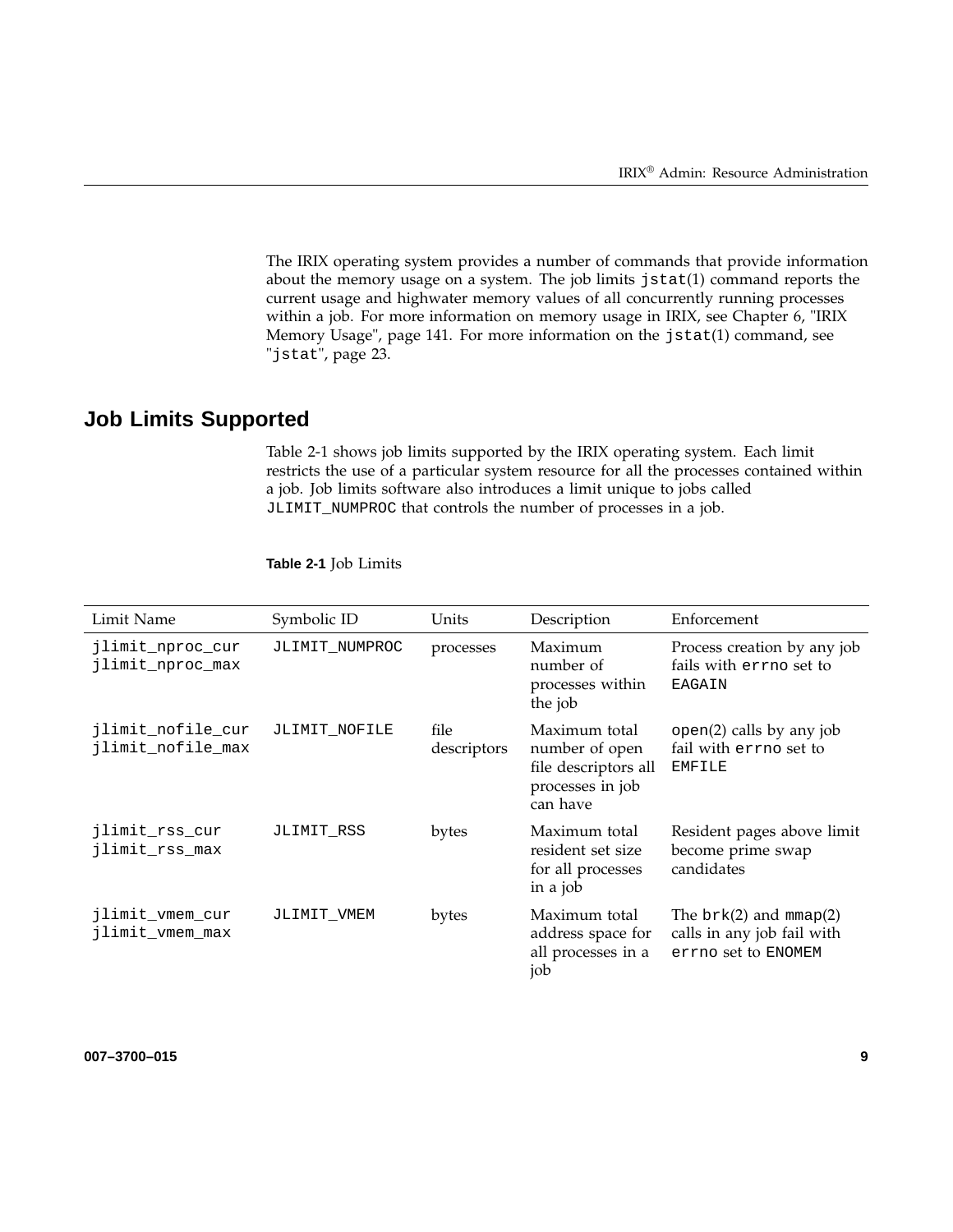The IRIX operating system provides a number of commands that provide information about the memory usage on a system. The job limits `jstat`(1) command reports the current usage and highwater memory values of all concurrently running processes within a job. For more information on memory usage in IRIX, see Chapter 6, "IRIX Memory Usage", page 141. For more information on the `jstat`(1) command, see "`jstat`", page 23.

## Job Limits Supported

Table 2-1 shows job limits supported by the IRIX operating system. Each limit restricts the use of a particular system resource for all the processes contained within a job. Job limits software also introduces a limit unique to jobs called `JLIMIT_NUMPROC` that controls the number of processes in a job.

**Table 2-1** Job Limits

| Limit Name | Symbolic ID | Units | Description | Enforcement |
|---|---|---|---|---|
| `jlimit_nproc_cur` `jlimit_nproc_max` | `JLIMIT_NUMPROC` | processes | Maximum number of processes within the job | Process creation by any job fails with `errno` set to `EAGAIN` |
| `jlimit_nofile_cur` `jlimit_nofile_max` | `JLIMIT_NOFILE` | file descriptors | Maximum total number of open file descriptors all processes in job can have | `open`(2) calls by any job fail with `errno` set to `EMFILE` |
| `jlimit_rss_cur` `jlimit_rss_max` | `JLIMIT_RSS` | bytes | Maximum total resident set size for all processes in a job | Resident pages above limit become prime swap candidates |
| `jlimit_vmem_cur` `jlimit_vmem_max` | `JLIMIT_VMEM` | bytes | Maximum total address space for all processes in a job | The `brk`(2) and `mmap`(2) calls in any job fail with `errno` set to `ENOMEM` |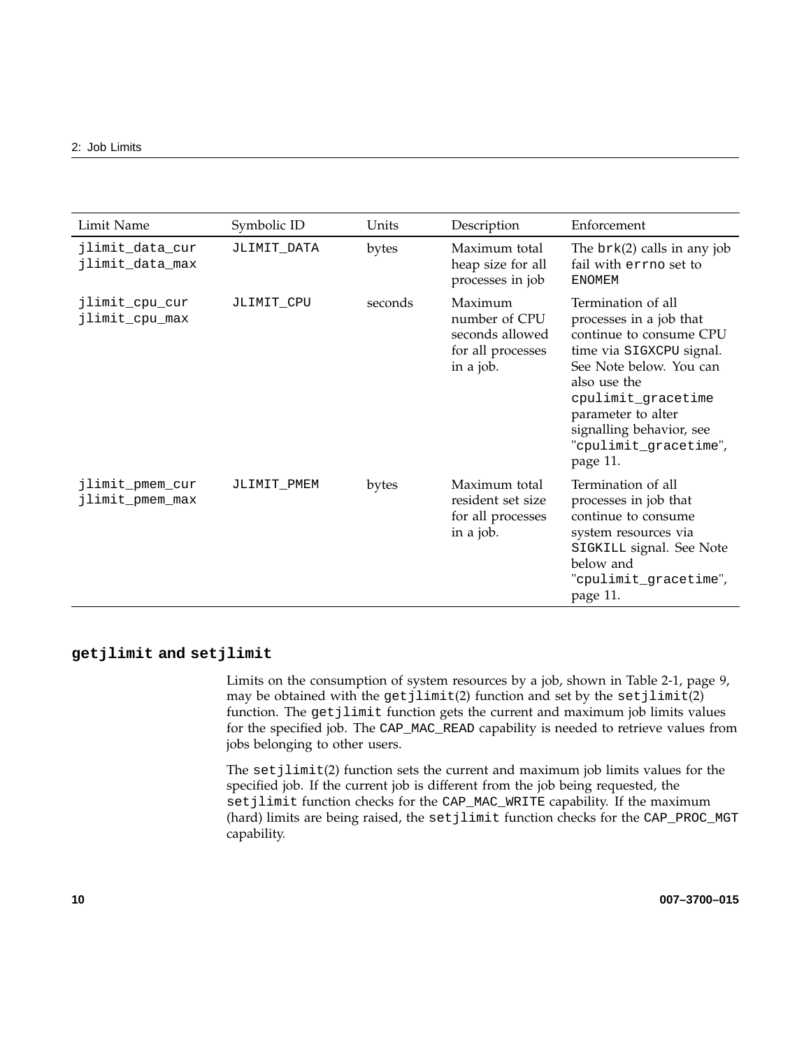| Limit Name | Symbolic ID | Units | Description | Enforcement |
| --- | --- | --- | --- | --- |
| jlimit_data_cur jlimit_data_max | JLIMIT_DATA | bytes | Maximum total heap size for all processes in job | The brk(2) calls in any job fail with errno set to ENOMEM |
| jlimit_cpu_cur jlimit_cpu_max | JLIMIT_CPU | seconds | Maximum number of CPU seconds allowed for all processes in a job. | Termination of all processes in a job that continue to consume CPU time via SIGXCPU signal. See Note below. You can also use the cpulimit_gracetime parameter to alter signalling behavior, see "cpulimit_gracetime", page 11. |
| jlimit_pmem_cur jlimit_pmem_max | JLIMIT_PMEM | bytes | Maximum total resident set size for all processes in a job. | Termination of all processes in job that continue to consume system resources via SIGKILL signal. See Note below and "cpulimit_gracetime", page 11. |

## getjlimit and setjlimit

Limits on the consumption of system resources by a job, shown in Table 2-1, page 9, may be obtained with the getjlimit(2) function and set by the setjlimit(2) function. The getjlimit function gets the current and maximum job limits values for the specified job. The CAP_MAC_READ capability is needed to retrieve values from jobs belonging to other users.

The setjlimit(2) function sets the current and maximum job limits values for the specified job. If the current job is different from the job being requested, the setjlimit function checks for the CAP_MAC_WRITE capability. If the maximum (hard) limits are being raised, the setjlimit function checks for the CAP_PROC_MGT capability.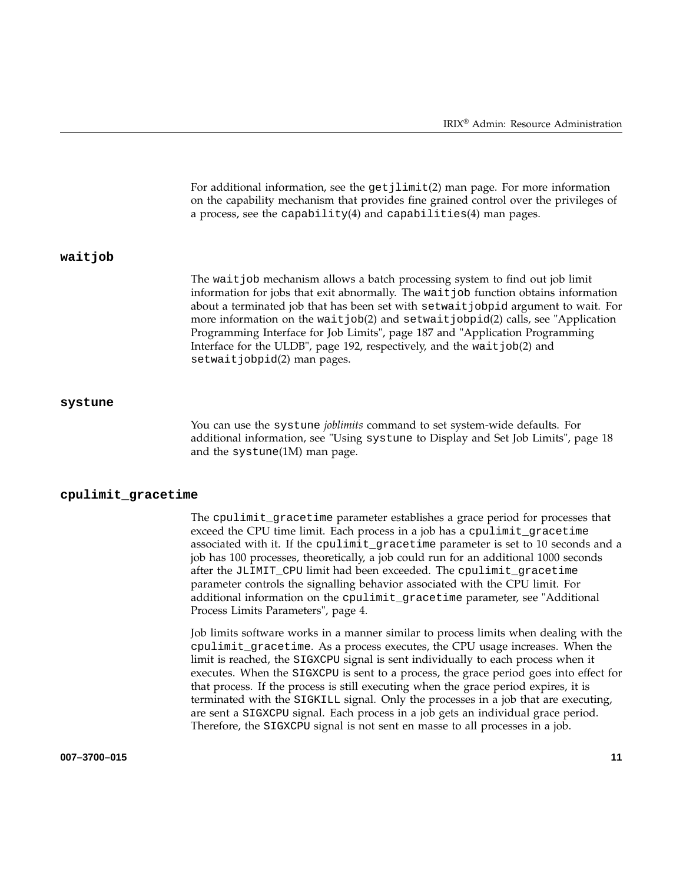For additional information, see the getjlimit(2) man page. For more information on the capability mechanism that provides fine grained control over the privileges of a process, see the capability(4) and capabilities(4) man pages.

### waitjob

The waitjob mechanism allows a batch processing system to find out job limit information for jobs that exit abnormally. The waitjob function obtains information about a terminated job that has been set with setwaitjobpid argument to wait. For more information on the waitjob(2) and setwaitjobpid(2) calls, see "Application Programming Interface for Job Limits", page 187 and "Application Programming Interface for the ULDB", page 192, respectively, and the waitjob(2) and setwaitjobpid(2) man pages.

### systune

You can use the systune *joblimits* command to set system-wide defaults. For additional information, see "Using systune to Display and Set Job Limits", page 18 and the systune(1M) man page.

### cpulimit_gracetime

The cpulimit_gracetime parameter establishes a grace period for processes that exceed the CPU time limit. Each process in a job has a cpulimit_gracetime associated with it. If the cpulimit_gracetime parameter is set to 10 seconds and a job has 100 processes, theoretically, a job could run for an additional 1000 seconds after the JLIMIT_CPU limit had been exceeded. The cpulimit_gracetime parameter controls the signalling behavior associated with the CPU limit. For additional information on the cpulimit_gracetime parameter, see "Additional Process Limits Parameters", page 4.

Job limits software works in a manner similar to process limits when dealing with the cpulimit_gracetime. As a process executes, the CPU usage increases. When the limit is reached, the SIGXCPU signal is sent individually to each process when it executes. When the SIGXCPU is sent to a process, the grace period goes into effect for that process. If the process is still executing when the grace period expires, it is terminated with the SIGKILL signal. Only the processes in a job that are executing, are sent a SIGXCPU signal. Each process in a job gets an individual grace period. Therefore, the SIGXCPU signal is not sent en masse to all processes in a job.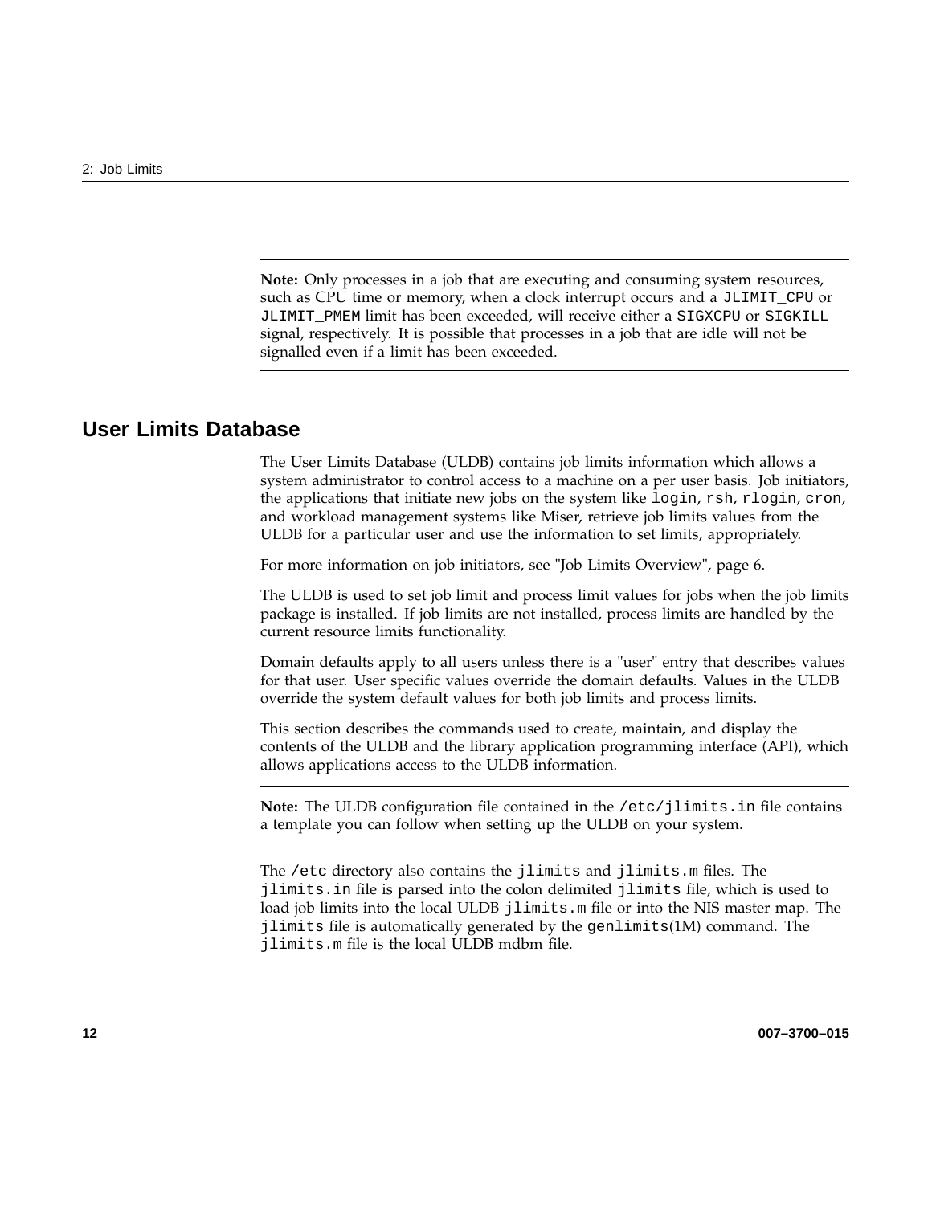**Note:** Only processes in a job that are executing and consuming system resources, such as CPU time or memory, when a clock interrupt occurs and a `JLIMIT_CPU` or `JLIMIT_PMEM` limit has been exceeded, will receive either a `SIGXCPU` or `SIGKILL` signal, respectively. It is possible that processes in a job that are idle will not be signalled even if a limit has been exceeded.

## User Limits Database

The User Limits Database (ULDB) contains job limits information which allows a system administrator to control access to a machine on a per user basis. Job initiators, the applications that initiate new jobs on the system like `login`, `rsh`, `rlogin`, `cron`, and workload management systems like Miser, retrieve job limits values from the ULDB for a particular user and use the information to set limits, appropriately.

For more information on job initiators, see "Job Limits Overview", page 6.

The ULDB is used to set job limit and process limit values for jobs when the job limits package is installed. If job limits are not installed, process limits are handled by the current resource limits functionality.

Domain defaults apply to all users unless there is a "user" entry that describes values for that user. User specific values override the domain defaults. Values in the ULDB override the system default values for both job limits and process limits.

This section describes the commands used to create, maintain, and display the contents of the ULDB and the library application programming interface (API), which allows applications access to the ULDB information.

**Note:** The ULDB configuration file contained in the `/etc/jlimits.in` file contains a template you can follow when setting up the ULDB on your system.

The `/etc` directory also contains the `jlimits` and `jlimits.m` files. The `jlimits.in` file is parsed into the colon delimited `jlimits` file, which is used to load job limits into the local ULDB `jlimits.m` file or into the NIS master map. The `jlimits` file is automatically generated by the `genlimits`(1M) command. The `jlimits.m` file is the local ULDB mdbm file.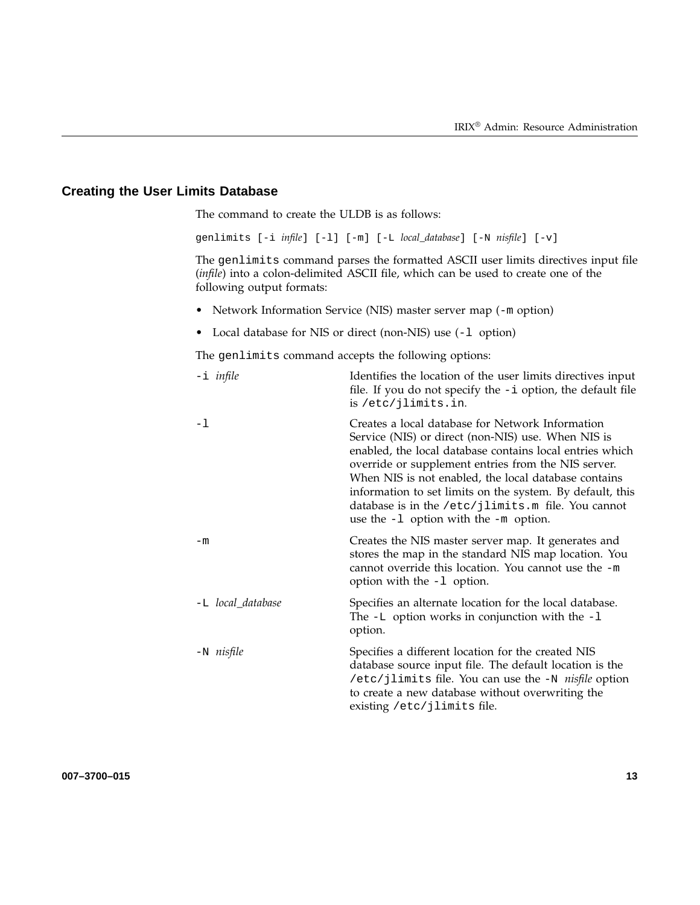## Creating the User Limits Database

The command to create the ULDB is as follows:

```
genlimits [-i infile] [-l] [-m] [-L local_database] [-N nisfile] [-v]
```

The `genlimits` command parses the formatted ASCII user limits directives input file (*infile*) into a colon-delimited ASCII file, which can be used to create one of the following output formats:

- Network Information Service (NIS) master server map (`-m` option)
- Local database for NIS or direct (non-NIS) use (`-l` option)

The `genlimits` command accepts the following options:

`-i` *infile*
: Identifies the location of the user limits directives input file. If you do not specify the `-i` option, the default file is `/etc/jlimits.in`.

`-l`
: Creates a local database for Network Information Service (NIS) or direct (non-NIS) use. When NIS is enabled, the local database contains local entries which override or supplement entries from the NIS server. When NIS is not enabled, the local database contains information to set limits on the system. By default, this database is in the `/etc/jlimits.m` file. You cannot use the `-l` option with the `-m` option.

`-m`
: Creates the NIS master server map. It generates and stores the map in the standard NIS map location. You cannot override this location. You cannot use the `-m` option with the `-l` option.

`-L` *local_database*
: Specifies an alternate location for the local database. The `-L` option works in conjunction with the `-l` option.

`-N` *nisfile*
: Specifies a different location for the created NIS database source input file. The default location is the `/etc/jlimits` file. You can use the `-N` *nisfile* option to create a new database without overwriting the existing `/etc/jlimits` file.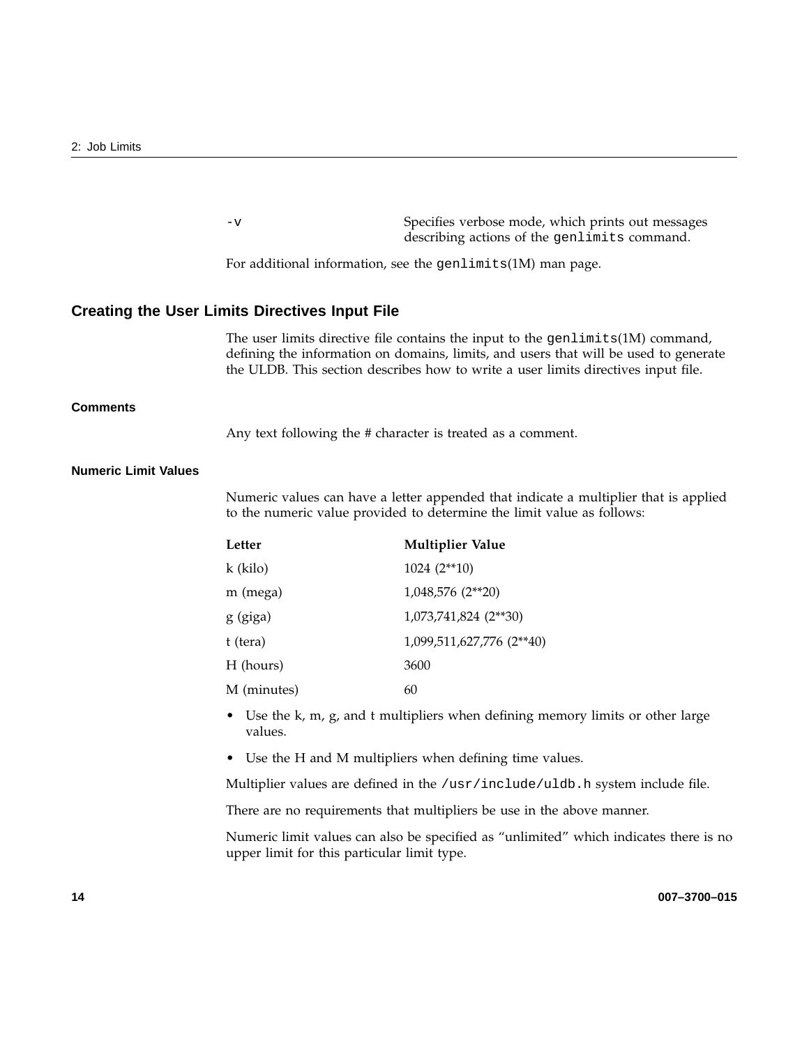| | |
|---|---|
| `-v` | Specifies verbose mode, which prints out messages describing actions of the `genlimits` command. |

For additional information, see the `genlimits`(1M) man page.

## Creating the User Limits Directives Input File

The user limits directive file contains the input to the `genlimits`(1M) command, defining the information on domains, limits, and users that will be used to generate the ULDB. This section describes how to write a user limits directives input file.

### Comments

Any text following the # character is treated as a comment.

### Numeric Limit Values

Numeric values can have a letter appended that indicate a multiplier that is applied to the numeric value provided to determine the limit value as follows:

| **Letter** | **Multiplier Value** |
|---|---|
| k (kilo) | 1024 (2**10) |
| m (mega) | 1,048,576 (2**20) |
| g (giga) | 1,073,741,824 (2**30) |
| t (tera) | 1,099,511,627,776 (2**40) |
| H (hours) | 3600 |
| M (minutes) | 60 |

- Use the k, m, g, and t multipliers when defining memory limits or other large values.
- Use the H and M multipliers when defining time values.

Multiplier values are defined in the `/usr/include/uldb.h` system include file.

There are no requirements that multipliers be use in the above manner.

Numeric limit values can also be specified as "unlimited" which indicates there is no upper limit for this particular limit type.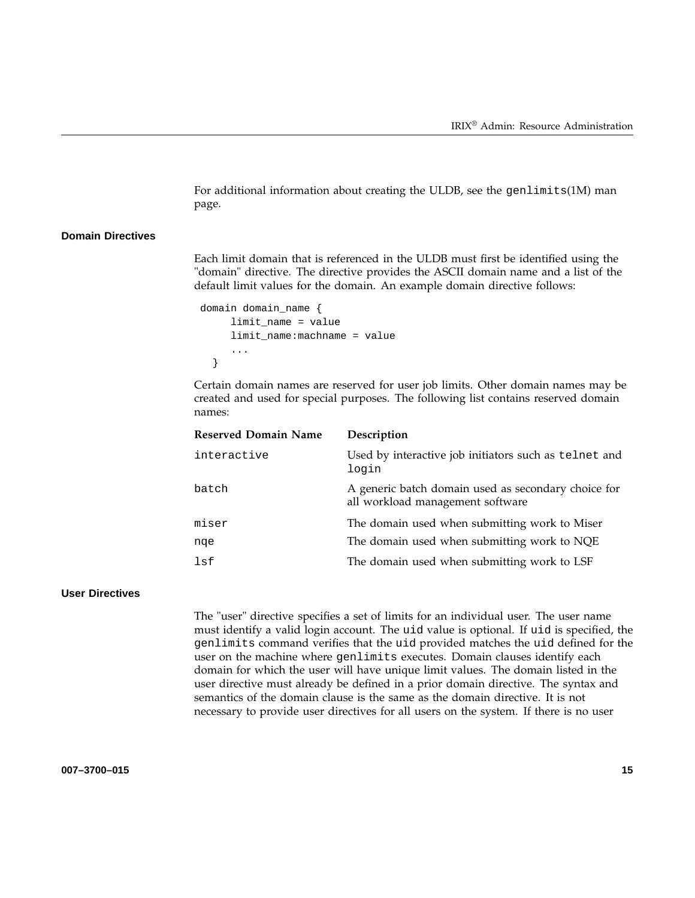For additional information about creating the ULDB, see the `genlimits`(1M) man page.

### Domain Directives

Each limit domain that is referenced in the ULDB must first be identified using the "domain" directive. The directive provides the ASCII domain name and a list of the default limit values for the domain. An example domain directive follows:

```
domain domain_name {
     limit_name = value
     limit_name:machname = value
     ...
  }
```

Certain domain names are reserved for user job limits. Other domain names may be created and used for special purposes. The following list contains reserved domain names:

| Reserved Domain Name | Description |
| --- | --- |
| `interactive` | Used by interactive job initiators such as `telnet` and `login` |
| `batch` | A generic batch domain used as secondary choice for all workload management software |
| `miser` | The domain used when submitting work to Miser |
| `nqe` | The domain used when submitting work to NQE |
| `lsf` | The domain used when submitting work to LSF |

### User Directives

The "user" directive specifies a set of limits for an individual user. The user name must identify a valid login account. The `uid` value is optional. If `uid` is specified, the `genlimits` command verifies that the `uid` provided matches the `uid` defined for the user on the machine where `genlimits` executes. Domain clauses identify each domain for which the user will have unique limit values. The domain listed in the user directive must already be defined in a prior domain directive. The syntax and semantics of the domain clause is the same as the domain directive. It is not necessary to provide user directives for all users on the system. If there is no user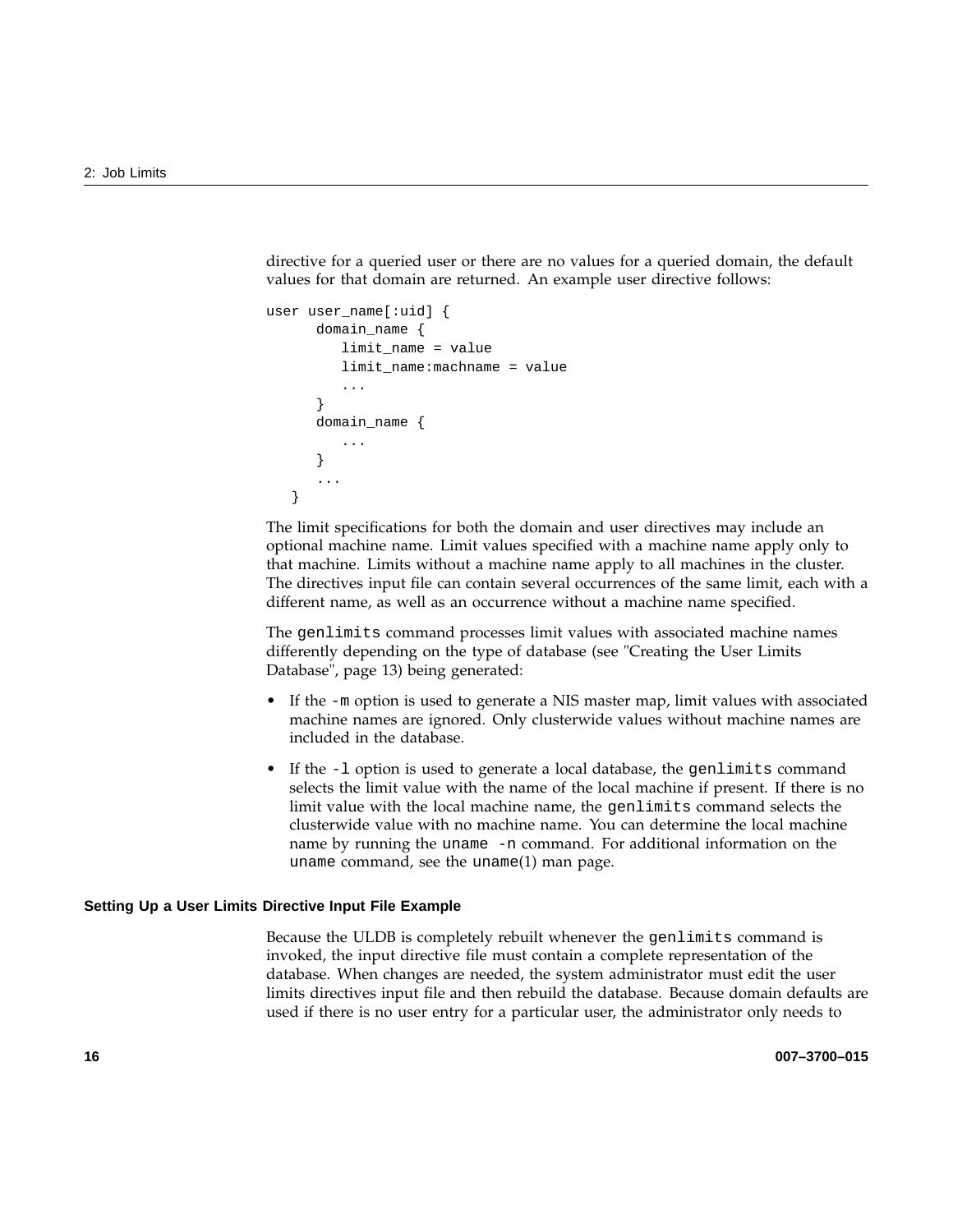directive for a queried user or there are no values for a queried domain, the default values for that domain are returned. An example user directive follows:

```
user user_name[:uid] {
      domain_name {
         limit_name = value
         limit_name:machname = value
         ...
      }
      domain_name {
         ...
      }
      ...
   }
```

The limit specifications for both the domain and user directives may include an optional machine name. Limit values specified with a machine name apply only to that machine. Limits without a machine name apply to all machines in the cluster. The directives input file can contain several occurrences of the same limit, each with a different name, as well as an occurrence without a machine name specified.

The `genlimits` command processes limit values with associated machine names differently depending on the type of database (see "Creating the User Limits Database", page 13) being generated:

- If the `-m` option is used to generate a NIS master map, limit values with associated machine names are ignored. Only clusterwide values without machine names are included in the database.
- If the `-l` option is used to generate a local database, the `genlimits` command selects the limit value with the name of the local machine if present. If there is no limit value with the local machine name, the `genlimits` command selects the clusterwide value with no machine name. You can determine the local machine name by running the `uname -n` command. For additional information on the `uname` command, see the `uname`(1) man page.

#### Setting Up a User Limits Directive Input File Example

Because the ULDB is completely rebuilt whenever the `genlimits` command is invoked, the input directive file must contain a complete representation of the database. When changes are needed, the system administrator must edit the user limits directives input file and then rebuild the database. Because domain defaults are used if there is no user entry for a particular user, the administrator only needs to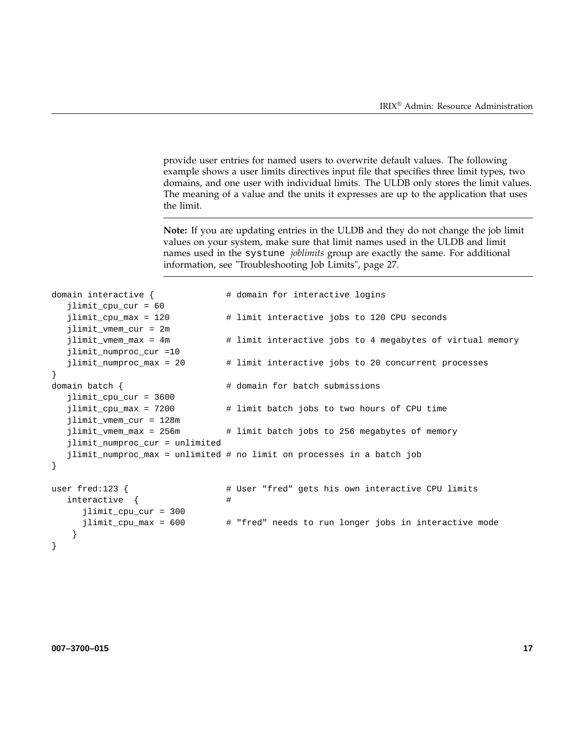provide user entries for named users to overwrite default values. The following example shows a user limits directives input file that specifies three limit types, two domains, and one user with individual limits. The ULDB only stores the limit values. The meaning of a value and the units it expresses are up to the application that uses the limit.

---

**Note:** If you are updating entries in the ULDB and they do not change the job limit values on your system, make sure that limit names used in the ULDB and limit names used in the `systune` *joblimits* group are exactly the same. For additional information, see "Troubleshooting Job Limits", page 27.

---

```
domain interactive {             # domain for interactive logins
   jlimit_cpu_cur = 60
   jlimit_cpu_max = 120          # limit interactive jobs to 120 CPU seconds
   jlimit_vmem_cur = 2m
   jlimit_vmem_max = 4m          # limit interactive jobs to 4 megabytes of virtual memory
   jlimit_numproc_cur =10
   jlimit_numproc_max = 20       # limit interactive jobs to 20 concurrent processes
}
domain batch {                   # domain for batch submissions
   jlimit_cpu_cur = 3600
   jlimit_cpu_max = 7200         # limit batch jobs to two hours of CPU time
   jlimit_vmem_cur = 128m
   jlimit_vmem_max = 256m        # limit batch jobs to 256 megabytes of memory
   jlimit_numproc_cur = unlimited
   jlimit_numproc_max = unlimited # no limit on processes in a batch job
}

user fred:123 {                  # User "fred" gets his own interactive CPU limits
   interactive  {                #
      jlimit_cpu_cur = 300
      jlimit_cpu_max = 600       # "fred" needs to run longer jobs in interactive mode
    }
}
```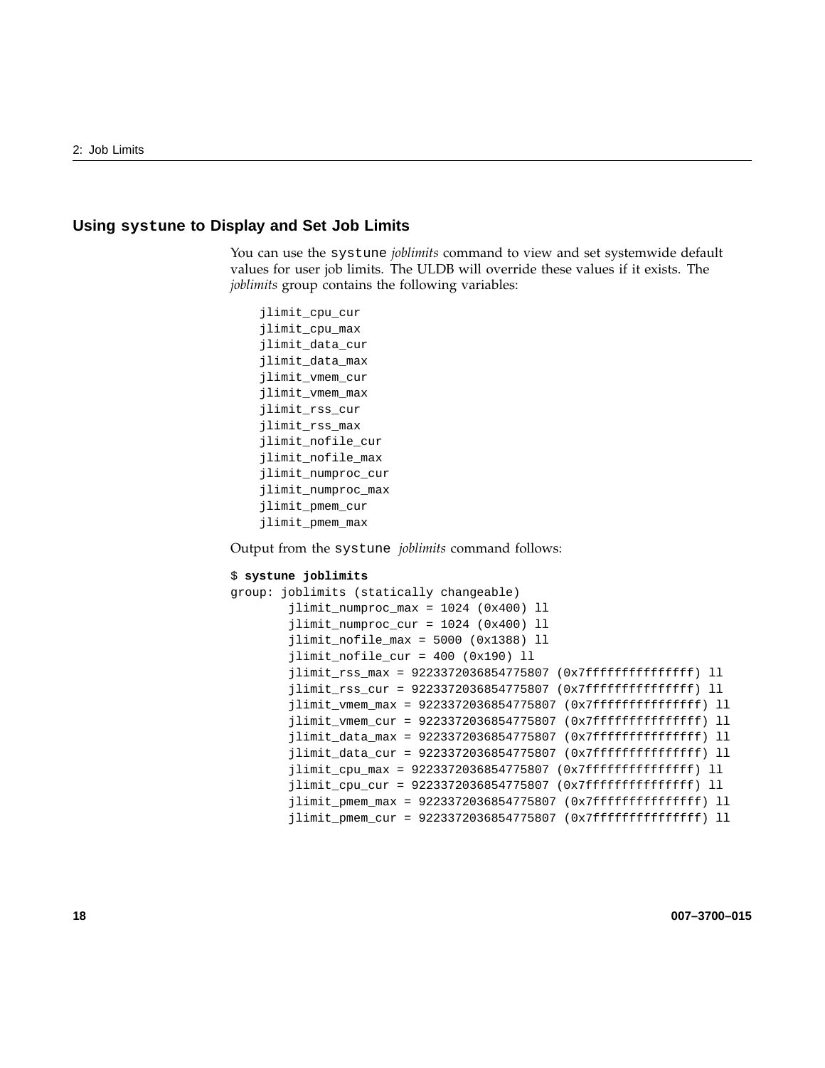## Using `systune` to Display and Set Job Limits

You can use the `systune` *joblimits* command to view and set systemwide default values for user job limits. The ULDB will override these values if it exists. The *joblimits* group contains the following variables:

```
jlimit_cpu_cur
jlimit_cpu_max
jlimit_data_cur
jlimit_data_max
jlimit_vmem_cur
jlimit_vmem_max
jlimit_rss_cur
jlimit_rss_max
jlimit_nofile_cur
jlimit_nofile_max
jlimit_numproc_cur
jlimit_numproc_max
jlimit_pmem_cur
jlimit_pmem_max
```

Output from the `systune` *joblimits* command follows:

```
$ systune joblimits
group: joblimits (statically changeable)
        jlimit_numproc_max = 1024 (0x400) ll
        jlimit_numproc_cur = 1024 (0x400) ll
        jlimit_nofile_max = 5000 (0x1388) ll
        jlimit_nofile_cur = 400 (0x190) ll
        jlimit_rss_max = 9223372036854775807 (0x7fffffffffffffff) ll
        jlimit_rss_cur = 9223372036854775807 (0x7fffffffffffffff) ll
        jlimit_vmem_max = 9223372036854775807 (0x7fffffffffffffff) ll
        jlimit_vmem_cur = 9223372036854775807 (0x7fffffffffffffff) ll
        jlimit_data_max = 9223372036854775807 (0x7fffffffffffffff) ll
        jlimit_data_cur = 9223372036854775807 (0x7fffffffffffffff) ll
        jlimit_cpu_max = 9223372036854775807 (0x7fffffffffffffff) ll
        jlimit_cpu_cur = 9223372036854775807 (0x7fffffffffffffff) ll
        jlimit_pmem_max = 9223372036854775807 (0x7fffffffffffffff) ll
        jlimit_pmem_cur = 9223372036854775807 (0x7fffffffffffffff) ll
```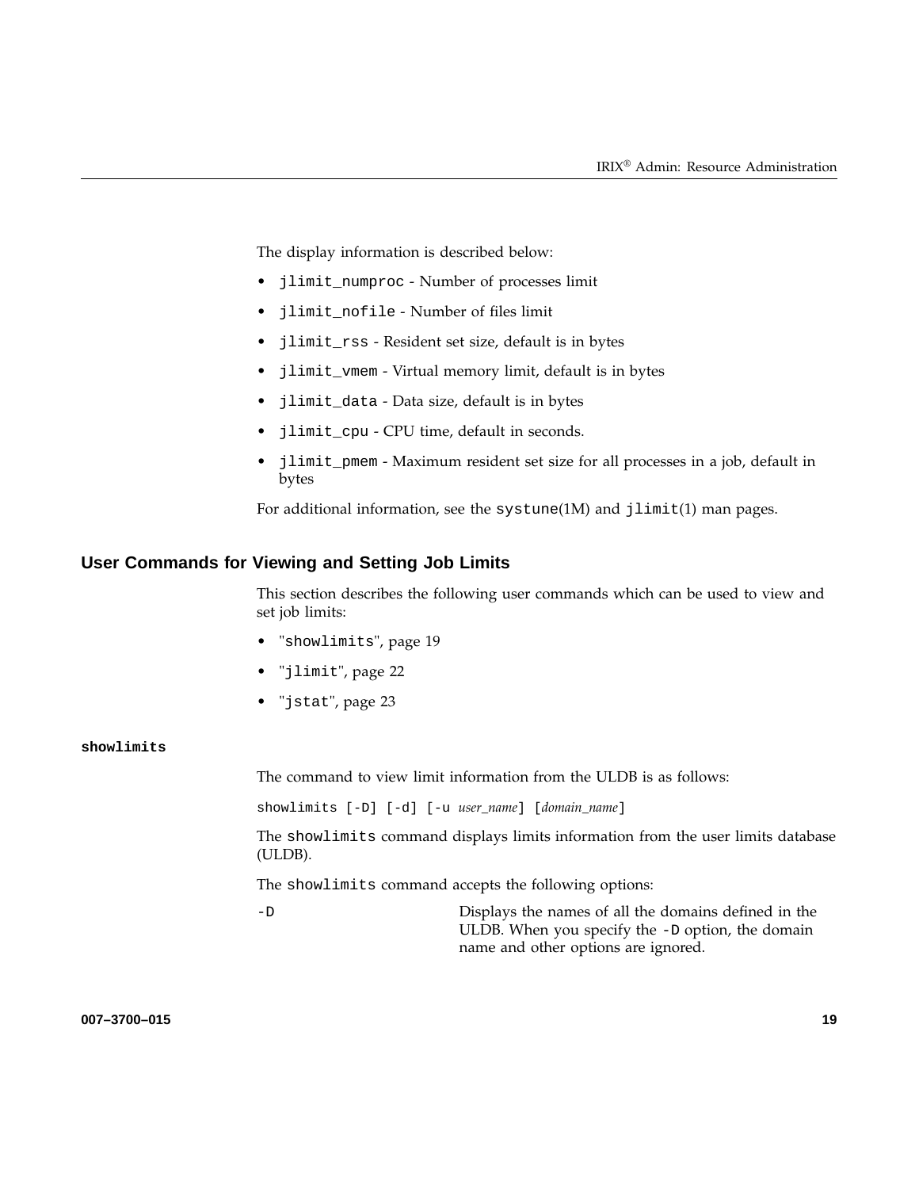The display information is described below:

- `jlimit_numproc` - Number of processes limit
- `jlimit_nofile` - Number of files limit
- `jlimit_rss` - Resident set size, default is in bytes
- `jlimit_vmem` - Virtual memory limit, default is in bytes
- `jlimit_data` - Data size, default is in bytes
- `jlimit_cpu` - CPU time, default in seconds.
- `jlimit_pmem` - Maximum resident set size for all processes in a job, default in bytes

For additional information, see the `systune`(1M) and `jlimit`(1) man pages.

## User Commands for Viewing and Setting Job Limits

This section describes the following user commands which can be used to view and set job limits:

- "`showlimits`", page 19
- "`jlimit`", page 22
- "`jstat`", page 23

### showlimits

The command to view limit information from the ULDB is as follows:

`showlimits [-D] [-d] [-u` *user_name*`] [`*domain_name*`]`

The `showlimits` command displays limits information from the user limits database (ULDB).

The `showlimits` command accepts the following options:

`-D` Displays the names of all the domains defined in the ULDB. When you specify the `-D` option, the domain name and other options are ignored.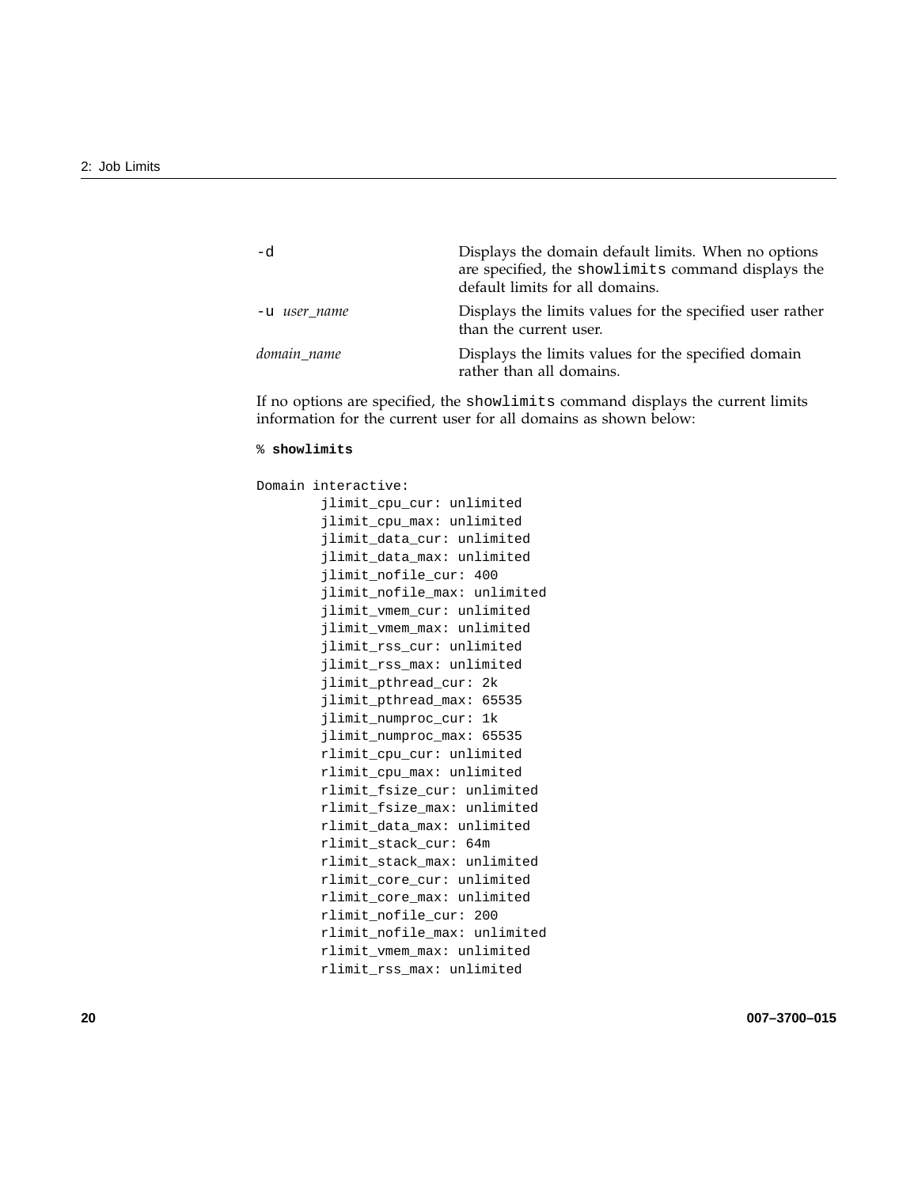| | |
|---|---|
| `-d` | Displays the domain default limits. When no options are specified, the `showlimits` command displays the default limits for all domains. |
| `-u` *user_name* | Displays the limits values for the specified user rather than the current user. |
| *domain_name* | Displays the limits values for the specified domain rather than all domains. |

If no options are specified, the `showlimits` command displays the current limits information for the current user for all domains as shown below:

```
% showlimits

Domain interactive:
        jlimit_cpu_cur: unlimited
        jlimit_cpu_max: unlimited
        jlimit_data_cur: unlimited
        jlimit_data_max: unlimited
        jlimit_nofile_cur: 400
        jlimit_nofile_max: unlimited
        jlimit_vmem_cur: unlimited
        jlimit_vmem_max: unlimited
        jlimit_rss_cur: unlimited
        jlimit_rss_max: unlimited
        jlimit_pthread_cur: 2k
        jlimit_pthread_max: 65535
        jlimit_numproc_cur: 1k
        jlimit_numproc_max: 65535
        rlimit_cpu_cur: unlimited
        rlimit_cpu_max: unlimited
        rlimit_fsize_cur: unlimited
        rlimit_fsize_max: unlimited
        rlimit_data_max: unlimited
        rlimit_stack_cur: 64m
        rlimit_stack_max: unlimited
        rlimit_core_cur: unlimited
        rlimit_core_max: unlimited
        rlimit_nofile_cur: 200
        rlimit_nofile_max: unlimited
        rlimit_vmem_max: unlimited
        rlimit_rss_max: unlimited
```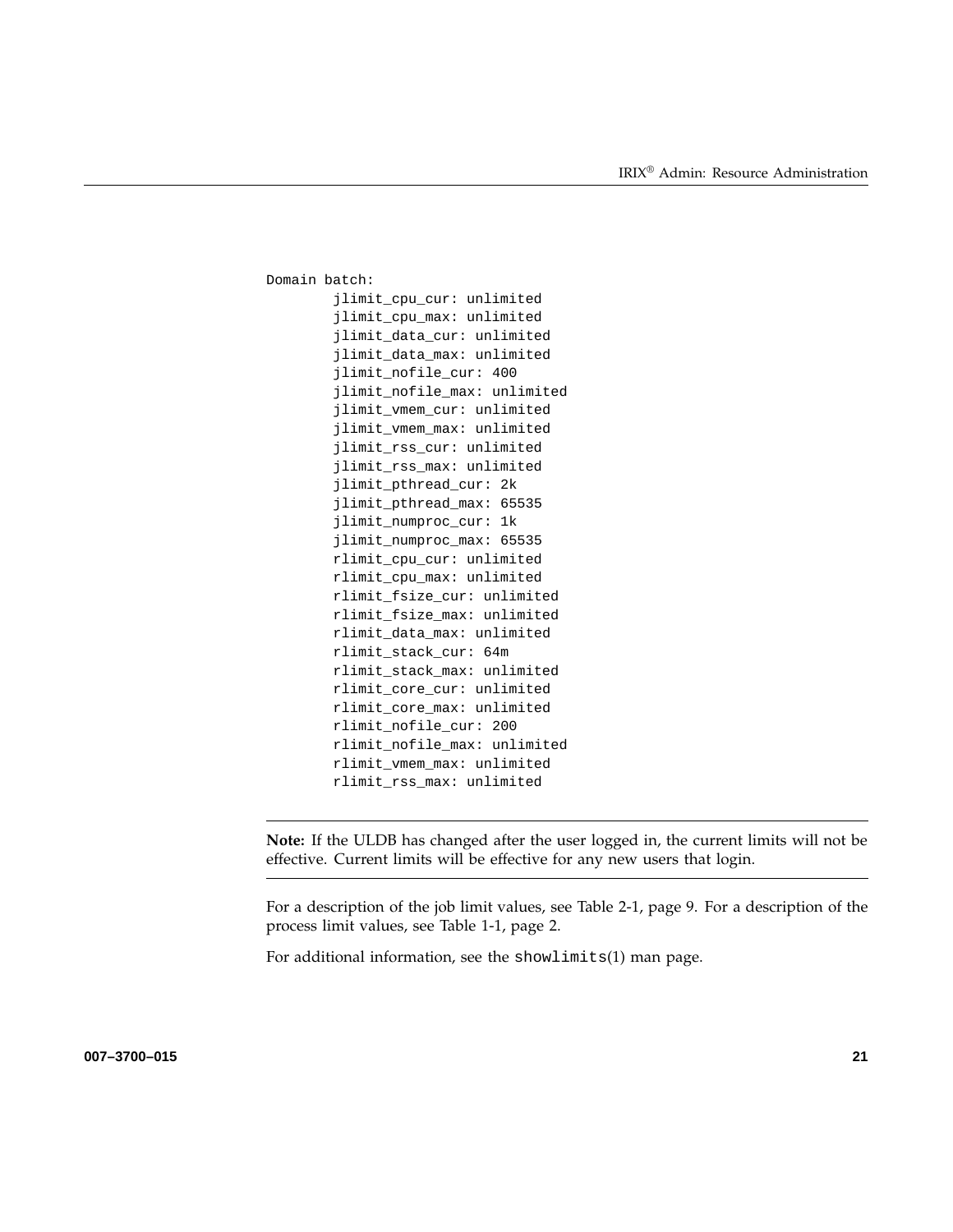```
Domain batch:
        jlimit_cpu_cur: unlimited
        jlimit_cpu_max: unlimited
        jlimit_data_cur: unlimited
        jlimit_data_max: unlimited
        jlimit_nofile_cur: 400
        jlimit_nofile_max: unlimited
        jlimit_vmem_cur: unlimited
        jlimit_vmem_max: unlimited
        jlimit_rss_cur: unlimited
        jlimit_rss_max: unlimited
        jlimit_pthread_cur: 2k
        jlimit_pthread_max: 65535
        jlimit_numproc_cur: 1k
        jlimit_numproc_max: 65535
        rlimit_cpu_cur: unlimited
        rlimit_cpu_max: unlimited
        rlimit_fsize_cur: unlimited
        rlimit_fsize_max: unlimited
        rlimit_data_max: unlimited
        rlimit_stack_cur: 64m
        rlimit_stack_max: unlimited
        rlimit_core_cur: unlimited
        rlimit_core_max: unlimited
        rlimit_nofile_cur: 200
        rlimit_nofile_max: unlimited
        rlimit_vmem_max: unlimited
        rlimit_rss_max: unlimited
```

---

**Note:** If the ULDB has changed after the user logged in, the current limits will not be effective. Current limits will be effective for any new users that login.

---

For a description of the job limit values, see Table 2-1, page 9. For a description of the process limit values, see Table 1-1, page 2.

For additional information, see the `showlimits`(1) man page.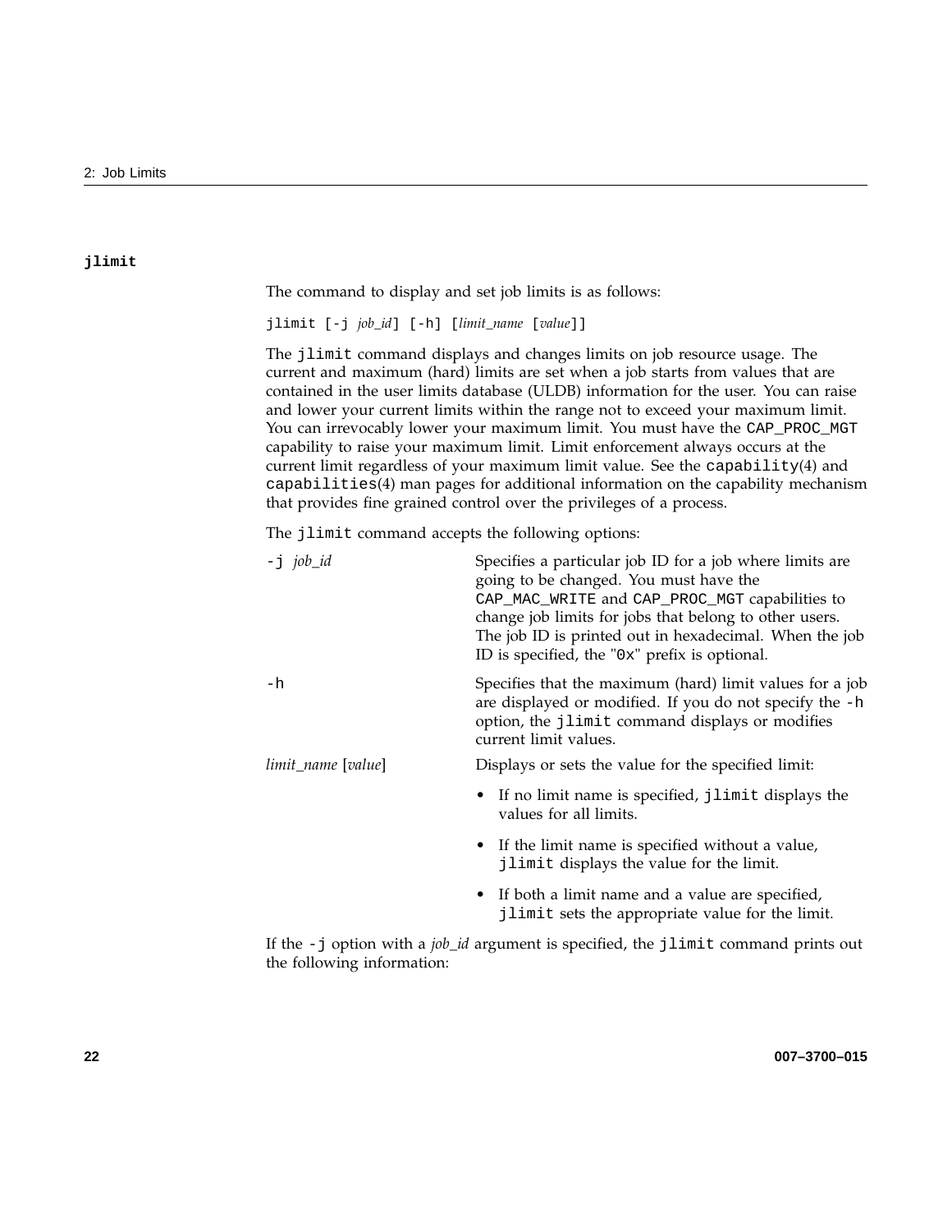### jlimit

The command to display and set job limits is as follows:

jlimit [-j *job_id*] [-h] [*limit_name* [*value*]]

The `jlimit` command displays and changes limits on job resource usage. The current and maximum (hard) limits are set when a job starts from values that are contained in the user limits database (ULDB) information for the user. You can raise and lower your current limits within the range not to exceed your maximum limit. You can irrevocably lower your maximum limit. You must have the `CAP_PROC_MGT` capability to raise your maximum limit. Limit enforcement always occurs at the current limit regardless of your maximum limit value. See the `capability`(4) and `capabilities`(4) man pages for additional information on the capability mechanism that provides fine grained control over the privileges of a process.

The `jlimit` command accepts the following options:

| | |
|---|---|
| `-j` *job_id* | Specifies a particular job ID for a job where limits are going to be changed. You must have the `CAP_MAC_WRITE` and `CAP_PROC_MGT` capabilities to change job limits for jobs that belong to other users. The job ID is printed out in hexadecimal. When the job ID is specified, the "`0x`" prefix is optional. |
| `-h` | Specifies that the maximum (hard) limit values for a job are displayed or modified. If you do not specify the `-h` option, the `jlimit` command displays or modifies current limit values. |
| *limit_name* [*value*] | Displays or sets the value for the specified limit: |

- If no limit name is specified, `jlimit` displays the values for all limits.
- If the limit name is specified without a value, `jlimit` displays the value for the limit.
- If both a limit name and a value are specified, `jlimit` sets the appropriate value for the limit.

If the `-j` option with a *job_id* argument is specified, the `jlimit` command prints out the following information: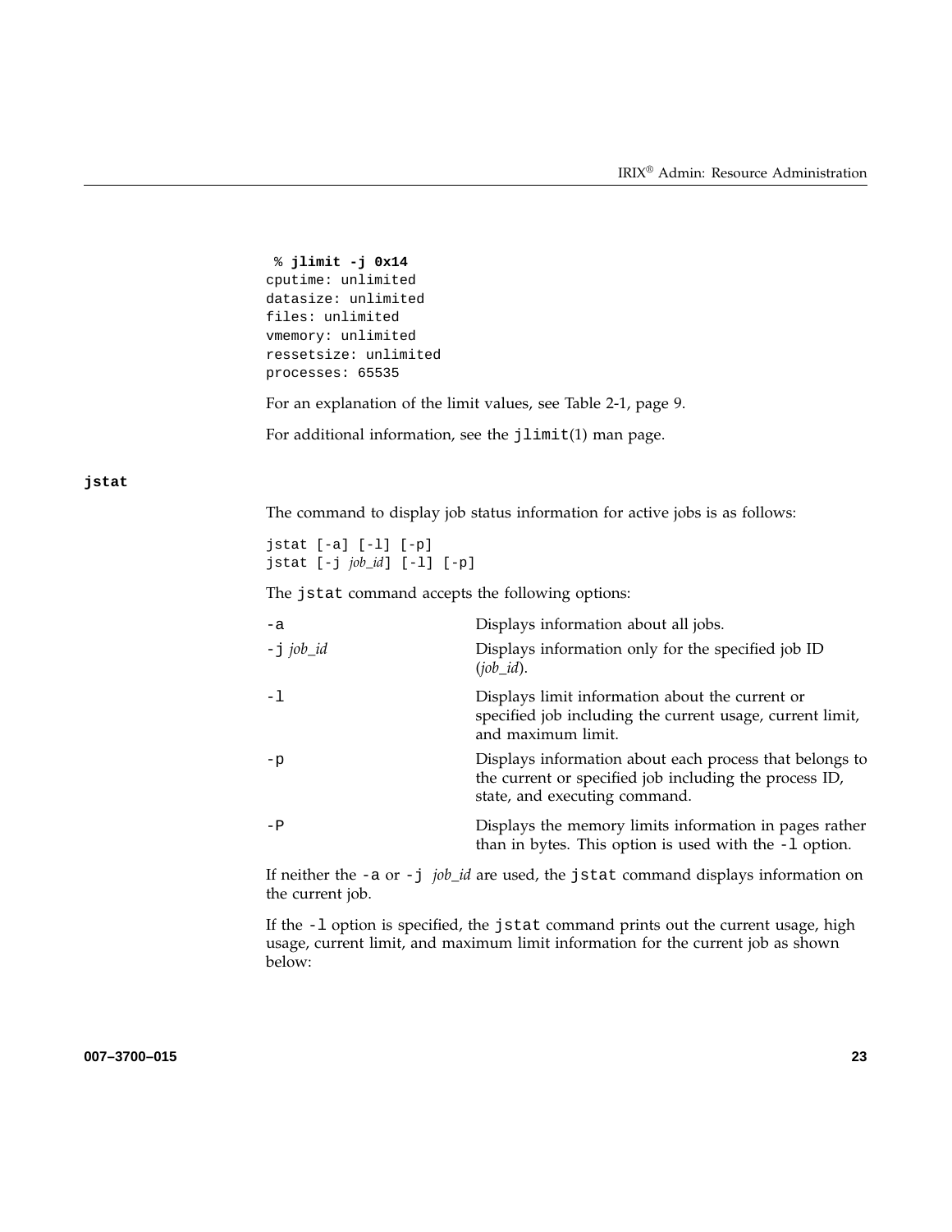```
% jlimit -j 0x14
cputime: unlimited
datasize: unlimited
files: unlimited
vmemory: unlimited
ressetsize: unlimited
processes: 65535
```

For an explanation of the limit values, see Table 2-1, page 9.

For additional information, see the `jlimit`(1) man page.

### jstat

The command to display job status information for active jobs is as follows:

```
jstat [-a] [-l] [-p]
jstat [-j job_id] [-l] [-p]
```

The `jstat` command accepts the following options:

| | |
|---|---|
| `-a` | Displays information about all jobs. |
| `-j` *job_id* | Displays information only for the specified job ID (*job_id*). |
| `-l` | Displays limit information about the current or specified job including the current usage, current limit, and maximum limit. |
| `-p` | Displays information about each process that belongs to the current or specified job including the process ID, state, and executing command. |
| `-P` | Displays the memory limits information in pages rather than in bytes. This option is used with the `-l` option. |

If neither the `-a` or `-j` *job_id* are used, the `jstat` command displays information on the current job.

If the `-l` option is specified, the `jstat` command prints out the current usage, high usage, current limit, and maximum limit information for the current job as shown below: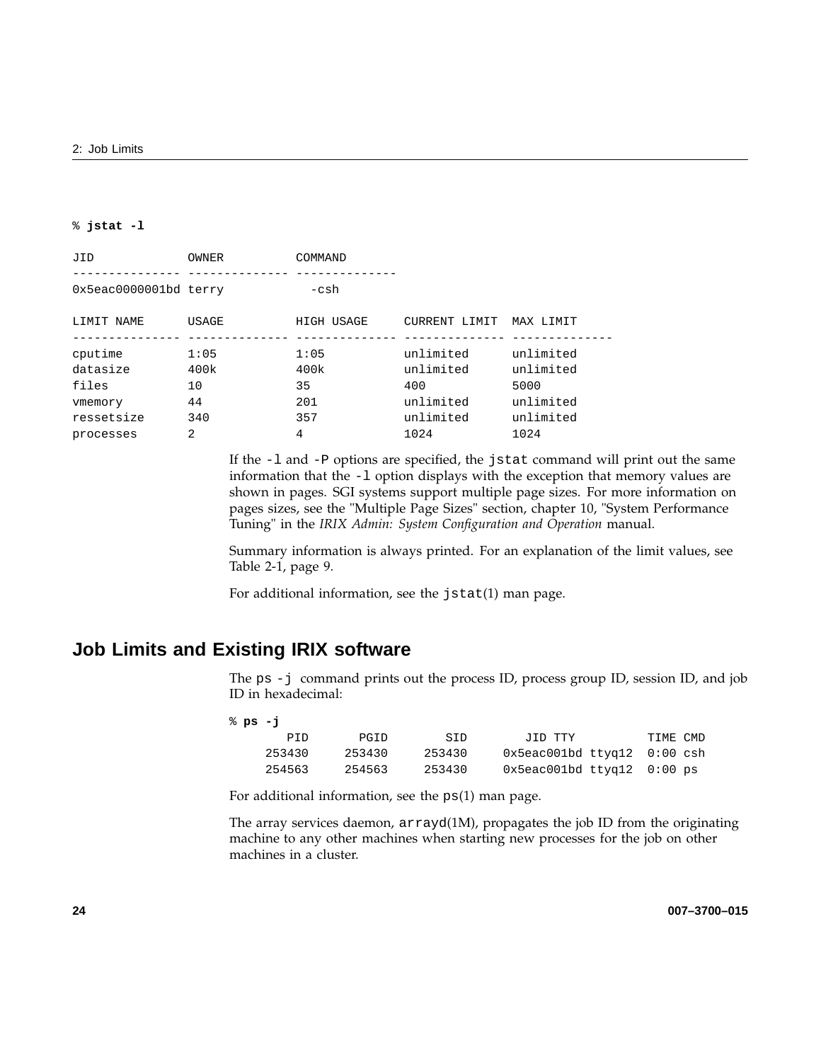```
% jstat -l

JID             OWNER          COMMAND
--------------- -------------- --------------
0x5eac0000001bd terry            -csh

LIMIT NAME      USAGE          HIGH USAGE     CURRENT LIMIT  MAX LIMIT
--------------- -------------- -------------- -------------- --------------
cputime         1:05           1:05           unlimited      unlimited
datasize        400k           400k           unlimited      unlimited
files           10             35             400            5000
vmemory         44             201            unlimited      unlimited
ressetsize      340            357            unlimited      unlimited
processes       2              4              1024           1024
```

If the `-l` and `-P` options are specified, the `jstat` command will print out the same information that the `-l` option displays with the exception that memory values are shown in pages. SGI systems support multiple page sizes. For more information on pages sizes, see the "Multiple Page Sizes" section, chapter 10, "System Performance Tuning" in the *IRIX Admin: System Configuration and Operation* manual.

Summary information is always printed. For an explanation of the limit values, see Table 2-1, page 9.

For additional information, see the `jstat`(1) man page.

## Job Limits and Existing IRIX software

The `ps -j` command prints out the process ID, process group ID, session ID, and job ID in hexadecimal:

```
% ps -j
     PID      PGID       SID        JID TTY          TIME CMD
  253430    253430    253430    0x5eac001bd ttyq12  0:00 csh
  254563    254563    253430    0x5eac001bd ttyq12  0:00 ps
```

For additional information, see the `ps`(1) man page.

The array services daemon, `arrayd`(1M), propagates the job ID from the originating machine to any other machines when starting new processes for the job on other machines in a cluster.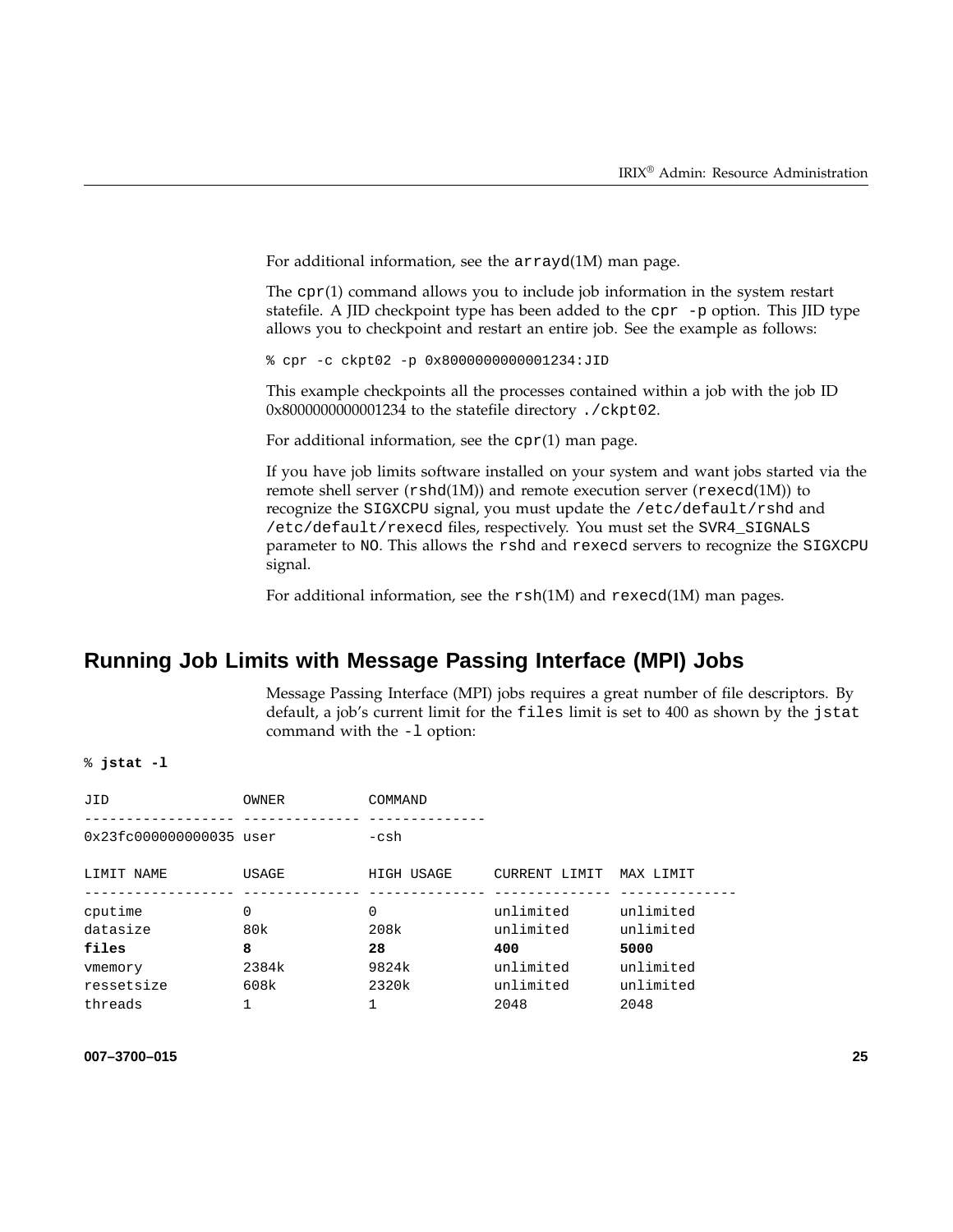For additional information, see the `arrayd`(1M) man page.

The `cpr`(1) command allows you to include job information in the system restart statefile. A JID checkpoint type has been added to the `cpr -p` option. This JID type allows you to checkpoint and restart an entire job. See the example as follows:

```
% cpr -c ckpt02 -p 0x8000000000001234:JID
```

This example checkpoints all the processes contained within a job with the job ID 0x8000000000001234 to the statefile directory `./ckpt02`.

For additional information, see the `cpr`(1) man page.

If you have job limits software installed on your system and want jobs started via the remote shell server (`rshd`(1M)) and remote execution server (`rexecd`(1M)) to recognize the `SIGXCPU` signal, you must update the `/etc/default/rshd` and `/etc/default/rexecd` files, respectively. You must set the `SVR4_SIGNALS` parameter to `NO`. This allows the `rshd` and `rexecd` servers to recognize the `SIGXCPU` signal.

For additional information, see the `rsh`(1M) and `rexecd`(1M) man pages.

## Running Job Limits with Message Passing Interface (MPI) Jobs

Message Passing Interface (MPI) jobs requires a great number of file descriptors. By default, a job's current limit for the `files` limit is set to 400 as shown by the `jstat` command with the `-l` option:

```
% jstat -l

JID                OWNER          COMMAND
------------------ -------------- --------------
0x23fc000000000035 user           -csh

LIMIT NAME         USAGE          HIGH USAGE     CURRENT LIMIT  MAX LIMIT
------------------ -------------- -------------- -------------- --------------
cputime            0              0              unlimited      unlimited
datasize           80k            208k           unlimited      unlimited
files              8              28             400            5000
vmemory            2384k          9824k          unlimited      unlimited
ressetsize         608k           2320k          unlimited      unlimited
threads            1              1              2048           2048
```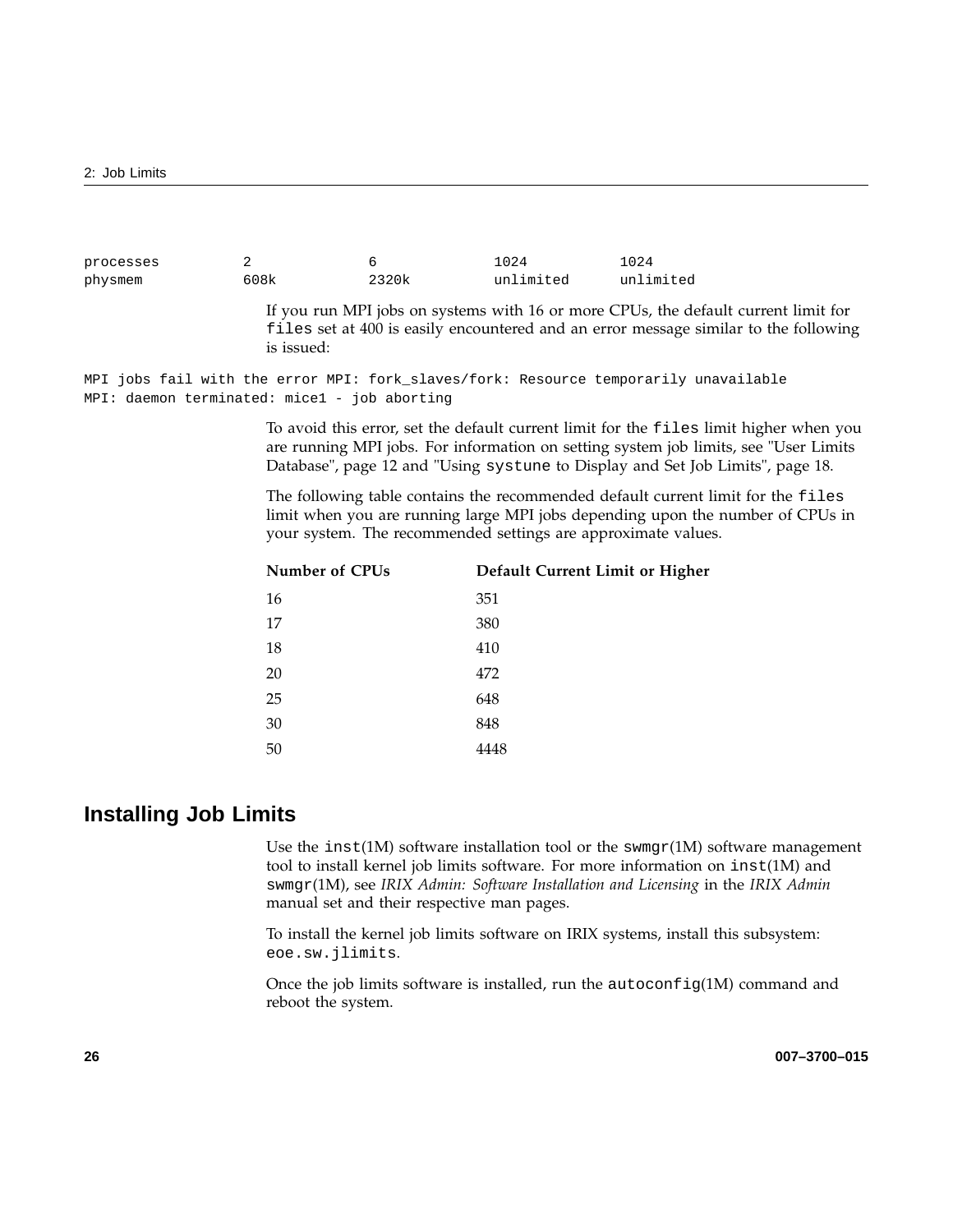```
processes        2              6              1024           1024
physmem          608k           2320k          unlimited      unlimited
```

If you run MPI jobs on systems with 16 or more CPUs, the default current limit for `files` set at 400 is easily encountered and an error message similar to the following is issued:

```
MPI jobs fail with the error MPI: fork_slaves/fork: Resource temporarily unavailable
MPI: daemon terminated: mice1 - job aborting
```

To avoid this error, set the default current limit for the `files` limit higher when you are running MPI jobs. For information on setting system job limits, see "User Limits Database", page 12 and "Using `systune` to Display and Set Job Limits", page 18.

The following table contains the recommended default current limit for the `files` limit when you are running large MPI jobs depending upon the number of CPUs in your system. The recommended settings are approximate values.

| Number of CPUs | Default Current Limit or Higher |
| --- | --- |
| 16 | 351 |
| 17 | 380 |
| 18 | 410 |
| 20 | 472 |
| 25 | 648 |
| 30 | 848 |
| 50 | 4448 |

## Installing Job Limits

Use the `inst`(1M) software installation tool or the `swmgr`(1M) software management tool to install kernel job limits software. For more information on `inst`(1M) and `swmgr`(1M), see *IRIX Admin: Software Installation and Licensing* in the *IRIX Admin* manual set and their respective man pages.

To install the kernel job limits software on IRIX systems, install this subsystem: `eoe.sw.jlimits`.

Once the job limits software is installed, run the `autoconfig`(1M) command and reboot the system.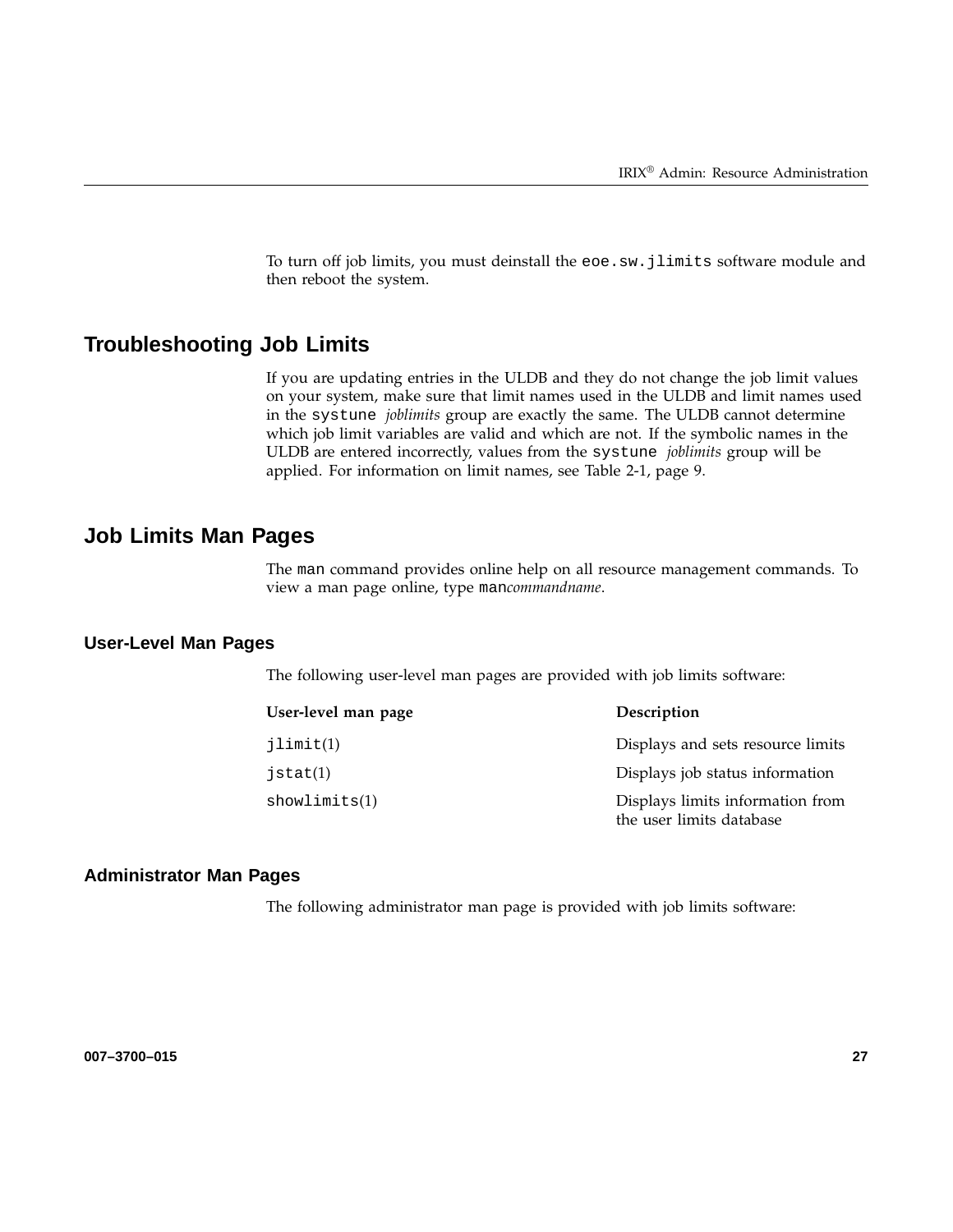To turn off job limits, you must deinstall the `eoe.sw.jlimits` software module and then reboot the system.

## Troubleshooting Job Limits

If you are updating entries in the ULDB and they do not change the job limit values on your system, make sure that limit names used in the ULDB and limit names used in the `systune` *joblimits* group are exactly the same. The ULDB cannot determine which job limit variables are valid and which are not. If the symbolic names in the ULDB are entered incorrectly, values from the `systune` *joblimits* group will be applied. For information on limit names, see Table 2-1, page 9.

## Job Limits Man Pages

The `man` command provides online help on all resource management commands. To view a man page online, type `man`*commandname*.

### User-Level Man Pages

The following user-level man pages are provided with job limits software:

| User-level man page | Description |
|---|---|
| `jlimit`(1) | Displays and sets resource limits |
| `jstat`(1) | Displays job status information |
| `showlimits`(1) | Displays limits information from the user limits database |

### Administrator Man Pages

The following administrator man page is provided with job limits software: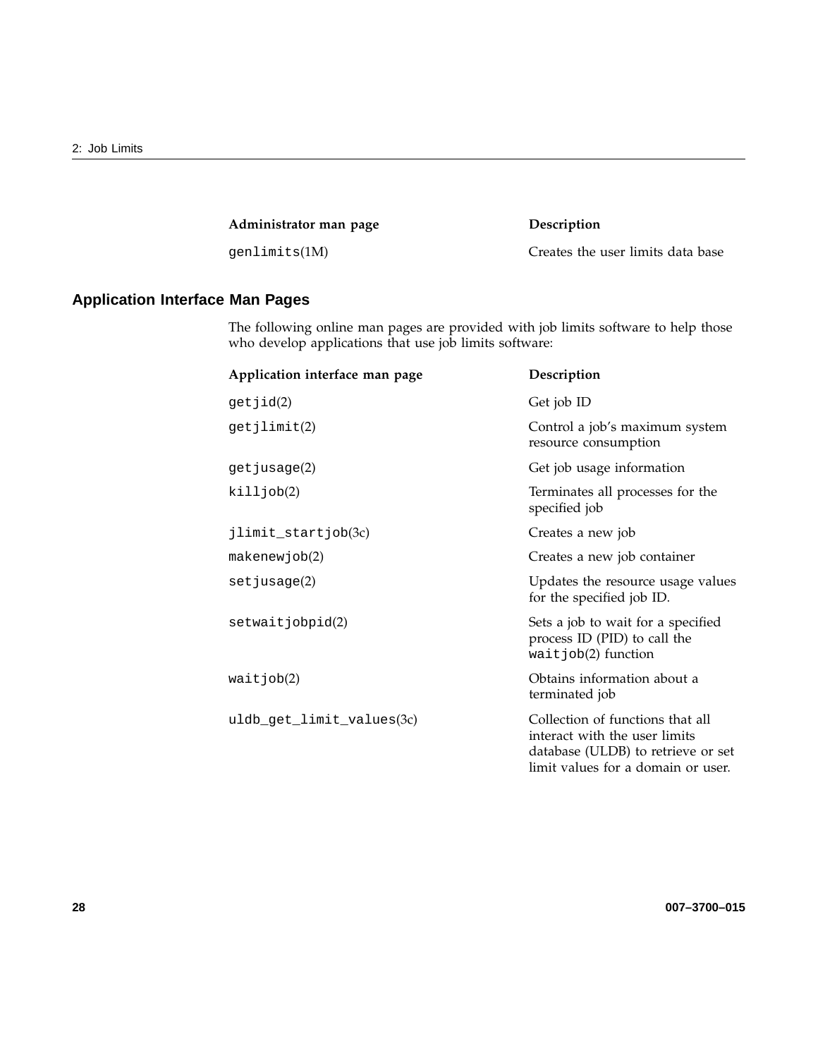| Administrator man page | Description |
| --- | --- |
| `genlimits`(1M) | Creates the user limits data base |

## Application Interface Man Pages

The following online man pages are provided with job limits software to help those who develop applications that use job limits software:

| Application interface man page | Description |
| --- | --- |
| `getjid`(2) | Get job ID |
| `getjlimit`(2) | Control a job's maximum system resource consumption |
| `getjusage`(2) | Get job usage information |
| `killjob`(2) | Terminates all processes for the specified job |
| `jlimit_startjob`(3c) | Creates a new job |
| `makenewjob`(2) | Creates a new job container |
| `setjusage`(2) | Updates the resource usage values for the specified job ID. |
| `setwaitjobpid`(2) | Sets a job to wait for a specified process ID (PID) to call the `waitjob`(2) function |
| `waitjob`(2) | Obtains information about a terminated job |
| `uldb_get_limit_values`(3c) | Collection of functions that all interact with the user limits database (ULDB) to retrieve or set limit values for a domain or user. |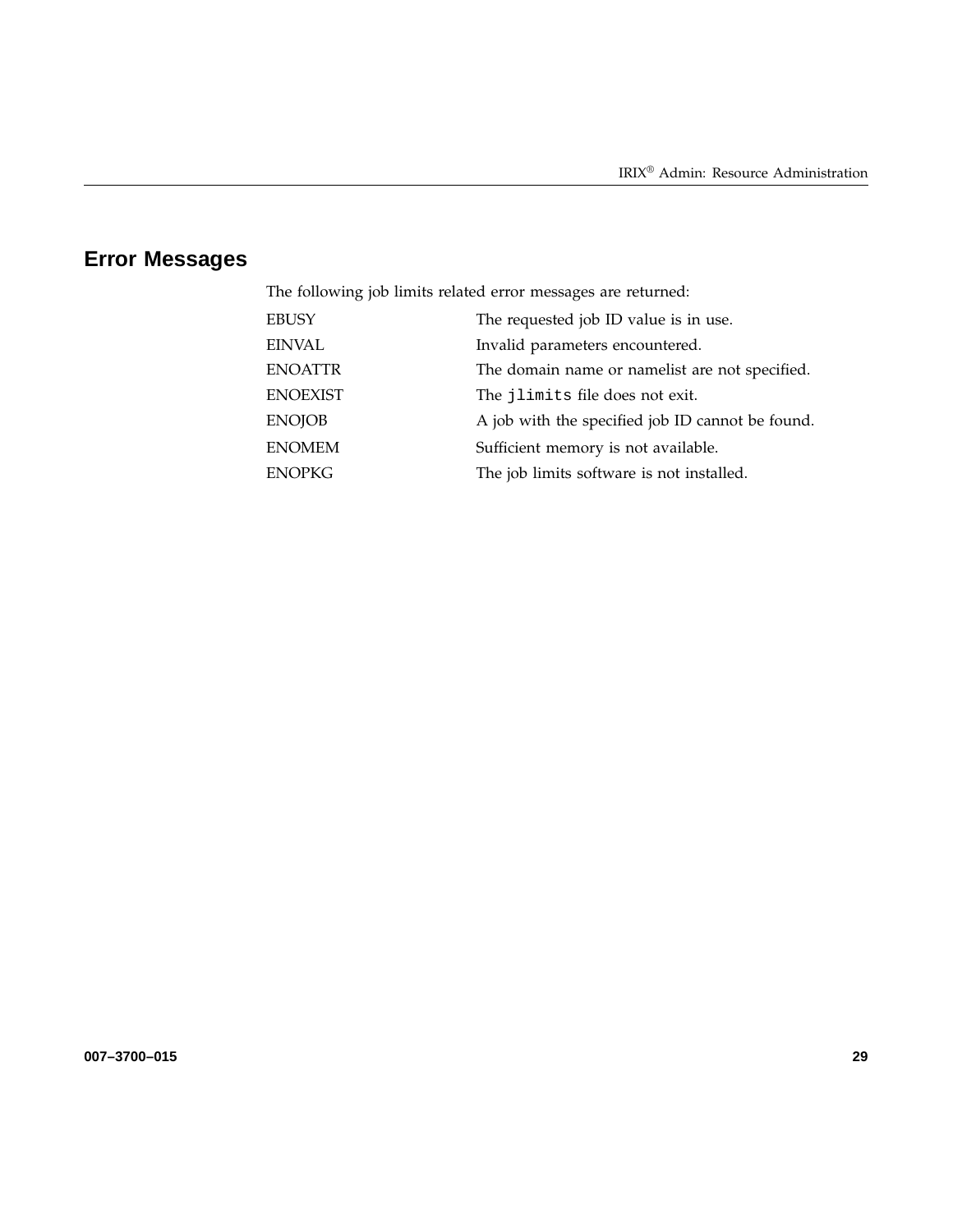## Error Messages

The following job limits related error messages are returned:

| | |
|---|---|
| EBUSY | The requested job ID value is in use. |
| EINVAL | Invalid parameters encountered. |
| ENOATTR | The domain name or namelist are not specified. |
| ENOEXIST | The `jlimits` file does not exit. |
| ENOJOB | A job with the specified job ID cannot be found. |
| ENOMEM | Sufficient memory is not available. |
| ENOPKG | The job limits software is not installed. |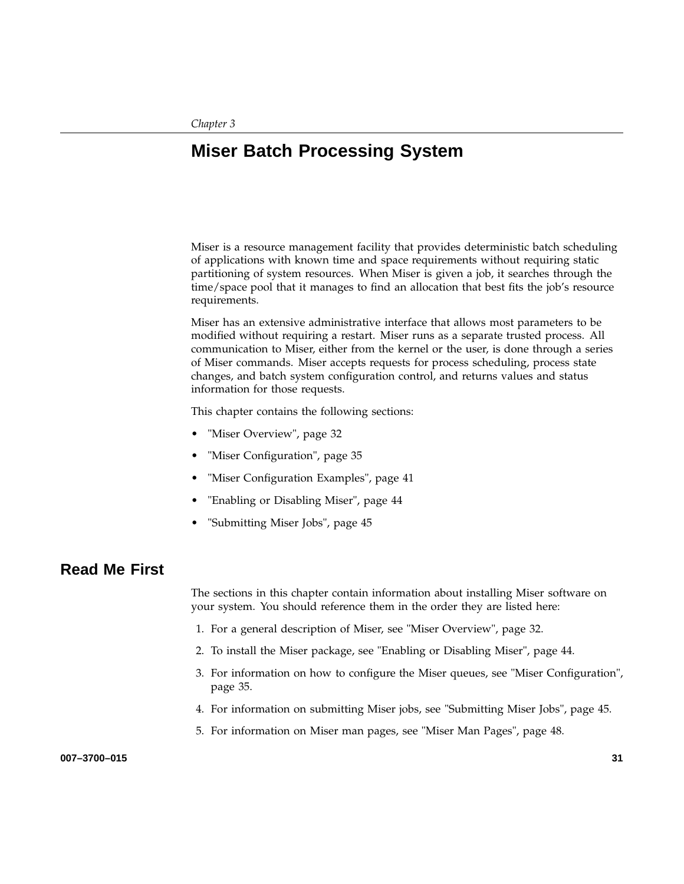*Chapter 3*

# Miser Batch Processing System

Miser is a resource management facility that provides deterministic batch scheduling of applications with known time and space requirements without requiring static partitioning of system resources. When Miser is given a job, it searches through the time/space pool that it manages to find an allocation that best fits the job's resource requirements.

Miser has an extensive administrative interface that allows most parameters to be modified without requiring a restart. Miser runs as a separate trusted process. All communication to Miser, either from the kernel or the user, is done through a series of Miser commands. Miser accepts requests for process scheduling, process state changes, and batch system configuration control, and returns values and status information for those requests.

This chapter contains the following sections:

- "Miser Overview", page 32
- "Miser Configuration", page 35
- "Miser Configuration Examples", page 41
- "Enabling or Disabling Miser", page 44
- "Submitting Miser Jobs", page 45

## Read Me First

The sections in this chapter contain information about installing Miser software on your system. You should reference them in the order they are listed here:

1. For a general description of Miser, see "Miser Overview", page 32.
2. To install the Miser package, see "Enabling or Disabling Miser", page 44.
3. For information on how to configure the Miser queues, see "Miser Configuration", page 35.
4. For information on submitting Miser jobs, see "Submitting Miser Jobs", page 45.
5. For information on Miser man pages, see "Miser Man Pages", page 48.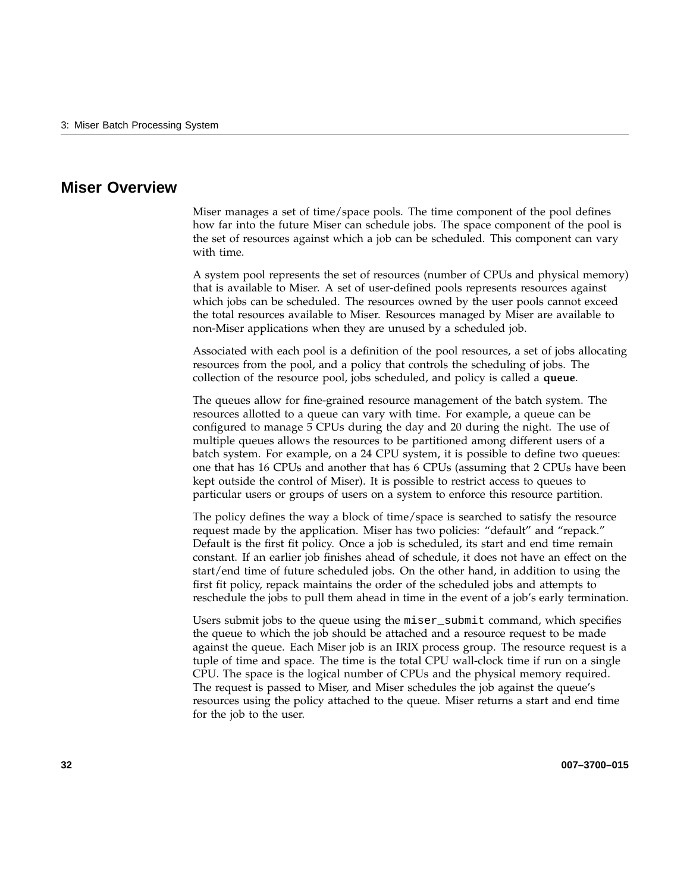## Miser Overview

Miser manages a set of time/space pools. The time component of the pool defines how far into the future Miser can schedule jobs. The space component of the pool is the set of resources against which a job can be scheduled. This component can vary with time.

A system pool represents the set of resources (number of CPUs and physical memory) that is available to Miser. A set of user-defined pools represents resources against which jobs can be scheduled. The resources owned by the user pools cannot exceed the total resources available to Miser. Resources managed by Miser are available to non-Miser applications when they are unused by a scheduled job.

Associated with each pool is a definition of the pool resources, a set of jobs allocating resources from the pool, and a policy that controls the scheduling of jobs. The collection of the resource pool, jobs scheduled, and policy is called a **queue**.

The queues allow for fine-grained resource management of the batch system. The resources allotted to a queue can vary with time. For example, a queue can be configured to manage 5 CPUs during the day and 20 during the night. The use of multiple queues allows the resources to be partitioned among different users of a batch system. For example, on a 24 CPU system, it is possible to define two queues: one that has 16 CPUs and another that has 6 CPUs (assuming that 2 CPUs have been kept outside the control of Miser). It is possible to restrict access to queues to particular users or groups of users on a system to enforce this resource partition.

The policy defines the way a block of time/space is searched to satisfy the resource request made by the application. Miser has two policies: "default" and "repack." Default is the first fit policy. Once a job is scheduled, its start and end time remain constant. If an earlier job finishes ahead of schedule, it does not have an effect on the start/end time of future scheduled jobs. On the other hand, in addition to using the first fit policy, repack maintains the order of the scheduled jobs and attempts to reschedule the jobs to pull them ahead in time in the event of a job's early termination.

Users submit jobs to the queue using the `miser_submit` command, which specifies the queue to which the job should be attached and a resource request to be made against the queue. Each Miser job is an IRIX process group. The resource request is a tuple of time and space. The time is the total CPU wall-clock time if run on a single CPU. The space is the logical number of CPUs and the physical memory required. The request is passed to Miser, and Miser schedules the job against the queue's resources using the policy attached to the queue. Miser returns a start and end time for the job to the user.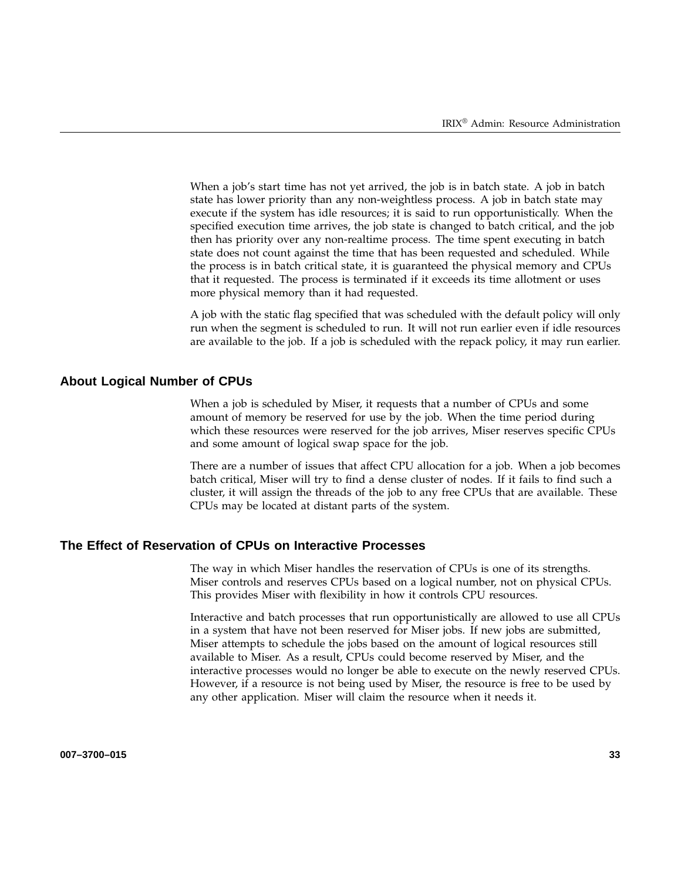When a job's start time has not yet arrived, the job is in batch state. A job in batch state has lower priority than any non-weightless process. A job in batch state may execute if the system has idle resources; it is said to run opportunistically. When the specified execution time arrives, the job state is changed to batch critical, and the job then has priority over any non-realtime process. The time spent executing in batch state does not count against the time that has been requested and scheduled. While the process is in batch critical state, it is guaranteed the physical memory and CPUs that it requested. The process is terminated if it exceeds its time allotment or uses more physical memory than it had requested.

A job with the static flag specified that was scheduled with the default policy will only run when the segment is scheduled to run. It will not run earlier even if idle resources are available to the job. If a job is scheduled with the repack policy, it may run earlier.

## About Logical Number of CPUs

When a job is scheduled by Miser, it requests that a number of CPUs and some amount of memory be reserved for use by the job. When the time period during which these resources were reserved for the job arrives, Miser reserves specific CPUs and some amount of logical swap space for the job.

There are a number of issues that affect CPU allocation for a job. When a job becomes batch critical, Miser will try to find a dense cluster of nodes. If it fails to find such a cluster, it will assign the threads of the job to any free CPUs that are available. These CPUs may be located at distant parts of the system.

## The Effect of Reservation of CPUs on Interactive Processes

The way in which Miser handles the reservation of CPUs is one of its strengths. Miser controls and reserves CPUs based on a logical number, not on physical CPUs. This provides Miser with flexibility in how it controls CPU resources.

Interactive and batch processes that run opportunistically are allowed to use all CPUs in a system that have not been reserved for Miser jobs. If new jobs are submitted, Miser attempts to schedule the jobs based on the amount of logical resources still available to Miser. As a result, CPUs could become reserved by Miser, and the interactive processes would no longer be able to execute on the newly reserved CPUs. However, if a resource is not being used by Miser, the resource is free to be used by any other application. Miser will claim the resource when it needs it.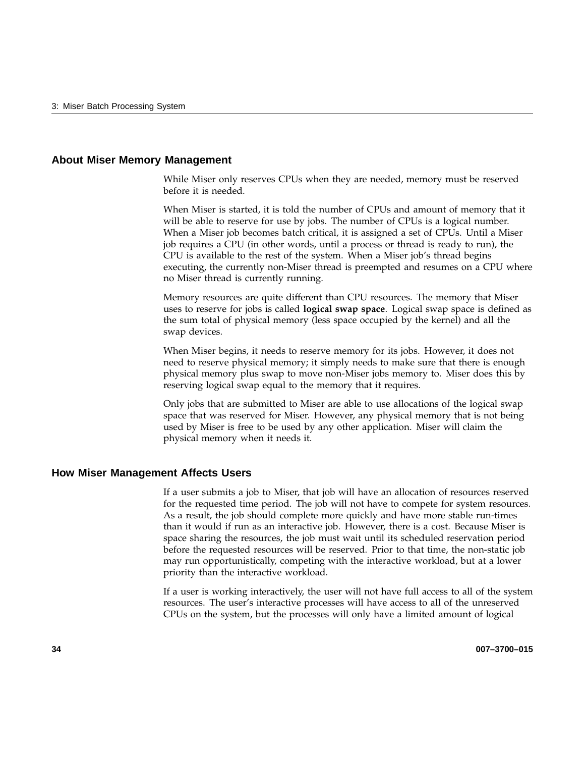## About Miser Memory Management

While Miser only reserves CPUs when they are needed, memory must be reserved before it is needed.

When Miser is started, it is told the number of CPUs and amount of memory that it will be able to reserve for use by jobs. The number of CPUs is a logical number. When a Miser job becomes batch critical, it is assigned a set of CPUs. Until a Miser job requires a CPU (in other words, until a process or thread is ready to run), the CPU is available to the rest of the system. When a Miser job's thread begins executing, the currently non-Miser thread is preempted and resumes on a CPU where no Miser thread is currently running.

Memory resources are quite different than CPU resources. The memory that Miser uses to reserve for jobs is called **logical swap space**. Logical swap space is defined as the sum total of physical memory (less space occupied by the kernel) and all the swap devices.

When Miser begins, it needs to reserve memory for its jobs. However, it does not need to reserve physical memory; it simply needs to make sure that there is enough physical memory plus swap to move non-Miser jobs memory to. Miser does this by reserving logical swap equal to the memory that it requires.

Only jobs that are submitted to Miser are able to use allocations of the logical swap space that was reserved for Miser. However, any physical memory that is not being used by Miser is free to be used by any other application. Miser will claim the physical memory when it needs it.

## How Miser Management Affects Users

If a user submits a job to Miser, that job will have an allocation of resources reserved for the requested time period. The job will not have to compete for system resources. As a result, the job should complete more quickly and have more stable run-times than it would if run as an interactive job. However, there is a cost. Because Miser is space sharing the resources, the job must wait until its scheduled reservation period before the requested resources will be reserved. Prior to that time, the non-static job may run opportunistically, competing with the interactive workload, but at a lower priority than the interactive workload.

If a user is working interactively, the user will not have full access to all of the system resources. The user's interactive processes will have access to all of the unreserved CPUs on the system, but the processes will only have a limited amount of logical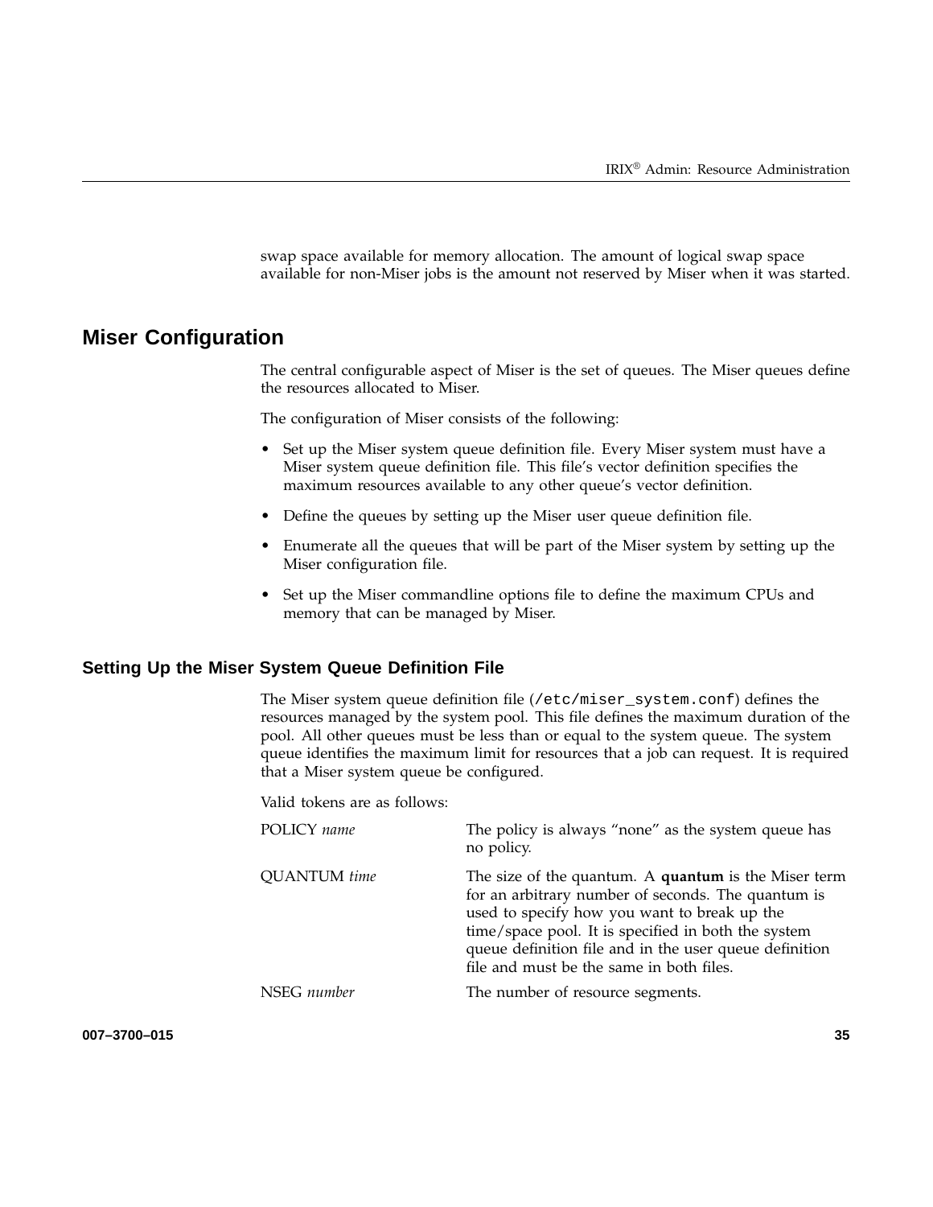swap space available for memory allocation. The amount of logical swap space available for non-Miser jobs is the amount not reserved by Miser when it was started.

## Miser Configuration

The central configurable aspect of Miser is the set of queues. The Miser queues define the resources allocated to Miser.

The configuration of Miser consists of the following:

- Set up the Miser system queue definition file. Every Miser system must have a Miser system queue definition file. This file's vector definition specifies the maximum resources available to any other queue's vector definition.
- Define the queues by setting up the Miser user queue definition file.
- Enumerate all the queues that will be part of the Miser system by setting up the Miser configuration file.
- Set up the Miser commandline options file to define the maximum CPUs and memory that can be managed by Miser.

### Setting Up the Miser System Queue Definition File

The Miser system queue definition file (`/etc/miser_system.conf`) defines the resources managed by the system pool. This file defines the maximum duration of the pool. All other queues must be less than or equal to the system queue. The system queue identifies the maximum limit for resources that a job can request. It is required that a Miser system queue be configured.

Valid tokens are as follows:

POLICY *name*
: The policy is always "none" as the system queue has no policy.

QUANTUM *time*
: The size of the quantum. A **quantum** is the Miser term for an arbitrary number of seconds. The quantum is used to specify how you want to break up the time/space pool. It is specified in both the system queue definition file and in the user queue definition file and must be the same in both files.

NSEG *number*
: The number of resource segments.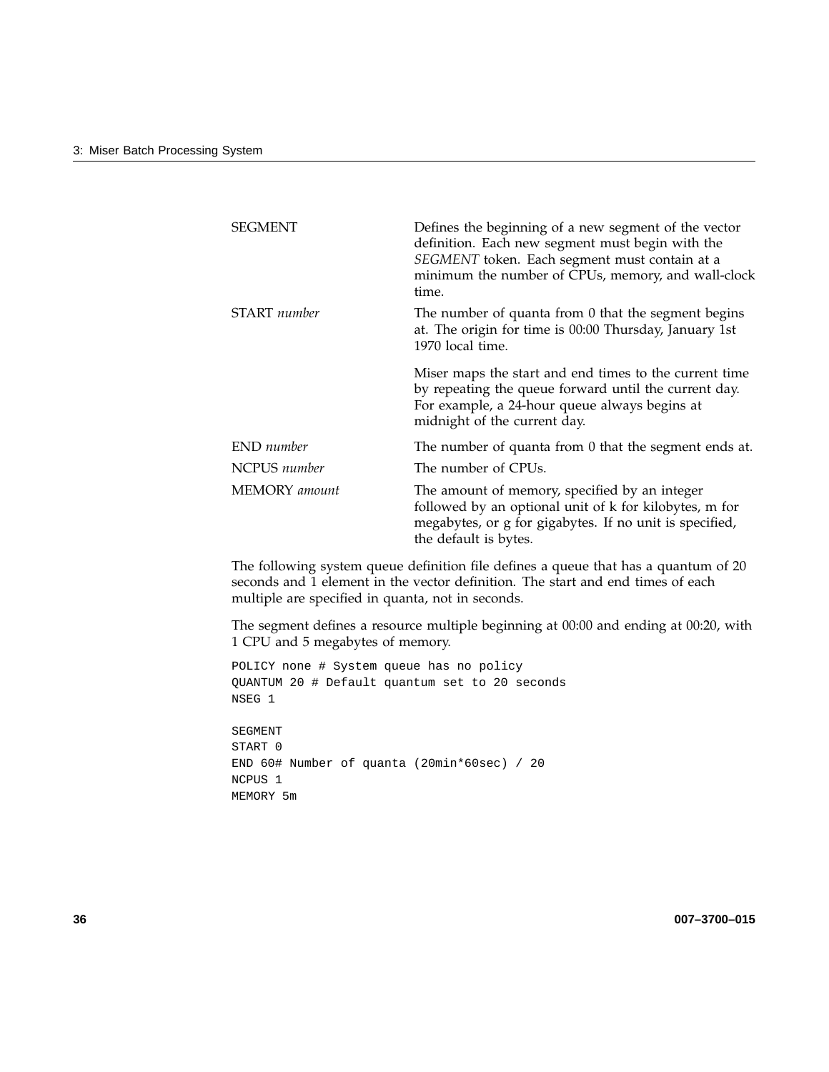| | |
|---|---|
| SEGMENT | Defines the beginning of a new segment of the vector definition. Each new segment must begin with the *SEGMENT* token. Each segment must contain at a minimum the number of CPUs, memory, and wall-clock time. |
| START *number* | The number of quanta from 0 that the segment begins at. The origin for time is 00:00 Thursday, January 1st 1970 local time.<br><br>Miser maps the start and end times to the current time by repeating the queue forward until the current day. For example, a 24-hour queue always begins at midnight of the current day. |
| END *number* | The number of quanta from 0 that the segment ends at. |
| NCPUS *number* | The number of CPUs. |
| MEMORY *amount* | The amount of memory, specified by an integer followed by an optional unit of k for kilobytes, m for megabytes, or g for gigabytes. If no unit is specified, the default is bytes. |

The following system queue definition file defines a queue that has a quantum of 20 seconds and 1 element in the vector definition. The start and end times of each multiple are specified in quanta, not in seconds.

The segment defines a resource multiple beginning at 00:00 and ending at 00:20, with 1 CPU and 5 megabytes of memory.

```
POLICY none # System queue has no policy
QUANTUM 20 # Default quantum set to 20 seconds
NSEG 1

SEGMENT
START 0
END 60# Number of quanta (20min*60sec) / 20
NCPUS 1
MEMORY 5m
```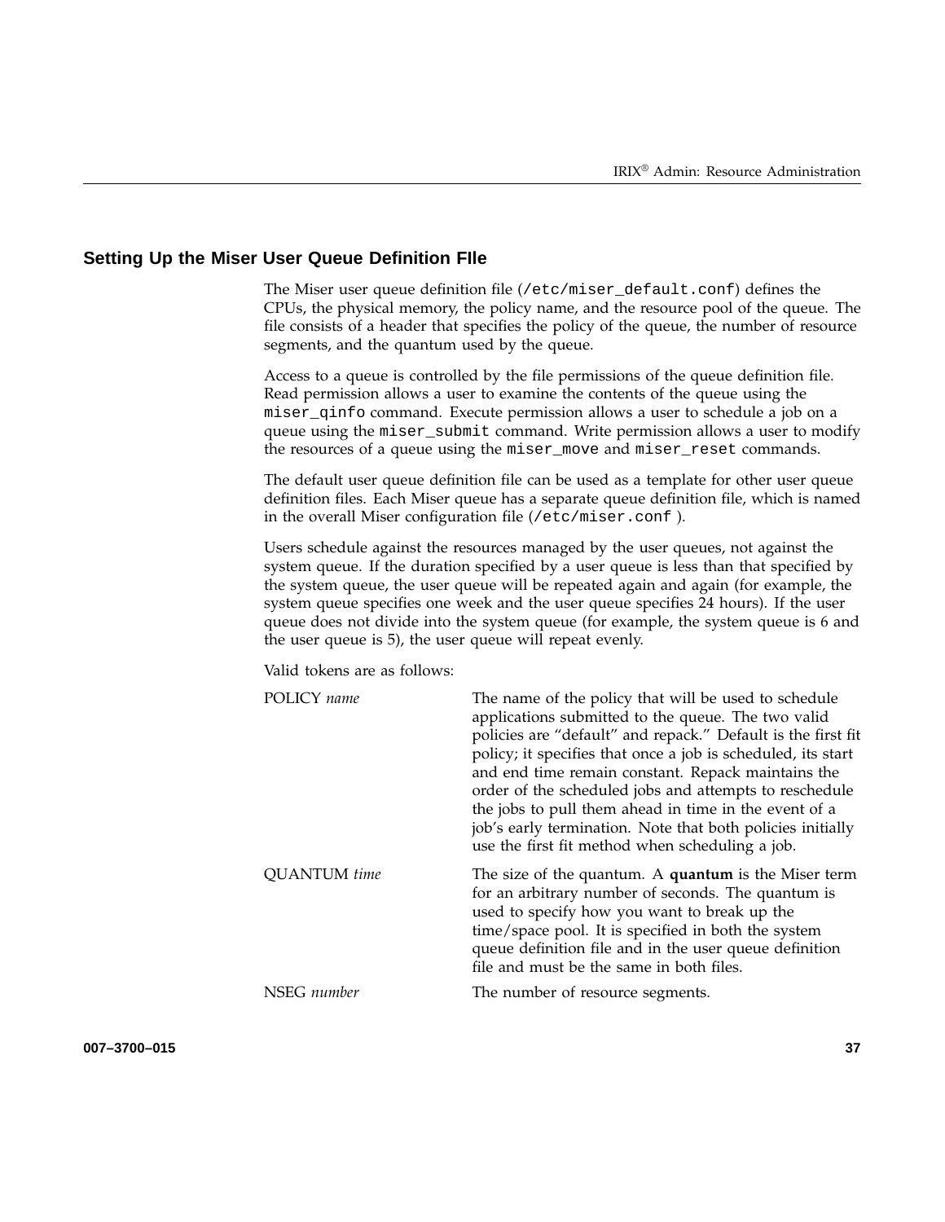## Setting Up the Miser User Queue Definition FIle

The Miser user queue definition file (`/etc/miser_default.conf`) defines the CPUs, the physical memory, the policy name, and the resource pool of the queue. The file consists of a header that specifies the policy of the queue, the number of resource segments, and the quantum used by the queue.

Access to a queue is controlled by the file permissions of the queue definition file. Read permission allows a user to examine the contents of the queue using the `miser_qinfo` command. Execute permission allows a user to schedule a job on a queue using the `miser_submit` command. Write permission allows a user to modify the resources of a queue using the `miser_move` and `miser_reset` commands.

The default user queue definition file can be used as a template for other user queue definition files. Each Miser queue has a separate queue definition file, which is named in the overall Miser configuration file (`/etc/miser.conf` ).

Users schedule against the resources managed by the user queues, not against the system queue. If the duration specified by a user queue is less than that specified by the system queue, the user queue will be repeated again and again (for example, the system queue specifies one week and the user queue specifies 24 hours). If the user queue does not divide into the system queue (for example, the system queue is 6 and the user queue is 5), the user queue will repeat evenly.

Valid tokens are as follows:

POLICY *name*
: The name of the policy that will be used to schedule applications submitted to the queue. The two valid policies are "default" and repack." Default is the first fit policy; it specifies that once a job is scheduled, its start and end time remain constant. Repack maintains the order of the scheduled jobs and attempts to reschedule the jobs to pull them ahead in time in the event of a job's early termination. Note that both policies initially use the first fit method when scheduling a job.

QUANTUM *time*
: The size of the quantum. A **quantum** is the Miser term for an arbitrary number of seconds. The quantum is used to specify how you want to break up the time/space pool. It is specified in both the system queue definition file and in the user queue definition file and must be the same in both files.

NSEG *number*
: The number of resource segments.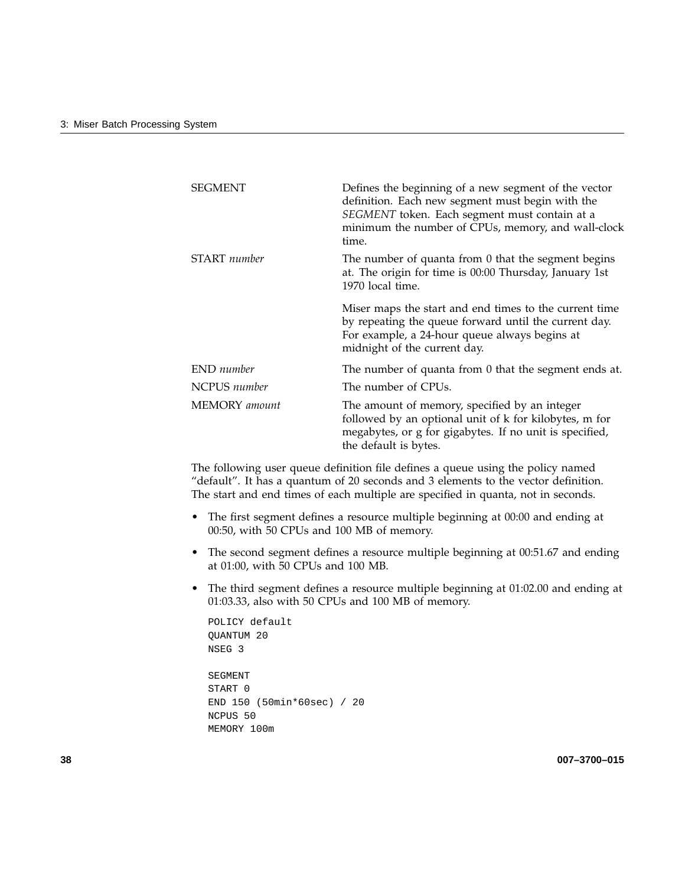| | |
|---|---|
| SEGMENT | Defines the beginning of a new segment of the vector definition. Each new segment must begin with the *SEGMENT* token. Each segment must contain at a minimum the number of CPUs, memory, and wall-clock time. |
| START *number* | The number of quanta from 0 that the segment begins at. The origin for time is 00:00 Thursday, January 1st 1970 local time.<br><br>Miser maps the start and end times to the current time by repeating the queue forward until the current day. For example, a 24-hour queue always begins at midnight of the current day. |
| END *number* | The number of quanta from 0 that the segment ends at. |
| NCPUS *number* | The number of CPUs. |
| MEMORY *amount* | The amount of memory, specified by an integer followed by an optional unit of k for kilobytes, m for megabytes, or g for gigabytes. If no unit is specified, the default is bytes. |

The following user queue definition file defines a queue using the policy named "default". It has a quantum of 20 seconds and 3 elements to the vector definition. The start and end times of each multiple are specified in quanta, not in seconds.

- The first segment defines a resource multiple beginning at 00:00 and ending at 00:50, with 50 CPUs and 100 MB of memory.
- The second segment defines a resource multiple beginning at 00:51.67 and ending at 01:00, with 50 CPUs and 100 MB.
- The third segment defines a resource multiple beginning at 01:02.00 and ending at 01:03.33, also with 50 CPUs and 100 MB of memory.

```
POLICY default
QUANTUM 20
NSEG 3

SEGMENT
START 0
END 150 (50min*60sec) / 20
NCPUS 50
MEMORY 100m
```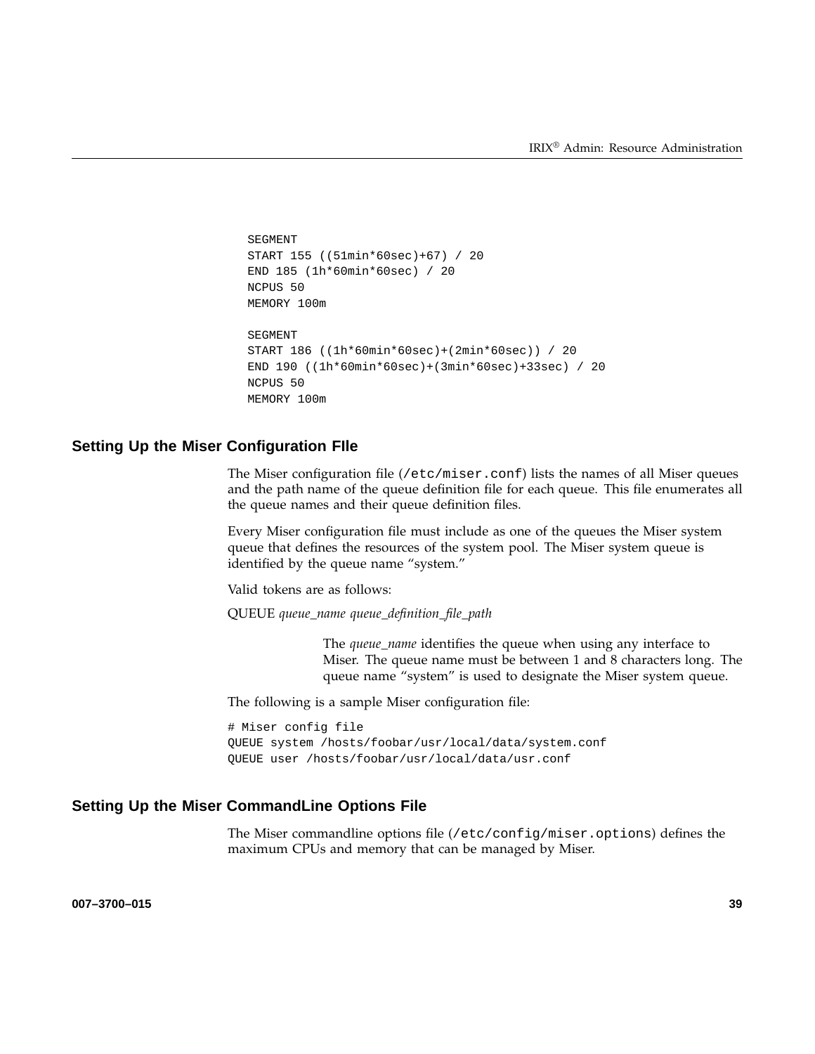```
SEGMENT
START 155 ((51min*60sec)+67) / 20
END 185 (1h*60min*60sec) / 20
NCPUS 50
MEMORY 100m

SEGMENT
START 186 ((1h*60min*60sec)+(2min*60sec)) / 20
END 190 ((1h*60min*60sec)+(3min*60sec)+33sec) / 20
NCPUS 50
MEMORY 100m
```

## Setting Up the Miser Configuration FIle

The Miser configuration file (`/etc/miser.conf`) lists the names of all Miser queues and the path name of the queue definition file for each queue. This file enumerates all the queue names and their queue definition files.

Every Miser configuration file must include as one of the queues the Miser system queue that defines the resources of the system pool. The Miser system queue is identified by the queue name "system."

Valid tokens are as follows:

QUEUE *queue_name queue_definition_file_path*

> The *queue_name* identifies the queue when using any interface to Miser. The queue name must be between 1 and 8 characters long. The queue name "system" is used to designate the Miser system queue.

The following is a sample Miser configuration file:

```
# Miser config file
QUEUE system /hosts/foobar/usr/local/data/system.conf
QUEUE user /hosts/foobar/usr/local/data/usr.conf
```

## Setting Up the Miser CommandLine Options File

The Miser commandline options file (`/etc/config/miser.options`) defines the maximum CPUs and memory that can be managed by Miser.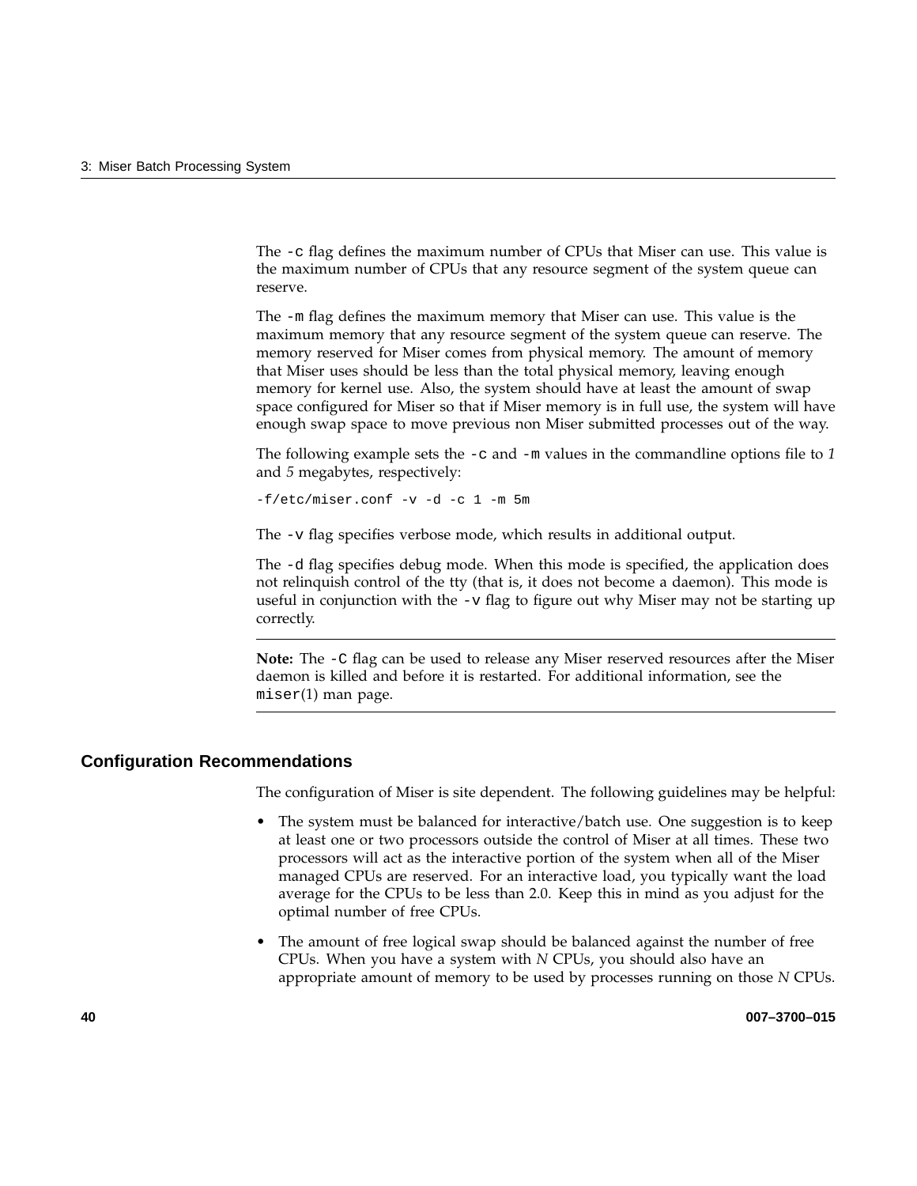The `-c` flag defines the maximum number of CPUs that Miser can use. This value is the maximum number of CPUs that any resource segment of the system queue can reserve.

The `-m` flag defines the maximum memory that Miser can use. This value is the maximum memory that any resource segment of the system queue can reserve. The memory reserved for Miser comes from physical memory. The amount of memory that Miser uses should be less than the total physical memory, leaving enough memory for kernel use. Also, the system should have at least the amount of swap space configured for Miser so that if Miser memory is in full use, the system will have enough swap space to move previous non Miser submitted processes out of the way.

The following example sets the `-c` and `-m` values in the commandline options file to *1* and *5* megabytes, respectively:

```
-f/etc/miser.conf -v -d -c 1 -m 5m
```

The `-v` flag specifies verbose mode, which results in additional output.

The `-d` flag specifies debug mode. When this mode is specified, the application does not relinquish control of the tty (that is, it does not become a daemon). This mode is useful in conjunction with the `-v` flag to figure out why Miser may not be starting up correctly.

---

**Note:** The `-C` flag can be used to release any Miser reserved resources after the Miser daemon is killed and before it is restarted. For additional information, see the `miser`(1) man page.

---

## Configuration Recommendations

The configuration of Miser is site dependent. The following guidelines may be helpful:

- The system must be balanced for interactive/batch use. One suggestion is to keep at least one or two processors outside the control of Miser at all times. These two processors will act as the interactive portion of the system when all of the Miser managed CPUs are reserved. For an interactive load, you typically want the load average for the CPUs to be less than 2.0. Keep this in mind as you adjust for the optimal number of free CPUs.
- The amount of free logical swap should be balanced against the number of free CPUs. When you have a system with *N* CPUs, you should also have an appropriate amount of memory to be used by processes running on those *N* CPUs.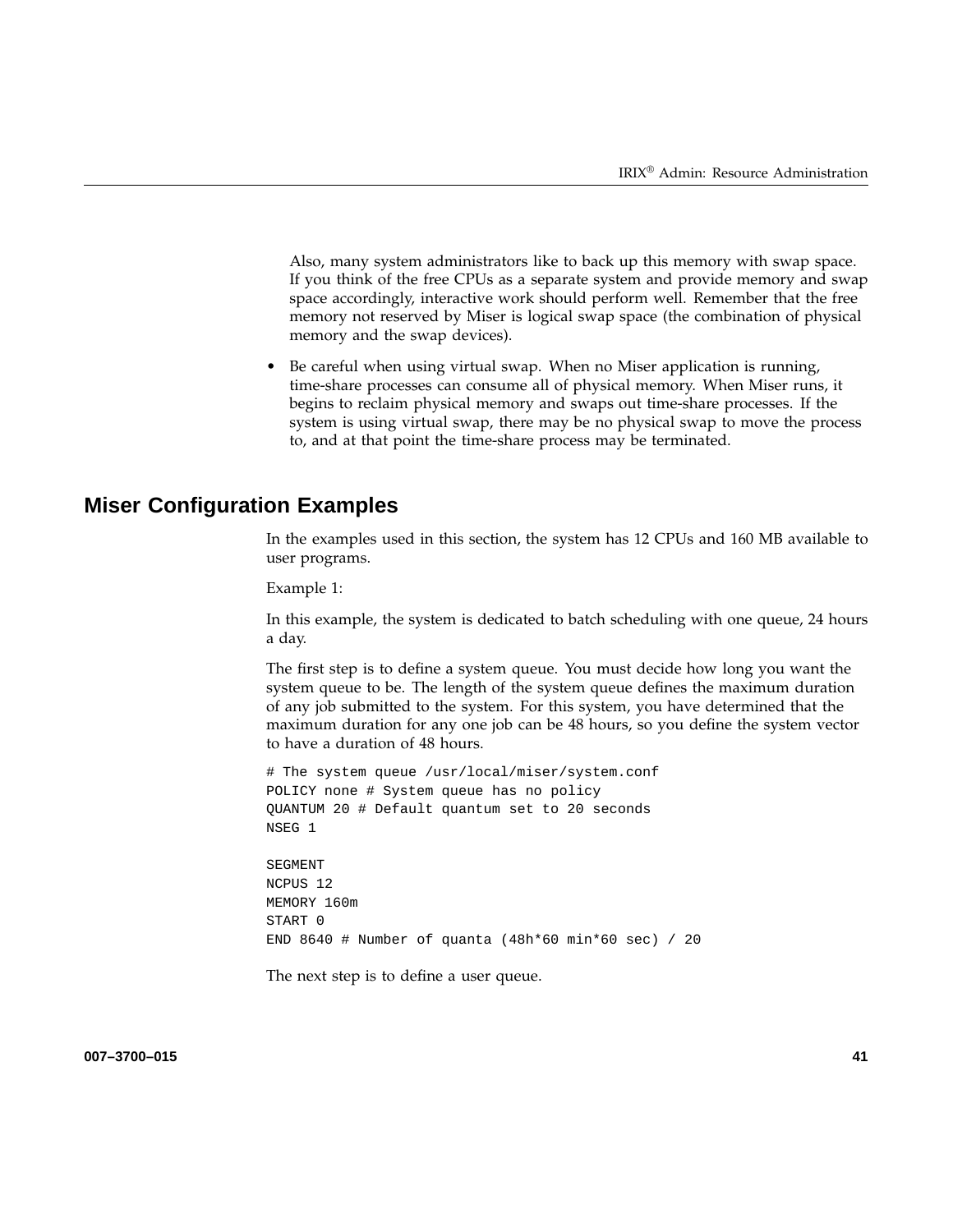Also, many system administrators like to back up this memory with swap space. If you think of the free CPUs as a separate system and provide memory and swap space accordingly, interactive work should perform well. Remember that the free memory not reserved by Miser is logical swap space (the combination of physical memory and the swap devices).

- Be careful when using virtual swap. When no Miser application is running, time-share processes can consume all of physical memory. When Miser runs, it begins to reclaim physical memory and swaps out time-share processes. If the system is using virtual swap, there may be no physical swap to move the process to, and at that point the time-share process may be terminated.

## Miser Configuration Examples

In the examples used in this section, the system has 12 CPUs and 160 MB available to user programs.

Example 1:

In this example, the system is dedicated to batch scheduling with one queue, 24 hours a day.

The first step is to define a system queue. You must decide how long you want the system queue to be. The length of the system queue defines the maximum duration of any job submitted to the system. For this system, you have determined that the maximum duration for any one job can be 48 hours, so you define the system vector to have a duration of 48 hours.

```
# The system queue /usr/local/miser/system.conf
POLICY none # System queue has no policy
QUANTUM 20 # Default quantum set to 20 seconds
NSEG 1

SEGMENT
NCPUS 12
MEMORY 160m
START 0
END 8640 # Number of quanta (48h*60 min*60 sec) / 20
```

The next step is to define a user queue.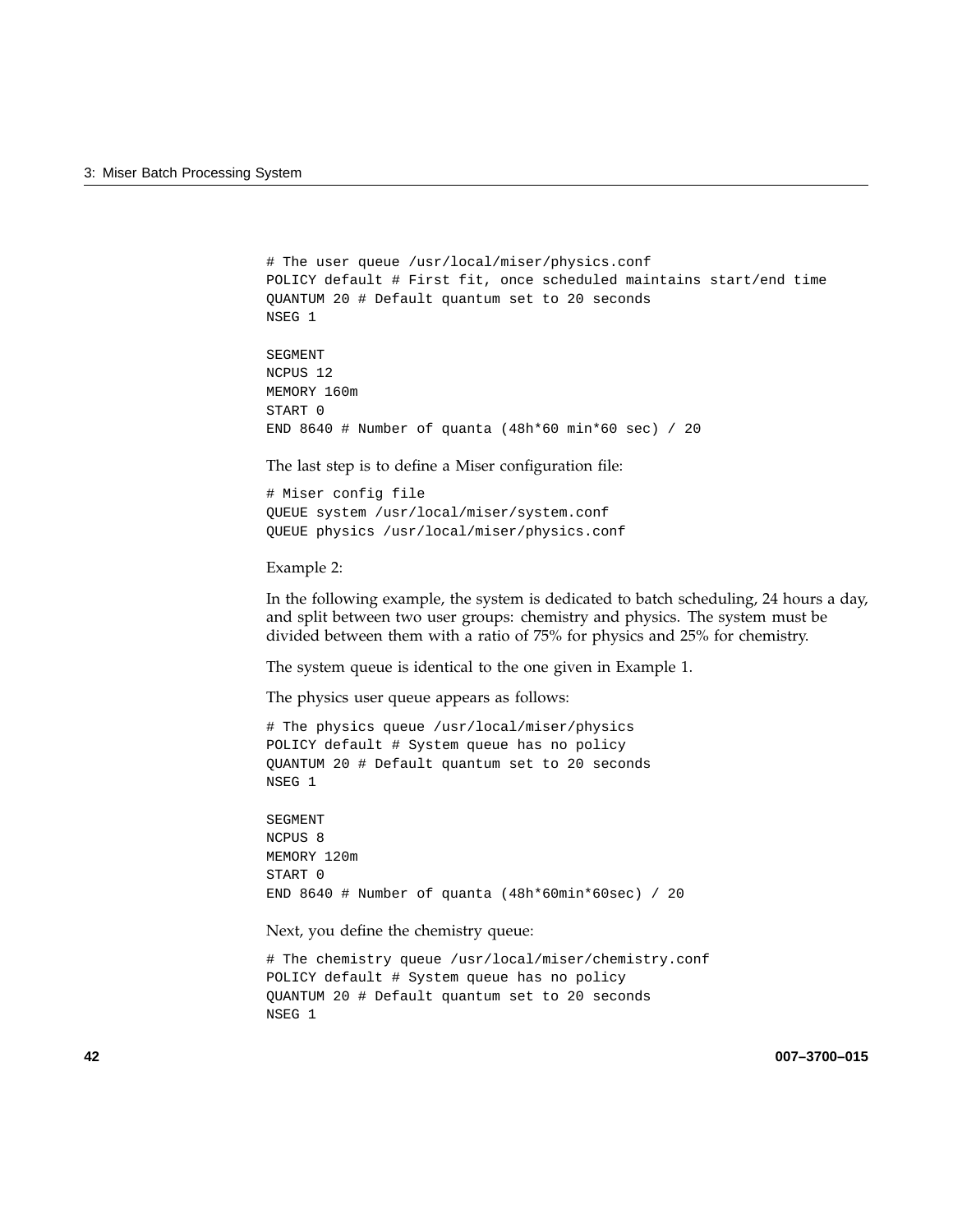```
# The user queue /usr/local/miser/physics.conf
POLICY default # First fit, once scheduled maintains start/end time
QUANTUM 20 # Default quantum set to 20 seconds
NSEG 1

SEGMENT
NCPUS 12
MEMORY 160m
START 0
END 8640 # Number of quanta (48h*60 min*60 sec) / 20
```

The last step is to define a Miser configuration file:

```
# Miser config file
QUEUE system /usr/local/miser/system.conf
QUEUE physics /usr/local/miser/physics.conf
```

Example 2:

In the following example, the system is dedicated to batch scheduling, 24 hours a day, and split between two user groups: chemistry and physics. The system must be divided between them with a ratio of 75% for physics and 25% for chemistry.

The system queue is identical to the one given in Example 1.

The physics user queue appears as follows:

```
# The physics queue /usr/local/miser/physics
POLICY default # System queue has no policy
QUANTUM 20 # Default quantum set to 20 seconds
NSEG 1

SEGMENT
NCPUS 8
MEMORY 120m
START 0
END 8640 # Number of quanta (48h*60min*60sec) / 20
```

Next, you define the chemistry queue:

```
# The chemistry queue /usr/local/miser/chemistry.conf
POLICY default # System queue has no policy
QUANTUM 20 # Default quantum set to 20 seconds
NSEG 1
```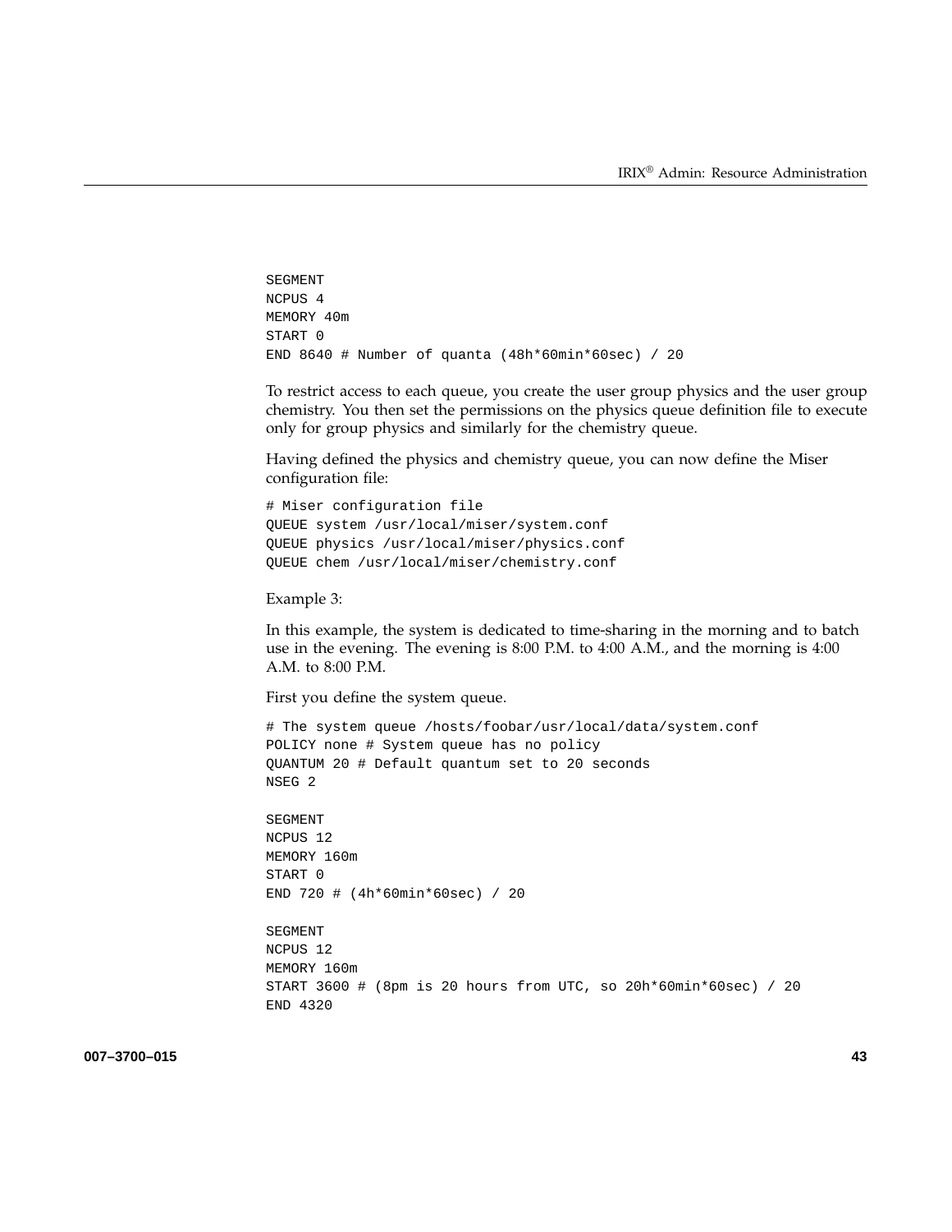```
SEGMENT
NCPUS 4
MEMORY 40m
START 0
END 8640 # Number of quanta (48h*60min*60sec) / 20
```

To restrict access to each queue, you create the user group physics and the user group chemistry. You then set the permissions on the physics queue definition file to execute only for group physics and similarly for the chemistry queue.

Having defined the physics and chemistry queue, you can now define the Miser configuration file:

```
# Miser configuration file
QUEUE system /usr/local/miser/system.conf
QUEUE physics /usr/local/miser/physics.conf
QUEUE chem /usr/local/miser/chemistry.conf
```

Example 3:

In this example, the system is dedicated to time-sharing in the morning and to batch use in the evening. The evening is 8:00 P.M. to 4:00 A.M., and the morning is 4:00 A.M. to 8:00 P.M.

First you define the system queue.

```
# The system queue /hosts/foobar/usr/local/data/system.conf
POLICY none # System queue has no policy
QUANTUM 20 # Default quantum set to 20 seconds
NSEG 2

SEGMENT
NCPUS 12
MEMORY 160m
START 0
END 720 # (4h*60min*60sec) / 20

SEGMENT
NCPUS 12
MEMORY 160m
START 3600 # (8pm is 20 hours from UTC, so 20h*60min*60sec) / 20
END 4320
```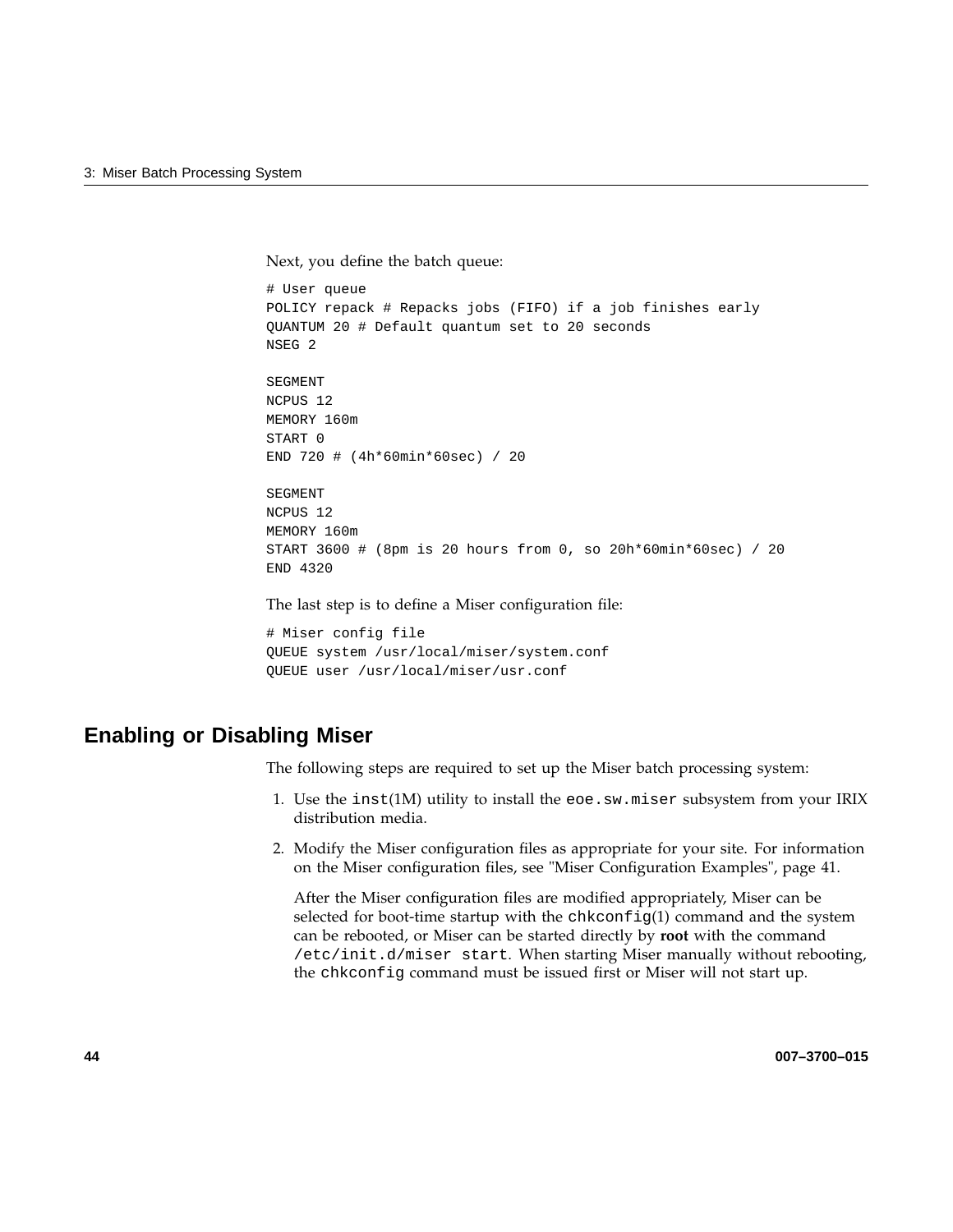Next, you define the batch queue:

```
# User queue
POLICY repack # Repacks jobs (FIFO) if a job finishes early
QUANTUM 20 # Default quantum set to 20 seconds
NSEG 2

SEGMENT
NCPUS 12
MEMORY 160m
START 0
END 720 # (4h*60min*60sec) / 20

SEGMENT
NCPUS 12
MEMORY 160m
START 3600 # (8pm is 20 hours from 0, so 20h*60min*60sec) / 20
END 4320
```

The last step is to define a Miser configuration file:

```
# Miser config file
QUEUE system /usr/local/miser/system.conf
QUEUE user /usr/local/miser/usr.conf
```

## Enabling or Disabling Miser

The following steps are required to set up the Miser batch processing system:

1. Use the `inst`(1M) utility to install the `eoe.sw.miser` subsystem from your IRIX distribution media.
2. Modify the Miser configuration files as appropriate for your site. For information on the Miser configuration files, see "Miser Configuration Examples", page 41.

   After the Miser configuration files are modified appropriately, Miser can be selected for boot-time startup with the `chkconfig`(1) command and the system can be rebooted, or Miser can be started directly by **root** with the command `/etc/init.d/miser start`. When starting Miser manually without rebooting, the `chkconfig` command must be issued first or Miser will not start up.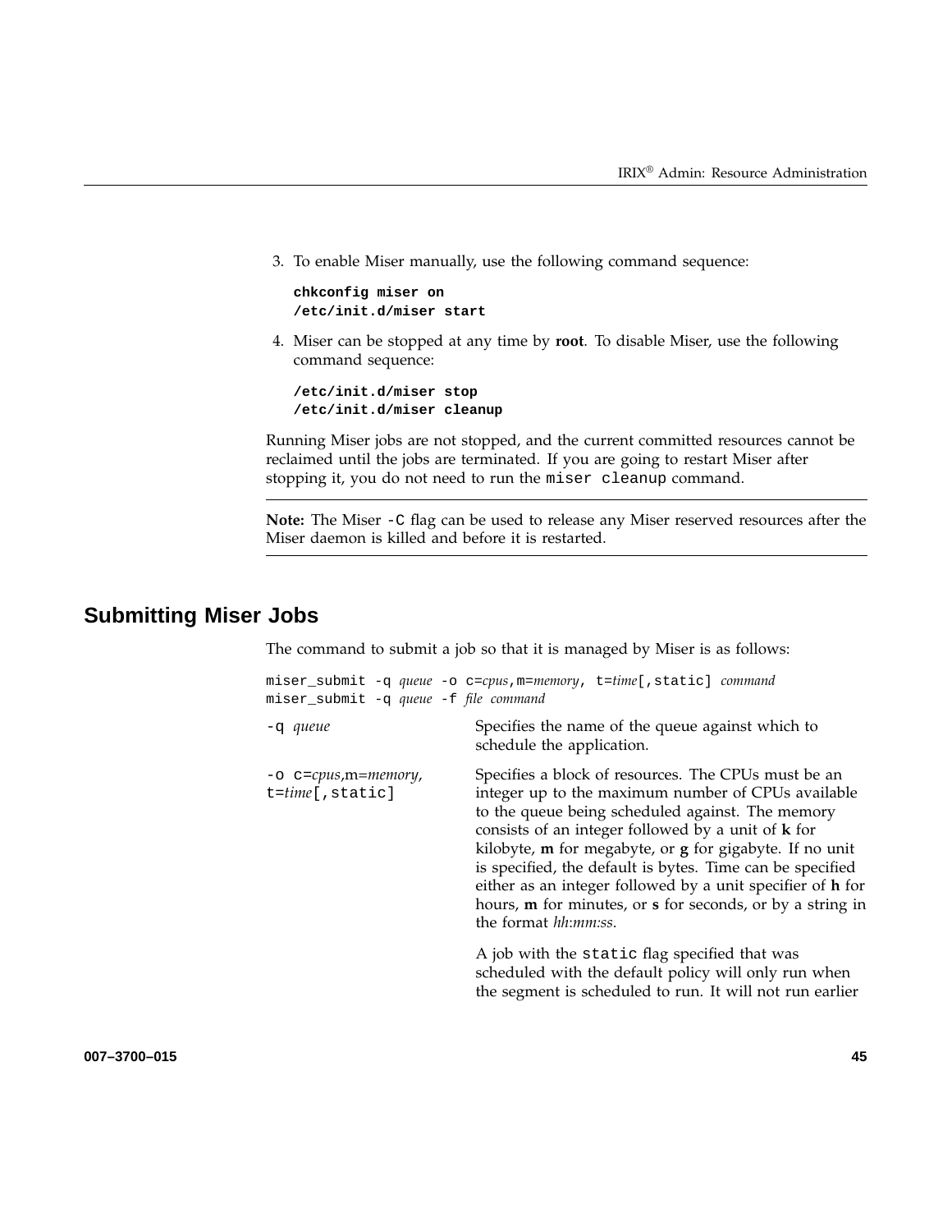3. To enable Miser manually, use the following command sequence:

```
chkconfig miser on
/etc/init.d/miser start
```

4. Miser can be stopped at any time by **root**. To disable Miser, use the following command sequence:

```
/etc/init.d/miser stop
/etc/init.d/miser cleanup
```

Running Miser jobs are not stopped, and the current committed resources cannot be reclaimed until the jobs are terminated. If you are going to restart Miser after stopping it, you do not need to run the `miser cleanup` command.

---

**Note:** The Miser `-C` flag can be used to release any Miser reserved resources after the Miser daemon is killed and before it is restarted.

---

## Submitting Miser Jobs

The command to submit a job so that it is managed by Miser is as follows:

```
miser_submit -q queue -o c=cpus,m=memory, t=time[,static] command
miser_submit -q queue -f file command
```

`-q` *queue*
: Specifies the name of the queue against which to schedule the application.

`-o c=`*cpus*`,m=`*memory*`, t=`*time*`[,static]`
: Specifies a block of resources. The CPUs must be an integer up to the maximum number of CPUs available to the queue being scheduled against. The memory consists of an integer followed by a unit of **k** for kilobyte, **m** for megabyte, or **g** for gigabyte. If no unit is specified, the default is bytes. Time can be specified either as an integer followed by a unit specifier of **h** for hours, **m** for minutes, or **s** for seconds, or by a string in the format *hh:mm:ss*.

  A job with the `static` flag specified that was scheduled with the default policy will only run when the segment is scheduled to run. It will not run earlier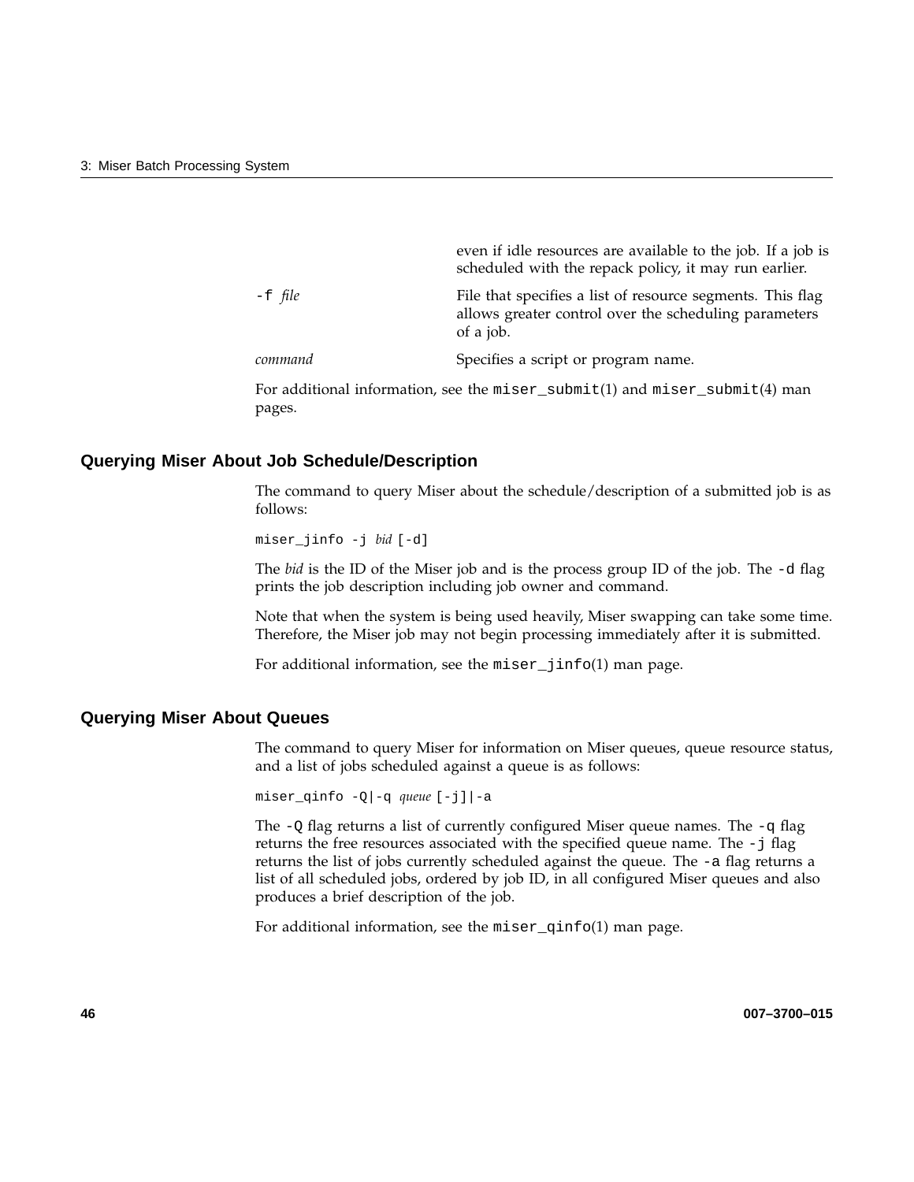| | |
|---|---|
| | even if idle resources are available to the job. If a job is scheduled with the repack policy, it may run earlier. |
| `-f` *file* | File that specifies a list of resource segments. This flag allows greater control over the scheduling parameters of a job. |
| *command* | Specifies a script or program name. |

For additional information, see the `miser_submit`(1) and `miser_submit`(4) man pages.

## Querying Miser About Job Schedule/Description

The command to query Miser about the schedule/description of a submitted job is as follows:

```
miser_jinfo -j bid [-d]
```

The *bid* is the ID of the Miser job and is the process group ID of the job. The `-d` flag prints the job description including job owner and command.

Note that when the system is being used heavily, Miser swapping can take some time. Therefore, the Miser job may not begin processing immediately after it is submitted.

For additional information, see the `miser_jinfo`(1) man page.

## Querying Miser About Queues

The command to query Miser for information on Miser queues, queue resource status, and a list of jobs scheduled against a queue is as follows:

```
miser_qinfo -Q|-q queue [-j]|-a
```

The `-Q` flag returns a list of currently configured Miser queue names. The `-q` flag returns the free resources associated with the specified queue name. The `-j` flag returns the list of jobs currently scheduled against the queue. The `-a` flag returns a list of all scheduled jobs, ordered by job ID, in all configured Miser queues and also produces a brief description of the job.

For additional information, see the `miser_qinfo`(1) man page.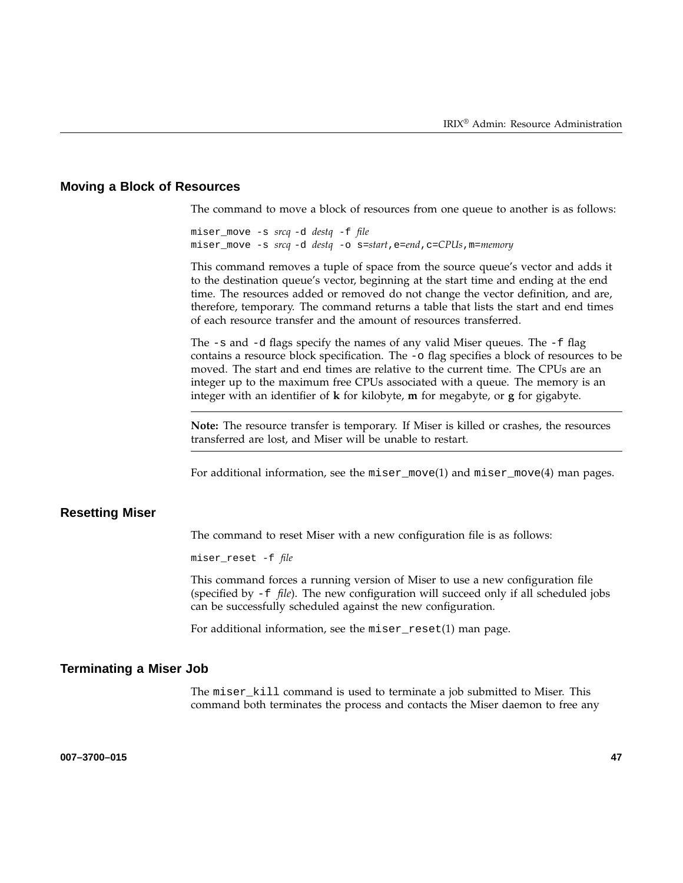## Moving a Block of Resources

The command to move a block of resources from one queue to another is as follows:

```
miser_move -s srcq -d destq -f file
miser_move -s srcq -d destq -o s=start,e=end,c=CPUs,m=memory
```

This command removes a tuple of space from the source queue's vector and adds it to the destination queue's vector, beginning at the start time and ending at the end time. The resources added or removed do not change the vector definition, and are, therefore, temporary. The command returns a table that lists the start and end times of each resource transfer and the amount of resources transferred.

The `-s` and `-d` flags specify the names of any valid Miser queues. The `-f` flag contains a resource block specification. The `-o` flag specifies a block of resources to be moved. The start and end times are relative to the current time. The CPUs are an integer up to the maximum free CPUs associated with a queue. The memory is an integer with an identifier of **k** for kilobyte, **m** for megabyte, or **g** for gigabyte.

---

**Note:** The resource transfer is temporary. If Miser is killed or crashes, the resources transferred are lost, and Miser will be unable to restart.

---

For additional information, see the `miser_move`(1) and `miser_move`(4) man pages.

## Resetting Miser

The command to reset Miser with a new configuration file is as follows:

```
miser_reset -f file
```

This command forces a running version of Miser to use a new configuration file (specified by `-f` *file*). The new configuration will succeed only if all scheduled jobs can be successfully scheduled against the new configuration.

For additional information, see the `miser_reset`(1) man page.

## Terminating a Miser Job

The `miser_kill` command is used to terminate a job submitted to Miser. This command both terminates the process and contacts the Miser daemon to free any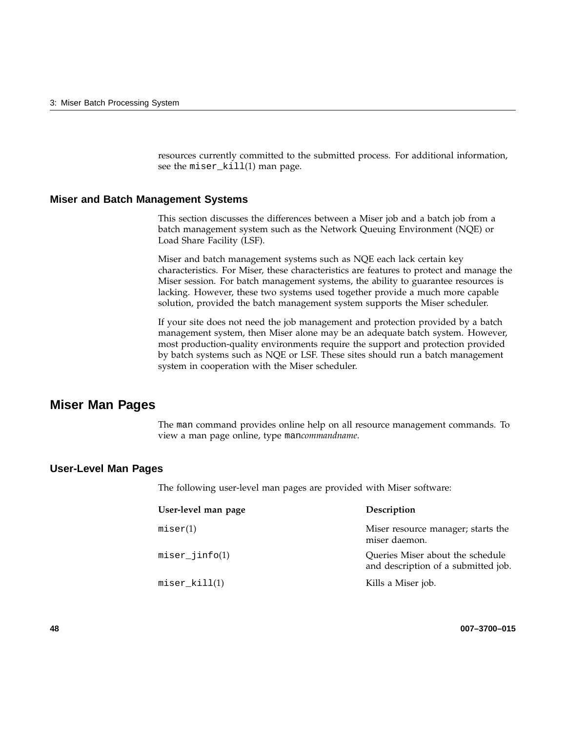resources currently committed to the submitted process. For additional information, see the `miser_kill`(1) man page.

### Miser and Batch Management Systems

This section discusses the differences between a Miser job and a batch job from a batch management system such as the Network Queuing Environment (NQE) or Load Share Facility (LSF).

Miser and batch management systems such as NQE each lack certain key characteristics. For Miser, these characteristics are features to protect and manage the Miser session. For batch management systems, the ability to guarantee resources is lacking. However, these two systems used together provide a much more capable solution, provided the batch management system supports the Miser scheduler.

If your site does not need the job management and protection provided by a batch management system, then Miser alone may be an adequate batch system. However, most production-quality environments require the support and protection provided by batch systems such as NQE or LSF. These sites should run a batch management system in cooperation with the Miser scheduler.

## Miser Man Pages

The `man` command provides online help on all resource management commands. To view a man page online, type `man`*commandname*.

### User-Level Man Pages

The following user-level man pages are provided with Miser software:

| User-level man page | Description |
|---|---|
| `miser`(1) | Miser resource manager; starts the miser daemon. |
| `miser_jinfo`(1) | Queries Miser about the schedule and description of a submitted job. |
| `miser_kill`(1) | Kills a Miser job. |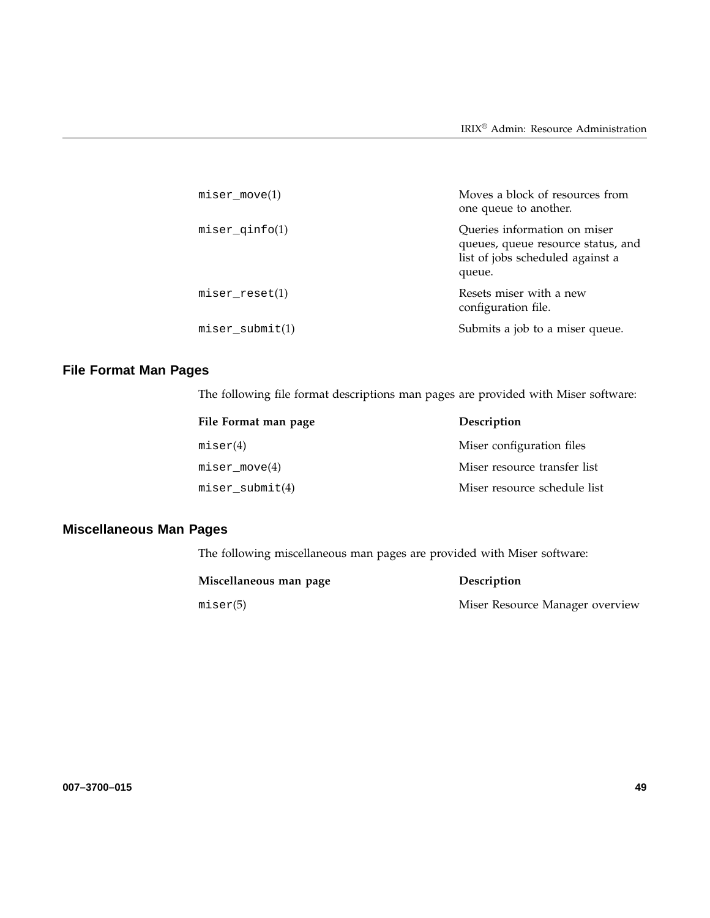| | |
|---|---|
| `miser_move`(1) | Moves a block of resources from one queue to another. |
| `miser_qinfo`(1) | Queries information on miser queues, queue resource status, and list of jobs scheduled against a queue. |
| `miser_reset`(1) | Resets miser with a new configuration file. |
| `miser_submit`(1) | Submits a job to a miser queue. |

## File Format Man Pages

The following file format descriptions man pages are provided with Miser software:

| File Format man page | Description |
|---|---|
| `miser`(4) | Miser configuration files |
| `miser_move`(4) | Miser resource transfer list |
| `miser_submit`(4) | Miser resource schedule list |

## Miscellaneous Man Pages

The following miscellaneous man pages are provided with Miser software:

| Miscellaneous man page | Description |
|---|---|
| `miser`(5) | Miser Resource Manager overview |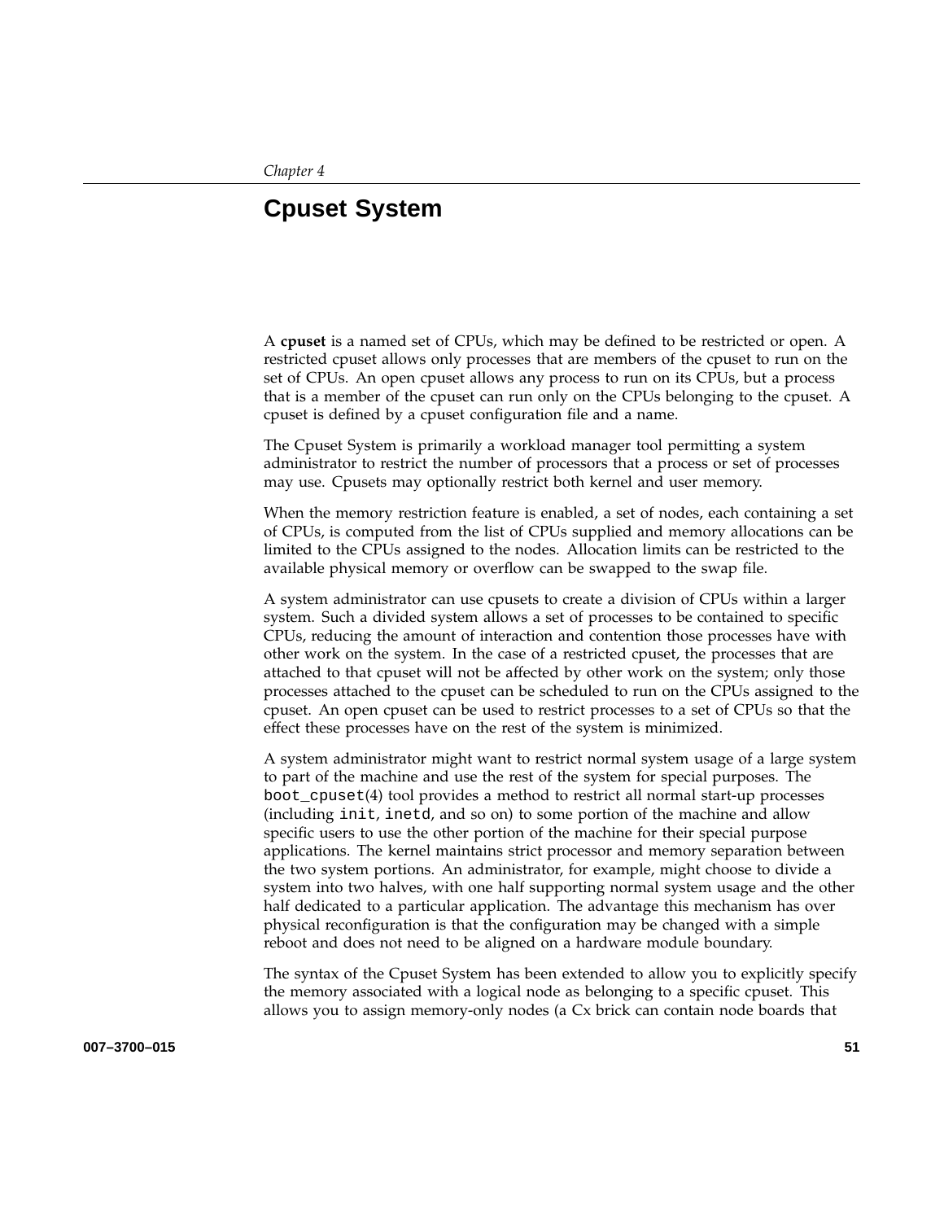*Chapter 4*

# Cpuset System

A **cpuset** is a named set of CPUs, which may be defined to be restricted or open. A restricted cpuset allows only processes that are members of the cpuset to run on the set of CPUs. An open cpuset allows any process to run on its CPUs, but a process that is a member of the cpuset can run only on the CPUs belonging to the cpuset. A cpuset is defined by a cpuset configuration file and a name.

The Cpuset System is primarily a workload manager tool permitting a system administrator to restrict the number of processors that a process or set of processes may use. Cpusets may optionally restrict both kernel and user memory.

When the memory restriction feature is enabled, a set of nodes, each containing a set of CPUs, is computed from the list of CPUs supplied and memory allocations can be limited to the CPUs assigned to the nodes. Allocation limits can be restricted to the available physical memory or overflow can be swapped to the swap file.

A system administrator can use cpusets to create a division of CPUs within a larger system. Such a divided system allows a set of processes to be contained to specific CPUs, reducing the amount of interaction and contention those processes have with other work on the system. In the case of a restricted cpuset, the processes that are attached to that cpuset will not be affected by other work on the system; only those processes attached to the cpuset can be scheduled to run on the CPUs assigned to the cpuset. An open cpuset can be used to restrict processes to a set of CPUs so that the effect these processes have on the rest of the system is minimized.

A system administrator might want to restrict normal system usage of a large system to part of the machine and use the rest of the system for special purposes. The `boot_cpuset`(4) tool provides a method to restrict all normal start-up processes (including `init`, `inetd`, and so on) to some portion of the machine and allow specific users to use the other portion of the machine for their special purpose applications. The kernel maintains strict processor and memory separation between the two system portions. An administrator, for example, might choose to divide a system into two halves, with one half supporting normal system usage and the other half dedicated to a particular application. The advantage this mechanism has over physical reconfiguration is that the configuration may be changed with a simple reboot and does not need to be aligned on a hardware module boundary.

The syntax of the Cpuset System has been extended to allow you to explicitly specify the memory associated with a logical node as belonging to a specific cpuset. This allows you to assign memory-only nodes (a Cx brick can contain node boards that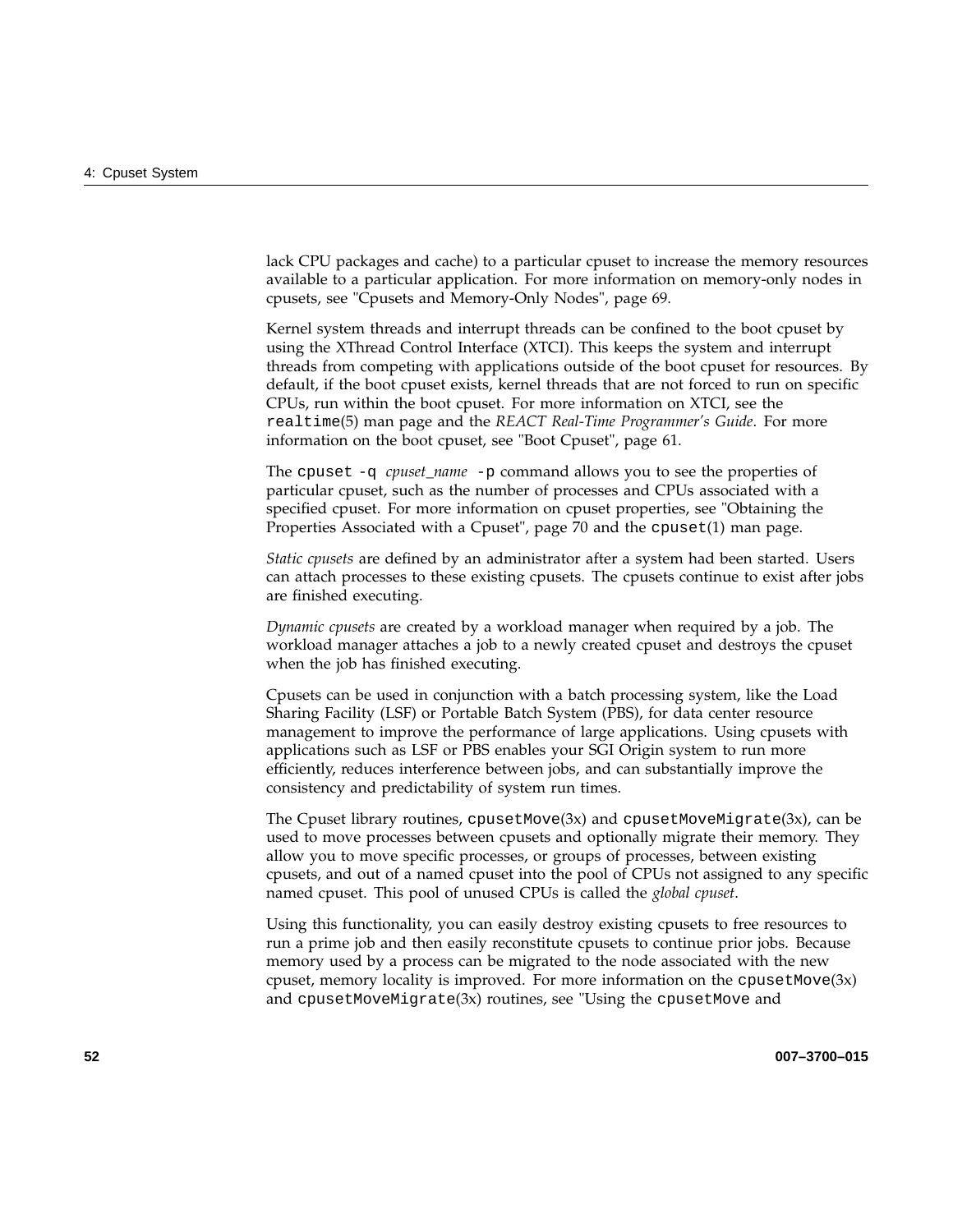lack CPU packages and cache) to a particular cpuset to increase the memory resources available to a particular application. For more information on memory-only nodes in cpusets, see "Cpusets and Memory-Only Nodes", page 69.

Kernel system threads and interrupt threads can be confined to the boot cpuset by using the XThread Control Interface (XTCI). This keeps the system and interrupt threads from competing with applications outside of the boot cpuset for resources. By default, if the boot cpuset exists, kernel threads that are not forced to run on specific CPUs, run within the boot cpuset. For more information on XTCI, see the `realtime`(5) man page and the *REACT Real-Time Programmer's Guide*. For more information on the boot cpuset, see "Boot Cpuset", page 61.

The `cpuset -q` *cpuset_name* `-p` command allows you to see the properties of particular cpuset, such as the number of processes and CPUs associated with a specified cpuset. For more information on cpuset properties, see "Obtaining the Properties Associated with a Cpuset", page 70 and the `cpuset`(1) man page.

*Static cpusets* are defined by an administrator after a system had been started. Users can attach processes to these existing cpusets. The cpusets continue to exist after jobs are finished executing.

*Dynamic cpusets* are created by a workload manager when required by a job. The workload manager attaches a job to a newly created cpuset and destroys the cpuset when the job has finished executing.

Cpusets can be used in conjunction with a batch processing system, like the Load Sharing Facility (LSF) or Portable Batch System (PBS), for data center resource management to improve the performance of large applications. Using cpusets with applications such as LSF or PBS enables your SGI Origin system to run more efficiently, reduces interference between jobs, and can substantially improve the consistency and predictability of system run times.

The Cpuset library routines, `cpusetMove`(3x) and `cpusetMoveMigrate`(3x), can be used to move processes between cpusets and optionally migrate their memory. They allow you to move specific processes, or groups of processes, between existing cpusets, and out of a named cpuset into the pool of CPUs not assigned to any specific named cpuset. This pool of unused CPUs is called the *global cpuset*.

Using this functionality, you can easily destroy existing cpusets to free resources to run a prime job and then easily reconstitute cpusets to continue prior jobs. Because memory used by a process can be migrated to the node associated with the new cpuset, memory locality is improved. For more information on the `cpusetMove`(3x) and `cpusetMoveMigrate`(3x) routines, see "Using the `cpusetMove` and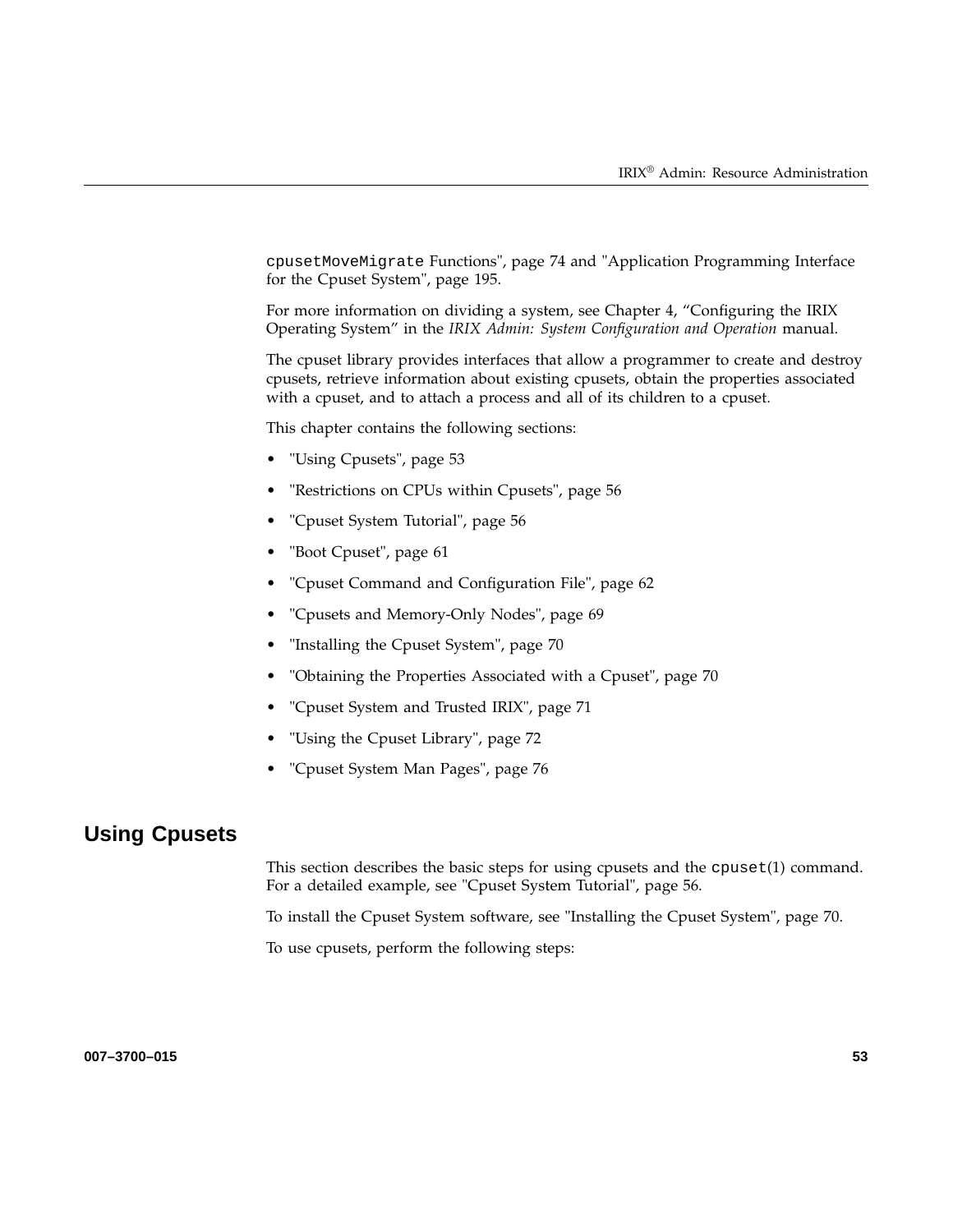`cpusetMoveMigrate` Functions", page 74 and "Application Programming Interface for the Cpuset System", page 195.

For more information on dividing a system, see Chapter 4, “Configuring the IRIX Operating System” in the *IRIX Admin: System Configuration and Operation* manual.

The cpuset library provides interfaces that allow a programmer to create and destroy cpusets, retrieve information about existing cpusets, obtain the properties associated with a cpuset, and to attach a process and all of its children to a cpuset.

This chapter contains the following sections:

- "Using Cpusets", page 53
- "Restrictions on CPUs within Cpusets", page 56
- "Cpuset System Tutorial", page 56
- "Boot Cpuset", page 61
- "Cpuset Command and Configuration File", page 62
- "Cpusets and Memory-Only Nodes", page 69
- "Installing the Cpuset System", page 70
- "Obtaining the Properties Associated with a Cpuset", page 70
- "Cpuset System and Trusted IRIX", page 71
- "Using the Cpuset Library", page 72
- "Cpuset System Man Pages", page 76

## Using Cpusets

This section describes the basic steps for using cpusets and the `cpuset`(1) command. For a detailed example, see "Cpuset System Tutorial", page 56.

To install the Cpuset System software, see "Installing the Cpuset System", page 70.

To use cpusets, perform the following steps: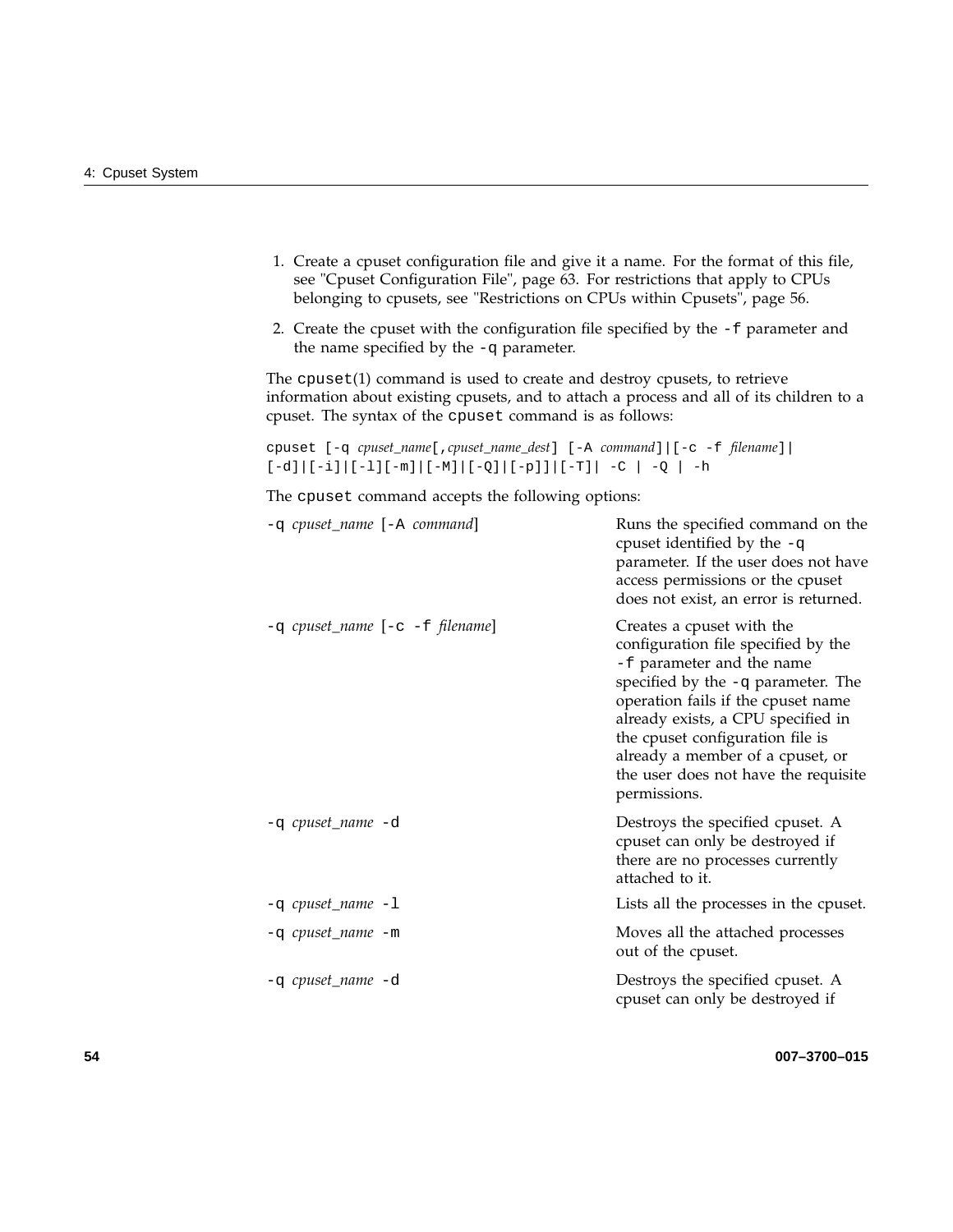1. Create a cpuset configuration file and give it a name. For the format of this file, see "Cpuset Configuration File", page 63. For restrictions that apply to CPUs belonging to cpusets, see "Restrictions on CPUs within Cpusets", page 56.

2. Create the cpuset with the configuration file specified by the `-f` parameter and the name specified by the `-q` parameter.

The `cpuset`(1) command is used to create and destroy cpusets, to retrieve information about existing cpusets, and to attach a process and all of its children to a cpuset. The syntax of the `cpuset` command is as follows:

```
cpuset [-q cpuset_name[,cpuset_name_dest] [-A command]|[-c -f filename]|
[-d]|[-i]|[-l][-m]|[-M]|[-Q]|[-p]]|[-T]| -C | -Q | -h
```

The `cpuset` command accepts the following options:

| Option | Description |
| --- | --- |
| `-q` *cpuset_name* [`-A` *command*] | Runs the specified command on the cpuset identified by the `-q` parameter. If the user does not have access permissions or the cpuset does not exist, an error is returned. |
| `-q` *cpuset_name* [`-c -f` *filename*] | Creates a cpuset with the configuration file specified by the `-f` parameter and the name specified by the `-q` parameter. The operation fails if the cpuset name already exists, a CPU specified in the cpuset configuration file is already a member of a cpuset, or the user does not have the requisite permissions. |
| `-q` *cpuset_name* `-d` | Destroys the specified cpuset. A cpuset can only be destroyed if there are no processes currently attached to it. |
| `-q` *cpuset_name* `-l` | Lists all the processes in the cpuset. |
| `-q` *cpuset_name* `-m` | Moves all the attached processes out of the cpuset. |
| `-q` *cpuset_name* `-d` | Destroys the specified cpuset. A cpuset can only be destroyed if |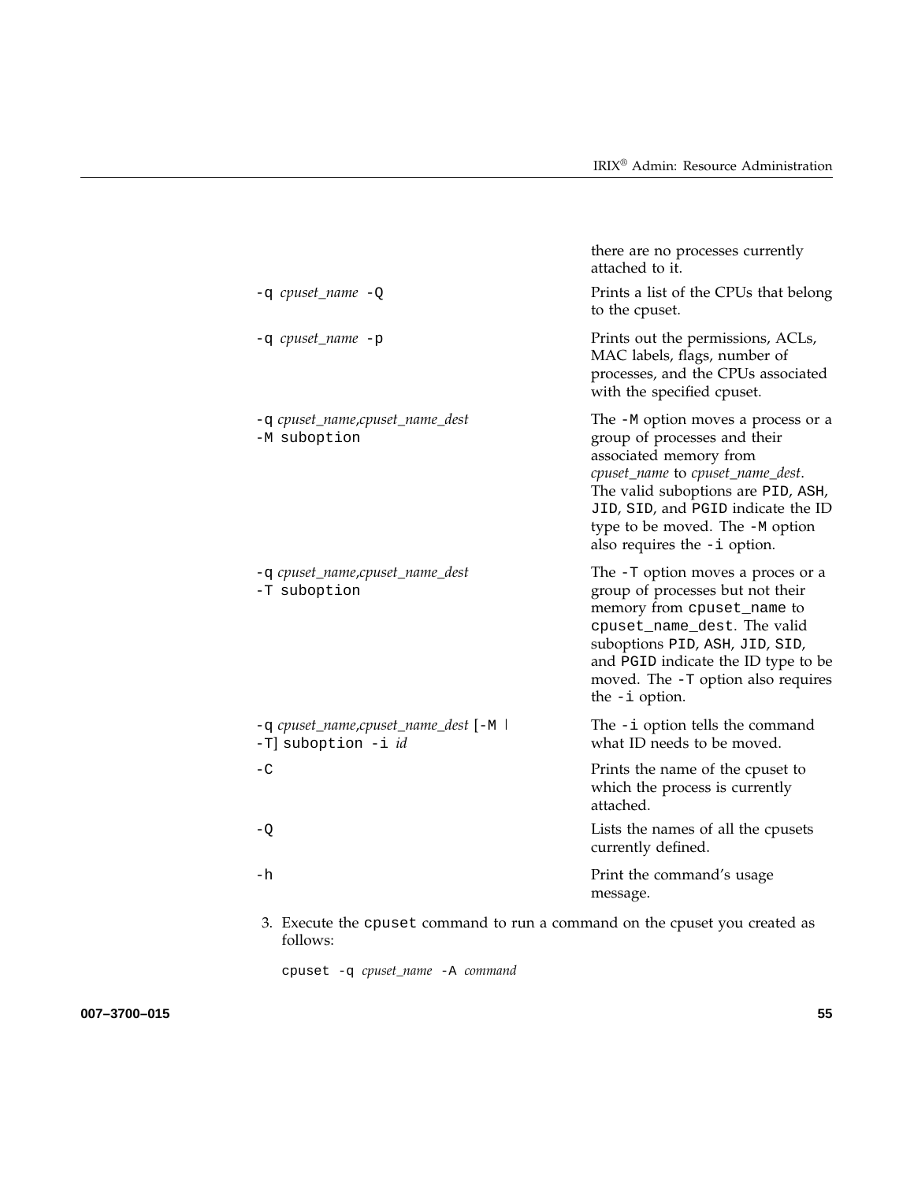| | |
|---|---|
| | there are no processes currently attached to it. |
| `-q` *cpuset_name* `-Q` | Prints a list of the CPUs that belong to the cpuset. |
| `-q` *cpuset_name* `-p` | Prints out the permissions, ACLs, MAC labels, flags, number of processes, and the CPUs associated with the specified cpuset. |
| `-q` *cpuset_name,cpuset_name_dest* `-M suboption` | The `-M` option moves a process or a group of processes and their associated memory from *cpuset_name* to *cpuset_name_dest*. The valid suboptions are `PID`, `ASH`, `JID`, `SID`, and `PGID` indicate the ID type to be moved. The `-M` option also requires the `-i` option. |
| `-q` *cpuset_name,cpuset_name_dest* `-T suboption` | The `-T` option moves a proces or a group of processes but not their memory from `cpuset_name` to `cpuset_name_dest`. The valid suboptions `PID`, `ASH`, `JID`, `SID`, and `PGID` indicate the ID type to be moved. The `-T` option also requires the `-i` option. |
| `-q` *cpuset_name,cpuset_name_dest* [`-M` \| `-T`] `suboption -i` *id* | The `-i` option tells the command what ID needs to be moved. |
| `-C` | Prints the name of the cpuset to which the process is currently attached. |
| `-Q` | Lists the names of all the cpusets currently defined. |
| `-h` | Print the command's usage message. |

3. Execute the `cpuset` command to run a command on the cpuset you created as follows:

   `cpuset -q` *cpuset_name* `-A` *command*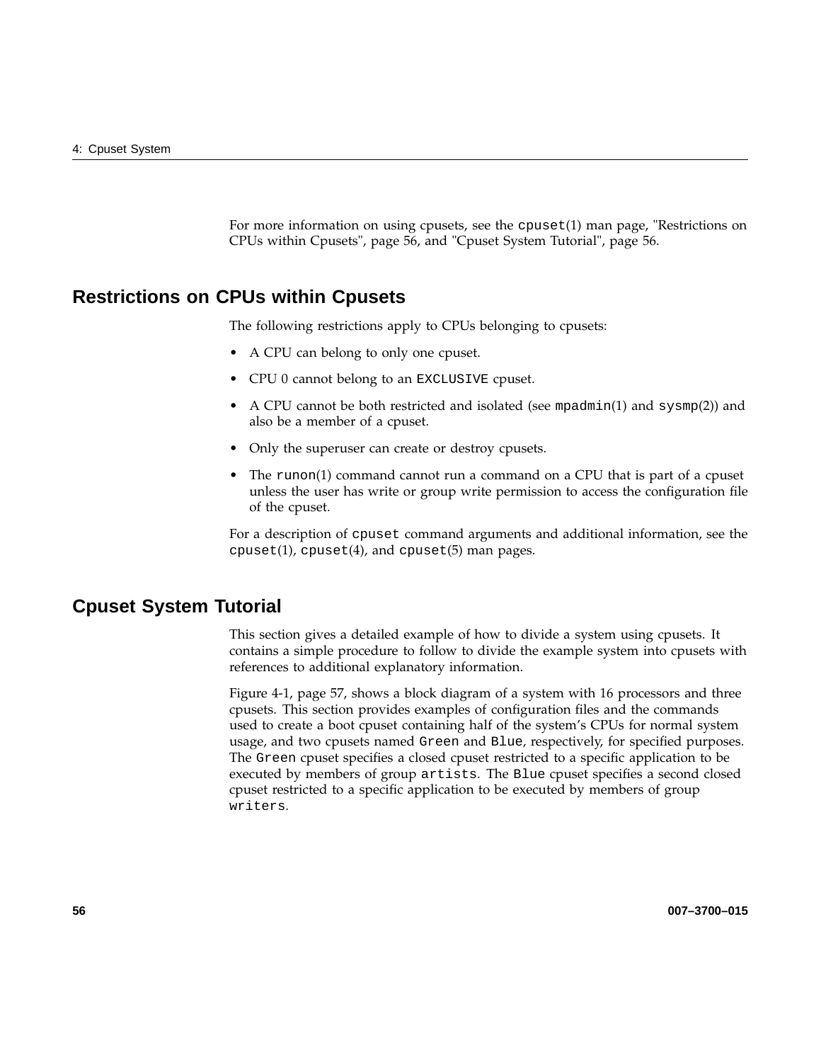For more information on using cpusets, see the `cpuset`(1) man page, "Restrictions on CPUs within Cpusets", page 56, and "Cpuset System Tutorial", page 56.

## Restrictions on CPUs within Cpusets

The following restrictions apply to CPUs belonging to cpusets:

- A CPU can belong to only one cpuset.
- CPU 0 cannot belong to an `EXCLUSIVE` cpuset.
- A CPU cannot be both restricted and isolated (see `mpadmin`(1) and `sysmp`(2)) and also be a member of a cpuset.
- Only the superuser can create or destroy cpusets.
- The `runon`(1) command cannot run a command on a CPU that is part of a cpuset unless the user has write or group write permission to access the configuration file of the cpuset.

For a description of `cpuset` command arguments and additional information, see the `cpuset`(1), `cpuset`(4), and `cpuset`(5) man pages.

## Cpuset System Tutorial

This section gives a detailed example of how to divide a system using cpusets. It contains a simple procedure to follow to divide the example system into cpusets with references to additional explanatory information.

Figure 4-1, page 57, shows a block diagram of a system with 16 processors and three cpusets. This section provides examples of configuration files and the commands used to create a boot cpuset containing half of the system's CPUs for normal system usage, and two cpusets named `Green` and `Blue`, respectively, for specified purposes. The `Green` cpuset specifies a closed cpuset restricted to a specific application to be executed by members of group `artists`. The `Blue` cpuset specifies a second closed cpuset restricted to a specific application to be executed by members of group `writers`.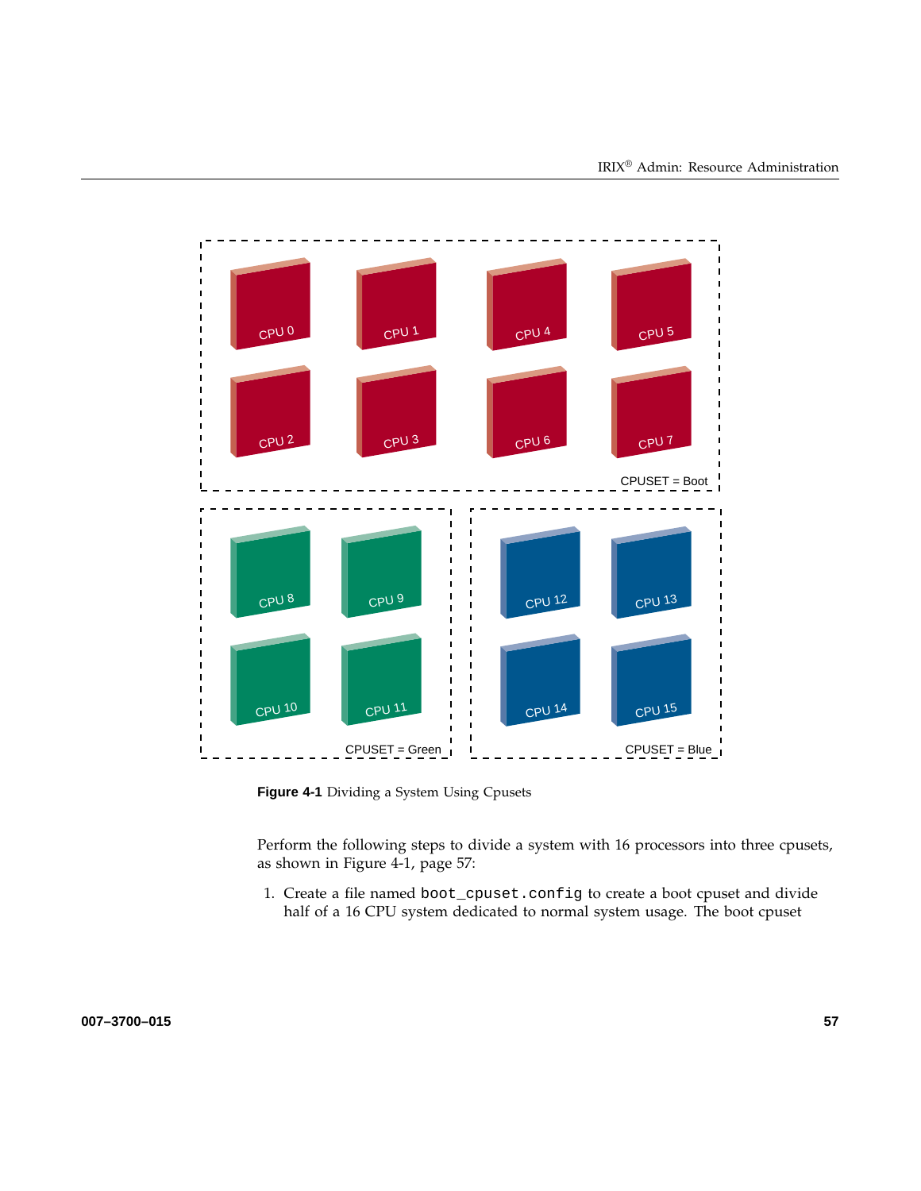**Figure 4-1** Dividing a System Using Cpusets

Perform the following steps to divide a system with 16 processors into three cpusets, as shown in Figure 4-1, page 57:

1. Create a file named `boot_cpuset.config` to create a boot cpuset and divide half of a 16 CPU system dedicated to normal system usage. The boot cpuset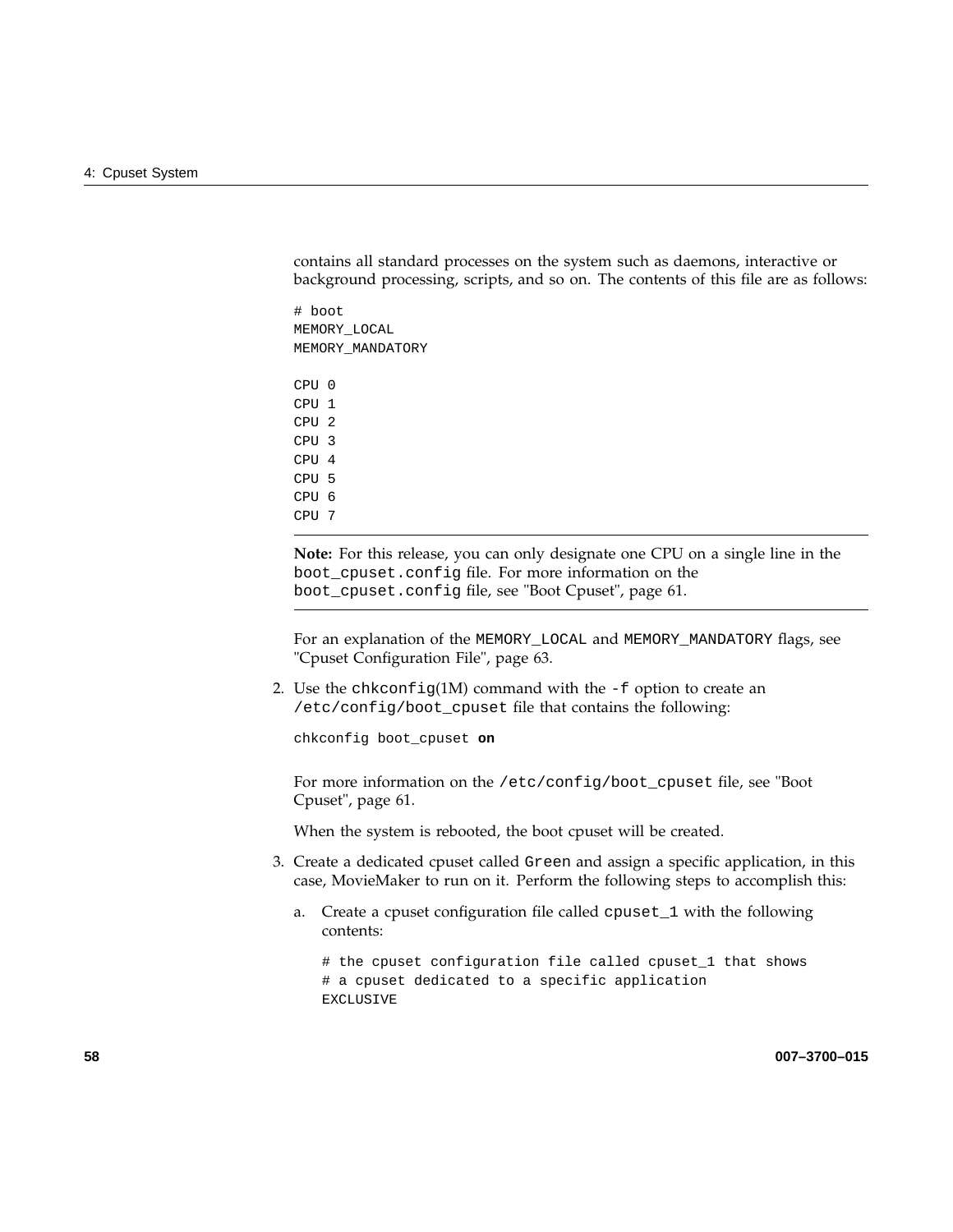contains all standard processes on the system such as daemons, interactive or background processing, scripts, and so on. The contents of this file are as follows:

```
# boot
MEMORY_LOCAL
MEMORY_MANDATORY

CPU 0
CPU 1
CPU 2
CPU 3
CPU 4
CPU 5
CPU 6
CPU 7
```

---

**Note:** For this release, you can only designate one CPU on a single line in the `boot_cpuset.config` file. For more information on the `boot_cpuset.config` file, see "Boot Cpuset", page 61.

---

For an explanation of the `MEMORY_LOCAL` and `MEMORY_MANDATORY` flags, see "Cpuset Configuration File", page 63.

2. Use the `chkconfig`(1M) command with the `-f` option to create an `/etc/config/boot_cpuset` file that contains the following:

   ```
   chkconfig boot_cpuset on
   ```

   For more information on the `/etc/config/boot_cpuset` file, see "Boot Cpuset", page 61.

   When the system is rebooted, the boot cpuset will be created.

3. Create a dedicated cpuset called `Green` and assign a specific application, in this case, MovieMaker to run on it. Perform the following steps to accomplish this:

   a. Create a cpuset configuration file called `cpuset_1` with the following contents:

   ```
   # the cpuset configuration file called cpuset_1 that shows
   # a cpuset dedicated to a specific application
   EXCLUSIVE
   ```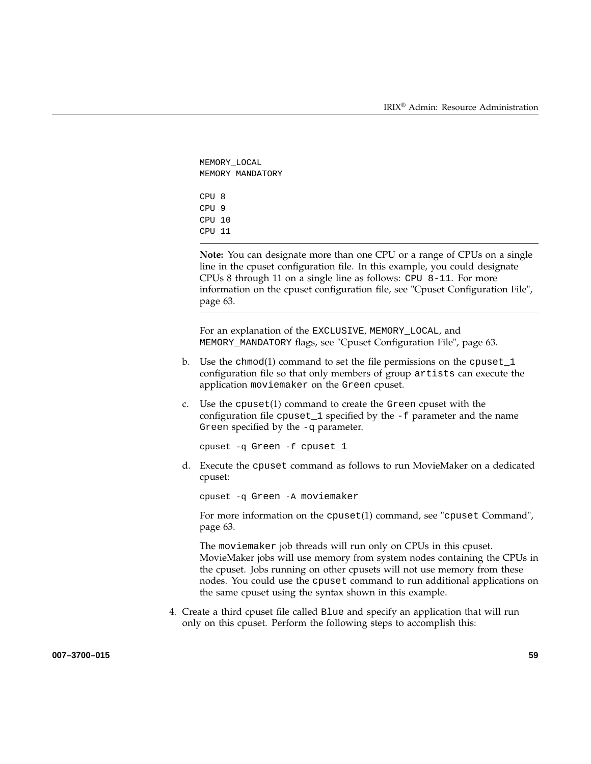```
MEMORY_LOCAL
MEMORY_MANDATORY

CPU 8
CPU 9
CPU 10
CPU 11
```

---

**Note:** You can designate more than one CPU or a range of CPUs on a single line in the cpuset configuration file. In this example, you could designate CPUs 8 through 11 on a single line as follows: `CPU 8-11`. For more information on the cpuset configuration file, see "Cpuset Configuration File", page 63.

---

For an explanation of the `EXCLUSIVE`, `MEMORY_LOCAL`, and `MEMORY_MANDATORY` flags, see "Cpuset Configuration File", page 63.

b. Use the `chmod`(1) command to set the file permissions on the `cpuset_1` configuration file so that only members of group `artists` can execute the application `moviemaker` on the `Green` cpuset.

c. Use the `cpuset`(1) command to create the `Green` cpuset with the configuration file `cpuset_1` specified by the `-f` parameter and the name `Green` specified by the `-q` parameter.

```
cpuset -q Green -f cpuset_1
```

d. Execute the `cpuset` command as follows to run MovieMaker on a dedicated cpuset:

```
cpuset -q Green -A moviemaker
```

For more information on the `cpuset`(1) command, see "`cpuset` Command", page 63.

The `moviemaker` job threads will run only on CPUs in this cpuset. MovieMaker jobs will use memory from system nodes containing the CPUs in the cpuset. Jobs running on other cpusets will not use memory from these nodes. You could use the `cpuset` command to run additional applications on the same cpuset using the syntax shown in this example.

4. Create a third cpuset file called `Blue` and specify an application that will run only on this cpuset. Perform the following steps to accomplish this: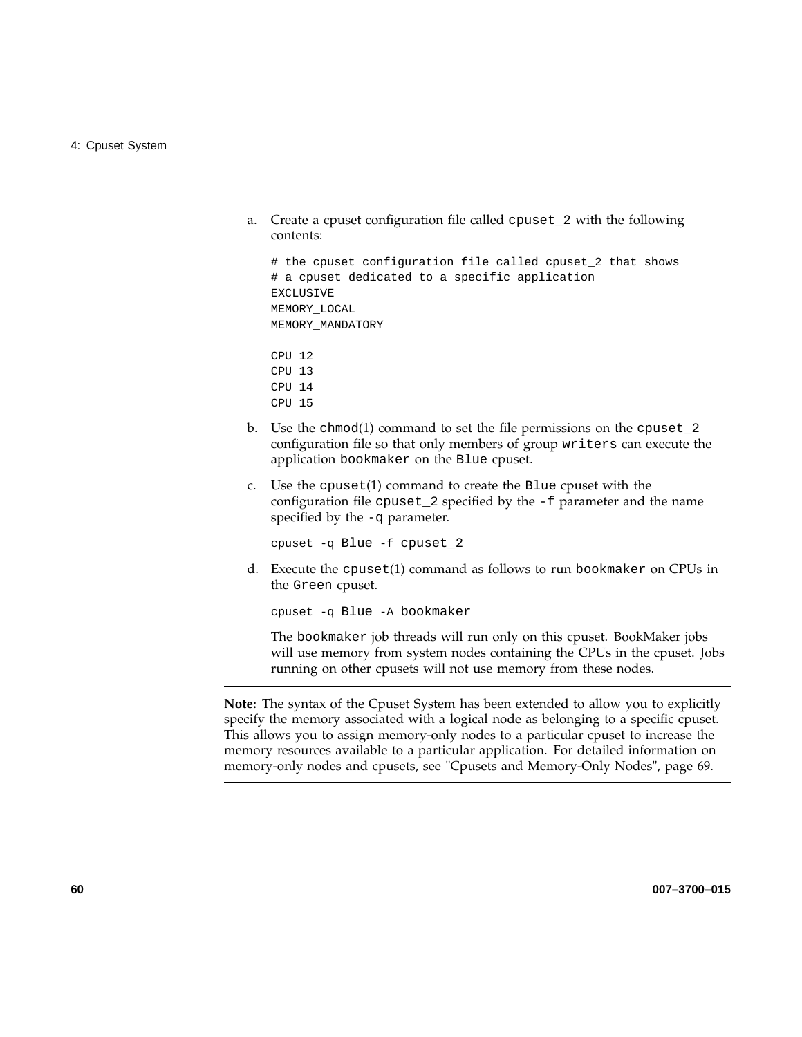a. Create a cpuset configuration file called `cpuset_2` with the following contents:

```
# the cpuset configuration file called cpuset_2 that shows
# a cpuset dedicated to a specific application
EXCLUSIVE
MEMORY_LOCAL
MEMORY_MANDATORY

CPU 12
CPU 13
CPU 14
CPU 15
```

b. Use the `chmod`(1) command to set the file permissions on the `cpuset_2` configuration file so that only members of group `writers` can execute the application `bookmaker` on the `Blue` cpuset.

c. Use the `cpuset`(1) command to create the `Blue` cpuset with the configuration file `cpuset_2` specified by the `-f` parameter and the name specified by the `-q` parameter.

```
cpuset -q Blue -f cpuset_2
```

d. Execute the `cpuset`(1) command as follows to run `bookmaker` on CPUs in the `Green` cpuset.

```
cpuset -q Blue -A bookmaker
```

The `bookmaker` job threads will run only on this cpuset. BookMaker jobs will use memory from system nodes containing the CPUs in the cpuset. Jobs running on other cpusets will not use memory from these nodes.

---

**Note:** The syntax of the Cpuset System has been extended to allow you to explicitly specify the memory associated with a logical node as belonging to a specific cpuset. This allows you to assign memory-only nodes to a particular cpuset to increase the memory resources available to a particular application. For detailed information on memory-only nodes and cpusets, see "Cpusets and Memory-Only Nodes", page 69.

---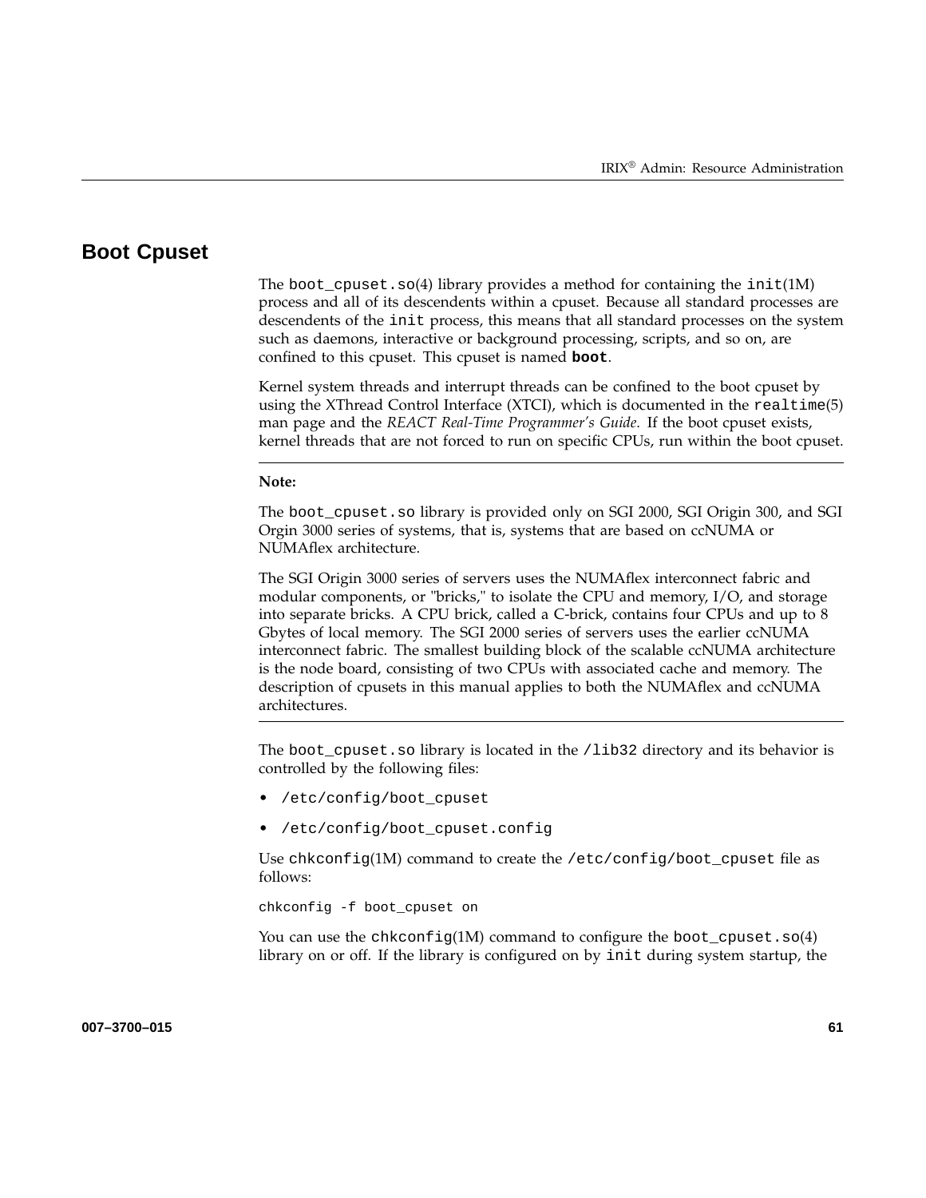## Boot Cpuset

The `boot_cpuset.so`(4) library provides a method for containing the `init`(1M) process and all of its descendents within a cpuset. Because all standard processes are descendents of the `init` process, this means that all standard processes on the system such as daemons, interactive or background processing, scripts, and so on, are confined to this cpuset. This cpuset is named **`boot`**.

Kernel system threads and interrupt threads can be confined to the boot cpuset by using the XThread Control Interface (XTCI), which is documented in the `realtime`(5) man page and the *REACT Real-Time Programmer's Guide*. If the boot cpuset exists, kernel threads that are not forced to run on specific CPUs, run within the boot cpuset.

---

**Note:**

The `boot_cpuset.so` library is provided only on SGI 2000, SGI Origin 300, and SGI Orgin 3000 series of systems, that is, systems that are based on ccNUMA or NUMAflex architecture.

The SGI Origin 3000 series of servers uses the NUMAflex interconnect fabric and modular components, or "bricks," to isolate the CPU and memory, I/O, and storage into separate bricks. A CPU brick, called a C-brick, contains four CPUs and up to 8 Gbytes of local memory. The SGI 2000 series of servers uses the earlier ccNUMA interconnect fabric. The smallest building block of the scalable ccNUMA architecture is the node board, consisting of two CPUs with associated cache and memory. The description of cpusets in this manual applies to both the NUMAflex and ccNUMA architectures.

---

The `boot_cpuset.so` library is located in the `/lib32` directory and its behavior is controlled by the following files:

- `/etc/config/boot_cpuset`
- `/etc/config/boot_cpuset.config`

Use `chkconfig`(1M) command to create the `/etc/config/boot_cpuset` file as follows:

```
chkconfig -f boot_cpuset on
```

You can use the `chkconfig`(1M) command to configure the `boot_cpuset.so`(4) library on or off. If the library is configured on by `init` during system startup, the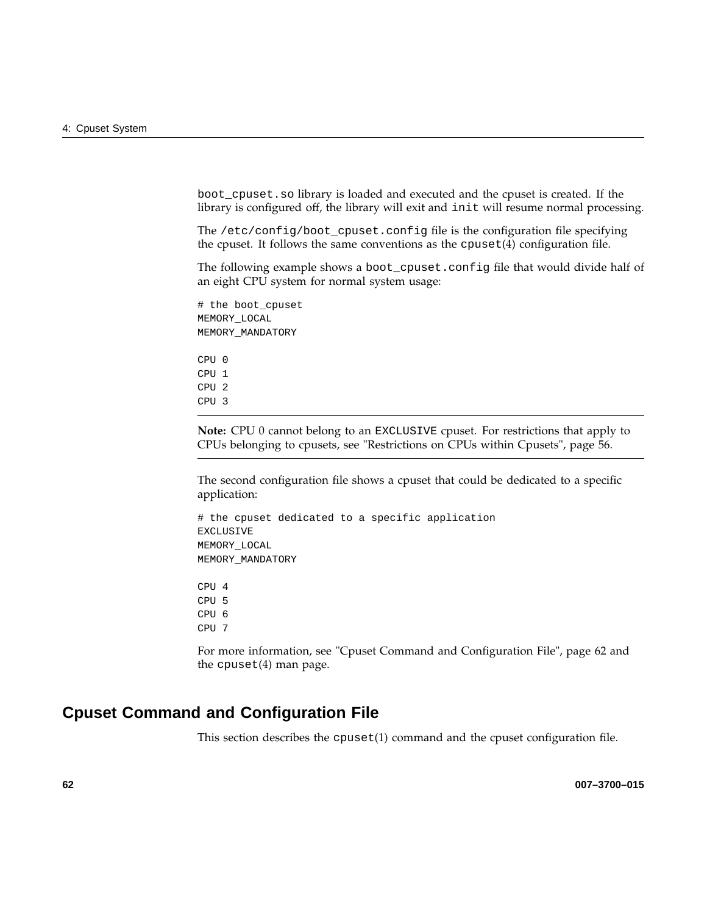boot_cpuset.so library is loaded and executed and the cpuset is created. If the library is configured off, the library will exit and init will resume normal processing.

The /etc/config/boot_cpuset.config file is the configuration file specifying the cpuset. It follows the same conventions as the cpuset(4) configuration file.

The following example shows a boot_cpuset.config file that would divide half of an eight CPU system for normal system usage:

```
# the boot_cpuset
MEMORY_LOCAL
MEMORY_MANDATORY

CPU 0
CPU 1
CPU 2
CPU 3
```

---

**Note:** CPU 0 cannot belong to an EXCLUSIVE cpuset. For restrictions that apply to CPUs belonging to cpusets, see "Restrictions on CPUs within Cpusets", page 56.

---

The second configuration file shows a cpuset that could be dedicated to a specific application:

```
# the cpuset dedicated to a specific application
EXCLUSIVE
MEMORY_LOCAL
MEMORY_MANDATORY

CPU 4
CPU 5
CPU 6
CPU 7
```

For more information, see "Cpuset Command and Configuration File", page 62 and the cpuset(4) man page.

## Cpuset Command and Configuration File

This section describes the cpuset(1) command and the cpuset configuration file.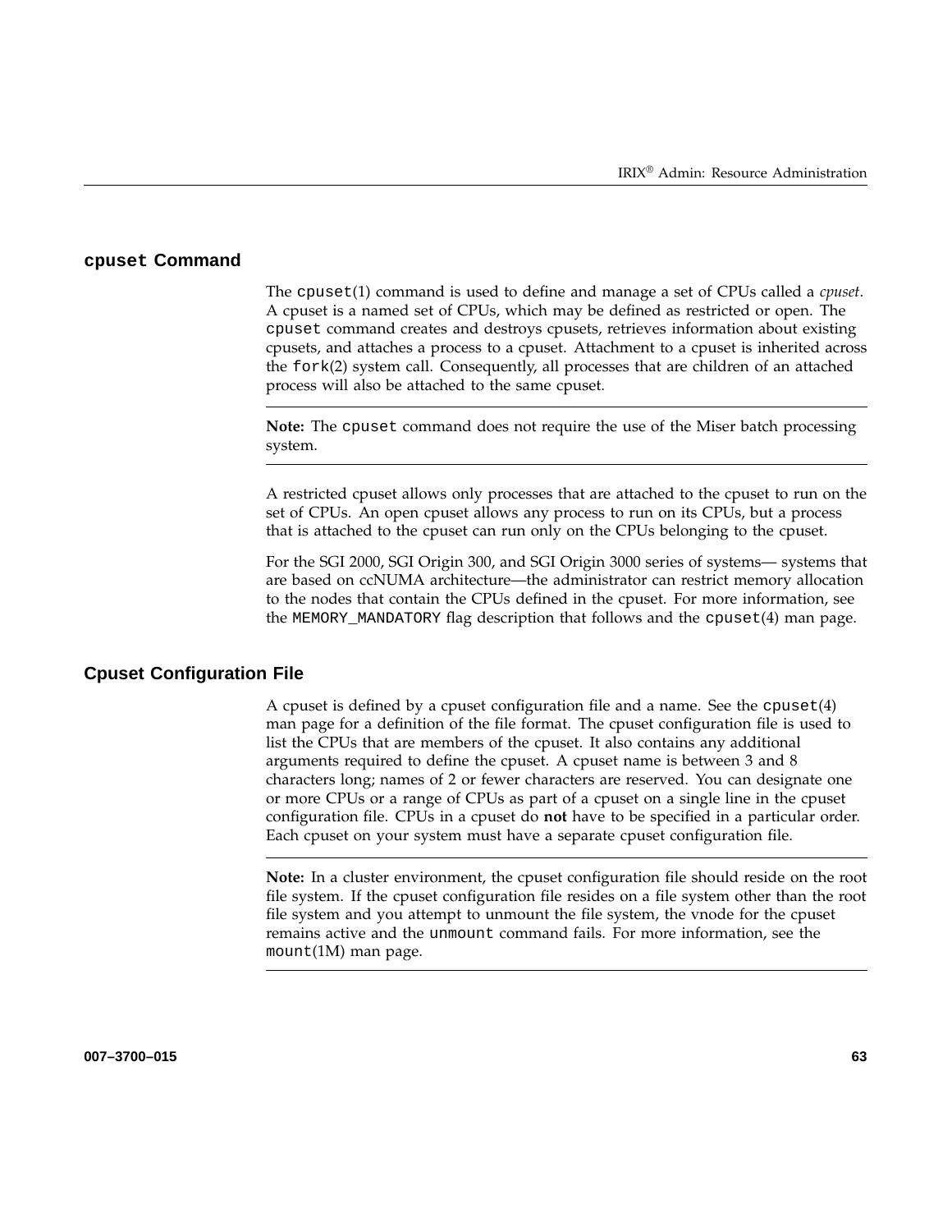## `cpuset` Command

The `cpuset`(1) command is used to define and manage a set of CPUs called a *cpuset*. A cpuset is a named set of CPUs, which may be defined as restricted or open. The `cpuset` command creates and destroys cpusets, retrieves information about existing cpusets, and attaches a process to a cpuset. Attachment to a cpuset is inherited across the `fork`(2) system call. Consequently, all processes that are children of an attached process will also be attached to the same cpuset.

---

**Note:** The `cpuset` command does not require the use of the Miser batch processing system.

---

A restricted cpuset allows only processes that are attached to the cpuset to run on the set of CPUs. An open cpuset allows any process to run on its CPUs, but a process that is attached to the cpuset can run only on the CPUs belonging to the cpuset.

For the SGI 2000, SGI Origin 300, and SGI Origin 3000 series of systems— systems that are based on ccNUMA architecture—the administrator can restrict memory allocation to the nodes that contain the CPUs defined in the cpuset. For more information, see the `MEMORY_MANDATORY` flag description that follows and the `cpuset`(4) man page.

## Cpuset Configuration File

A cpuset is defined by a cpuset configuration file and a name. See the `cpuset`(4) man page for a definition of the file format. The cpuset configuration file is used to list the CPUs that are members of the cpuset. It also contains any additional arguments required to define the cpuset. A cpuset name is between 3 and 8 characters long; names of 2 or fewer characters are reserved. You can designate one or more CPUs or a range of CPUs as part of a cpuset on a single line in the cpuset configuration file. CPUs in a cpuset do **not** have to be specified in a particular order. Each cpuset on your system must have a separate cpuset configuration file.

---

**Note:** In a cluster environment, the cpuset configuration file should reside on the root file system. If the cpuset configuration file resides on a file system other than the root file system and you attempt to unmount the file system, the vnode for the cpuset remains active and the `unmount` command fails. For more information, see the `mount`(1M) man page.

---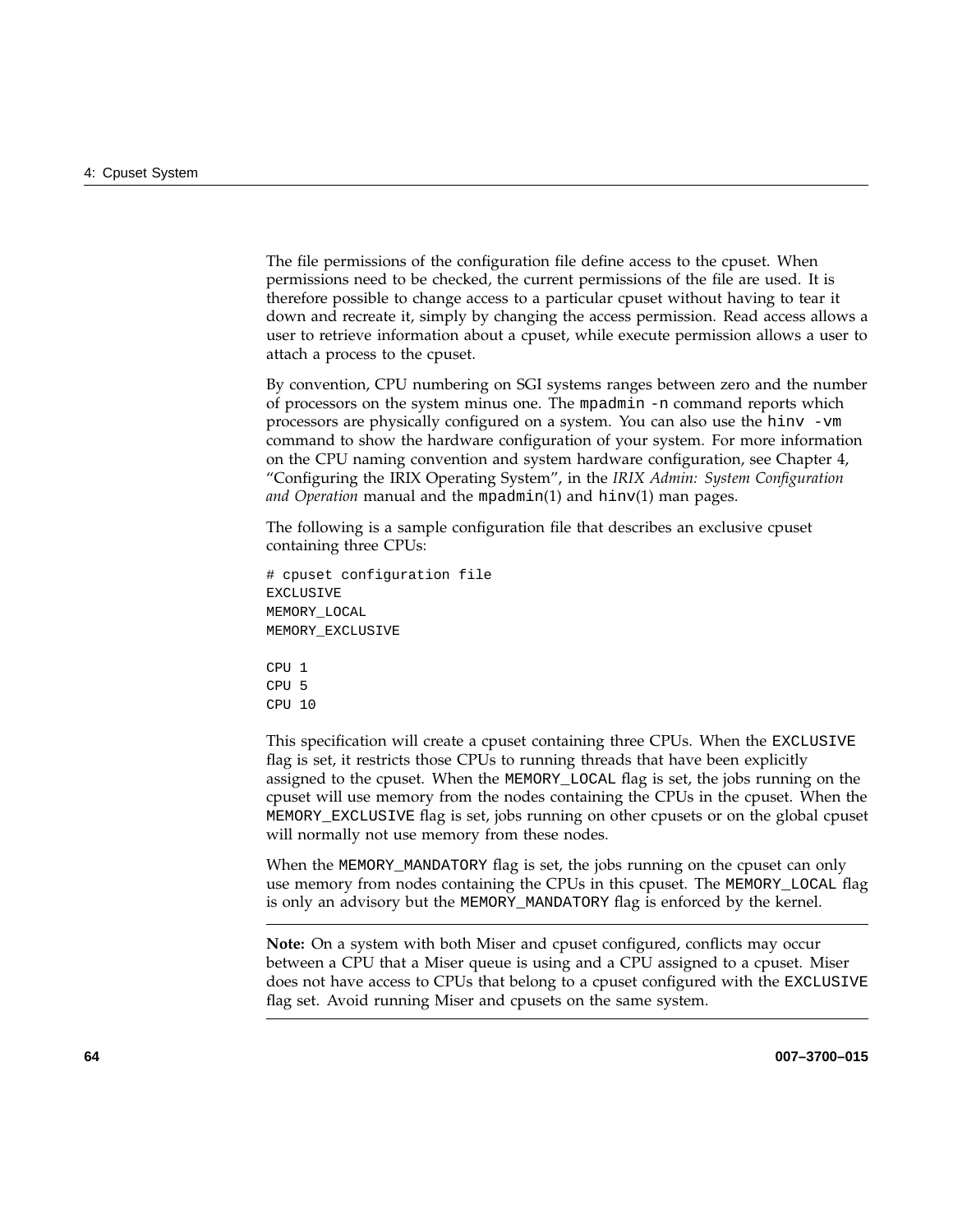The file permissions of the configuration file define access to the cpuset. When permissions need to be checked, the current permissions of the file are used. It is therefore possible to change access to a particular cpuset without having to tear it down and recreate it, simply by changing the access permission. Read access allows a user to retrieve information about a cpuset, while execute permission allows a user to attach a process to the cpuset.

By convention, CPU numbering on SGI systems ranges between zero and the number of processors on the system minus one. The `mpadmin -n` command reports which processors are physically configured on a system. You can also use the `hinv -vm` command to show the hardware configuration of your system. For more information on the CPU naming convention and system hardware configuration, see Chapter 4, "Configuring the IRIX Operating System", in the *IRIX Admin: System Configuration and Operation* manual and the `mpadmin`(1) and `hinv`(1) man pages.

The following is a sample configuration file that describes an exclusive cpuset containing three CPUs:

```
# cpuset configuration file
EXCLUSIVE
MEMORY_LOCAL
MEMORY_EXCLUSIVE

CPU 1
CPU 5
CPU 10
```

This specification will create a cpuset containing three CPUs. When the `EXCLUSIVE` flag is set, it restricts those CPUs to running threads that have been explicitly assigned to the cpuset. When the `MEMORY_LOCAL` flag is set, the jobs running on the cpuset will use memory from the nodes containing the CPUs in the cpuset. When the `MEMORY_EXCLUSIVE` flag is set, jobs running on other cpusets or on the global cpuset will normally not use memory from these nodes.

When the `MEMORY_MANDATORY` flag is set, the jobs running on the cpuset can only use memory from nodes containing the CPUs in this cpuset. The `MEMORY_LOCAL` flag is only an advisory but the `MEMORY_MANDATORY` flag is enforced by the kernel.

---

**Note:** On a system with both Miser and cpuset configured, conflicts may occur between a CPU that a Miser queue is using and a CPU assigned to a cpuset. Miser does not have access to CPUs that belong to a cpuset configured with the `EXCLUSIVE` flag set. Avoid running Miser and cpusets on the same system.

---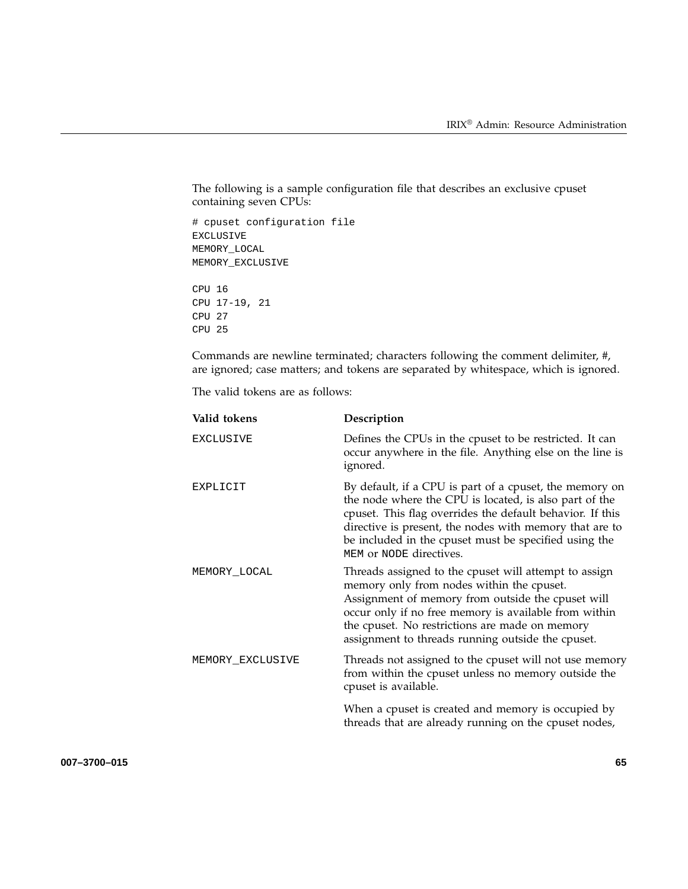The following is a sample configuration file that describes an exclusive cpuset containing seven CPUs:

```
# cpuset configuration file
EXCLUSIVE
MEMORY_LOCAL
MEMORY_EXCLUSIVE

CPU 16
CPU 17-19, 21
CPU 27
CPU 25
```

Commands are newline terminated; characters following the comment delimiter, #, are ignored; case matters; and tokens are separated by whitespace, which is ignored.

The valid tokens are as follows:

| Valid tokens | Description |
|---|---|
| `EXCLUSIVE` | Defines the CPUs in the cpuset to be restricted. It can occur anywhere in the file. Anything else on the line is ignored. |
| `EXPLICIT` | By default, if a CPU is part of a cpuset, the memory on the node where the CPU is located, is also part of the cpuset. This flag overrides the default behavior. If this directive is present, the nodes with memory that are to be included in the cpuset must be specified using the `MEM` or `NODE` directives. |
| `MEMORY_LOCAL` | Threads assigned to the cpuset will attempt to assign memory only from nodes within the cpuset. Assignment of memory from outside the cpuset will occur only if no free memory is available from within the cpuset. No restrictions are made on memory assignment to threads running outside the cpuset. |
| `MEMORY_EXCLUSIVE` | Threads not assigned to the cpuset will not use memory from within the cpuset unless no memory outside the cpuset is available. |
| | When a cpuset is created and memory is occupied by threads that are already running on the cpuset nodes, |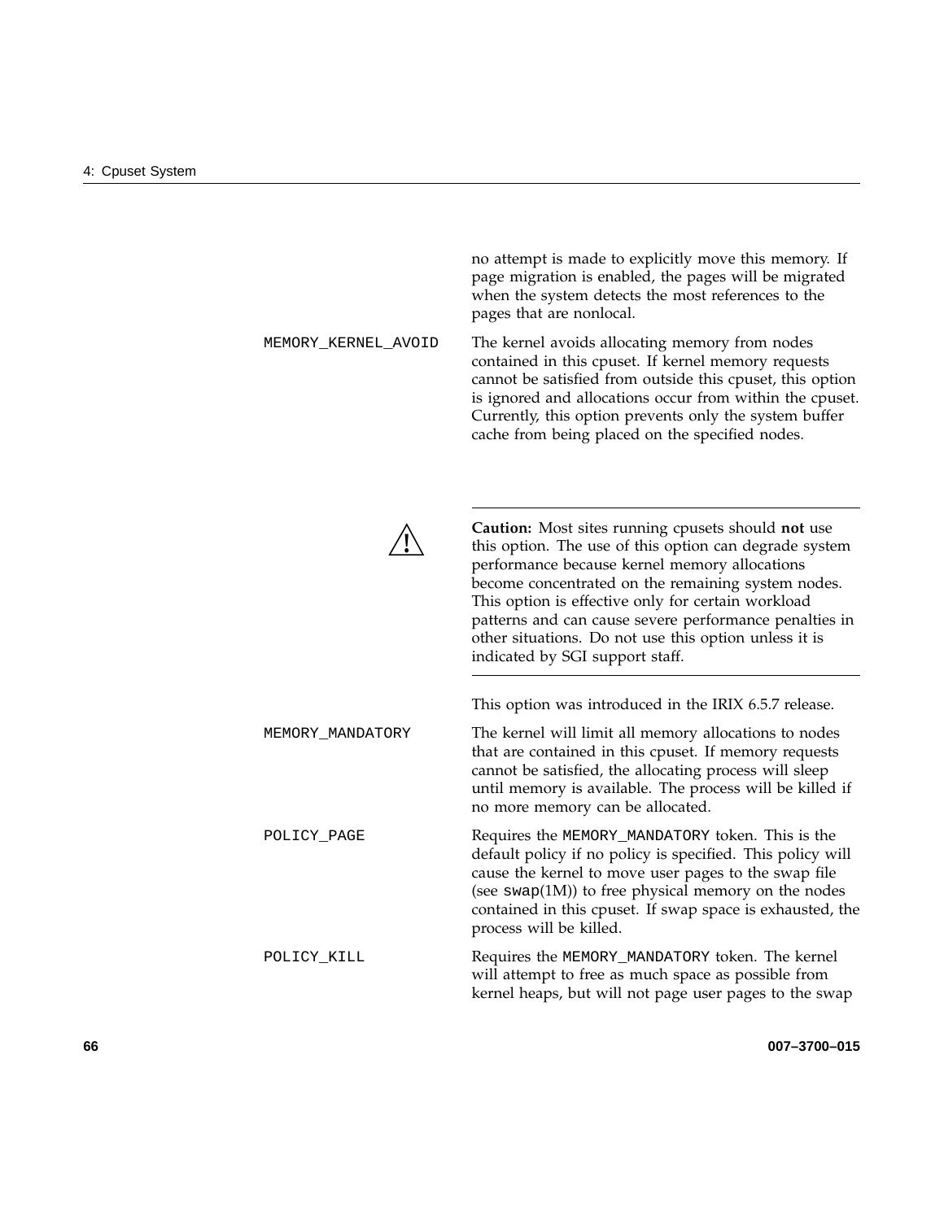no attempt is made to explicitly move this memory. If page migration is enabled, the pages will be migrated when the system detects the most references to the pages that are nonlocal.

`MEMORY_KERNEL_AVOID`
: The kernel avoids allocating memory from nodes contained in this cpuset. If kernel memory requests cannot be satisfied from outside this cpuset, this option is ignored and allocations occur from within the cpuset. Currently, this option prevents only the system buffer cache from being placed on the specified nodes.

---

**Caution:** Most sites running cpusets should **not** use this option. The use of this option can degrade system performance because kernel memory allocations become concentrated on the remaining system nodes. This option is effective only for certain workload patterns and can cause severe performance penalties in other situations. Do not use this option unless it is indicated by SGI support staff.

---

This option was introduced in the IRIX 6.5.7 release.

`MEMORY_MANDATORY`
: The kernel will limit all memory allocations to nodes that are contained in this cpuset. If memory requests cannot be satisfied, the allocating process will sleep until memory is available. The process will be killed if no more memory can be allocated.

`POLICY_PAGE`
: Requires the `MEMORY_MANDATORY` token. This is the default policy if no policy is specified. This policy will cause the kernel to move user pages to the swap file (see `swap`(1M)) to free physical memory on the nodes contained in this cpuset. If swap space is exhausted, the process will be killed.

`POLICY_KILL`
: Requires the `MEMORY_MANDATORY` token. The kernel will attempt to free as much space as possible from kernel heaps, but will not page user pages to the swap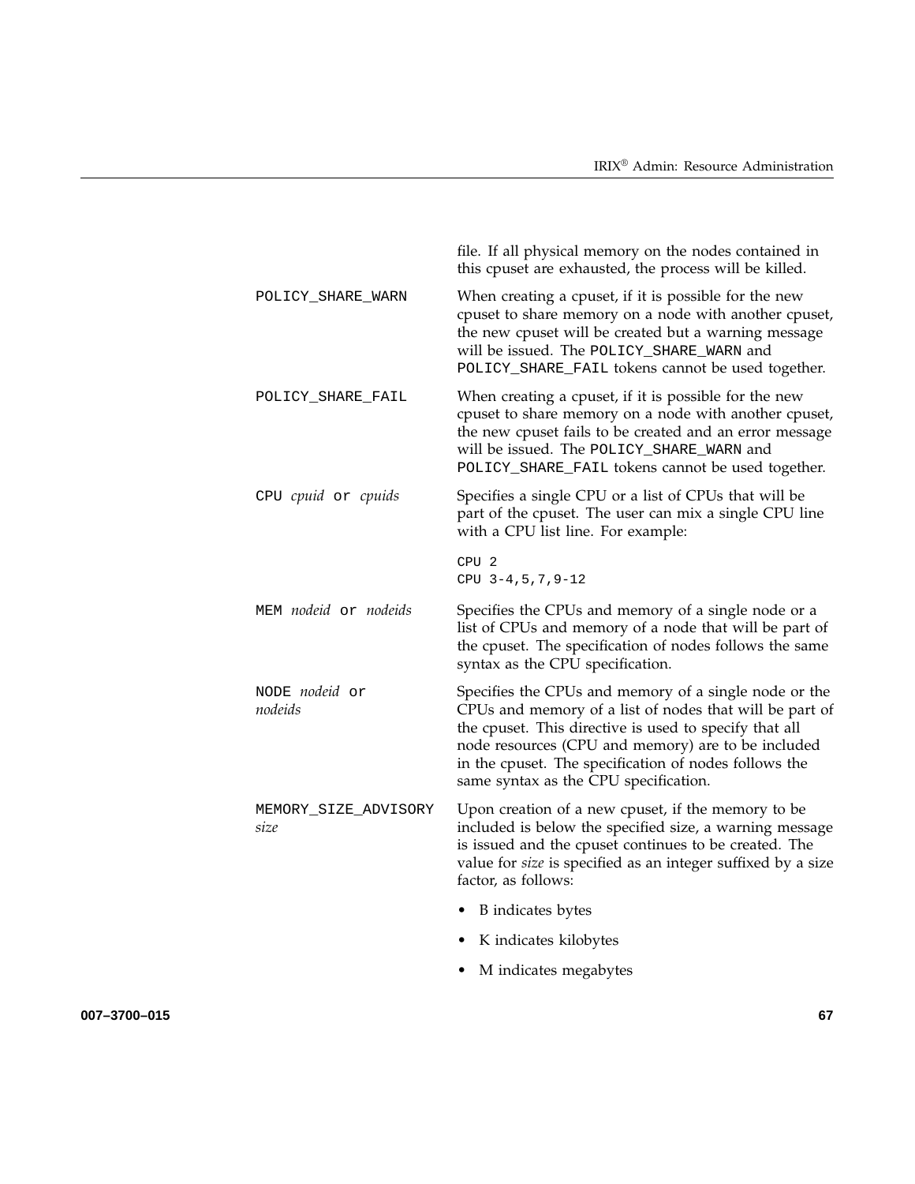file. If all physical memory on the nodes contained in this cpuset are exhausted, the process will be killed.

| | |
|---|---|
| `POLICY_SHARE_WARN` | When creating a cpuset, if it is possible for the new cpuset to share memory on a node with another cpuset, the new cpuset will be created but a warning message will be issued. The `POLICY_SHARE_WARN` and `POLICY_SHARE_FAIL` tokens cannot be used together. |
| `POLICY_SHARE_FAIL` | When creating a cpuset, if it is possible for the new cpuset to share memory on a node with another cpuset, the new cpuset fails to be created and an error message will be issued. The `POLICY_SHARE_WARN` and `POLICY_SHARE_FAIL` tokens cannot be used together. |
| `CPU` *cpuid* `or` *cpuids* | Specifies a single CPU or a list of CPUs that will be part of the cpuset. The user can mix a single CPU line with a CPU list line. For example:<br>`CPU 2`<br>`CPU 3-4,5,7,9-12` |
| `MEM` *nodeid* `or` *nodeids* | Specifies the CPUs and memory of a single node or a list of CPUs and memory of a node that will be part of the cpuset. The specification of nodes follows the same syntax as the CPU specification. |
| `NODE` *nodeid* `or` *nodeids* | Specifies the CPUs and memory of a single node or the CPUs and memory of a list of nodes that will be part of the cpuset. This directive is used to specify that all node resources (CPU and memory) are to be included in the cpuset. The specification of nodes follows the same syntax as the CPU specification. |
| `MEMORY_SIZE_ADVISORY` *size* | Upon creation of a new cpuset, if the memory to be included is below the specified size, a warning message is issued and the cpuset continues to be created. The value for *size* is specified as an integer suffixed by a size factor, as follows:<br>• B indicates bytes<br>• K indicates kilobytes<br>• M indicates megabytes |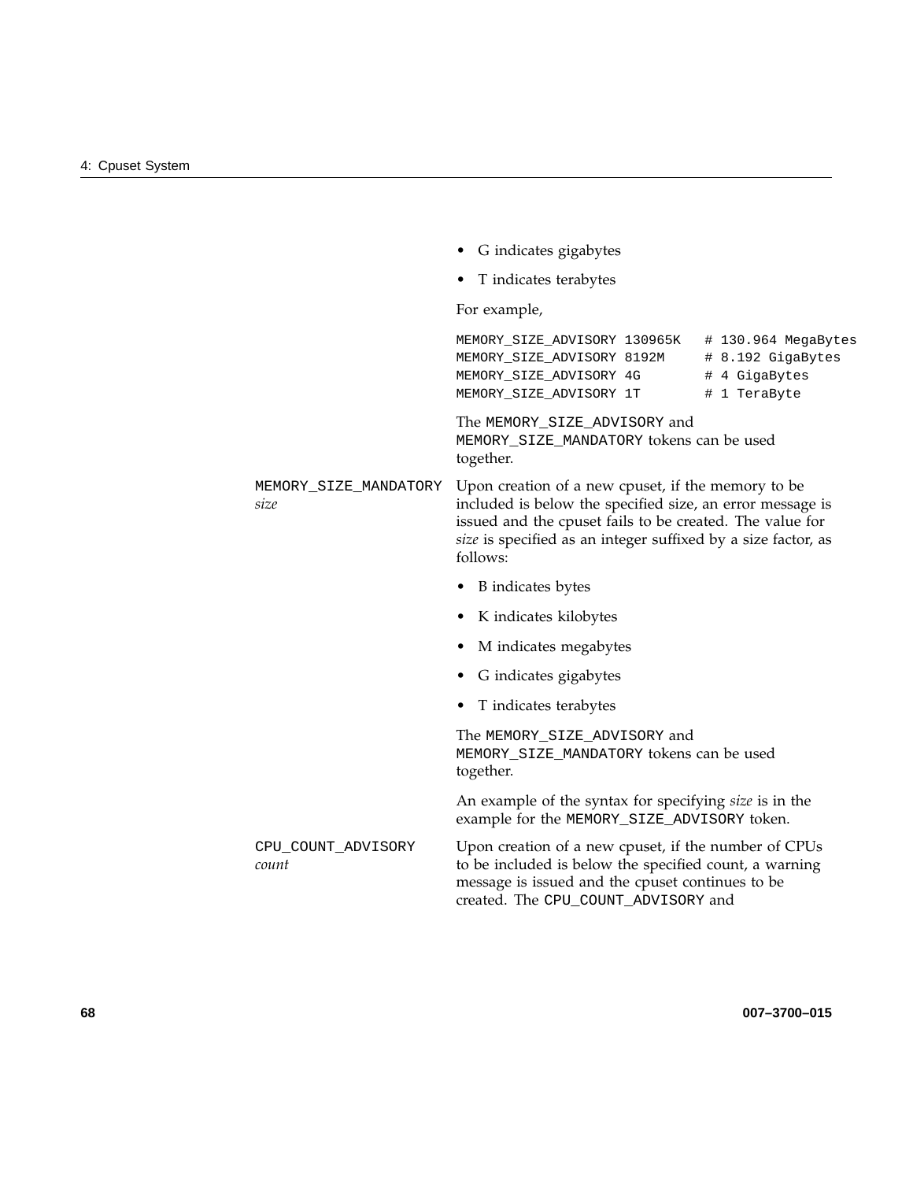- G indicates gigabytes
- T indicates terabytes

For example,

```
MEMORY_SIZE_ADVISORY 130965K   # 130.964 MegaBytes
MEMORY_SIZE_ADVISORY 8192M     # 8.192 GigaBytes
MEMORY_SIZE_ADVISORY 4G        # 4 GigaBytes
MEMORY_SIZE_ADVISORY 1T        # 1 TeraByte
```

The `MEMORY_SIZE_ADVISORY` and `MEMORY_SIZE_MANDATORY` tokens can be used together.

`MEMORY_SIZE_MANDATORY` *size*

Upon creation of a new cpuset, if the memory to be included is below the specified size, an error message is issued and the cpuset fails to be created. The value for *size* is specified as an integer suffixed by a size factor, as follows:

- B indicates bytes
- K indicates kilobytes
- M indicates megabytes
- G indicates gigabytes
- T indicates terabytes

The `MEMORY_SIZE_ADVISORY` and `MEMORY_SIZE_MANDATORY` tokens can be used together.

An example of the syntax for specifying *size* is in the example for the `MEMORY_SIZE_ADVISORY` token.

`CPU_COUNT_ADVISORY` *count*

Upon creation of a new cpuset, if the number of CPUs to be included is below the specified count, a warning message is issued and the cpuset continues to be created. The `CPU_COUNT_ADVISORY` and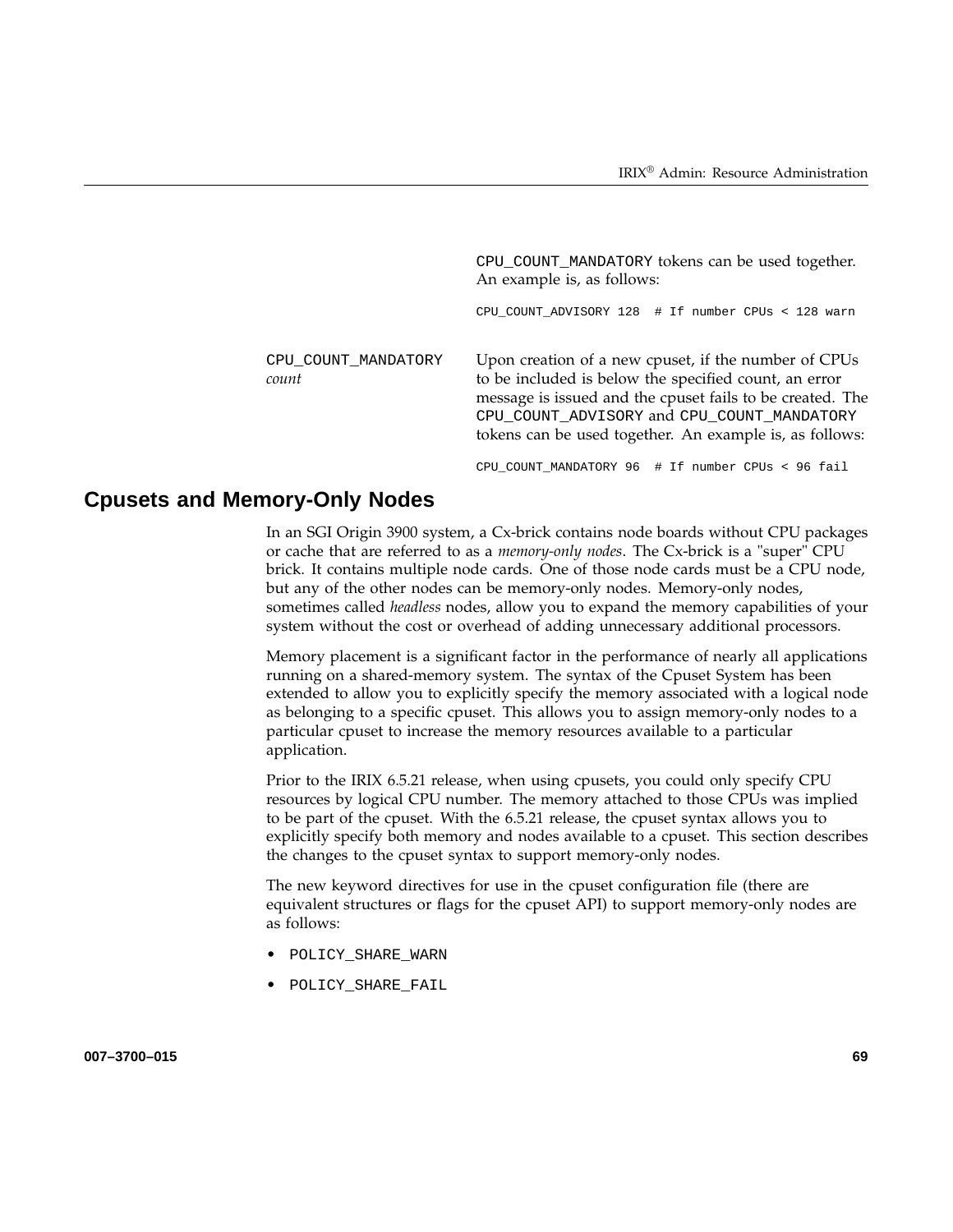CPU_COUNT_MANDATORY tokens can be used together. An example is, as follows:

```
CPU_COUNT_ADVISORY 128  # If number CPUs < 128 warn
```

CPU_COUNT_MANDATORY *count*

Upon creation of a new cpuset, if the number of CPUs to be included is below the specified count, an error message is issued and the cpuset fails to be created. The CPU_COUNT_ADVISORY and CPU_COUNT_MANDATORY tokens can be used together. An example is, as follows:

```
CPU_COUNT_MANDATORY 96  # If number CPUs < 96 fail
```

## Cpusets and Memory-Only Nodes

In an SGI Origin 3900 system, a Cx-brick contains node boards without CPU packages or cache that are referred to as a *memory-only nodes*. The Cx-brick is a "super" CPU brick. It contains multiple node cards. One of those node cards must be a CPU node, but any of the other nodes can be memory-only nodes. Memory-only nodes, sometimes called *headless* nodes, allow you to expand the memory capabilities of your system without the cost or overhead of adding unnecessary additional processors.

Memory placement is a significant factor in the performance of nearly all applications running on a shared-memory system. The syntax of the Cpuset System has been extended to allow you to explicitly specify the memory associated with a logical node as belonging to a specific cpuset. This allows you to assign memory-only nodes to a particular cpuset to increase the memory resources available to a particular application.

Prior to the IRIX 6.5.21 release, when using cpusets, you could only specify CPU resources by logical CPU number. The memory attached to those CPUs was implied to be part of the cpuset. With the 6.5.21 release, the cpuset syntax allows you to explicitly specify both memory and nodes available to a cpuset. This section describes the changes to the cpuset syntax to support memory-only nodes.

The new keyword directives for use in the cpuset configuration file (there are equivalent structures or flags for the cpuset API) to support memory-only nodes are as follows:

- POLICY_SHARE_WARN
- POLICY_SHARE_FAIL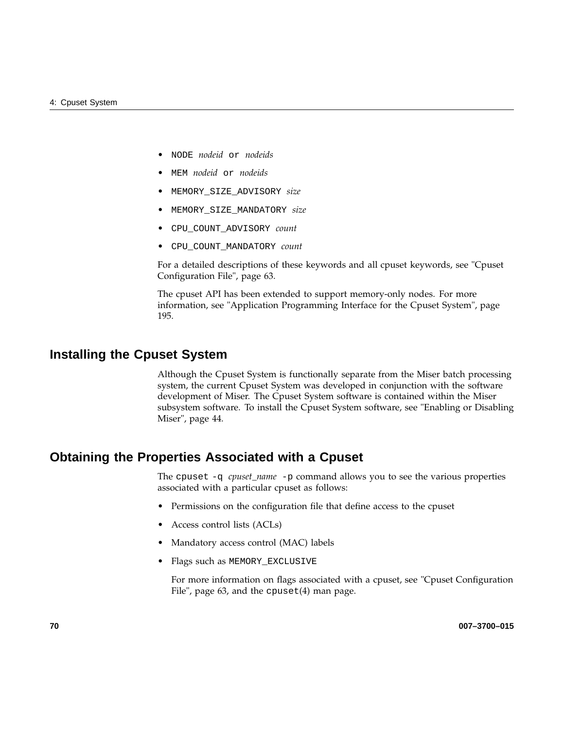- `NODE` *nodeid* `or` *nodeids*
- `MEM` *nodeid* `or` *nodeids*
- `MEMORY_SIZE_ADVISORY` *size*
- `MEMORY_SIZE_MANDATORY` *size*
- `CPU_COUNT_ADVISORY` *count*
- `CPU_COUNT_MANDATORY` *count*

For a detailed descriptions of these keywords and all cpuset keywords, see "Cpuset Configuration File", page 63.

The cpuset API has been extended to support memory-only nodes. For more information, see "Application Programming Interface for the Cpuset System", page 195.

## Installing the Cpuset System

Although the Cpuset System is functionally separate from the Miser batch processing system, the current Cpuset System was developed in conjunction with the software development of Miser. The Cpuset System software is contained within the Miser subsystem software. To install the Cpuset System software, see "Enabling or Disabling Miser", page 44.

## Obtaining the Properties Associated with a Cpuset

The `cpuset -q` *cpuset_name* `-p` command allows you to see the various properties associated with a particular cpuset as follows:

- Permissions on the configuration file that define access to the cpuset
- Access control lists (ACLs)
- Mandatory access control (MAC) labels
- Flags such as `MEMORY_EXCLUSIVE`

  For more information on flags associated with a cpuset, see "Cpuset Configuration File", page 63, and the `cpuset`(4) man page.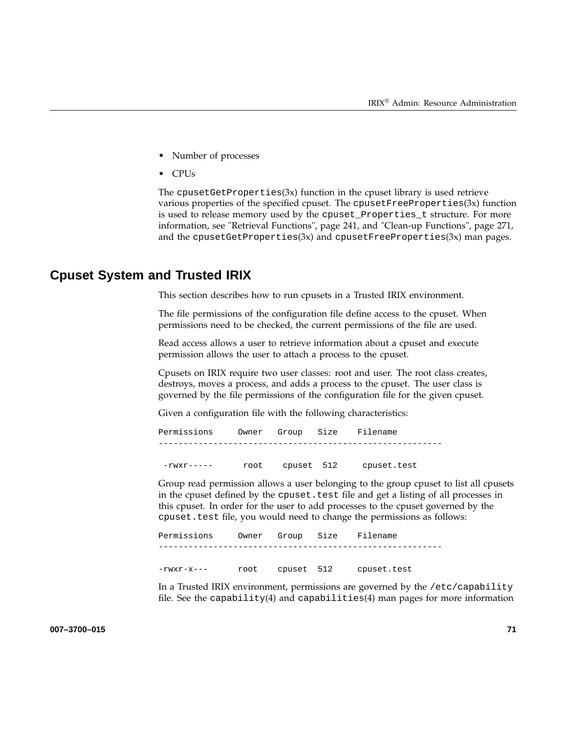- Number of processes
- CPUs

The `cpusetGetProperties`(3x) function in the cpuset library is used retrieve various properties of the specified cpuset. The `cpusetFreeProperties`(3x) function is used to release memory used by the `cpuset_Properties_t` structure. For more information, see "Retrieval Functions", page 241, and "Clean-up Functions", page 271, and the `cpusetGetProperties`(3x) and `cpusetFreeProperties`(3x) man pages.

## Cpuset System and Trusted IRIX

This section describes how to run cpusets in a Trusted IRIX environment.

The file permissions of the configuration file define access to the cpuset. When permissions need to be checked, the current permissions of the file are used.

Read access allows a user to retrieve information about a cpuset and execute permission allows the user to attach a process to the cpuset.

Cpusets on IRIX require two user classes: root and user. The root class creates, destroys, moves a process, and adds a process to the cpuset. The user class is governed by the file permissions of the configuration file for the given cpuset.

Given a configuration file with the following characteristics:

```
Permissions     Owner   Group   Size    Filename
--------------------------------------------------------

 -rwxr-----      root    cpuset  512     cpuset.test
```

Group read permission allows a user belonging to the group cpuset to list all cpusets in the cpuset defined by the `cpuset.test` file and get a listing of all processes in this cpuset. In order for the user to add processes to the cpuset governed by the `cpuset.test` file, you would need to change the permissions as follows:

```
Permissions     Owner   Group   Size    Filename
--------------------------------------------------------

-rwxr-x---      root    cpuset  512     cpuset.test
```

In a Trusted IRIX environment, permissions are governed by the `/etc/capability` file. See the `capability`(4) and `capabilities`(4) man pages for more information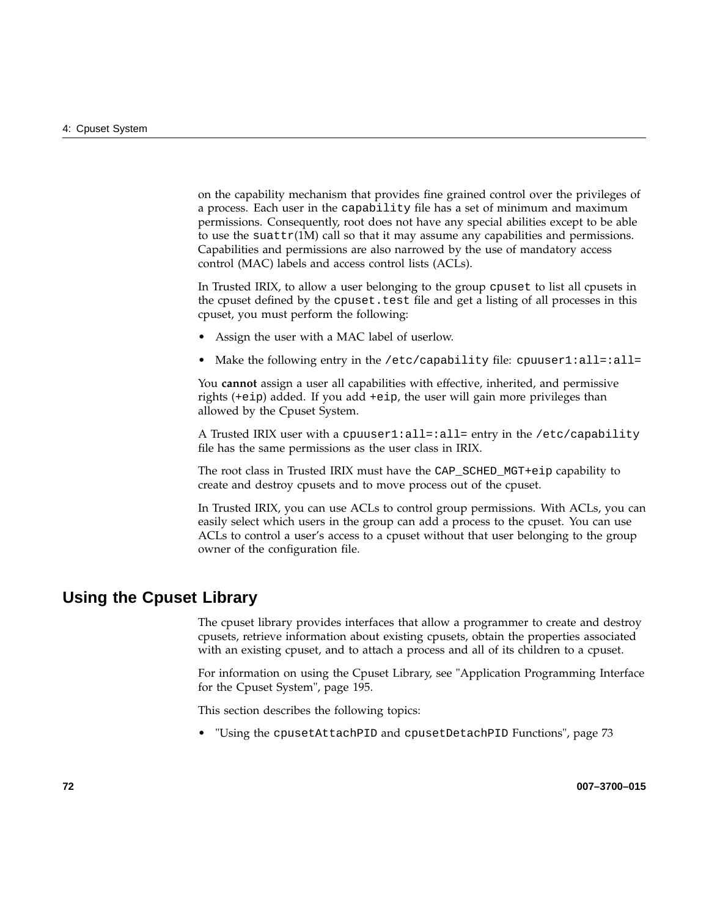on the capability mechanism that provides fine grained control over the privileges of a process. Each user in the `capability` file has a set of minimum and maximum permissions. Consequently, root does not have any special abilities except to be able to use the `suattr`(1M) call so that it may assume any capabilities and permissions. Capabilities and permissions are also narrowed by the use of mandatory access control (MAC) labels and access control lists (ACLs).

In Trusted IRIX, to allow a user belonging to the group `cpuset` to list all cpusets in the cpuset defined by the `cpuset.test` file and get a listing of all processes in this cpuset, you must perform the following:

- Assign the user with a MAC label of userlow.
- Make the following entry in the `/etc/capability` file: `cpuuser1:all=:all=`

You **cannot** assign a user all capabilities with effective, inherited, and permissive rights (`+eip`) added. If you add `+eip`, the user will gain more privileges than allowed by the Cpuset System.

A Trusted IRIX user with a `cpuuser1:all=:all=` entry in the `/etc/capability` file has the same permissions as the user class in IRIX.

The root class in Trusted IRIX must have the `CAP_SCHED_MGT+eip` capability to create and destroy cpusets and to move process out of the cpuset.

In Trusted IRIX, you can use ACLs to control group permissions. With ACLs, you can easily select which users in the group can add a process to the cpuset. You can use ACLs to control a user's access to a cpuset without that user belonging to the group owner of the configuration file.

## Using the Cpuset Library

The cpuset library provides interfaces that allow a programmer to create and destroy cpusets, retrieve information about existing cpusets, obtain the properties associated with an existing cpuset, and to attach a process and all of its children to a cpuset.

For information on using the Cpuset Library, see "Application Programming Interface for the Cpuset System", page 195.

This section describes the following topics:

- "Using the `cpusetAttachPID` and `cpusetDetachPID` Functions", page 73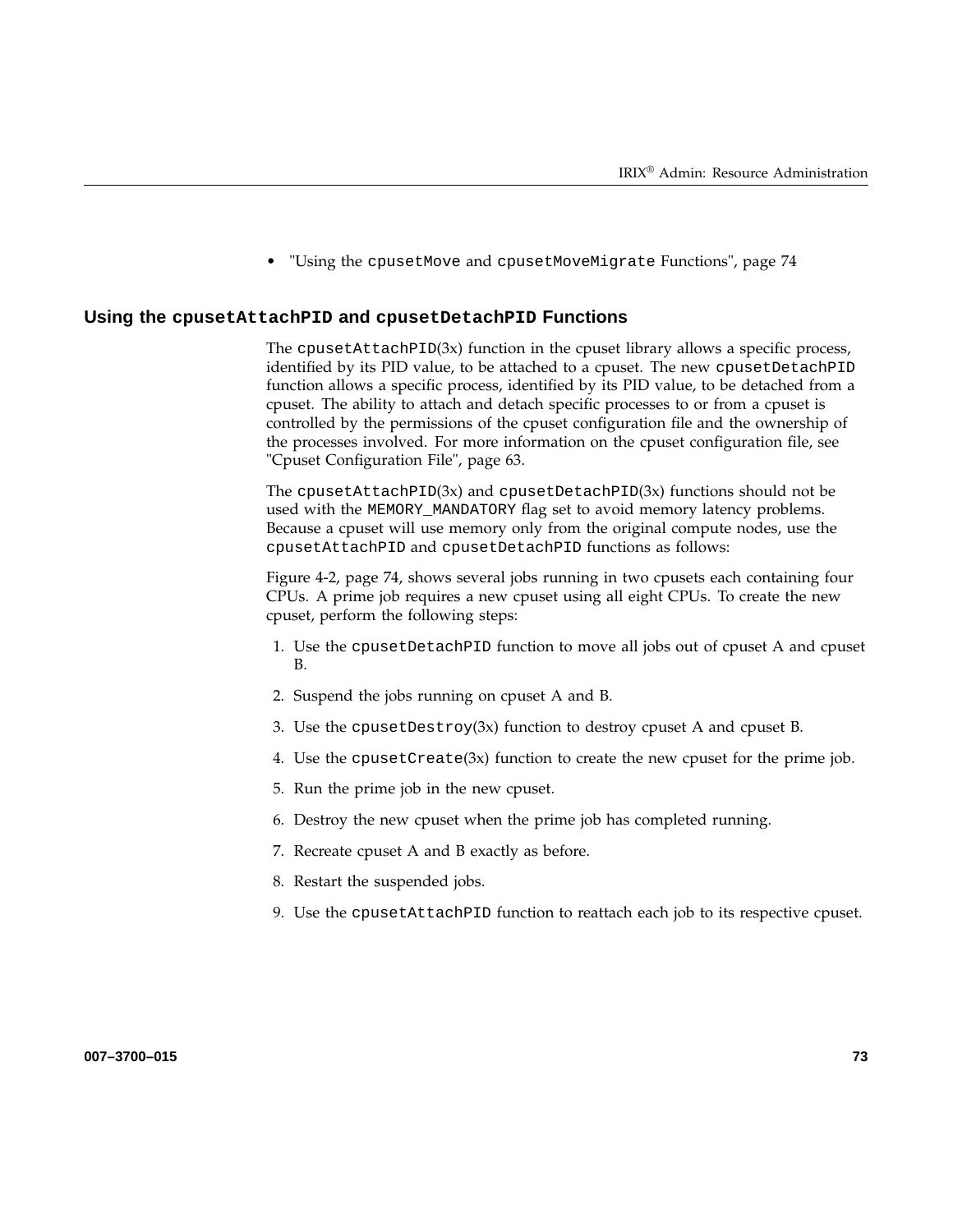- "Using the cpusetMove and cpusetMoveMigrate Functions", page 74

### Using the cpusetAttachPID and cpusetDetachPID Functions

The cpusetAttachPID(3x) function in the cpuset library allows a specific process, identified by its PID value, to be attached to a cpuset. The new cpusetDetachPID function allows a specific process, identified by its PID value, to be detached from a cpuset. The ability to attach and detach specific processes to or from a cpuset is controlled by the permissions of the cpuset configuration file and the ownership of the processes involved. For more information on the cpuset configuration file, see "Cpuset Configuration File", page 63.

The cpusetAttachPID(3x) and cpusetDetachPID(3x) functions should not be used with the MEMORY_MANDATORY flag set to avoid memory latency problems. Because a cpuset will use memory only from the original compute nodes, use the cpusetAttachPID and cpusetDetachPID functions as follows:

Figure 4-2, page 74, shows several jobs running in two cpusets each containing four CPUs. A prime job requires a new cpuset using all eight CPUs. To create the new cpuset, perform the following steps:

1. Use the cpusetDetachPID function to move all jobs out of cpuset A and cpuset B.
2. Suspend the jobs running on cpuset A and B.
3. Use the cpusetDestroy(3x) function to destroy cpuset A and cpuset B.
4. Use the cpusetCreate(3x) function to create the new cpuset for the prime job.
5. Run the prime job in the new cpuset.
6. Destroy the new cpuset when the prime job has completed running.
7. Recreate cpuset A and B exactly as before.
8. Restart the suspended jobs.
9. Use the cpusetAttachPID function to reattach each job to its respective cpuset.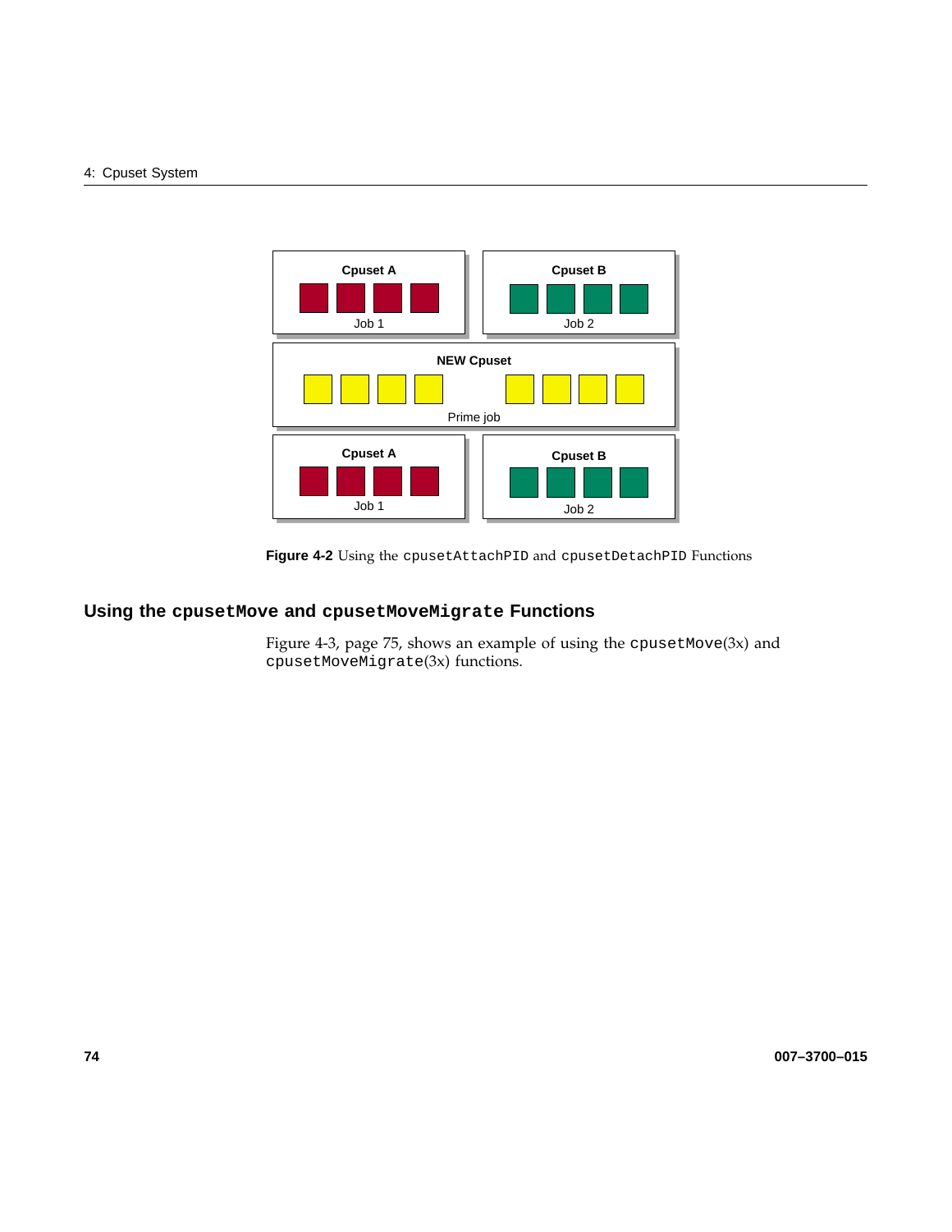**Figure 4-2** Using the `cpusetAttachPID` and `cpusetDetachPID` Functions

## Using the `cpusetMove` and `cpusetMoveMigrate` Functions

Figure 4-3, page 75, shows an example of using the `cpusetMove`(3x) and `cpusetMoveMigrate`(3x) functions.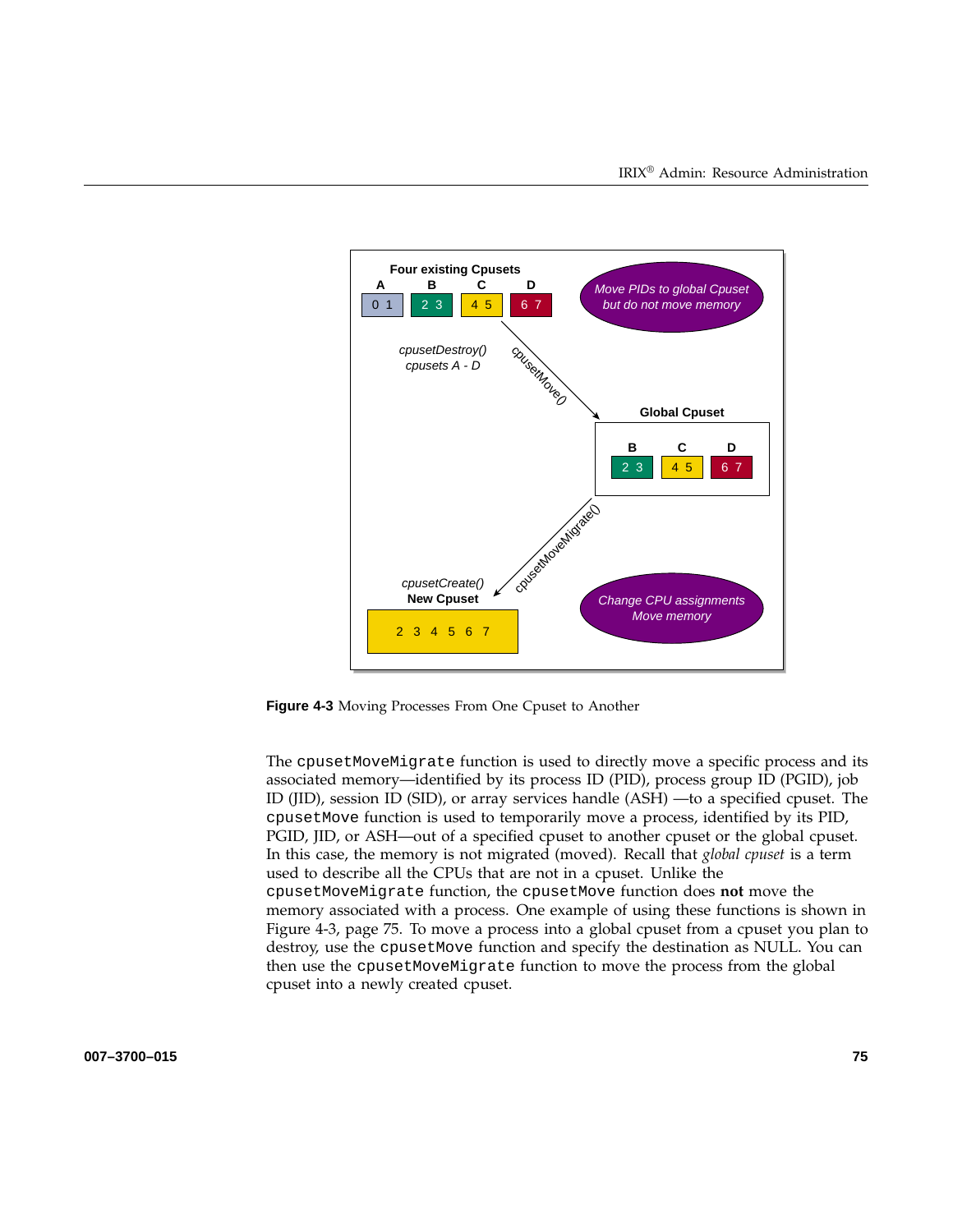**Figure 4-3** Moving Processes From One Cpuset to Another

The `cpusetMoveMigrate` function is used to directly move a specific process and its associated memory—identified by its process ID (PID), process group ID (PGID), job ID (JID), session ID (SID), or array services handle (ASH) —to a specified cpuset. The `cpusetMove` function is used to temporarily move a process, identified by its PID, PGID, JID, or ASH—out of a specified cpuset to another cpuset or the global cpuset. In this case, the memory is not migrated (moved). Recall that *global cpuset* is a term used to describe all the CPUs that are not in a cpuset. Unlike the `cpusetMoveMigrate` function, the `cpusetMove` function does **not** move the memory associated with a process. One example of using these functions is shown in Figure 4-3, page 75. To move a process into a global cpuset from a cpuset you plan to destroy, use the `cpusetMove` function and specify the destination as NULL. You can then use the `cpusetMoveMigrate` function to move the process from the global cpuset into a newly created cpuset.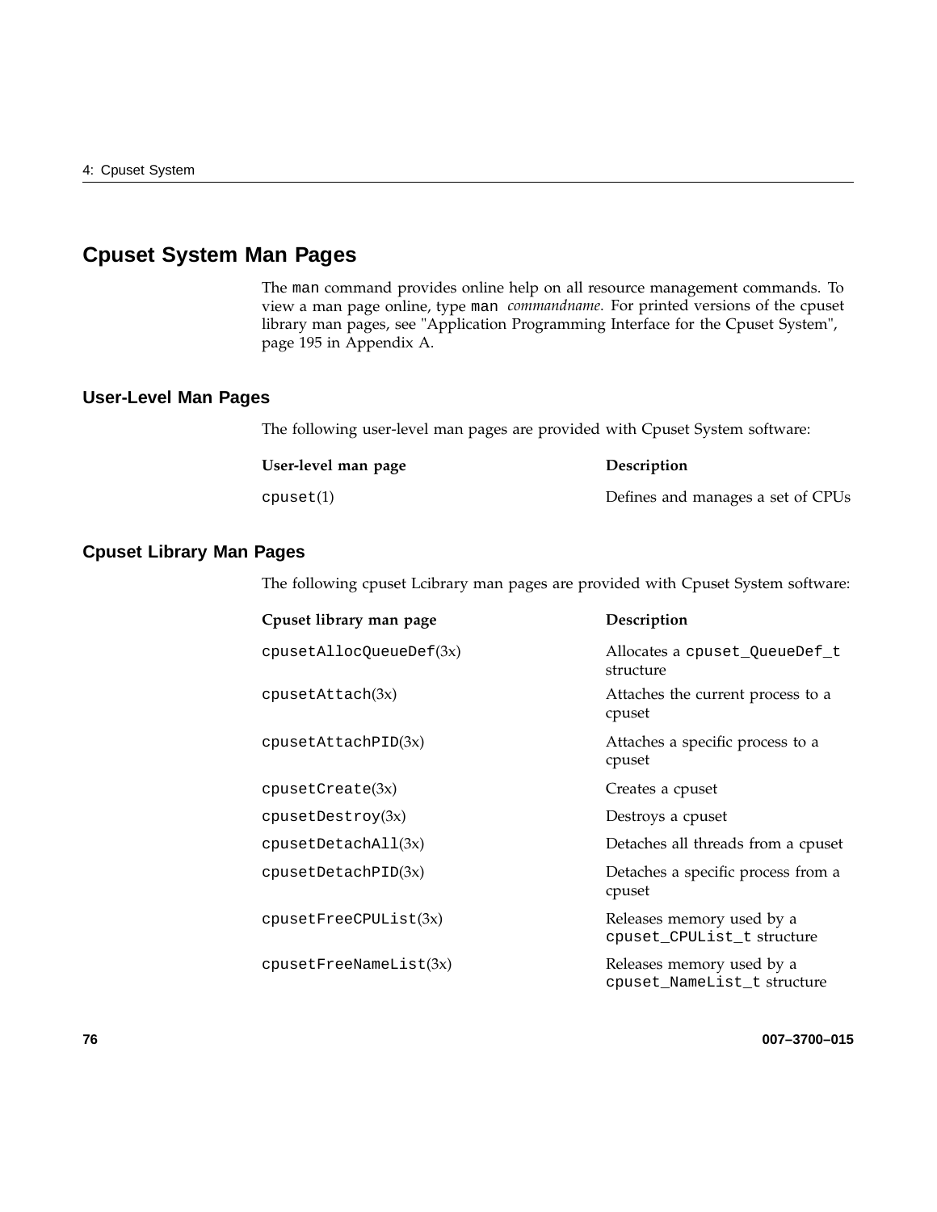## Cpuset System Man Pages

The `man` command provides online help on all resource management commands. To view a man page online, type `man` *commandname*. For printed versions of the cpuset library man pages, see "Application Programming Interface for the Cpuset System", page 195 in Appendix A.

### User-Level Man Pages

The following user-level man pages are provided with Cpuset System software:

| User-level man page | Description |
|---|---|
| `cpuset`(1) | Defines and manages a set of CPUs |

### Cpuset Library Man Pages

The following cpuset Lcibrary man pages are provided with Cpuset System software:

| Cpuset library man page | Description |
|---|---|
| `cpusetAllocQueueDef`(3x) | Allocates a `cpuset_QueueDef_t` structure |
| `cpusetAttach`(3x) | Attaches the current process to a cpuset |
| `cpusetAttachPID`(3x) | Attaches a specific process to a cpuset |
| `cpusetCreate`(3x) | Creates a cpuset |
| `cpusetDestroy`(3x) | Destroys a cpuset |
| `cpusetDetachAll`(3x) | Detaches all threads from a cpuset |
| `cpusetDetachPID`(3x) | Detaches a specific process from a cpuset |
| `cpusetFreeCPUList`(3x) | Releases memory used by a `cpuset_CPUList_t` structure |
| `cpusetFreeNameList`(3x) | Releases memory used by a `cpuset_NameList_t` structure |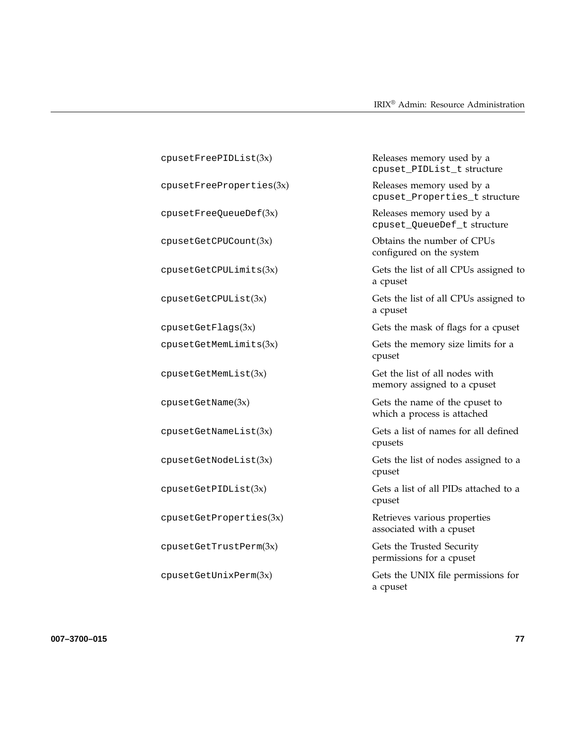| | |
|---|---|
| `cpusetFreePIDList`(3x) | Releases memory used by a `cpuset_PIDList_t` structure |
| `cpusetFreeProperties`(3x) | Releases memory used by a `cpuset_Properties_t` structure |
| `cpusetFreeQueueDef`(3x) | Releases memory used by a `cpuset_QueueDef_t` structure |
| `cpusetGetCPUCount`(3x) | Obtains the number of CPUs configured on the system |
| `cpusetGetCPULimits`(3x) | Gets the list of all CPUs assigned to a cpuset |
| `cpusetGetCPUList`(3x) | Gets the list of all CPUs assigned to a cpuset |
| `cpusetGetFlags`(3x) | Gets the mask of flags for a cpuset |
| `cpusetGetMemLimits`(3x) | Gets the memory size limits for a cpuset |
| `cpusetGetMemList`(3x) | Get the list of all nodes with memory assigned to a cpuset |
| `cpusetGetName`(3x) | Gets the name of the cpuset to which a process is attached |
| `cpusetGetNameList`(3x) | Gets a list of names for all defined cpusets |
| `cpusetGetNodeList`(3x) | Gets the list of nodes assigned to a cpuset |
| `cpusetGetPIDList`(3x) | Gets a list of all PIDs attached to a cpuset |
| `cpusetGetProperties`(3x) | Retrieves various properties associated with a cpuset |
| `cpusetGetTrustPerm`(3x) | Gets the Trusted Security permissions for a cpuset |
| `cpusetGetUnixPerm`(3x) | Gets the UNIX file permissions for a cpuset |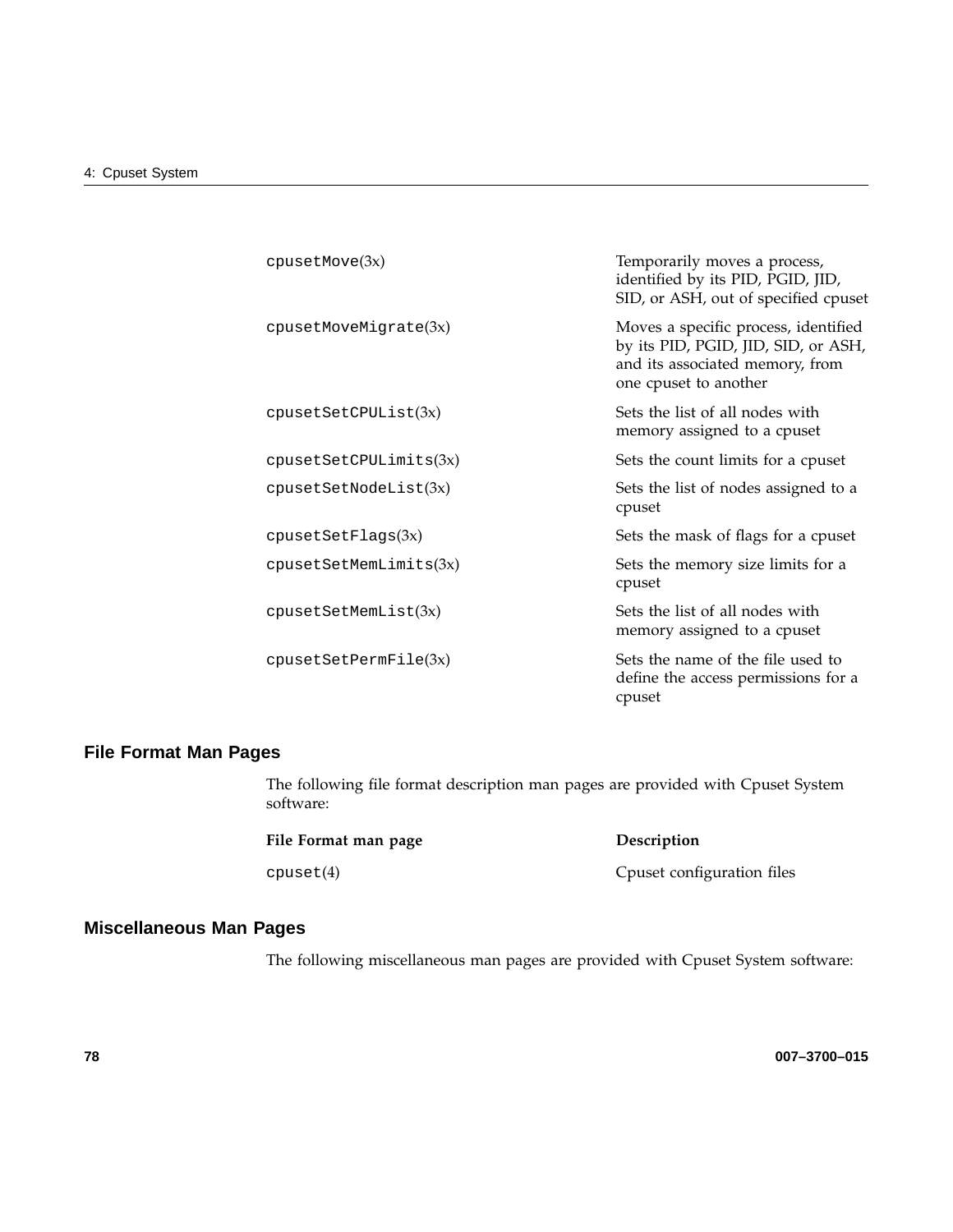| | |
|---|---|
| `cpusetMove`(3x) | Temporarily moves a process, identified by its PID, PGID, JID, SID, or ASH, out of specified cpuset |
| `cpusetMoveMigrate`(3x) | Moves a specific process, identified by its PID, PGID, JID, SID, or ASH, and its associated memory, from one cpuset to another |
| `cpusetSetCPUList`(3x) | Sets the list of all nodes with memory assigned to a cpuset |
| `cpusetSetCPULimits`(3x) | Sets the count limits for a cpuset |
| `cpusetSetNodeList`(3x) | Sets the list of nodes assigned to a cpuset |
| `cpusetSetFlags`(3x) | Sets the mask of flags for a cpuset |
| `cpusetSetMemLimits`(3x) | Sets the memory size limits for a cpuset |
| `cpusetSetMemList`(3x) | Sets the list of all nodes with memory assigned to a cpuset |
| `cpusetSetPermFile`(3x) | Sets the name of the file used to define the access permissions for a cpuset |

## File Format Man Pages

The following file format description man pages are provided with Cpuset System software:

| **File Format man page** | **Description** |
|---|---|
| `cpuset`(4) | Cpuset configuration files |

## Miscellaneous Man Pages

The following miscellaneous man pages are provided with Cpuset System software: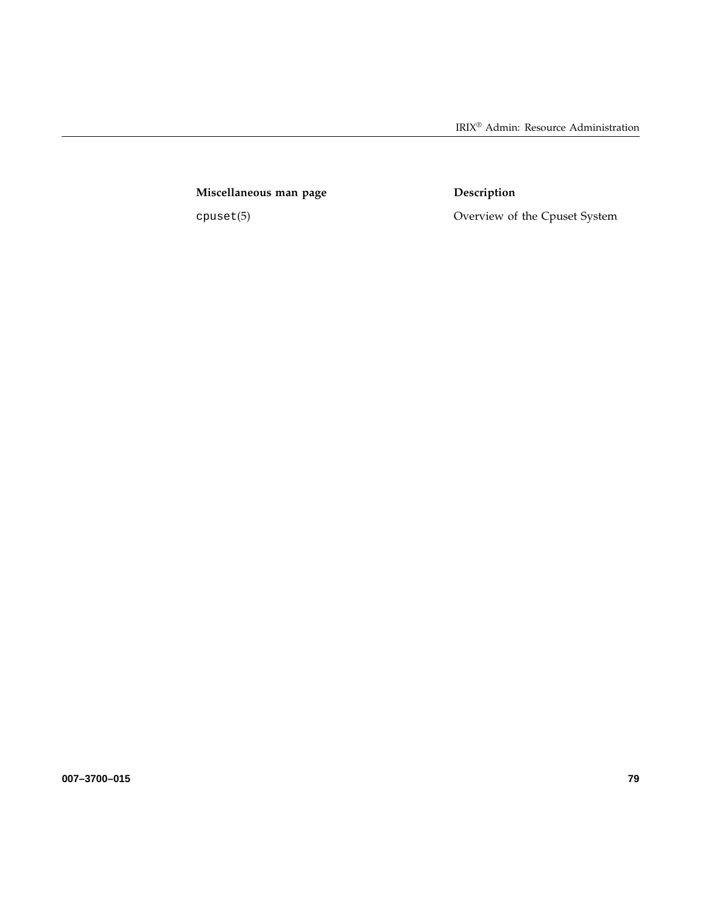| Miscellaneous man page | Description |
| --- | --- |
| `cpuset`(5) | Overview of the Cpuset System |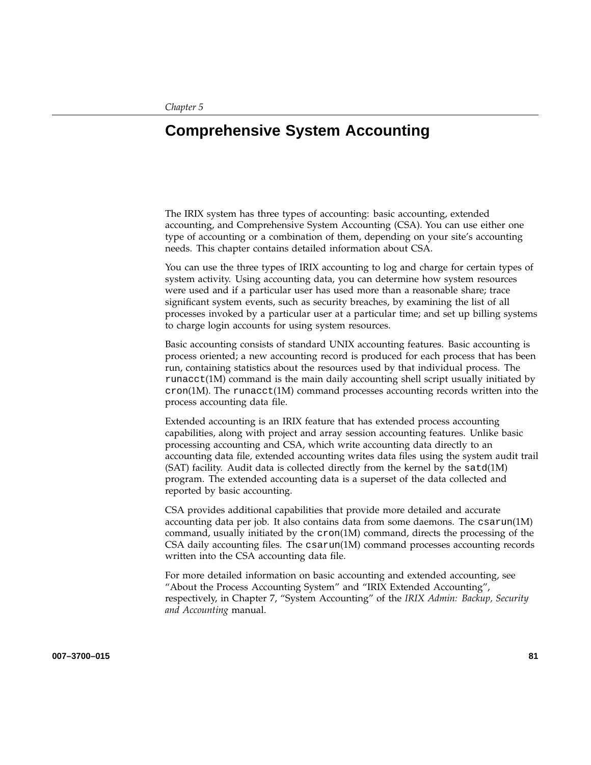*Chapter 5*

# Comprehensive System Accounting

The IRIX system has three types of accounting: basic accounting, extended accounting, and Comprehensive System Accounting (CSA). You can use either one type of accounting or a combination of them, depending on your site's accounting needs. This chapter contains detailed information about CSA.

You can use the three types of IRIX accounting to log and charge for certain types of system activity. Using accounting data, you can determine how system resources were used and if a particular user has used more than a reasonable share; trace significant system events, such as security breaches, by examining the list of all processes invoked by a particular user at a particular time; and set up billing systems to charge login accounts for using system resources.

Basic accounting consists of standard UNIX accounting features. Basic accounting is process oriented; a new accounting record is produced for each process that has been run, containing statistics about the resources used by that individual process. The `runacct`(1M) command is the main daily accounting shell script usually initiated by `cron`(1M). The `runacct`(1M) command processes accounting records written into the process accounting data file.

Extended accounting is an IRIX feature that has extended process accounting capabilities, along with project and array session accounting features. Unlike basic processing accounting and CSA, which write accounting data directly to an accounting data file, extended accounting writes data files using the system audit trail (SAT) facility. Audit data is collected directly from the kernel by the `satd`(1M) program. The extended accounting data is a superset of the data collected and reported by basic accounting.

CSA provides additional capabilities that provide more detailed and accurate accounting data per job. It also contains data from some daemons. The `csarun`(1M) command, usually initiated by the `cron`(1M) command, directs the processing of the CSA daily accounting files. The `csarun`(1M) command processes accounting records written into the CSA accounting data file.

For more detailed information on basic accounting and extended accounting, see "About the Process Accounting System" and "IRIX Extended Accounting", respectively, in Chapter 7, "System Accounting" of the *IRIX Admin: Backup, Security and Accounting* manual.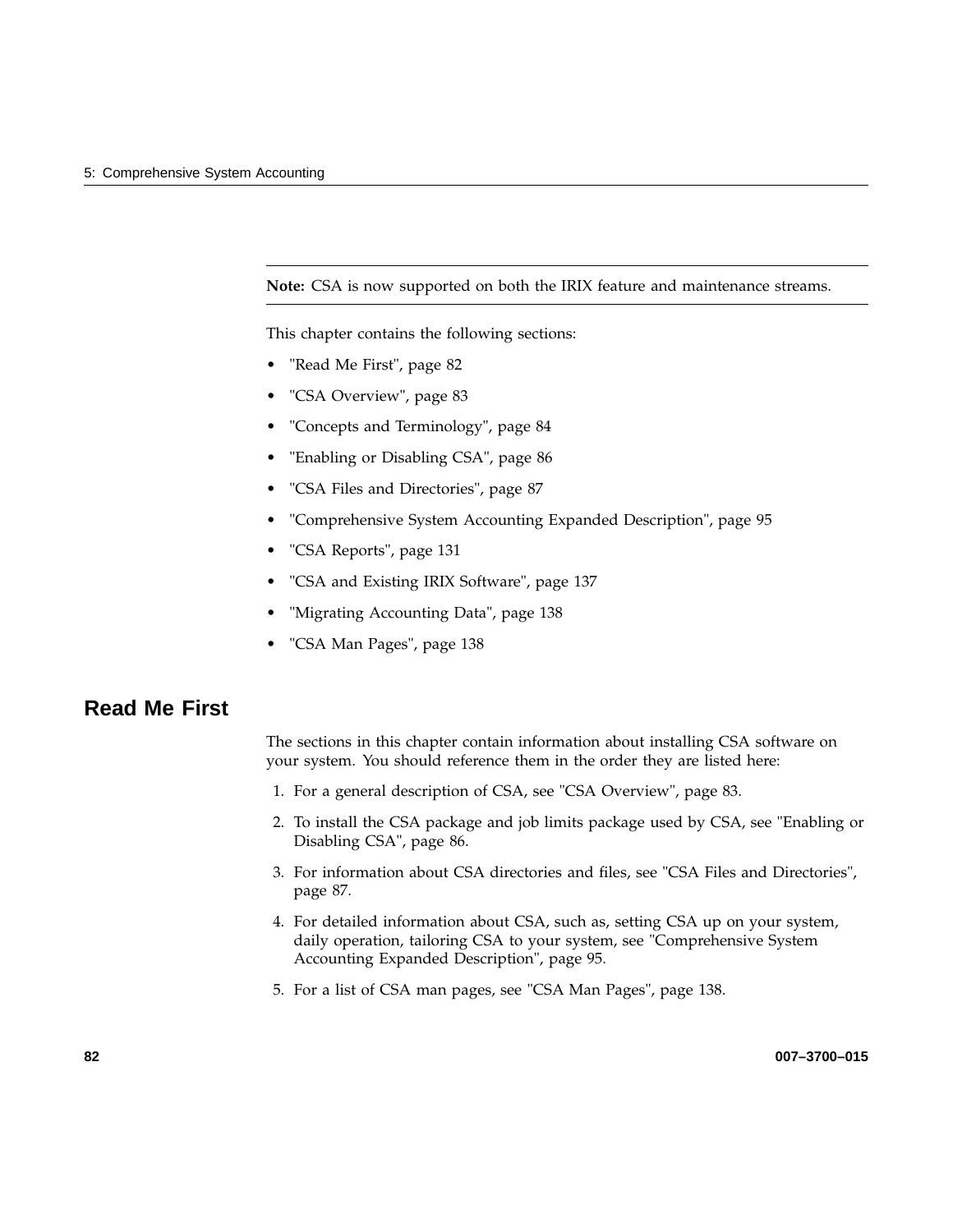---

**Note:** CSA is now supported on both the IRIX feature and maintenance streams.

---

This chapter contains the following sections:

- "Read Me First", page 82
- "CSA Overview", page 83
- "Concepts and Terminology", page 84
- "Enabling or Disabling CSA", page 86
- "CSA Files and Directories", page 87
- "Comprehensive System Accounting Expanded Description", page 95
- "CSA Reports", page 131
- "CSA and Existing IRIX Software", page 137
- "Migrating Accounting Data", page 138
- "CSA Man Pages", page 138

## Read Me First

The sections in this chapter contain information about installing CSA software on your system. You should reference them in the order they are listed here:

1. For a general description of CSA, see "CSA Overview", page 83.
2. To install the CSA package and job limits package used by CSA, see "Enabling or Disabling CSA", page 86.
3. For information about CSA directories and files, see "CSA Files and Directories", page 87.
4. For detailed information about CSA, such as, setting CSA up on your system, daily operation, tailoring CSA to your system, see "Comprehensive System Accounting Expanded Description", page 95.
5. For a list of CSA man pages, see "CSA Man Pages", page 138.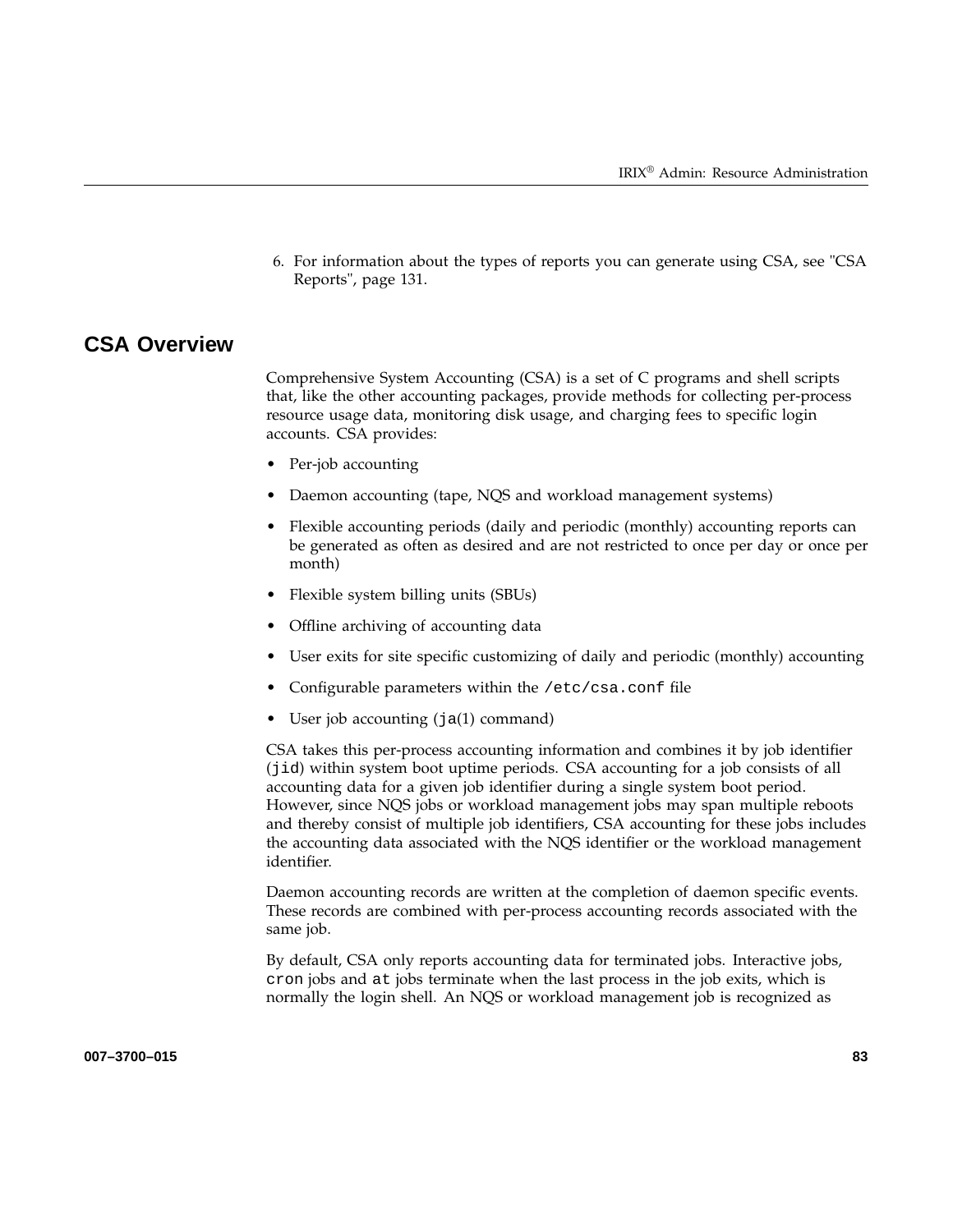6. For information about the types of reports you can generate using CSA, see "CSA Reports", page 131.

## CSA Overview

Comprehensive System Accounting (CSA) is a set of C programs and shell scripts that, like the other accounting packages, provide methods for collecting per-process resource usage data, monitoring disk usage, and charging fees to specific login accounts. CSA provides:

- Per-job accounting
- Daemon accounting (tape, NQS and workload management systems)
- Flexible accounting periods (daily and periodic (monthly) accounting reports can be generated as often as desired and are not restricted to once per day or once per month)
- Flexible system billing units (SBUs)
- Offline archiving of accounting data
- User exits for site specific customizing of daily and periodic (monthly) accounting
- Configurable parameters within the `/etc/csa.conf` file
- User job accounting (`ja`(1) command)

CSA takes this per-process accounting information and combines it by job identifier (`jid`) within system boot uptime periods. CSA accounting for a job consists of all accounting data for a given job identifier during a single system boot period. However, since NQS jobs or workload management jobs may span multiple reboots and thereby consist of multiple job identifiers, CSA accounting for these jobs includes the accounting data associated with the NQS identifier or the workload management identifier.

Daemon accounting records are written at the completion of daemon specific events. These records are combined with per-process accounting records associated with the same job.

By default, CSA only reports accounting data for terminated jobs. Interactive jobs, `cron` jobs and `at` jobs terminate when the last process in the job exits, which is normally the login shell. An NQS or workload management job is recognized as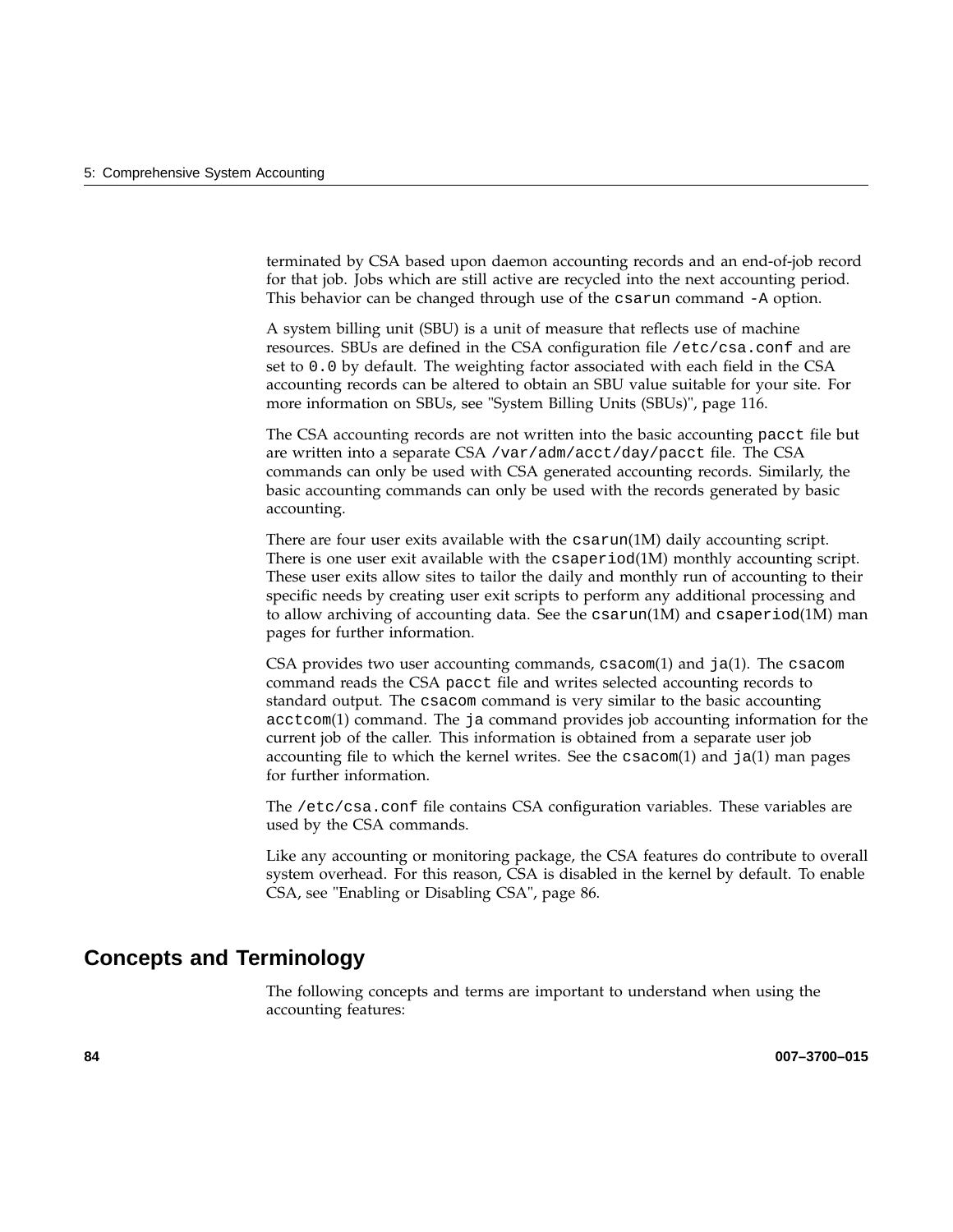terminated by CSA based upon daemon accounting records and an end-of-job record for that job. Jobs which are still active are recycled into the next accounting period. This behavior can be changed through use of the `csarun` command `-A` option.

A system billing unit (SBU) is a unit of measure that reflects use of machine resources. SBUs are defined in the CSA configuration file `/etc/csa.conf` and are set to `0.0` by default. The weighting factor associated with each field in the CSA accounting records can be altered to obtain an SBU value suitable for your site. For more information on SBUs, see "System Billing Units (SBUs)", page 116.

The CSA accounting records are not written into the basic accounting `pacct` file but are written into a separate CSA `/var/adm/acct/day/pacct` file. The CSA commands can only be used with CSA generated accounting records. Similarly, the basic accounting commands can only be used with the records generated by basic accounting.

There are four user exits available with the `csarun`(1M) daily accounting script. There is one user exit available with the `csaperiod`(1M) monthly accounting script. These user exits allow sites to tailor the daily and monthly run of accounting to their specific needs by creating user exit scripts to perform any additional processing and to allow archiving of accounting data. See the `csarun`(1M) and `csaperiod`(1M) man pages for further information.

CSA provides two user accounting commands, `csacom`(1) and `ja`(1). The `csacom` command reads the CSA `pacct` file and writes selected accounting records to standard output. The `csacom` command is very similar to the basic accounting `acctcom`(1) command. The `ja` command provides job accounting information for the current job of the caller. This information is obtained from a separate user job accounting file to which the kernel writes. See the `csacom`(1) and `ja`(1) man pages for further information.

The `/etc/csa.conf` file contains CSA configuration variables. These variables are used by the CSA commands.

Like any accounting or monitoring package, the CSA features do contribute to overall system overhead. For this reason, CSA is disabled in the kernel by default. To enable CSA, see "Enabling or Disabling CSA", page 86.

## Concepts and Terminology

The following concepts and terms are important to understand when using the accounting features: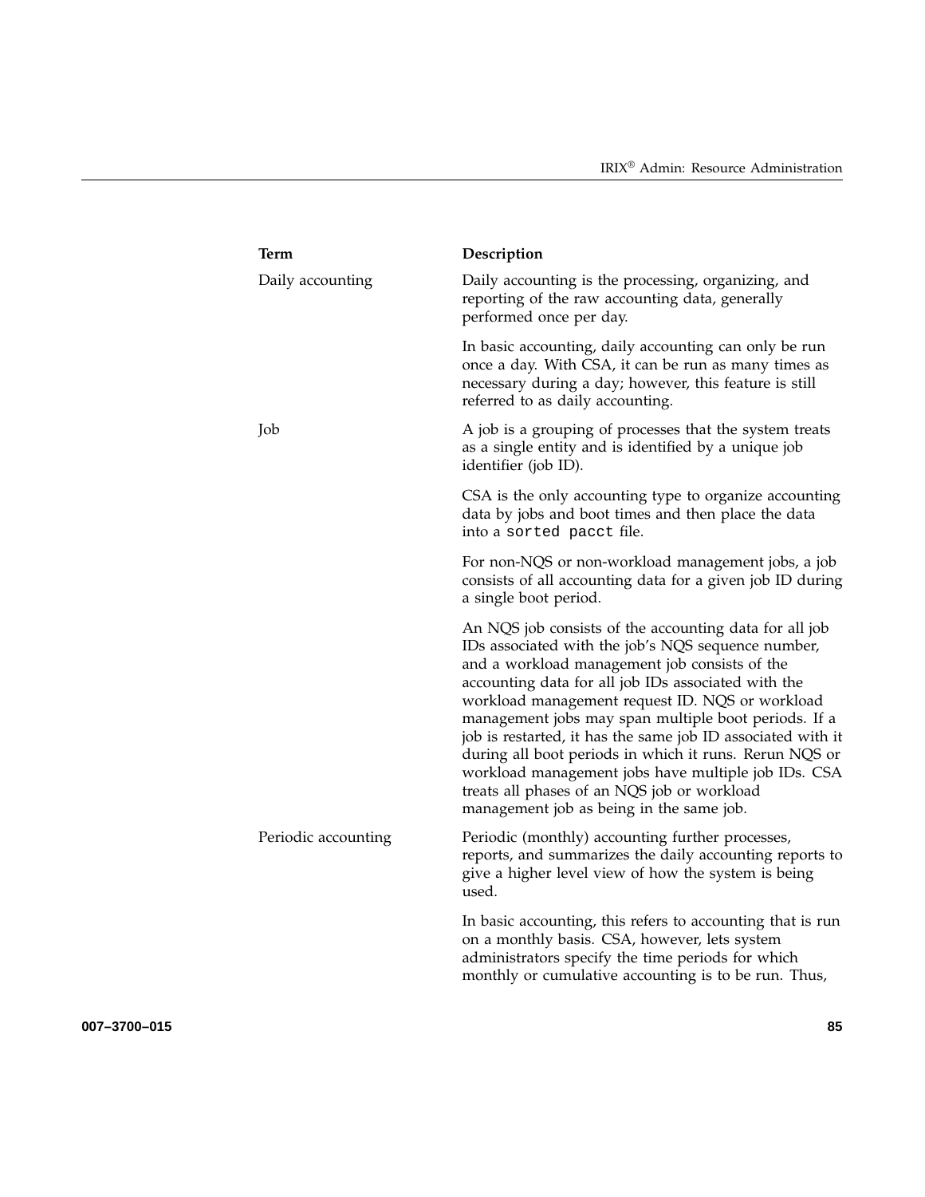| Term | Description |
| --- | --- |
| Daily accounting | Daily accounting is the processing, organizing, and reporting of the raw accounting data, generally performed once per day.<br><br>In basic accounting, daily accounting can only be run once a day. With CSA, it can be run as many times as necessary during a day; however, this feature is still referred to as daily accounting. |
| Job | A job is a grouping of processes that the system treats as a single entity and is identified by a unique job identifier (job ID).<br><br>CSA is the only accounting type to organize accounting data by jobs and boot times and then place the data into a `sorted pacct` file.<br><br>For non-NQS or non-workload management jobs, a job consists of all accounting data for a given job ID during a single boot period.<br><br>An NQS job consists of the accounting data for all job IDs associated with the job's NQS sequence number, and a workload management job consists of the accounting data for all job IDs associated with the workload management request ID. NQS or workload management jobs may span multiple boot periods. If a job is restarted, it has the same job ID associated with it during all boot periods in which it runs. Rerun NQS or workload management jobs have multiple job IDs. CSA treats all phases of an NQS job or workload management job as being in the same job. |
| Periodic accounting | Periodic (monthly) accounting further processes, reports, and summarizes the daily accounting reports to give a higher level view of how the system is being used.<br><br>In basic accounting, this refers to accounting that is run on a monthly basis. CSA, however, lets system administrators specify the time periods for which monthly or cumulative accounting is to be run. Thus, |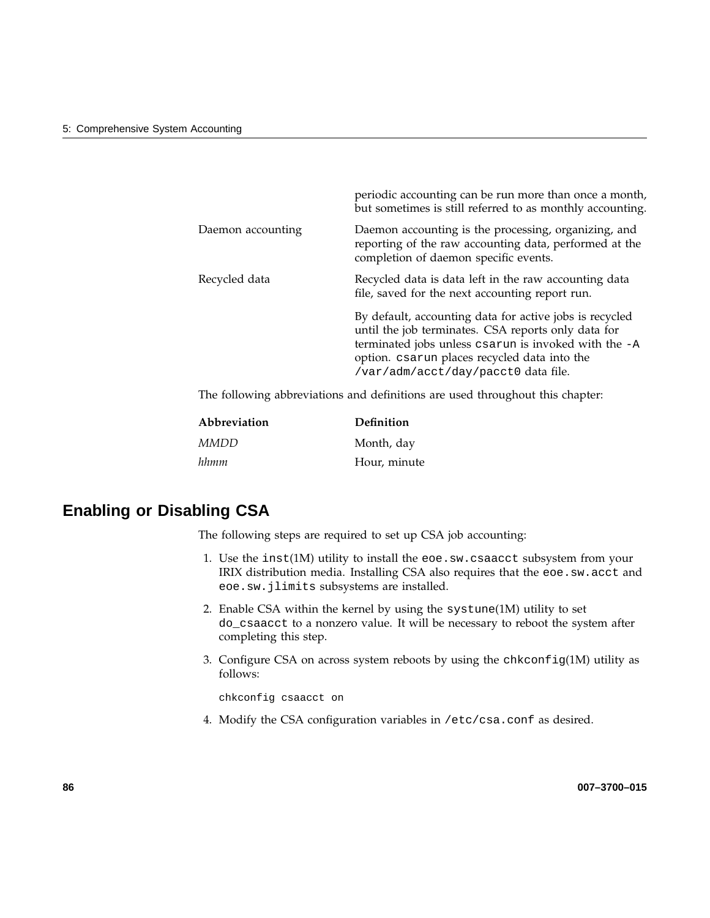periodic accounting can be run more than once a month, but sometimes is still referred to as monthly accounting.

Daemon accounting
: Daemon accounting is the processing, organizing, and reporting of the raw accounting data, performed at the completion of daemon specific events.

Recycled data
: Recycled data is data left in the raw accounting data file, saved for the next accounting report run.

  By default, accounting data for active jobs is recycled until the job terminates. CSA reports only data for terminated jobs unless `csarun` is invoked with the `-A` option. `csarun` places recycled data into the `/var/adm/acct/day/pacct0` data file.

The following abbreviations and definitions are used throughout this chapter:

| Abbreviation | Definition |
|---|---|
| *MMDD* | Month, day |
| *hhmm* | Hour, minute |

## Enabling or Disabling CSA

The following steps are required to set up CSA job accounting:

1. Use the `inst`(1M) utility to install the `eoe.sw.csaacct` subsystem from your IRIX distribution media. Installing CSA also requires that the `eoe.sw.acct` and `eoe.sw.jlimits` subsystems are installed.

2. Enable CSA within the kernel by using the `systune`(1M) utility to set `do_csaacct` to a nonzero value. It will be necessary to reboot the system after completing this step.

3. Configure CSA on across system reboots by using the `chkconfig`(1M) utility as follows:

   ```
   chkconfig csaacct on
   ```

4. Modify the CSA configuration variables in `/etc/csa.conf` as desired.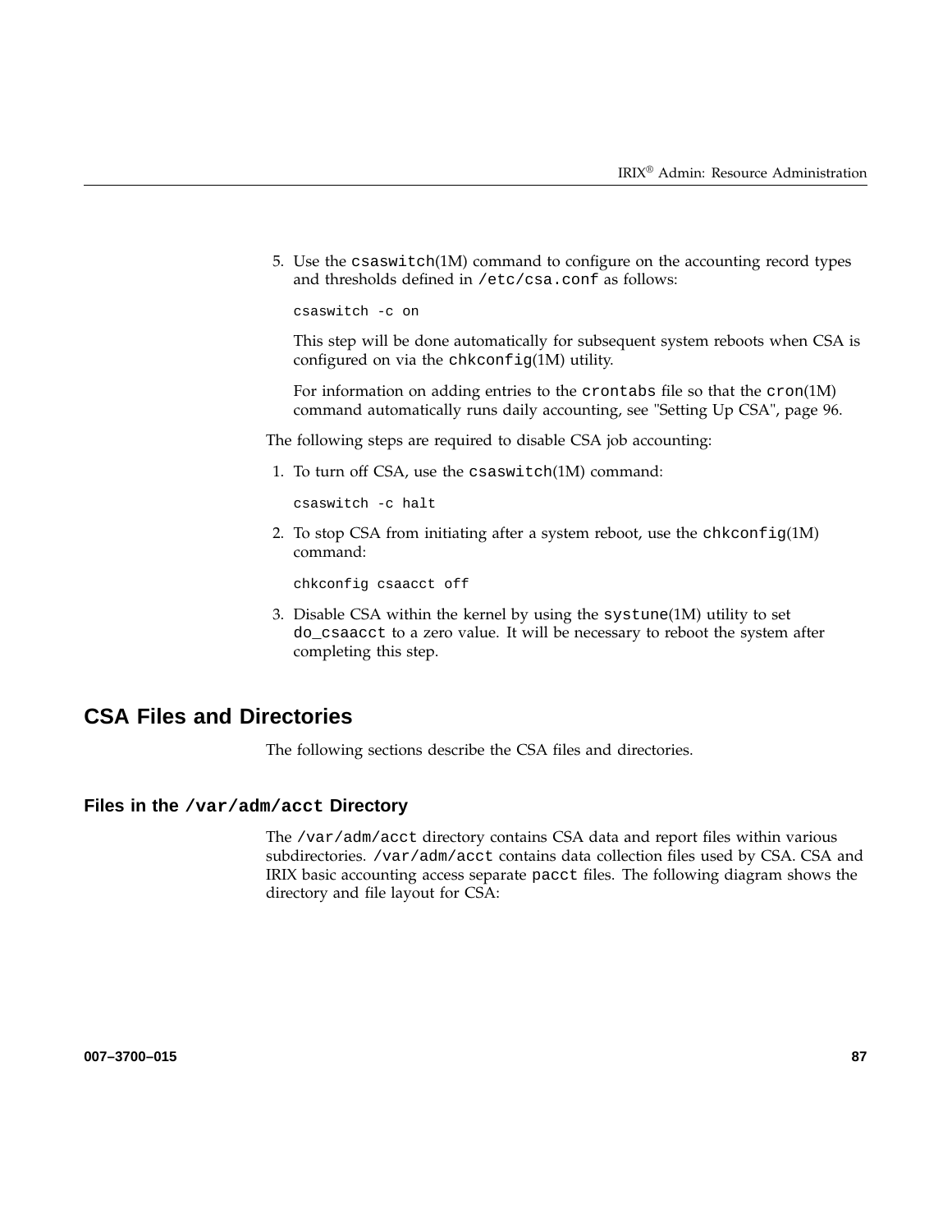5. Use the `csaswitch`(1M) command to configure on the accounting record types and thresholds defined in `/etc/csa.conf` as follows:

   ```
   csaswitch -c on
   ```

   This step will be done automatically for subsequent system reboots when CSA is configured on via the `chkconfig`(1M) utility.

   For information on adding entries to the `crontabs` file so that the `cron`(1M) command automatically runs daily accounting, see "Setting Up CSA", page 96.

The following steps are required to disable CSA job accounting:

1. To turn off CSA, use the `csaswitch`(1M) command:

   ```
   csaswitch -c halt
   ```

2. To stop CSA from initiating after a system reboot, use the `chkconfig`(1M) command:

   ```
   chkconfig csaacct off
   ```

3. Disable CSA within the kernel by using the `systune`(1M) utility to set `do_csaacct` to a zero value. It will be necessary to reboot the system after completing this step.

## CSA Files and Directories

The following sections describe the CSA files and directories.

### Files in the `/var/adm/acct` Directory

The `/var/adm/acct` directory contains CSA data and report files within various subdirectories. `/var/adm/acct` contains data collection files used by CSA. CSA and IRIX basic accounting access separate `pacct` files. The following diagram shows the directory and file layout for CSA: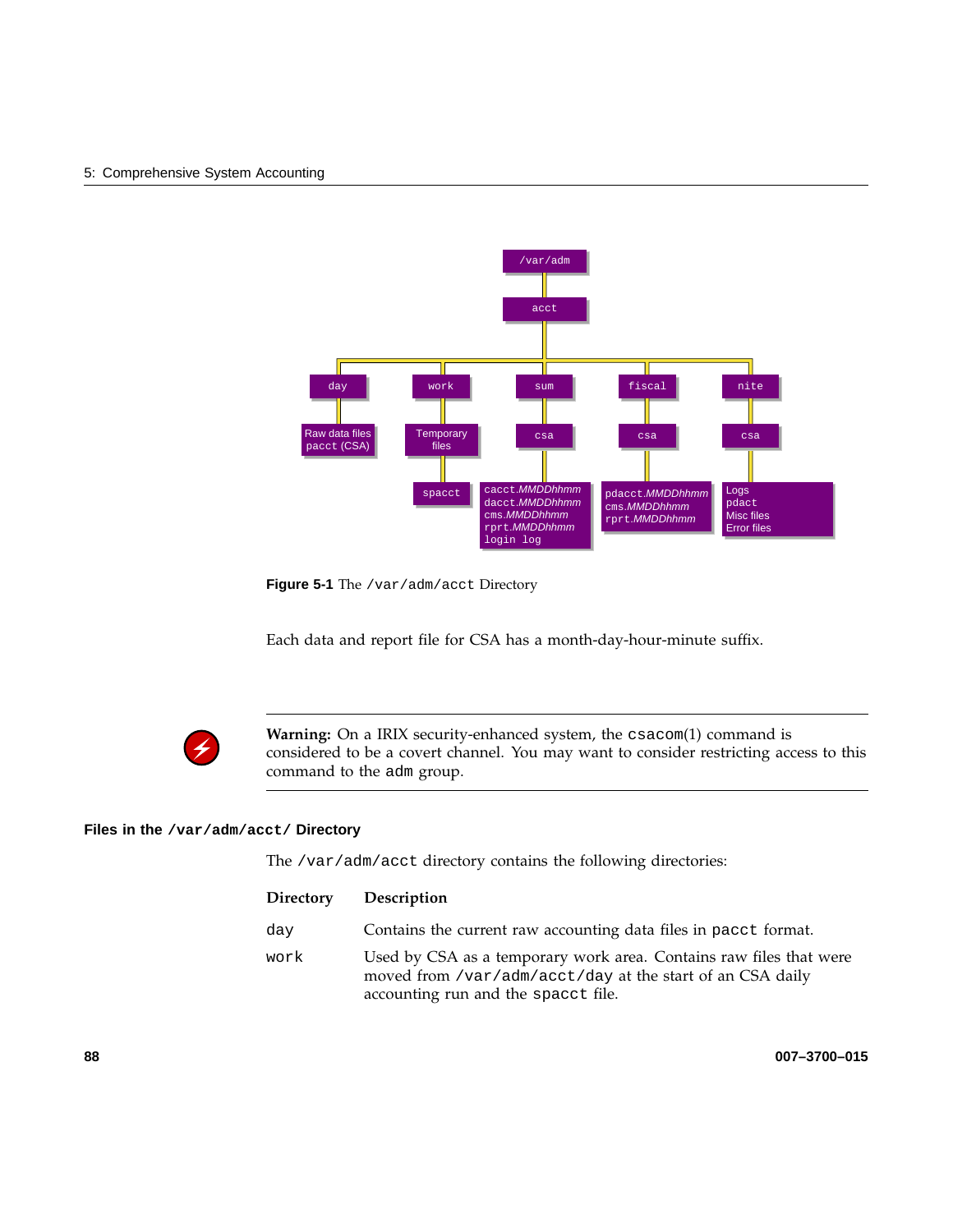Figure 5-1 The /var/adm/acct Directory

Each data and report file for CSA has a month-day-hour-minute suffix.

---

**Warning:** On a IRIX security-enhanced system, the `csacom`(1) command is considered to be a covert channel. You may want to consider restricting access to this command to the `adm` group.

---

## Files in the /var/adm/acct/ Directory

The `/var/adm/acct` directory contains the following directories:

| Directory | Description |
|---|---|
| `day` | Contains the current raw accounting data files in `pacct` format. |
| `work` | Used by CSA as a temporary work area. Contains raw files that were moved from `/var/adm/acct/day` at the start of an CSA daily accounting run and the `spacct` file. |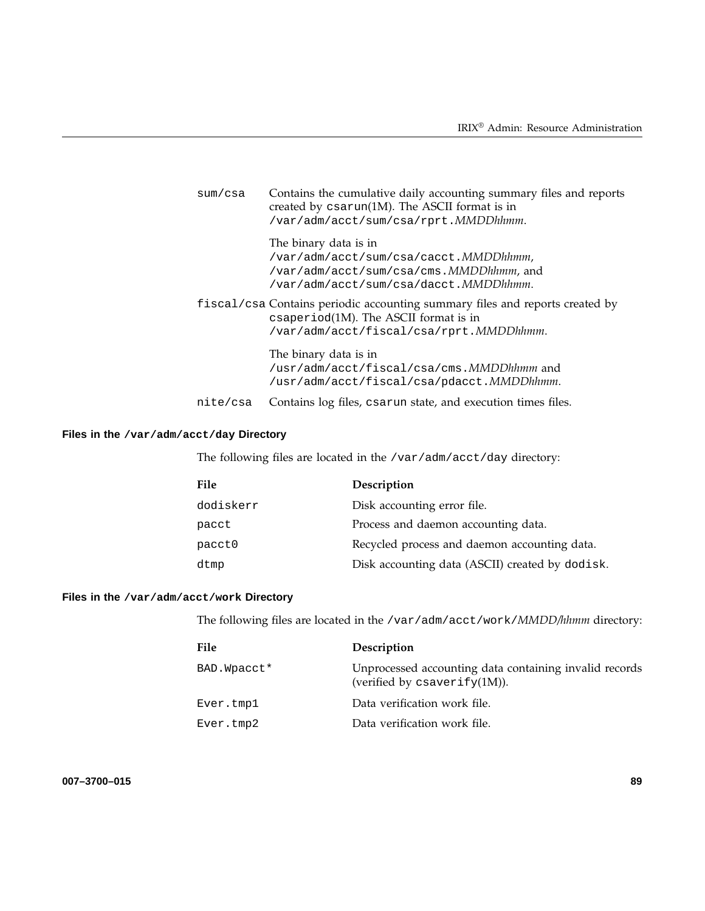| | |
|---|---|
| `sum/csa` | Contains the cumulative daily accounting summary files and reports created by `csarun`(1M). The ASCII format is in `/var/adm/acct/sum/csa/rprt.`*MMDDhhmm*.<br><br>The binary data is in `/var/adm/acct/sum/csa/cacct.`*MMDDhhmm*, `/var/adm/acct/sum/csa/cms.`*MMDDhhmm*, and `/var/adm/acct/sum/csa/dacct.`*MMDDhhmm*. |
| `fiscal/csa` | Contains periodic accounting summary files and reports created by `csaperiod`(1M). The ASCII format is in `/var/adm/acct/fiscal/csa/rprt.`*MMDDhhmm*.<br><br>The binary data is in `/usr/adm/acct/fiscal/csa/cms.`*MMDDhhmm* and `/usr/adm/acct/fiscal/csa/pdacct.`*MMDDhhmm*. |
| `nite/csa` | Contains log files, `csarun` state, and execution times files. |

#### Files in the `/var/adm/acct/day` Directory

The following files are located in the `/var/adm/acct/day` directory:

| File | Description |
|---|---|
| `dodiskerr` | Disk accounting error file. |
| `pacct` | Process and daemon accounting data. |
| `pacct0` | Recycled process and daemon accounting data. |
| `dtmp` | Disk accounting data (ASCII) created by `dodisk`. |

#### Files in the `/var/adm/acct/work` Directory

The following files are located in the `/var/adm/acct/work/`*MMDD/hhmm* directory:

| File | Description |
|---|---|
| `BAD.Wpacct*` | Unprocessed accounting data containing invalid records (verified by `csaverify`(1M)). |
| `Ever.tmp1` | Data verification work file. |
| `Ever.tmp2` | Data verification work file. |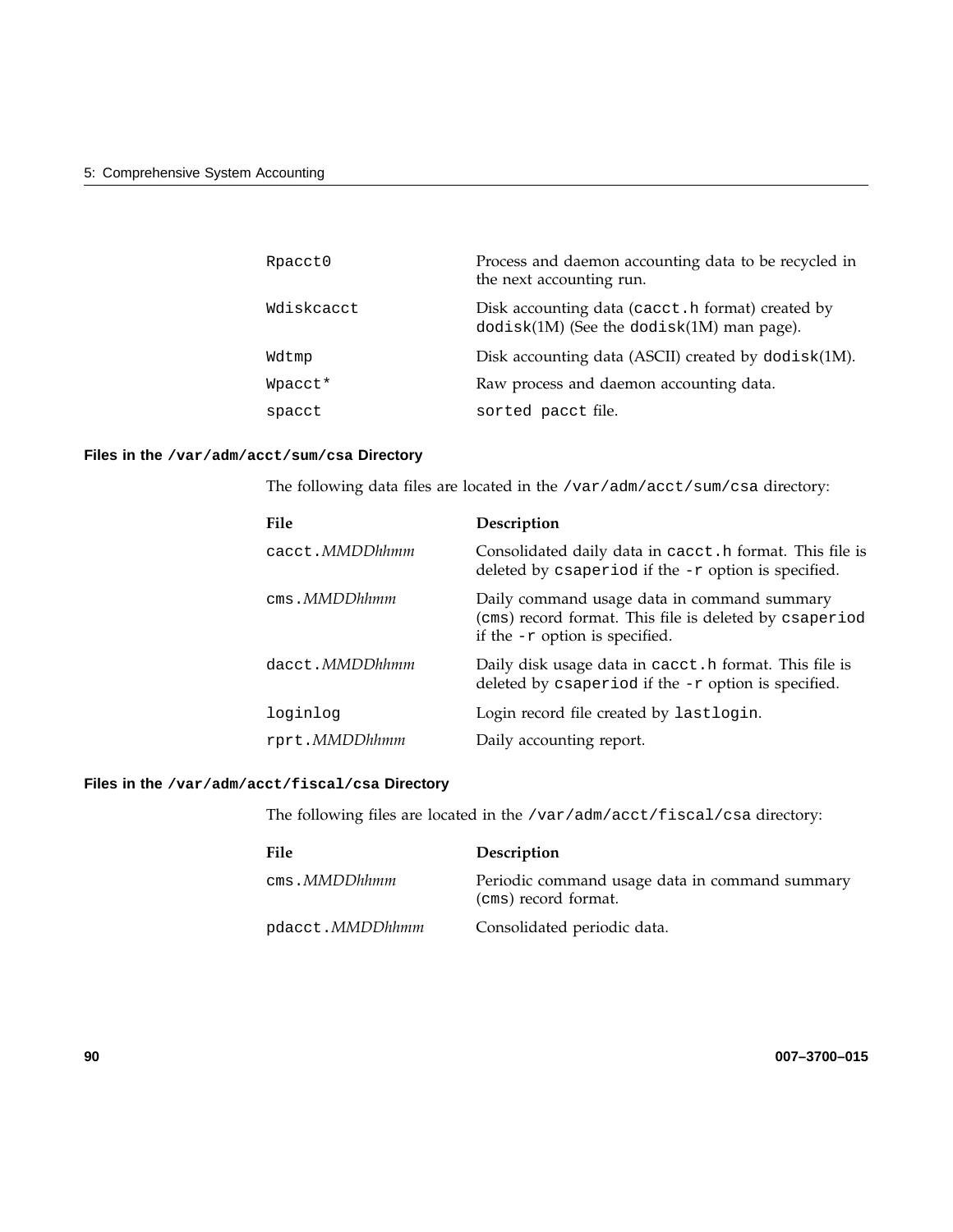| | |
|---|---|
| `Rpacct0` | Process and daemon accounting data to be recycled in the next accounting run. |
| `Wdiskcacct` | Disk accounting data (`cacct.h` format) created by `dodisk`(1M) (See the `dodisk`(1M) man page). |
| `Wdtmp` | Disk accounting data (ASCII) created by `dodisk`(1M). |
| `Wpacct*` | Raw process and daemon accounting data. |
| `spacct` | `sorted pacct` file. |

#### Files in the `/var/adm/acct/sum/csa` Directory

The following data files are located in the `/var/adm/acct/sum/csa` directory:

| File | Description |
|---|---|
| `cacct.`*MMDDhhmm* | Consolidated daily data in `cacct.h` format. This file is deleted by `csaperiod` if the `-r` option is specified. |
| `cms.`*MMDDhhmm* | Daily command usage data in command summary (`cms`) record format. This file is deleted by `csaperiod` if the `-r` option is specified. |
| `dacct.`*MMDDhhmm* | Daily disk usage data in `cacct.h` format. This file is deleted by `csaperiod` if the `-r` option is specified. |
| `loginlog` | Login record file created by `lastlogin`. |
| `rprt.`*MMDDhhmm* | Daily accounting report. |

#### Files in the `/var/adm/acct/fiscal/csa` Directory

The following files are located in the `/var/adm/acct/fiscal/csa` directory:

| File | Description |
|---|---|
| `cms.`*MMDDhhmm* | Periodic command usage data in command summary (`cms`) record format. |
| `pdacct.`*MMDDhhmm* | Consolidated periodic data. |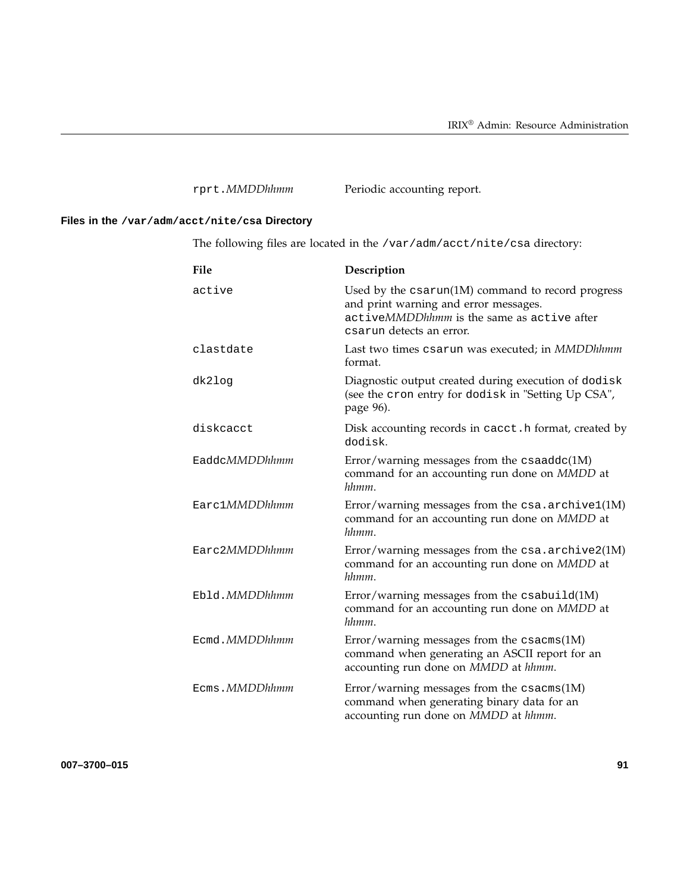| | |
|---|---|
| `rprt.`*MMDDhhmm* | Periodic accounting report. |

#### Files in the `/var/adm/acct/nite/csa` Directory

The following files are located in the `/var/adm/acct/nite/csa` directory:

| File | Description |
|---|---|
| `active` | Used by the `csarun`(1M) command to record progress and print warning and error messages. `active`*MMDDhhmm* is the same as `active` after `csarun` detects an error. |
| `clastdate` | Last two times `csarun` was executed; in *MMDDhhmm* format. |
| `dk2log` | Diagnostic output created during execution of `dodisk` (see the `cron` entry for `dodisk` in "Setting Up CSA", page 96). |
| `diskcacct` | Disk accounting records in `cacct.h` format, created by `dodisk`. |
| `Eaddc`*MMDDhhmm* | Error/warning messages from the `csaaddc`(1M) command for an accounting run done on *MMDD* at *hhmm*. |
| `Earc1`*MMDDhhmm* | Error/warning messages from the `csa.archive1`(1M) command for an accounting run done on *MMDD* at *hhmm*. |
| `Earc2`*MMDDhhmm* | Error/warning messages from the `csa.archive2`(1M) command for an accounting run done on *MMDD* at *hhmm*. |
| `Ebld.`*MMDDhhmm* | Error/warning messages from the `csabuild`(1M) command for an accounting run done on *MMDD* at *hhmm*. |
| `Ecmd.`*MMDDhhmm* | Error/warning messages from the `csacms`(1M) command when generating an ASCII report for an accounting run done on *MMDD* at *hhmm*. |
| `Ecms.`*MMDDhhmm* | Error/warning messages from the `csacms`(1M) command when generating binary data for an accounting run done on *MMDD* at *hhmm*. |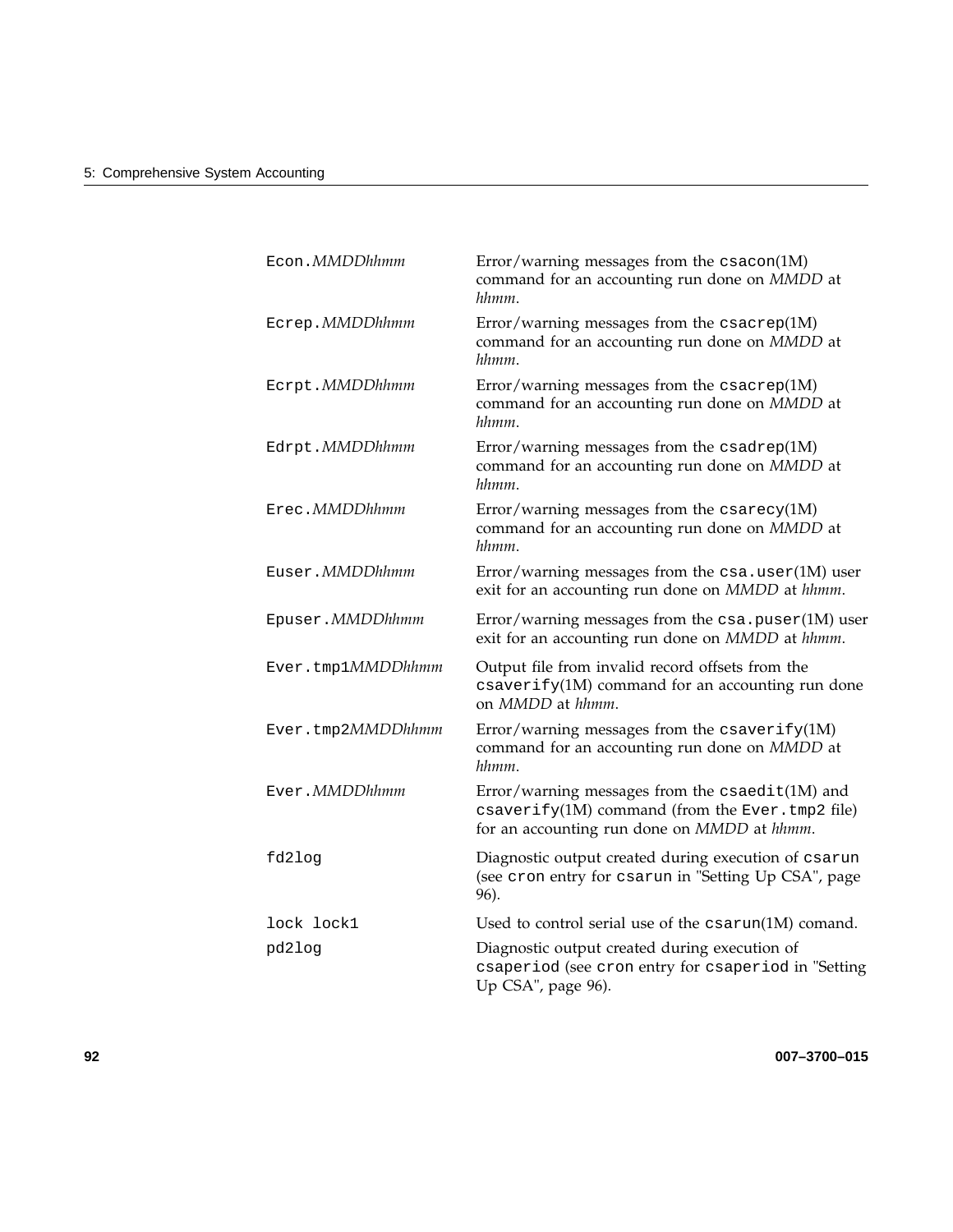| | |
|---|---|
| `Econ.`*MMDDhhmm* | Error/warning messages from the `csacon`(1M) command for an accounting run done on *MMDD* at *hhmm*. |
| `Ecrep.`*MMDDhhmm* | Error/warning messages from the `csacrep`(1M) command for an accounting run done on *MMDD* at *hhmm*. |
| `Ecrpt.`*MMDDhhmm* | Error/warning messages from the `csacrep`(1M) command for an accounting run done on *MMDD* at *hhmm*. |
| `Edrpt.`*MMDDhhmm* | Error/warning messages from the `csadrep`(1M) command for an accounting run done on *MMDD* at *hhmm*. |
| `Erec.`*MMDDhhmm* | Error/warning messages from the `csarecy`(1M) command for an accounting run done on *MMDD* at *hhmm*. |
| `Euser.`*MMDDhhmm* | Error/warning messages from the `csa.user`(1M) user exit for an accounting run done on *MMDD* at *hhmm*. |
| `Epuser.`*MMDDhhmm* | Error/warning messages from the `csa.puser`(1M) user exit for an accounting run done on *MMDD* at *hhmm*. |
| `Ever.tmp1`*MMDDhhmm* | Output file from invalid record offsets from the `csaverify`(1M) command for an accounting run done on *MMDD* at *hhmm*. |
| `Ever.tmp2`*MMDDhhmm* | Error/warning messages from the `csaverify`(1M) command for an accounting run done on *MMDD* at *hhmm*. |
| `Ever.`*MMDDhhmm* | Error/warning messages from the `csaedit`(1M) and `csaverify`(1M) command (from the `Ever.tmp2` file) for an accounting run done on *MMDD* at *hhmm*. |
| `fd2log` | Diagnostic output created during execution of `csarun` (see `cron` entry for `csarun` in "Setting Up CSA", page 96). |
| `lock lock1` | Used to control serial use of the `csarun`(1M) comand. |
| `pd2log` | Diagnostic output created during execution of `csaperiod` (see `cron` entry for `csaperiod` in "Setting Up CSA", page 96). |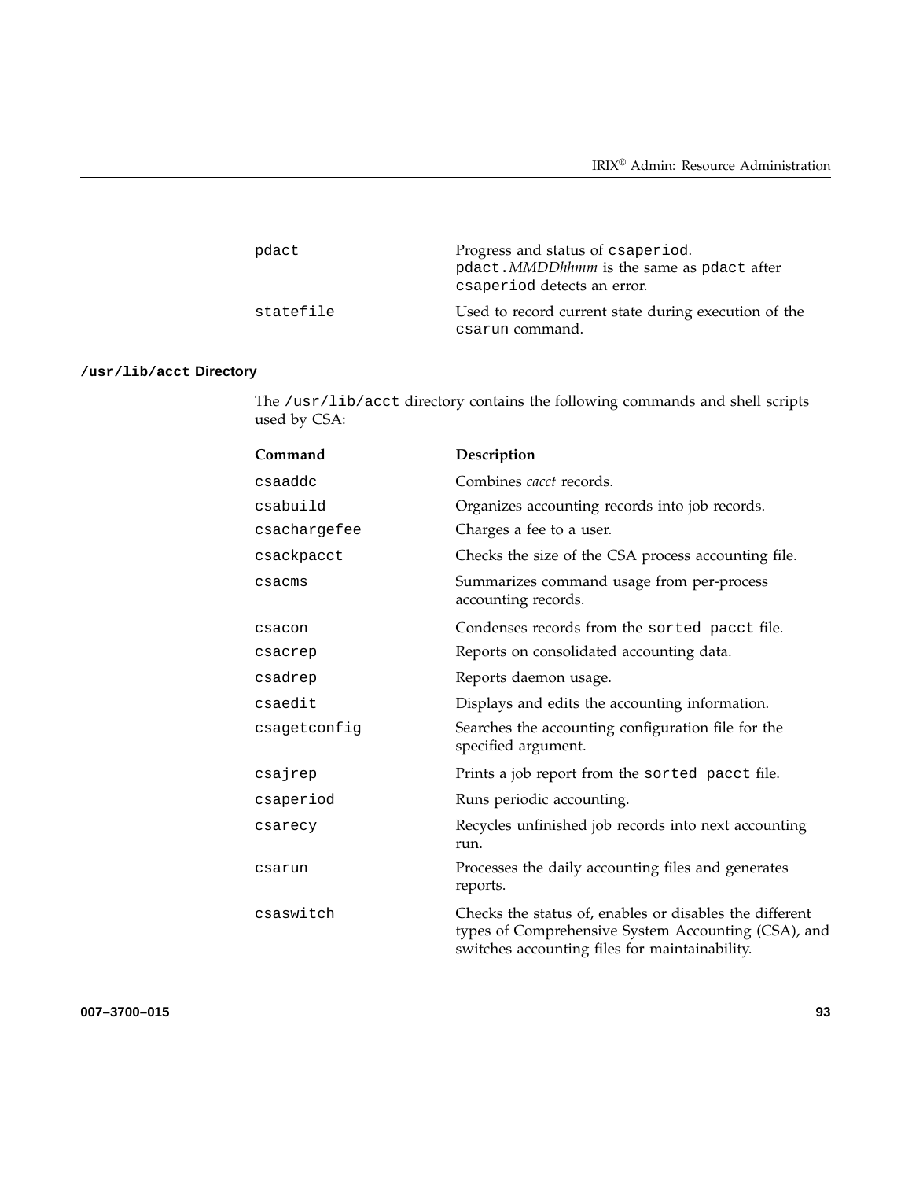| | |
|---|---|
| `pdact` | Progress and status of `csaperiod`. `pdact.`*MMDDhhmm* is the same as `pdact` after `csaperiod` detects an error. |
| `statefile` | Used to record current state during execution of the `csarun` command. |

### `/usr/lib/acct` Directory

The `/usr/lib/acct` directory contains the following commands and shell scripts used by CSA:

| Command | Description |
|---|---|
| `csaaddc` | Combines *cacct* records. |
| `csabuild` | Organizes accounting records into job records. |
| `csachargefee` | Charges a fee to a user. |
| `csackpacct` | Checks the size of the CSA process accounting file. |
| `csacms` | Summarizes command usage from per-process accounting records. |
| `csacon` | Condenses records from the `sorted pacct` file. |
| `csacrep` | Reports on consolidated accounting data. |
| `csadrep` | Reports daemon usage. |
| `csaedit` | Displays and edits the accounting information. |
| `csagetconfig` | Searches the accounting configuration file for the specified argument. |
| `csajrep` | Prints a job report from the `sorted pacct` file. |
| `csaperiod` | Runs periodic accounting. |
| `csarecy` | Recycles unfinished job records into next accounting run. |
| `csarun` | Processes the daily accounting files and generates reports. |
| `csaswitch` | Checks the status of, enables or disables the different types of Comprehensive System Accounting (CSA), and switches accounting files for maintainability. |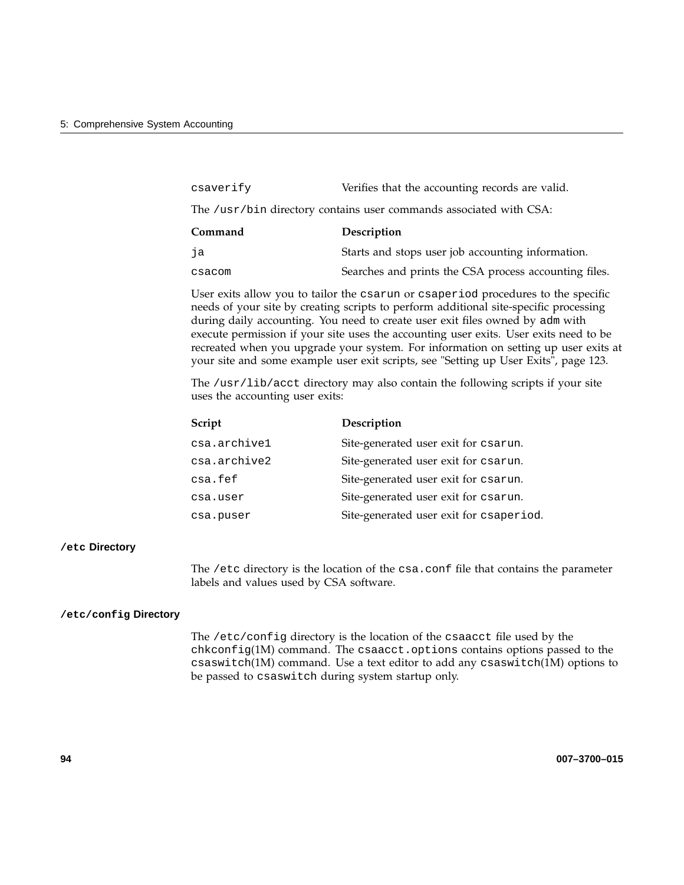| | |
|---|---|
| `csaverify` | Verifies that the accounting records are valid. |

The `/usr/bin` directory contains user commands associated with CSA:

| Command | Description |
|---|---|
| `ja` | Starts and stops user job accounting information. |
| `csacom` | Searches and prints the CSA process accounting files. |

User exits allow you to tailor the `csarun` or `csaperiod` procedures to the specific needs of your site by creating scripts to perform additional site-specific processing during daily accounting. You need to create user exit files owned by `adm` with execute permission if your site uses the accounting user exits. User exits need to be recreated when you upgrade your system. For information on setting up user exits at your site and some example user exit scripts, see "Setting up User Exits", page 123.

The `/usr/lib/acct` directory may also contain the following scripts if your site uses the accounting user exits:

| Script | Description |
|---|---|
| `csa.archive1` | Site-generated user exit for `csarun`. |
| `csa.archive2` | Site-generated user exit for `csarun`. |
| `csa.fef` | Site-generated user exit for `csarun`. |
| `csa.user` | Site-generated user exit for `csarun`. |
| `csa.puser` | Site-generated user exit for `csaperiod`. |

#### `/etc` Directory

The `/etc` directory is the location of the `csa.conf` file that contains the parameter labels and values used by CSA software.

#### `/etc/config` Directory

The `/etc/config` directory is the location of the `csaacct` file used by the `chkconfig`(1M) command. The `csaacct.options` contains options passed to the `csaswitch`(1M) command. Use a text editor to add any `csaswitch`(1M) options to be passed to `csaswitch` during system startup only.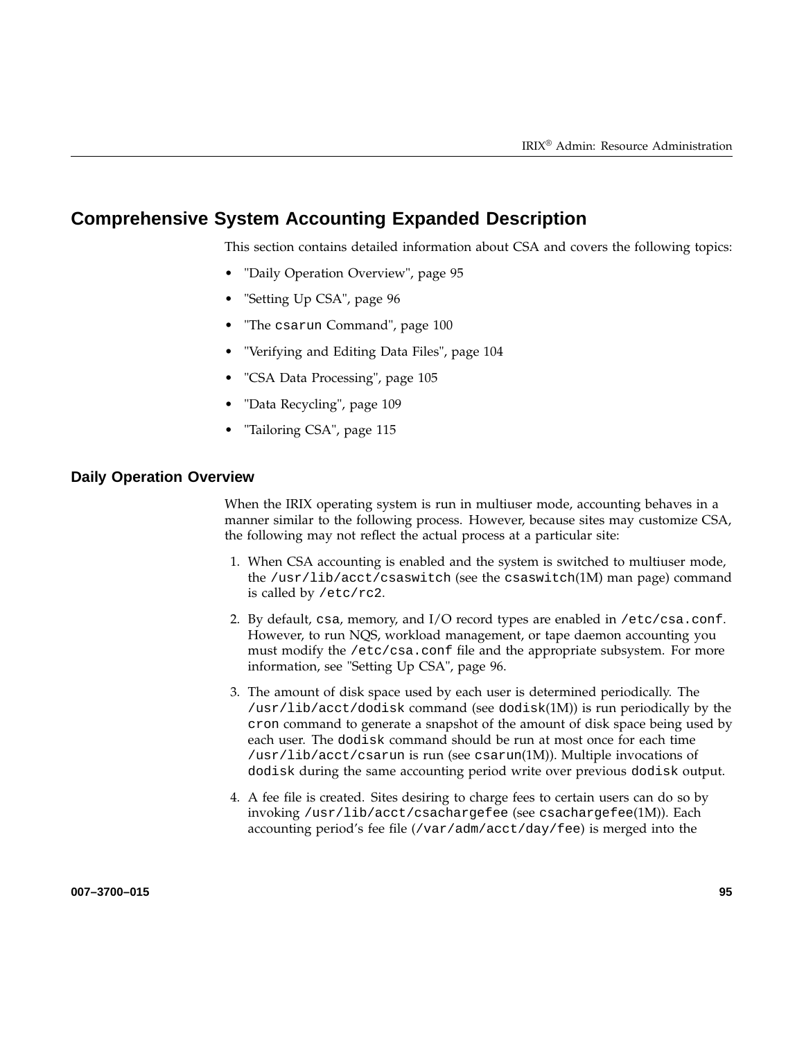## Comprehensive System Accounting Expanded Description

This section contains detailed information about CSA and covers the following topics:

- "Daily Operation Overview", page 95
- "Setting Up CSA", page 96
- "The `csarun` Command", page 100
- "Verifying and Editing Data Files", page 104
- "CSA Data Processing", page 105
- "Data Recycling", page 109
- "Tailoring CSA", page 115

### Daily Operation Overview

When the IRIX operating system is run in multiuser mode, accounting behaves in a manner similar to the following process. However, because sites may customize CSA, the following may not reflect the actual process at a particular site:

1. When CSA accounting is enabled and the system is switched to multiuser mode, the `/usr/lib/acct/csaswitch` (see the `csaswitch`(1M) man page) command is called by `/etc/rc2`.
2. By default, `csa`, memory, and I/O record types are enabled in `/etc/csa.conf`. However, to run NQS, workload management, or tape daemon accounting you must modify the `/etc/csa.conf` file and the appropriate subsystem. For more information, see "Setting Up CSA", page 96.
3. The amount of disk space used by each user is determined periodically. The `/usr/lib/acct/dodisk` command (see `dodisk`(1M)) is run periodically by the `cron` command to generate a snapshot of the amount of disk space being used by each user. The `dodisk` command should be run at most once for each time `/usr/lib/acct/csarun` is run (see `csarun`(1M)). Multiple invocations of `dodisk` during the same accounting period write over previous `dodisk` output.
4. A fee file is created. Sites desiring to charge fees to certain users can do so by invoking `/usr/lib/acct/csachargefee` (see `csachargefee`(1M)). Each accounting period's fee file (`/var/adm/acct/day/fee`) is merged into the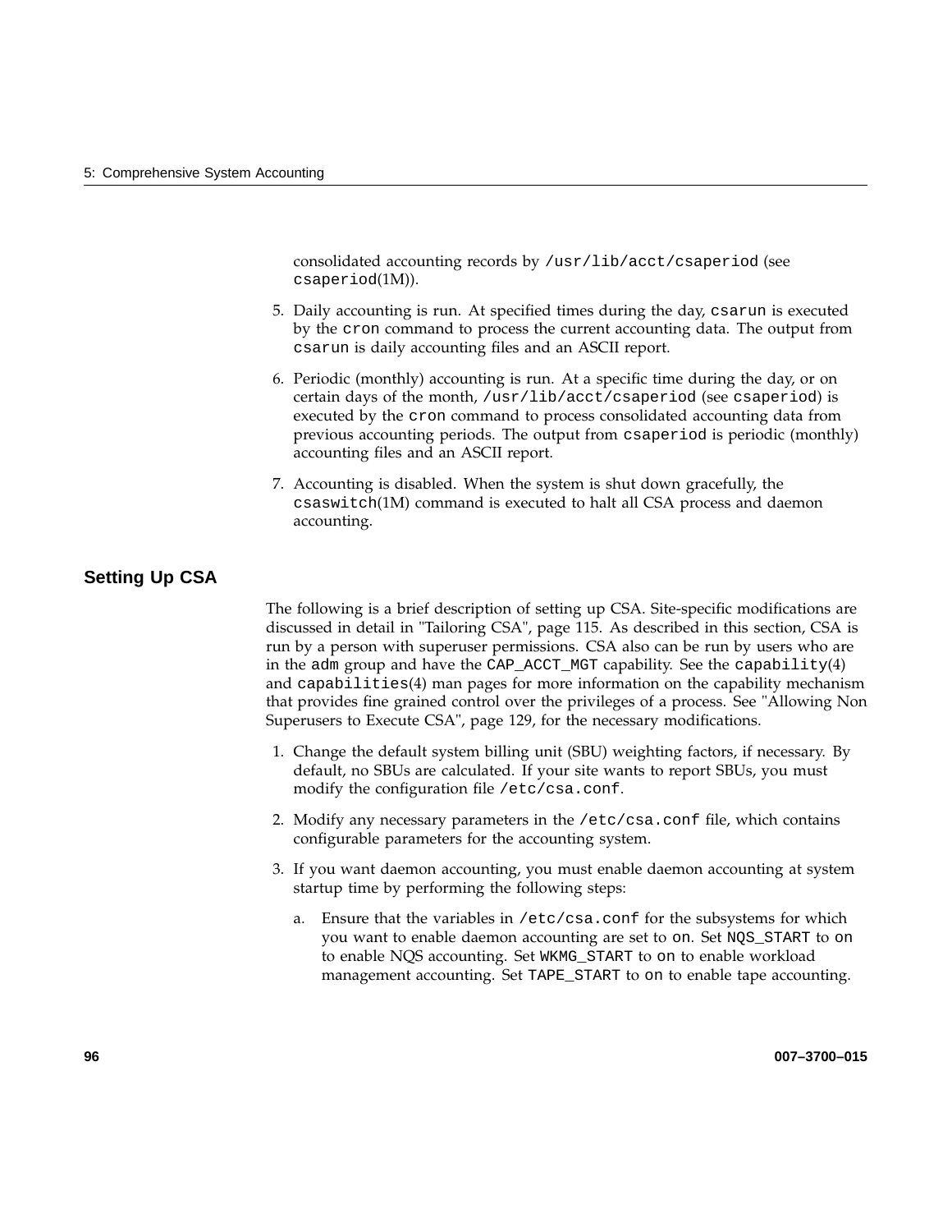consolidated accounting records by `/usr/lib/acct/csaperiod` (see `csaperiod`(1M)).

5. Daily accounting is run. At specified times during the day, `csarun` is executed by the `cron` command to process the current accounting data. The output from `csarun` is daily accounting files and an ASCII report.

6. Periodic (monthly) accounting is run. At a specific time during the day, or on certain days of the month, `/usr/lib/acct/csaperiod` (see `csaperiod`) is executed by the `cron` command to process consolidated accounting data from previous accounting periods. The output from `csaperiod` is periodic (monthly) accounting files and an ASCII report.

7. Accounting is disabled. When the system is shut down gracefully, the `csaswitch`(1M) command is executed to halt all CSA process and daemon accounting.

## Setting Up CSA

The following is a brief description of setting up CSA. Site-specific modifications are discussed in detail in "Tailoring CSA", page 115. As described in this section, CSA is run by a person with superuser permissions. CSA also can be run by users who are in the `adm` group and have the `CAP_ACCT_MGT` capability. See the `capability`(4) and `capabilities`(4) man pages for more information on the capability mechanism that provides fine grained control over the privileges of a process. See "Allowing Non Superusers to Execute CSA", page 129, for the necessary modifications.

1. Change the default system billing unit (SBU) weighting factors, if necessary. By default, no SBUs are calculated. If your site wants to report SBUs, you must modify the configuration file `/etc/csa.conf`.

2. Modify any necessary parameters in the `/etc/csa.conf` file, which contains configurable parameters for the accounting system.

3. If you want daemon accounting, you must enable daemon accounting at system startup time by performing the following steps:

   a. Ensure that the variables in `/etc/csa.conf` for the subsystems for which you want to enable daemon accounting are set to `on`. Set `NQS_START` to `on` to enable NQS accounting. Set `WKMG_START` to `on` to enable workload management accounting. Set `TAPE_START` to `on` to enable tape accounting.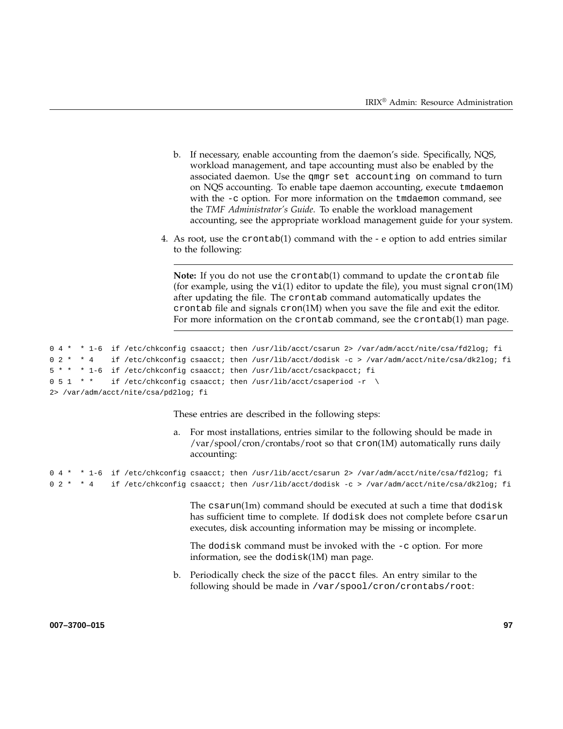b. If necessary, enable accounting from the daemon's side. Specifically, NQS, workload management, and tape accounting must also be enabled by the associated daemon. Use the `qmgr set accounting on` command to turn on NQS accounting. To enable tape daemon accounting, execute `tmdaemon` with the `-c` option. For more information on the `tmdaemon` command, see the *TMF Administrator's Guide*. To enable the workload management accounting, see the appropriate workload management guide for your system.

4. As root, use the `crontab`(1) command with the - e option to add entries similar to the following:

---

**Note:** If you do not use the `crontab`(1) command to update the `crontab` file (for example, using the `vi`(1) editor to update the file), you must signal `cron`(1M) after updating the file. The `crontab` command automatically updates the `crontab` file and signals `cron`(1M) when you save the file and exit the editor. For more information on the `crontab` command, see the `crontab`(1) man page.

---

```
0 4 *  * 1-6  if /etc/chkconfig csaacct; then /usr/lib/acct/csarun 2> /var/adm/acct/nite/csa/fd2log; fi
0 2 *  * 4    if /etc/chkconfig csaacct; then /usr/lib/acct/dodisk -c > /var/adm/acct/nite/csa/dk2log; fi
5 * *  * 1-6  if /etc/chkconfig csaacct; then /usr/lib/acct/csackpacct; fi
0 5 1  * *    if /etc/chkconfig csaacct; then /usr/lib/acct/csaperiod -r  \
2> /var/adm/acct/nite/csa/pd2log; fi
```

These entries are described in the following steps:

a. For most installations, entries similar to the following should be made in /var/spool/cron/crontabs/root so that `cron`(1M) automatically runs daily accounting:

```
0 4 *  * 1-6  if /etc/chkconfig csaacct; then /usr/lib/acct/csarun 2> /var/adm/acct/nite/csa/fd2log; fi
0 2 *  * 4    if /etc/chkconfig csaacct; then /usr/lib/acct/dodisk -c > /var/adm/acct/nite/csa/dk2log; fi
```

The `csarun`(1m) command should be executed at such a time that `dodisk` has sufficient time to complete. If `dodisk` does not complete before `csarun` executes, disk accounting information may be missing or incomplete.

The `dodisk` command must be invoked with the `-c` option. For more information, see the `dodisk`(1M) man page.

b. Periodically check the size of the `pacct` files. An entry similar to the following should be made in `/var/spool/cron/crontabs/root`: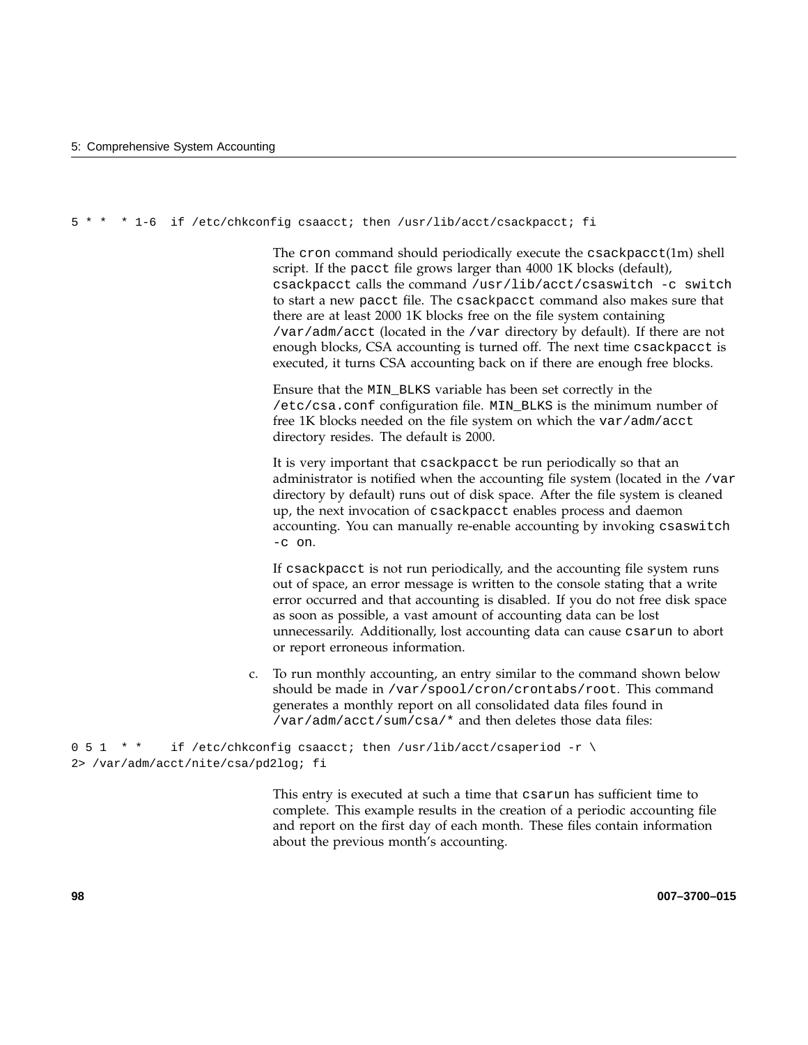```
5 * *  * 1-6  if /etc/chkconfig csaacct; then /usr/lib/acct/csackpacct; fi
```

The `cron` command should periodically execute the `csackpacct`(1m) shell script. If the `pacct` file grows larger than 4000 1K blocks (default), `csackpacct` calls the command `/usr/lib/acct/csaswitch -c switch` to start a new `pacct` file. The `csackpacct` command also makes sure that there are at least 2000 1K blocks free on the file system containing `/var/adm/acct` (located in the `/var` directory by default). If there are not enough blocks, CSA accounting is turned off. The next time `csackpacct` is executed, it turns CSA accounting back on if there are enough free blocks.

Ensure that the `MIN_BLKS` variable has been set correctly in the `/etc/csa.conf` configuration file. `MIN_BLKS` is the minimum number of free 1K blocks needed on the file system on which the `var/adm/acct` directory resides. The default is 2000.

It is very important that `csackpacct` be run periodically so that an administrator is notified when the accounting file system (located in the `/var` directory by default) runs out of disk space. After the file system is cleaned up, the next invocation of `csackpacct` enables process and daemon accounting. You can manually re-enable accounting by invoking `csaswitch -c on`.

If `csackpacct` is not run periodically, and the accounting file system runs out of space, an error message is written to the console stating that a write error occurred and that accounting is disabled. If you do not free disk space as soon as possible, a vast amount of accounting data can be lost unnecessarily. Additionally, lost accounting data can cause `csarun` to abort or report erroneous information.

c. To run monthly accounting, an entry similar to the command shown below should be made in `/var/spool/cron/crontabs/root`. This command generates a monthly report on all consolidated data files found in `/var/adm/acct/sum/csa/*` and then deletes those data files:

```
0 5 1  * *    if /etc/chkconfig csaacct; then /usr/lib/acct/csaperiod -r \
2> /var/adm/acct/nite/csa/pd2log; fi
```

This entry is executed at such a time that `csarun` has sufficient time to complete. This example results in the creation of a periodic accounting file and report on the first day of each month. These files contain information about the previous month's accounting.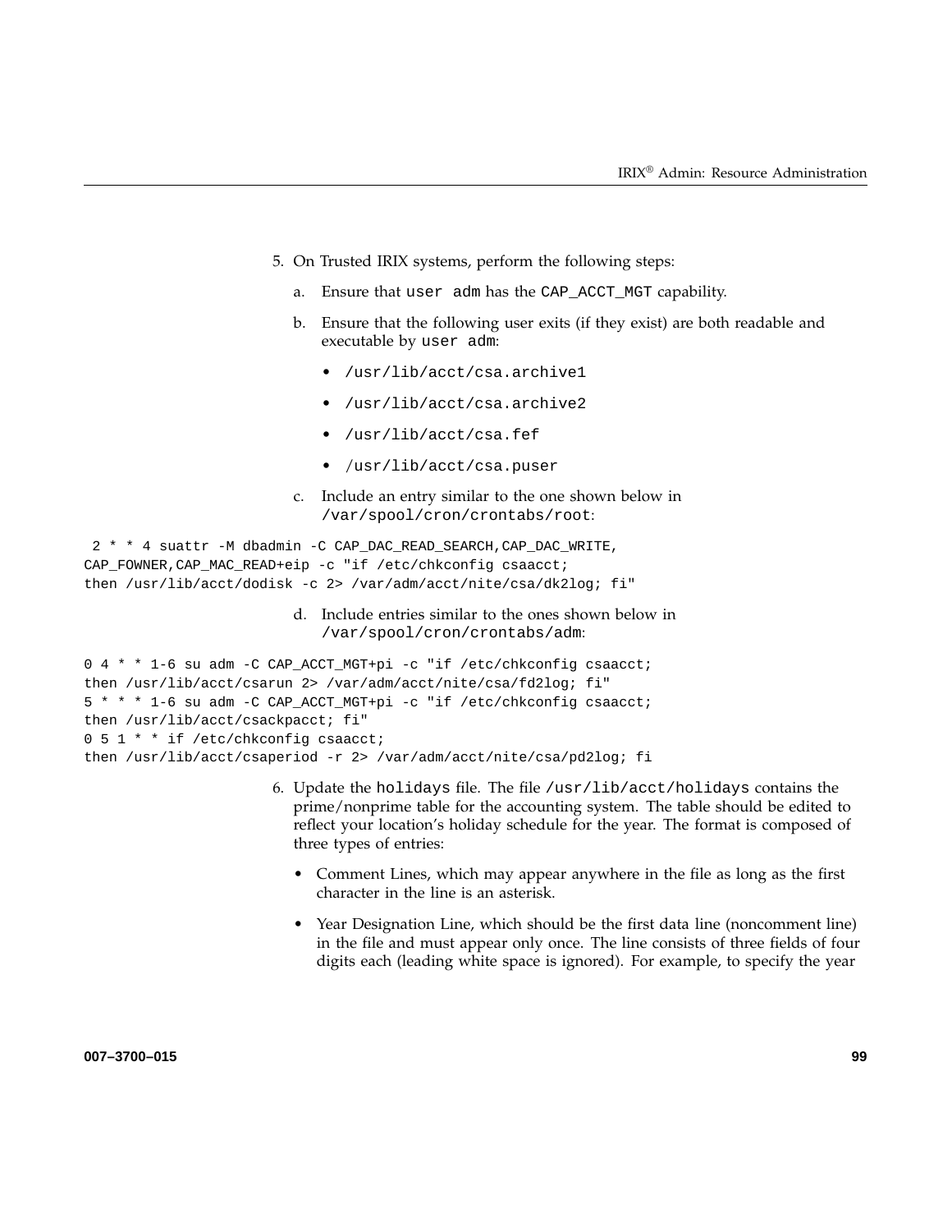5. On Trusted IRIX systems, perform the following steps:

   a. Ensure that `user adm` has the `CAP_ACCT_MGT` capability.

   b. Ensure that the following user exits (if they exist) are both readable and executable by `user adm`:

      - `/usr/lib/acct/csa.archive1`
      - `/usr/lib/acct/csa.archive2`
      - `/usr/lib/acct/csa.fef`
      - `/usr/lib/acct/csa.puser`

   c. Include an entry similar to the one shown below in `/var/spool/cron/crontabs/root`:

```
 2 * * 4 suattr -M dbadmin -C CAP_DAC_READ_SEARCH,CAP_DAC_WRITE,
CAP_FOWNER,CAP_MAC_READ+eip -c "if /etc/chkconfig csaacct;
then /usr/lib/acct/dodisk -c 2> /var/adm/acct/nite/csa/dk2log; fi"
```

   d. Include entries similar to the ones shown below in `/var/spool/cron/crontabs/adm`:

```
0 4 * * 1-6 su adm -C CAP_ACCT_MGT+pi -c "if /etc/chkconfig csaacct;
then /usr/lib/acct/csarun 2> /var/adm/acct/nite/csa/fd2log; fi"
5 * * * 1-6 su adm -C CAP_ACCT_MGT+pi -c "if /etc/chkconfig csaacct;
then /usr/lib/acct/csackpacct; fi"
0 5 1 * * if /etc/chkconfig csaacct;
then /usr/lib/acct/csaperiod -r 2> /var/adm/acct/nite/csa/pd2log; fi
```

6. Update the `holidays` file. The file `/usr/lib/acct/holidays` contains the prime/nonprime table for the accounting system. The table should be edited to reflect your location's holiday schedule for the year. The format is composed of three types of entries:

   - Comment Lines, which may appear anywhere in the file as long as the first character in the line is an asterisk.
   - Year Designation Line, which should be the first data line (noncomment line) in the file and must appear only once. The line consists of three fields of four digits each (leading white space is ignored). For example, to specify the year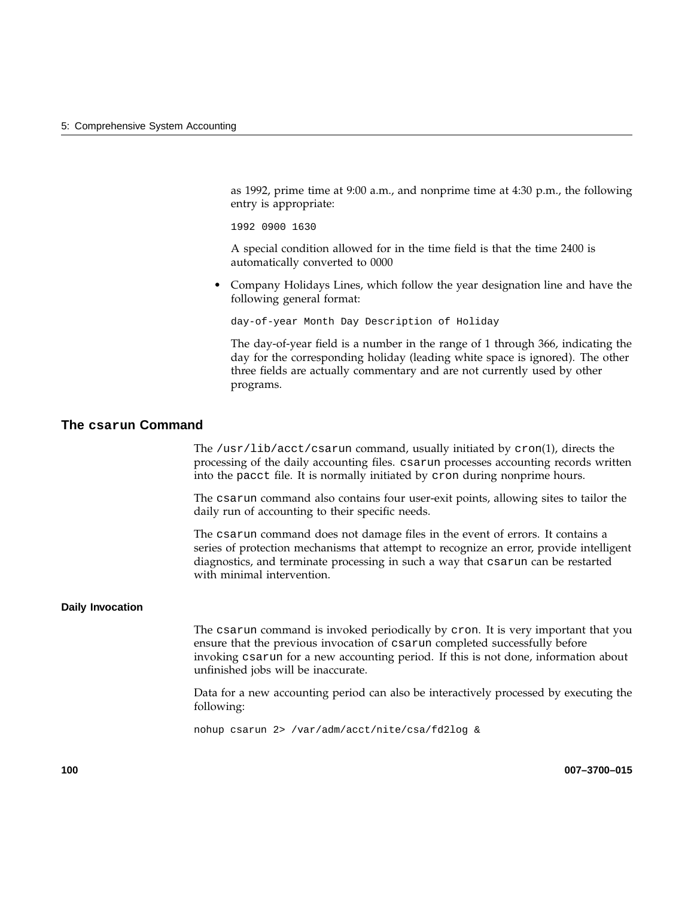as 1992, prime time at 9:00 a.m., and nonprime time at 4:30 p.m., the following entry is appropriate:

```
1992 0900 1630
```

A special condition allowed for in the time field is that the time 2400 is automatically converted to 0000

- Company Holidays Lines, which follow the year designation line and have the following general format:

  ```
  day-of-year Month Day Description of Holiday
  ```

  The day-of-year field is a number in the range of 1 through 366, indicating the day for the corresponding holiday (leading white space is ignored). The other three fields are actually commentary and are not currently used by other programs.

## The csarun Command

The `/usr/lib/acct/csarun` command, usually initiated by `cron`(1), directs the processing of the daily accounting files. `csarun` processes accounting records written into the `pacct` file. It is normally initiated by `cron` during nonprime hours.

The `csarun` command also contains four user-exit points, allowing sites to tailor the daily run of accounting to their specific needs.

The `csarun` command does not damage files in the event of errors. It contains a series of protection mechanisms that attempt to recognize an error, provide intelligent diagnostics, and terminate processing in such a way that `csarun` can be restarted with minimal intervention.

### Daily Invocation

The `csarun` command is invoked periodically by `cron`. It is very important that you ensure that the previous invocation of `csarun` completed successfully before invoking `csarun` for a new accounting period. If this is not done, information about unfinished jobs will be inaccurate.

Data for a new accounting period can also be interactively processed by executing the following:

```
nohup csarun 2> /var/adm/acct/nite/csa/fd2log &
```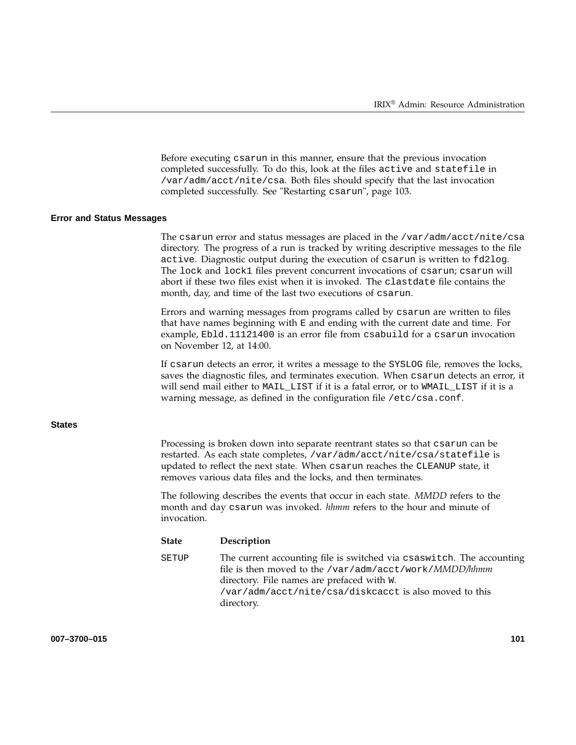Before executing `csarun` in this manner, ensure that the previous invocation completed successfully. To do this, look at the files `active` and `statefile` in `/var/adm/acct/nite/csa`. Both files should specify that the last invocation completed successfully. See "Restarting `csarun`", page 103.

### Error and Status Messages

The `csarun` error and status messages are placed in the `/var/adm/acct/nite/csa` directory. The progress of a run is tracked by writing descriptive messages to the file `active`. Diagnostic output during the execution of `csarun` is written to `fd2log`. The `lock` and `lock1` files prevent concurrent invocations of `csarun`; `csarun` will abort if these two files exist when it is invoked. The `clastdate` file contains the month, day, and time of the last two executions of `csarun`.

Errors and warning messages from programs called by `csarun` are written to files that have names beginning with `E` and ending with the current date and time. For example, `Ebld.11121400` is an error file from `csabuild` for a `csarun` invocation on November 12, at 14:00.

If `csarun` detects an error, it writes a message to the `SYSLOG` file, removes the locks, saves the diagnostic files, and terminates execution. When `csarun` detects an error, it will send mail either to `MAIL_LIST` if it is a fatal error, or to `WMAIL_LIST` if it is a warning message, as defined in the configuration file `/etc/csa.conf`.

### States

Processing is broken down into separate reentrant states so that `csarun` can be restarted. As each state completes, `/var/adm/acct/nite/csa/statefile` is updated to reflect the next state. When `csarun` reaches the `CLEANUP` state, it removes various data files and the locks, and then terminates.

The following describes the events that occur in each state. *MMDD* refers to the month and day `csarun` was invoked. *hhmm* refers to the hour and minute of invocation.

| State | Description |
|---|---|
| `SETUP` | The current accounting file is switched via `csaswitch`. The accounting file is then moved to the `/var/adm/acct/work/`*MMDD/hhmm* directory. File names are prefaced with `W`. `/var/adm/acct/nite/csa/diskcacct` is also moved to this directory. |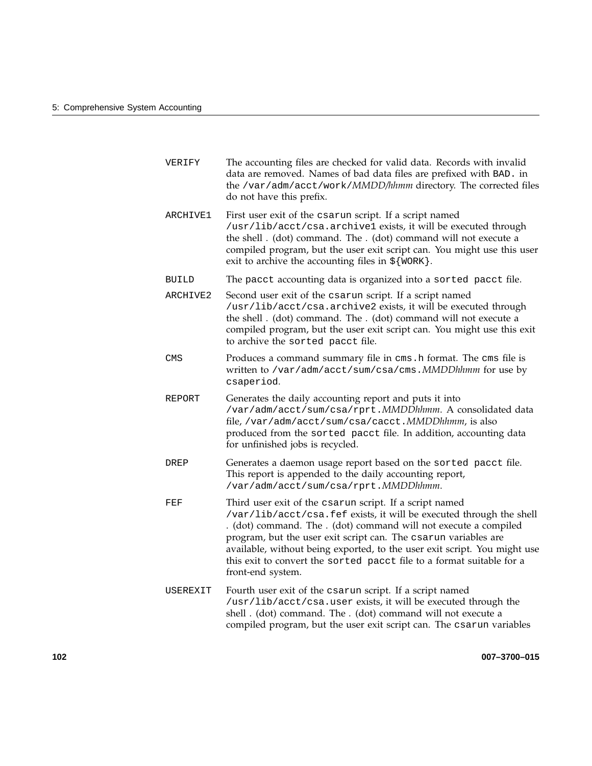`VERIFY` The accounting files are checked for valid data. Records with invalid data are removed. Names of bad data files are prefixed with `BAD.` in the `/var/adm/acct/work/`*MMDD/hhmm* directory. The corrected files do not have this prefix.

`ARCHIVE1` First user exit of the `csarun` script. If a script named `/usr/lib/acct/csa.archive1` exists, it will be executed through the shell . (dot) command. The . (dot) command will not execute a compiled program, but the user exit script can. You might use this user exit to archive the accounting files in `${WORK}`.

`BUILD` The `pacct` accounting data is organized into a `sorted pacct` file.

`ARCHIVE2` Second user exit of the `csarun` script. If a script named `/usr/lib/acct/csa.archive2` exists, it will be executed through the shell . (dot) command. The . (dot) command will not execute a compiled program, but the user exit script can. You might use this exit to archive the `sorted pacct` file.

`CMS` Produces a command summary file in `cms.h` format. The `cms` file is written to `/var/adm/acct/sum/csa/cms.`*MMDDhhmm* for use by `csaperiod`.

`REPORT` Generates the daily accounting report and puts it into `/var/adm/acct/sum/csa/rprt.`*MMDDhhmm*. A consolidated data file, `/var/adm/acct/sum/csa/cacct.`*MMDDhhmm*, is also produced from the `sorted pacct` file. In addition, accounting data for unfinished jobs is recycled.

`DREP` Generates a daemon usage report based on the `sorted pacct` file. This report is appended to the daily accounting report, `/var/adm/acct/sum/csa/rprt.`*MMDDhhmm*.

`FEF` Third user exit of the `csarun` script. If a script named `/var/lib/acct/csa.fef` exists, it will be executed through the shell . (dot) command. The . (dot) command will not execute a compiled program, but the user exit script can. The `csarun` variables are available, without being exported, to the user exit script. You might use this exit to convert the `sorted pacct` file to a format suitable for a front-end system.

`USEREXIT` Fourth user exit of the `csarun` script. If a script named `/usr/lib/acct/csa.user` exists, it will be executed through the shell . (dot) command. The . (dot) command will not execute a compiled program, but the user exit script can. The `csarun` variables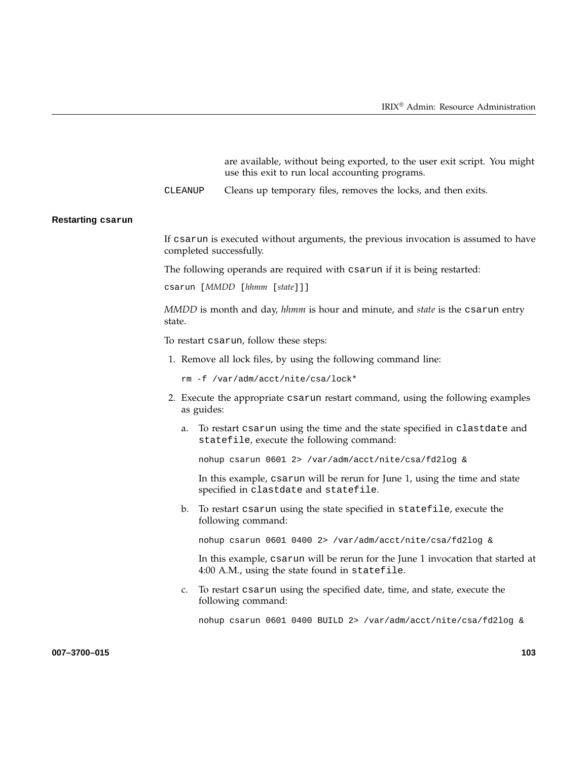are available, without being exported, to the user exit script. You might use this exit to run local accounting programs.

`CLEANUP` Cleans up temporary files, removes the locks, and then exits.

### Restarting `csarun`

If `csarun` is executed without arguments, the previous invocation is assumed to have completed successfully.

The following operands are required with `csarun` if it is being restarted:

csarun [*MMDD* [*hhmm* [*state*]]]

*MMDD* is month and day, *hhmm* is hour and minute, and *state* is the `csarun` entry state.

To restart `csarun`, follow these steps:

1. Remove all lock files, by using the following command line:

   ```
   rm -f /var/adm/acct/nite/csa/lock*
   ```

2. Execute the appropriate `csarun` restart command, using the following examples as guides:

   a. To restart `csarun` using the time and the state specified in `clastdate` and `statefile`, execute the following command:

      ```
      nohup csarun 0601 2> /var/adm/acct/nite/csa/fd2log &
      ```

      In this example, `csarun` will be rerun for June 1, using the time and state specified in `clastdate` and `statefile`.

   b. To restart `csarun` using the state specified in `statefile`, execute the following command:

      ```
      nohup csarun 0601 0400 2> /var/adm/acct/nite/csa/fd2log &
      ```

      In this example, `csarun` will be rerun for the June 1 invocation that started at 4:00 A.M., using the state found in `statefile`.

   c. To restart `csarun` using the specified date, time, and state, execute the following command:

      ```
      nohup csarun 0601 0400 BUILD 2> /var/adm/acct/nite/csa/fd2log &
      ```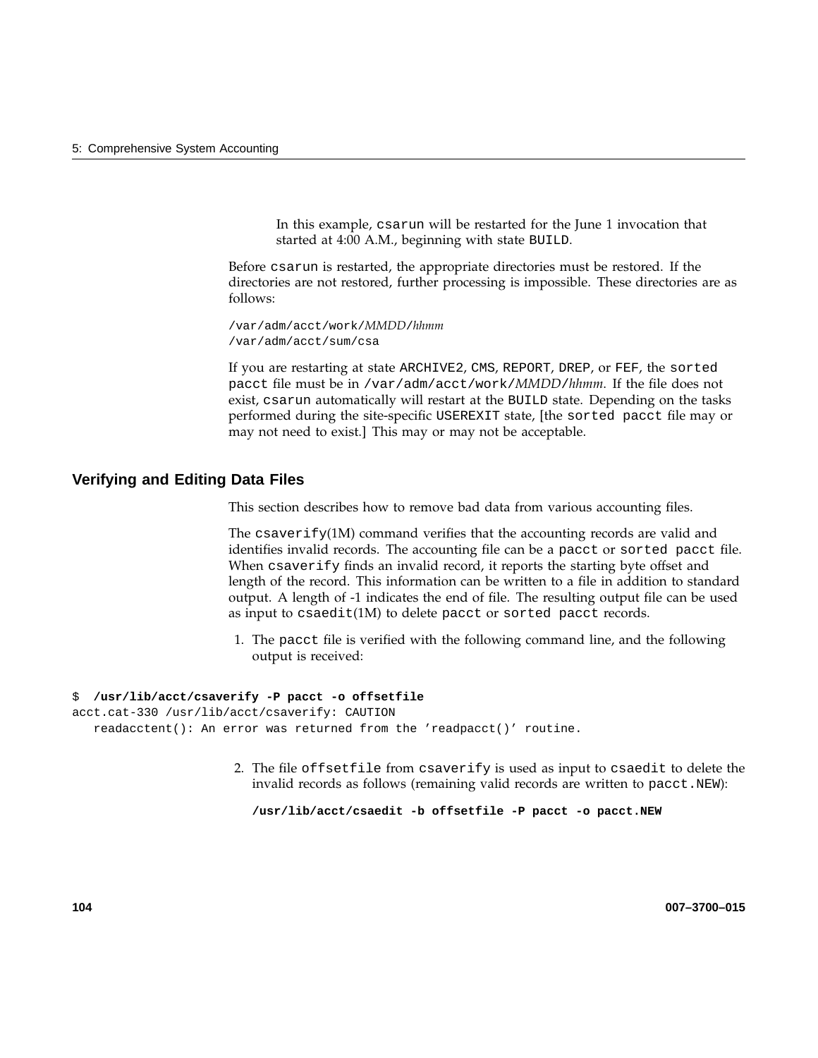In this example, `csarun` will be restarted for the June 1 invocation that started at 4:00 A.M., beginning with state `BUILD`.

Before `csarun` is restarted, the appropriate directories must be restored. If the directories are not restored, further processing is impossible. These directories are as follows:

```
/var/adm/acct/work/MMDD/hhmm
/var/adm/acct/sum/csa
```

If you are restarting at state `ARCHIVE2`, `CMS`, `REPORT`, `DREP`, or `FEF`, the `sorted pacct` file must be in `/var/adm/acct/work/`*MMDD*`/`*hhmm*. If the file does not exist, `csarun` automatically will restart at the `BUILD` state. Depending on the tasks performed during the site-specific `USEREXIT` state, [the `sorted pacct` file may or may not need to exist.] This may or may not be acceptable.

## Verifying and Editing Data Files

This section describes how to remove bad data from various accounting files.

The `csaverify`(1M) command verifies that the accounting records are valid and identifies invalid records. The accounting file can be a `pacct` or `sorted pacct` file. When `csaverify` finds an invalid record, it reports the starting byte offset and length of the record. This information can be written to a file in addition to standard output. A length of -1 indicates the end of file. The resulting output file can be used as input to `csaedit`(1M) to delete `pacct` or `sorted pacct` records.

1. The `pacct` file is verified with the following command line, and the following output is received:

```
$ /usr/lib/acct/csaverify -P pacct -o offsetfile
acct.cat-330 /usr/lib/acct/csaverify: CAUTION
   readacctent(): An error was returned from the 'readpacct()' routine.
```

2. The file `offsetfile` from `csaverify` is used as input to `csaedit` to delete the invalid records as follows (remaining valid records are written to `pacct.NEW`):

```
/usr/lib/acct/csaedit -b offsetfile -P pacct -o pacct.NEW
```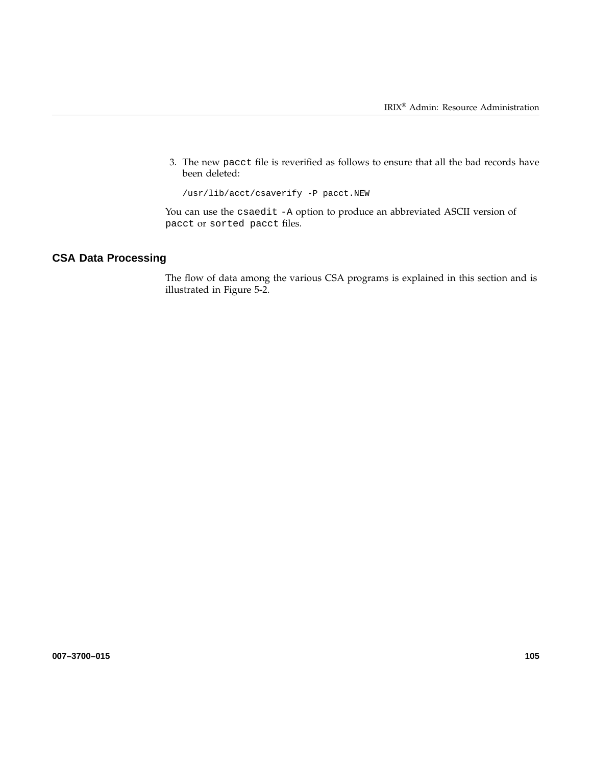3. The new `pacct` file is reverified as follows to ensure that all the bad records have been deleted:

```
/usr/lib/acct/csaverify -P pacct.NEW
```

You can use the `csaedit -A` option to produce an abbreviated ASCII version of `pacct` or `sorted pacct` files.

## CSA Data Processing

The flow of data among the various CSA programs is explained in this section and is illustrated in Figure 5-2.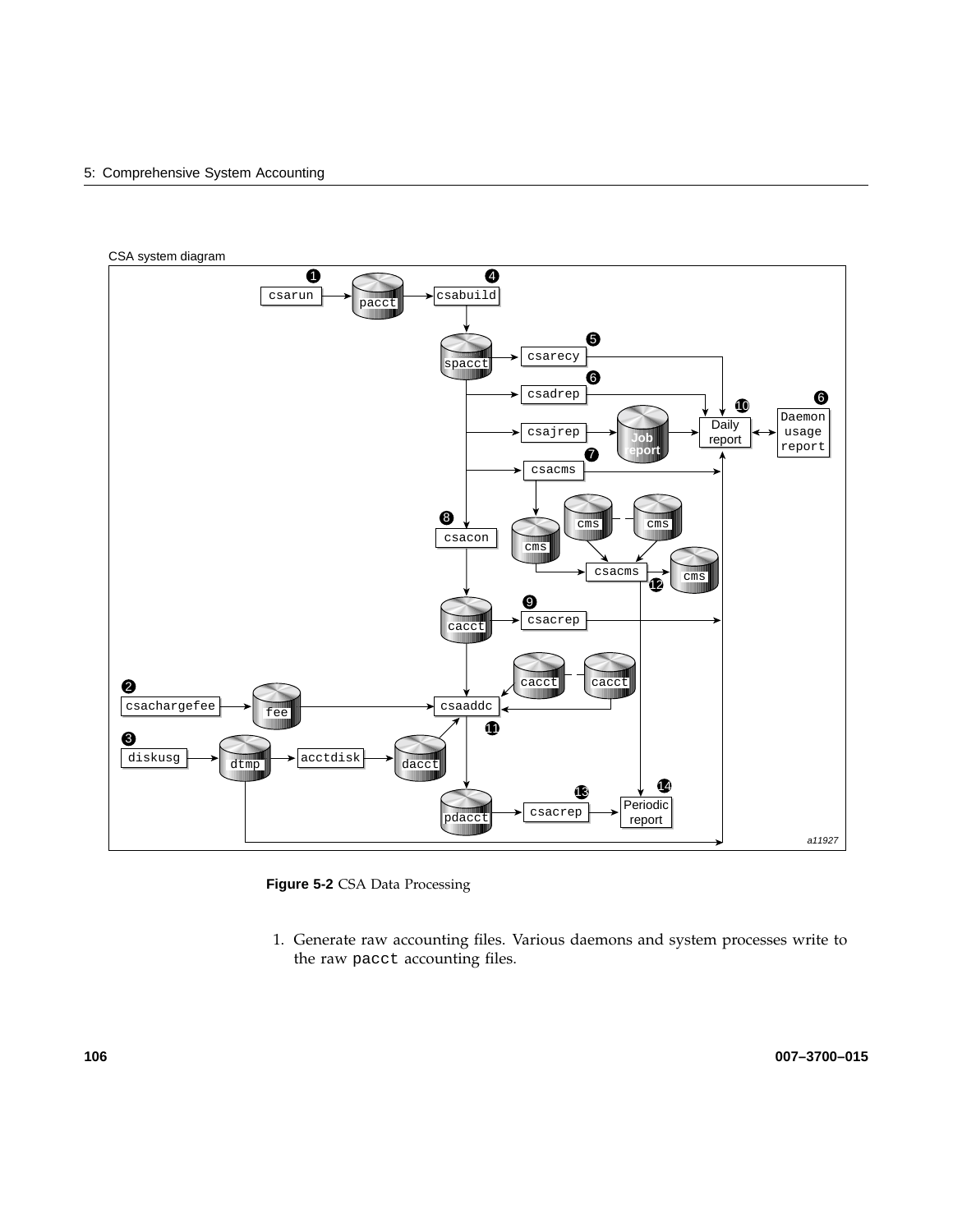**Figure 5-2** CSA Data Processing

1. Generate raw accounting files. Various daemons and system processes write to the raw `pacct` accounting files.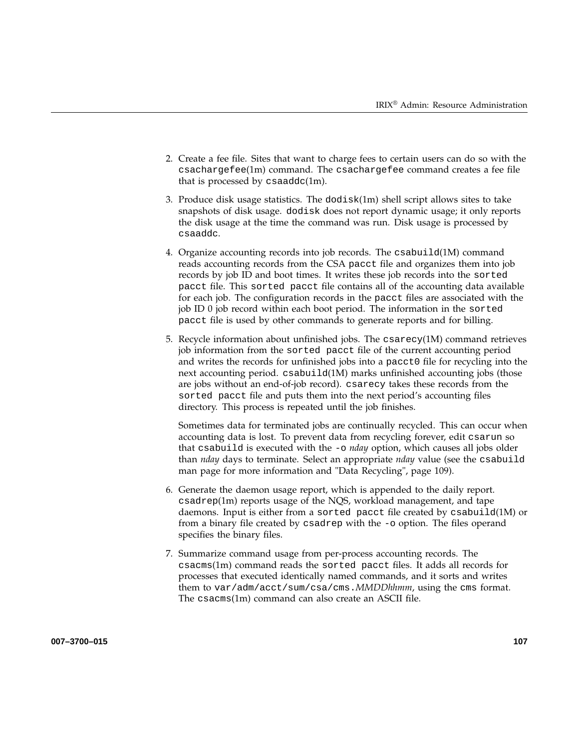2. Create a fee file. Sites that want to charge fees to certain users can do so with the `csachargefee`(1m) command. The `csachargefee` command creates a fee file that is processed by `csaaddc`(1m).

3. Produce disk usage statistics. The `dodisk`(1m) shell script allows sites to take snapshots of disk usage. `dodisk` does not report dynamic usage; it only reports the disk usage at the time the command was run. Disk usage is processed by `csaaddc`.

4. Organize accounting records into job records. The `csabuild`(1M) command reads accounting records from the CSA `pacct` file and organizes them into job records by job ID and boot times. It writes these job records into the `sorted pacct` file. This `sorted pacct` file contains all of the accounting data available for each job. The configuration records in the `pacct` files are associated with the job ID 0 job record within each boot period. The information in the `sorted pacct` file is used by other commands to generate reports and for billing.

5. Recycle information about unfinished jobs. The `csarecy`(1M) command retrieves job information from the `sorted pacct` file of the current accounting period and writes the records for unfinished jobs into a `pacct0` file for recycling into the next accounting period. `csabuild`(1M) marks unfinished accounting jobs (those are jobs without an end-of-job record). `csarecy` takes these records from the `sorted pacct` file and puts them into the next period's accounting files directory. This process is repeated until the job finishes.

   Sometimes data for terminated jobs are continually recycled. This can occur when accounting data is lost. To prevent data from recycling forever, edit `csarun` so that `csabuild` is executed with the `-o` *nday* option, which causes all jobs older than *nday* days to terminate. Select an appropriate *nday* value (see the `csabuild` man page for more information and "Data Recycling", page 109).

6. Generate the daemon usage report, which is appended to the daily report. `csadrep`(1m) reports usage of the NQS, workload management, and tape daemons. Input is either from a `sorted pacct` file created by `csabuild`(1M) or from a binary file created by `csadrep` with the `-o` option. The files operand specifies the binary files.

7. Summarize command usage from per-process accounting records. The `csacms`(1m) command reads the `sorted pacct` files. It adds all records for processes that executed identically named commands, and it sorts and writes them to `var/adm/acct/sum/csa/cms.`*MMDDhhmm*, using the `cms` format. The `csacms`(1m) command can also create an ASCII file.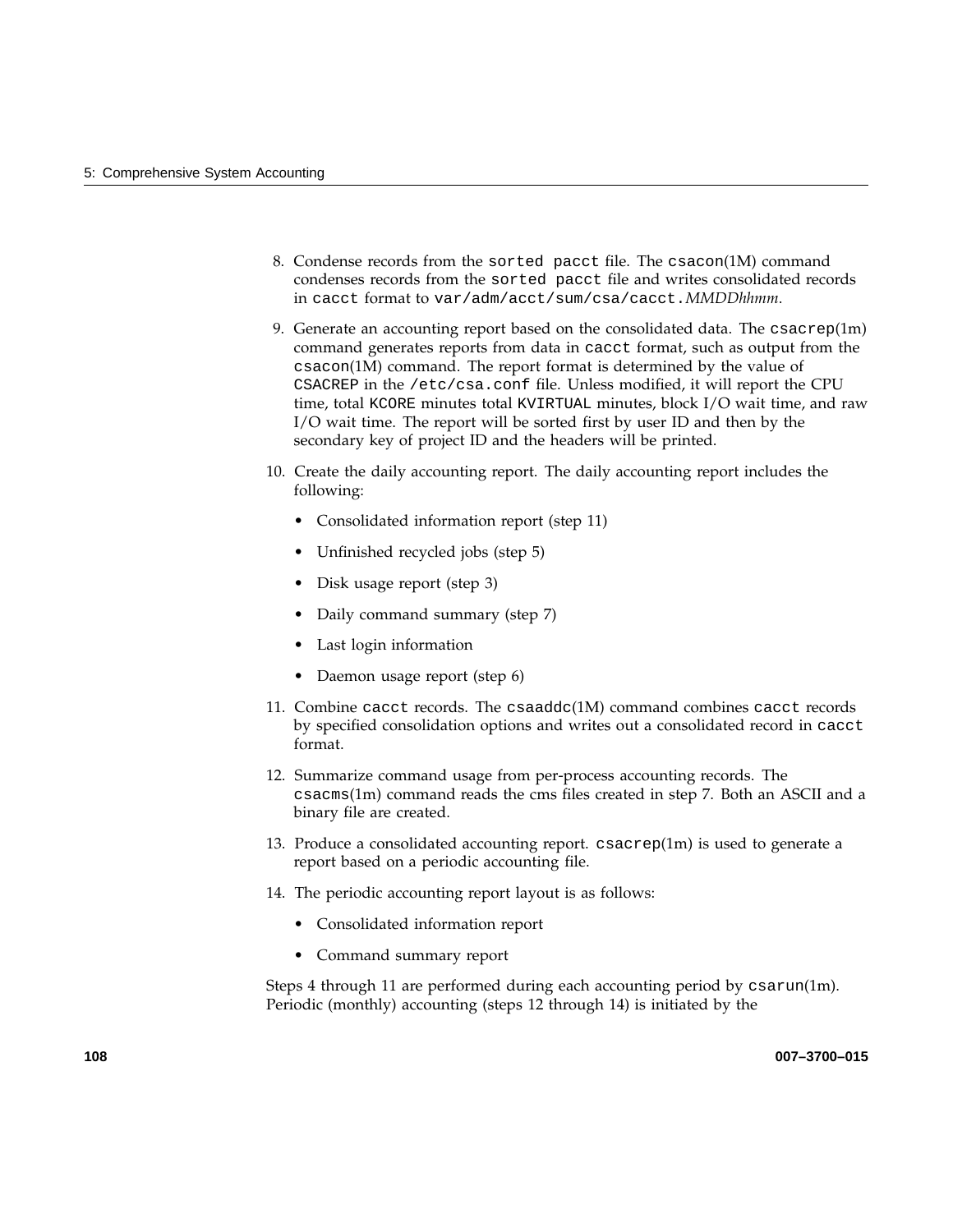8. Condense records from the `sorted pacct` file. The `csacon`(1M) command condenses records from the `sorted pacct` file and writes consolidated records in `cacct` format to `var/adm/acct/sum/csa/cacct.`*MMDDhhmm*.

9. Generate an accounting report based on the consolidated data. The `csacrep`(1m) command generates reports from data in `cacct` format, such as output from the `csacon`(1M) command. The report format is determined by the value of `CSACREP` in the `/etc/csa.conf` file. Unless modified, it will report the CPU time, total `KCORE` minutes total `KVIRTUAL` minutes, block I/O wait time, and raw I/O wait time. The report will be sorted first by user ID and then by the secondary key of project ID and the headers will be printed.

10. Create the daily accounting report. The daily accounting report includes the following:

    - Consolidated information report (step 11)
    - Unfinished recycled jobs (step 5)
    - Disk usage report (step 3)
    - Daily command summary (step 7)
    - Last login information
    - Daemon usage report (step 6)

11. Combine `cacct` records. The `csaaddc`(1M) command combines `cacct` records by specified consolidation options and writes out a consolidated record in `cacct` format.

12. Summarize command usage from per-process accounting records. The `csacms`(1m) command reads the cms files created in step 7. Both an ASCII and a binary file are created.

13. Produce a consolidated accounting report. `csacrep`(1m) is used to generate a report based on a periodic accounting file.

14. The periodic accounting report layout is as follows:

    - Consolidated information report
    - Command summary report

Steps 4 through 11 are performed during each accounting period by `csarun`(1m). Periodic (monthly) accounting (steps 12 through 14) is initiated by the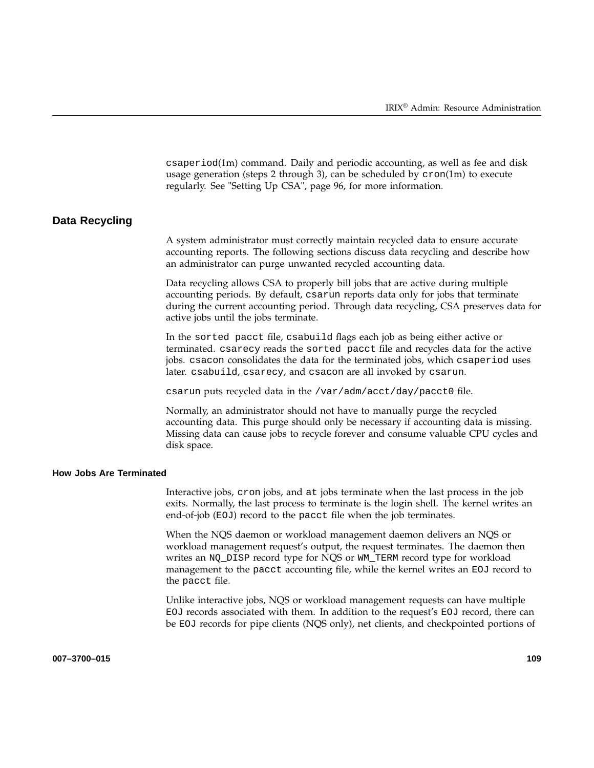csaperiod(1m) command. Daily and periodic accounting, as well as fee and disk usage generation (steps 2 through 3), can be scheduled by cron(1m) to execute regularly. See "Setting Up CSA", page 96, for more information.

## Data Recycling

A system administrator must correctly maintain recycled data to ensure accurate accounting reports. The following sections discuss data recycling and describe how an administrator can purge unwanted recycled accounting data.

Data recycling allows CSA to properly bill jobs that are active during multiple accounting periods. By default, csarun reports data only for jobs that terminate during the current accounting period. Through data recycling, CSA preserves data for active jobs until the jobs terminate.

In the sorted pacct file, csabuild flags each job as being either active or terminated. csarecy reads the sorted pacct file and recycles data for the active jobs. csacon consolidates the data for the terminated jobs, which csaperiod uses later. csabuild, csarecy, and csacon are all invoked by csarun.

csarun puts recycled data in the /var/adm/acct/day/pacct0 file.

Normally, an administrator should not have to manually purge the recycled accounting data. This purge should only be necessary if accounting data is missing. Missing data can cause jobs to recycle forever and consume valuable CPU cycles and disk space.

### How Jobs Are Terminated

Interactive jobs, cron jobs, and at jobs terminate when the last process in the job exits. Normally, the last process to terminate is the login shell. The kernel writes an end-of-job (EOJ) record to the pacct file when the job terminates.

When the NQS daemon or workload management daemon delivers an NQS or workload management request's output, the request terminates. The daemon then writes an NQ_DISP record type for NQS or WM_TERM record type for workload management to the pacct accounting file, while the kernel writes an EOJ record to the pacct file.

Unlike interactive jobs, NQS or workload management requests can have multiple EOJ records associated with them. In addition to the request's EOJ record, there can be EOJ records for pipe clients (NQS only), net clients, and checkpointed portions of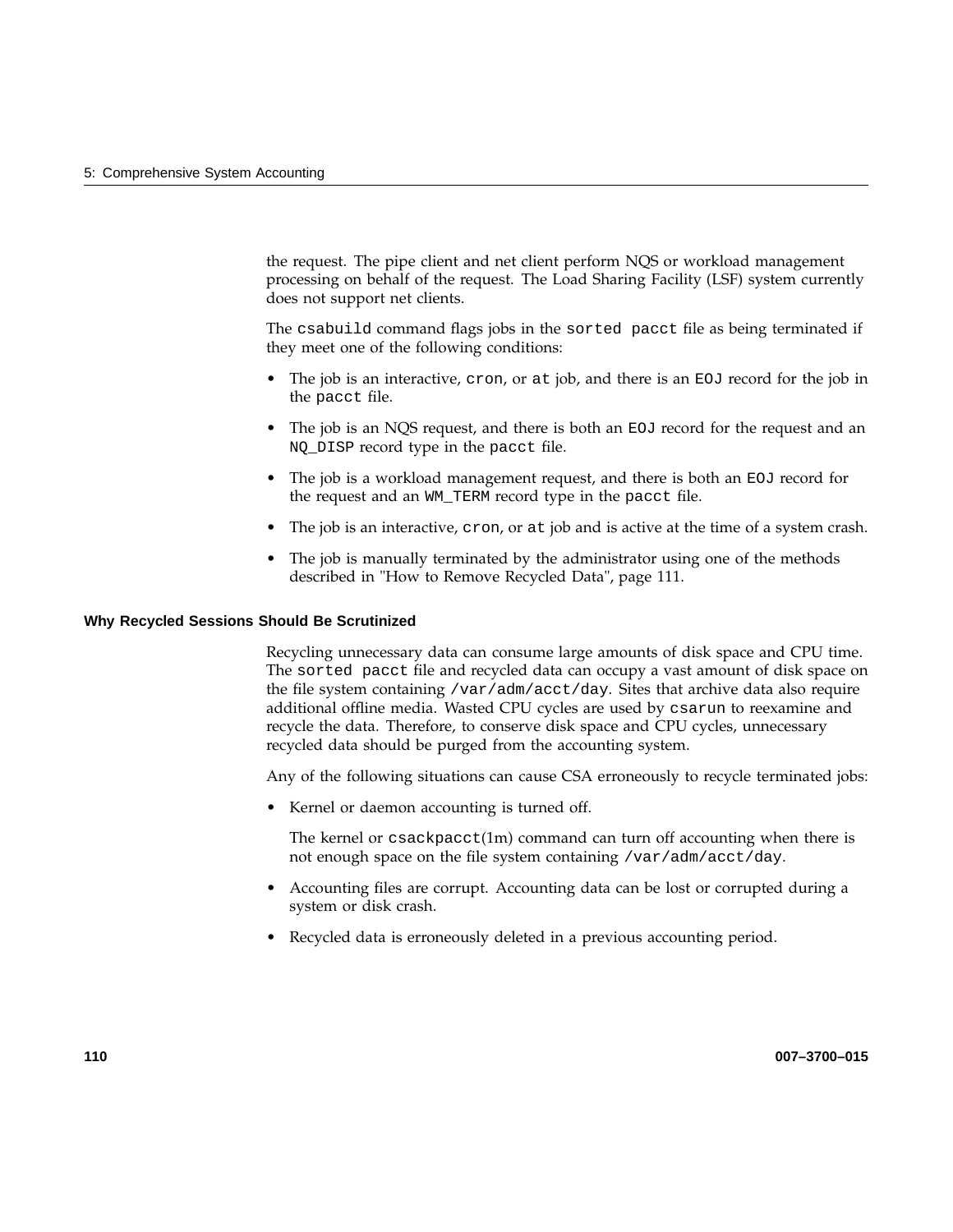the request. The pipe client and net client perform NQS or workload management processing on behalf of the request. The Load Sharing Facility (LSF) system currently does not support net clients.

The `csabuild` command flags jobs in the `sorted pacct` file as being terminated if they meet one of the following conditions:

- The job is an interactive, `cron`, or `at` job, and there is an `EOJ` record for the job in the `pacct` file.
- The job is an NQS request, and there is both an `EOJ` record for the request and an `NQ_DISP` record type in the `pacct` file.
- The job is a workload management request, and there is both an `EOJ` record for the request and an `WM_TERM` record type in the `pacct` file.
- The job is an interactive, `cron`, or `at` job and is active at the time of a system crash.
- The job is manually terminated by the administrator using one of the methods described in "How to Remove Recycled Data", page 111.

#### Why Recycled Sessions Should Be Scrutinized

Recycling unnecessary data can consume large amounts of disk space and CPU time. The `sorted pacct` file and recycled data can occupy a vast amount of disk space on the file system containing `/var/adm/acct/day`. Sites that archive data also require additional offline media. Wasted CPU cycles are used by `csarun` to reexamine and recycle the data. Therefore, to conserve disk space and CPU cycles, unnecessary recycled data should be purged from the accounting system.

Any of the following situations can cause CSA erroneously to recycle terminated jobs:

- Kernel or daemon accounting is turned off.

  The kernel or `csackpacct`(1m) command can turn off accounting when there is not enough space on the file system containing `/var/adm/acct/day`.
- Accounting files are corrupt. Accounting data can be lost or corrupted during a system or disk crash.
- Recycled data is erroneously deleted in a previous accounting period.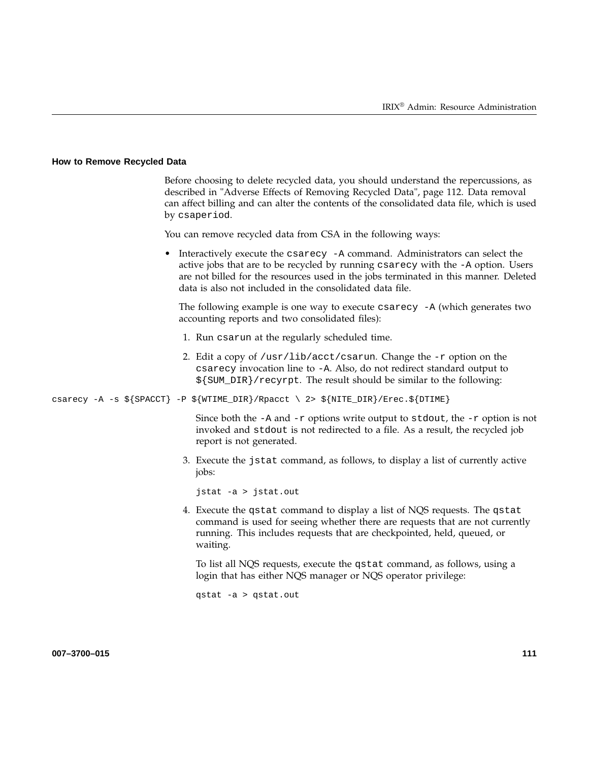### How to Remove Recycled Data

Before choosing to delete recycled data, you should understand the repercussions, as described in "Adverse Effects of Removing Recycled Data", page 112. Data removal can affect billing and can alter the contents of the consolidated data file, which is used by `csaperiod`.

You can remove recycled data from CSA in the following ways:

- Interactively execute the `csarecy -A` command. Administrators can select the active jobs that are to be recycled by running `csarecy` with the `-A` option. Users are not billed for the resources used in the jobs terminated in this manner. Deleted data is also not included in the consolidated data file.

  The following example is one way to execute `csarecy -A` (which generates two accounting reports and two consolidated files):

  1. Run `csarun` at the regularly scheduled time.
  2. Edit a copy of `/usr/lib/acct/csarun`. Change the `-r` option on the `csarecy` invocation line to `-A`. Also, do not redirect standard output to `${SUM_DIR}/recyrpt`. The result should be similar to the following:

```
csarecy -A -s ${SPACCT} -P ${WTIME_DIR}/Rpacct \ 2> ${NITE_DIR}/Erec.${DTIME}
```

     Since both the `-A` and `-r` options write output to `stdout`, the `-r` option is not invoked and `stdout` is not redirected to a file. As a result, the recycled job report is not generated.

  3. Execute the `jstat` command, as follows, to display a list of currently active jobs:

```
jstat -a > jstat.out
```

  4. Execute the `qstat` command to display a list of NQS requests. The `qstat` command is used for seeing whether there are requests that are not currently running. This includes requests that are checkpointed, held, queued, or waiting.

     To list all NQS requests, execute the `qstat` command, as follows, using a login that has either NQS manager or NQS operator privilege:

```
qstat -a > qstat.out
```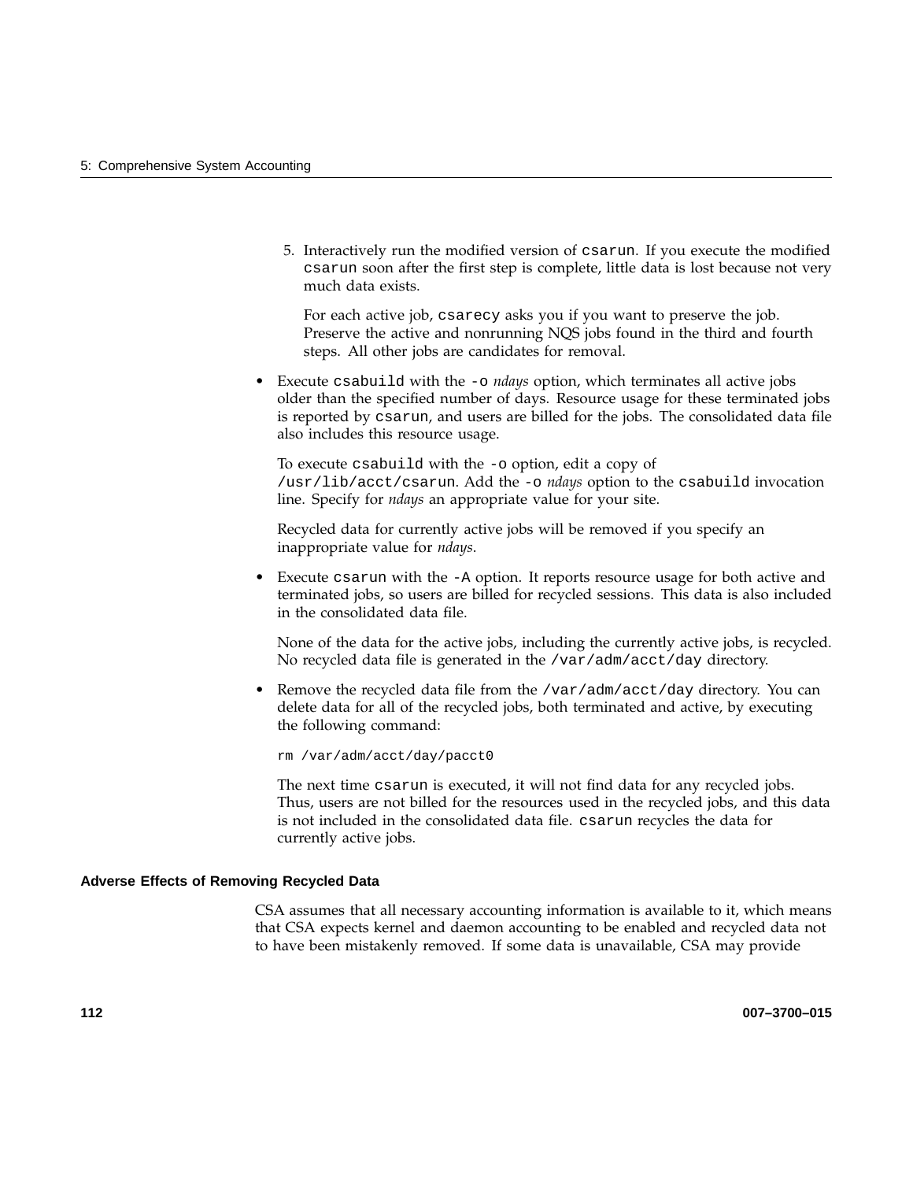5. Interactively run the modified version of `csarun`. If you execute the modified `csarun` soon after the first step is complete, little data is lost because not very much data exists.

   For each active job, `csarecy` asks you if you want to preserve the job. Preserve the active and nonrunning NQS jobs found in the third and fourth steps. All other jobs are candidates for removal.

- Execute `csabuild` with the `-o` *ndays* option, which terminates all active jobs older than the specified number of days. Resource usage for these terminated jobs is reported by `csarun`, and users are billed for the jobs. The consolidated data file also includes this resource usage.

  To execute `csabuild` with the `-o` option, edit a copy of `/usr/lib/acct/csarun`. Add the `-o` *ndays* option to the `csabuild` invocation line. Specify for *ndays* an appropriate value for your site.

  Recycled data for currently active jobs will be removed if you specify an inappropriate value for *ndays*.

- Execute `csarun` with the `-A` option. It reports resource usage for both active and terminated jobs, so users are billed for recycled sessions. This data is also included in the consolidated data file.

  None of the data for the active jobs, including the currently active jobs, is recycled. No recycled data file is generated in the `/var/adm/acct/day` directory.

- Remove the recycled data file from the `/var/adm/acct/day` directory. You can delete data for all of the recycled jobs, both terminated and active, by executing the following command:

  ```
  rm /var/adm/acct/day/pacct0
  ```

  The next time `csarun` is executed, it will not find data for any recycled jobs. Thus, users are not billed for the resources used in the recycled jobs, and this data is not included in the consolidated data file. `csarun` recycles the data for currently active jobs.

### Adverse Effects of Removing Recycled Data

CSA assumes that all necessary accounting information is available to it, which means that CSA expects kernel and daemon accounting to be enabled and recycled data not to have been mistakenly removed. If some data is unavailable, CSA may provide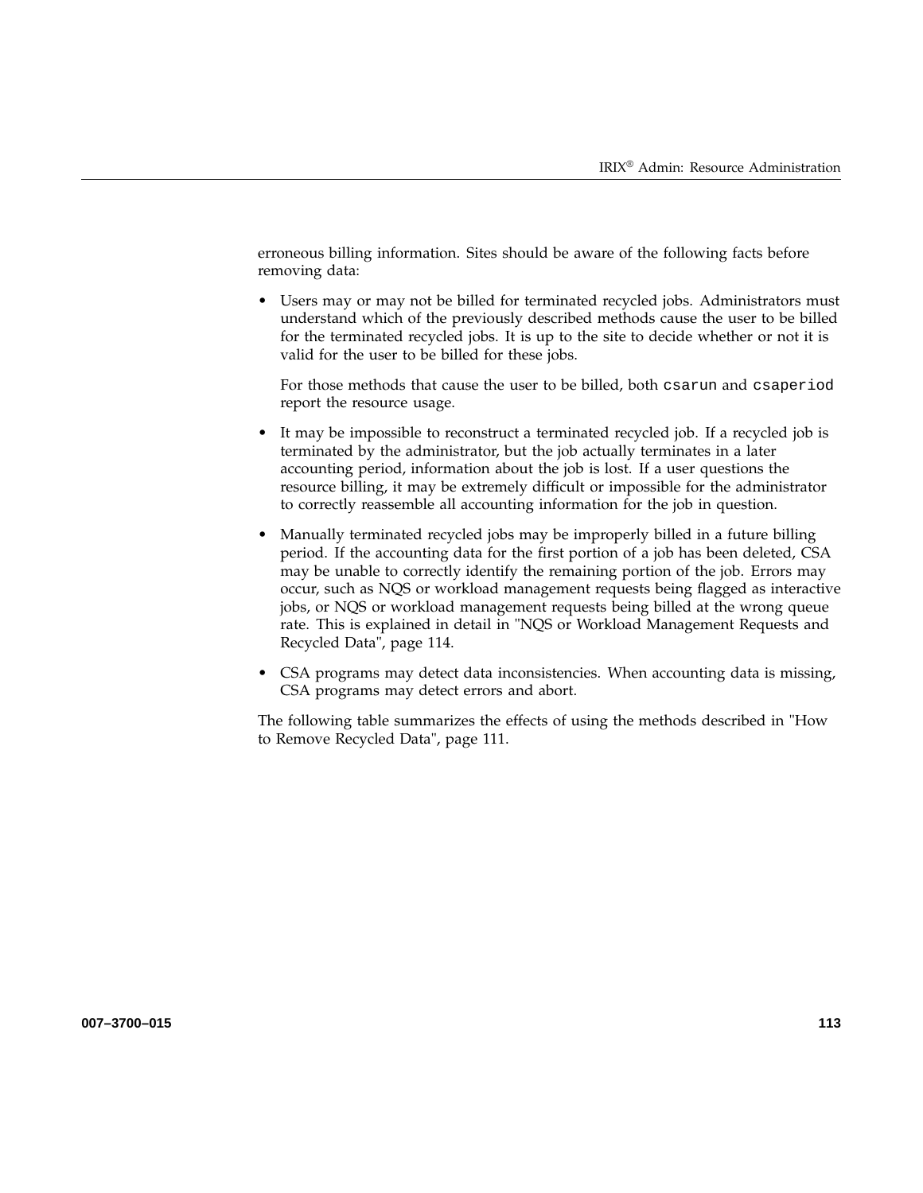erroneous billing information. Sites should be aware of the following facts before removing data:

- Users may or may not be billed for terminated recycled jobs. Administrators must understand which of the previously described methods cause the user to be billed for the terminated recycled jobs. It is up to the site to decide whether or not it is valid for the user to be billed for these jobs.

  For those methods that cause the user to be billed, both `csarun` and `csaperiod` report the resource usage.

- It may be impossible to reconstruct a terminated recycled job. If a recycled job is terminated by the administrator, but the job actually terminates in a later accounting period, information about the job is lost. If a user questions the resource billing, it may be extremely difficult or impossible for the administrator to correctly reassemble all accounting information for the job in question.

- Manually terminated recycled jobs may be improperly billed in a future billing period. If the accounting data for the first portion of a job has been deleted, CSA may be unable to correctly identify the remaining portion of the job. Errors may occur, such as NQS or workload management requests being flagged as interactive jobs, or NQS or workload management requests being billed at the wrong queue rate. This is explained in detail in "NQS or Workload Management Requests and Recycled Data", page 114.

- CSA programs may detect data inconsistencies. When accounting data is missing, CSA programs may detect errors and abort.

The following table summarizes the effects of using the methods described in "How to Remove Recycled Data", page 111.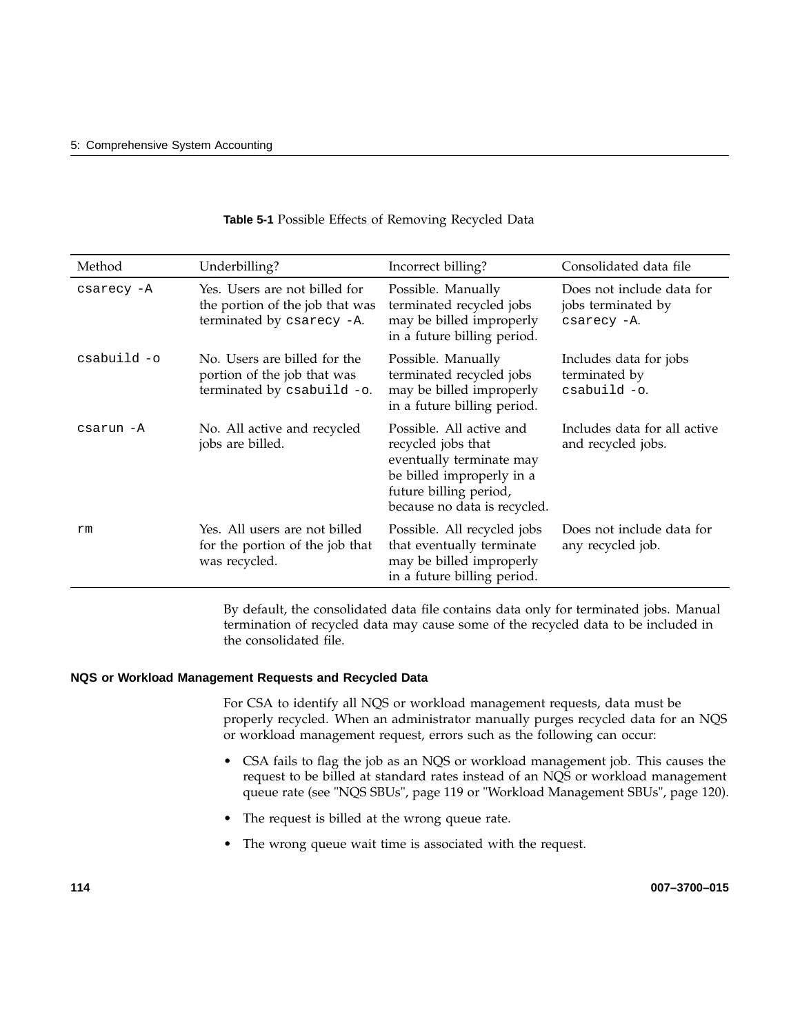**Table 5-1** Possible Effects of Removing Recycled Data

| Method | Underbilling? | Incorrect billing? | Consolidated data file |
| --- | --- | --- | --- |
| `csarecy -A` | Yes. Users are not billed for the portion of the job that was terminated by `csarecy -A`. | Possible. Manually terminated recycled jobs may be billed improperly in a future billing period. | Does not include data for jobs terminated by `csarecy -A`. |
| `csabuild -o` | No. Users are billed for the portion of the job that was terminated by `csabuild -o`. | Possible. Manually terminated recycled jobs may be billed improperly in a future billing period. | Includes data for jobs terminated by `csabuild -o`. |
| `csarun -A` | No. All active and recycled jobs are billed. | Possible. All active and recycled jobs that eventually terminate may be billed improperly in a future billing period, because no data is recycled. | Includes data for all active and recycled jobs. |
| `rm` | Yes. All users are not billed for the portion of the job that was recycled. | Possible. All recycled jobs that eventually terminate may be billed improperly in a future billing period. | Does not include data for any recycled job. |

By default, the consolidated data file contains data only for terminated jobs. Manual termination of recycled data may cause some of the recycled data to be included in the consolidated file.

#### NQS or Workload Management Requests and Recycled Data

For CSA to identify all NQS or workload management requests, data must be properly recycled. When an administrator manually purges recycled data for an NQS or workload management request, errors such as the following can occur:

- CSA fails to flag the job as an NQS or workload management job. This causes the request to be billed at standard rates instead of an NQS or workload management queue rate (see "NQS SBUs", page 119 or "Workload Management SBUs", page 120).
- The request is billed at the wrong queue rate.
- The wrong queue wait time is associated with the request.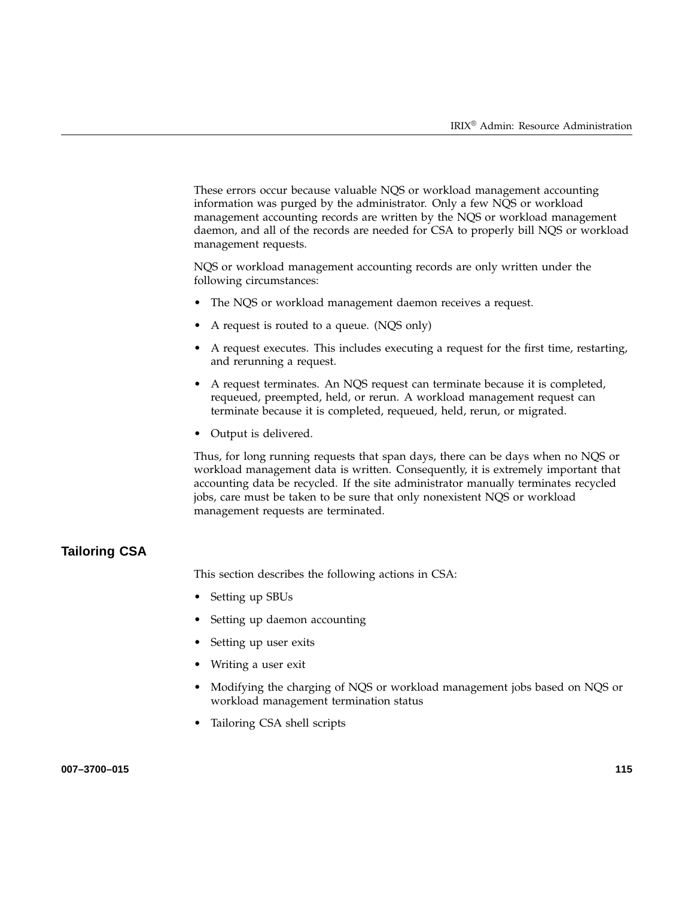These errors occur because valuable NQS or workload management accounting information was purged by the administrator. Only a few NQS or workload management accounting records are written by the NQS or workload management daemon, and all of the records are needed for CSA to properly bill NQS or workload management requests.

NQS or workload management accounting records are only written under the following circumstances:

- The NQS or workload management daemon receives a request.
- A request is routed to a queue. (NQS only)
- A request executes. This includes executing a request for the first time, restarting, and rerunning a request.
- A request terminates. An NQS request can terminate because it is completed, requeued, preempted, held, or rerun. A workload management request can terminate because it is completed, requeued, held, rerun, or migrated.
- Output is delivered.

Thus, for long running requests that span days, there can be days when no NQS or workload management data is written. Consequently, it is extremely important that accounting data be recycled. If the site administrator manually terminates recycled jobs, care must be taken to be sure that only nonexistent NQS or workload management requests are terminated.

## Tailoring CSA

This section describes the following actions in CSA:

- Setting up SBUs
- Setting up daemon accounting
- Setting up user exits
- Writing a user exit
- Modifying the charging of NQS or workload management jobs based on NQS or workload management termination status
- Tailoring CSA shell scripts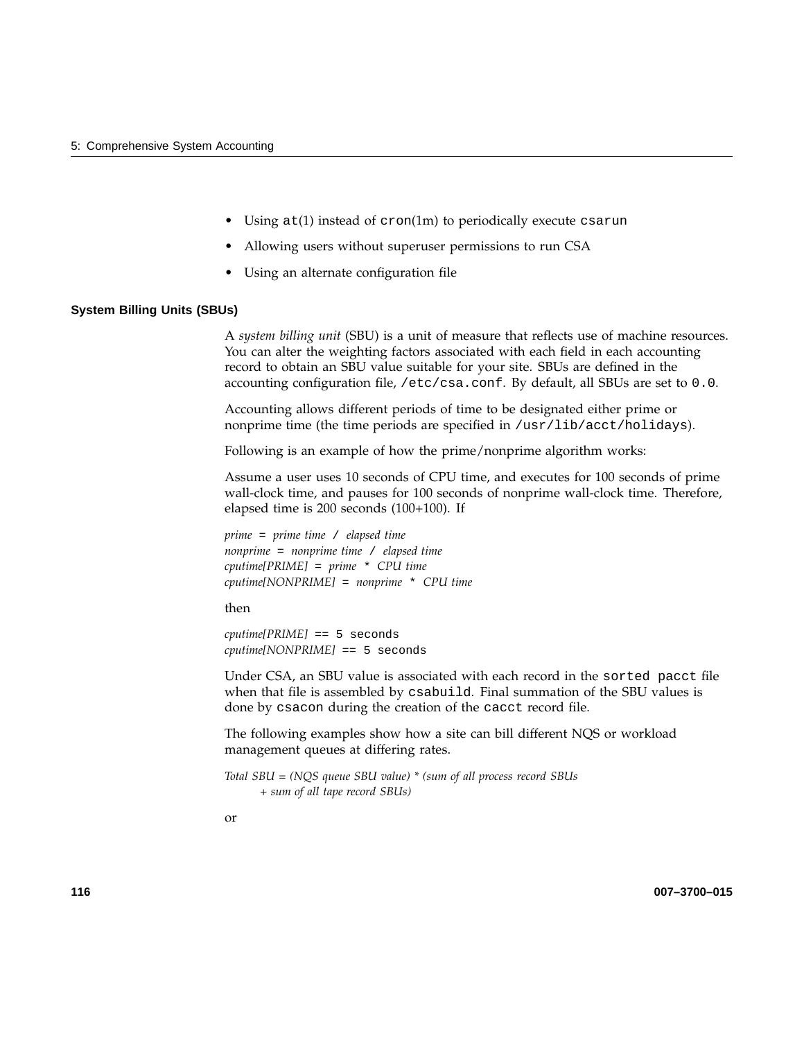- Using `at`(1) instead of `cron`(1m) to periodically execute `csarun`
- Allowing users without superuser permissions to run CSA
- Using an alternate configuration file

### System Billing Units (SBUs)

A *system billing unit* (SBU) is a unit of measure that reflects use of machine resources. You can alter the weighting factors associated with each field in each accounting record to obtain an SBU value suitable for your site. SBUs are defined in the accounting configuration file, `/etc/csa.conf`. By default, all SBUs are set to `0.0`.

Accounting allows different periods of time to be designated either prime or nonprime time (the time periods are specified in `/usr/lib/acct/holidays`).

Following is an example of how the prime/nonprime algorithm works:

Assume a user uses 10 seconds of CPU time, and executes for 100 seconds of prime wall-clock time, and pauses for 100 seconds of nonprime wall-clock time. Therefore, elapsed time is 200 seconds (100+100). If

*prime* = *prime time* / *elapsed time*
*nonprime* = *nonprime time* / *elapsed time*
*cputime[PRIME]* = *prime* * *CPU time*
*cputime[NONPRIME]* = *nonprime* * *CPU time*

then

*cputime[PRIME]* `== 5 seconds`
*cputime[NONPRIME]* `== 5 seconds`

Under CSA, an SBU value is associated with each record in the `sorted pacct` file when that file is assembled by `csabuild`. Final summation of the SBU values is done by `csacon` during the creation of the `cacct` record file.

The following examples show how a site can bill different NQS or workload management queues at differing rates.

*Total SBU = (NQS queue SBU value) * (sum of all process record SBUs + sum of all tape record SBUs)*

or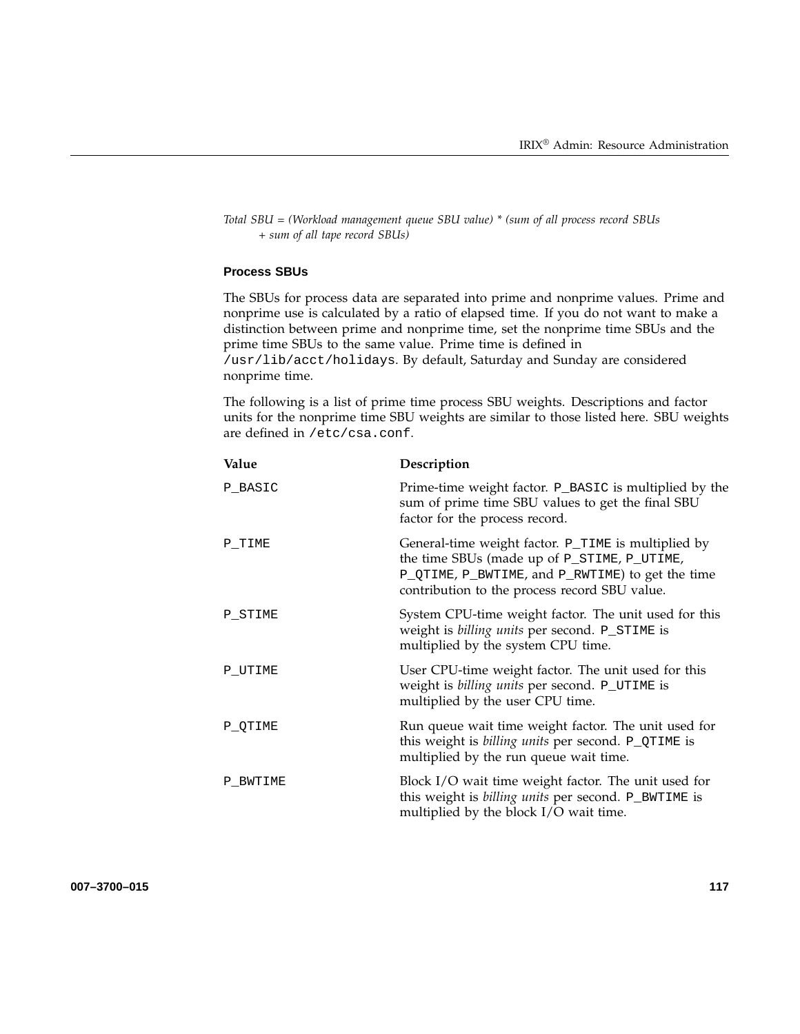*Total SBU = (Workload management queue SBU value) * (sum of all process record SBUs + sum of all tape record SBUs)*

### Process SBUs

The SBUs for process data are separated into prime and nonprime values. Prime and nonprime use is calculated by a ratio of elapsed time. If you do not want to make a distinction between prime and nonprime time, set the nonprime time SBUs and the prime time SBUs to the same value. Prime time is defined in `/usr/lib/acct/holidays`. By default, Saturday and Sunday are considered nonprime time.

The following is a list of prime time process SBU weights. Descriptions and factor units for the nonprime time SBU weights are similar to those listed here. SBU weights are defined in `/etc/csa.conf`.

| Value | Description |
| --- | --- |
| `P_BASIC` | Prime-time weight factor. `P_BASIC` is multiplied by the sum of prime time SBU values to get the final SBU factor for the process record. |
| `P_TIME` | General-time weight factor. `P_TIME` is multiplied by the time SBUs (made up of `P_STIME`, `P_UTIME`, `P_QTIME`, `P_BWTIME`, and `P_RWTIME`) to get the time contribution to the process record SBU value. |
| `P_STIME` | System CPU-time weight factor. The unit used for this weight is *billing units* per second. `P_STIME` is multiplied by the system CPU time. |
| `P_UTIME` | User CPU-time weight factor. The unit used for this weight is *billing units* per second. `P_UTIME` is multiplied by the user CPU time. |
| `P_QTIME` | Run queue wait time weight factor. The unit used for this weight is *billing units* per second. `P_QTIME` is multiplied by the run queue wait time. |
| `P_BWTIME` | Block I/O wait time weight factor. The unit used for this weight is *billing units* per second. `P_BWTIME` is multiplied by the block I/O wait time. |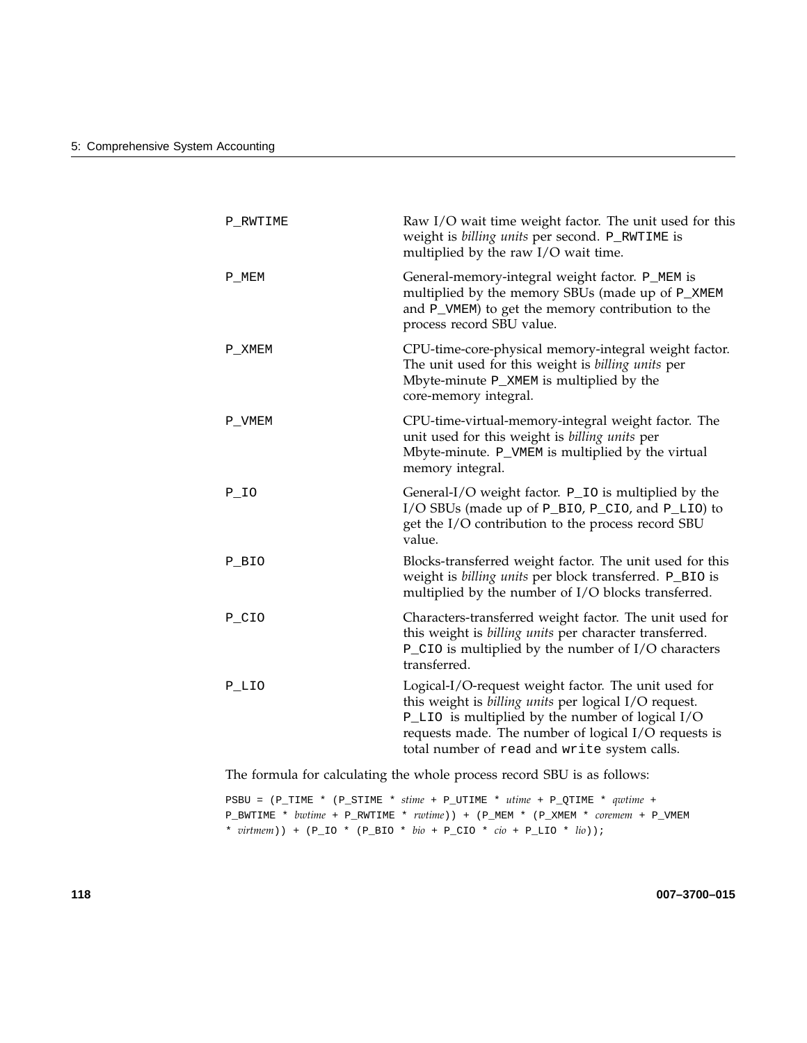| | |
|---|---|
| `P_RWTIME` | Raw I/O wait time weight factor. The unit used for this weight is *billing units* per second. `P_RWTIME` is multiplied by the raw I/O wait time. |
| `P_MEM` | General-memory-integral weight factor. `P_MEM` is multiplied by the memory SBUs (made up of `P_XMEM` and `P_VMEM`) to get the memory contribution to the process record SBU value. |
| `P_XMEM` | CPU-time-core-physical memory-integral weight factor. The unit used for this weight is *billing units* per Mbyte-minute `P_XMEM` is multiplied by the core-memory integral. |
| `P_VMEM` | CPU-time-virtual-memory-integral weight factor. The unit used for this weight is *billing units* per Mbyte-minute. `P_VMEM` is multiplied by the virtual memory integral. |
| `P_IO` | General-I/O weight factor. `P_IO` is multiplied by the I/O SBUs (made up of `P_BIO`, `P_CIO`, and `P_LIO`) to get the I/O contribution to the process record SBU value. |
| `P_BIO` | Blocks-transferred weight factor. The unit used for this weight is *billing units* per block transferred. `P_BIO` is multiplied by the number of I/O blocks transferred. |
| `P_CIO` | Characters-transferred weight factor. The unit used for this weight is *billing units* per character transferred. `P_CIO` is multiplied by the number of I/O characters transferred. |
| `P_LIO` | Logical-I/O-request weight factor. The unit used for this weight is *billing units* per logical I/O request. `P_LIO` is multiplied by the number of logical I/O requests made. The number of logical I/O requests is total number of `read` and `write` system calls. |

The formula for calculating the whole process record SBU is as follows:

```
PSBU = (P_TIME * (P_STIME * stime + P_UTIME * utime + P_QTIME * qwtime +
P_BWTIME * bwtime + P_RWTIME * rwtime)) + (P_MEM * (P_XMEM * coremem + P_VMEM
* virtmem)) + (P_IO * (P_BIO * bio + P_CIO * cio + P_LIO * lio));
```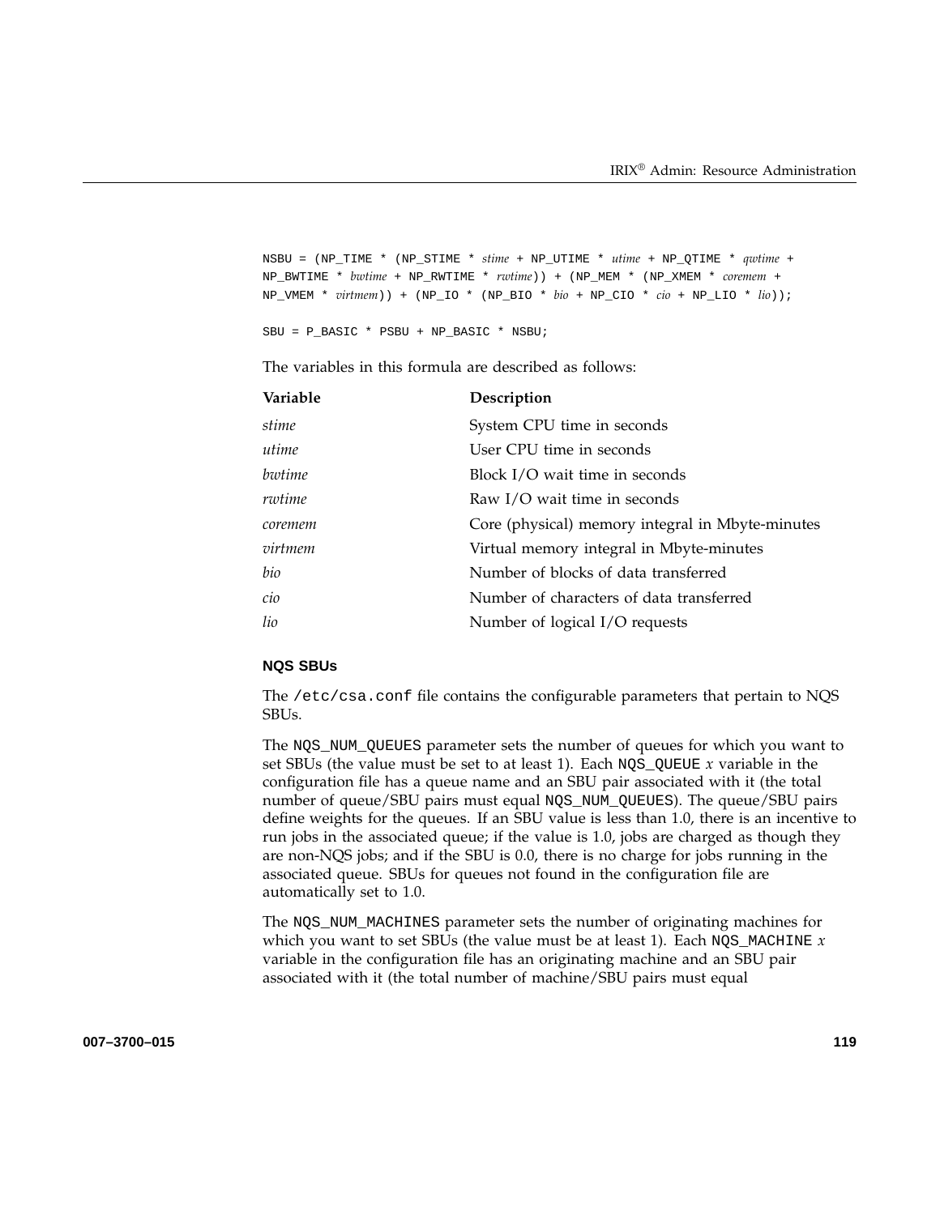```
NSBU = (NP_TIME * (NP_STIME * stime + NP_UTIME * utime + NP_QTIME * qwtime +
NP_BWTIME * bwtime + NP_RWTIME * rwtime)) + (NP_MEM * (NP_XMEM * coremem +
NP_VMEM * virtmem)) + (NP_IO * (NP_BIO * bio + NP_CIO * cio + NP_LIO * lio));

SBU = P_BASIC * PSBU + NP_BASIC * NSBU;
```

The variables in this formula are described as follows:

| Variable | Description |
| --- | --- |
| *stime* | System CPU time in seconds |
| *utime* | User CPU time in seconds |
| *bwtime* | Block I/O wait time in seconds |
| *rwtime* | Raw I/O wait time in seconds |
| *coremem* | Core (physical) memory integral in Mbyte-minutes |
| *virtmem* | Virtual memory integral in Mbyte-minutes |
| *bio* | Number of blocks of data transferred |
| *cio* | Number of characters of data transferred |
| *lio* | Number of logical I/O requests |

### NQS SBUs

The `/etc/csa.conf` file contains the configurable parameters that pertain to NQS SBUs.

The `NQS_NUM_QUEUES` parameter sets the number of queues for which you want to set SBUs (the value must be set to at least 1). Each `NQS_QUEUE` *x* variable in the configuration file has a queue name and an SBU pair associated with it (the total number of queue/SBU pairs must equal `NQS_NUM_QUEUES`). The queue/SBU pairs define weights for the queues. If an SBU value is less than 1.0, there is an incentive to run jobs in the associated queue; if the value is 1.0, jobs are charged as though they are non-NQS jobs; and if the SBU is 0.0, there is no charge for jobs running in the associated queue. SBUs for queues not found in the configuration file are automatically set to 1.0.

The `NQS_NUM_MACHINES` parameter sets the number of originating machines for which you want to set SBUs (the value must be at least 1). Each `NQS_MACHINE` *x* variable in the configuration file has an originating machine and an SBU pair associated with it (the total number of machine/SBU pairs must equal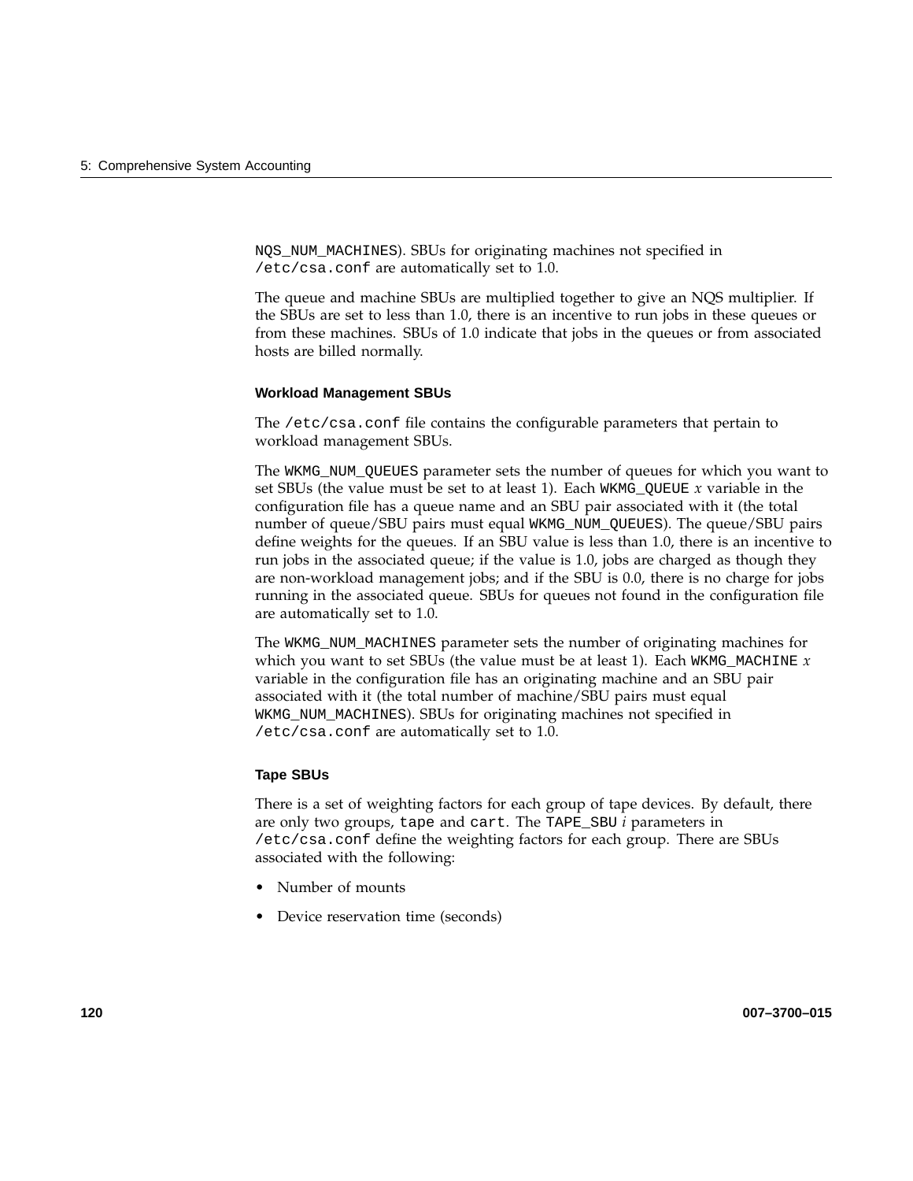NQS_NUM_MACHINES). SBUs for originating machines not specified in /etc/csa.conf are automatically set to 1.0.

The queue and machine SBUs are multiplied together to give an NQS multiplier. If the SBUs are set to less than 1.0, there is an incentive to run jobs in these queues or from these machines. SBUs of 1.0 indicate that jobs in the queues or from associated hosts are billed normally.

### Workload Management SBUs

The /etc/csa.conf file contains the configurable parameters that pertain to workload management SBUs.

The WKMG_NUM_QUEUES parameter sets the number of queues for which you want to set SBUs (the value must be set to at least 1). Each WKMG_QUEUE *x* variable in the configuration file has a queue name and an SBU pair associated with it (the total number of queue/SBU pairs must equal WKMG_NUM_QUEUES). The queue/SBU pairs define weights for the queues. If an SBU value is less than 1.0, there is an incentive to run jobs in the associated queue; if the value is 1.0, jobs are charged as though they are non-workload management jobs; and if the SBU is 0.0, there is no charge for jobs running in the associated queue. SBUs for queues not found in the configuration file are automatically set to 1.0.

The WKMG_NUM_MACHINES parameter sets the number of originating machines for which you want to set SBUs (the value must be at least 1). Each WKMG_MACHINE *x* variable in the configuration file has an originating machine and an SBU pair associated with it (the total number of machine/SBU pairs must equal WKMG_NUM_MACHINES). SBUs for originating machines not specified in /etc/csa.conf are automatically set to 1.0.

### Tape SBUs

There is a set of weighting factors for each group of tape devices. By default, there are only two groups, tape and cart. The TAPE_SBU *i* parameters in /etc/csa.conf define the weighting factors for each group. There are SBUs associated with the following:

- Number of mounts
- Device reservation time (seconds)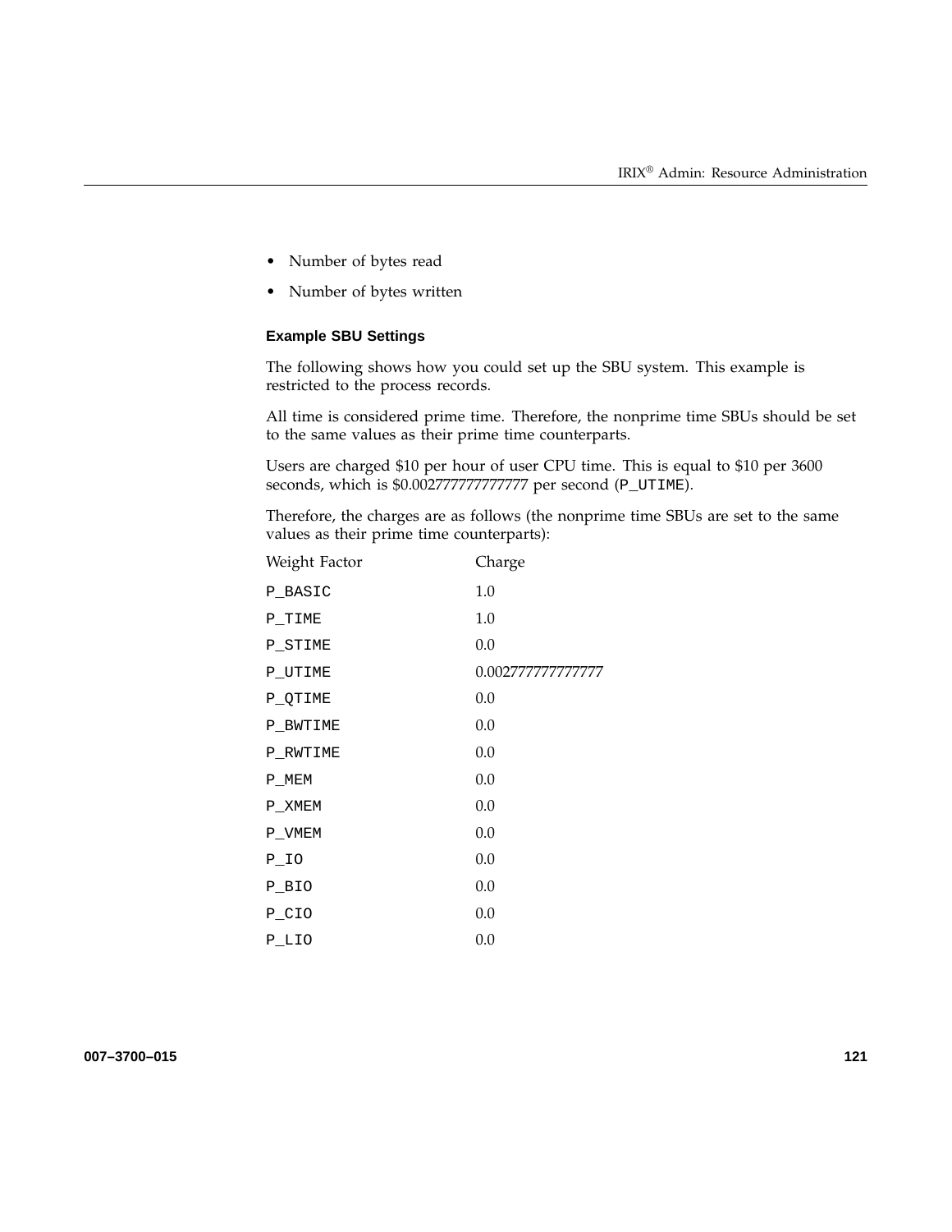- Number of bytes read
- Number of bytes written

### Example SBU Settings

The following shows how you could set up the SBU system. This example is restricted to the process records.

All time is considered prime time. Therefore, the nonprime time SBUs should be set to the same values as their prime time counterparts.

Users are charged $10 per hour of user CPU time. This is equal to $10 per 3600 seconds, which is $0.0027777777777777 per second (`P_UTIME`).

Therefore, the charges are as follows (the nonprime time SBUs are set to the same values as their prime time counterparts):

| Weight Factor | Charge |
|---|---|
| `P_BASIC` | 1.0 |
| `P_TIME` | 1.0 |
| `P_STIME` | 0.0 |
| `P_UTIME` | 0.0027777777777777 |
| `P_QTIME` | 0.0 |
| `P_BWTIME` | 0.0 |
| `P_RWTIME` | 0.0 |
| `P_MEM` | 0.0 |
| `P_XMEM` | 0.0 |
| `P_VMEM` | 0.0 |
| `P_IO` | 0.0 |
| `P_BIO` | 0.0 |
| `P_CIO` | 0.0 |
| `P_LIO` | 0.0 |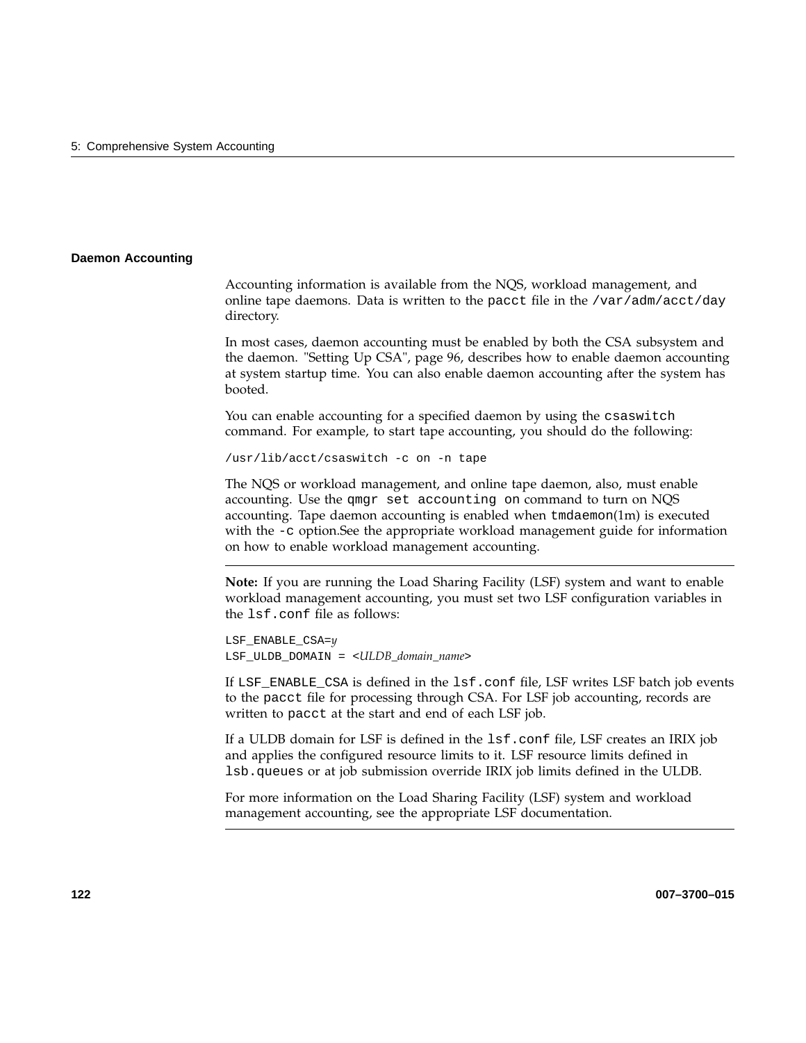### Daemon Accounting

Accounting information is available from the NQS, workload management, and online tape daemons. Data is written to the `pacct` file in the `/var/adm/acct/day` directory.

In most cases, daemon accounting must be enabled by both the CSA subsystem and the daemon. "Setting Up CSA", page 96, describes how to enable daemon accounting at system startup time. You can also enable daemon accounting after the system has booted.

You can enable accounting for a specified daemon by using the `csaswitch` command. For example, to start tape accounting, you should do the following:

```
/usr/lib/acct/csaswitch -c on -n tape
```

The NQS or workload management, and online tape daemon, also, must enable accounting. Use the `qmgr set accounting on` command to turn on NQS accounting. Tape daemon accounting is enabled when `tmdaemon`(1m) is executed with the `-c` option.See the appropriate workload management guide for information on how to enable workload management accounting.

---

**Note:** If you are running the Load Sharing Facility (LSF) system and want to enable workload management accounting, you must set two LSF configuration variables in the `lsf.conf` file as follows:

```
LSF_ENABLE_CSA=y
LSF_ULDB_DOMAIN = <ULDB_domain_name>
```

If `LSF_ENABLE_CSA` is defined in the `lsf.conf` file, LSF writes LSF batch job events to the `pacct` file for processing through CSA. For LSF job accounting, records are written to `pacct` at the start and end of each LSF job.

If a ULDB domain for LSF is defined in the `lsf.conf` file, LSF creates an IRIX job and applies the configured resource limits to it. LSF resource limits defined in `lsb.queues` or at job submission override IRIX job limits defined in the ULDB.

For more information on the Load Sharing Facility (LSF) system and workload management accounting, see the appropriate LSF documentation.

---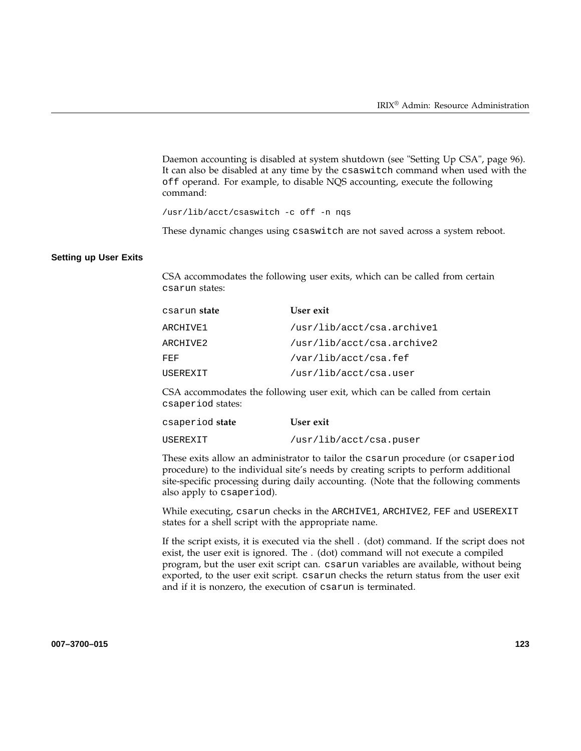Daemon accounting is disabled at system shutdown (see "Setting Up CSA", page 96). It can also be disabled at any time by the `csaswitch` command when used with the `off` operand. For example, to disable NQS accounting, execute the following command:

```
/usr/lib/acct/csaswitch -c off -n nqs
```

These dynamic changes using `csaswitch` are not saved across a system reboot.

### Setting up User Exits

CSA accommodates the following user exits, which can be called from certain `csarun` states:

| `csarun` **state** | **User exit** |
| --- | --- |
| `ARCHIVE1` | `/usr/lib/acct/csa.archive1` |
| `ARCHIVE2` | `/usr/lib/acct/csa.archive2` |
| `FEF` | `/var/lib/acct/csa.fef` |
| `USEREXIT` | `/usr/lib/acct/csa.user` |

CSA accommodates the following user exit, which can be called from certain `csaperiod` states:

| `csaperiod` **state** | **User exit** |
| --- | --- |
| `USEREXIT` | `/usr/lib/acct/csa.puser` |

These exits allow an administrator to tailor the `csarun` procedure (or `csaperiod` procedure) to the individual site's needs by creating scripts to perform additional site-specific processing during daily accounting. (Note that the following comments also apply to `csaperiod`).

While executing, `csarun` checks in the `ARCHIVE1`, `ARCHIVE2`, `FEF` and `USEREXIT` states for a shell script with the appropriate name.

If the script exists, it is executed via the shell . (dot) command. If the script does not exist, the user exit is ignored. The . (dot) command will not execute a compiled program, but the user exit script can. `csarun` variables are available, without being exported, to the user exit script. `csarun` checks the return status from the user exit and if it is nonzero, the execution of `csarun` is terminated.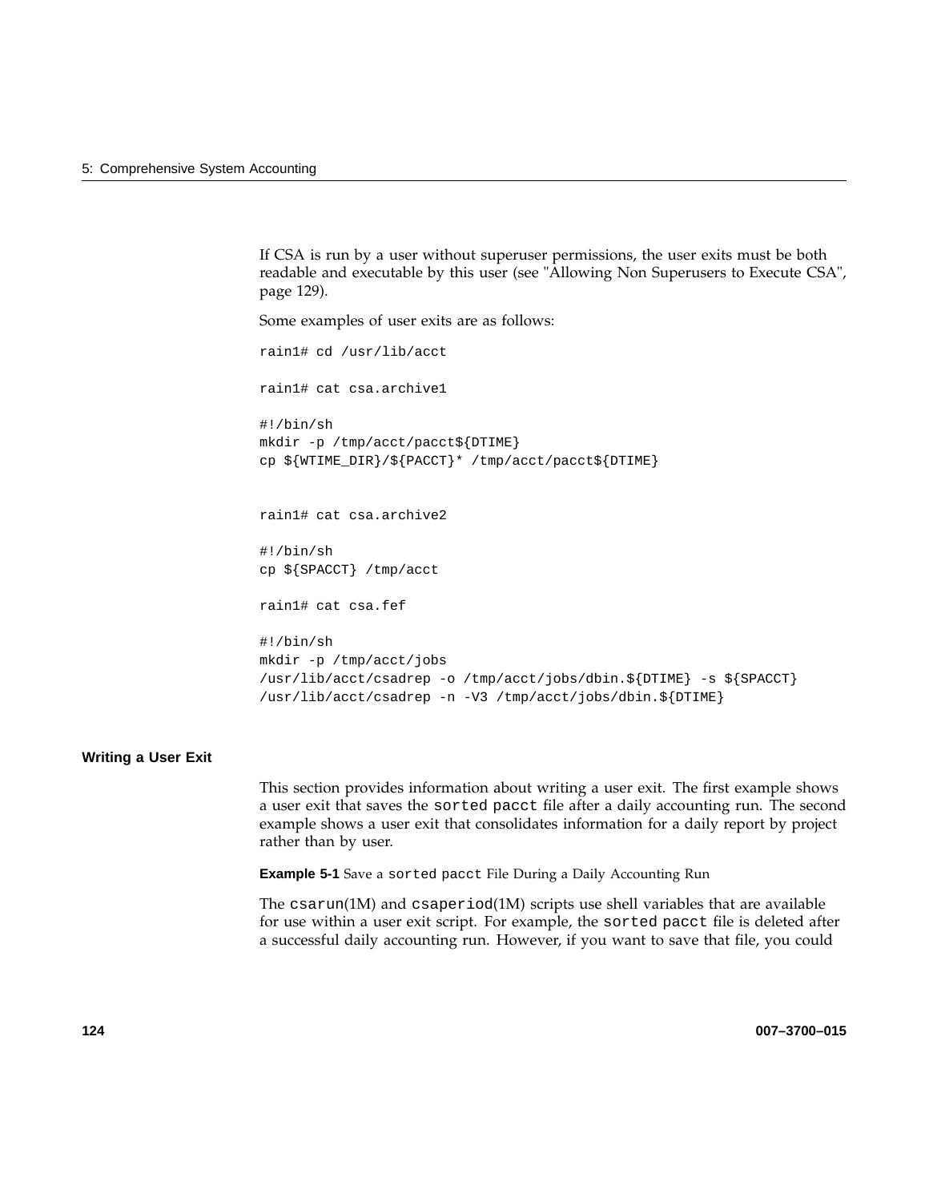If CSA is run by a user without superuser permissions, the user exits must be both readable and executable by this user (see "Allowing Non Superusers to Execute CSA", page 129).

Some examples of user exits are as follows:

```
rain1# cd /usr/lib/acct

rain1# cat csa.archive1

#!/bin/sh
mkdir -p /tmp/acct/pacct${DTIME}
cp ${WTIME_DIR}/${PACCT}* /tmp/acct/pacct${DTIME}


rain1# cat csa.archive2

#!/bin/sh
cp ${SPACCT} /tmp/acct

rain1# cat csa.fef

#!/bin/sh
mkdir -p /tmp/acct/jobs
/usr/lib/acct/csadrep -o /tmp/acct/jobs/dbin.${DTIME} -s ${SPACCT}
/usr/lib/acct/csadrep -n -V3 /tmp/acct/jobs/dbin.${DTIME}
```

### Writing a User Exit

This section provides information about writing a user exit. The first example shows a user exit that saves the `sorted pacct` file after a daily accounting run. The second example shows a user exit that consolidates information for a daily report by project rather than by user.

**Example 5-1** Save a `sorted pacct` File During a Daily Accounting Run

The `csarun`(1M) and `csaperiod`(1M) scripts use shell variables that are available for use within a user exit script. For example, the `sorted pacct` file is deleted after a successful daily accounting run. However, if you want to save that file, you could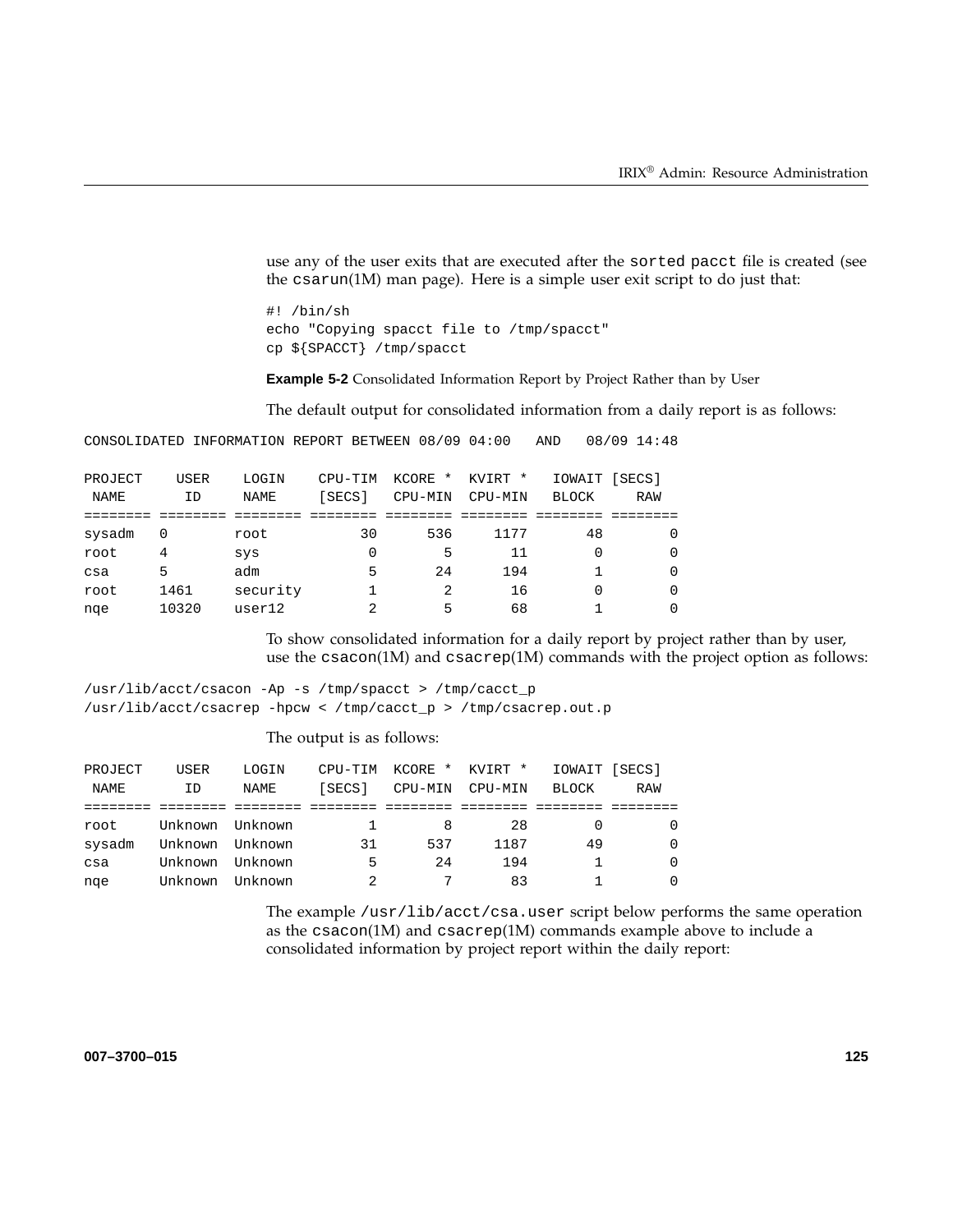use any of the user exits that are executed after the `sorted pacct` file is created (see the `csarun`(1M) man page). Here is a simple user exit script to do just that:

```
#! /bin/sh
echo "Copying spacct file to /tmp/spacct"
cp ${SPACCT} /tmp/spacct
```

**Example 5-2** Consolidated Information Report by Project Rather than by User

The default output for consolidated information from a daily report is as follows:

```
CONSOLIDATED INFORMATION REPORT BETWEEN 08/09 04:00   AND   08/09 14:48

PROJECT    USER    LOGIN    CPU-TIM  KCORE *  KVIRT *   IOWAIT [SECS]
 NAME       ID     NAME     [SECS]   CPU-MIN  CPU-MIN   BLOCK     RAW
======== ======== ======== ======== ======== ======== ======== ========
sysadm   0        root           30      536     1177       48        0
root     4        sys             0        5       11        0        0
csa      5        adm             5       24      194        1        0
root     1461     security        1        2       16        0        0
nqe      10320    user12          2        5       68        1        0
```

To show consolidated information for a daily report by project rather than by user, use the `csacon`(1M) and `csacrep`(1M) commands with the project option as follows:

```
/usr/lib/acct/csacon -Ap -s /tmp/spacct > /tmp/cacct_p
/usr/lib/acct/csacrep -hpcw < /tmp/cacct_p > /tmp/csacrep.out.p
```

The output is as follows:

```
PROJECT    USER    LOGIN    CPU-TIM  KCORE *  KVIRT *   IOWAIT [SECS]
 NAME       ID     NAME     [SECS]   CPU-MIN  CPU-MIN   BLOCK     RAW
======== ======== ======== ======== ======== ======== ======== ========
root     Unknown  Unknown         1        8       28        0        0
sysadm   Unknown  Unknown        31      537     1187       49        0
csa      Unknown  Unknown         5       24      194        1        0
nqe      Unknown  Unknown         2        7       83        1        0
```

The example `/usr/lib/acct/csa.user` script below performs the same operation as the `csacon`(1M) and `csacrep`(1M) commands example above to include a consolidated information by project report within the daily report: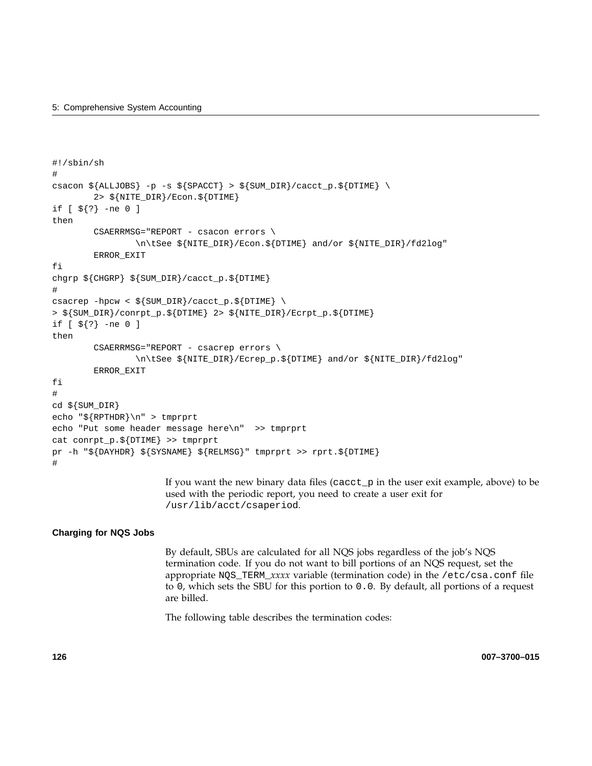```
#!/sbin/sh
#
csacon ${ALLJOBS} -p -s ${SPACCT} > ${SUM_DIR}/cacct_p.${DTIME} \
        2> ${NITE_DIR}/Econ.${DTIME}
if [ ${?} -ne 0 ]
then
        CSAERRMSG="REPORT - csacon errors \
                \n\tSee ${NITE_DIR}/Econ.${DTIME} and/or ${NITE_DIR}/fd2log"
        ERROR_EXIT
fi
chgrp ${CHGRP} ${SUM_DIR}/cacct_p.${DTIME}
#
csacrep -hpcw < ${SUM_DIR}/cacct_p.${DTIME} \
> ${SUM_DIR}/conrpt_p.${DTIME} 2> ${NITE_DIR}/Ecrpt_p.${DTIME}
if [ ${?} -ne 0 ]
then
        CSAERRMSG="REPORT - csacrep errors \
                \n\tSee ${NITE_DIR}/Ecrep_p.${DTIME} and/or ${NITE_DIR}/fd2log"
        ERROR_EXIT
fi
#
cd ${SUM_DIR}
echo "${RPTHDR}\n" > tmprprt
echo "Put some header message here\n"  >> tmprprt
cat conrpt_p.${DTIME} >> tmprprt
pr -h "${DAYHDR} ${SYSNAME} ${RELMSG}" tmprprt >> rprt.${DTIME}
#
```

If you want the new binary data files (`cacct_p` in the user exit example, above) to be used with the periodic report, you need to create a user exit for `/usr/lib/acct/csaperiod`.

#### Charging for NQS Jobs

By default, SBUs are calculated for all NQS jobs regardless of the job's NQS termination code. If you do not want to bill portions of an NQS request, set the appropriate `NQS_TERM_`*xxxx* variable (termination code) in the `/etc/csa.conf` file to `0`, which sets the SBU for this portion to `0.0`. By default, all portions of a request are billed.

The following table describes the termination codes: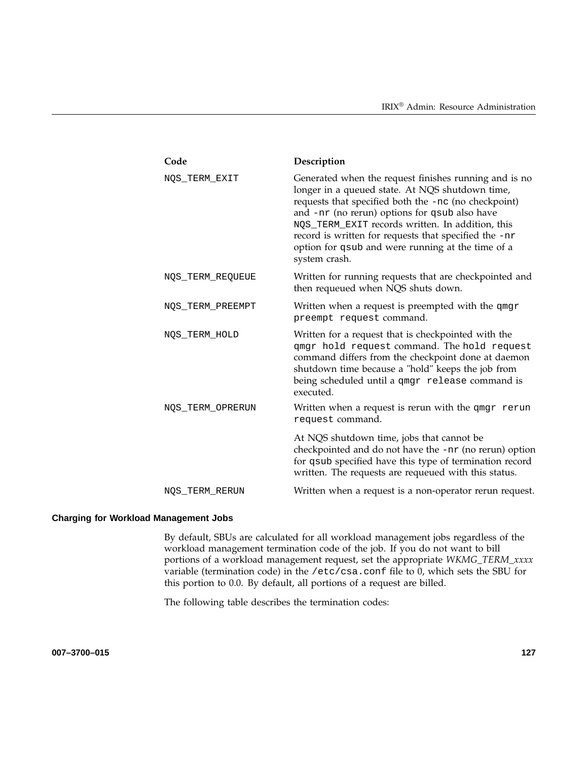| Code | Description |
| --- | --- |
| NQS_TERM_EXIT | Generated when the request finishes running and is no longer in a queued state. At NQS shutdown time, requests that specified both the `-nc` (no checkpoint) and `-nr` (no rerun) options for `qsub` also have NQS_TERM_EXIT records written. In addition, this record is written for requests that specified the `-nr` option for `qsub` and were running at the time of a system crash. |
| NQS_TERM_REQUEUE | Written for running requests that are checkpointed and then requeued when NQS shuts down. |
| NQS_TERM_PREEMPT | Written when a request is preempted with the `qmgr preempt request` command. |
| NQS_TERM_HOLD | Written for a request that is checkpointed with the `qmgr hold request` command. The `hold request` command differs from the checkpoint done at daemon shutdown time because a "hold" keeps the job from being scheduled until a `qmgr release` command is executed. |
| NQS_TERM_OPRERUN | Written when a request is rerun with the `qmgr rerun request` command. At NQS shutdown time, jobs that cannot be checkpointed and do not have the `-nr` (no rerun) option for `qsub` specified have this type of termination record written. The requests are requeued with this status. |
| NQS_TERM_RERUN | Written when a request is a non-operator rerun request. |

### Charging for Workload Management Jobs

By default, SBUs are calculated for all workload management jobs regardless of the workload management termination code of the job. If you do not want to bill portions of a workload management request, set the appropriate *WKMG_TERM_xxxx* variable (termination code) in the `/etc/csa.conf` file to 0, which sets the SBU for this portion to 0.0. By default, all portions of a request are billed.

The following table describes the termination codes: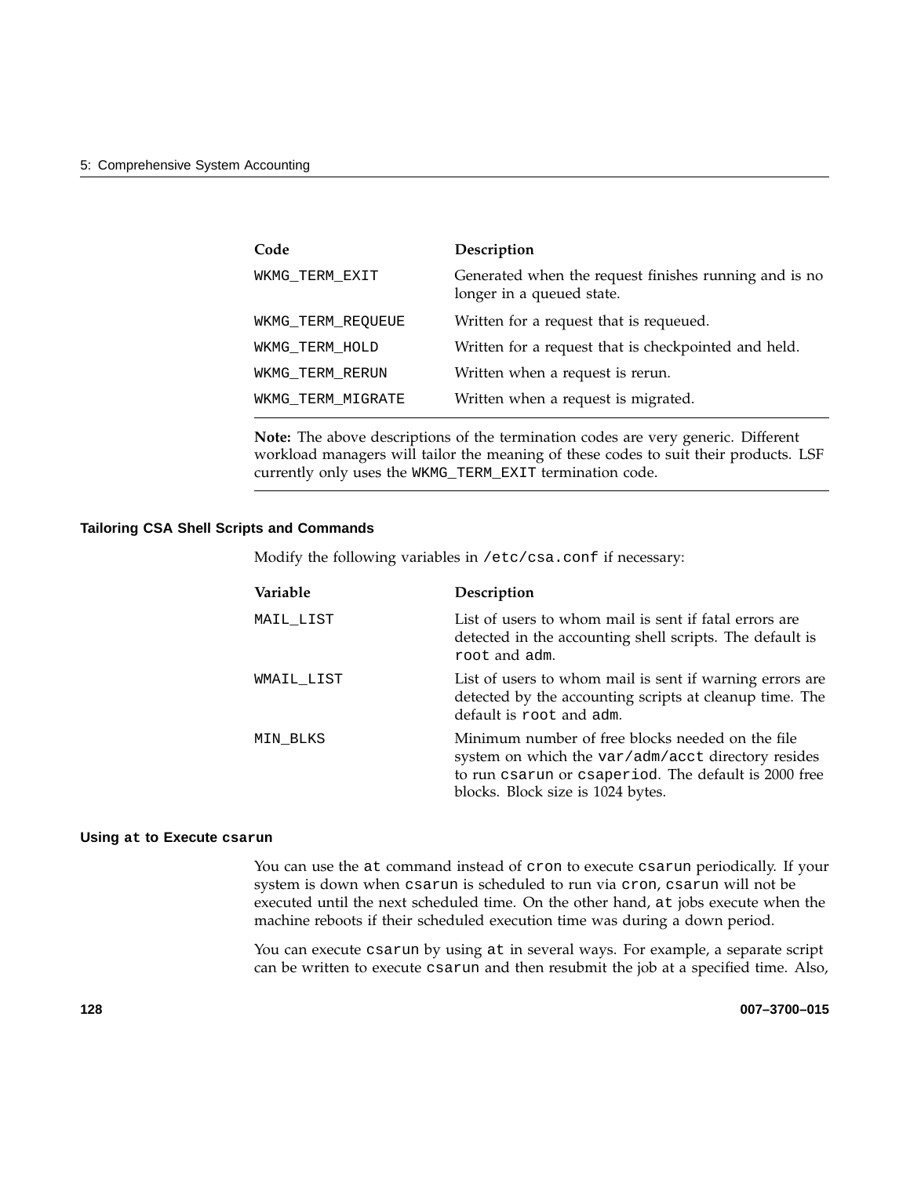| Code | Description |
|---|---|
| WKMG_TERM_EXIT | Generated when the request finishes running and is no longer in a queued state. |
| WKMG_TERM_REQUEUE | Written for a request that is requeued. |
| WKMG_TERM_HOLD | Written for a request that is checkpointed and held. |
| WKMG_TERM_RERUN | Written when a request is rerun. |
| WKMG_TERM_MIGRATE | Written when a request is migrated. |

**Note:** The above descriptions of the termination codes are very generic. Different workload managers will tailor the meaning of these codes to suit their products. LSF currently only uses the `WKMG_TERM_EXIT` termination code.

#### Tailoring CSA Shell Scripts and Commands

Modify the following variables in `/etc/csa.conf` if necessary:

| Variable | Description |
|---|---|
| MAIL_LIST | List of users to whom mail is sent if fatal errors are detected in the accounting shell scripts. The default is `root` and `adm`. |
| WMAIL_LIST | List of users to whom mail is sent if warning errors are detected by the accounting scripts at cleanup time. The default is `root` and `adm`. |
| MIN_BLKS | Minimum number of free blocks needed on the file system on which the `var/adm/acct` directory resides to run `csarun` or `csaperiod`. The default is 2000 free blocks. Block size is 1024 bytes. |

#### Using `at` to Execute `csarun`

You can use the `at` command instead of `cron` to execute `csarun` periodically. If your system is down when `csarun` is scheduled to run via `cron`, `csarun` will not be executed until the next scheduled time. On the other hand, `at` jobs execute when the machine reboots if their scheduled execution time was during a down period.

You can execute `csarun` by using `at` in several ways. For example, a separate script can be written to execute `csarun` and then resubmit the job at a specified time. Also,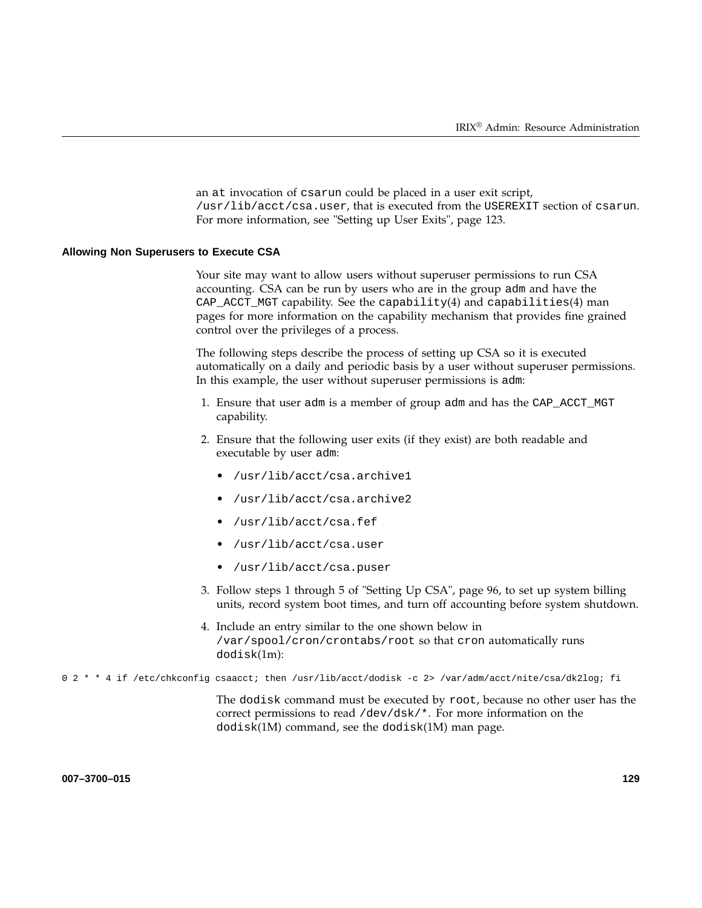an at invocation of csarun could be placed in a user exit script, /usr/lib/acct/csa.user, that is executed from the USEREXIT section of csarun. For more information, see "Setting up User Exits", page 123.

### Allowing Non Superusers to Execute CSA

Your site may want to allow users without superuser permissions to run CSA accounting. CSA can be run by users who are in the group adm and have the CAP_ACCT_MGT capability. See the capability(4) and capabilities(4) man pages for more information on the capability mechanism that provides fine grained control over the privileges of a process.

The following steps describe the process of setting up CSA so it is executed automatically on a daily and periodic basis by a user without superuser permissions. In this example, the user without superuser permissions is adm:

1. Ensure that user adm is a member of group adm and has the CAP_ACCT_MGT capability.

2. Ensure that the following user exits (if they exist) are both readable and executable by user adm:

   - /usr/lib/acct/csa.archive1
   - /usr/lib/acct/csa.archive2
   - /usr/lib/acct/csa.fef
   - /usr/lib/acct/csa.user
   - /usr/lib/acct/csa.puser

3. Follow steps 1 through 5 of "Setting Up CSA", page 96, to set up system billing units, record system boot times, and turn off accounting before system shutdown.

4. Include an entry similar to the one shown below in /var/spool/cron/crontabs/root so that cron automatically runs dodisk(1m):

```
0 2 * * 4 if /etc/chkconfig csaacct; then /usr/lib/acct/dodisk -c 2> /var/adm/acct/nite/csa/dk2log; fi
```

   The dodisk command must be executed by root, because no other user has the correct permissions to read /dev/dsk/*. For more information on the dodisk(1M) command, see the dodisk(1M) man page.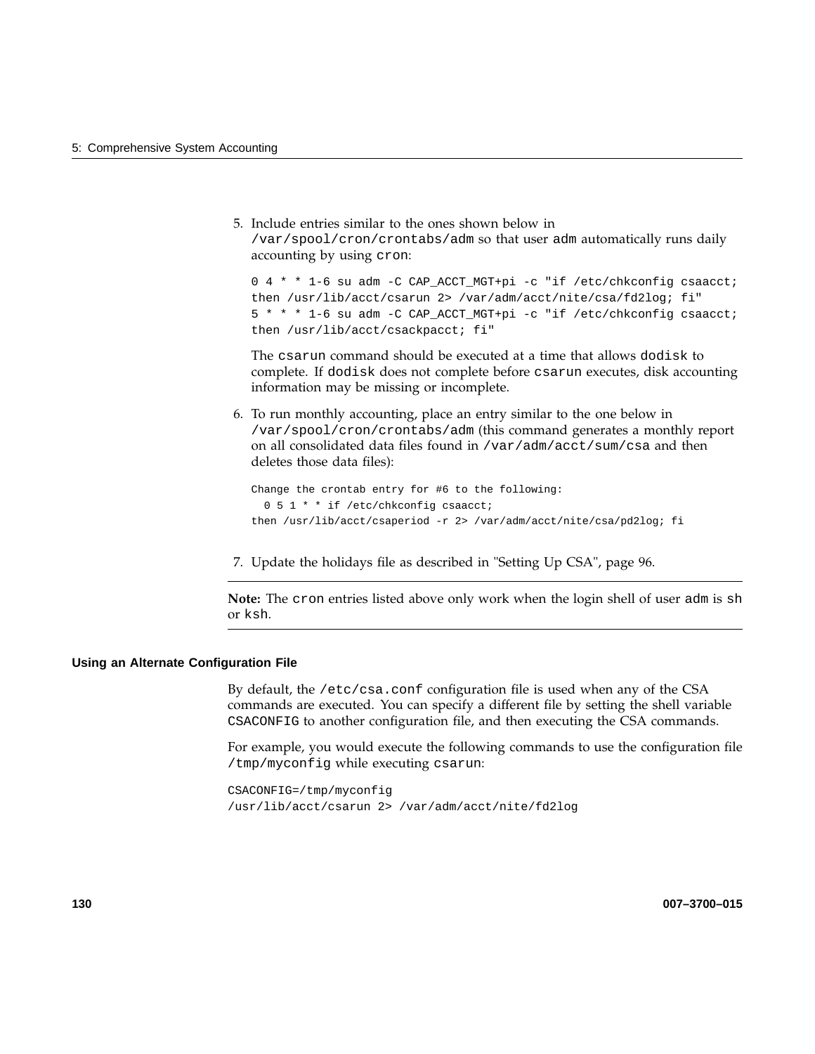5. Include entries similar to the ones shown below in `/var/spool/cron/crontabs/adm` so that user `adm` automatically runs daily accounting by using `cron`:

   ```
   0 4 * * 1-6 su adm -C CAP_ACCT_MGT+pi -c "if /etc/chkconfig csaacct;
   then /usr/lib/acct/csarun 2> /var/adm/acct/nite/csa/fd2log; fi"
   5 * * * 1-6 su adm -C CAP_ACCT_MGT+pi -c "if /etc/chkconfig csaacct;
   then /usr/lib/acct/csackpacct; fi"
   ```

   The `csarun` command should be executed at a time that allows `dodisk` to complete. If `dodisk` does not complete before `csarun` executes, disk accounting information may be missing or incomplete.

6. To run monthly accounting, place an entry similar to the one below in `/var/spool/cron/crontabs/adm` (this command generates a monthly report on all consolidated data files found in `/var/adm/acct/sum/csa` and then deletes those data files):

   ```
   Change the crontab entry for #6 to the following:
     0 5 1 * * if /etc/chkconfig csaacct;
   then /usr/lib/acct/csaperiod -r 2> /var/adm/acct/nite/csa/pd2log; fi
   ```

7. Update the holidays file as described in "Setting Up CSA", page 96.

---

**Note:** The `cron` entries listed above only work when the login shell of user `adm` is `sh` or `ksh`.

---

### Using an Alternate Configuration File

By default, the `/etc/csa.conf` configuration file is used when any of the CSA commands are executed. You can specify a different file by setting the shell variable `CSACONFIG` to another configuration file, and then executing the CSA commands.

For example, you would execute the following commands to use the configuration file `/tmp/myconfig` while executing `csarun`:

```
CSACONFIG=/tmp/myconfig
/usr/lib/acct/csarun 2> /var/adm/acct/nite/fd2log
```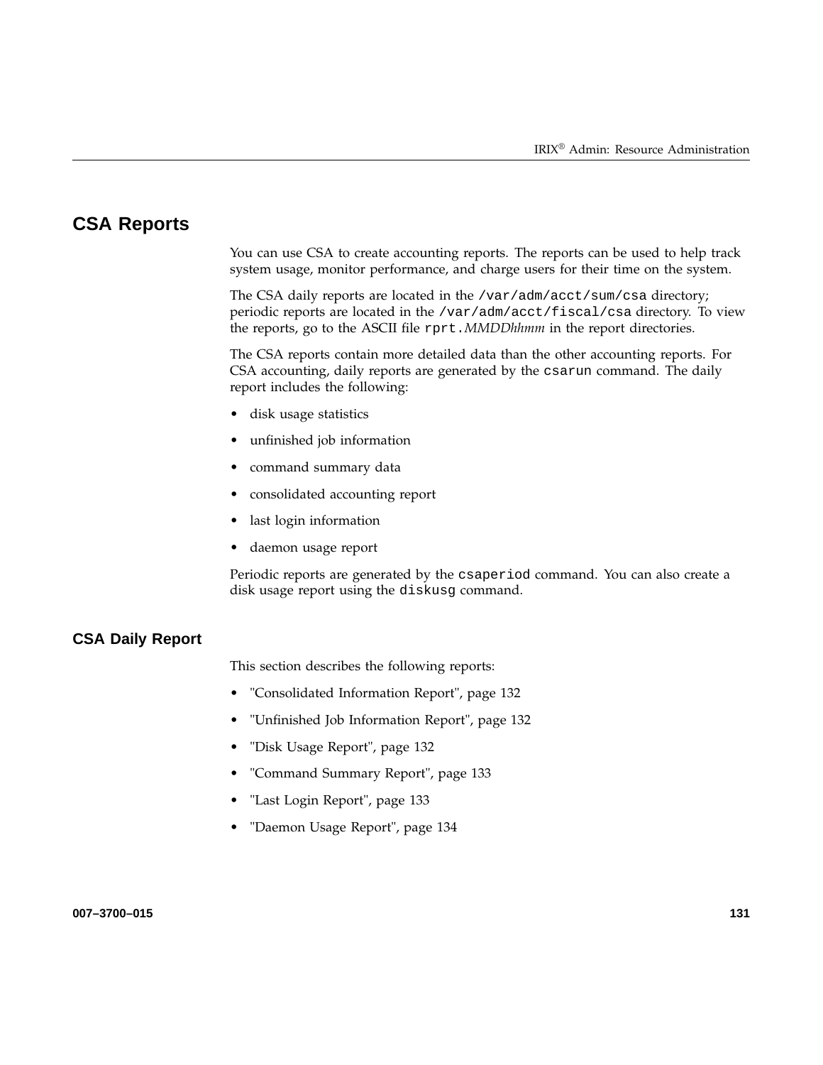## CSA Reports

You can use CSA to create accounting reports. The reports can be used to help track system usage, monitor performance, and charge users for their time on the system.

The CSA daily reports are located in the `/var/adm/acct/sum/csa` directory; periodic reports are located in the `/var/adm/acct/fiscal/csa` directory. To view the reports, go to the ASCII file `rprt.`*MMDDhhmm* in the report directories.

The CSA reports contain more detailed data than the other accounting reports. For CSA accounting, daily reports are generated by the `csarun` command. The daily report includes the following:

- disk usage statistics
- unfinished job information
- command summary data
- consolidated accounting report
- last login information
- daemon usage report

Periodic reports are generated by the `csaperiod` command. You can also create a disk usage report using the `diskusg` command.

### CSA Daily Report

This section describes the following reports:

- "Consolidated Information Report", page 132
- "Unfinished Job Information Report", page 132
- "Disk Usage Report", page 132
- "Command Summary Report", page 133
- "Last Login Report", page 133
- "Daemon Usage Report", page 134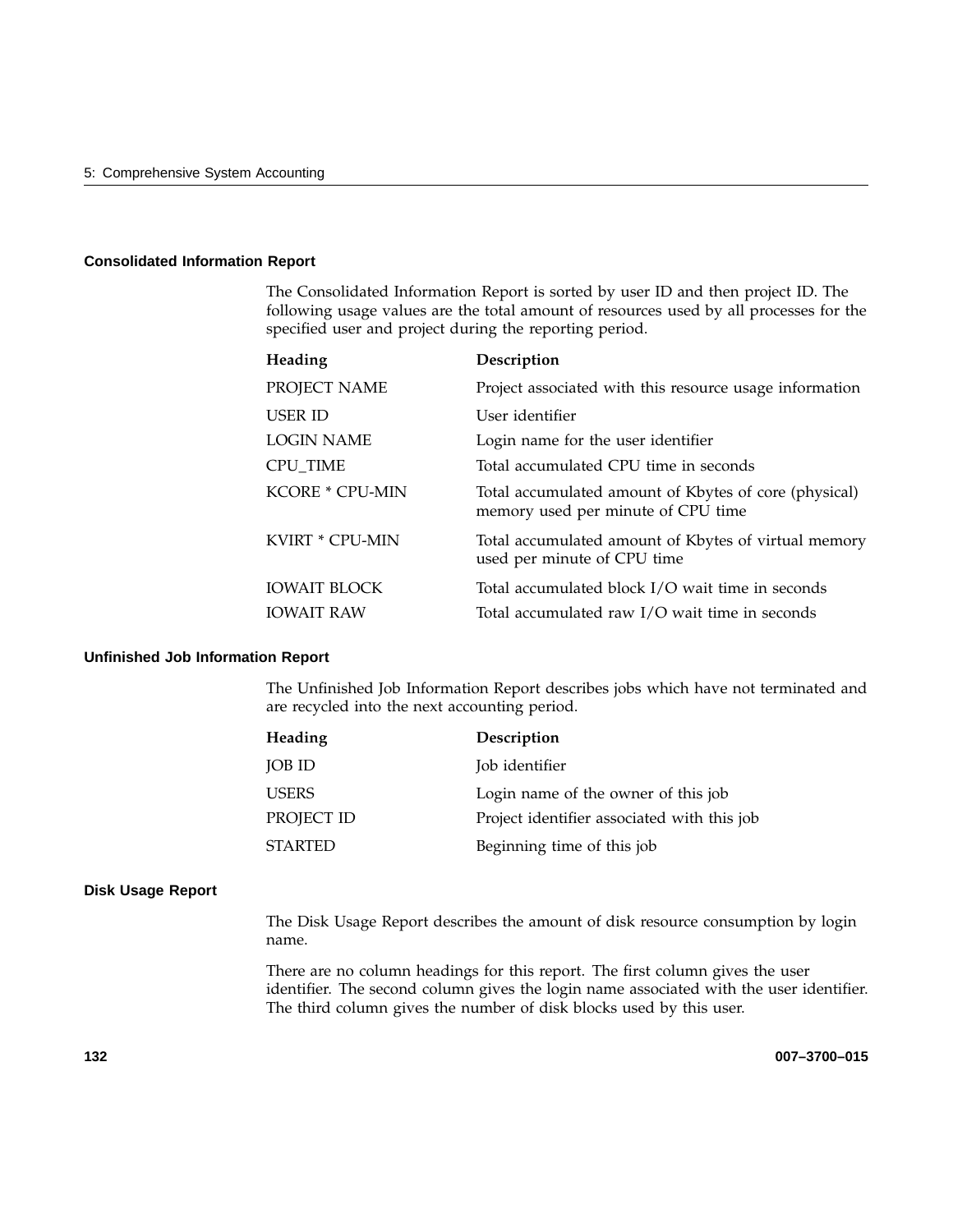### Consolidated Information Report

The Consolidated Information Report is sorted by user ID and then project ID. The following usage values are the total amount of resources used by all processes for the specified user and project during the reporting period.

| Heading | Description |
|---|---|
| PROJECT NAME | Project associated with this resource usage information |
| USER ID | User identifier |
| LOGIN NAME | Login name for the user identifier |
| CPU_TIME | Total accumulated CPU time in seconds |
| KCORE * CPU-MIN | Total accumulated amount of Kbytes of core (physical) memory used per minute of CPU time |
| KVIRT * CPU-MIN | Total accumulated amount of Kbytes of virtual memory used per minute of CPU time |
| IOWAIT BLOCK | Total accumulated block I/O wait time in seconds |
| IOWAIT RAW | Total accumulated raw I/O wait time in seconds |

### Unfinished Job Information Report

The Unfinished Job Information Report describes jobs which have not terminated and are recycled into the next accounting period.

| Heading | Description |
|---|---|
| JOB ID | Job identifier |
| USERS | Login name of the owner of this job |
| PROJECT ID | Project identifier associated with this job |
| STARTED | Beginning time of this job |

### Disk Usage Report

The Disk Usage Report describes the amount of disk resource consumption by login name.

There are no column headings for this report. The first column gives the user identifier. The second column gives the login name associated with the user identifier. The third column gives the number of disk blocks used by this user.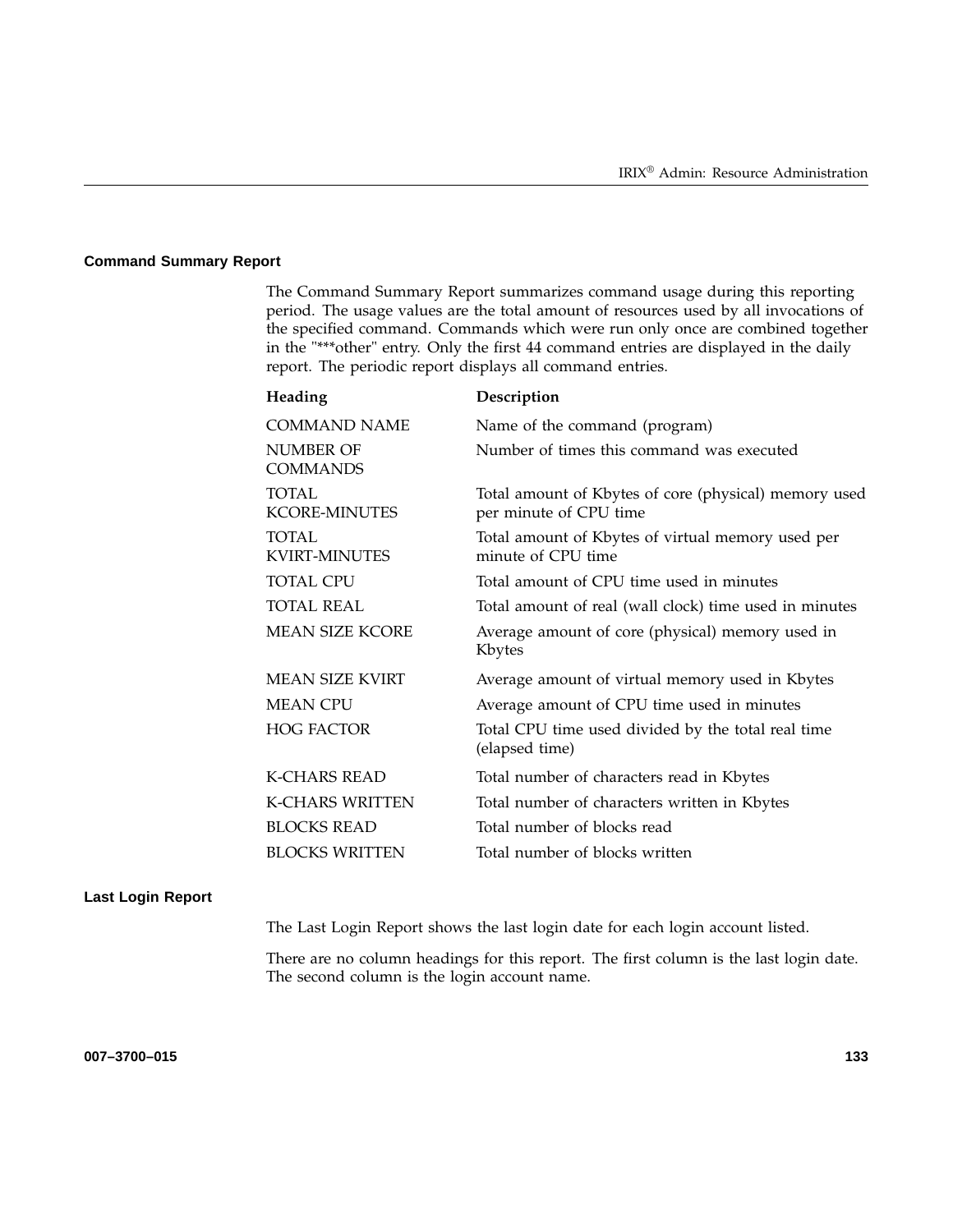### Command Summary Report

The Command Summary Report summarizes command usage during this reporting period. The usage values are the total amount of resources used by all invocations of the specified command. Commands which were run only once are combined together in the "***other" entry. Only the first 44 command entries are displayed in the daily report. The periodic report displays all command entries.

| Heading | Description |
|---|---|
| COMMAND NAME | Name of the command (program) |
| NUMBER OF COMMANDS | Number of times this command was executed |
| TOTAL KCORE-MINUTES | Total amount of Kbytes of core (physical) memory used per minute of CPU time |
| TOTAL KVIRT-MINUTES | Total amount of Kbytes of virtual memory used per minute of CPU time |
| TOTAL CPU | Total amount of CPU time used in minutes |
| TOTAL REAL | Total amount of real (wall clock) time used in minutes |
| MEAN SIZE KCORE | Average amount of core (physical) memory used in Kbytes |
| MEAN SIZE KVIRT | Average amount of virtual memory used in Kbytes |
| MEAN CPU | Average amount of CPU time used in minutes |
| HOG FACTOR | Total CPU time used divided by the total real time (elapsed time) |
| K-CHARS READ | Total number of characters read in Kbytes |
| K-CHARS WRITTEN | Total number of characters written in Kbytes |
| BLOCKS READ | Total number of blocks read |
| BLOCKS WRITTEN | Total number of blocks written |

### Last Login Report

The Last Login Report shows the last login date for each login account listed.

There are no column headings for this report. The first column is the last login date. The second column is the login account name.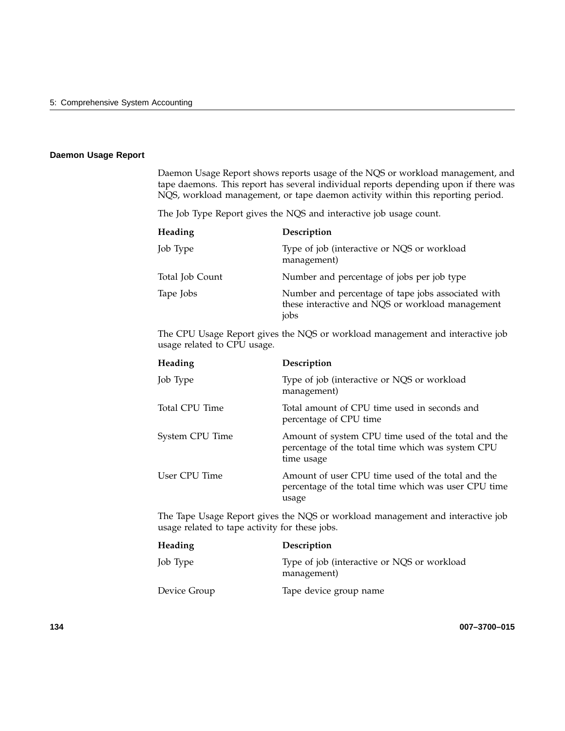### Daemon Usage Report

Daemon Usage Report shows reports usage of the NQS or workload management, and tape daemons. This report has several individual reports depending upon if there was NQS, workload management, or tape daemon activity within this reporting period.

The Job Type Report gives the NQS and interactive job usage count.

| Heading | Description |
| --- | --- |
| Job Type | Type of job (interactive or NQS or workload management) |
| Total Job Count | Number and percentage of jobs per job type |
| Tape Jobs | Number and percentage of tape jobs associated with these interactive and NQS or workload management jobs |

The CPU Usage Report gives the NQS or workload management and interactive job usage related to CPU usage.

| Heading | Description |
| --- | --- |
| Job Type | Type of job (interactive or NQS or workload management) |
| Total CPU Time | Total amount of CPU time used in seconds and percentage of CPU time |
| System CPU Time | Amount of system CPU time used of the total and the percentage of the total time which was system CPU time usage |
| User CPU Time | Amount of user CPU time used of the total and the percentage of the total time which was user CPU time usage |

The Tape Usage Report gives the NQS or workload management and interactive job usage related to tape activity for these jobs.

| Heading | Description |
| --- | --- |
| Job Type | Type of job (interactive or NQS or workload management) |
| Device Group | Tape device group name |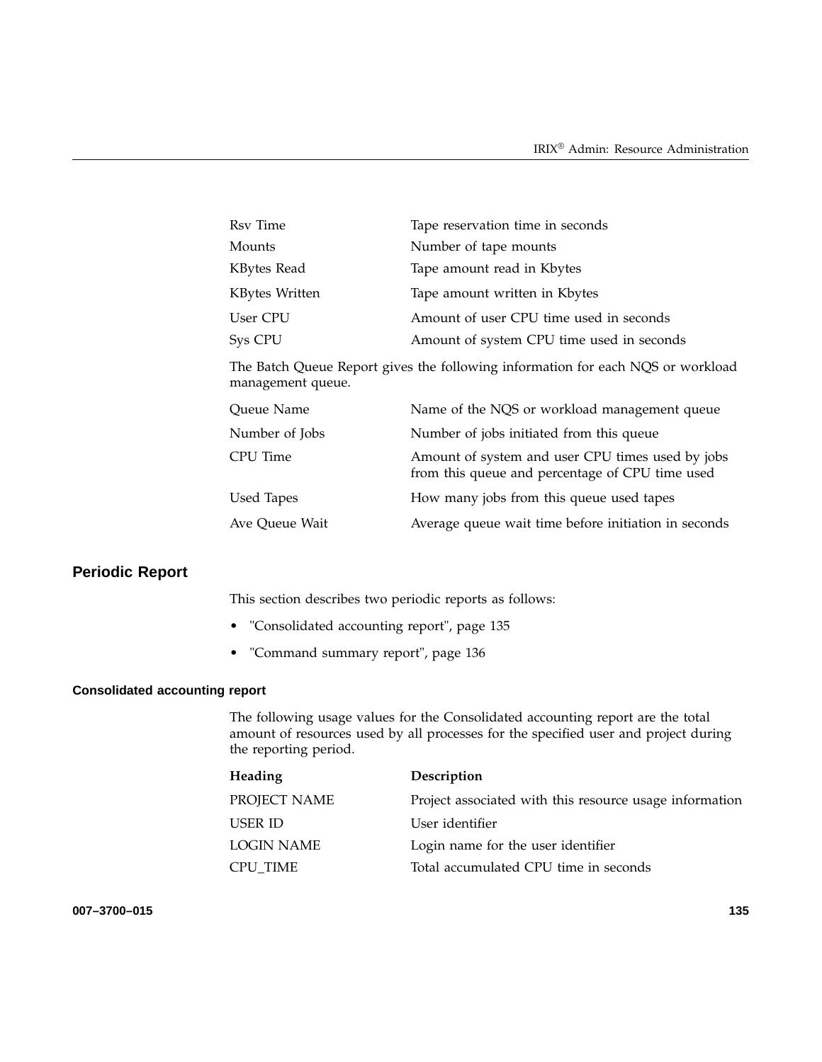| | |
|---|---|
| Rsv Time | Tape reservation time in seconds |
| Mounts | Number of tape mounts |
| KBytes Read | Tape amount read in Kbytes |
| KBytes Written | Tape amount written in Kbytes |
| User CPU | Amount of user CPU time used in seconds |
| Sys CPU | Amount of system CPU time used in seconds |

The Batch Queue Report gives the following information for each NQS or workload management queue.

| | |
|---|---|
| Queue Name | Name of the NQS or workload management queue |
| Number of Jobs | Number of jobs initiated from this queue |
| CPU Time | Amount of system and user CPU times used by jobs from this queue and percentage of CPU time used |
| Used Tapes | How many jobs from this queue used tapes |
| Ave Queue Wait | Average queue wait time before initiation in seconds |

## Periodic Report

This section describes two periodic reports as follows:

- "Consolidated accounting report", page 135
- "Command summary report", page 136

### Consolidated accounting report

The following usage values for the Consolidated accounting report are the total amount of resources used by all processes for the specified user and project during the reporting period.

| Heading | Description |
|---|---|
| PROJECT NAME | Project associated with this resource usage information |
| USER ID | User identifier |
| LOGIN NAME | Login name for the user identifier |
| CPU_TIME | Total accumulated CPU time in seconds |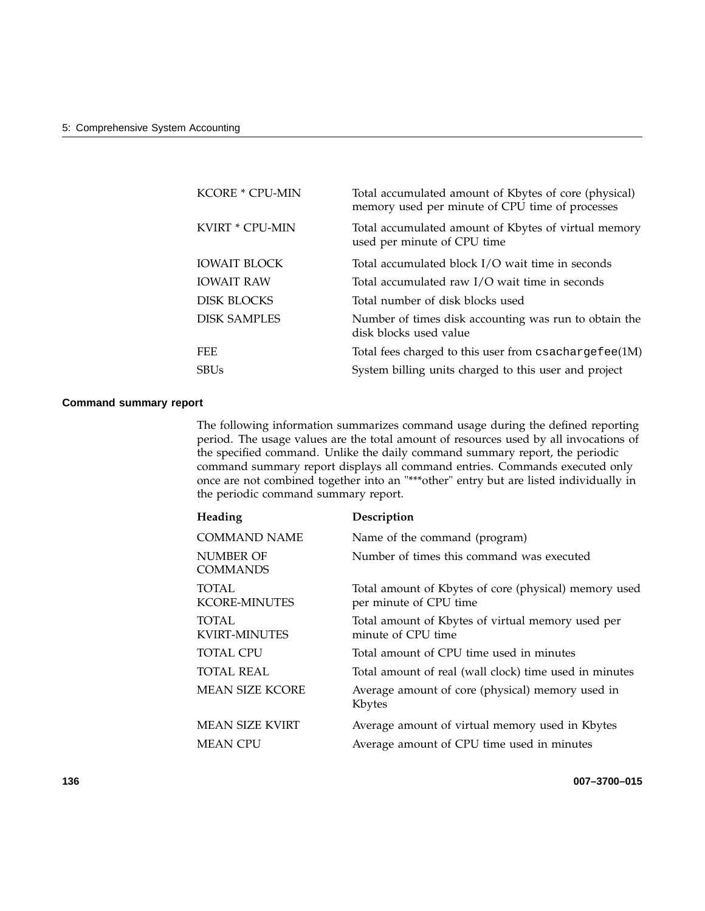| | |
|---|---|
| KCORE * CPU-MIN | Total accumulated amount of Kbytes of core (physical) memory used per minute of CPU time of processes |
| KVIRT * CPU-MIN | Total accumulated amount of Kbytes of virtual memory used per minute of CPU time |
| IOWAIT BLOCK | Total accumulated block I/O wait time in seconds |
| IOWAIT RAW | Total accumulated raw I/O wait time in seconds |
| DISK BLOCKS | Total number of disk blocks used |
| DISK SAMPLES | Number of times disk accounting was run to obtain the disk blocks used value |
| FEE | Total fees charged to this user from `csachargefee`(1M) |
| SBUs | System billing units charged to this user and project |

**Command summary report**

The following information summarizes command usage during the defined reporting period. The usage values are the total amount of resources used by all invocations of the specified command. Unlike the daily command summary report, the periodic command summary report displays all command entries. Commands executed only once are not combined together into an "***other" entry but are listed individually in the periodic command summary report.

| Heading | Description |
|---|---|
| COMMAND NAME | Name of the command (program) |
| NUMBER OF COMMANDS | Number of times this command was executed |
| TOTAL KCORE-MINUTES | Total amount of Kbytes of core (physical) memory used per minute of CPU time |
| TOTAL KVIRT-MINUTES | Total amount of Kbytes of virtual memory used per minute of CPU time |
| TOTAL CPU | Total amount of CPU time used in minutes |
| TOTAL REAL | Total amount of real (wall clock) time used in minutes |
| MEAN SIZE KCORE | Average amount of core (physical) memory used in Kbytes |
| MEAN SIZE KVIRT | Average amount of virtual memory used in Kbytes |
| MEAN CPU | Average amount of CPU time used in minutes |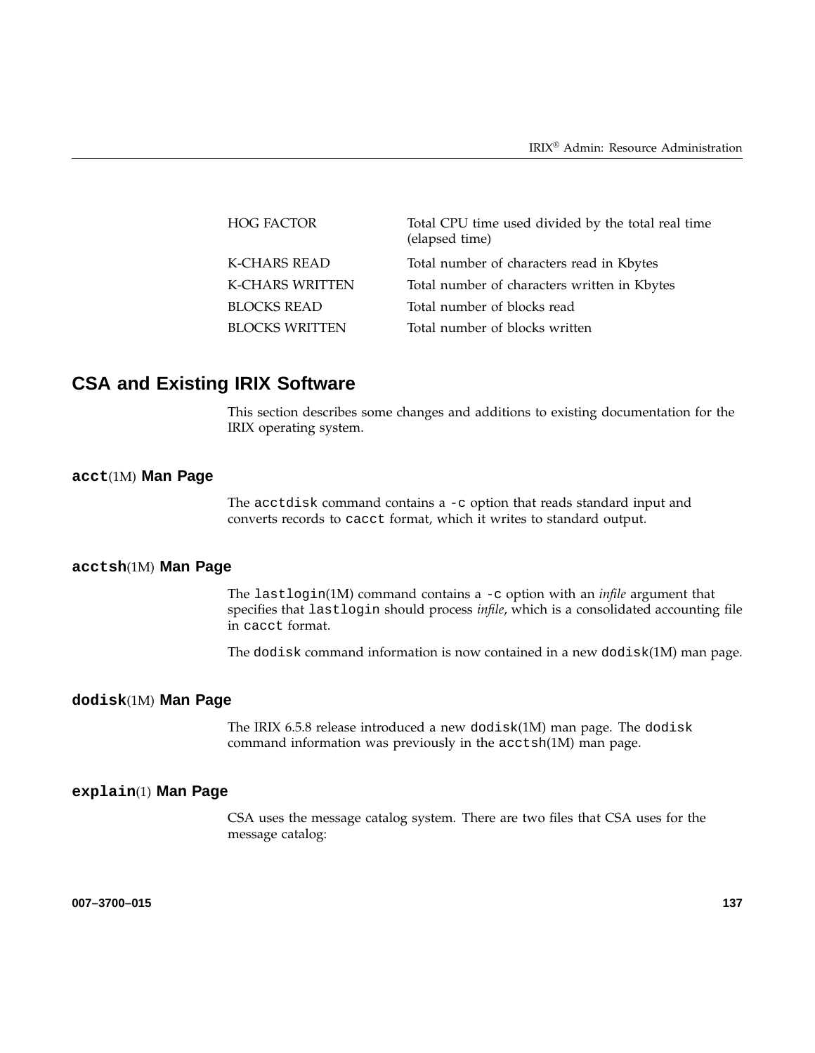| | |
|---|---|
| HOG FACTOR | Total CPU time used divided by the total real time (elapsed time) |
| K-CHARS READ | Total number of characters read in Kbytes |
| K-CHARS WRITTEN | Total number of characters written in Kbytes |
| BLOCKS READ | Total number of blocks read |
| BLOCKS WRITTEN | Total number of blocks written |

## CSA and Existing IRIX Software

This section describes some changes and additions to existing documentation for the IRIX operating system.

### `acct`(1M) Man Page

The `acctdisk` command contains a `-c` option that reads standard input and converts records to `cacct` format, which it writes to standard output.

### `acctsh`(1M) Man Page

The `lastlogin`(1M) command contains a `-c` option with an *infile* argument that specifies that `lastlogin` should process *infile*, which is a consolidated accounting file in `cacct` format.

The `dodisk` command information is now contained in a new `dodisk`(1M) man page.

### `dodisk`(1M) Man Page

The IRIX 6.5.8 release introduced a new `dodisk`(1M) man page. The `dodisk` command information was previously in the `acctsh`(1M) man page.

### `explain`(1) Man Page

CSA uses the message catalog system. There are two files that CSA uses for the message catalog: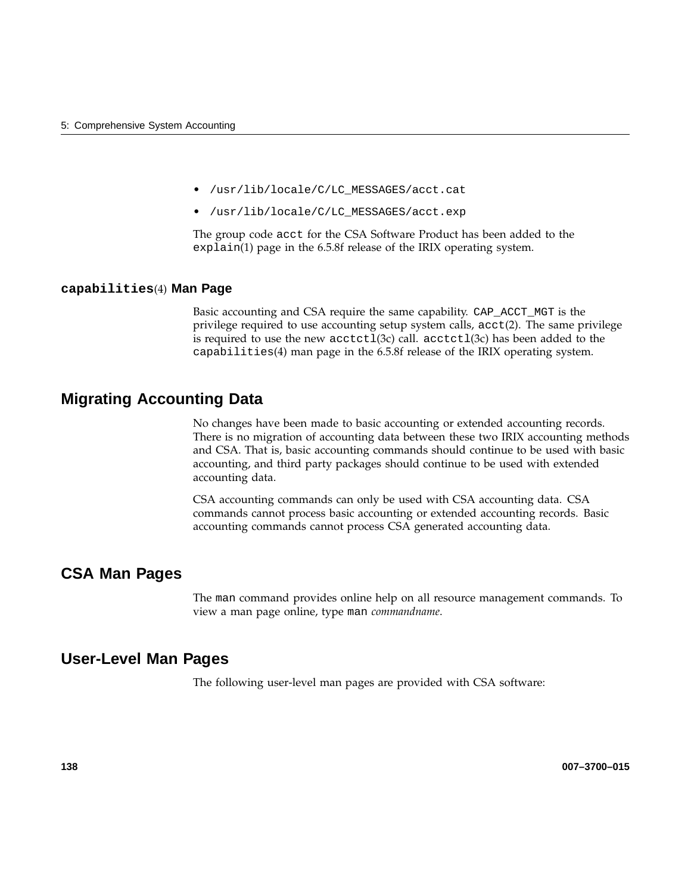- /usr/lib/locale/C/LC_MESSAGES/acct.cat
- /usr/lib/locale/C/LC_MESSAGES/acct.exp

The group code `acct` for the CSA Software Product has been added to the `explain`(1) page in the 6.5.8f release of the IRIX operating system.

### `capabilities`(4) Man Page

Basic accounting and CSA require the same capability. `CAP_ACCT_MGT` is the privilege required to use accounting setup system calls, `acct`(2). The same privilege is required to use the new `acctctl`(3c) call. `acctctl`(3c) has been added to the `capabilities`(4) man page in the 6.5.8f release of the IRIX operating system.

## Migrating Accounting Data

No changes have been made to basic accounting or extended accounting records. There is no migration of accounting data between these two IRIX accounting methods and CSA. That is, basic accounting commands should continue to be used with basic accounting, and third party packages should continue to be used with extended accounting data.

CSA accounting commands can only be used with CSA accounting data. CSA commands cannot process basic accounting or extended accounting records. Basic accounting commands cannot process CSA generated accounting data.

## CSA Man Pages

The `man` command provides online help on all resource management commands. To view a man page online, type `man` *commandname*.

## User-Level Man Pages

The following user-level man pages are provided with CSA software: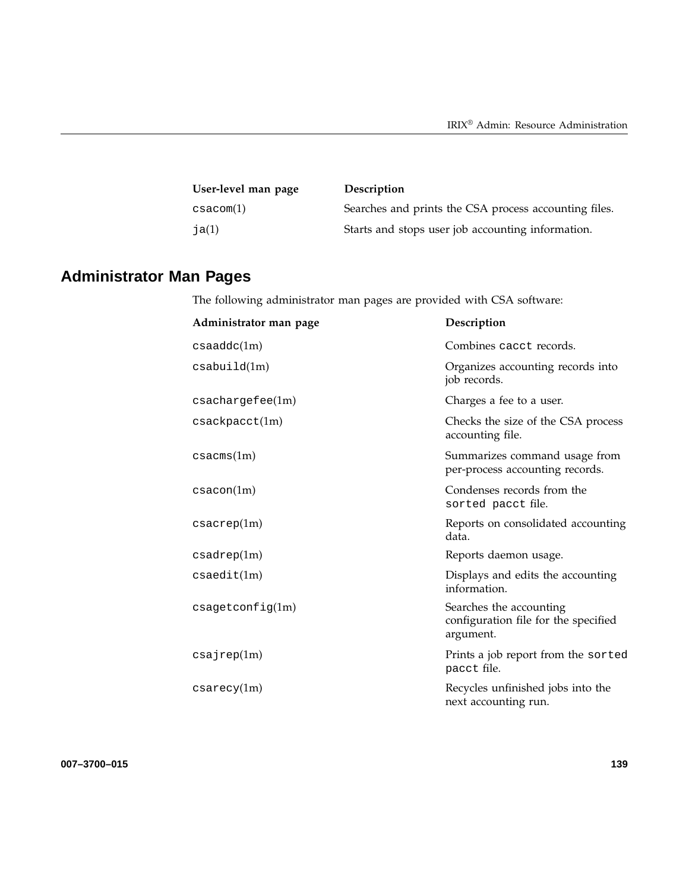| User-level man page | Description |
| --- | --- |
| csacom(1) | Searches and prints the CSA process accounting files. |
| ja(1) | Starts and stops user job accounting information. |

## Administrator Man Pages

The following administrator man pages are provided with CSA software:

| Administrator man page | Description |
| --- | --- |
| csaaddc(1m) | Combines cacct records. |
| csabuild(1m) | Organizes accounting records into job records. |
| csachargefee(1m) | Charges a fee to a user. |
| csackpacct(1m) | Checks the size of the CSA process accounting file. |
| csacms(1m) | Summarizes command usage from per-process accounting records. |
| csacon(1m) | Condenses records from the sorted pacct file. |
| csacrep(1m) | Reports on consolidated accounting data. |
| csadrep(1m) | Reports daemon usage. |
| csaedit(1m) | Displays and edits the accounting information. |
| csagetconfig(1m) | Searches the accounting configuration file for the specified argument. |
| csajrep(1m) | Prints a job report from the sorted pacct file. |
| csarecy(1m) | Recycles unfinished jobs into the next accounting run. |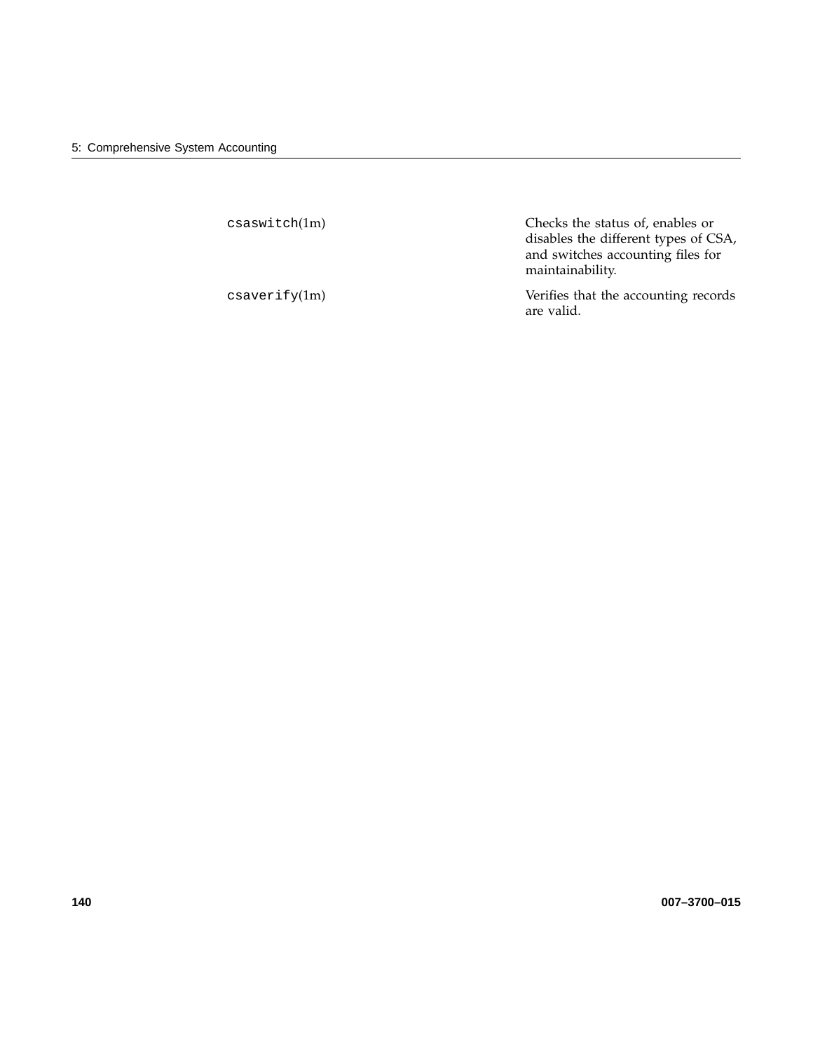`csaswitch`(1m) — Checks the status of, enables or disables the different types of CSA, and switches accounting files for maintainability.

`csaverify`(1m) — Verifies that the accounting records are valid.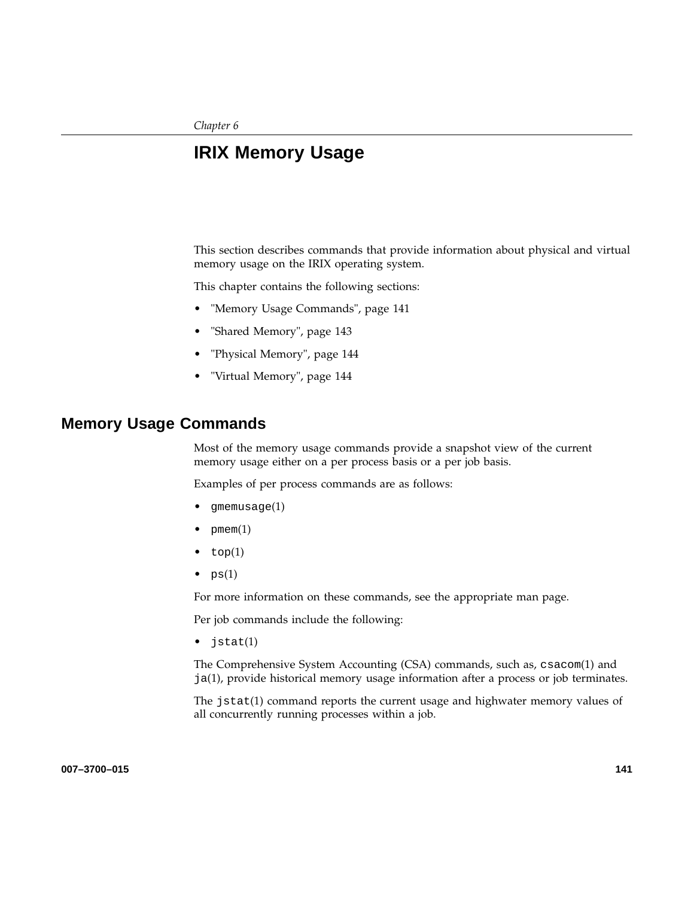*Chapter 6*

# IRIX Memory Usage

This section describes commands that provide information about physical and virtual memory usage on the IRIX operating system.

This chapter contains the following sections:

- "Memory Usage Commands", page 141
- "Shared Memory", page 143
- "Physical Memory", page 144
- "Virtual Memory", page 144

## Memory Usage Commands

Most of the memory usage commands provide a snapshot view of the current memory usage either on a per process basis or a per job basis.

Examples of per process commands are as follows:

- `gmemusage`(1)
- `pmem`(1)
- `top`(1)
- `ps`(1)

For more information on these commands, see the appropriate man page.

Per job commands include the following:

- `jstat`(1)

The Comprehensive System Accounting (CSA) commands, such as, `csacom`(1) and `ja`(1), provide historical memory usage information after a process or job terminates.

The `jstat`(1) command reports the current usage and highwater memory values of all concurrently running processes within a job.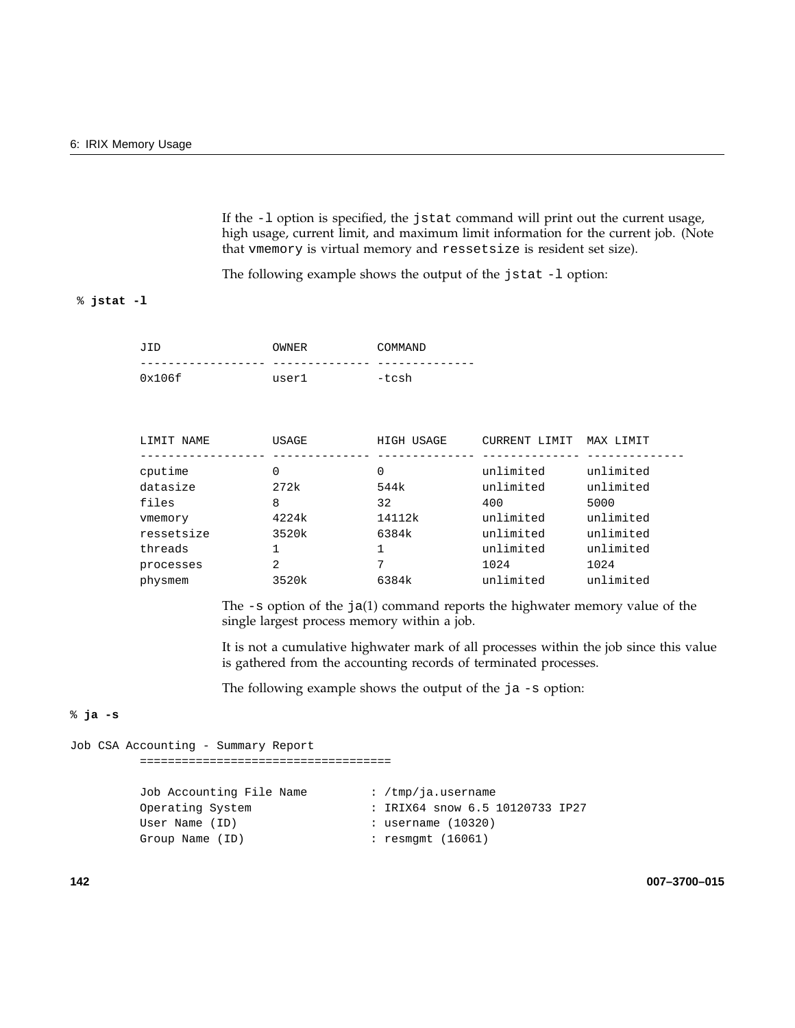If the `-l` option is specified, the `jstat` command will print out the current usage, high usage, current limit, and maximum limit information for the current job. (Note that `vmemory` is virtual memory and `ressetsize` is resident set size).

The following example shows the output of the `jstat -l` option:

```
% jstat -l

        JID                OWNER          COMMAND
        ------------------ -------------- --------------
        0x106f             user1          -tcsh



        LIMIT NAME         USAGE          HIGH USAGE     CURRENT LIMIT  MAX LIMIT
        ------------------ -------------- -------------- -------------- --------------
        cputime            0              0              unlimited      unlimited
        datasize           272k           544k           unlimited      unlimited
        files              8              32             400            5000
        vmemory            4224k          14112k         unlimited      unlimited
        ressetsize         3520k          6384k          unlimited      unlimited
        threads            1              1              unlimited      unlimited
        processes          2              7              1024           1024
        physmem            3520k          6384k          unlimited      unlimited
```

The `-s` option of the `ja`(1) command reports the highwater memory value of the single largest process memory within a job.

It is not a cumulative highwater mark of all processes within the job since this value is gathered from the accounting records of terminated processes.

The following example shows the output of the `ja -s` option:

```
% ja -s

Job CSA Accounting - Summary Report
        ====================================

        Job Accounting File Name        : /tmp/ja.username
        Operating System                : IRIX64 snow 6.5 10120733 IP27
        User Name (ID)                  : username (10320)
        Group Name (ID)                 : resmgmt (16061)
```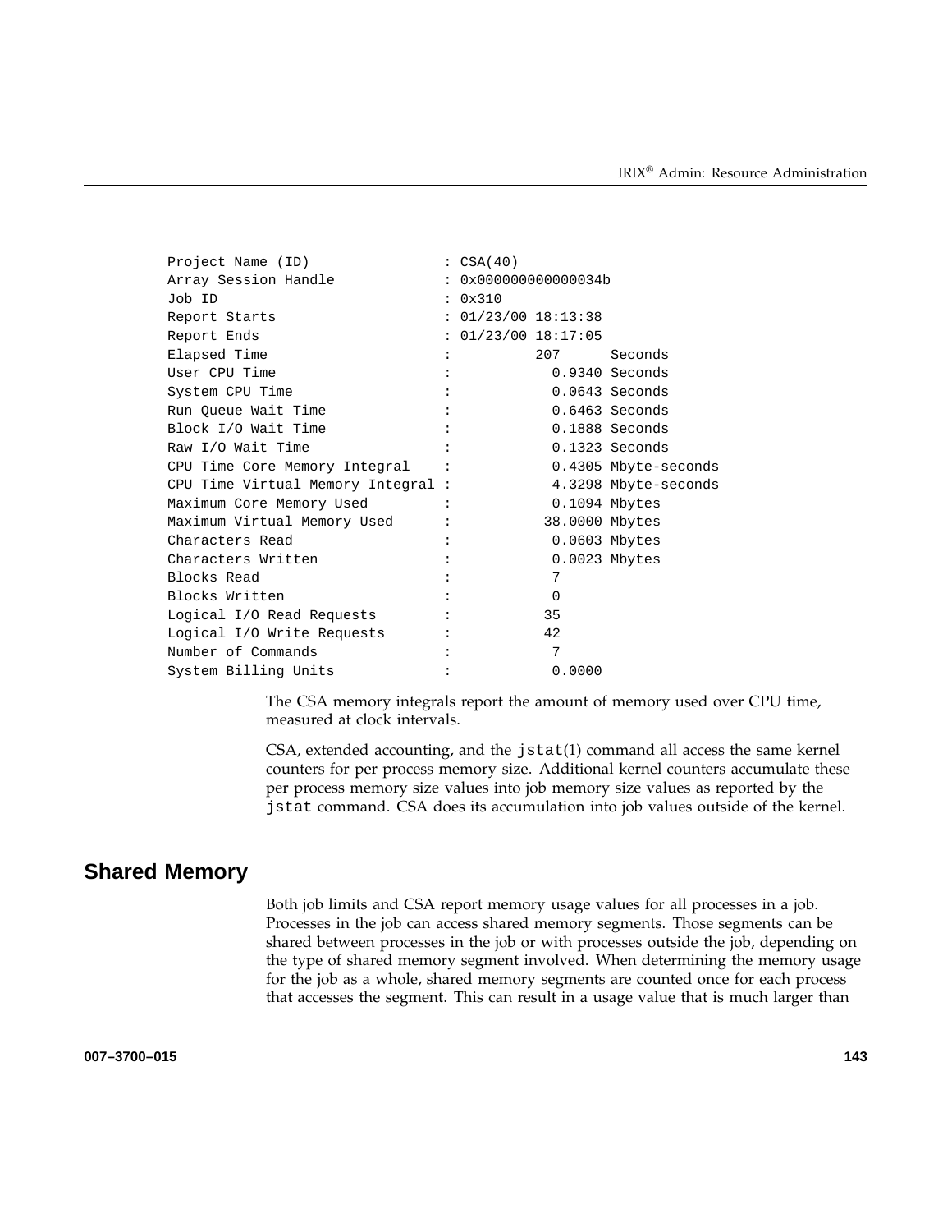```
Project Name (ID)                : CSA(40)
Array Session Handle             : 0x000000000000034b
Job ID                           : 0x310
Report Starts                    : 01/23/00 18:13:38
Report Ends                      : 01/23/00 18:17:05
Elapsed Time                     :          207      Seconds
User CPU Time                    :            0.9340 Seconds
System CPU Time                  :            0.0643 Seconds
Run Queue Wait Time              :            0.6463 Seconds
Block I/O Wait Time              :            0.1888 Seconds
Raw I/O Wait Time                :            0.1323 Seconds
CPU Time Core Memory Integral    :            0.4305 Mbyte-seconds
CPU Time Virtual Memory Integral :            4.3298 Mbyte-seconds
Maximum Core Memory Used         :            0.1094 Mbytes
Maximum Virtual Memory Used      :           38.0000 Mbytes
Characters Read                  :            0.0603 Mbytes
Characters Written               :            0.0023 Mbytes
Blocks Read                      :            7
Blocks Written                   :            0
Logical I/O Read Requests        :           35
Logical I/O Write Requests       :           42
Number of Commands               :            7
System Billing Units             :            0.0000
```

The CSA memory integrals report the amount of memory used over CPU time, measured at clock intervals.

CSA, extended accounting, and the `jstat`(1) command all access the same kernel counters for per process memory size. Additional kernel counters accumulate these per process memory size values into job memory size values as reported by the `jstat` command. CSA does its accumulation into job values outside of the kernel.

## Shared Memory

Both job limits and CSA report memory usage values for all processes in a job. Processes in the job can access shared memory segments. Those segments can be shared between processes in the job or with processes outside the job, depending on the type of shared memory segment involved. When determining the memory usage for the job as a whole, shared memory segments are counted once for each process that accesses the segment. This can result in a usage value that is much larger than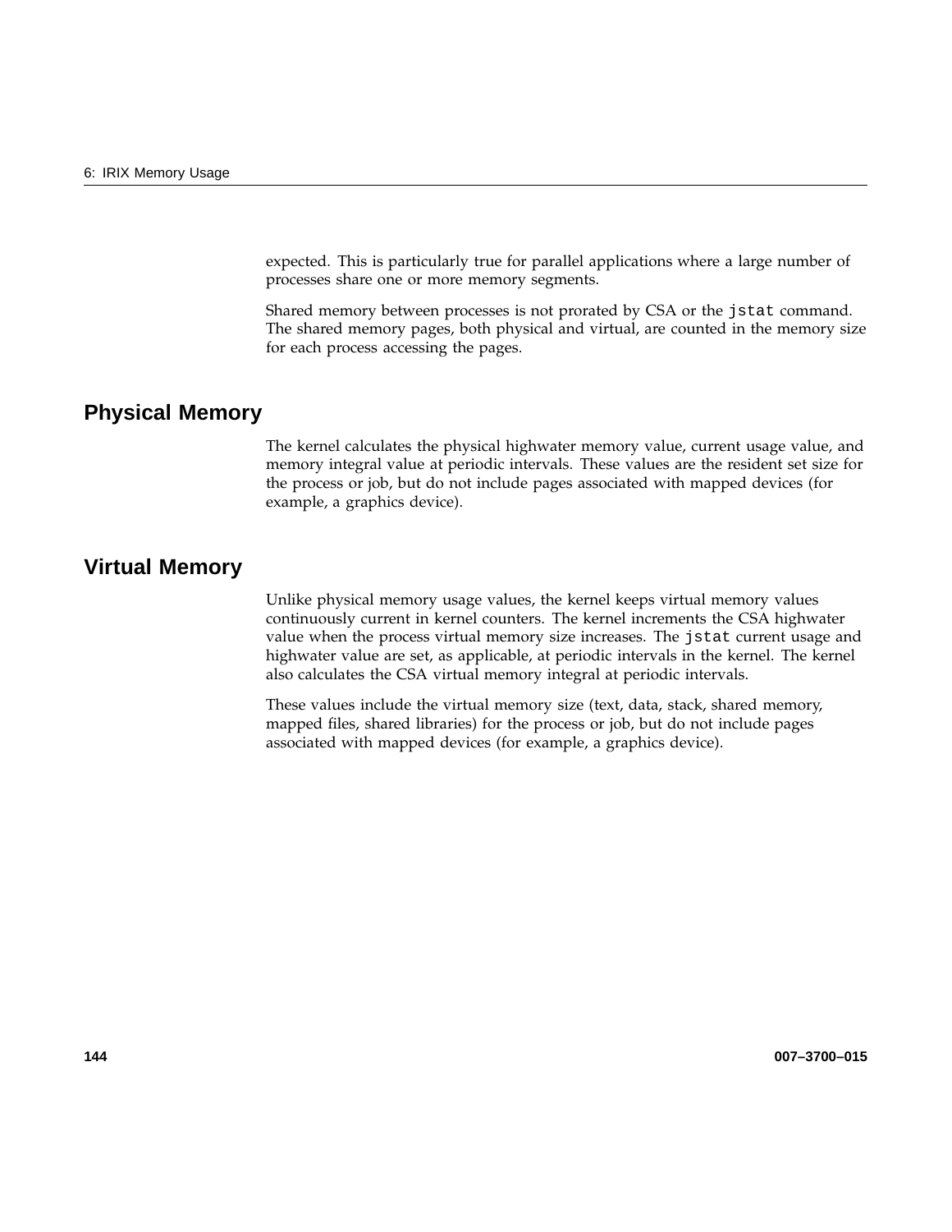expected. This is particularly true for parallel applications where a large number of processes share one or more memory segments.

Shared memory between processes is not prorated by CSA or the `jstat` command. The shared memory pages, both physical and virtual, are counted in the memory size for each process accessing the pages.

## Physical Memory

The kernel calculates the physical highwater memory value, current usage value, and memory integral value at periodic intervals. These values are the resident set size for the process or job, but do not include pages associated with mapped devices (for example, a graphics device).

## Virtual Memory

Unlike physical memory usage values, the kernel keeps virtual memory values continuously current in kernel counters. The kernel increments the CSA highwater value when the process virtual memory size increases. The `jstat` current usage and highwater value are set, as applicable, at periodic intervals in the kernel. The kernel also calculates the CSA virtual memory integral at periodic intervals.

These values include the virtual memory size (text, data, stack, shared memory, mapped files, shared libraries) for the process or job, but do not include pages associated with mapped devices (for example, a graphics device).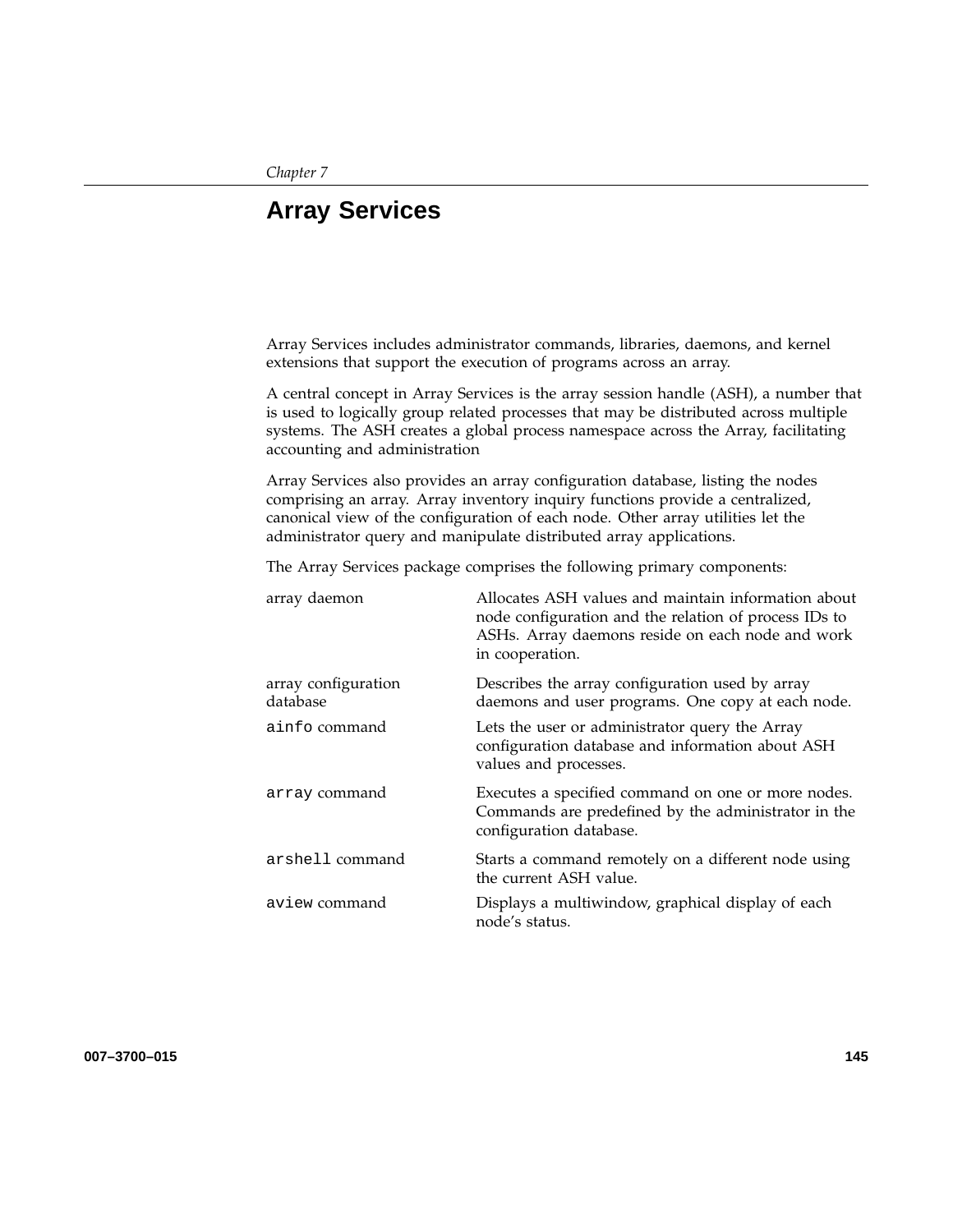*Chapter 7*

# Array Services

Array Services includes administrator commands, libraries, daemons, and kernel extensions that support the execution of programs across an array.

A central concept in Array Services is the array session handle (ASH), a number that is used to logically group related processes that may be distributed across multiple systems. The ASH creates a global process namespace across the Array, facilitating accounting and administration

Array Services also provides an array configuration database, listing the nodes comprising an array. Array inventory inquiry functions provide a centralized, canonical view of the configuration of each node. Other array utilities let the administrator query and manipulate distributed array applications.

The Array Services package comprises the following primary components:

| | |
|---|---|
| array daemon | Allocates ASH values and maintain information about node configuration and the relation of process IDs to ASHs. Array daemons reside on each node and work in cooperation. |
| array configuration database | Describes the array configuration used by array daemons and user programs. One copy at each node. |
| `ainfo` command | Lets the user or administrator query the Array configuration database and information about ASH values and processes. |
| `array` command | Executes a specified command on one or more nodes. Commands are predefined by the administrator in the configuration database. |
| `arshell` command | Starts a command remotely on a different node using the current ASH value. |
| `aview` command | Displays a multiwindow, graphical display of each node's status. |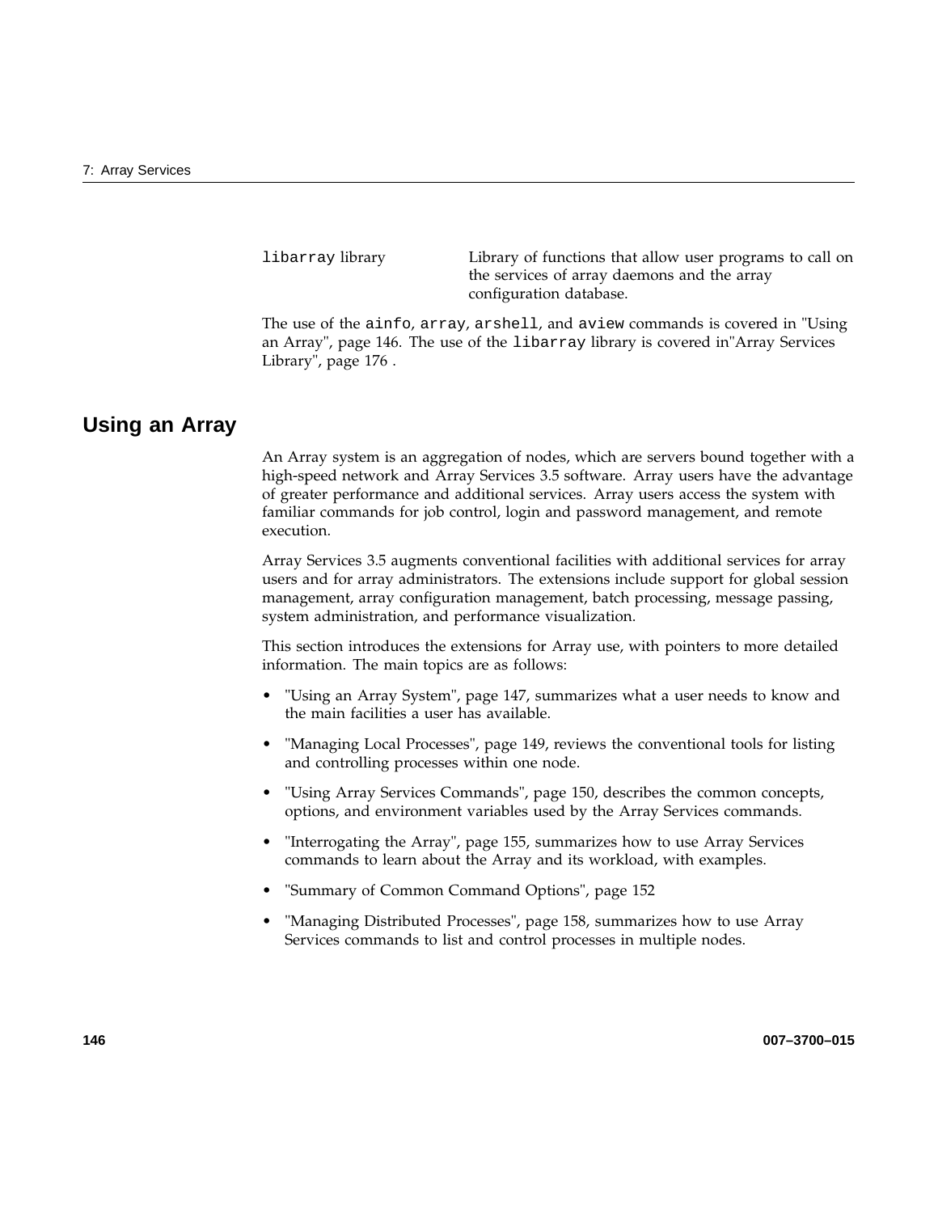| | |
|---|---|
| `libarray` library | Library of functions that allow user programs to call on the services of array daemons and the array configuration database. |

The use of the `ainfo`, `array`, `arshell`, and `aview` commands is covered in "Using an Array", page 146. The use of the `libarray` library is covered in"Array Services Library", page 176 .

## Using an Array

An Array system is an aggregation of nodes, which are servers bound together with a high-speed network and Array Services 3.5 software. Array users have the advantage of greater performance and additional services. Array users access the system with familiar commands for job control, login and password management, and remote execution.

Array Services 3.5 augments conventional facilities with additional services for array users and for array administrators. The extensions include support for global session management, array configuration management, batch processing, message passing, system administration, and performance visualization.

This section introduces the extensions for Array use, with pointers to more detailed information. The main topics are as follows:

- "Using an Array System", page 147, summarizes what a user needs to know and the main facilities a user has available.
- "Managing Local Processes", page 149, reviews the conventional tools for listing and controlling processes within one node.
- "Using Array Services Commands", page 150, describes the common concepts, options, and environment variables used by the Array Services commands.
- "Interrogating the Array", page 155, summarizes how to use Array Services commands to learn about the Array and its workload, with examples.
- "Summary of Common Command Options", page 152
- "Managing Distributed Processes", page 158, summarizes how to use Array Services commands to list and control processes in multiple nodes.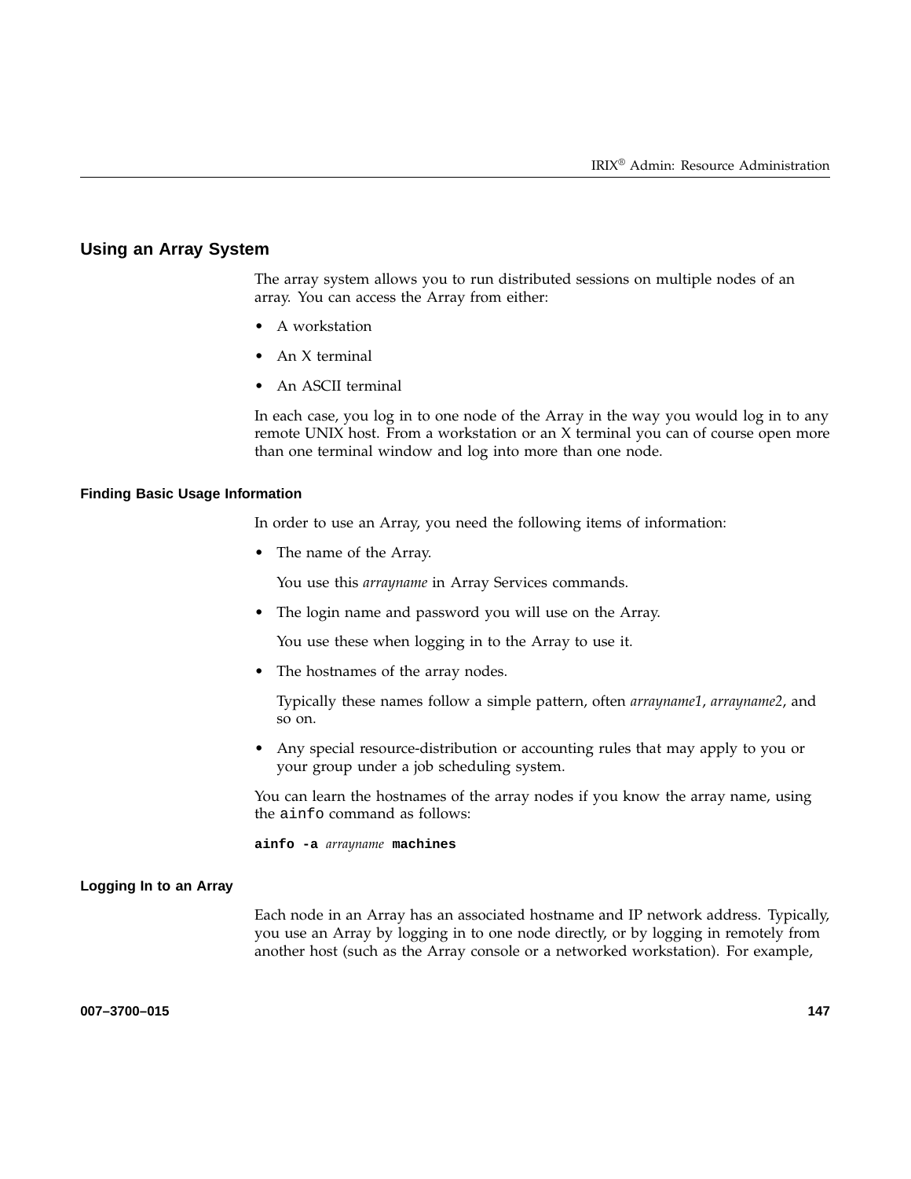## Using an Array System

The array system allows you to run distributed sessions on multiple nodes of an array. You can access the Array from either:

- A workstation
- An X terminal
- An ASCII terminal

In each case, you log in to one node of the Array in the way you would log in to any remote UNIX host. From a workstation or an X terminal you can of course open more than one terminal window and log into more than one node.

### Finding Basic Usage Information

In order to use an Array, you need the following items of information:

- The name of the Array.

  You use this *arrayname* in Array Services commands.

- The login name and password you will use on the Array.

  You use these when logging in to the Array to use it.

- The hostnames of the array nodes.

  Typically these names follow a simple pattern, often *arrayname1*, *arrayname2*, and so on.

- Any special resource-distribution or accounting rules that may apply to you or your group under a job scheduling system.

You can learn the hostnames of the array nodes if you know the array name, using the `ainfo` command as follows:

```
ainfo -a arrayname machines
```

### Logging In to an Array

Each node in an Array has an associated hostname and IP network address. Typically, you use an Array by logging in to one node directly, or by logging in remotely from another host (such as the Array console or a networked workstation). For example,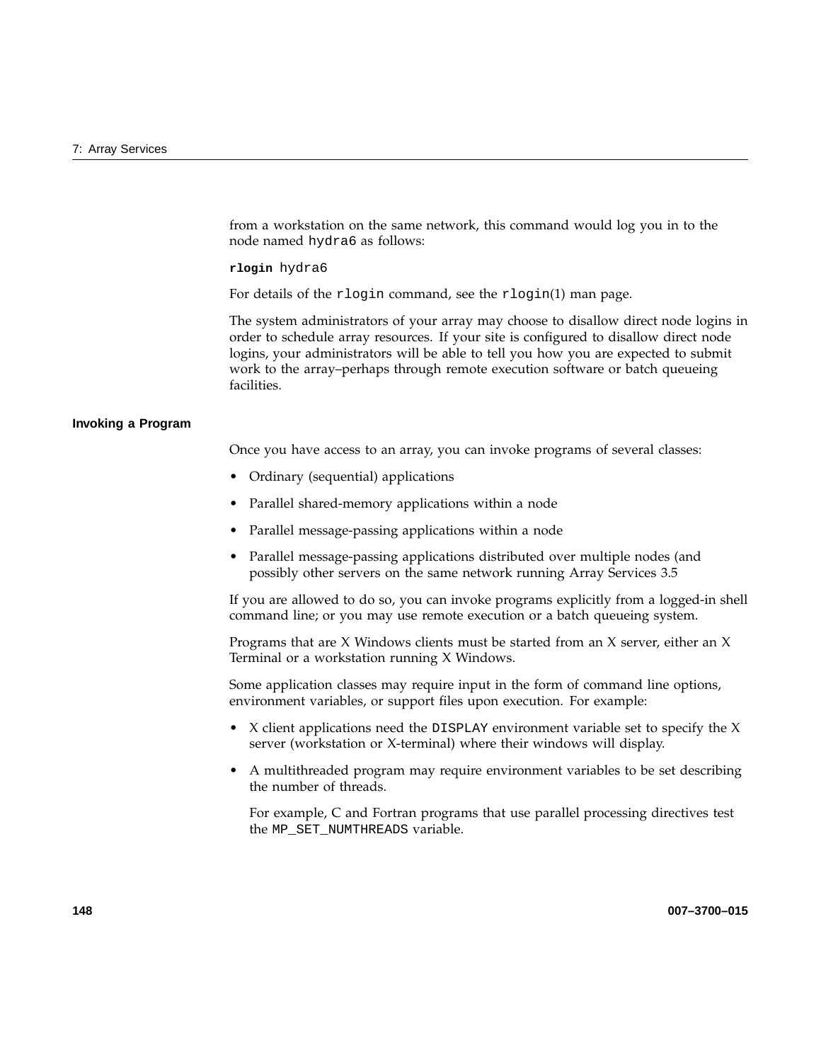from a workstation on the same network, this command would log you in to the node named hydra6 as follows:

```
rlogin hydra6
```

For details of the rlogin command, see the rlogin(1) man page.

The system administrators of your array may choose to disallow direct node logins in order to schedule array resources. If your site is configured to disallow direct node logins, your administrators will be able to tell you how you are expected to submit work to the array–perhaps through remote execution software or batch queueing facilities.

### Invoking a Program

Once you have access to an array, you can invoke programs of several classes:

- Ordinary (sequential) applications
- Parallel shared-memory applications within a node
- Parallel message-passing applications within a node
- Parallel message-passing applications distributed over multiple nodes (and possibly other servers on the same network running Array Services 3.5

If you are allowed to do so, you can invoke programs explicitly from a logged-in shell command line; or you may use remote execution or a batch queueing system.

Programs that are X Windows clients must be started from an X server, either an X Terminal or a workstation running X Windows.

Some application classes may require input in the form of command line options, environment variables, or support files upon execution. For example:

- X client applications need the DISPLAY environment variable set to specify the X server (workstation or X-terminal) where their windows will display.
- A multithreaded program may require environment variables to be set describing the number of threads.

  For example, C and Fortran programs that use parallel processing directives test the MP_SET_NUMTHREADS variable.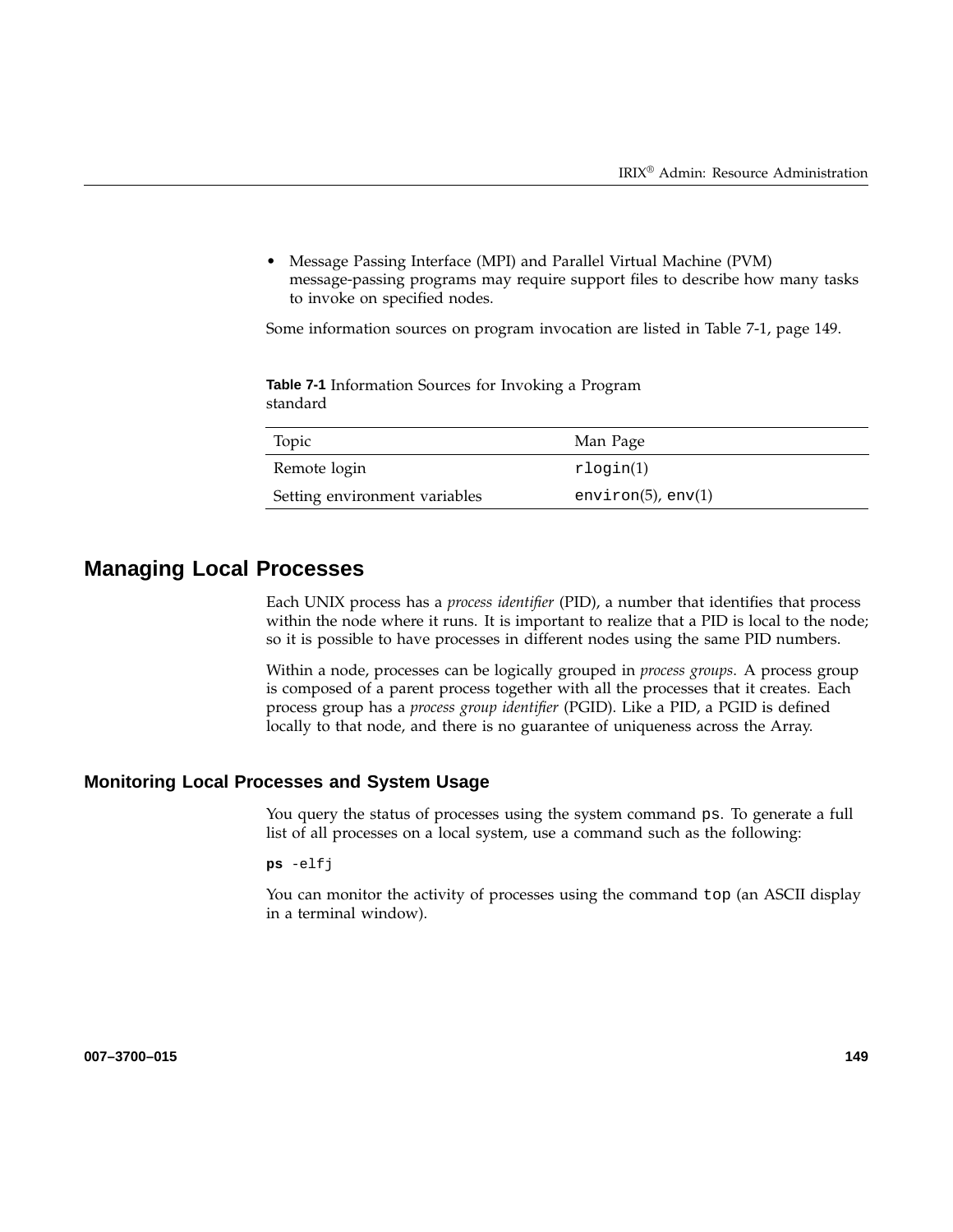- Message Passing Interface (MPI) and Parallel Virtual Machine (PVM) message-passing programs may require support files to describe how many tasks to invoke on specified nodes.

Some information sources on program invocation are listed in Table 7-1, page 149.

**Table 7-1** Information Sources for Invoking a Program standard

| Topic | Man Page |
|---|---|
| Remote login | `rlogin`(1) |
| Setting environment variables | `environ`(5), `env`(1) |

## Managing Local Processes

Each UNIX process has a *process identifier* (PID), a number that identifies that process within the node where it runs. It is important to realize that a PID is local to the node; so it is possible to have processes in different nodes using the same PID numbers.

Within a node, processes can be logically grouped in *process groups*. A process group is composed of a parent process together with all the processes that it creates. Each process group has a *process group identifier* (PGID). Like a PID, a PGID is defined locally to that node, and there is no guarantee of uniqueness across the Array.

### Monitoring Local Processes and System Usage

You query the status of processes using the system command `ps`. To generate a full list of all processes on a local system, use a command such as the following:

```
ps -elfj
```

You can monitor the activity of processes using the command `top` (an ASCII display in a terminal window).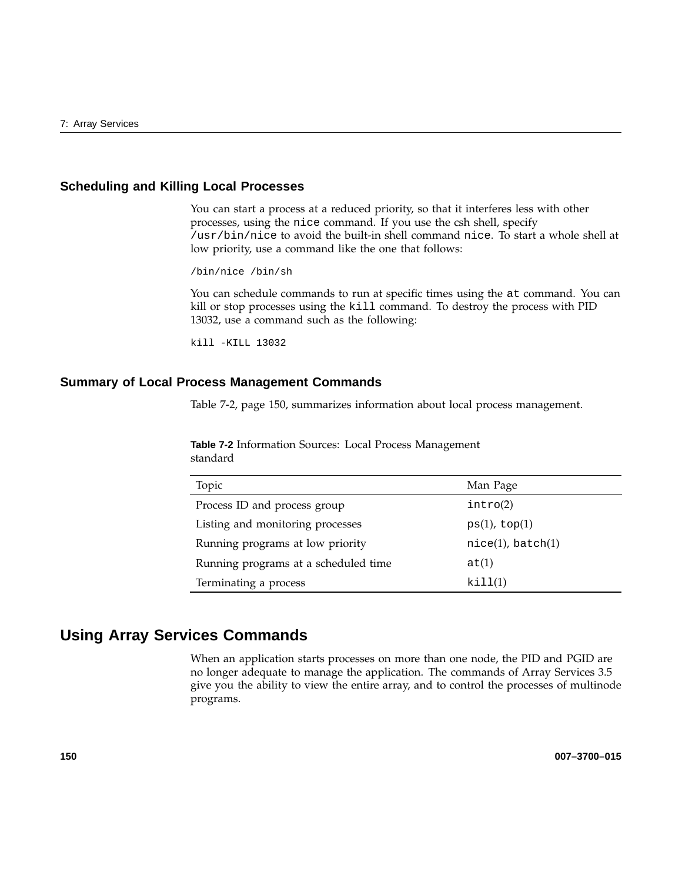### Scheduling and Killing Local Processes

You can start a process at a reduced priority, so that it interferes less with other processes, using the `nice` command. If you use the csh shell, specify `/usr/bin/nice` to avoid the built-in shell command `nice`. To start a whole shell at low priority, use a command like the one that follows:

```
/bin/nice /bin/sh
```

You can schedule commands to run at specific times using the `at` command. You can kill or stop processes using the `kill` command. To destroy the process with PID 13032, use a command such as the following:

```
kill -KILL 13032
```

### Summary of Local Process Management Commands

Table 7-2, page 150, summarizes information about local process management.

**Table 7-2** Information Sources: Local Process Management standard

| Topic | Man Page |
| --- | --- |
| Process ID and process group | `intro`(2) |
| Listing and monitoring processes | `ps`(1), `top`(1) |
| Running programs at low priority | `nice`(1), `batch`(1) |
| Running programs at a scheduled time | `at`(1) |
| Terminating a process | `kill`(1) |

## Using Array Services Commands

When an application starts processes on more than one node, the PID and PGID are no longer adequate to manage the application. The commands of Array Services 3.5 give you the ability to view the entire array, and to control the processes of multinode programs.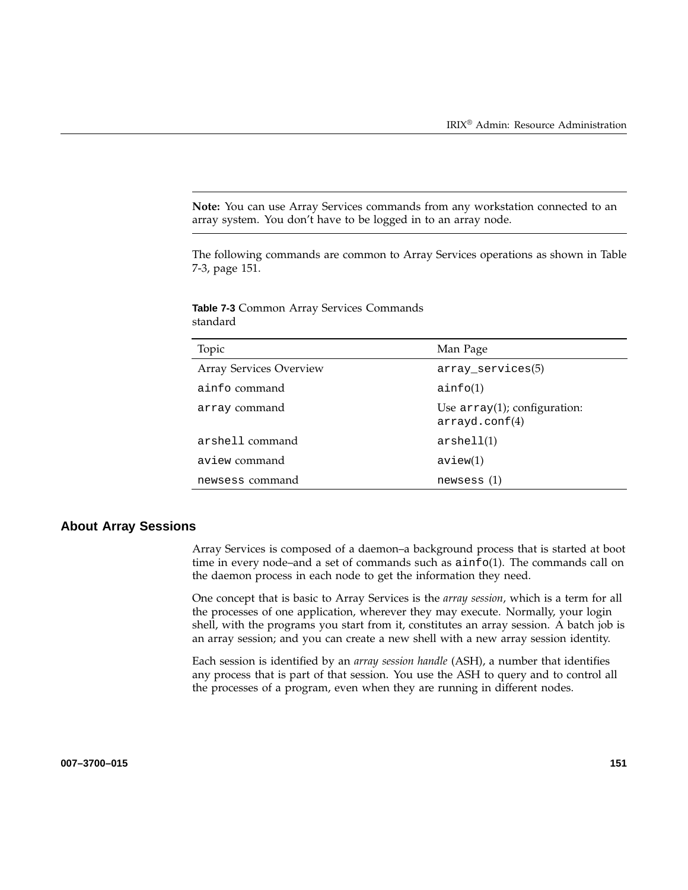**Note:** You can use Array Services commands from any workstation connected to an array system. You don't have to be logged in to an array node.

The following commands are common to Array Services operations as shown in Table 7-3, page 151.

**Table 7-3** Common Array Services Commands standard

| Topic | Man Page |
| --- | --- |
| Array Services Overview | `array_services`(5) |
| `ainfo` command | `ainfo`(1) |
| `array` command | Use `array`(1); configuration: `arrayd.conf`(4) |
| `arshell` command | `arshell`(1) |
| `aview` command | `aview`(1) |
| `newsess` command | `newsess` (1) |

## About Array Sessions

Array Services is composed of a daemon–a background process that is started at boot time in every node–and a set of commands such as `ainfo`(1). The commands call on the daemon process in each node to get the information they need.

One concept that is basic to Array Services is the *array session*, which is a term for all the processes of one application, wherever they may execute. Normally, your login shell, with the programs you start from it, constitutes an array session. A batch job is an array session; and you can create a new shell with a new array session identity.

Each session is identified by an *array session handle* (ASH), a number that identifies any process that is part of that session. You use the ASH to query and to control all the processes of a program, even when they are running in different nodes.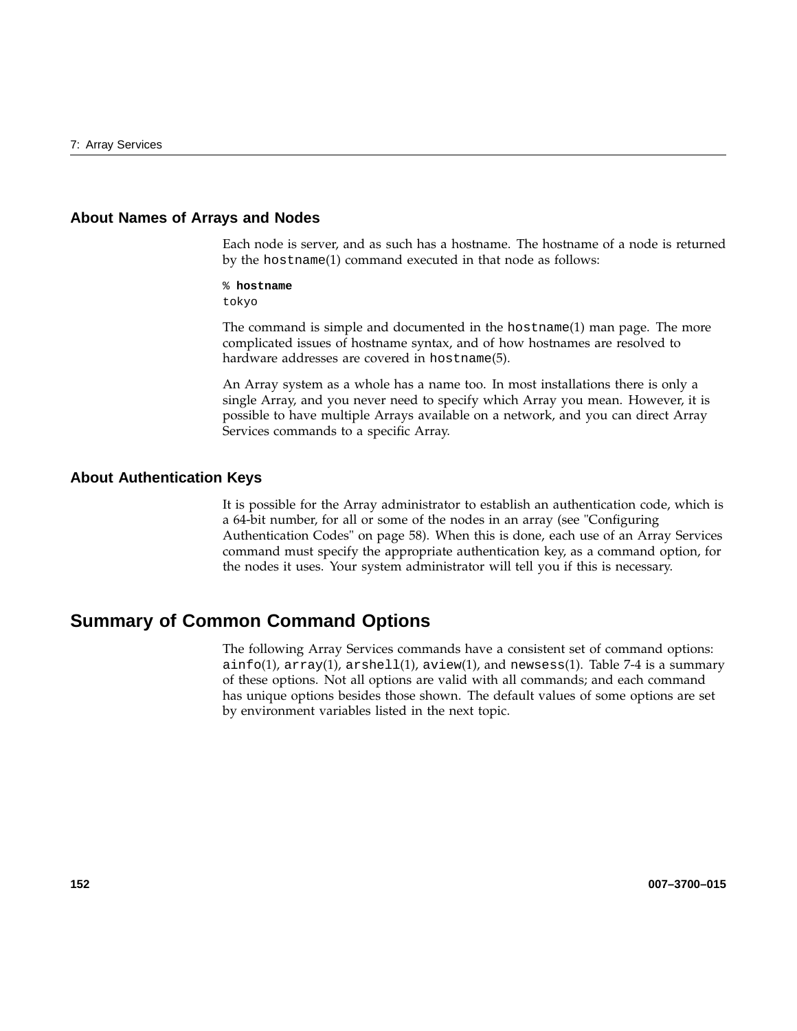### About Names of Arrays and Nodes

Each node is server, and as such has a hostname. The hostname of a node is returned by the hostname(1) command executed in that node as follows:

```
% hostname
tokyo
```

The command is simple and documented in the hostname(1) man page. The more complicated issues of hostname syntax, and of how hostnames are resolved to hardware addresses are covered in hostname(5).

An Array system as a whole has a name too. In most installations there is only a single Array, and you never need to specify which Array you mean. However, it is possible to have multiple Arrays available on a network, and you can direct Array Services commands to a specific Array.

### About Authentication Keys

It is possible for the Array administrator to establish an authentication code, which is a 64-bit number, for all or some of the nodes in an array (see "Configuring Authentication Codes" on page 58). When this is done, each use of an Array Services command must specify the appropriate authentication key, as a command option, for the nodes it uses. Your system administrator will tell you if this is necessary.

## Summary of Common Command Options

The following Array Services commands have a consistent set of command options: ainfo(1), array(1), arshell(1), aview(1), and newsess(1). Table 7-4 is a summary of these options. Not all options are valid with all commands; and each command has unique options besides those shown. The default values of some options are set by environment variables listed in the next topic.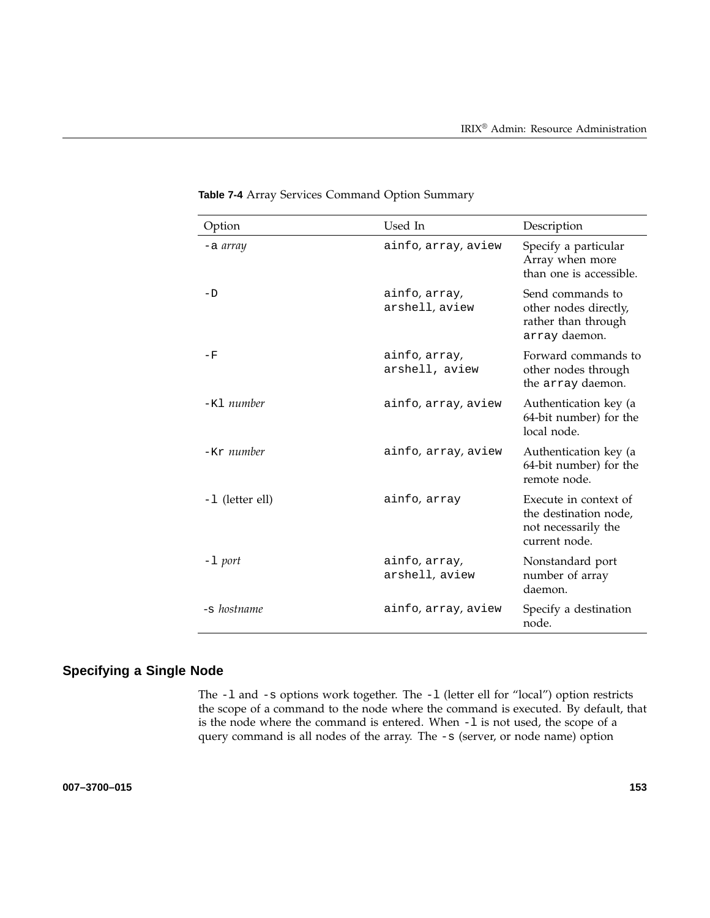**Table 7-4** Array Services Command Option Summary

| Option | Used In | Description |
|---|---|---|
| `-a` *array* | `ainfo`, `array`, `aview` | Specify a particular Array when more than one is accessible. |
| `-D` | `ainfo`, `array`, `arshell`, `aview` | Send commands to other nodes directly, rather than through `array` daemon. |
| `-F` | `ainfo`, `array`, `arshell, aview` | Forward commands to other nodes through the `array` daemon. |
| `-Kl` *number* | `ainfo`, `array`, `aview` | Authentication key (a 64-bit number) for the local node. |
| `-Kr` *number* | `ainfo`, `array`, `aview` | Authentication key (a 64-bit number) for the remote node. |
| `-l` (letter ell) | `ainfo`, `array` | Execute in context of the destination node, not necessarily the current node. |
| `-l` *port* | `ainfo`, `array`, `arshell`, `aview` | Nonstandard port number of array daemon. |
| `-s` *hostname* | `ainfo`, `array`, `aview` | Specify a destination node. |

## Specifying a Single Node

The `-l` and `-s` options work together. The `-l` (letter ell for "local") option restricts the scope of a command to the node where the command is executed. By default, that is the node where the command is entered. When `-l` is not used, the scope of a query command is all nodes of the array. The `-s` (server, or node name) option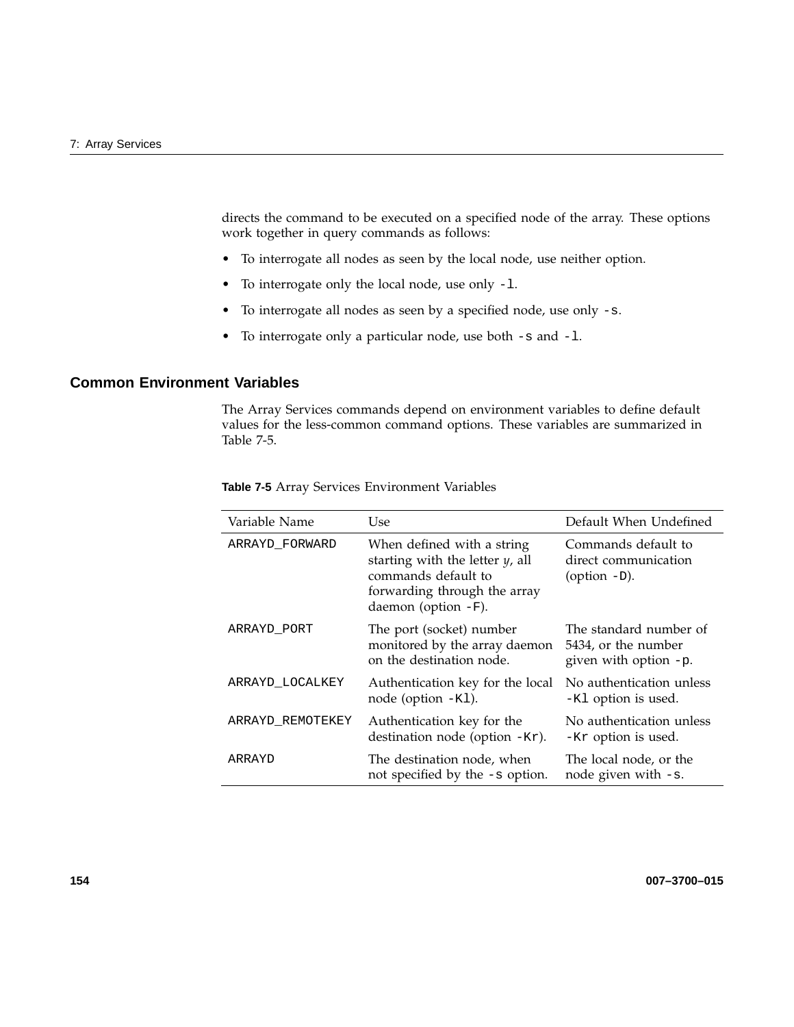directs the command to be executed on a specified node of the array. These options work together in query commands as follows:

- To interrogate all nodes as seen by the local node, use neither option.
- To interrogate only the local node, use only `-l`.
- To interrogate all nodes as seen by a specified node, use only `-s`.
- To interrogate only a particular node, use both `-s` and `-l`.

## Common Environment Variables

The Array Services commands depend on environment variables to define default values for the less-common command options. These variables are summarized in Table 7-5.

**Table 7-5** Array Services Environment Variables

| Variable Name | Use | Default When Undefined |
|---|---|---|
| `ARRAYD_FORWARD` | When defined with a string starting with the letter *y*, all commands default to forwarding through the array daemon (option `-F`). | Commands default to direct communication (option `-D`). |
| `ARRAYD_PORT` | The port (socket) number monitored by the array daemon on the destination node. | The standard number of 5434, or the number given with option `-p`. |
| `ARRAYD_LOCALKEY` | Authentication key for the local node (option `-Kl`). | No authentication unless `-Kl` option is used. |
| `ARRAYD_REMOTEKEY` | Authentication key for the destination node (option `-Kr`). | No authentication unless `-Kr` option is used. |
| `ARRAYD` | The destination node, when not specified by the `-s` option. | The local node, or the node given with `-s`. |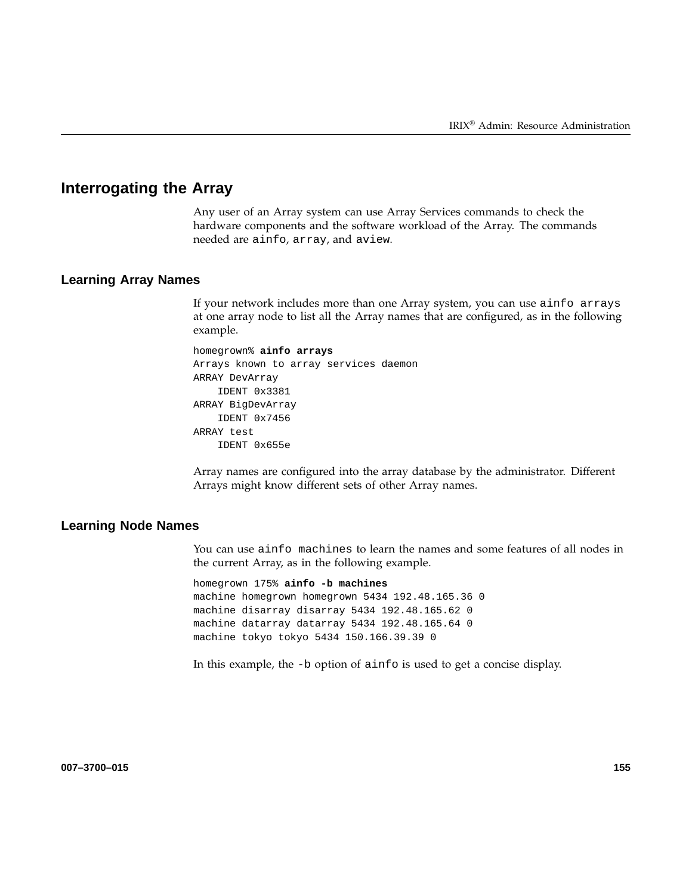## Interrogating the Array

Any user of an Array system can use Array Services commands to check the hardware components and the software workload of the Array. The commands needed are `ainfo`, `array`, and `aview`.

### Learning Array Names

If your network includes more than one Array system, you can use `ainfo arrays` at one array node to list all the Array names that are configured, as in the following example.

```
homegrown% ainfo arrays
Arrays known to array services daemon
ARRAY DevArray
    IDENT 0x3381
ARRAY BigDevArray
    IDENT 0x7456
ARRAY test
    IDENT 0x655e
```

Array names are configured into the array database by the administrator. Different Arrays might know different sets of other Array names.

### Learning Node Names

You can use `ainfo machines` to learn the names and some features of all nodes in the current Array, as in the following example.

```
homegrown 175% ainfo -b machines
machine homegrown homegrown 5434 192.48.165.36 0
machine disarray disarray 5434 192.48.165.62 0
machine datarray datarray 5434 192.48.165.64 0
machine tokyo tokyo 5434 150.166.39.39 0
```

In this example, the `-b` option of `ainfo` is used to get a concise display.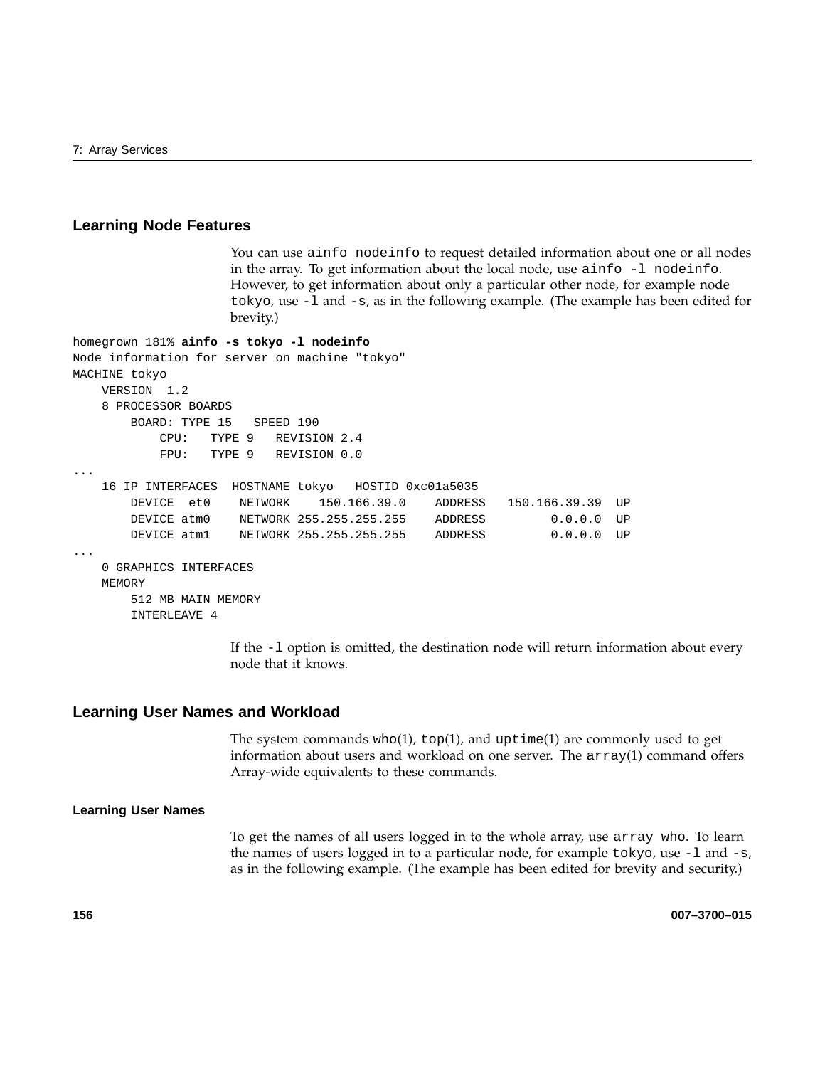## Learning Node Features

You can use `ainfo nodeinfo` to request detailed information about one or all nodes in the array. To get information about the local node, use `ainfo -l nodeinfo`. However, to get information about only a particular other node, for example node `tokyo`, use `-l` and `-s`, as in the following example. (The example has been edited for brevity.)

```
homegrown 181% ainfo -s tokyo -l nodeinfo
Node information for server on machine "tokyo"
MACHINE tokyo
    VERSION  1.2
    8 PROCESSOR BOARDS
        BOARD: TYPE 15   SPEED 190
            CPU:   TYPE 9   REVISION 2.4
            FPU:   TYPE 9   REVISION 0.0
...
    16 IP INTERFACES  HOSTNAME tokyo   HOSTID 0xc01a5035
        DEVICE  et0    NETWORK    150.166.39.0    ADDRESS   150.166.39.39  UP
        DEVICE atm0    NETWORK 255.255.255.255    ADDRESS         0.0.0.0  UP
        DEVICE atm1    NETWORK 255.255.255.255    ADDRESS         0.0.0.0  UP
...
    0 GRAPHICS INTERFACES
    MEMORY
        512 MB MAIN MEMORY
        INTERLEAVE 4
```

If the `-l` option is omitted, the destination node will return information about every node that it knows.

## Learning User Names and Workload

The system commands `who`(1), `top`(1), and `uptime`(1) are commonly used to get information about users and workload on one server. The `array`(1) command offers Array-wide equivalents to these commands.

### Learning User Names

To get the names of all users logged in to the whole array, use `array who`. To learn the names of users logged in to a particular node, for example `tokyo`, use `-l` and `-s`, as in the following example. (The example has been edited for brevity and security.)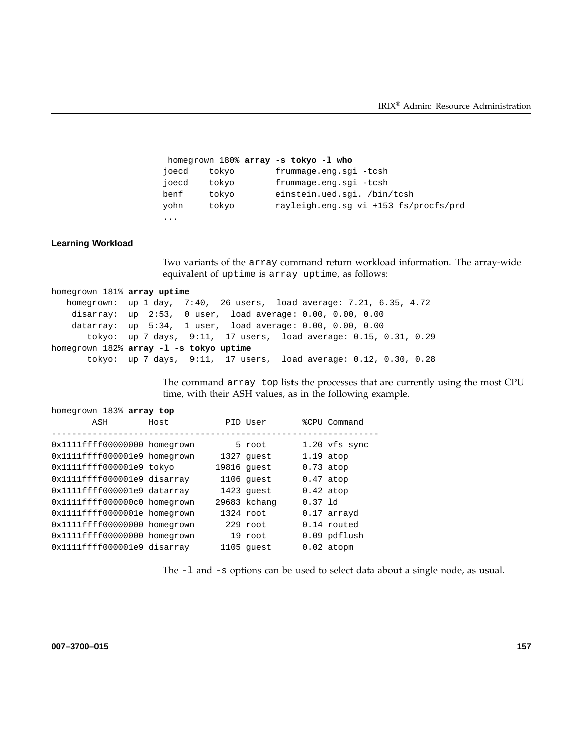```
homegrown 180% array -s tokyo -l who
joecd    tokyo        frummage.eng.sgi -tcsh
joecd    tokyo        frummage.eng.sgi -tcsh
benf     tokyo        einstein.ued.sgi. /bin/tcsh
yohn     tokyo        rayleigh.eng.sg vi +153 fs/procfs/prd
...
```

### Learning Workload

Two variants of the `array` command return workload information. The array-wide equivalent of `uptime` is `array uptime`, as follows:

```
homegrown 181% array uptime
   homegrown:  up 1 day,  7:40,  26 users,  load average: 7.21, 6.35, 4.72
    disarray:  up  2:53,  0 user,  load average: 0.00, 0.00, 0.00
    datarray:  up  5:34,  1 user,  load average: 0.00, 0.00, 0.00
       tokyo:  up 7 days,  9:11,  17 users,  load average: 0.15, 0.31, 0.29
homegrown 182% array -l -s tokyo uptime
       tokyo:  up 7 days,  9:11,  17 users,  load average: 0.12, 0.30, 0.28
```

The command `array top` lists the processes that are currently using the most CPU time, with their ASH values, as in the following example.

```
homegrown 183% array top
        ASH        Host           PID User       %CPU Command
----------------------------------------------------------------
0x1111ffff00000000 homegrown        5 root       1.20 vfs_sync
0x1111ffff000001e9 homegrown     1327 guest      1.19 atop
0x1111ffff000001e9 tokyo        19816 guest      0.73 atop
0x1111ffff000001e9 disarray      1106 guest      0.47 atop
0x1111ffff000001e9 datarray      1423 guest      0.42 atop
0x1111ffff000000c0 homegrown    29683 kchang     0.37 ld
0x1111ffff0000001e homegrown     1324 root       0.17 arrayd
0x1111ffff00000000 homegrown      229 root       0.14 routed
0x1111ffff00000000 homegrown       19 root       0.09 pdflush
0x1111ffff000001e9 disarray      1105 guest      0.02 atopm
```

The `-l` and `-s` options can be used to select data about a single node, as usual.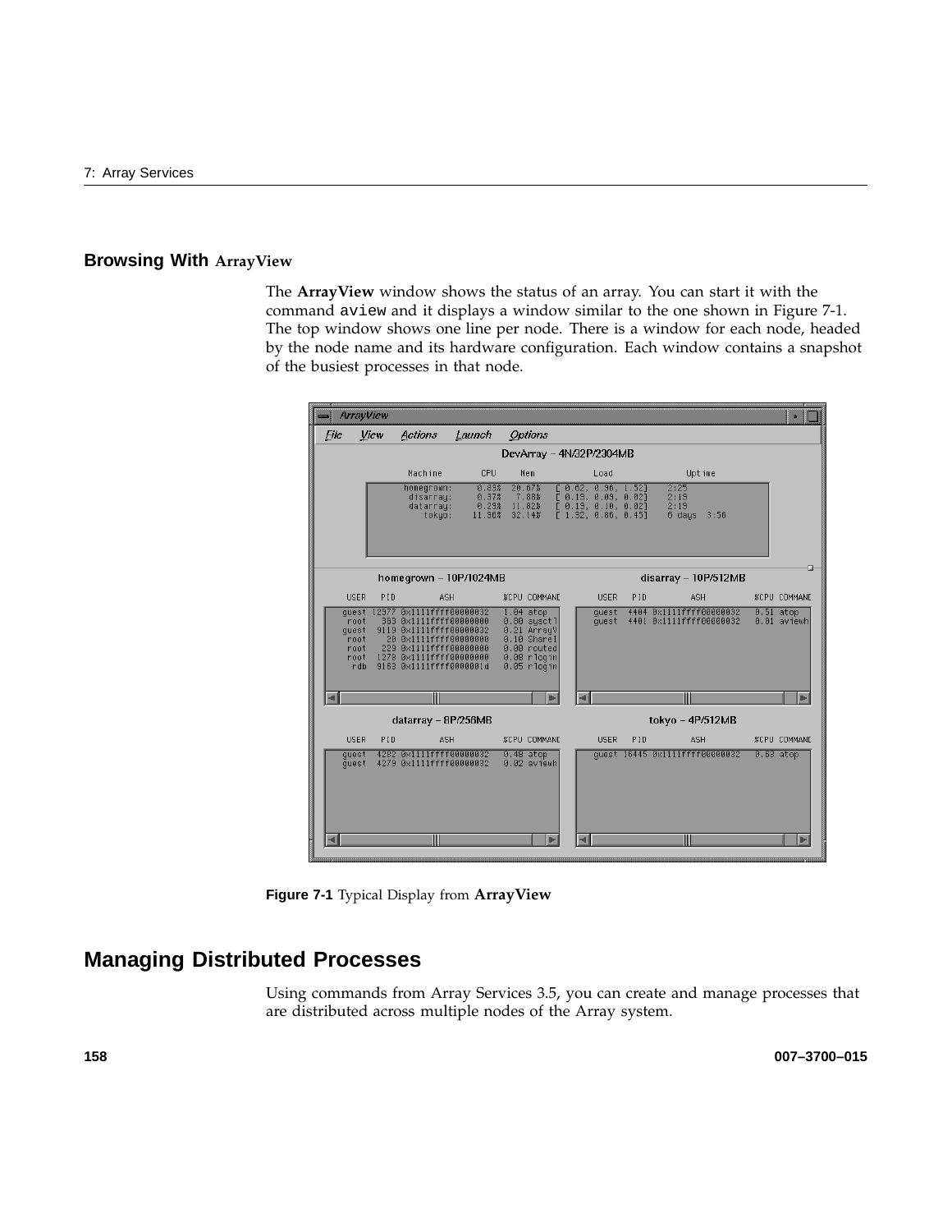## Browsing With **ArrayView**

The **ArrayView** window shows the status of an array. You can start it with the command `aview` and it displays a window similar to the one shown in Figure 7-1. The top window shows one line per node. There is a window for each node, headed by the node name and its hardware configuration. Each window contains a snapshot of the busiest processes in that node.

**Figure 7-1** Typical Display from **ArrayView**

# Managing Distributed Processes

Using commands from Array Services 3.5, you can create and manage processes that are distributed across multiple nodes of the Array system.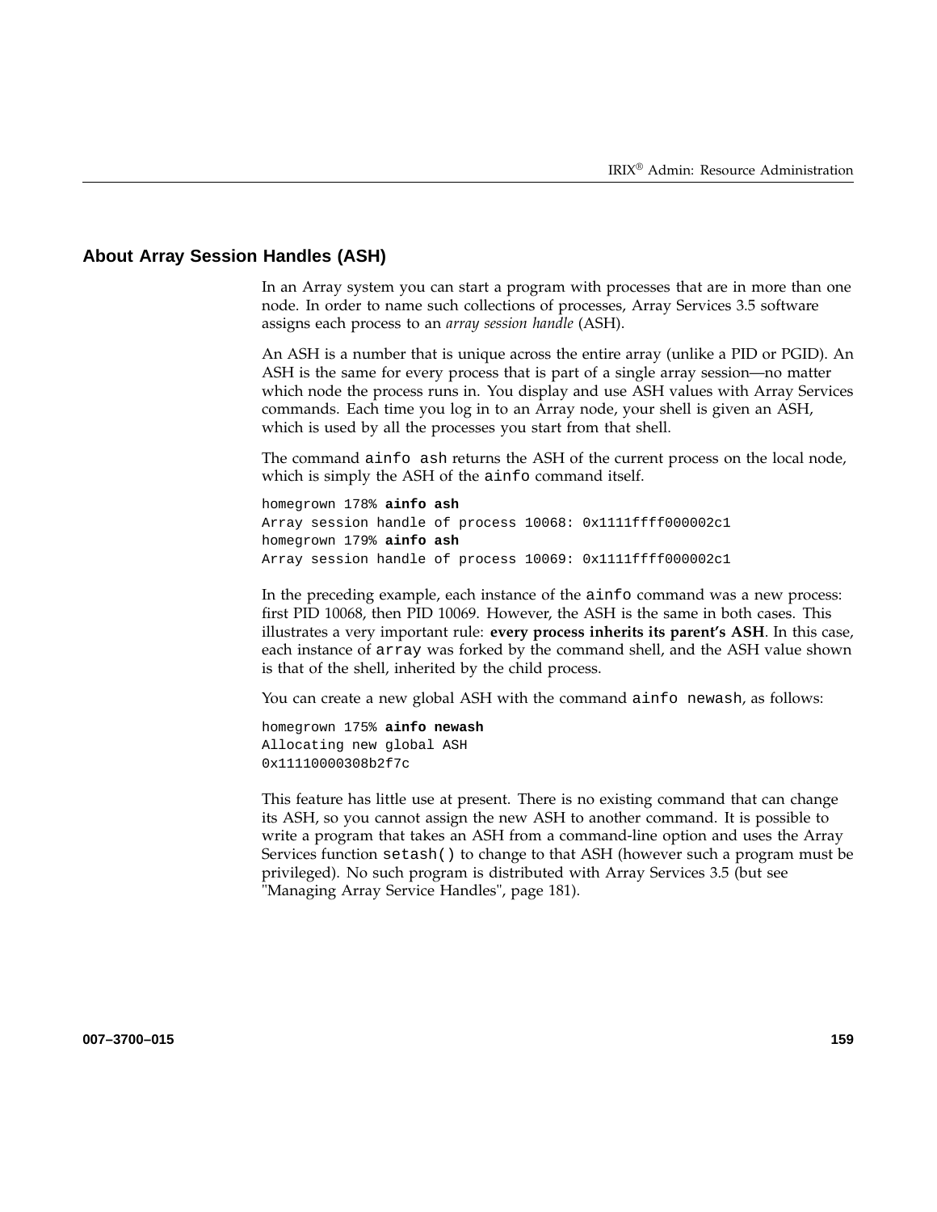## About Array Session Handles (ASH)

In an Array system you can start a program with processes that are in more than one node. In order to name such collections of processes, Array Services 3.5 software assigns each process to an *array session handle* (ASH).

An ASH is a number that is unique across the entire array (unlike a PID or PGID). An ASH is the same for every process that is part of a single array session—no matter which node the process runs in. You display and use ASH values with Array Services commands. Each time you log in to an Array node, your shell is given an ASH, which is used by all the processes you start from that shell.

The command `ainfo ash` returns the ASH of the current process on the local node, which is simply the ASH of the `ainfo` command itself.

```
homegrown 178% ainfo ash
Array session handle of process 10068: 0x1111ffff000002c1
homegrown 179% ainfo ash
Array session handle of process 10069: 0x1111ffff000002c1
```

In the preceding example, each instance of the `ainfo` command was a new process: first PID 10068, then PID 10069. However, the ASH is the same in both cases. This illustrates a very important rule: **every process inherits its parent's ASH**. In this case, each instance of `array` was forked by the command shell, and the ASH value shown is that of the shell, inherited by the child process.

You can create a new global ASH with the command `ainfo newash`, as follows:

```
homegrown 175% ainfo newash
Allocating new global ASH
0x11110000308b2f7c
```

This feature has little use at present. There is no existing command that can change its ASH, so you cannot assign the new ASH to another command. It is possible to write a program that takes an ASH from a command-line option and uses the Array Services function `setash()` to change to that ASH (however such a program must be privileged). No such program is distributed with Array Services 3.5 (but see "Managing Array Service Handles", page 181).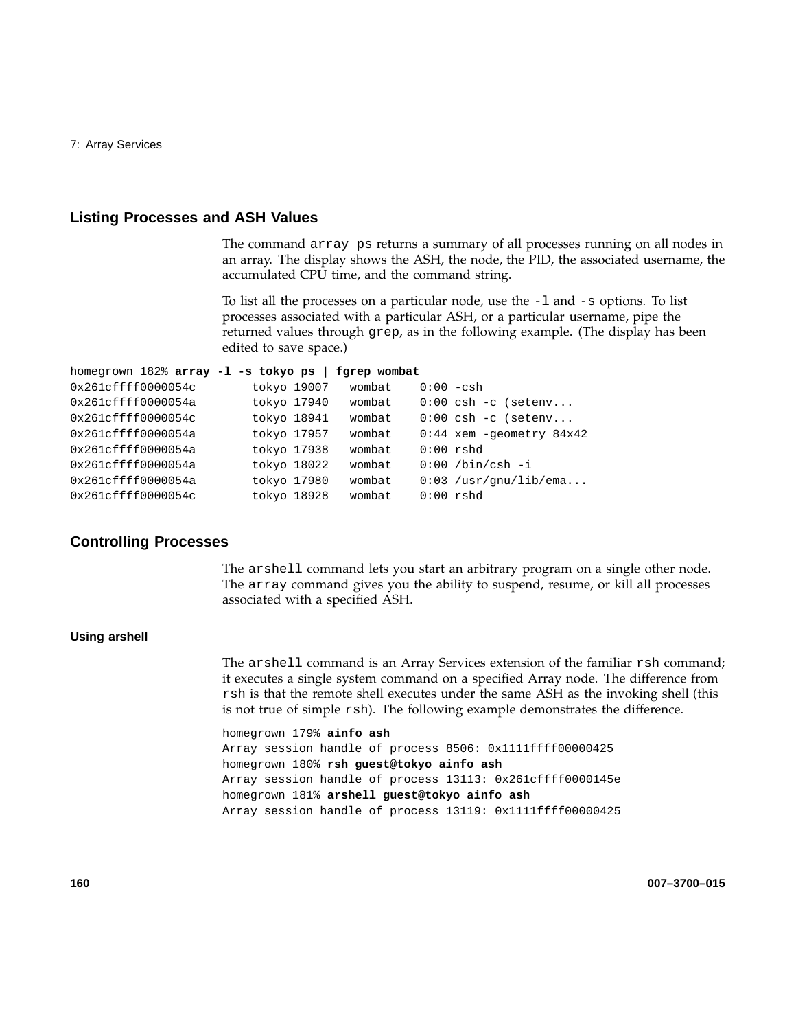## Listing Processes and ASH Values

The command `array ps` returns a summary of all processes running on all nodes in an array. The display shows the ASH, the node, the PID, the associated username, the accumulated CPU time, and the command string.

To list all the processes on a particular node, use the `-l` and `-s` options. To list processes associated with a particular ASH, or a particular username, pipe the returned values through `grep`, as in the following example. (The display has been edited to save space.)

```
homegrown 182% array -l -s tokyo ps | fgrep wombat
0x261cffff0000054c        tokyo 19007   wombat    0:00 -csh
0x261cffff0000054a        tokyo 17940   wombat    0:00 csh -c (setenv...
0x261cffff0000054c        tokyo 18941   wombat    0:00 csh -c (setenv...
0x261cffff0000054a        tokyo 17957   wombat    0:44 xem -geometry 84x42
0x261cffff0000054a        tokyo 17938   wombat    0:00 rshd
0x261cffff0000054a        tokyo 18022   wombat    0:00 /bin/csh -i
0x261cffff0000054a        tokyo 17980   wombat    0:03 /usr/gnu/lib/ema...
0x261cffff0000054c        tokyo 18928   wombat    0:00 rshd
```

## Controlling Processes

The `arshell` command lets you start an arbitrary program on a single other node. The `array` command gives you the ability to suspend, resume, or kill all processes associated with a specified ASH.

### Using arshell

The `arshell` command is an Array Services extension of the familiar `rsh` command; it executes a single system command on a specified Array node. The difference from `rsh` is that the remote shell executes under the same ASH as the invoking shell (this is not true of simple `rsh`). The following example demonstrates the difference.

```
homegrown 179% ainfo ash
Array session handle of process 8506: 0x1111ffff00000425
homegrown 180% rsh guest@tokyo ainfo ash
Array session handle of process 13113: 0x261cffff0000145e
homegrown 181% arshell guest@tokyo ainfo ash
Array session handle of process 13119: 0x1111ffff00000425
```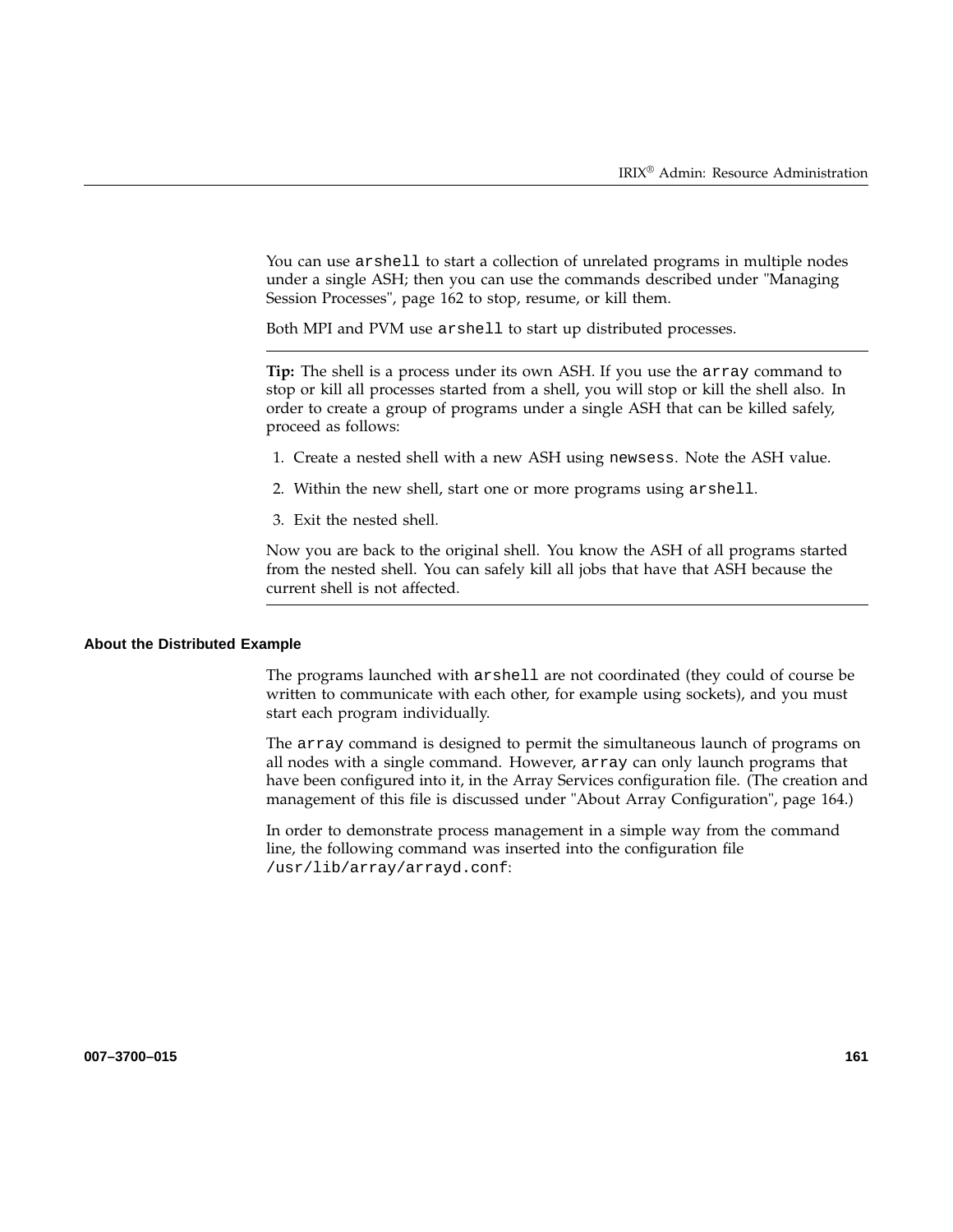You can use `arshell` to start a collection of unrelated programs in multiple nodes under a single ASH; then you can use the commands described under "Managing Session Processes", page 162 to stop, resume, or kill them.

Both MPI and PVM use `arshell` to start up distributed processes.

---

**Tip:** The shell is a process under its own ASH. If you use the `array` command to stop or kill all processes started from a shell, you will stop or kill the shell also. In order to create a group of programs under a single ASH that can be killed safely, proceed as follows:

1. Create a nested shell with a new ASH using `newsess`. Note the ASH value.
2. Within the new shell, start one or more programs using `arshell`.
3. Exit the nested shell.

Now you are back to the original shell. You know the ASH of all programs started from the nested shell. You can safely kill all jobs that have that ASH because the current shell is not affected.

---

#### About the Distributed Example

The programs launched with `arshell` are not coordinated (they could of course be written to communicate with each other, for example using sockets), and you must start each program individually.

The `array` command is designed to permit the simultaneous launch of programs on all nodes with a single command. However, `array` can only launch programs that have been configured into it, in the Array Services configuration file. (The creation and management of this file is discussed under "About Array Configuration", page 164.)

In order to demonstrate process management in a simple way from the command line, the following command was inserted into the configuration file `/usr/lib/array/arrayd.conf`: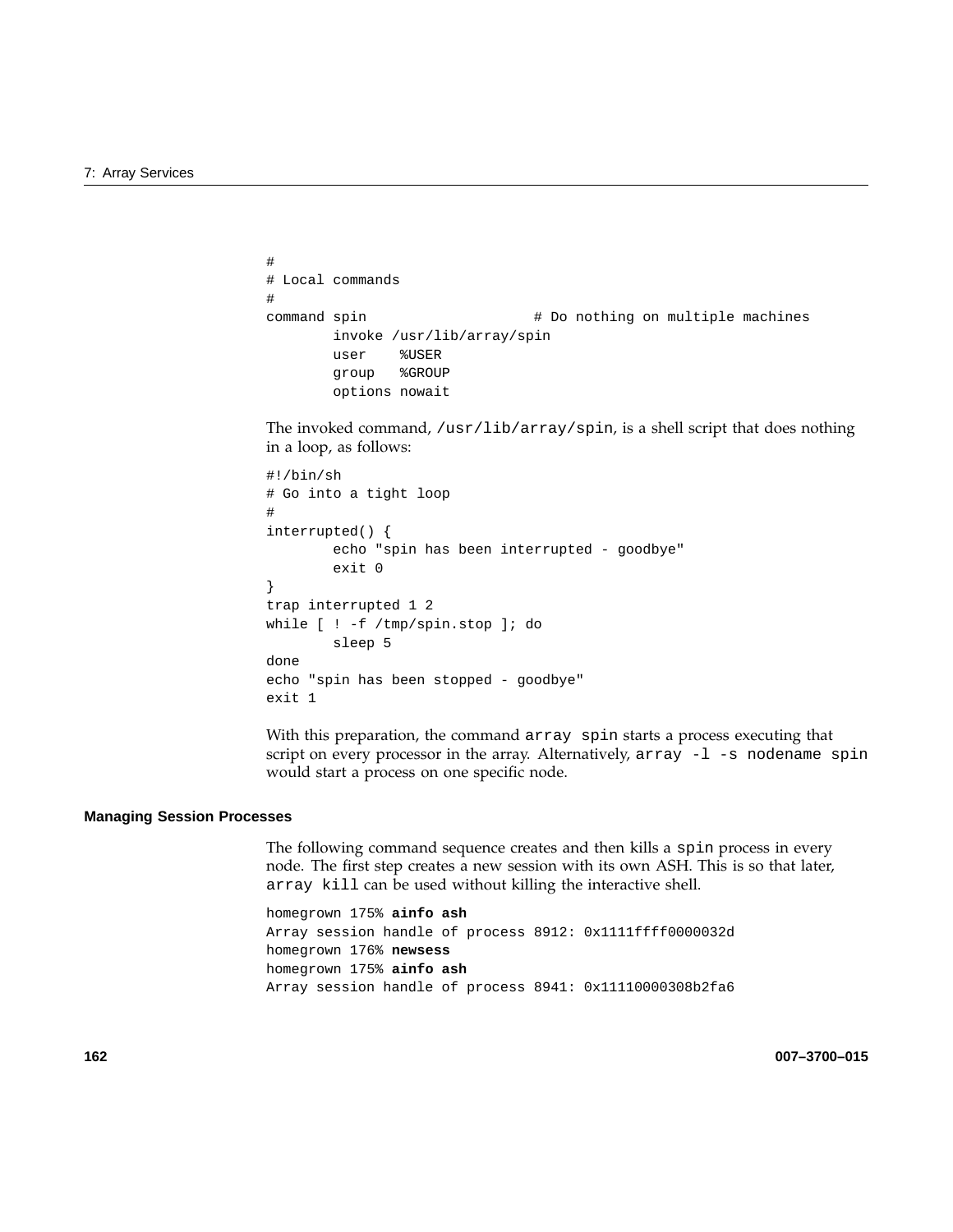```
#
# Local commands
#
command spin                    # Do nothing on multiple machines
        invoke /usr/lib/array/spin
        user    %USER
        group   %GROUP
        options nowait
```

The invoked command, `/usr/lib/array/spin`, is a shell script that does nothing in a loop, as follows:

```
#!/bin/sh
# Go into a tight loop
#
interrupted() {
        echo "spin has been interrupted - goodbye"
        exit 0
}
trap interrupted 1 2
while [ ! -f /tmp/spin.stop ]; do
        sleep 5
done
echo "spin has been stopped - goodbye"
exit 1
```

With this preparation, the command `array spin` starts a process executing that script on every processor in the array. Alternatively, `array -l -s nodename spin` would start a process on one specific node.

### Managing Session Processes

The following command sequence creates and then kills a `spin` process in every node. The first step creates a new session with its own ASH. This is so that later, `array kill` can be used without killing the interactive shell.

```
homegrown 175% ainfo ash
Array session handle of process 8912: 0x1111ffff0000032d
homegrown 176% newsess
homegrown 175% ainfo ash
Array session handle of process 8941: 0x11110000308b2fa6
```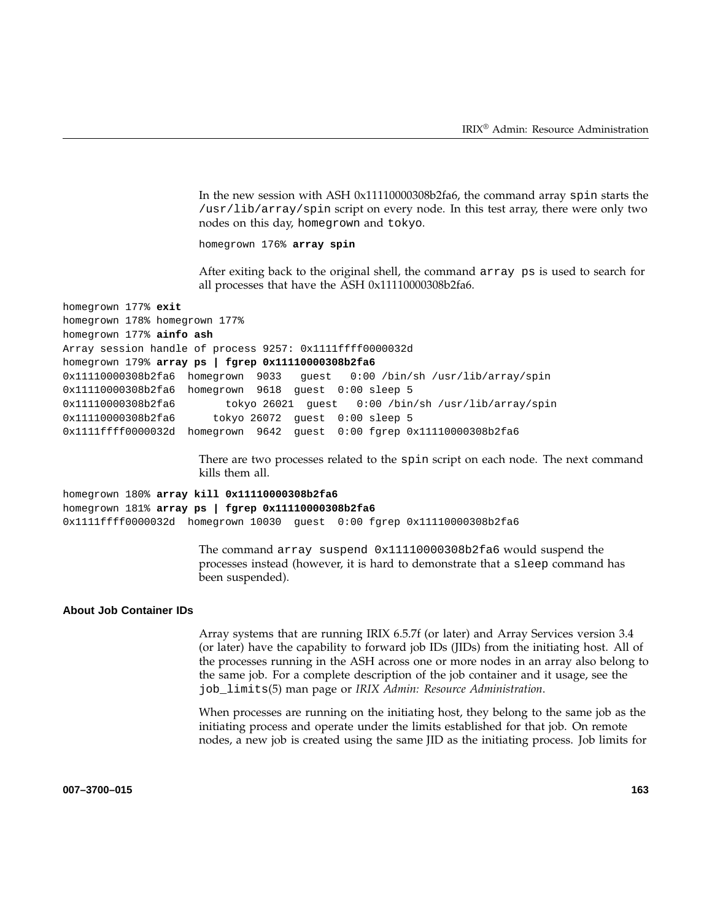In the new session with ASH 0x11110000308b2fa6, the command array `spin` starts the `/usr/lib/array/spin` script on every node. In this test array, there were only two nodes on this day, `homegrown` and `tokyo`.

```
homegrown 176% array spin
```

After exiting back to the original shell, the command `array ps` is used to search for all processes that have the ASH 0x11110000308b2fa6.

```
homegrown 177% exit
homegrown 178% homegrown 177%
homegrown 177% ainfo ash
Array session handle of process 9257: 0x1111ffff0000032d
homegrown 179% array ps | fgrep 0x11110000308b2fa6
0x11110000308b2fa6  homegrown  9033   guest   0:00 /bin/sh /usr/lib/array/spin
0x11110000308b2fa6  homegrown  9618  guest  0:00 sleep 5
0x11110000308b2fa6        tokyo 26021  guest   0:00 /bin/sh /usr/lib/array/spin
0x11110000308b2fa6      tokyo 26072  guest  0:00 sleep 5
0x1111ffff0000032d  homegrown  9642  guest  0:00 fgrep 0x11110000308b2fa6
```

There are two processes related to the `spin` script on each node. The next command kills them all.

```
homegrown 180% array kill 0x11110000308b2fa6
homegrown 181% array ps | fgrep 0x11110000308b2fa6
0x1111ffff0000032d  homegrown 10030  guest  0:00 fgrep 0x11110000308b2fa6
```

The command `array suspend 0x11110000308b2fa6` would suspend the processes instead (however, it is hard to demonstrate that a `sleep` command has been suspended).

### About Job Container IDs

Array systems that are running IRIX 6.5.7f (or later) and Array Services version 3.4 (or later) have the capability to forward job IDs (JIDs) from the initiating host. All of the processes running in the ASH across one or more nodes in an array also belong to the same job. For a complete description of the job container and it usage, see the `job_limits`(5) man page or *IRIX Admin: Resource Administration*.

When processes are running on the initiating host, they belong to the same job as the initiating process and operate under the limits established for that job. On remote nodes, a new job is created using the same JID as the initiating process. Job limits for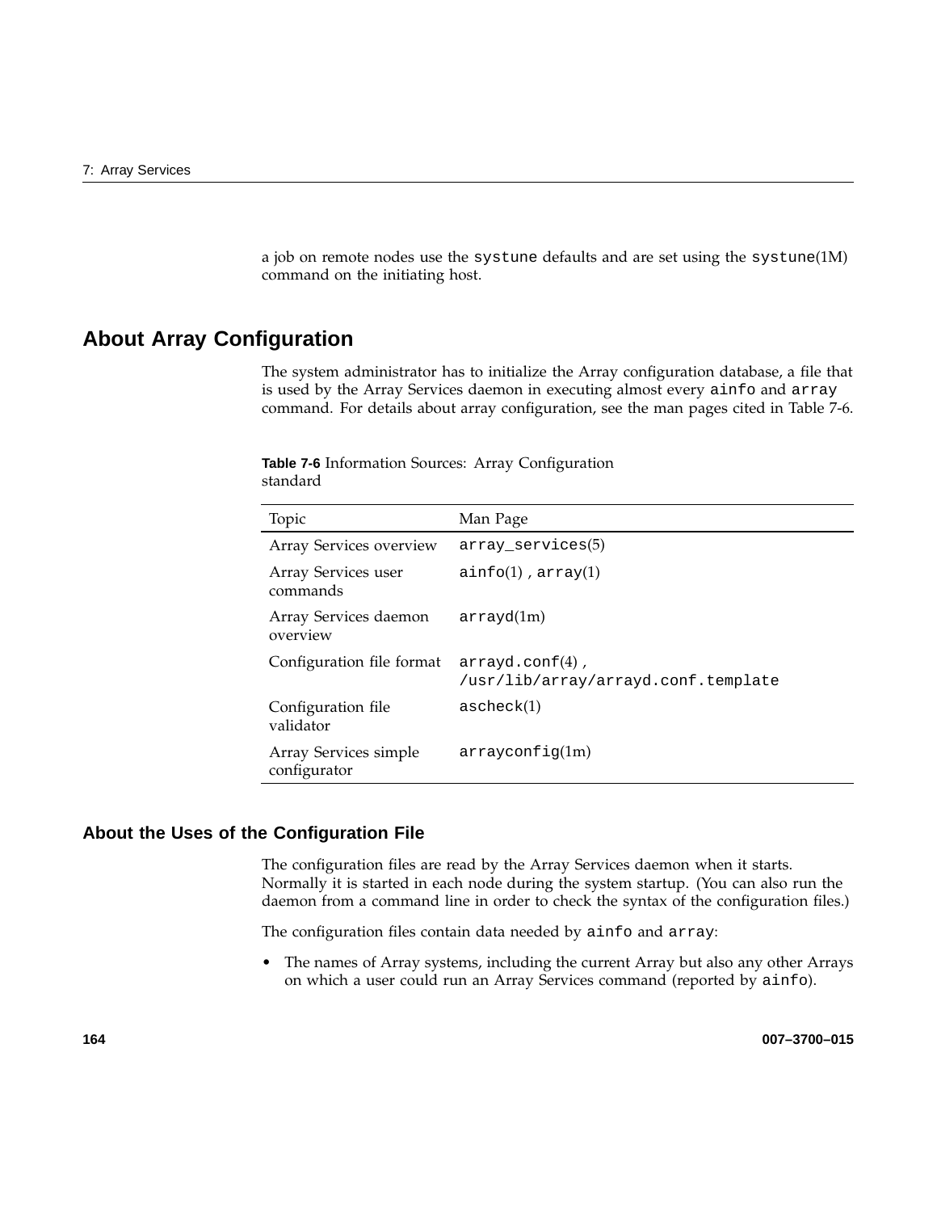a job on remote nodes use the systune defaults and are set using the systune(1M) command on the initiating host.

## About Array Configuration

The system administrator has to initialize the Array configuration database, a file that is used by the Array Services daemon in executing almost every ainfo and array command. For details about array configuration, see the man pages cited in Table 7-6.

**Table 7-6** Information Sources: Array Configuration standard

| Topic | Man Page |
| --- | --- |
| Array Services overview | array_services(5) |
| Array Services user commands | ainfo(1) , array(1) |
| Array Services daemon overview | arrayd(1m) |
| Configuration file format | arrayd.conf(4) , /usr/lib/array/arrayd.conf.template |
| Configuration file validator | ascheck(1) |
| Array Services simple configurator | arrayconfig(1m) |

### About the Uses of the Configuration File

The configuration files are read by the Array Services daemon when it starts. Normally it is started in each node during the system startup. (You can also run the daemon from a command line in order to check the syntax of the configuration files.)

The configuration files contain data needed by ainfo and array:

- The names of Array systems, including the current Array but also any other Arrays on which a user could run an Array Services command (reported by ainfo).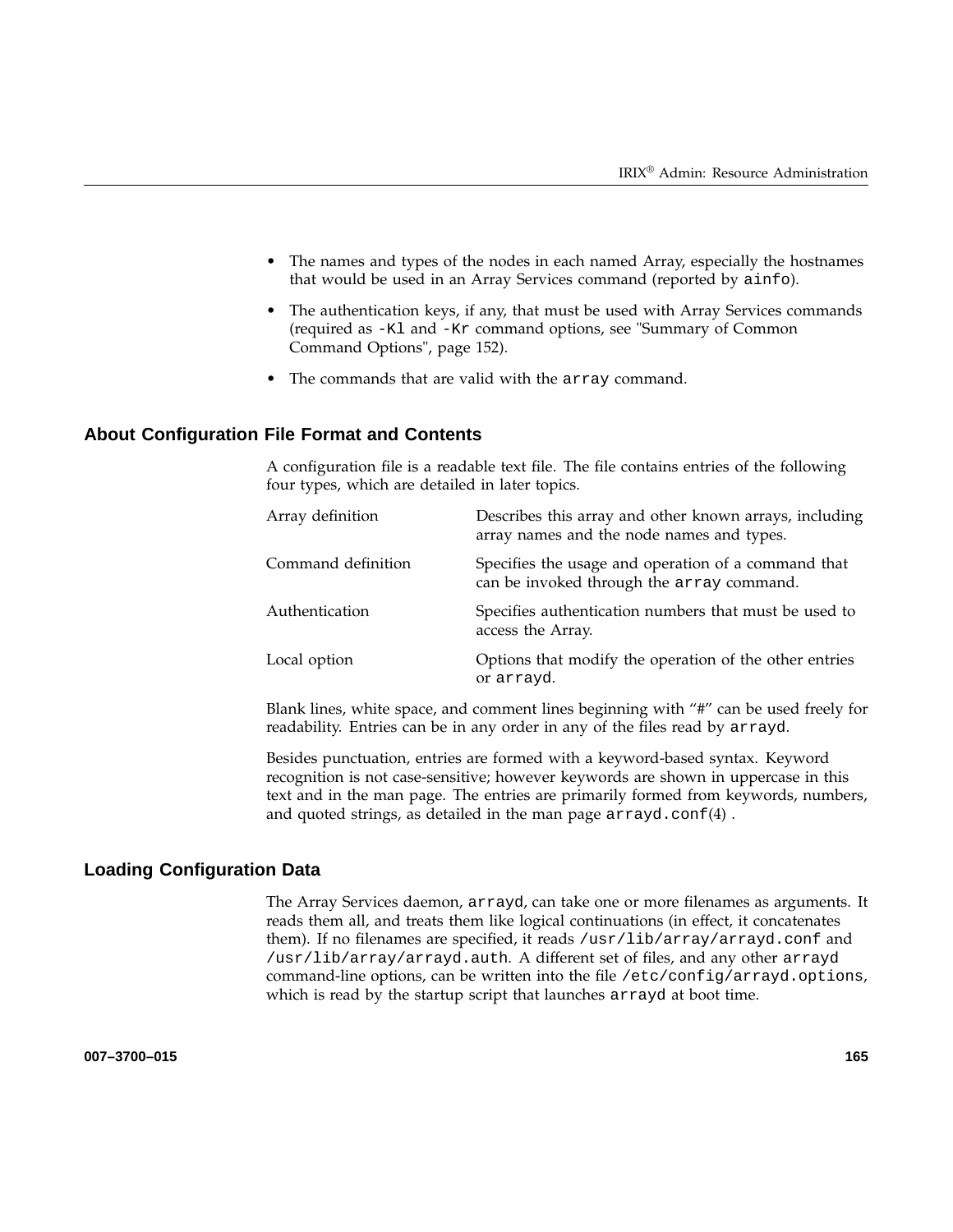- The names and types of the nodes in each named Array, especially the hostnames that would be used in an Array Services command (reported by `ainfo`).
- The authentication keys, if any, that must be used with Array Services commands (required as `-Kl` and `-Kr` command options, see "Summary of Common Command Options", page 152).
- The commands that are valid with the `array` command.

### About Configuration File Format and Contents

A configuration file is a readable text file. The file contains entries of the following four types, which are detailed in later topics.

| | |
|---|---|
| Array definition | Describes this array and other known arrays, including array names and the node names and types. |
| Command definition | Specifies the usage and operation of a command that can be invoked through the `array` command. |
| Authentication | Specifies authentication numbers that must be used to access the Array. |
| Local option | Options that modify the operation of the other entries or `arrayd`. |

Blank lines, white space, and comment lines beginning with "#" can be used freely for readability. Entries can be in any order in any of the files read by `arrayd`.

Besides punctuation, entries are formed with a keyword-based syntax. Keyword recognition is not case-sensitive; however keywords are shown in uppercase in this text and in the man page. The entries are primarily formed from keywords, numbers, and quoted strings, as detailed in the man page `arrayd.conf`(4) .

### Loading Configuration Data

The Array Services daemon, `arrayd`, can take one or more filenames as arguments. It reads them all, and treats them like logical continuations (in effect, it concatenates them). If no filenames are specified, it reads `/usr/lib/array/arrayd.conf` and `/usr/lib/array/arrayd.auth`. A different set of files, and any other `arrayd` command-line options, can be written into the file `/etc/config/arrayd.options`, which is read by the startup script that launches `arrayd` at boot time.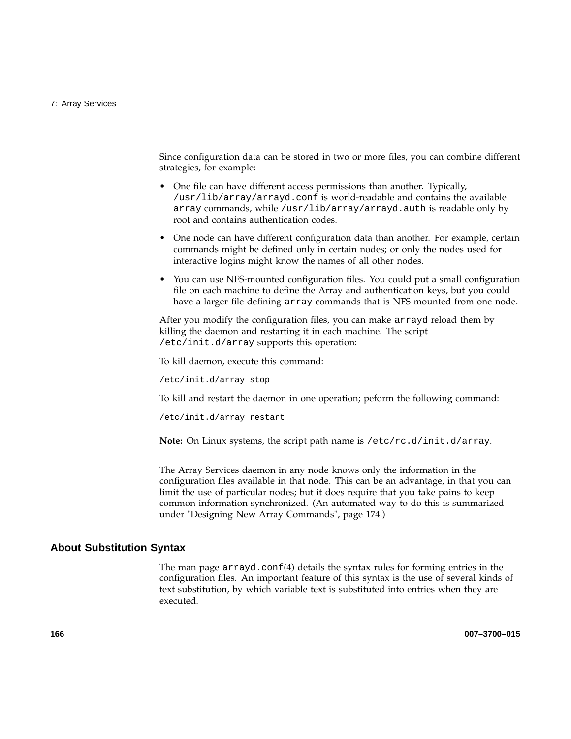Since configuration data can be stored in two or more files, you can combine different strategies, for example:

- One file can have different access permissions than another. Typically, `/usr/lib/array/arrayd.conf` is world-readable and contains the available `array` commands, while `/usr/lib/array/arrayd.auth` is readable only by root and contains authentication codes.
- One node can have different configuration data than another. For example, certain commands might be defined only in certain nodes; or only the nodes used for interactive logins might know the names of all other nodes.
- You can use NFS-mounted configuration files. You could put a small configuration file on each machine to define the Array and authentication keys, but you could have a larger file defining `array` commands that is NFS-mounted from one node.

After you modify the configuration files, you can make `arrayd` reload them by killing the daemon and restarting it in each machine. The script `/etc/init.d/array` supports this operation:

To kill daemon, execute this command:

```
/etc/init.d/array stop
```

To kill and restart the daemon in one operation; peform the following command:

```
/etc/init.d/array restart
```

---

**Note:** On Linux systems, the script path name is `/etc/rc.d/init.d/array`.

---

The Array Services daemon in any node knows only the information in the configuration files available in that node. This can be an advantage, in that you can limit the use of particular nodes; but it does require that you take pains to keep common information synchronized. (An automated way to do this is summarized under "Designing New Array Commands", page 174.)

## About Substitution Syntax

The man page `arrayd.conf`(4) details the syntax rules for forming entries in the configuration files. An important feature of this syntax is the use of several kinds of text substitution, by which variable text is substituted into entries when they are executed.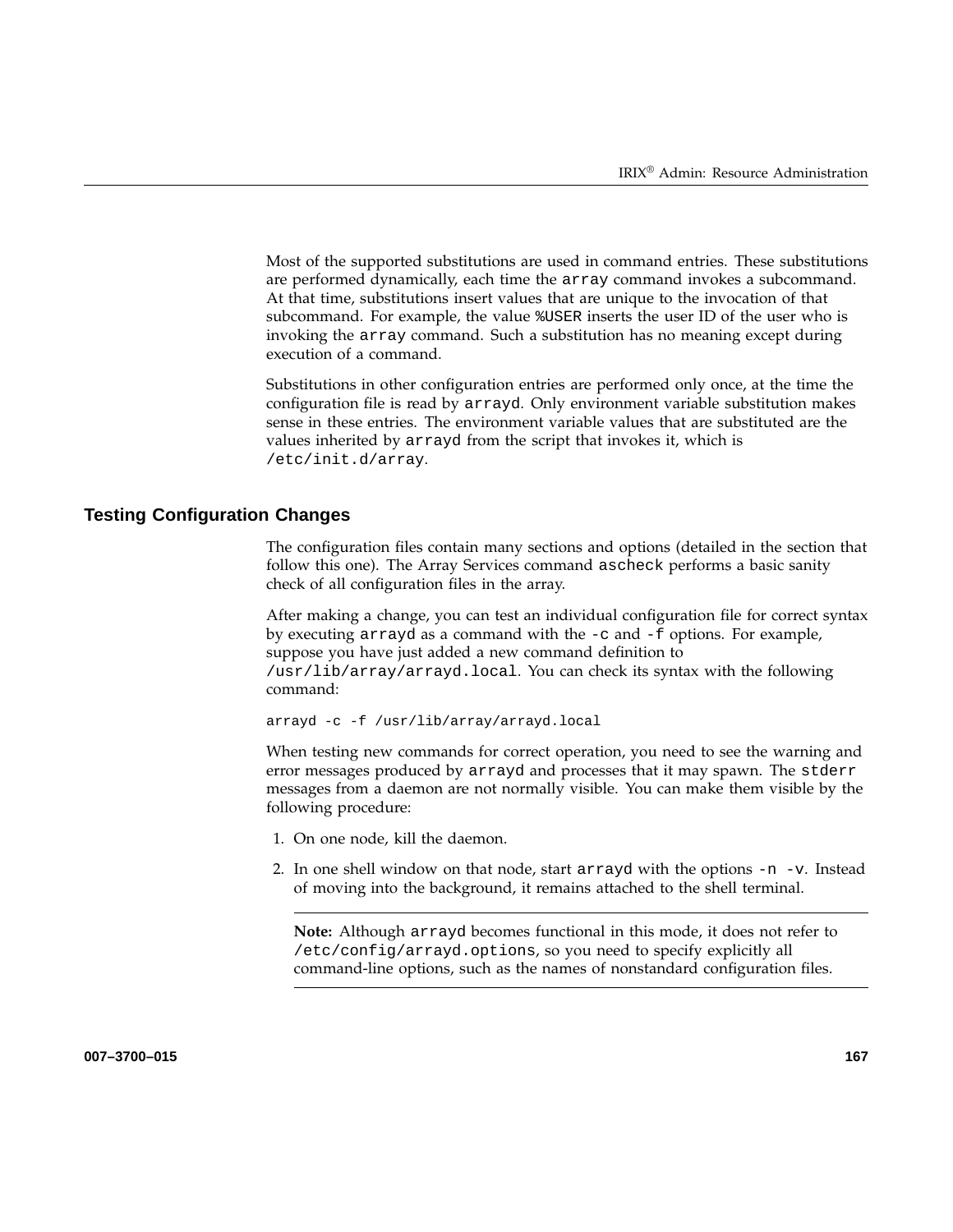Most of the supported substitutions are used in command entries. These substitutions are performed dynamically, each time the `array` command invokes a subcommand. At that time, substitutions insert values that are unique to the invocation of that subcommand. For example, the value `%USER` inserts the user ID of the user who is invoking the `array` command. Such a substitution has no meaning except during execution of a command.

Substitutions in other configuration entries are performed only once, at the time the configuration file is read by `arrayd`. Only environment variable substitution makes sense in these entries. The environment variable values that are substituted are the values inherited by `arrayd` from the script that invokes it, which is `/etc/init.d/array`.

## Testing Configuration Changes

The configuration files contain many sections and options (detailed in the section that follow this one). The Array Services command `ascheck` performs a basic sanity check of all configuration files in the array.

After making a change, you can test an individual configuration file for correct syntax by executing `arrayd` as a command with the `-c` and `-f` options. For example, suppose you have just added a new command definition to `/usr/lib/array/arrayd.local`. You can check its syntax with the following command:

```
arrayd -c -f /usr/lib/array/arrayd.local
```

When testing new commands for correct operation, you need to see the warning and error messages produced by `arrayd` and processes that it may spawn. The `stderr` messages from a daemon are not normally visible. You can make them visible by the following procedure:

1. On one node, kill the daemon.
2. In one shell window on that node, start `arrayd` with the options `-n -v`. Instead of moving into the background, it remains attached to the shell terminal.

---

**Note:** Although `arrayd` becomes functional in this mode, it does not refer to `/etc/config/arrayd.options`, so you need to specify explicitly all command-line options, such as the names of nonstandard configuration files.

---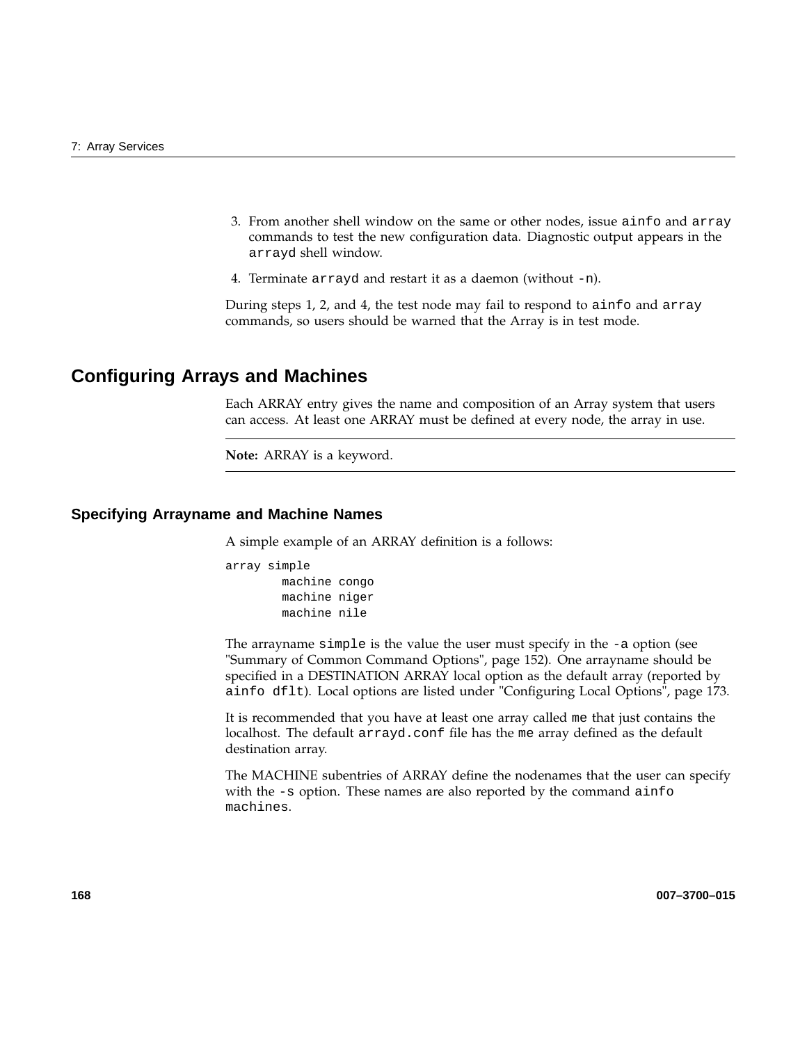3. From another shell window on the same or other nodes, issue `ainfo` and `array` commands to test the new configuration data. Diagnostic output appears in the `arrayd` shell window.

4. Terminate `arrayd` and restart it as a daemon (without `-n`).

During steps 1, 2, and 4, the test node may fail to respond to `ainfo` and `array` commands, so users should be warned that the Array is in test mode.

## Configuring Arrays and Machines

Each ARRAY entry gives the name and composition of an Array system that users can access. At least one ARRAY must be defined at every node, the array in use.

**Note:** ARRAY is a keyword.

### Specifying Arrayname and Machine Names

A simple example of an ARRAY definition is a follows:

```
array simple
        machine congo
        machine niger
        machine nile
```

The arrayname `simple` is the value the user must specify in the `-a` option (see "Summary of Common Command Options", page 152). One arrayname should be specified in a DESTINATION ARRAY local option as the default array (reported by `ainfo dflt`). Local options are listed under "Configuring Local Options", page 173.

It is recommended that you have at least one array called `me` that just contains the localhost. The default `arrayd.conf` file has the `me` array defined as the default destination array.

The MACHINE subentries of ARRAY define the nodenames that the user can specify with the `-s` option. These names are also reported by the command `ainfo machines`.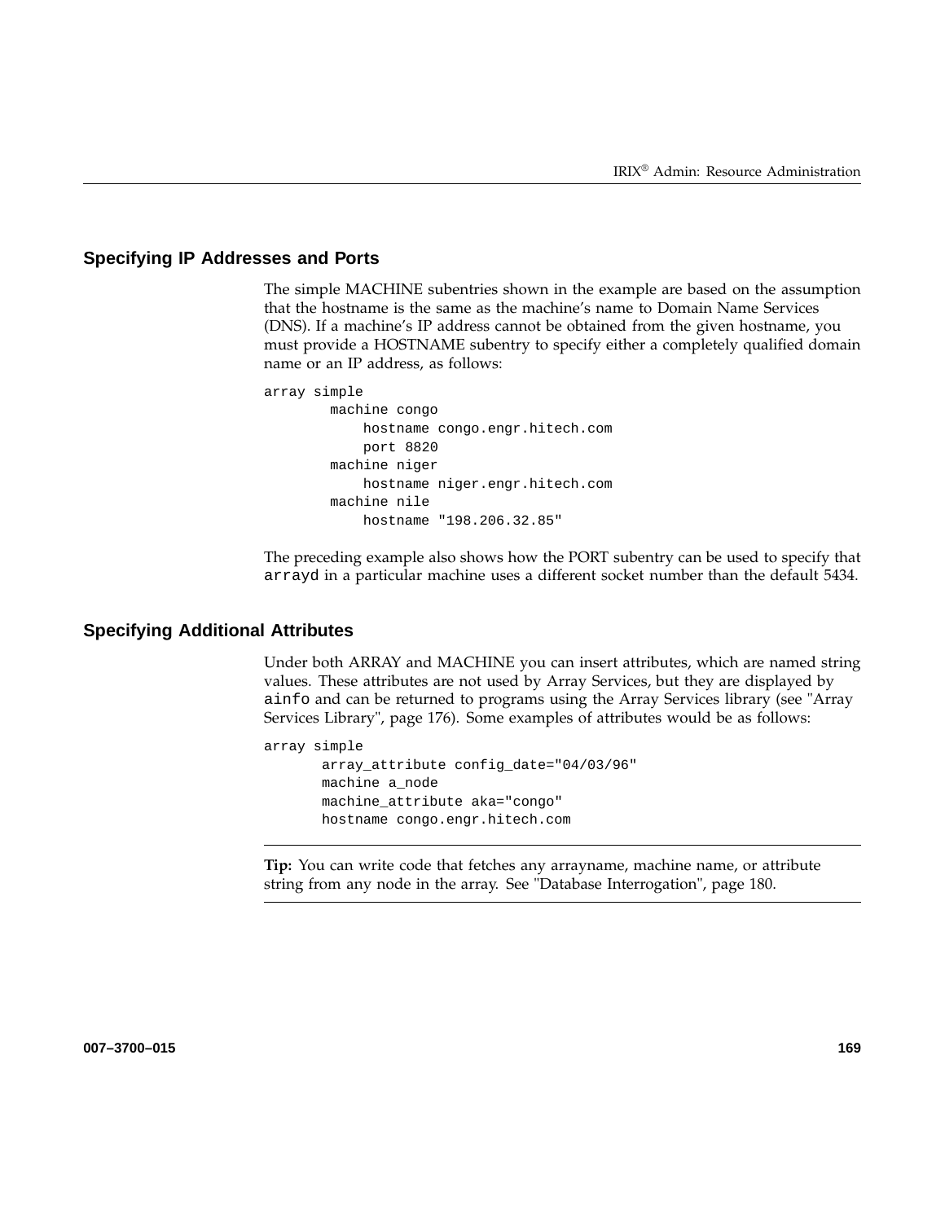### Specifying IP Addresses and Ports

The simple MACHINE subentries shown in the example are based on the assumption that the hostname is the same as the machine's name to Domain Name Services (DNS). If a machine's IP address cannot be obtained from the given hostname, you must provide a HOSTNAME subentry to specify either a completely qualified domain name or an IP address, as follows:

```
array simple
        machine congo
            hostname congo.engr.hitech.com
            port 8820
        machine niger
            hostname niger.engr.hitech.com
        machine nile
            hostname "198.206.32.85"
```

The preceding example also shows how the PORT subentry can be used to specify that `arrayd` in a particular machine uses a different socket number than the default 5434.

### Specifying Additional Attributes

Under both ARRAY and MACHINE you can insert attributes, which are named string values. These attributes are not used by Array Services, but they are displayed by `ainfo` and can be returned to programs using the Array Services library (see "Array Services Library", page 176). Some examples of attributes would be as follows:

```
array simple
       array_attribute config_date="04/03/96"
       machine a_node
       machine_attribute aka="congo"
       hostname congo.engr.hitech.com
```

---

**Tip:** You can write code that fetches any arrayname, machine name, or attribute string from any node in the array. See "Database Interrogation", page 180.

---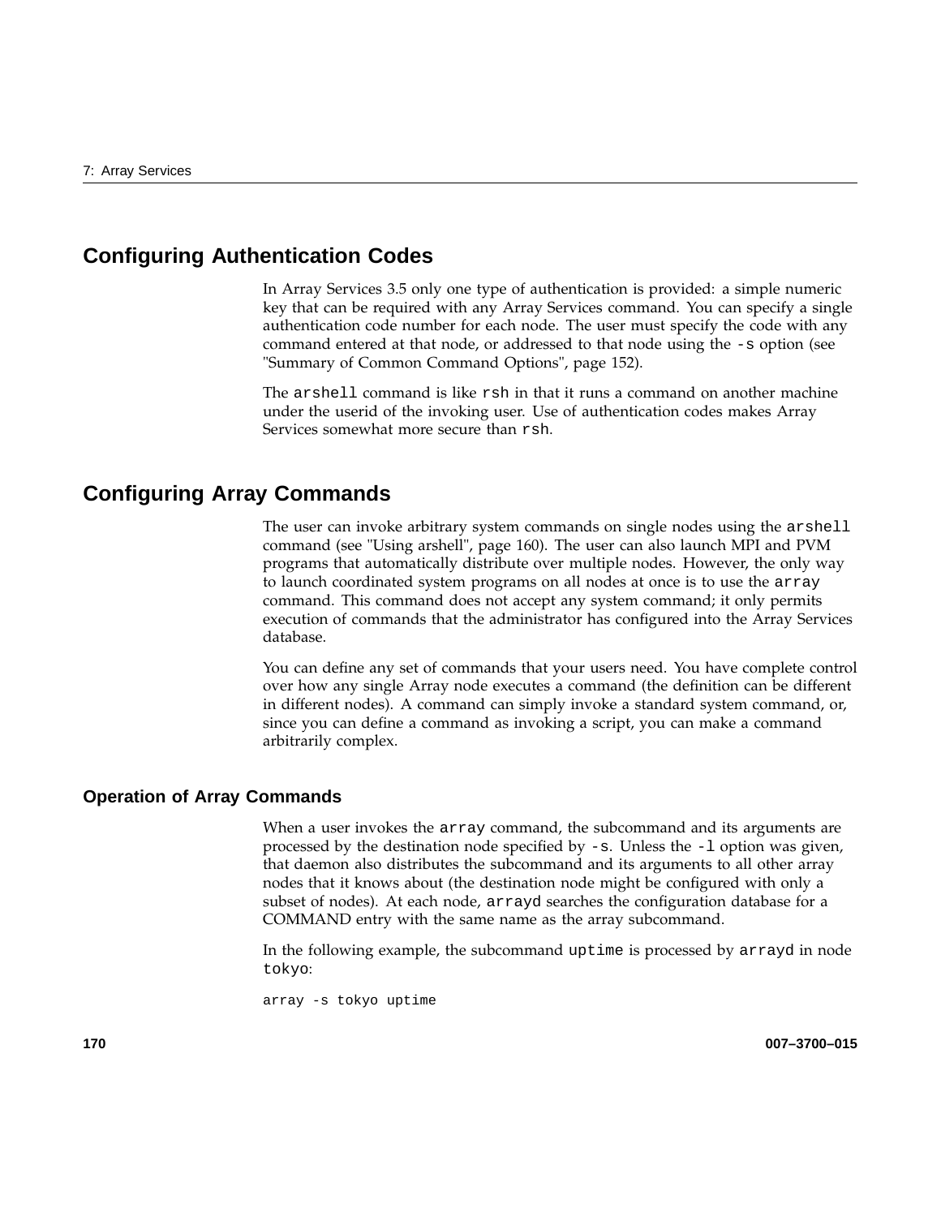## Configuring Authentication Codes

In Array Services 3.5 only one type of authentication is provided: a simple numeric key that can be required with any Array Services command. You can specify a single authentication code number for each node. The user must specify the code with any command entered at that node, or addressed to that node using the `-s` option (see "Summary of Common Command Options", page 152).

The `arshell` command is like `rsh` in that it runs a command on another machine under the userid of the invoking user. Use of authentication codes makes Array Services somewhat more secure than `rsh`.

## Configuring Array Commands

The user can invoke arbitrary system commands on single nodes using the `arshell` command (see "Using arshell", page 160). The user can also launch MPI and PVM programs that automatically distribute over multiple nodes. However, the only way to launch coordinated system programs on all nodes at once is to use the `array` command. This command does not accept any system command; it only permits execution of commands that the administrator has configured into the Array Services database.

You can define any set of commands that your users need. You have complete control over how any single Array node executes a command (the definition can be different in different nodes). A command can simply invoke a standard system command, or, since you can define a command as invoking a script, you can make a command arbitrarily complex.

### Operation of Array Commands

When a user invokes the `array` command, the subcommand and its arguments are processed by the destination node specified by `-s`. Unless the `-l` option was given, that daemon also distributes the subcommand and its arguments to all other array nodes that it knows about (the destination node might be configured with only a subset of nodes). At each node, `arrayd` searches the configuration database for a COMMAND entry with the same name as the array subcommand.

In the following example, the subcommand `uptime` is processed by `arrayd` in node `tokyo`:

```
array -s tokyo uptime
```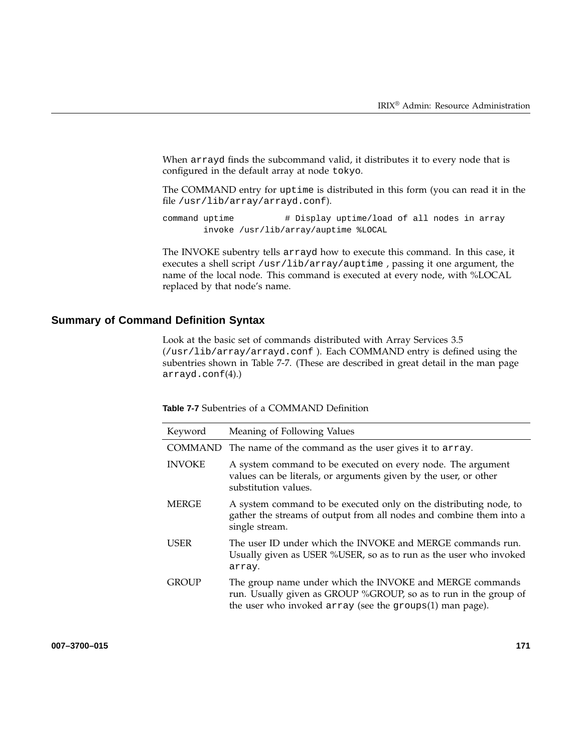When `arrayd` finds the subcommand valid, it distributes it to every node that is configured in the default array at node `tokyo`.

The COMMAND entry for `uptime` is distributed in this form (you can read it in the file `/usr/lib/array/arrayd.conf`).

```
command uptime          # Display uptime/load of all nodes in array
        invoke /usr/lib/array/auptime %LOCAL
```

The INVOKE subentry tells `arrayd` how to execute this command. In this case, it executes a shell script `/usr/lib/array/auptime` , passing it one argument, the name of the local node. This command is executed at every node, with %LOCAL replaced by that node's name.

## Summary of Command Definition Syntax

Look at the basic set of commands distributed with Array Services 3.5 (`/usr/lib/array/arrayd.conf` ). Each COMMAND entry is defined using the subentries shown in Table 7-7. (These are described in great detail in the man page `arrayd.conf`(4).)

**Table 7-7** Subentries of a COMMAND Definition

| Keyword | Meaning of Following Values |
| --- | --- |
| COMMAND | The name of the command as the user gives it to `array`. |
| INVOKE | A system command to be executed on every node. The argument values can be literals, or arguments given by the user, or other substitution values. |
| MERGE | A system command to be executed only on the distributing node, to gather the streams of output from all nodes and combine them into a single stream. |
| USER | The user ID under which the INVOKE and MERGE commands run. Usually given as USER %USER, so as to run as the user who invoked `array`. |
| GROUP | The group name under which the INVOKE and MERGE commands run. Usually given as GROUP %GROUP, so as to run in the group of the user who invoked `array` (see the `groups`(1) man page). |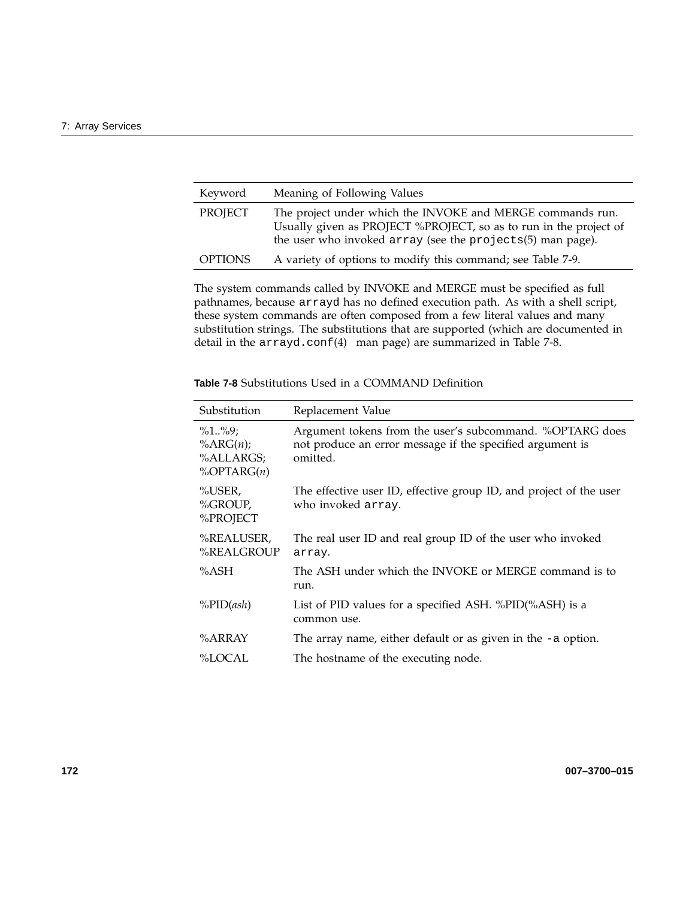| Keyword | Meaning of Following Values |
|---|---|
| PROJECT | The project under which the INVOKE and MERGE commands run. Usually given as PROJECT %PROJECT, so as to run in the project of the user who invoked `array` (see the `projects`(5) man page). |
| OPTIONS | A variety of options to modify this command; see Table 7-9. |

The system commands called by INVOKE and MERGE must be specified as full pathnames, because `arrayd` has no defined execution path. As with a shell script, these system commands are often composed from a few literal values and many substitution strings. The substitutions that are supported (which are documented in detail in the `arrayd.conf`(4) man page) are summarized in Table 7-8.

**Table 7-8** Substitutions Used in a COMMAND Definition

| Substitution | Replacement Value |
|---|---|
| %1..%9; %ARG(*n*); %ALLARGS; %OPTARG(*n*) | Argument tokens from the user's subcommand. %OPTARG does not produce an error message if the specified argument is omitted. |
| %USER, %GROUP, %PROJECT | The effective user ID, effective group ID, and project of the user who invoked `array`. |
| %REALUSER, %REALGROUP | The real user ID and real group ID of the user who invoked `array`. |
| %ASH | The ASH under which the INVOKE or MERGE command is to run. |
| %PID(*ash*) | List of PID values for a specified ASH. %PID(%ASH) is a common use. |
| %ARRAY | The array name, either default or as given in the `-a` option. |
| %LOCAL | The hostname of the executing node. |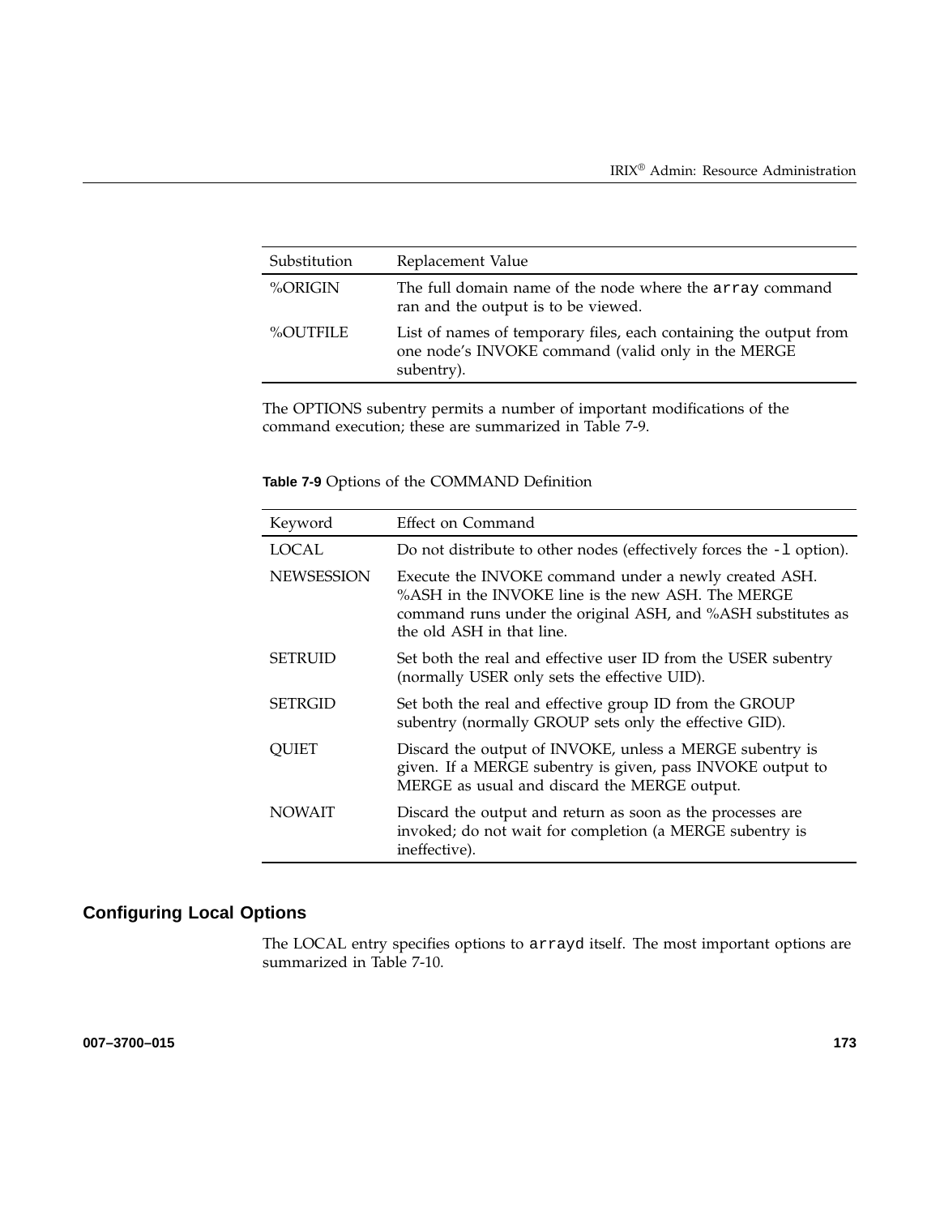| Substitution | Replacement Value |
| --- | --- |
| %ORIGIN | The full domain name of the node where the `array` command ran and the output is to be viewed. |
| %OUTFILE | List of names of temporary files, each containing the output from one node's INVOKE command (valid only in the MERGE subentry). |

The OPTIONS subentry permits a number of important modifications of the command execution; these are summarized in Table 7-9.

**Table 7-9** Options of the COMMAND Definition

| Keyword | Effect on Command |
| --- | --- |
| LOCAL | Do not distribute to other nodes (effectively forces the `-l` option). |
| NEWSESSION | Execute the INVOKE command under a newly created ASH. %ASH in the INVOKE line is the new ASH. The MERGE command runs under the original ASH, and %ASH substitutes as the old ASH in that line. |
| SETRUID | Set both the real and effective user ID from the USER subentry (normally USER only sets the effective UID). |
| SETRGID | Set both the real and effective group ID from the GROUP subentry (normally GROUP sets only the effective GID). |
| QUIET | Discard the output of INVOKE, unless a MERGE subentry is given. If a MERGE subentry is given, pass INVOKE output to MERGE as usual and discard the MERGE output. |
| NOWAIT | Discard the output and return as soon as the processes are invoked; do not wait for completion (a MERGE subentry is ineffective). |

## Configuring Local Options

The LOCAL entry specifies options to `arrayd` itself. The most important options are summarized in Table 7-10.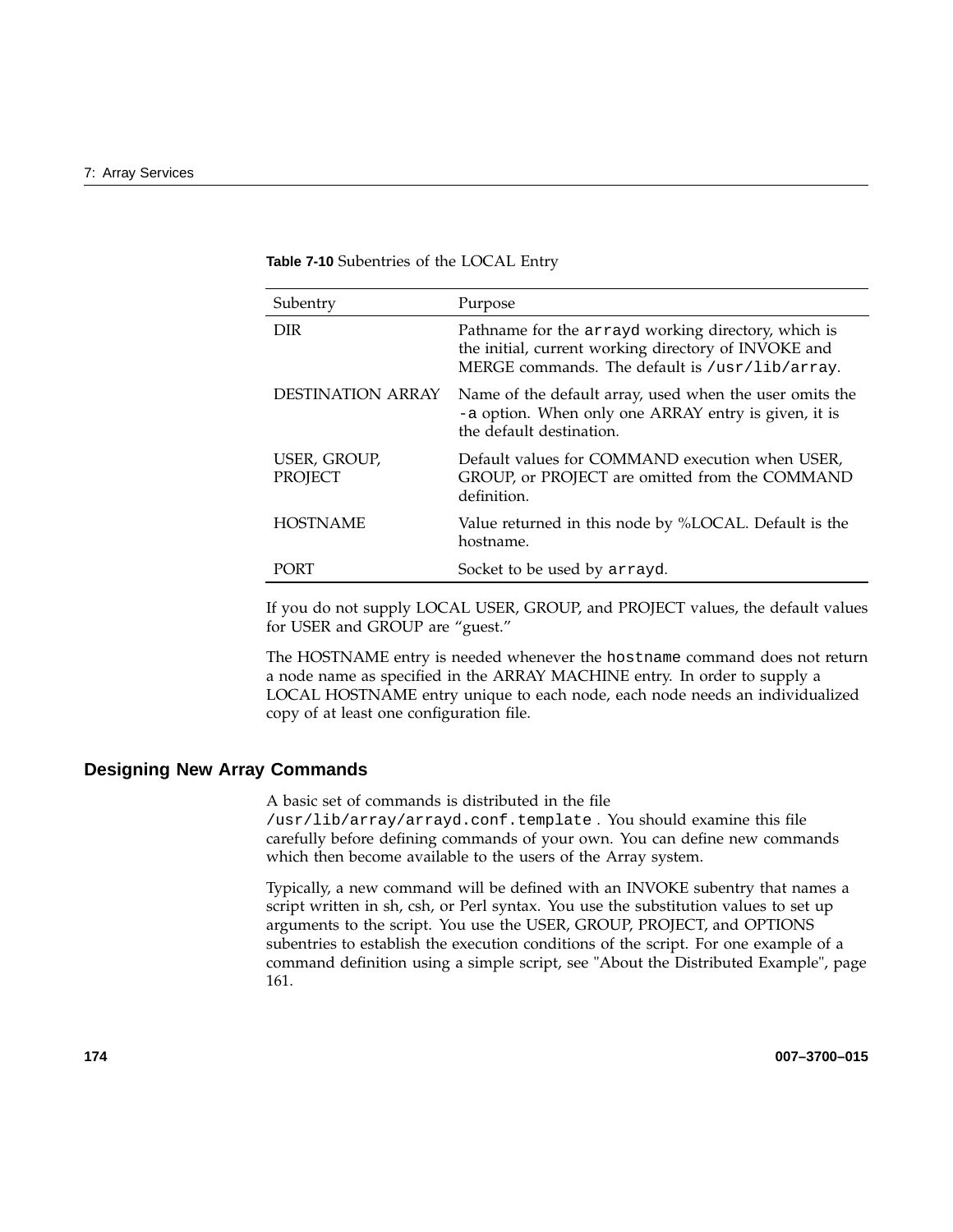**Table 7-10** Subentries of the LOCAL Entry

| Subentry | Purpose |
| --- | --- |
| DIR | Pathname for the `arrayd` working directory, which is the initial, current working directory of INVOKE and MERGE commands. The default is `/usr/lib/array`. |
| DESTINATION ARRAY | Name of the default array, used when the user omits the `-a` option. When only one ARRAY entry is given, it is the default destination. |
| USER, GROUP, PROJECT | Default values for COMMAND execution when USER, GROUP, or PROJECT are omitted from the COMMAND definition. |
| HOSTNAME | Value returned in this node by %LOCAL. Default is the hostname. |
| PORT | Socket to be used by `arrayd`. |

If you do not supply LOCAL USER, GROUP, and PROJECT values, the default values for USER and GROUP are “guest.”

The HOSTNAME entry is needed whenever the `hostname` command does not return a node name as specified in the ARRAY MACHINE entry. In order to supply a LOCAL HOSTNAME entry unique to each node, each node needs an individualized copy of at least one configuration file.

## Designing New Array Commands

A basic set of commands is distributed in the file `/usr/lib/array/arrayd.conf.template` . You should examine this file carefully before defining commands of your own. You can define new commands which then become available to the users of the Array system.

Typically, a new command will be defined with an INVOKE subentry that names a script written in sh, csh, or Perl syntax. You use the substitution values to set up arguments to the script. You use the USER, GROUP, PROJECT, and OPTIONS subentries to establish the execution conditions of the script. For one example of a command definition using a simple script, see "About the Distributed Example", page 161.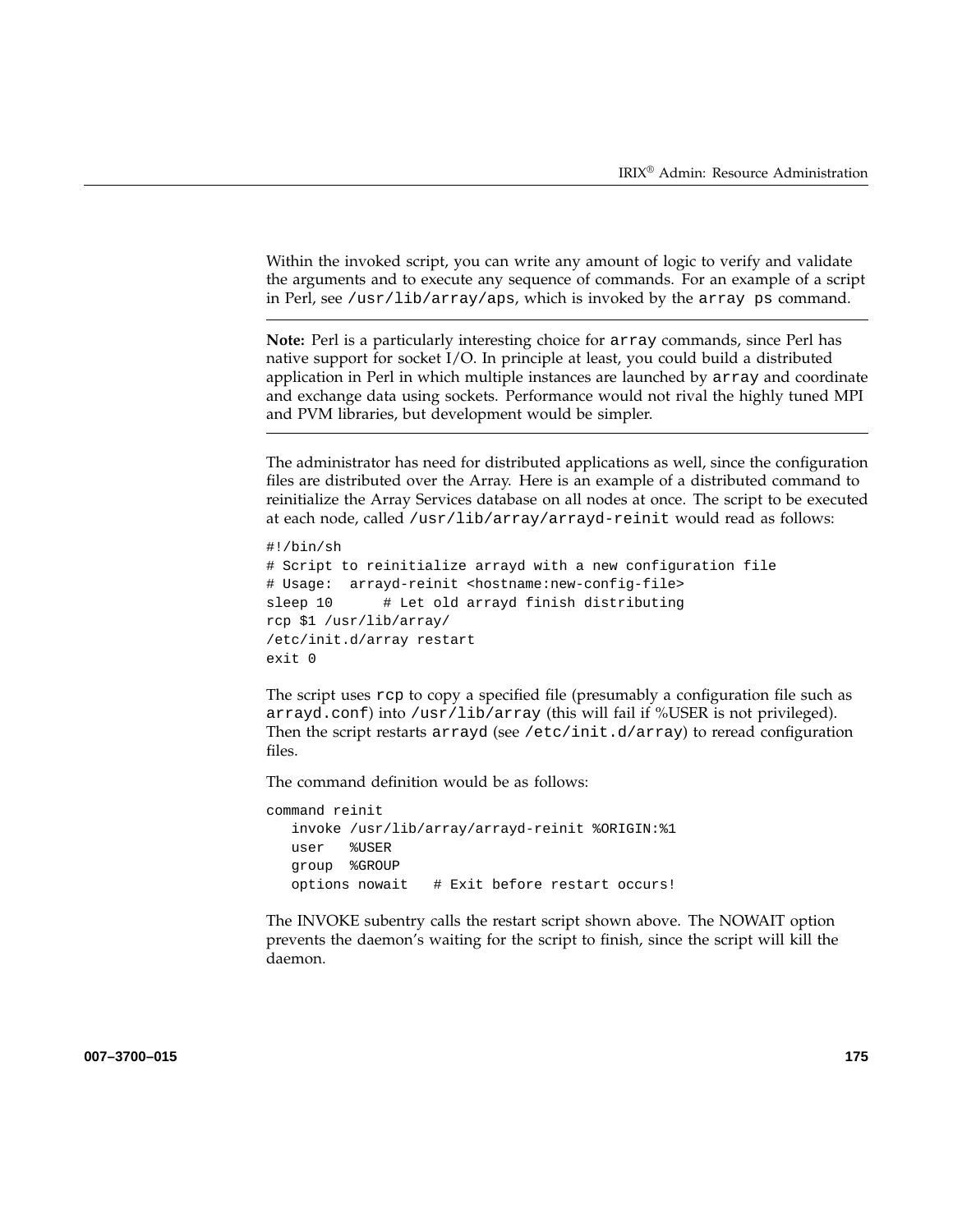Within the invoked script, you can write any amount of logic to verify and validate the arguments and to execute any sequence of commands. For an example of a script in Perl, see `/usr/lib/array/aps`, which is invoked by the `array ps` command.

---

**Note:** Perl is a particularly interesting choice for `array` commands, since Perl has native support for socket I/O. In principle at least, you could build a distributed application in Perl in which multiple instances are launched by `array` and coordinate and exchange data using sockets. Performance would not rival the highly tuned MPI and PVM libraries, but development would be simpler.

---

The administrator has need for distributed applications as well, since the configuration files are distributed over the Array. Here is an example of a distributed command to reinitialize the Array Services database on all nodes at once. The script to be executed at each node, called `/usr/lib/array/arrayd-reinit` would read as follows:

```
#!/bin/sh
# Script to reinitialize arrayd with a new configuration file
# Usage:  arrayd-reinit <hostname:new-config-file>
sleep 10      # Let old arrayd finish distributing
rcp $1 /usr/lib/array/
/etc/init.d/array restart
exit 0
```

The script uses `rcp` to copy a specified file (presumably a configuration file such as `arrayd.conf`) into `/usr/lib/array` (this will fail if %USER is not privileged). Then the script restarts `arrayd` (see `/etc/init.d/array`) to reread configuration files.

The command definition would be as follows:

```
command reinit
   invoke /usr/lib/array/arrayd-reinit %ORIGIN:%1
   user   %USER
   group  %GROUP
   options nowait   # Exit before restart occurs!
```

The INVOKE subentry calls the restart script shown above. The NOWAIT option prevents the daemon's waiting for the script to finish, since the script will kill the daemon.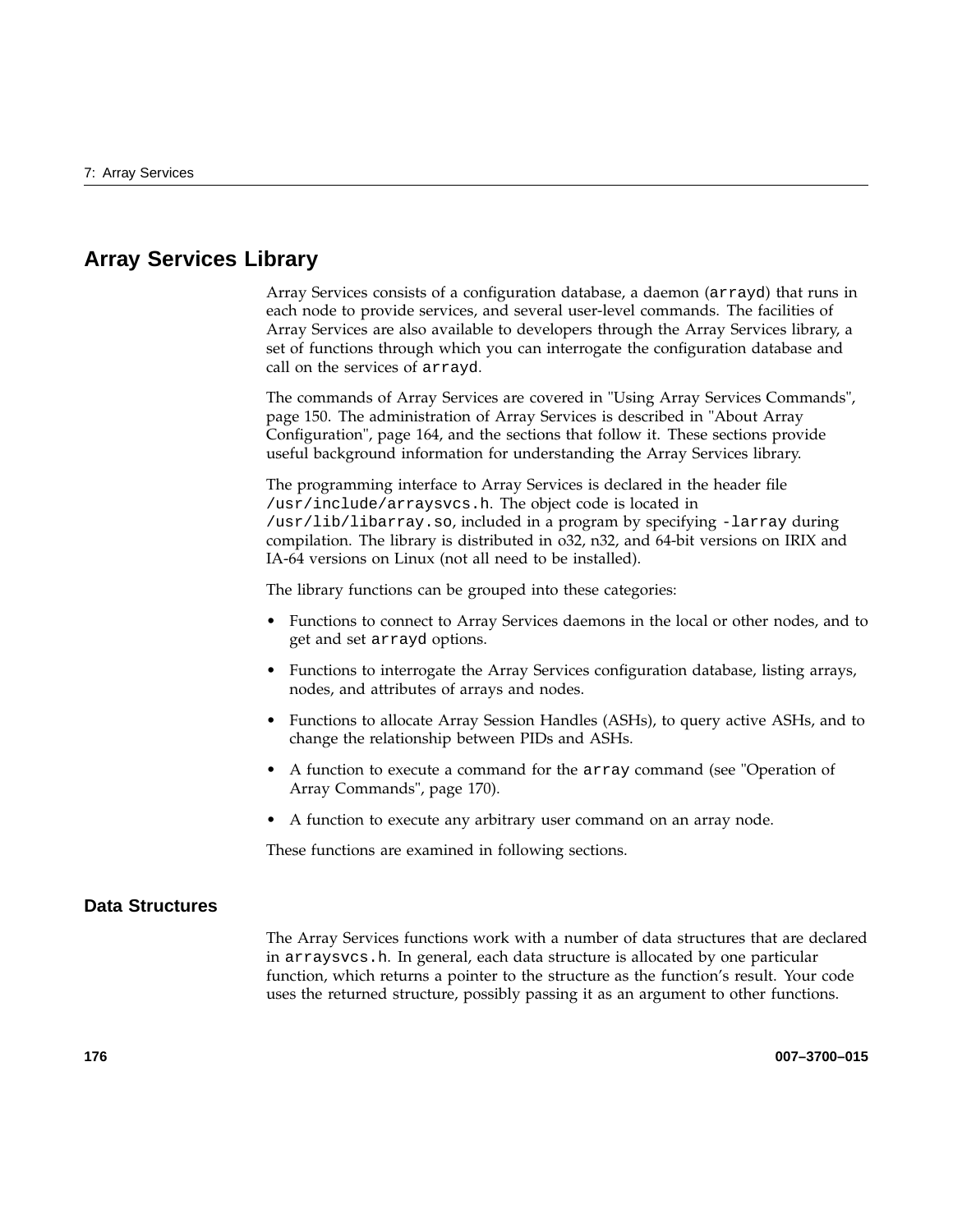## Array Services Library

Array Services consists of a configuration database, a daemon (`arrayd`) that runs in each node to provide services, and several user-level commands. The facilities of Array Services are also available to developers through the Array Services library, a set of functions through which you can interrogate the configuration database and call on the services of `arrayd`.

The commands of Array Services are covered in "Using Array Services Commands", page 150. The administration of Array Services is described in "About Array Configuration", page 164, and the sections that follow it. These sections provide useful background information for understanding the Array Services library.

The programming interface to Array Services is declared in the header file `/usr/include/arraysvcs.h`. The object code is located in `/usr/lib/libarray.so`, included in a program by specifying `-larray` during compilation. The library is distributed in o32, n32, and 64-bit versions on IRIX and IA-64 versions on Linux (not all need to be installed).

The library functions can be grouped into these categories:

- Functions to connect to Array Services daemons in the local or other nodes, and to get and set `arrayd` options.
- Functions to interrogate the Array Services configuration database, listing arrays, nodes, and attributes of arrays and nodes.
- Functions to allocate Array Session Handles (ASHs), to query active ASHs, and to change the relationship between PIDs and ASHs.
- A function to execute a command for the `array` command (see "Operation of Array Commands", page 170).
- A function to execute any arbitrary user command on an array node.

These functions are examined in following sections.

### Data Structures

The Array Services functions work with a number of data structures that are declared in `arraysvcs.h`. In general, each data structure is allocated by one particular function, which returns a pointer to the structure as the function's result. Your code uses the returned structure, possibly passing it as an argument to other functions.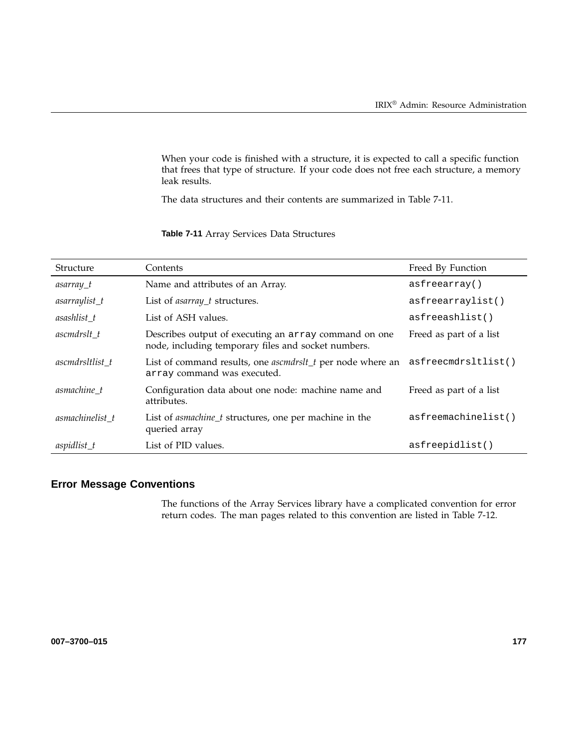When your code is finished with a structure, it is expected to call a specific function that frees that type of structure. If your code does not free each structure, a memory leak results.

The data structures and their contents are summarized in Table 7-11.

**Table 7-11** Array Services Data Structures

| Structure | Contents | Freed By Function |
| --- | --- | --- |
| *asarray_t* | Name and attributes of an Array. | `asfreearray()` |
| *asarraylist_t* | List of *asarray_t* structures. | `asfreearraylist()` |
| *asashlist_t* | List of ASH values. | `asfreeashlist()` |
| *ascmdrslt_t* | Describes output of executing an `array` command on one node, including temporary files and socket numbers. | Freed as part of a list |
| *ascmdrsltlist_t* | List of command results, one *ascmdrslt_t* per node where an `array` command was executed. | `asfreecmdrsltlist()` |
| *asmachine_t* | Configuration data about one node: machine name and attributes. | Freed as part of a list |
| *asmachinelist_t* | List of *asmachine_t* structures, one per machine in the queried array | `asfreemachinelist()` |
| *aspidlist_t* | List of PID values. | `asfreepidlist()` |

## Error Message Conventions

The functions of the Array Services library have a complicated convention for error return codes. The man pages related to this convention are listed in Table 7-12.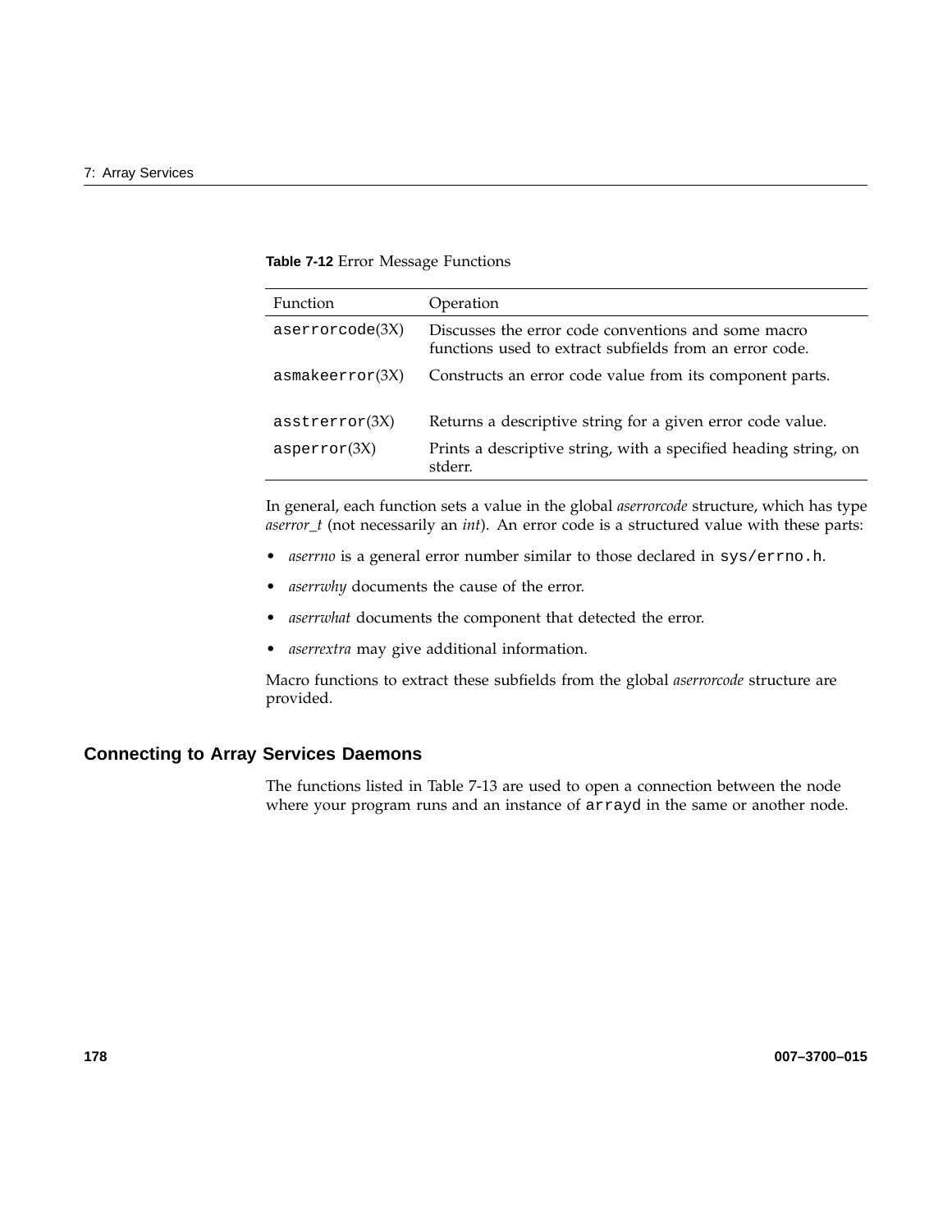**Table 7-12** Error Message Functions

| Function | Operation |
| --- | --- |
| `aserrorcode`(3X) | Discusses the error code conventions and some macro functions used to extract subfields from an error code. |
| `asmakeerror`(3X) | Constructs an error code value from its component parts. |
| `asstrerror`(3X) | Returns a descriptive string for a given error code value. |
| `asperror`(3X) | Prints a descriptive string, with a specified heading string, on stderr. |

In general, each function sets a value in the global *aserrorcode* structure, which has type *aserror_t* (not necessarily an *int*). An error code is a structured value with these parts:

- *aserrno* is a general error number similar to those declared in `sys/errno.h`.
- *aserrwhy* documents the cause of the error.
- *aserrwhat* documents the component that detected the error.
- *aserrextra* may give additional information.

Macro functions to extract these subfields from the global *aserrorcode* structure are provided.

## Connecting to Array Services Daemons

The functions listed in Table 7-13 are used to open a connection between the node where your program runs and an instance of `arrayd` in the same or another node.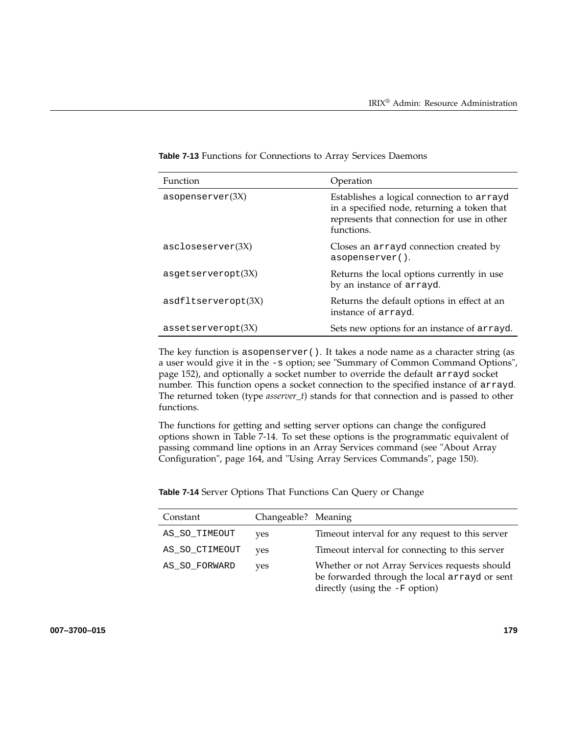**Table 7-13** Functions for Connections to Array Services Daemons

| Function | Operation |
| --- | --- |
| asopenserver(3X) | Establishes a logical connection to arrayd in a specified node, returning a token that represents that connection for use in other functions. |
| ascloseserver(3X) | Closes an arrayd connection created by asopenserver(). |
| asgetserveropt(3X) | Returns the local options currently in use by an instance of arrayd. |
| asdfltserveropt(3X) | Returns the default options in effect at an instance of arrayd. |
| assetserveropt(3X) | Sets new options for an instance of arrayd. |

The key function is asopenserver(). It takes a node name as a character string (as a user would give it in the -s option; see "Summary of Common Command Options", page 152), and optionally a socket number to override the default arrayd socket number. This function opens a socket connection to the specified instance of arrayd. The returned token (type *asserver_t*) stands for that connection and is passed to other functions.

The functions for getting and setting server options can change the configured options shown in Table 7-14. To set these options is the programmatic equivalent of passing command line options in an Array Services command (see "About Array Configuration", page 164, and "Using Array Services Commands", page 150).

**Table 7-14** Server Options That Functions Can Query or Change

| Constant | Changeable? | Meaning |
| --- | --- | --- |
| AS_SO_TIMEOUT | yes | Timeout interval for any request to this server |
| AS_SO_CTIMEOUT | yes | Timeout interval for connecting to this server |
| AS_SO_FORWARD | yes | Whether or not Array Services requests should be forwarded through the local arrayd or sent directly (using the -F option) |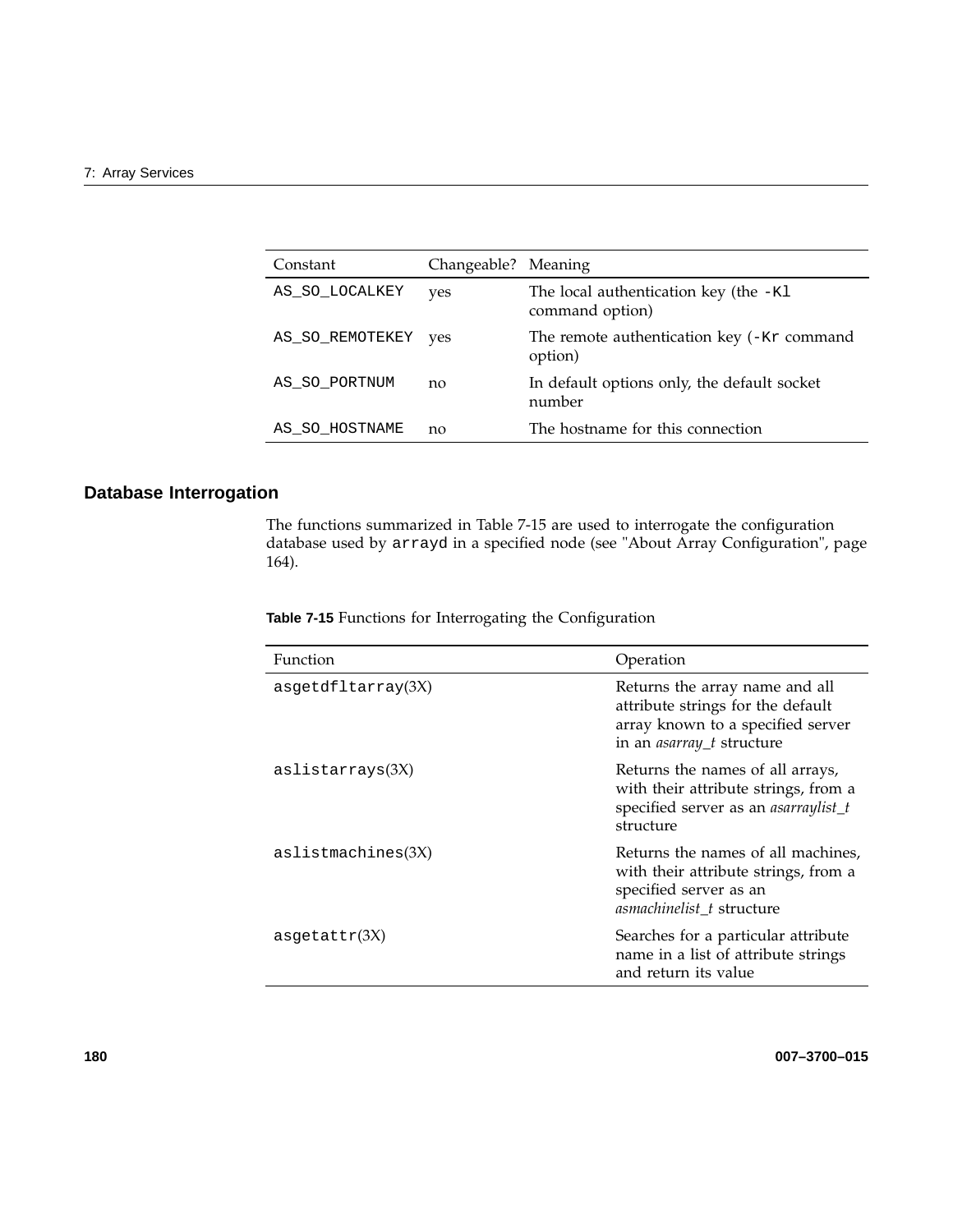| Constant | Changeable? | Meaning |
| --- | --- | --- |
| `AS_SO_LOCALKEY` | yes | The local authentication key (the `-Kl` command option) |
| `AS_SO_REMOTEKEY` | yes | The remote authentication key (`-Kr` command option) |
| `AS_SO_PORTNUM` | no | In default options only, the default socket number |
| `AS_SO_HOSTNAME` | no | The hostname for this connection |

## Database Interrogation

The functions summarized in Table 7-15 are used to interrogate the configuration database used by `arrayd` in a specified node (see "About Array Configuration", page 164).

**Table 7-15** Functions for Interrogating the Configuration

| Function | Operation |
| --- | --- |
| `asgetdfltarray`(3X) | Returns the array name and all attribute strings for the default array known to a specified server in an *asarray_t* structure |
| `aslistarrays`(3X) | Returns the names of all arrays, with their attribute strings, from a specified server as an *asarraylist_t* structure |
| `aslistmachines`(3X) | Returns the names of all machines, with their attribute strings, from a specified server as an *asmachinelist_t* structure |
| `asgetattr`(3X) | Searches for a particular attribute name in a list of attribute strings and return its value |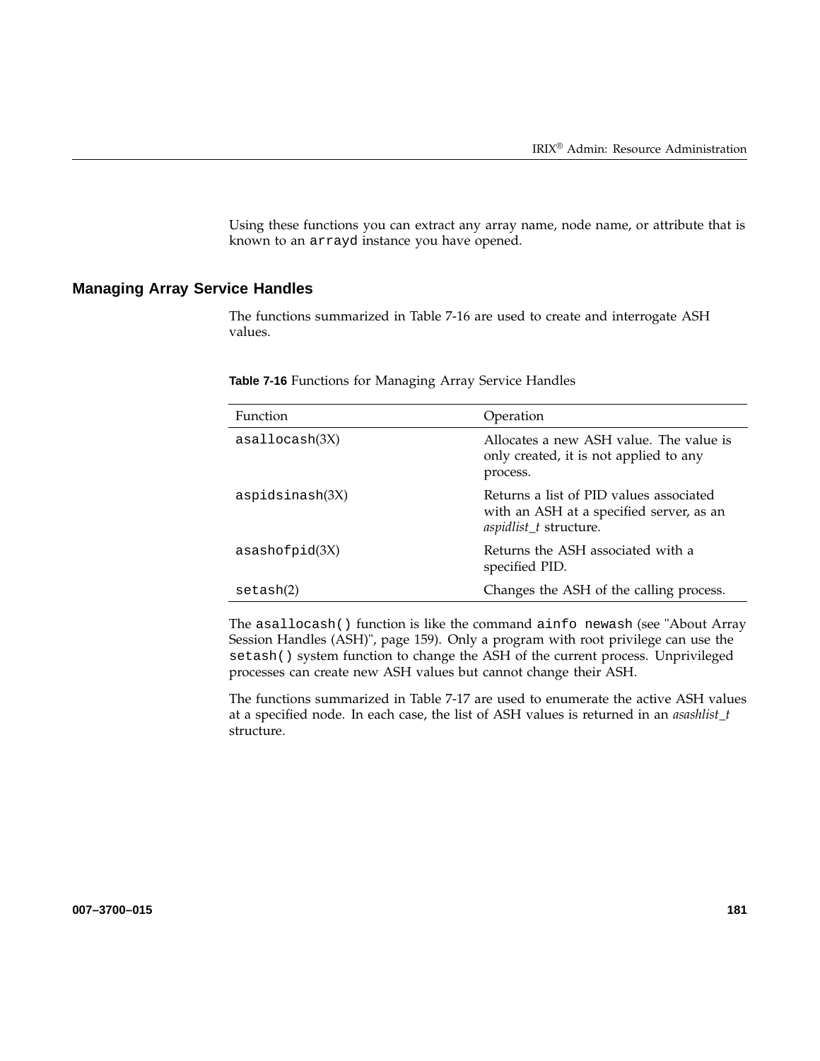Using these functions you can extract any array name, node name, or attribute that is known to an `arrayd` instance you have opened.

## Managing Array Service Handles

The functions summarized in Table 7-16 are used to create and interrogate ASH values.

**Table 7-16** Functions for Managing Array Service Handles

| Function | Operation |
| --- | --- |
| `asallocash`(3X) | Allocates a new ASH value. The value is only created, it is not applied to any process. |
| `aspidsinash`(3X) | Returns a list of PID values associated with an ASH at a specified server, as an *aspidlist_t* structure. |
| `asashofpid`(3X) | Returns the ASH associated with a specified PID. |
| `setash`(2) | Changes the ASH of the calling process. |

The `asallocash()` function is like the command `ainfo newash` (see "About Array Session Handles (ASH)", page 159). Only a program with root privilege can use the `setash()` system function to change the ASH of the current process. Unprivileged processes can create new ASH values but cannot change their ASH.

The functions summarized in Table 7-17 are used to enumerate the active ASH values at a specified node. In each case, the list of ASH values is returned in an *asashlist_t* structure.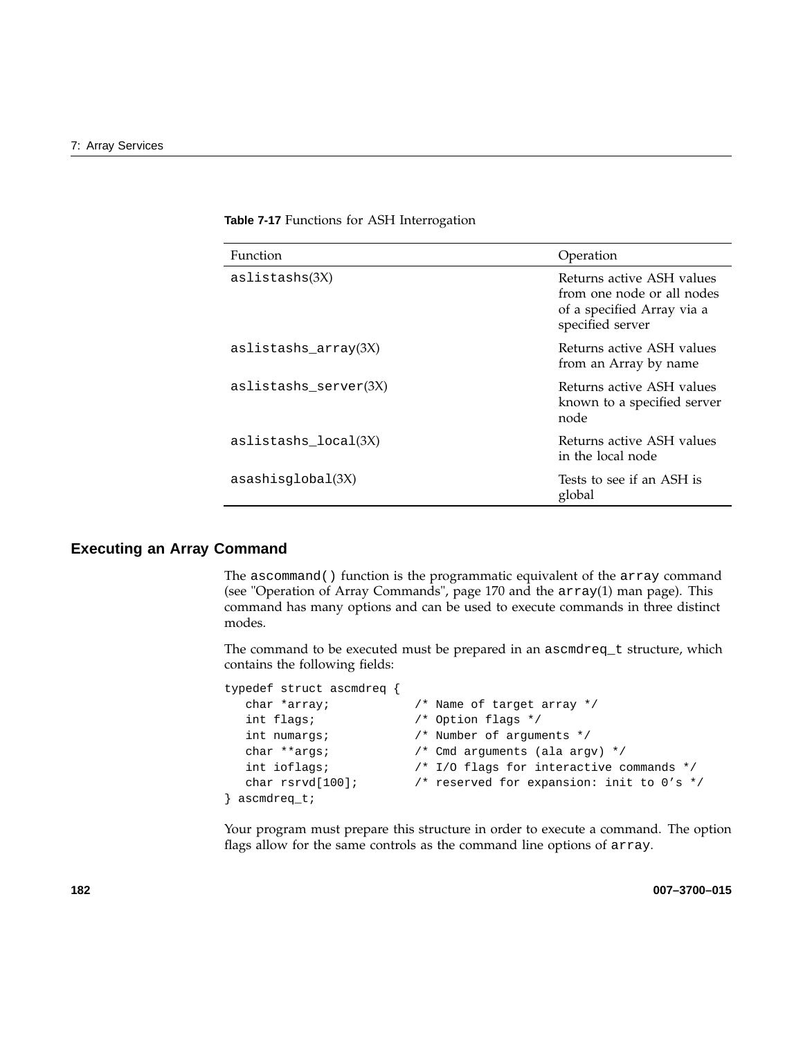**Table 7-17** Functions for ASH Interrogation

| Function | Operation |
| --- | --- |
| aslistashs(3X) | Returns active ASH values from one node or all nodes of a specified Array via a specified server |
| aslistashs_array(3X) | Returns active ASH values from an Array by name |
| aslistashs_server(3X) | Returns active ASH values known to a specified server node |
| aslistashs_local(3X) | Returns active ASH values in the local node |
| asashisglobal(3X) | Tests to see if an ASH is global |

## Executing an Array Command

The `ascommand()` function is the programmatic equivalent of the `array` command (see "Operation of Array Commands", page 170 and the `array`(1) man page). This command has many options and can be used to execute commands in three distinct modes.

The command to be executed must be prepared in an `ascmdreq_t` structure, which contains the following fields:

```
typedef struct ascmdreq {
   char *array;           /* Name of target array */
   int flags;             /* Option flags */
   int numargs;           /* Number of arguments */
   char **args;           /* Cmd arguments (ala argv) */
   int ioflags;           /* I/O flags for interactive commands */
   char rsrvd[100];       /* reserved for expansion: init to 0's */
} ascmdreq_t;
```

Your program must prepare this structure in order to execute a command. The option flags allow for the same controls as the command line options of `array`.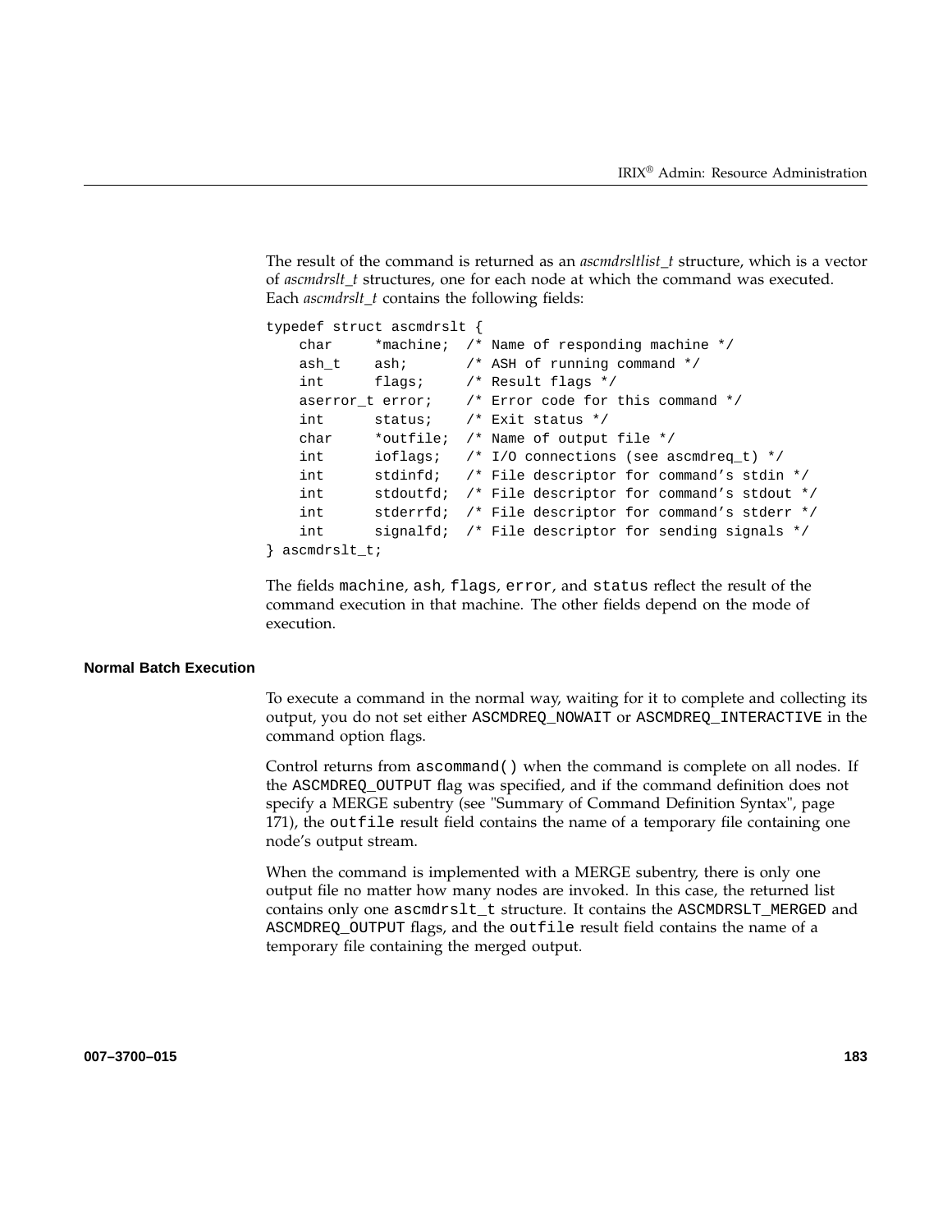The result of the command is returned as an *ascmdrsltlist_t* structure, which is a vector of *ascmdrslt_t* structures, one for each node at which the command was executed. Each *ascmdrslt_t* contains the following fields:

```
typedef struct ascmdrslt {
    char     *machine;  /* Name of responding machine */
    ash_t    ash;       /* ASH of running command */
    int      flags;     /* Result flags */
    aserror_t error;    /* Error code for this command */
    int      status;    /* Exit status */
    char     *outfile;  /* Name of output file */
    int      ioflags;   /* I/O connections (see ascmdreq_t) */
    int      stdinfd;   /* File descriptor for command's stdin */
    int      stdoutfd;  /* File descriptor for command's stdout */
    int      stderrfd;  /* File descriptor for command's stderr */
    int      signalfd;  /* File descriptor for sending signals */
} ascmdrslt_t;
```

The fields `machine`, `ash`, `flags`, `error`, and `status` reflect the result of the command execution in that machine. The other fields depend on the mode of execution.

### Normal Batch Execution

To execute a command in the normal way, waiting for it to complete and collecting its output, you do not set either `ASCMDREQ_NOWAIT` or `ASCMDREQ_INTERACTIVE` in the command option flags.

Control returns from `ascommand()` when the command is complete on all nodes. If the `ASCMDREQ_OUTPUT` flag was specified, and if the command definition does not specify a MERGE subentry (see "Summary of Command Definition Syntax", page 171), the `outfile` result field contains the name of a temporary file containing one node's output stream.

When the command is implemented with a MERGE subentry, there is only one output file no matter how many nodes are invoked. In this case, the returned list contains only one `ascmdrslt_t` structure. It contains the `ASCMDRSLT_MERGED` and `ASCMDREQ_OUTPUT` flags, and the `outfile` result field contains the name of a temporary file containing the merged output.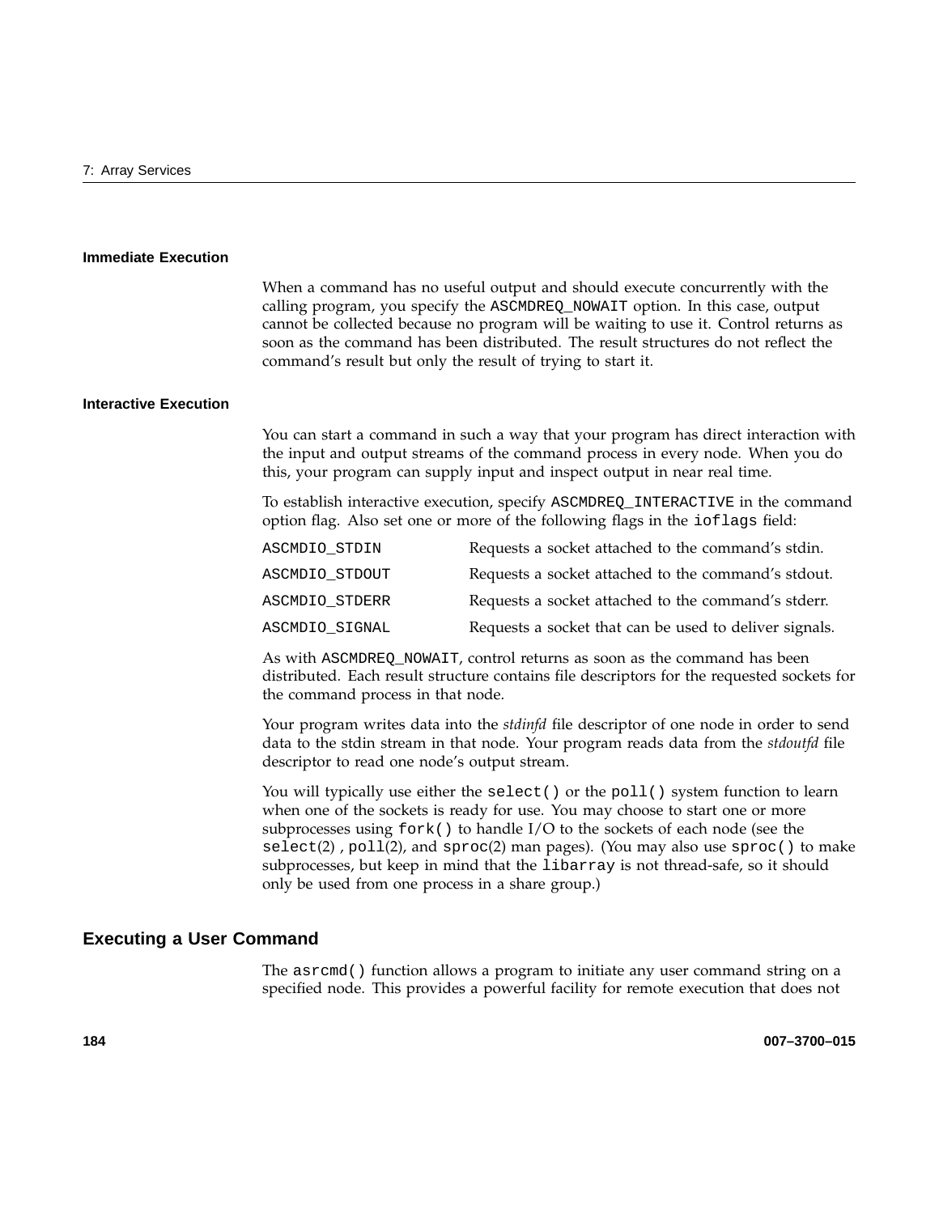#### Immediate Execution

When a command has no useful output and should execute concurrently with the calling program, you specify the `ASCMDREQ_NOWAIT` option. In this case, output cannot be collected because no program will be waiting to use it. Control returns as soon as the command has been distributed. The result structures do not reflect the command's result but only the result of trying to start it.

#### Interactive Execution

You can start a command in such a way that your program has direct interaction with the input and output streams of the command process in every node. When you do this, your program can supply input and inspect output in near real time.

To establish interactive execution, specify `ASCMDREQ_INTERACTIVE` in the command option flag. Also set one or more of the following flags in the `ioflags` field:

| | |
|---|---|
| `ASCMDIO_STDIN` | Requests a socket attached to the command's stdin. |
| `ASCMDIO_STDOUT` | Requests a socket attached to the command's stdout. |
| `ASCMDIO_STDERR` | Requests a socket attached to the command's stderr. |
| `ASCMDIO_SIGNAL` | Requests a socket that can be used to deliver signals. |

As with `ASCMDREQ_NOWAIT`, control returns as soon as the command has been distributed. Each result structure contains file descriptors for the requested sockets for the command process in that node.

Your program writes data into the *stdinfd* file descriptor of one node in order to send data to the stdin stream in that node. Your program reads data from the *stdoutfd* file descriptor to read one node's output stream.

You will typically use either the `select()` or the `poll()` system function to learn when one of the sockets is ready for use. You may choose to start one or more subprocesses using `fork()` to handle I/O to the sockets of each node (see the `select`(2) , `poll`(2), and `sproc`(2) man pages). (You may also use `sproc()` to make subprocesses, but keep in mind that the `libarray` is not thread-safe, so it should only be used from one process in a share group.)

### Executing a User Command

The `asrcmd()` function allows a program to initiate any user command string on a specified node. This provides a powerful facility for remote execution that does not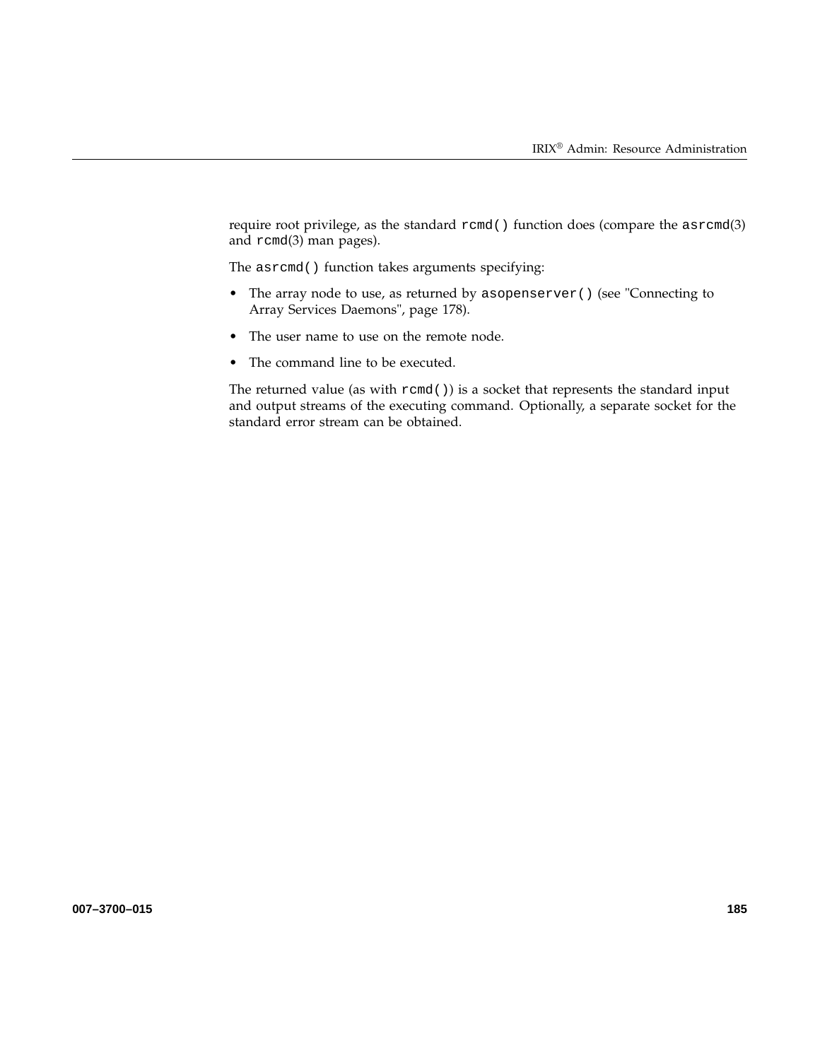require root privilege, as the standard `rcmd()` function does (compare the `asrcmd`(3) and `rcmd`(3) man pages).

The `asrcmd()` function takes arguments specifying:

- The array node to use, as returned by `asopenserver()` (see "Connecting to Array Services Daemons", page 178).
- The user name to use on the remote node.
- The command line to be executed.

The returned value (as with `rcmd()`) is a socket that represents the standard input and output streams of the executing command. Optionally, a separate socket for the standard error stream can be obtained.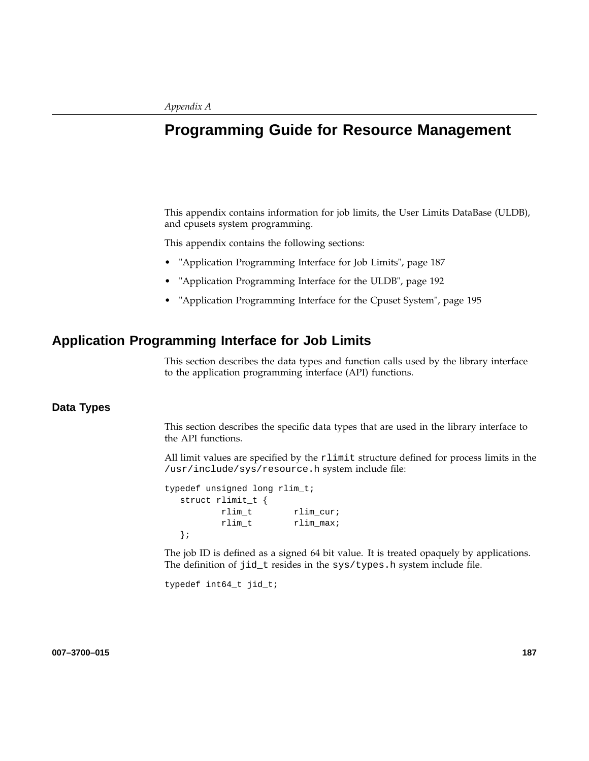Appendix A

# Programming Guide for Resource Management

This appendix contains information for job limits, the User Limits DataBase (ULDB), and cpusets system programming.

This appendix contains the following sections:

- "Application Programming Interface for Job Limits", page 187
- "Application Programming Interface for the ULDB", page 192
- "Application Programming Interface for the Cpuset System", page 195

## Application Programming Interface for Job Limits

This section describes the data types and function calls used by the library interface to the application programming interface (API) functions.

### Data Types

This section describes the specific data types that are used in the library interface to the API functions.

All limit values are specified by the `rlimit` structure defined for process limits in the `/usr/include/sys/resource.h` system include file:

```
typedef unsigned long rlim_t;
   struct rlimit_t {
          rlim_t        rlim_cur;
          rlim_t        rlim_max;
   };
```

The job ID is defined as a signed 64 bit value. It is treated opaquely by applications. The definition of `jid_t` resides in the `sys/types.h` system include file.

```
typedef int64_t jid_t;
```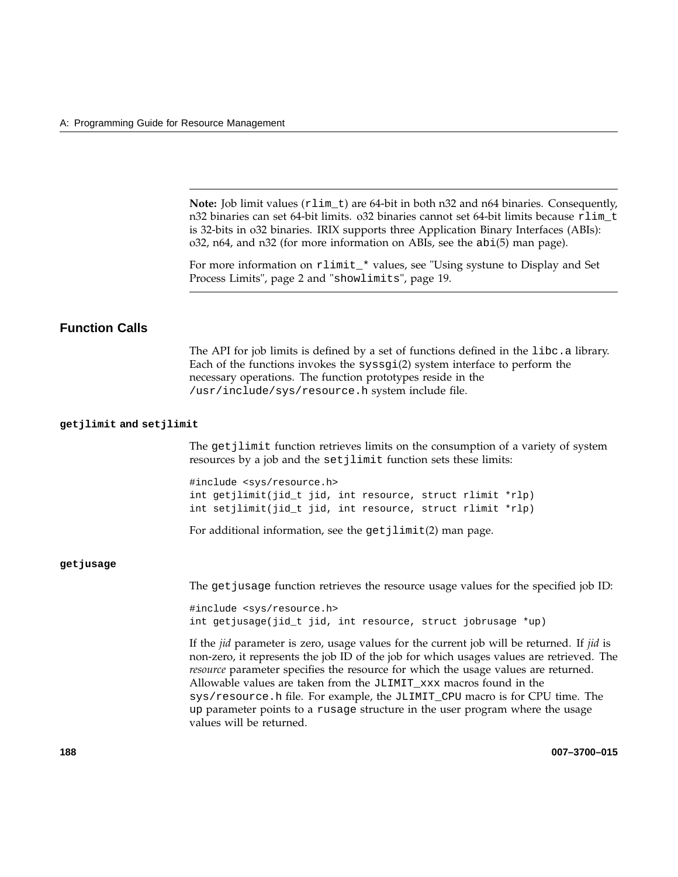**Note:** Job limit values (`rlim_t`) are 64-bit in both n32 and n64 binaries. Consequently, n32 binaries can set 64-bit limits. o32 binaries cannot set 64-bit limits because `rlim_t` is 32-bits in o32 binaries. IRIX supports three Application Binary Interfaces (ABIs): o32, n64, and n32 (for more information on ABIs, see the `abi`(5) man page).

For more information on `rlimit_*` values, see "Using systune to Display and Set Process Limits", page 2 and "`showlimits`", page 19.

## Function Calls

The API for job limits is defined by a set of functions defined in the `libc.a` library. Each of the functions invokes the `syssgi`(2) system interface to perform the necessary operations. The function prototypes reside in the `/usr/include/sys/resource.h` system include file.

### `getjlimit` and `setjlimit`

The `getjlimit` function retrieves limits on the consumption of a variety of system resources by a job and the `setjlimit` function sets these limits:

```
#include <sys/resource.h>
int getjlimit(jid_t jid, int resource, struct rlimit *rlp)
int setjlimit(jid_t jid, int resource, struct rlimit *rlp)
```

For additional information, see the `getjlimit`(2) man page.

### `getjusage`

The `getjusage` function retrieves the resource usage values for the specified job ID:

```
#include <sys/resource.h>
int getjusage(jid_t jid, int resource, struct jobrusage *up)
```

If the *jid* parameter is zero, usage values for the current job will be returned. If *jid* is non-zero, it represents the job ID of the job for which usages values are retrieved. The *resource* parameter specifies the resource for which the usage values are returned. Allowable values are taken from the `JLIMIT_xxx` macros found in the `sys/resource.h` file. For example, the `JLIMIT_CPU` macro is for CPU time. The `up` parameter points to a `rusage` structure in the user program where the usage values will be returned.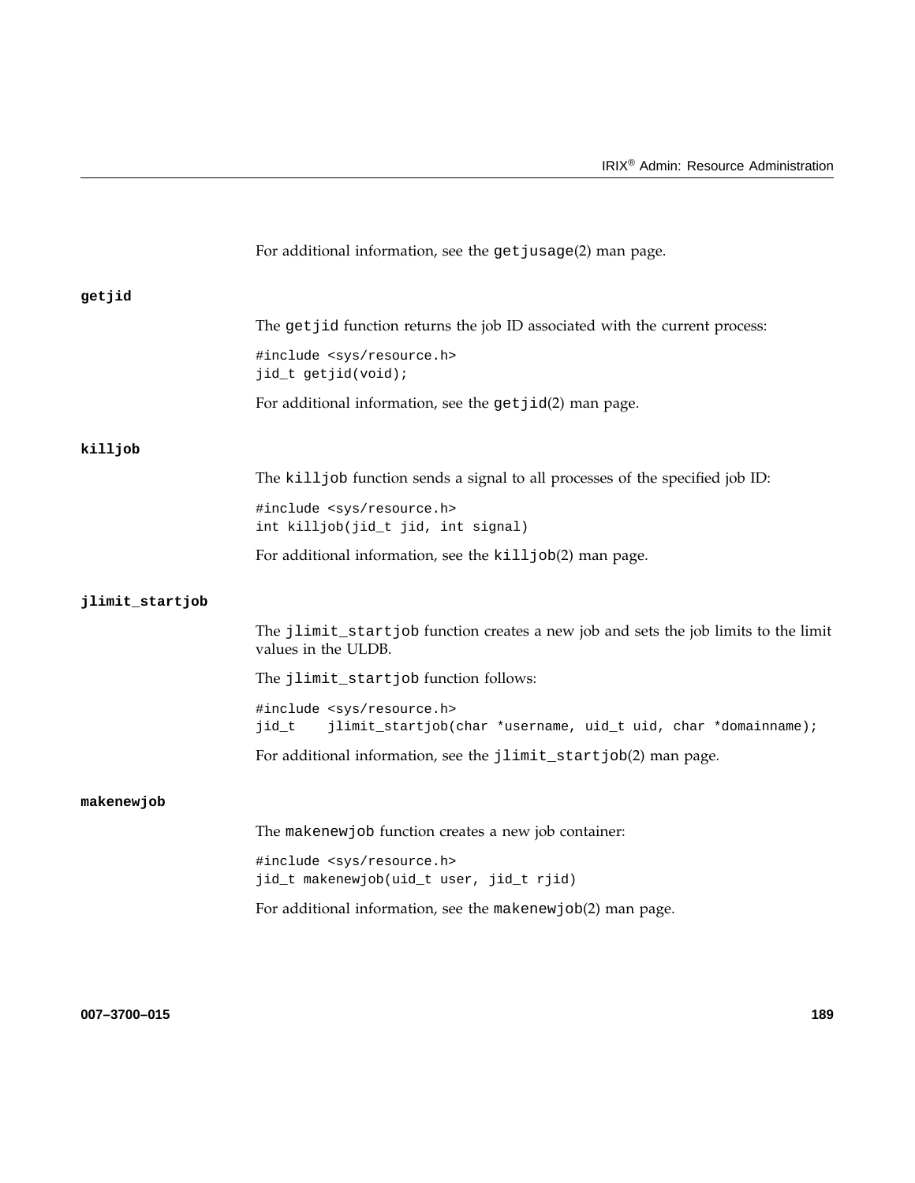For additional information, see the getjusage(2) man page.

**getjid**

The getjid function returns the job ID associated with the current process:

```
#include <sys/resource.h>
jid_t getjid(void);
```

For additional information, see the getjid(2) man page.

**killjob**

The killjob function sends a signal to all processes of the specified job ID:

```
#include <sys/resource.h>
int killjob(jid_t jid, int signal)
```

For additional information, see the killjob(2) man page.

**jlimit_startjob**

The jlimit_startjob function creates a new job and sets the job limits to the limit values in the ULDB.

The jlimit_startjob function follows:

```
#include <sys/resource.h>
jid_t    jlimit_startjob(char *username, uid_t uid, char *domainname);
```

For additional information, see the jlimit_startjob(2) man page.

**makenewjob**

The makenewjob function creates a new job container:

```
#include <sys/resource.h>
jid_t makenewjob(uid_t user, jid_t rjid)
```

For additional information, see the makenewjob(2) man page.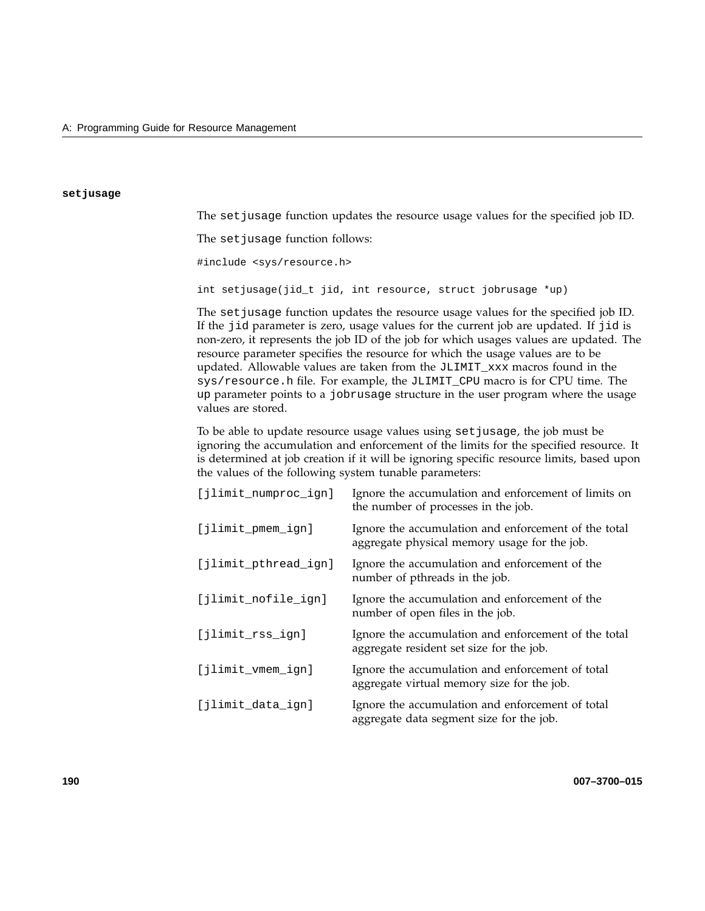### setjusage

The `setjusage` function updates the resource usage values for the specified job ID.

The `setjusage` function follows:

```
#include <sys/resource.h>

int setjusage(jid_t jid, int resource, struct jobrusage *up)
```

The `setjusage` function updates the resource usage values for the specified job ID. If the `jid` parameter is zero, usage values for the current job are updated. If `jid` is non-zero, it represents the job ID of the job for which usages values are updated. The resource parameter specifies the resource for which the usage values are to be updated. Allowable values are taken from the `JLIMIT_xxx` macros found in the `sys/resource.h` file. For example, the `JLIMIT_CPU` macro is for CPU time. The `up` parameter points to a `jobrusage` structure in the user program where the usage values are stored.

To be able to update resource usage values using `setjusage`, the job must be ignoring the accumulation and enforcement of the limits for the specified resource. It is determined at job creation if it will be ignoring specific resource limits, based upon the values of the following system tunable parameters:

| | |
|---|---|
| `[jlimit_numproc_ign]` | Ignore the accumulation and enforcement of limits on the number of processes in the job. |
| `[jlimit_pmem_ign]` | Ignore the accumulation and enforcement of the total aggregate physical memory usage for the job. |
| `[jlimit_pthread_ign]` | Ignore the accumulation and enforcement of the number of pthreads in the job. |
| `[jlimit_nofile_ign]` | Ignore the accumulation and enforcement of the number of open files in the job. |
| `[jlimit_rss_ign]` | Ignore the accumulation and enforcement of the total aggregate resident set size for the job. |
| `[jlimit_vmem_ign]` | Ignore the accumulation and enforcement of total aggregate virtual memory size for the job. |
| `[jlimit_data_ign]` | Ignore the accumulation and enforcement of total aggregate data segment size for the job. |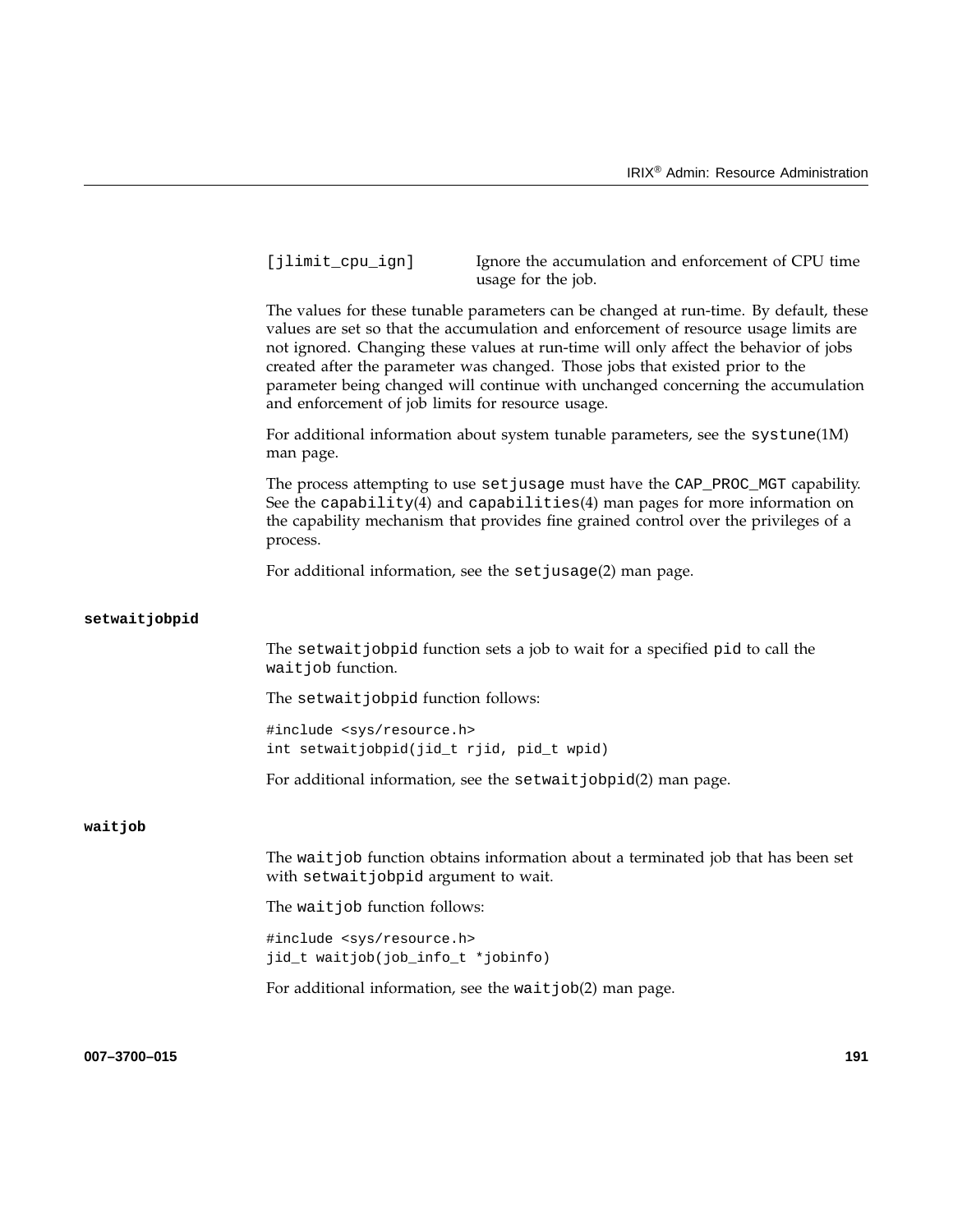| | |
|---|---|
| [jlimit_cpu_ign] | Ignore the accumulation and enforcement of CPU time usage for the job. |

The values for these tunable parameters can be changed at run-time. By default, these values are set so that the accumulation and enforcement of resource usage limits are not ignored. Changing these values at run-time will only affect the behavior of jobs created after the parameter was changed. Those jobs that existed prior to the parameter being changed will continue with unchanged concerning the accumulation and enforcement of job limits for resource usage.

For additional information about system tunable parameters, see the `systune`(1M) man page.

The process attempting to use `setjusage` must have the `CAP_PROC_MGT` capability. See the `capability`(4) and `capabilities`(4) man pages for more information on the capability mechanism that provides fine grained control over the privileges of a process.

For additional information, see the `setjusage`(2) man page.

### setwaitjobpid

The `setwaitjobpid` function sets a job to wait for a specified `pid` to call the `waitjob` function.

The `setwaitjobpid` function follows:

```
#include <sys/resource.h>
int setwaitjobpid(jid_t rjid, pid_t wpid)
```

For additional information, see the `setwaitjobpid`(2) man page.

### waitjob

The `waitjob` function obtains information about a terminated job that has been set with `setwaitjobpid` argument to wait.

The `waitjob` function follows:

```
#include <sys/resource.h>
jid_t waitjob(job_info_t *jobinfo)
```

For additional information, see the `waitjob`(2) man page.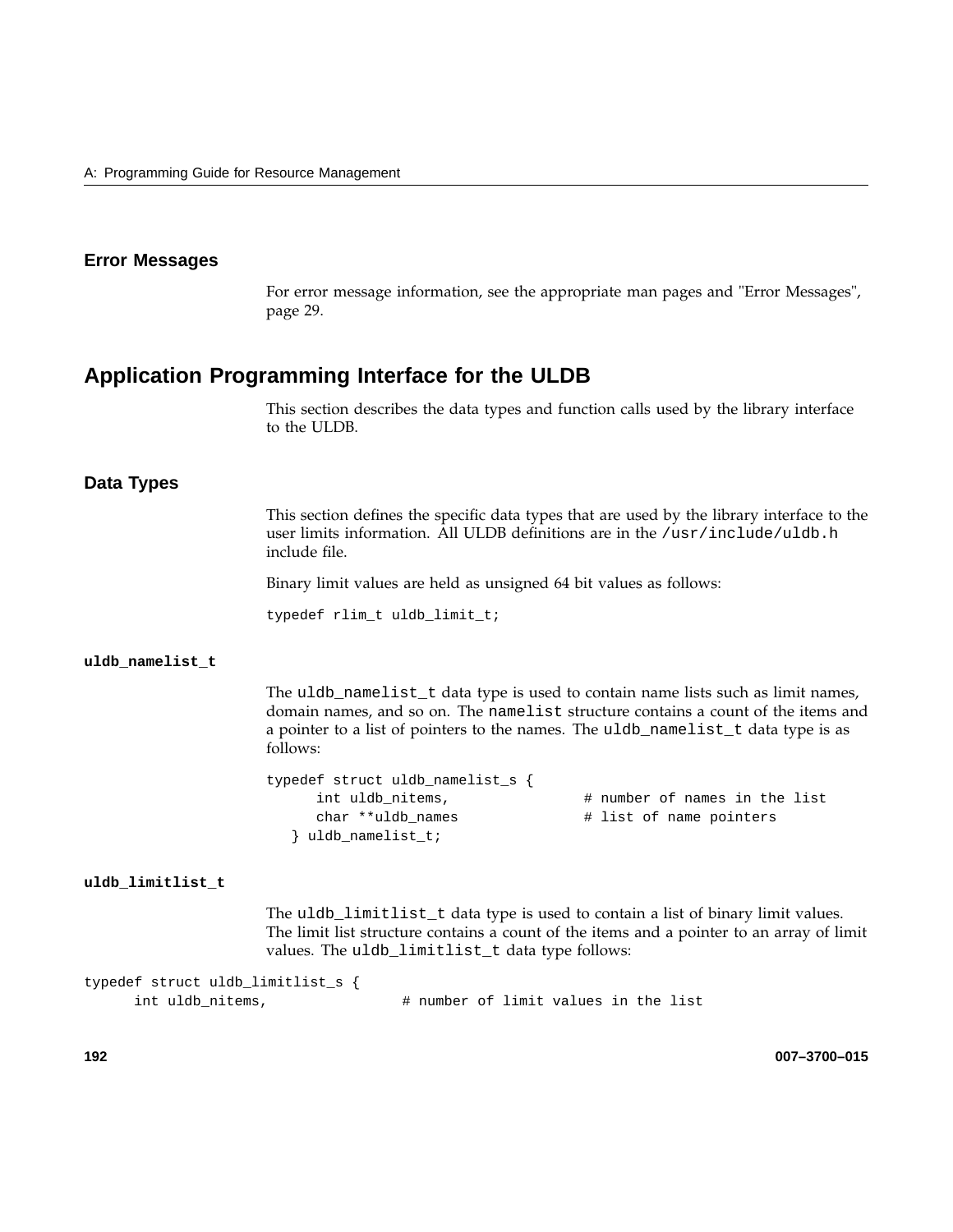### Error Messages

For error message information, see the appropriate man pages and "Error Messages", page 29.

## Application Programming Interface for the ULDB

This section describes the data types and function calls used by the library interface to the ULDB.

### Data Types

This section defines the specific data types that are used by the library interface to the user limits information. All ULDB definitions are in the `/usr/include/uldb.h` include file.

Binary limit values are held as unsigned 64 bit values as follows:

```
typedef rlim_t uldb_limit_t;
```

#### uldb_namelist_t

The `uldb_namelist_t` data type is used to contain name lists such as limit names, domain names, and so on. The `namelist` structure contains a count of the items and a pointer to a list of pointers to the names. The `uldb_namelist_t` data type is as follows:

```
typedef struct uldb_namelist_s {
      int uldb_nitems,               # number of names in the list
      char **uldb_names              # list of name pointers
   } uldb_namelist_t;
```

#### uldb_limitlist_t

The `uldb_limitlist_t` data type is used to contain a list of binary limit values. The limit list structure contains a count of the items and a pointer to an array of limit values. The `uldb_limitlist_t` data type follows:

```
typedef struct uldb_limitlist_s {
      int uldb_nitems,               # number of limit values in the list
```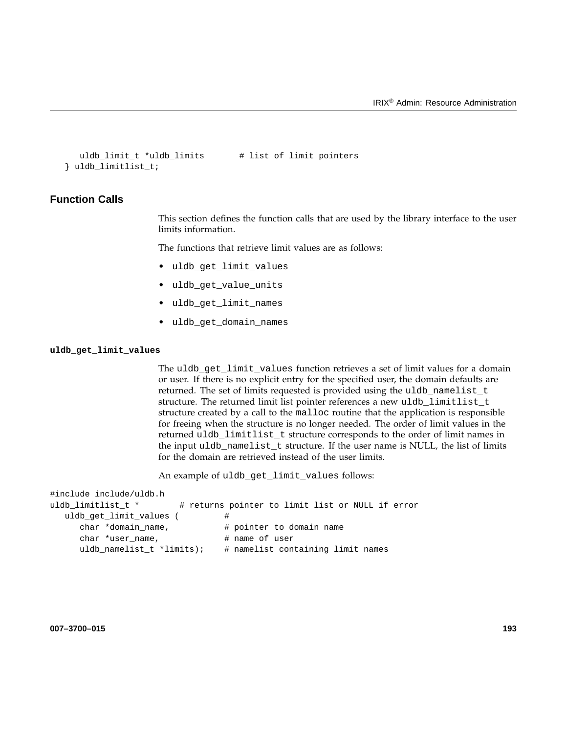```
     uldb_limit_t *uldb_limits       # list of limit pointers
  } uldb_limitlist_t;
```

## Function Calls

This section defines the function calls that are used by the library interface to the user limits information.

The functions that retrieve limit values are as follows:

- `uldb_get_limit_values`
- `uldb_get_value_units`
- `uldb_get_limit_names`
- `uldb_get_domain_names`

### uldb_get_limit_values

The `uldb_get_limit_values` function retrieves a set of limit values for a domain or user. If there is no explicit entry for the specified user, the domain defaults are returned. The set of limits requested is provided using the `uldb_namelist_t` structure. The returned limit list pointer references a new `uldb_limitlist_t` structure created by a call to the `malloc` routine that the application is responsible for freeing when the structure is no longer needed. The order of limit values in the returned `uldb_limitlist_t` structure corresponds to the order of limit names in the input `uldb_namelist_t` structure. If the user name is NULL, the list of limits for the domain are retrieved instead of the user limits.

An example of `uldb_get_limit_values` follows:

```
#include include/uldb.h
uldb_limitlist_t *        # returns pointer to limit list or NULL if error
   uldb_get_limit_values (         #
      char *domain_name,           # pointer to domain name
      char *user_name,             # name of user
      uldb_namelist_t *limits);    # namelist containing limit names
```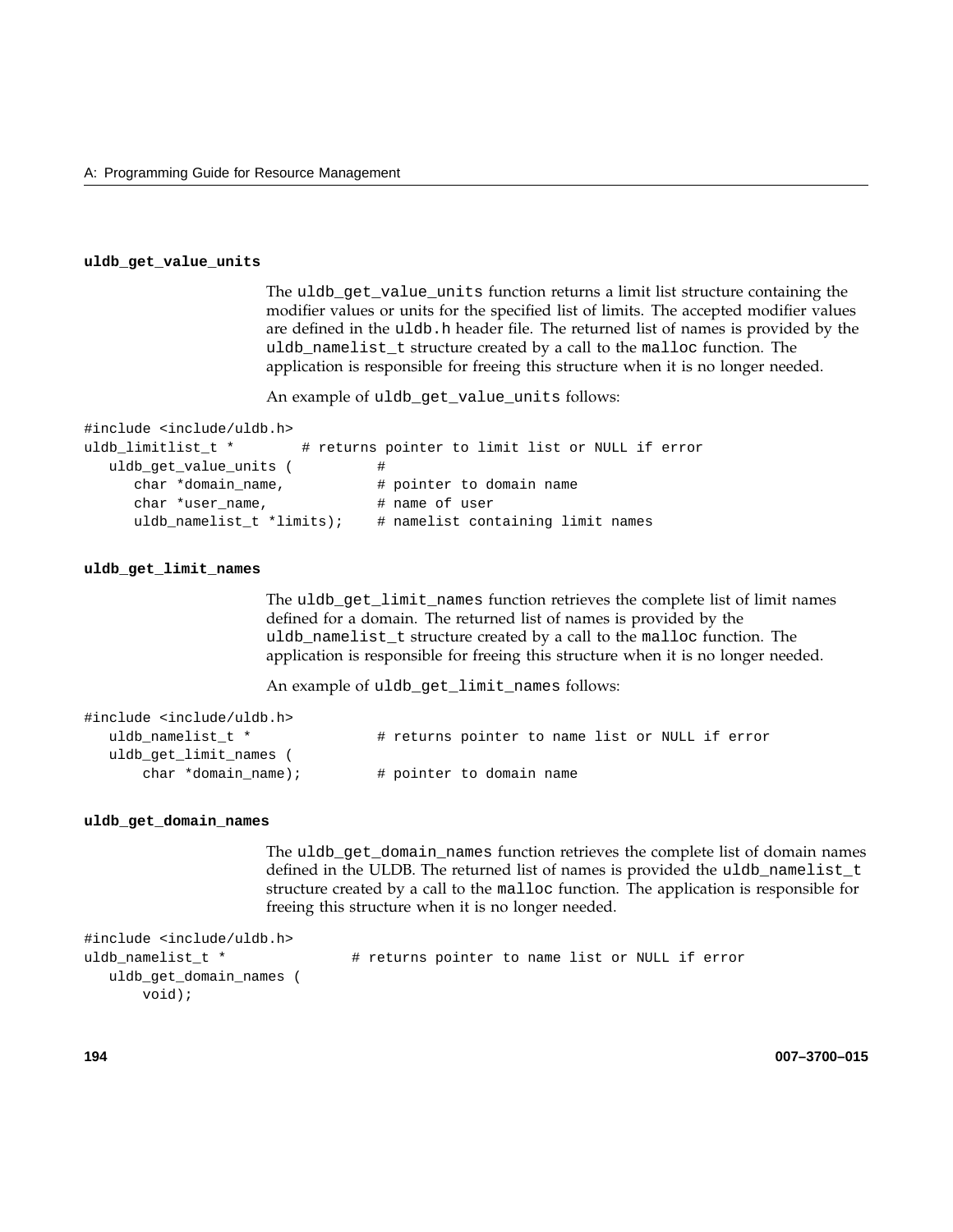### uldb_get_value_units

The `uldb_get_value_units` function returns a limit list structure containing the modifier values or units for the specified list of limits. The accepted modifier values are defined in the `uldb.h` header file. The returned list of names is provided by the `uldb_namelist_t` structure created by a call to the `malloc` function. The application is responsible for freeing this structure when it is no longer needed.

An example of `uldb_get_value_units` follows:

```
#include <include/uldb.h>
uldb_limitlist_t *        # returns pointer to limit list or NULL if error
   uldb_get_value_units (          #
      char *domain_name,           # pointer to domain name
      char *user_name,             # name of user
      uldb_namelist_t *limits);    # namelist containing limit names
```

### uldb_get_limit_names

The `uldb_get_limit_names` function retrieves the complete list of limit names defined for a domain. The returned list of names is provided by the `uldb_namelist_t` structure created by a call to the `malloc` function. The application is responsible for freeing this structure when it is no longer needed.

An example of `uldb_get_limit_names` follows:

```
#include <include/uldb.h>
   uldb_namelist_t *               # returns pointer to name list or NULL if error
   uldb_get_limit_names (
       char *domain_name);         # pointer to domain name
```

### uldb_get_domain_names

The `uldb_get_domain_names` function retrieves the complete list of domain names defined in the ULDB. The returned list of names is provided the `uldb_namelist_t` structure created by a call to the `malloc` function. The application is responsible for freeing this structure when it is no longer needed.

```
#include <include/uldb.h>
uldb_namelist_t *               # returns pointer to name list or NULL if error
   uldb_get_domain_names (
       void);
```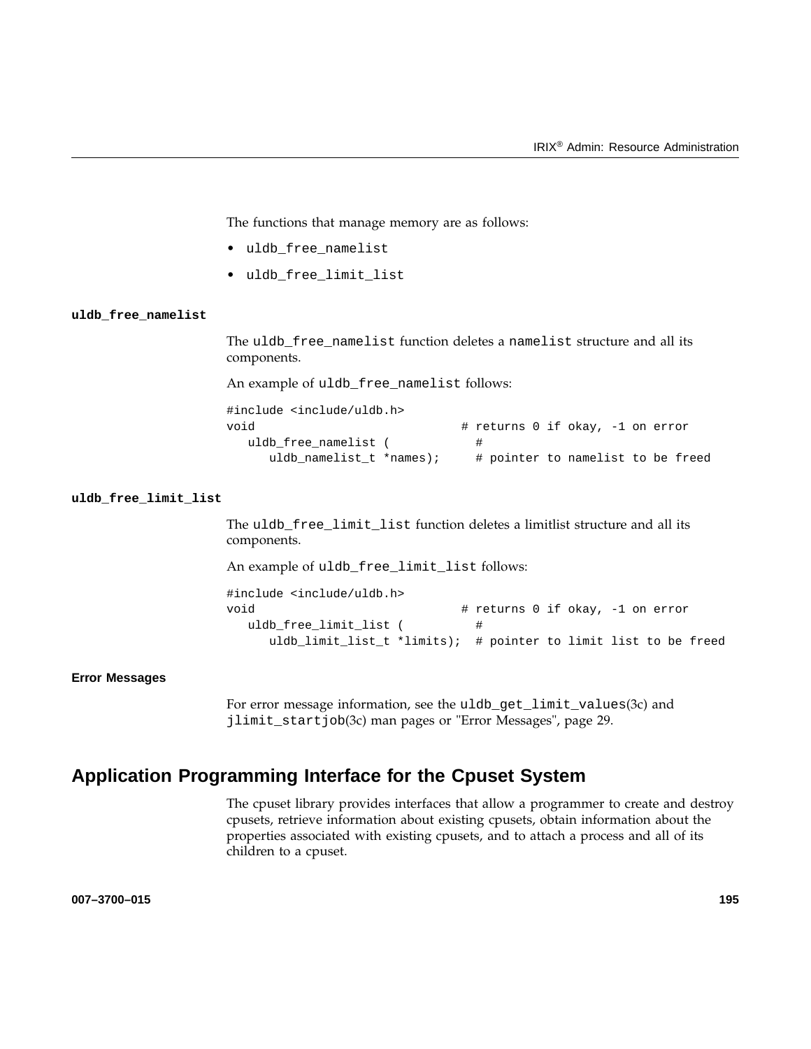The functions that manage memory are as follows:

- `uldb_free_namelist`
- `uldb_free_limit_list`

### uldb_free_namelist

The `uldb_free_namelist` function deletes a `namelist` structure and all its components.

An example of `uldb_free_namelist` follows:

```
#include <include/uldb.h>
void                              # returns 0 if okay, -1 on error
   uldb_free_namelist (            #
      uldb_namelist_t *names);     # pointer to namelist to be freed
```

### uldb_free_limit_list

The `uldb_free_limit_list` function deletes a limitlist structure and all its components.

An example of `uldb_free_limit_list` follows:

```
#include <include/uldb.h>
void                              # returns 0 if okay, -1 on error
   uldb_free_limit_list (          #
      uldb_limit_list_t *limits);  # pointer to limit list to be freed
```

### Error Messages

For error message information, see the `uldb_get_limit_values`(3c) and `jlimit_startjob`(3c) man pages or "Error Messages", page 29.

## Application Programming Interface for the Cpuset System

The cpuset library provides interfaces that allow a programmer to create and destroy cpusets, retrieve information about existing cpusets, obtain information about the properties associated with existing cpusets, and to attach a process and all of its children to a cpuset.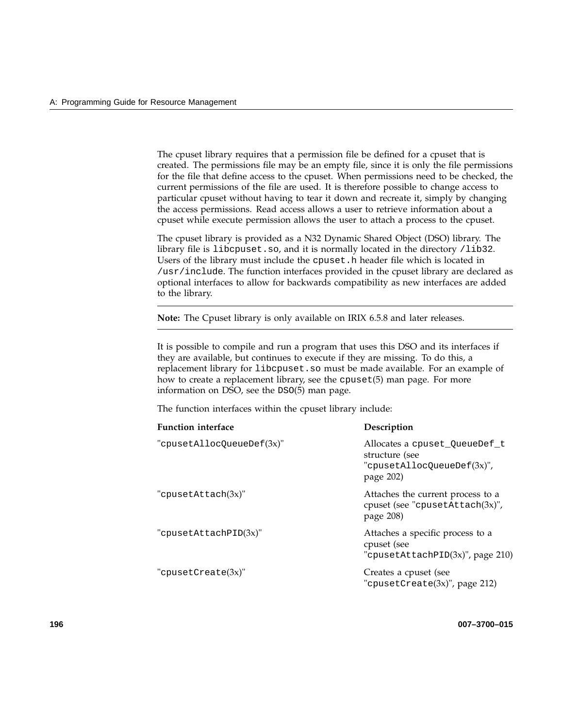The cpuset library requires that a permission file be defined for a cpuset that is created. The permissions file may be an empty file, since it is only the file permissions for the file that define access to the cpuset. When permissions need to be checked, the current permissions of the file are used. It is therefore possible to change access to particular cpuset without having to tear it down and recreate it, simply by changing the access permissions. Read access allows a user to retrieve information about a cpuset while execute permission allows the user to attach a process to the cpuset.

The cpuset library is provided as a N32 Dynamic Shared Object (DSO) library. The library file is `libcpuset.so`, and it is normally located in the directory `/lib32`. Users of the library must include the `cpuset.h` header file which is located in `/usr/include`. The function interfaces provided in the cpuset library are declared as optional interfaces to allow for backwards compatibility as new interfaces are added to the library.

---

**Note:** The Cpuset library is only available on IRIX 6.5.8 and later releases.

---

It is possible to compile and run a program that uses this DSO and its interfaces if they are available, but continues to execute if they are missing. To do this, a replacement library for `libcpuset.so` must be made available. For an example of how to create a replacement library, see the `cpuset`(5) man page. For more information on DSO, see the `DSO`(5) man page.

The function interfaces within the cpuset library include:

| Function interface | Description |
|---|---|
| "`cpusetAllocQueueDef`(3x)" | Allocates a `cpuset_QueueDef_t` structure (see "`cpusetAllocQueueDef`(3x)", page 202) |
| "`cpusetAttach`(3x)" | Attaches the current process to a cpuset (see "`cpusetAttach`(3x)", page 208) |
| "`cpusetAttachPID`(3x)" | Attaches a specific process to a cpuset (see "`cpusetAttachPID`(3x)", page 210) |
| "`cpusetCreate`(3x)" | Creates a cpuset (see "`cpusetCreate`(3x)", page 212) |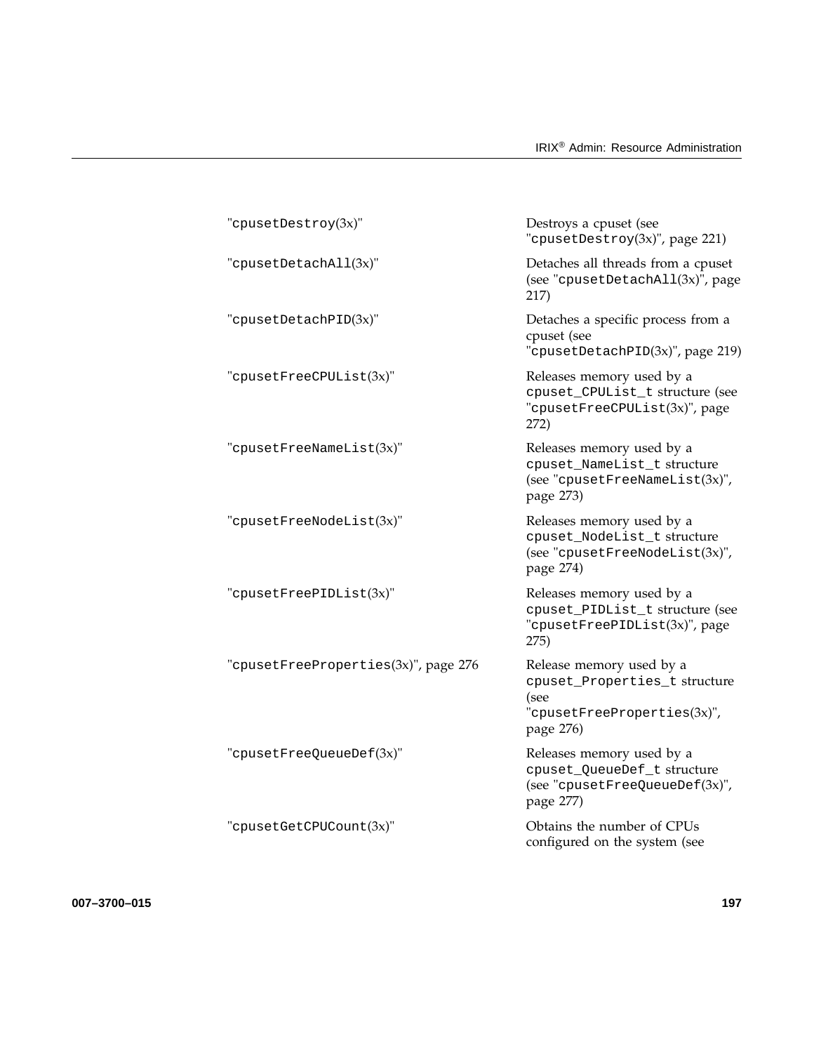| | |
|---|---|
| "`cpusetDestroy`(3x)" | Destroys a cpuset (see "`cpusetDestroy`(3x)", page 221) |
| "`cpusetDetachAll`(3x)" | Detaches all threads from a cpuset (see "`cpusetDetachAll`(3x)", page 217) |
| "`cpusetDetachPID`(3x)" | Detaches a specific process from a cpuset (see "`cpusetDetachPID`(3x)", page 219) |
| "`cpusetFreeCPUList`(3x)" | Releases memory used by a `cpuset_CPUList_t` structure (see "`cpusetFreeCPUList`(3x)", page 272) |
| "`cpusetFreeNameList`(3x)" | Releases memory used by a `cpuset_NameList_t` structure (see "`cpusetFreeNameList`(3x)", page 273) |
| "`cpusetFreeNodeList`(3x)" | Releases memory used by a `cpuset_NodeList_t` structure (see "`cpusetFreeNodeList`(3x)", page 274) |
| "`cpusetFreePIDList`(3x)" | Releases memory used by a `cpuset_PIDList_t` structure (see "`cpusetFreePIDList`(3x)", page 275) |
| "`cpusetFreeProperties`(3x)", page 276 | Release memory used by a `cpuset_Properties_t` structure (see "`cpusetFreeProperties`(3x)", page 276) |
| "`cpusetFreeQueueDef`(3x)" | Releases memory used by a `cpuset_QueueDef_t` structure (see "`cpusetFreeQueueDef`(3x)", page 277) |
| "`cpusetGetCPUCount`(3x)" | Obtains the number of CPUs configured on the system (see |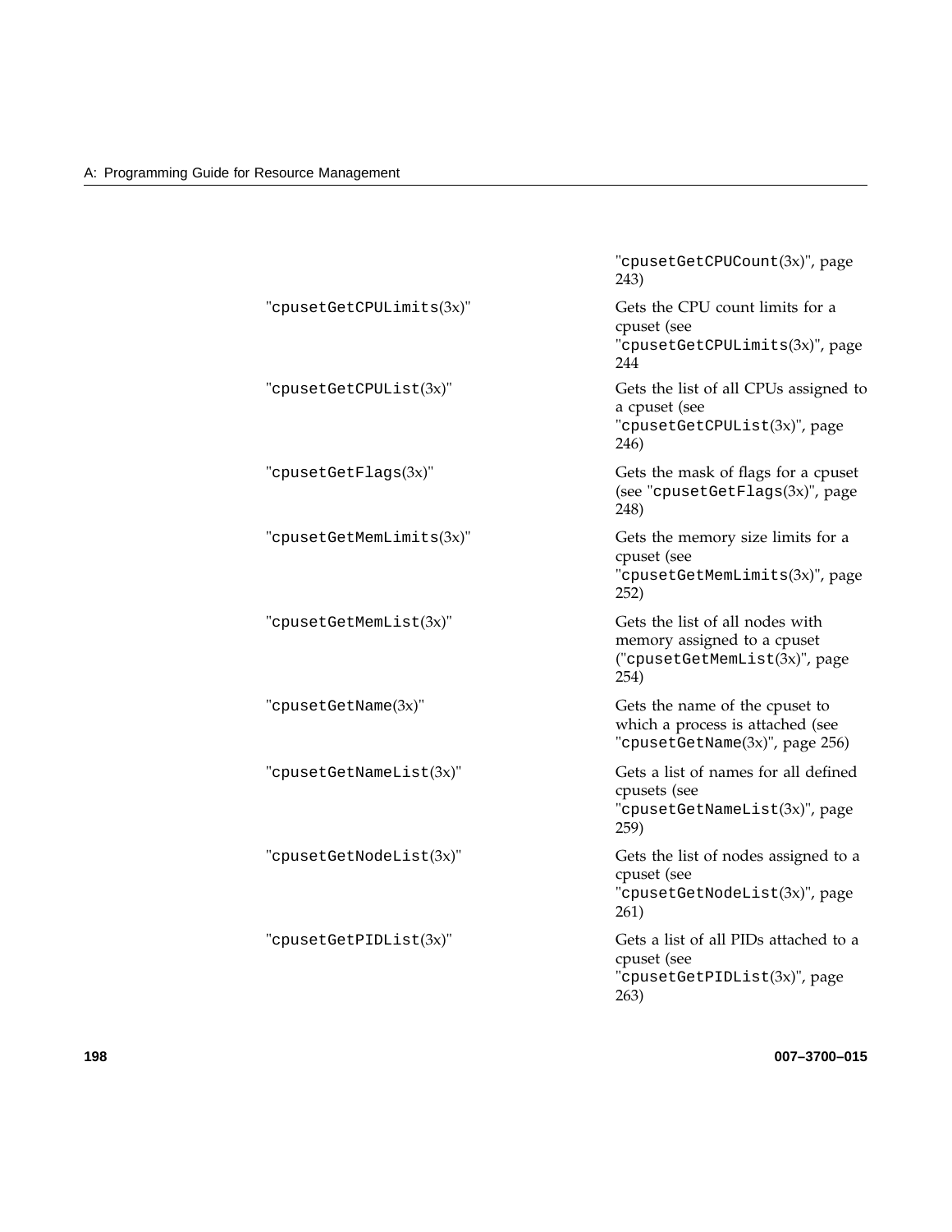| | |
|---|---|
| | "`cpusetGetCPUCount`(3x)", page 243) |
| "`cpusetGetCPULimits`(3x)" | Gets the CPU count limits for a cpuset (see "`cpusetGetCPULimits`(3x)", page 244 |
| "`cpusetGetCPUList`(3x)" | Gets the list of all CPUs assigned to a cpuset (see "`cpusetGetCPUList`(3x)", page 246) |
| "`cpusetGetFlags`(3x)" | Gets the mask of flags for a cpuset (see "`cpusetGetFlags`(3x)", page 248) |
| "`cpusetGetMemLimits`(3x)" | Gets the memory size limits for a cpuset (see "`cpusetGetMemLimits`(3x)", page 252) |
| "`cpusetGetMemList`(3x)" | Gets the list of all nodes with memory assigned to a cpuset ("`cpusetGetMemList`(3x)", page 254) |
| "`cpusetGetName`(3x)" | Gets the name of the cpuset to which a process is attached (see "`cpusetGetName`(3x)", page 256) |
| "`cpusetGetNameList`(3x)" | Gets a list of names for all defined cpusets (see "`cpusetGetNameList`(3x)", page 259) |
| "`cpusetGetNodeList`(3x)" | Gets the list of nodes assigned to a cpuset (see "`cpusetGetNodeList`(3x)", page 261) |
| "`cpusetGetPIDList`(3x)" | Gets a list of all PIDs attached to a cpuset (see "`cpusetGetPIDList`(3x)", page 263) |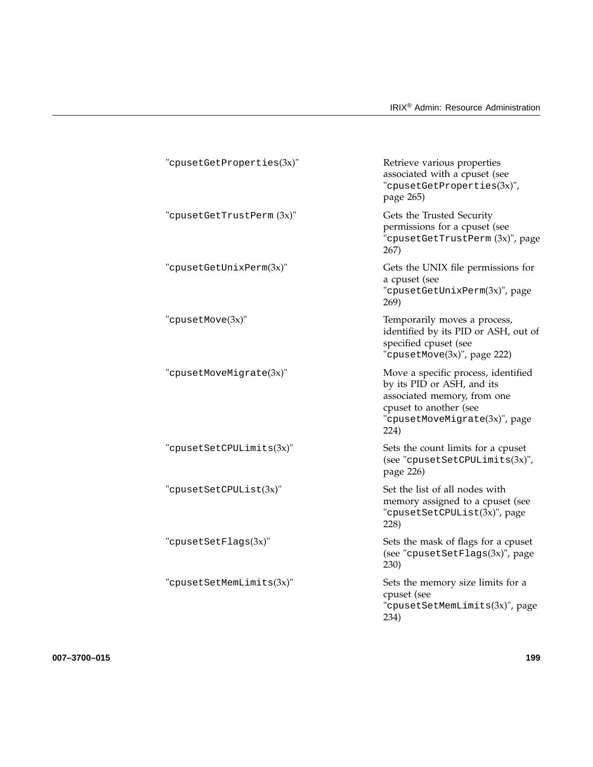| | |
|---|---|
| "`cpusetGetProperties`(3x)" | Retrieve various properties associated with a cpuset (see "`cpusetGetProperties`(3x)", page 265) |
| "`cpusetGetTrustPerm` (3x)" | Gets the Trusted Security permissions for a cpuset (see "`cpusetGetTrustPerm` (3x)", page 267) |
| "`cpusetGetUnixPerm`(3x)" | Gets the UNIX file permissions for a cpuset (see "`cpusetGetUnixPerm`(3x)", page 269) |
| "`cpusetMove`(3x)" | Temporarily moves a process, identified by its PID or ASH, out of specified cpuset (see "`cpusetMove`(3x)", page 222) |
| "`cpusetMoveMigrate`(3x)" | Move a specific process, identified by its PID or ASH, and its associated memory, from one cpuset to another (see "`cpusetMoveMigrate`(3x)", page 224) |
| "`cpusetSetCPULimits`(3x)" | Sets the count limits for a cpuset (see "`cpusetSetCPULimits`(3x)", page 226) |
| "`cpusetSetCPUList`(3x)" | Set the list of all nodes with memory assigned to a cpuset (see "`cpusetSetCPUList`(3x)", page 228) |
| "`cpusetSetFlags`(3x)" | Sets the mask of flags for a cpuset (see "`cpusetSetFlags`(3x)", page 230) |
| "`cpusetSetMemLimits`(3x)" | Sets the memory size limits for a cpuset (see "`cpusetSetMemLimits`(3x)", page 234) |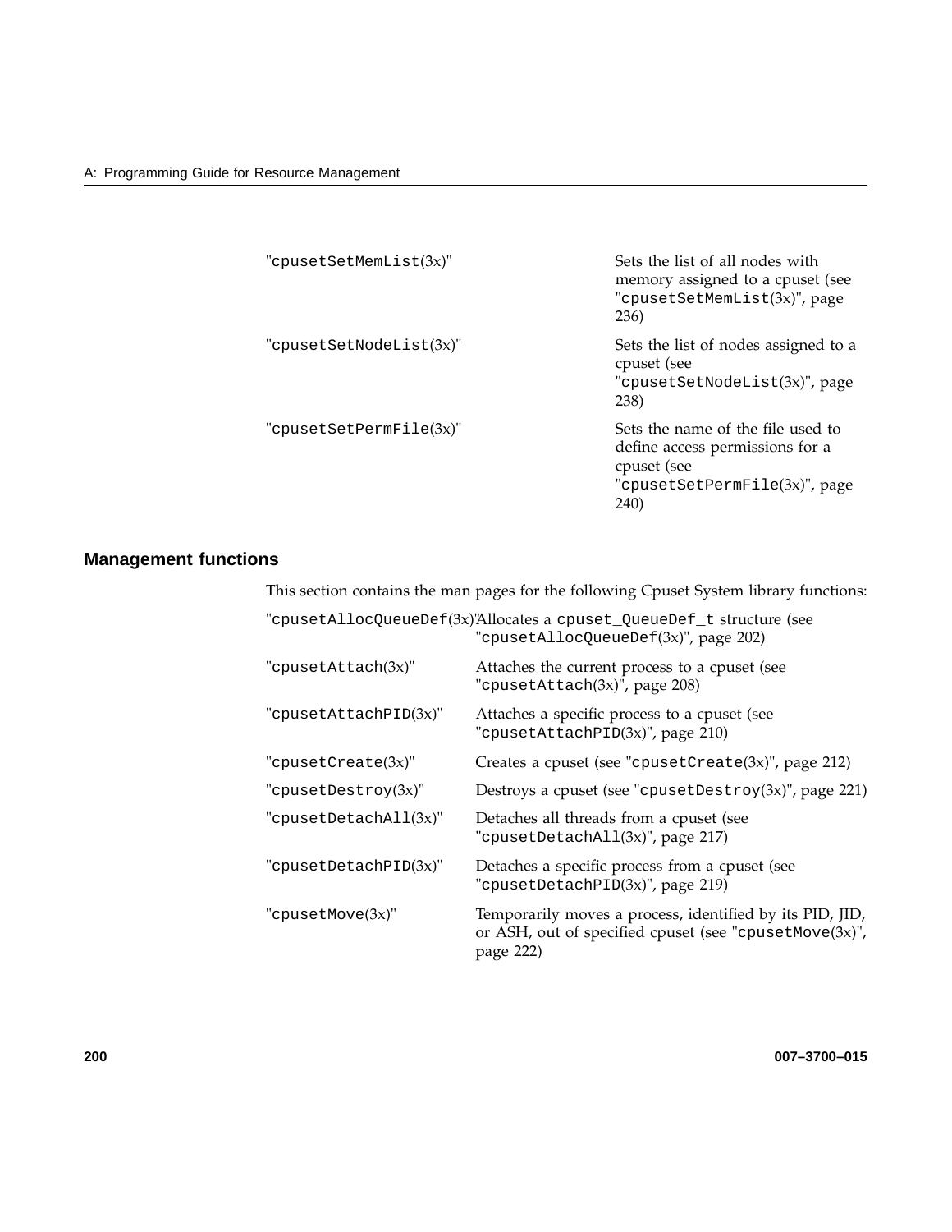| | |
|---|---|
| "cpusetSetMemList(3x)" | Sets the list of all nodes with memory assigned to a cpuset (see "cpusetSetMemList(3x)", page 236) |
| "cpusetSetNodeList(3x)" | Sets the list of nodes assigned to a cpuset (see "cpusetSetNodeList(3x)", page 238) |
| "cpusetSetPermFile(3x)" | Sets the name of the file used to define access permissions for a cpuset (see "cpusetSetPermFile(3x)", page 240) |

## Management functions

This section contains the man pages for the following Cpuset System library functions:

| | |
|---|---|
| "cpusetAllocQueueDef(3x)" | Allocates a cpuset_QueueDef_t structure (see "cpusetAllocQueueDef(3x)", page 202) |
| "cpusetAttach(3x)" | Attaches the current process to a cpuset (see "cpusetAttach(3x)", page 208) |
| "cpusetAttachPID(3x)" | Attaches a specific process to a cpuset (see "cpusetAttachPID(3x)", page 210) |
| "cpusetCreate(3x)" | Creates a cpuset (see "cpusetCreate(3x)", page 212) |
| "cpusetDestroy(3x)" | Destroys a cpuset (see "cpusetDestroy(3x)", page 221) |
| "cpusetDetachAll(3x)" | Detaches all threads from a cpuset (see "cpusetDetachAll(3x)", page 217) |
| "cpusetDetachPID(3x)" | Detaches a specific process from a cpuset (see "cpusetDetachPID(3x)", page 219) |
| "cpusetMove(3x)" | Temporarily moves a process, identified by its PID, JID, or ASH, out of specified cpuset (see "cpusetMove(3x)", page 222) |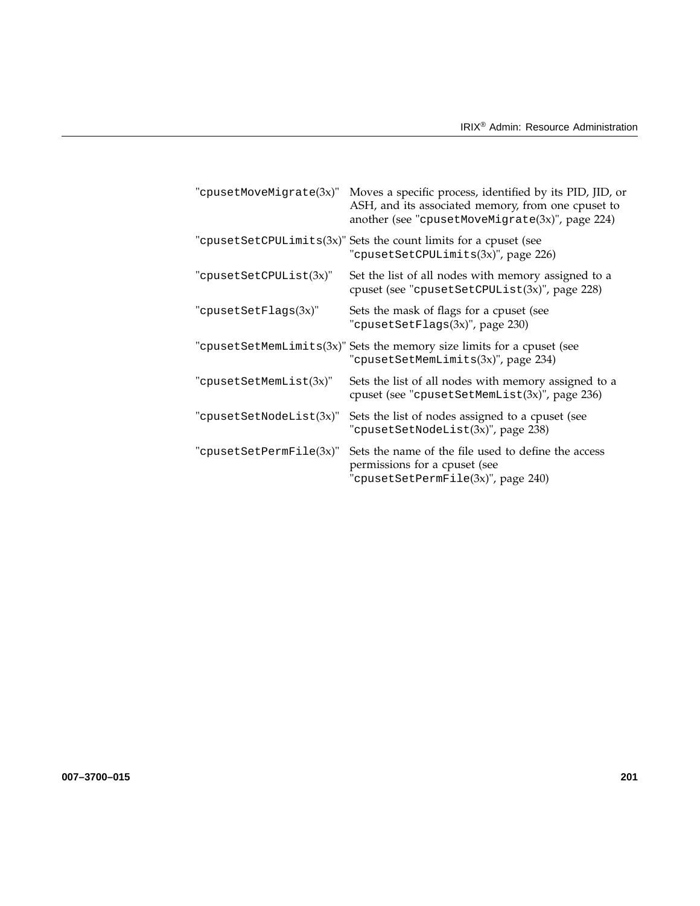| | |
|---|---|
| "`cpusetMoveMigrate`(3x)" | Moves a specific process, identified by its PID, JID, or ASH, and its associated memory, from one cpuset to another (see "`cpusetMoveMigrate`(3x)", page 224) |
| "`cpusetSetCPULimits`(3x)" | Sets the count limits for a cpuset (see "`cpusetSetCPULimits`(3x)", page 226) |
| "`cpusetSetCPUList`(3x)" | Set the list of all nodes with memory assigned to a cpuset (see "`cpusetSetCPUList`(3x)", page 228) |
| "`cpusetSetFlags`(3x)" | Sets the mask of flags for a cpuset (see "`cpusetSetFlags`(3x)", page 230) |
| "`cpusetSetMemLimits`(3x)" | Sets the memory size limits for a cpuset (see "`cpusetSetMemLimits`(3x)", page 234) |
| "`cpusetSetMemList`(3x)" | Sets the list of all nodes with memory assigned to a cpuset (see "`cpusetSetMemList`(3x)", page 236) |
| "`cpusetSetNodeList`(3x)" | Sets the list of nodes assigned to a cpuset (see "`cpusetSetNodeList`(3x)", page 238) |
| "`cpusetSetPermFile`(3x)" | Sets the name of the file used to define the access permissions for a cpuset (see "`cpusetSetPermFile`(3x)", page 240) |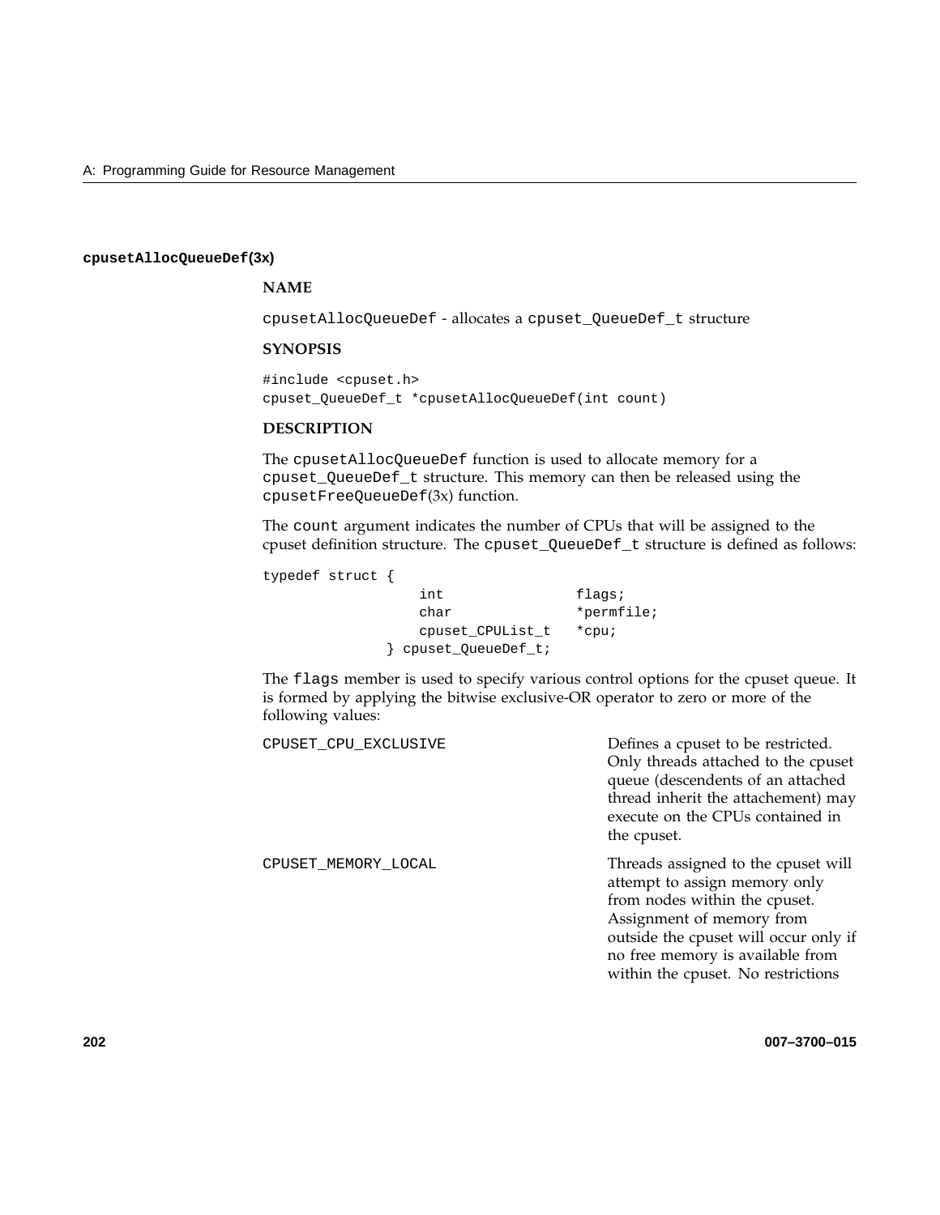### cpusetAllocQueueDef(3x)

**NAME**

cpusetAllocQueueDef - allocates a cpuset_QueueDef_t structure

**SYNOPSIS**

```
#include <cpuset.h>
cpuset_QueueDef_t *cpusetAllocQueueDef(int count)
```

**DESCRIPTION**

The cpusetAllocQueueDef function is used to allocate memory for a cpuset_QueueDef_t structure. This memory can then be released using the cpusetFreeQueueDef(3x) function.

The count argument indicates the number of CPUs that will be assigned to the cpuset definition structure. The cpuset_QueueDef_t structure is defined as follows:

```
typedef struct {
                   int                flags;
                   char               *permfile;
                   cpuset_CPUList_t   *cpu;
               } cpuset_QueueDef_t;
```

The flags member is used to specify various control options for the cpuset queue. It is formed by applying the bitwise exclusive-OR operator to zero or more of the following values:

CPUSET_CPU_EXCLUSIVE — Defines a cpuset to be restricted. Only threads attached to the cpuset queue (descendents of an attached thread inherit the attachement) may execute on the CPUs contained in the cpuset.

CPUSET_MEMORY_LOCAL — Threads assigned to the cpuset will attempt to assign memory only from nodes within the cpuset. Assignment of memory from outside the cpuset will occur only if no free memory is available from within the cpuset. No restrictions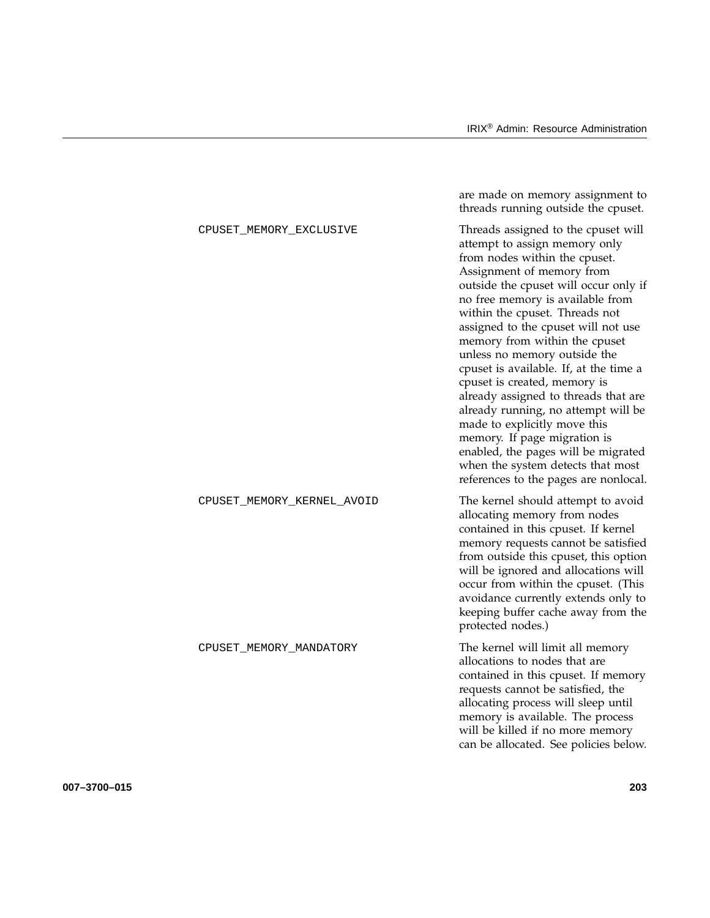are made on memory assignment to threads running outside the cpuset.

| | |
|---|---|
| `CPUSET_MEMORY_EXCLUSIVE` | Threads assigned to the cpuset will attempt to assign memory only from nodes within the cpuset. Assignment of memory from outside the cpuset will occur only if no free memory is available from within the cpuset. Threads not assigned to the cpuset will not use memory from within the cpuset unless no memory outside the cpuset is available. If, at the time a cpuset is created, memory is already assigned to threads that are already running, no attempt will be made to explicitly move this memory. If page migration is enabled, the pages will be migrated when the system detects that most references to the pages are nonlocal. |
| `CPUSET_MEMORY_KERNEL_AVOID` | The kernel should attempt to avoid allocating memory from nodes contained in this cpuset. If kernel memory requests cannot be satisfied from outside this cpuset, this option will be ignored and allocations will occur from within the cpuset. (This avoidance currently extends only to keeping buffer cache away from the protected nodes.) |
| `CPUSET_MEMORY_MANDATORY` | The kernel will limit all memory allocations to nodes that are contained in this cpuset. If memory requests cannot be satisfied, the allocating process will sleep until memory is available. The process will be killed if no more memory can be allocated. See policies below. |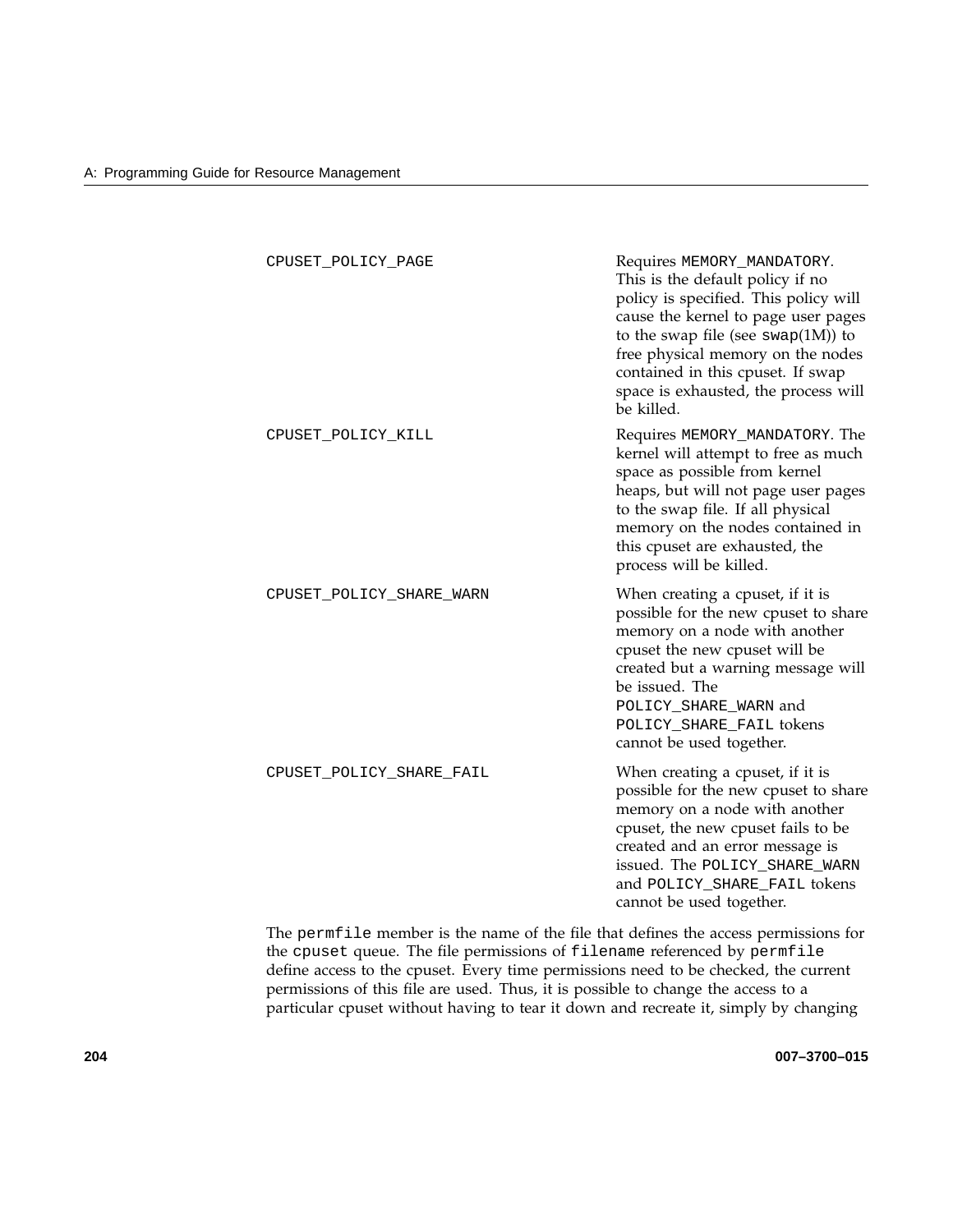| | |
|---|---|
| `CPUSET_POLICY_PAGE` | Requires `MEMORY_MANDATORY`. This is the default policy if no policy is specified. This policy will cause the kernel to page user pages to the swap file (see `swap`(1M)) to free physical memory on the nodes contained in this cpuset. If swap space is exhausted, the process will be killed. |
| `CPUSET_POLICY_KILL` | Requires `MEMORY_MANDATORY`. The kernel will attempt to free as much space as possible from kernel heaps, but will not page user pages to the swap file. If all physical memory on the nodes contained in this cpuset are exhausted, the process will be killed. |
| `CPUSET_POLICY_SHARE_WARN` | When creating a cpuset, if it is possible for the new cpuset to share memory on a node with another cpuset the new cpuset will be created but a warning message will be issued. The `POLICY_SHARE_WARN` and `POLICY_SHARE_FAIL` tokens cannot be used together. |
| `CPUSET_POLICY_SHARE_FAIL` | When creating a cpuset, if it is possible for the new cpuset to share memory on a node with another cpuset, the new cpuset fails to be created and an error message is issued. The `POLICY_SHARE_WARN` and `POLICY_SHARE_FAIL` tokens cannot be used together. |

The `permfile` member is the name of the file that defines the access permissions for the `cpuset` queue. The file permissions of `filename` referenced by `permfile` define access to the cpuset. Every time permissions need to be checked, the current permissions of this file are used. Thus, it is possible to change the access to a particular cpuset without having to tear it down and recreate it, simply by changing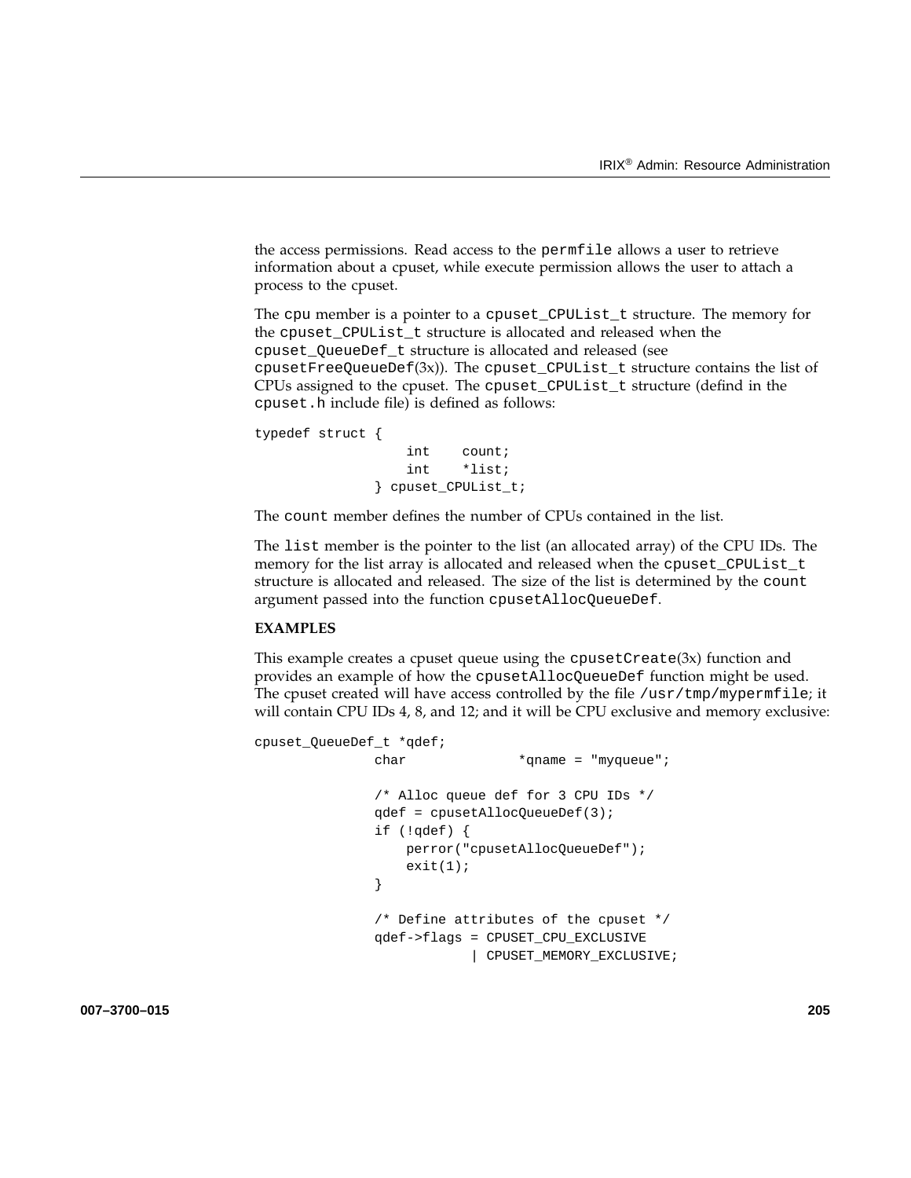the access permissions. Read access to the `permfile` allows a user to retrieve information about a cpuset, while execute permission allows the user to attach a process to the cpuset.

The `cpu` member is a pointer to a `cpuset_CPUList_t` structure. The memory for the `cpuset_CPUList_t` structure is allocated and released when the `cpuset_QueueDef_t` structure is allocated and released (see `cpusetFreeQueueDef`(3x)). The `cpuset_CPUList_t` structure contains the list of CPUs assigned to the cpuset. The `cpuset_CPUList_t` structure (defind in the `cpuset.h` include file) is defined as follows:

```
typedef struct {
                   int    count;
                   int    *list;
               } cpuset_CPUList_t;
```

The `count` member defines the number of CPUs contained in the list.

The `list` member is the pointer to the list (an allocated array) of the CPU IDs. The memory for the list array is allocated and released when the `cpuset_CPUList_t` structure is allocated and released. The size of the list is determined by the `count` argument passed into the function `cpusetAllocQueueDef`.

**EXAMPLES**

This example creates a cpuset queue using the `cpusetCreate`(3x) function and provides an example of how the `cpusetAllocQueueDef` function might be used. The cpuset created will have access controlled by the file `/usr/tmp/mypermfile`; it will contain CPU IDs 4, 8, and 12; and it will be CPU exclusive and memory exclusive:

```
cpuset_QueueDef_t *qdef;
               char              *qname = "myqueue";

               /* Alloc queue def for 3 CPU IDs */
               qdef = cpusetAllocQueueDef(3);
               if (!qdef) {
                   perror("cpusetAllocQueueDef");
                   exit(1);
               }

               /* Define attributes of the cpuset */
               qdef->flags = CPUSET_CPU_EXCLUSIVE
                           | CPUSET_MEMORY_EXCLUSIVE;
```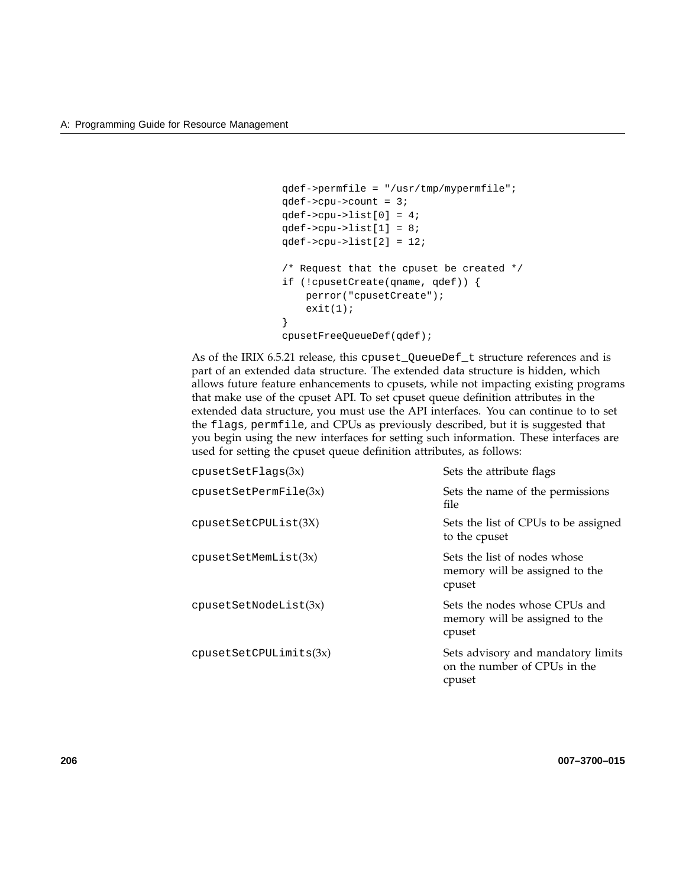```
qdef->permfile = "/usr/tmp/mypermfile";
qdef->cpu->count = 3;
qdef->cpu->list[0] = 4;
qdef->cpu->list[1] = 8;
qdef->cpu->list[2] = 12;

/* Request that the cpuset be created */
if (!cpusetCreate(qname, qdef)) {
    perror("cpusetCreate");
    exit(1);
}
cpusetFreeQueueDef(qdef);
```

As of the IRIX 6.5.21 release, this `cpuset_QueueDef_t` structure references and is part of an extended data structure. The extended data structure is hidden, which allows future feature enhancements to cpusets, while not impacting existing programs that make use of the cpuset API. To set cpuset queue definition attributes in the extended data structure, you must use the API interfaces. You can continue to to set the `flags`, `permfile`, and CPUs as previously described, but it is suggested that you begin using the new interfaces for setting such information. These interfaces are used for setting the cpuset queue definition attributes, as follows:

| | |
|---|---|
| `cpusetSetFlags`(3x) | Sets the attribute flags |
| `cpusetSetPermFile`(3x) | Sets the name of the permissions file |
| `cpusetSetCPUList`(3X) | Sets the list of CPUs to be assigned to the cpuset |
| `cpusetSetMemList`(3x) | Sets the list of nodes whose memory will be assigned to the cpuset |
| `cpusetSetNodeList`(3x) | Sets the nodes whose CPUs and memory will be assigned to the cpuset |
| `cpusetSetCPULimits`(3x) | Sets advisory and mandatory limits on the number of CPUs in the cpuset |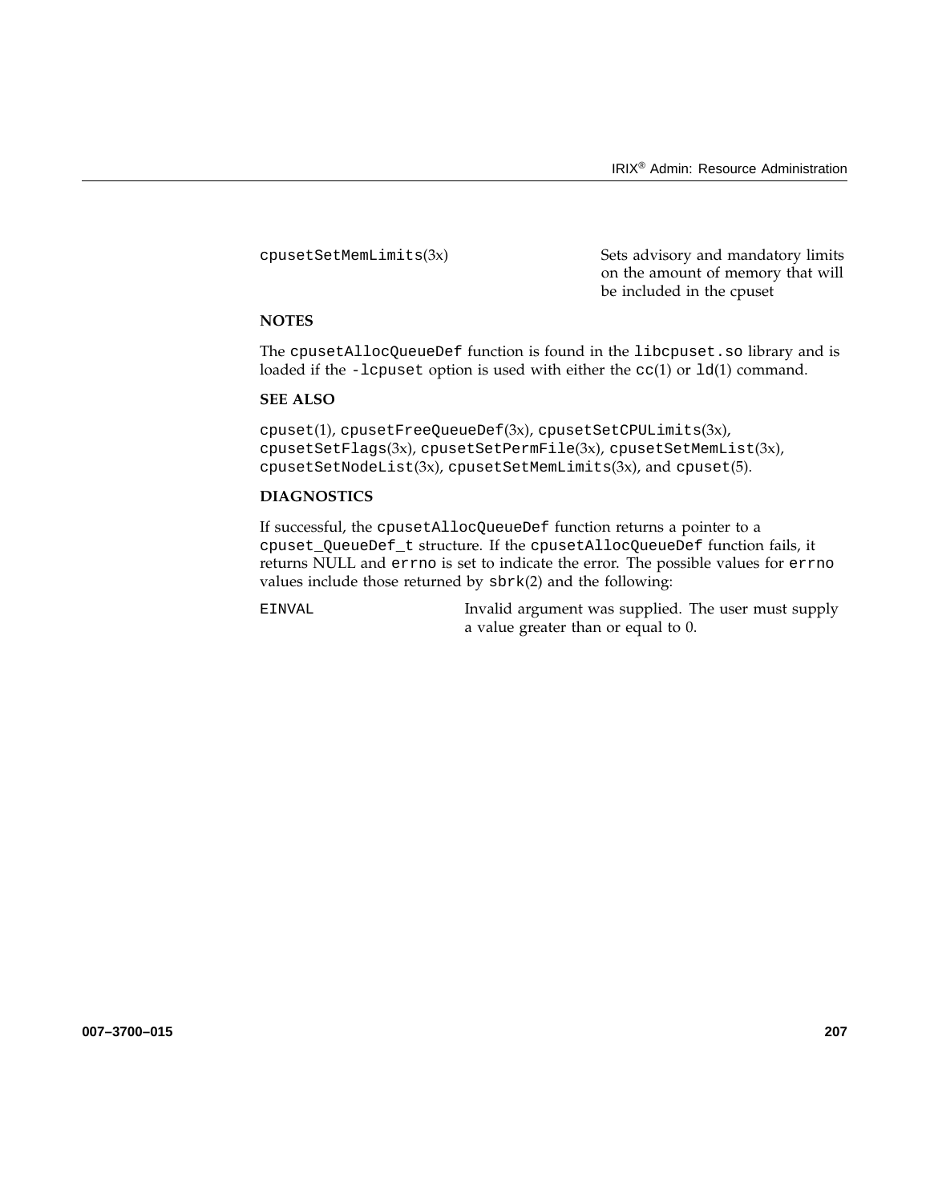| | |
|---|---|
| `cpusetSetMemLimits`(3x) | Sets advisory and mandatory limits on the amount of memory that will be included in the cpuset |

**NOTES**

The `cpusetAllocQueueDef` function is found in the `libcpuset.so` library and is loaded if the `-lcpuset` option is used with either the `cc`(1) or `ld`(1) command.

**SEE ALSO**

`cpuset`(1), `cpusetFreeQueueDef`(3x), `cpusetSetCPULimits`(3x), `cpusetSetFlags`(3x), `cpusetSetPermFile`(3x), `cpusetSetMemList`(3x), `cpusetSetNodeList`(3x), `cpusetSetMemLimits`(3x), and `cpuset`(5).

**DIAGNOSTICS**

If successful, the `cpusetAllocQueueDef` function returns a pointer to a `cpuset_QueueDef_t` structure. If the `cpusetAllocQueueDef` function fails, it returns NULL and `errno` is set to indicate the error. The possible values for `errno` values include those returned by `sbrk`(2) and the following:

| | |
|---|---|
| `EINVAL` | Invalid argument was supplied. The user must supply a value greater than or equal to 0. |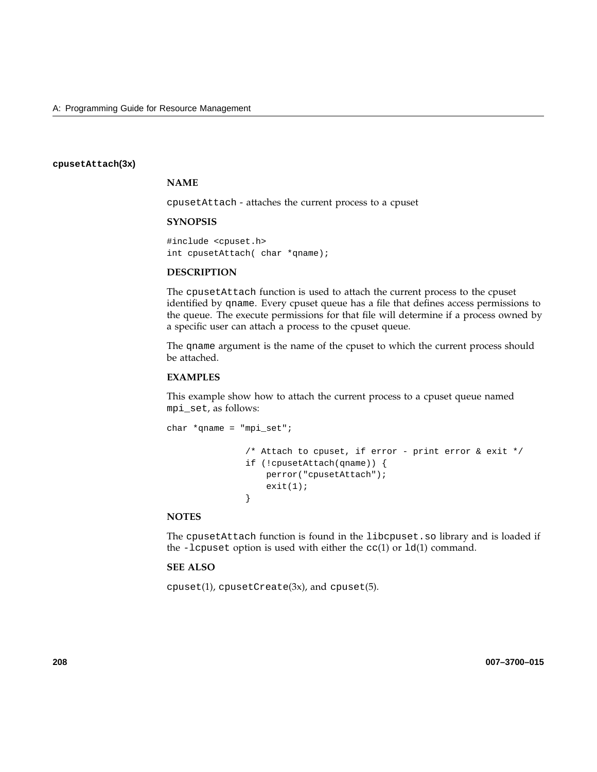## cpusetAttach(3x)

### NAME

cpusetAttach - attaches the current process to a cpuset

### SYNOPSIS

```
#include <cpuset.h>
int cpusetAttach( char *qname);
```

### DESCRIPTION

The cpusetAttach function is used to attach the current process to the cpuset identified by qname. Every cpuset queue has a file that defines access permissions to the queue. The execute permissions for that file will determine if a process owned by a specific user can attach a process to the cpuset queue.

The qname argument is the name of the cpuset to which the current process should be attached.

### EXAMPLES

This example show how to attach the current process to a cpuset queue named mpi_set, as follows:

```
char *qname = "mpi_set";

               /* Attach to cpuset, if error - print error & exit */
               if (!cpusetAttach(qname)) {
                   perror("cpusetAttach");
                   exit(1);
               }
```

### NOTES

The cpusetAttach function is found in the libcpuset.so library and is loaded if the -lcpuset option is used with either the cc(1) or ld(1) command.

### SEE ALSO

cpuset(1), cpusetCreate(3x), and cpuset(5).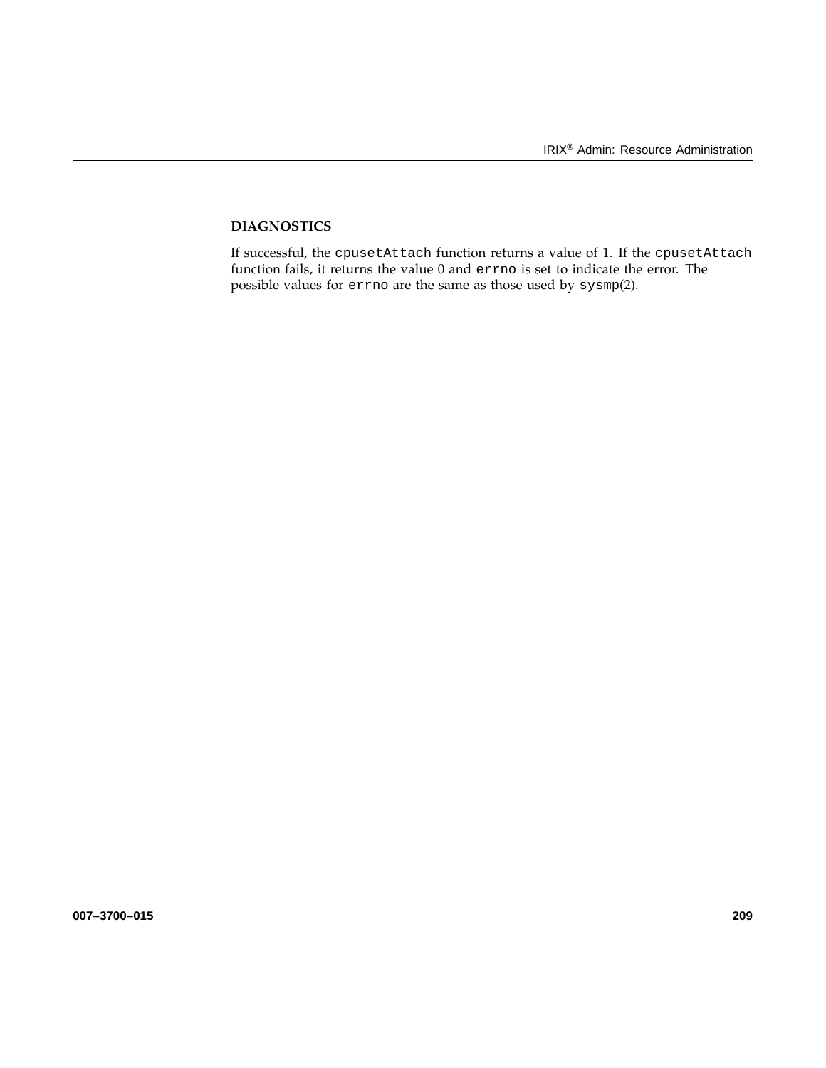### DIAGNOSTICS

If successful, the `cpusetAttach` function returns a value of 1. If the `cpusetAttach` function fails, it returns the value 0 and `errno` is set to indicate the error. The possible values for `errno` are the same as those used by `sysmp`(2).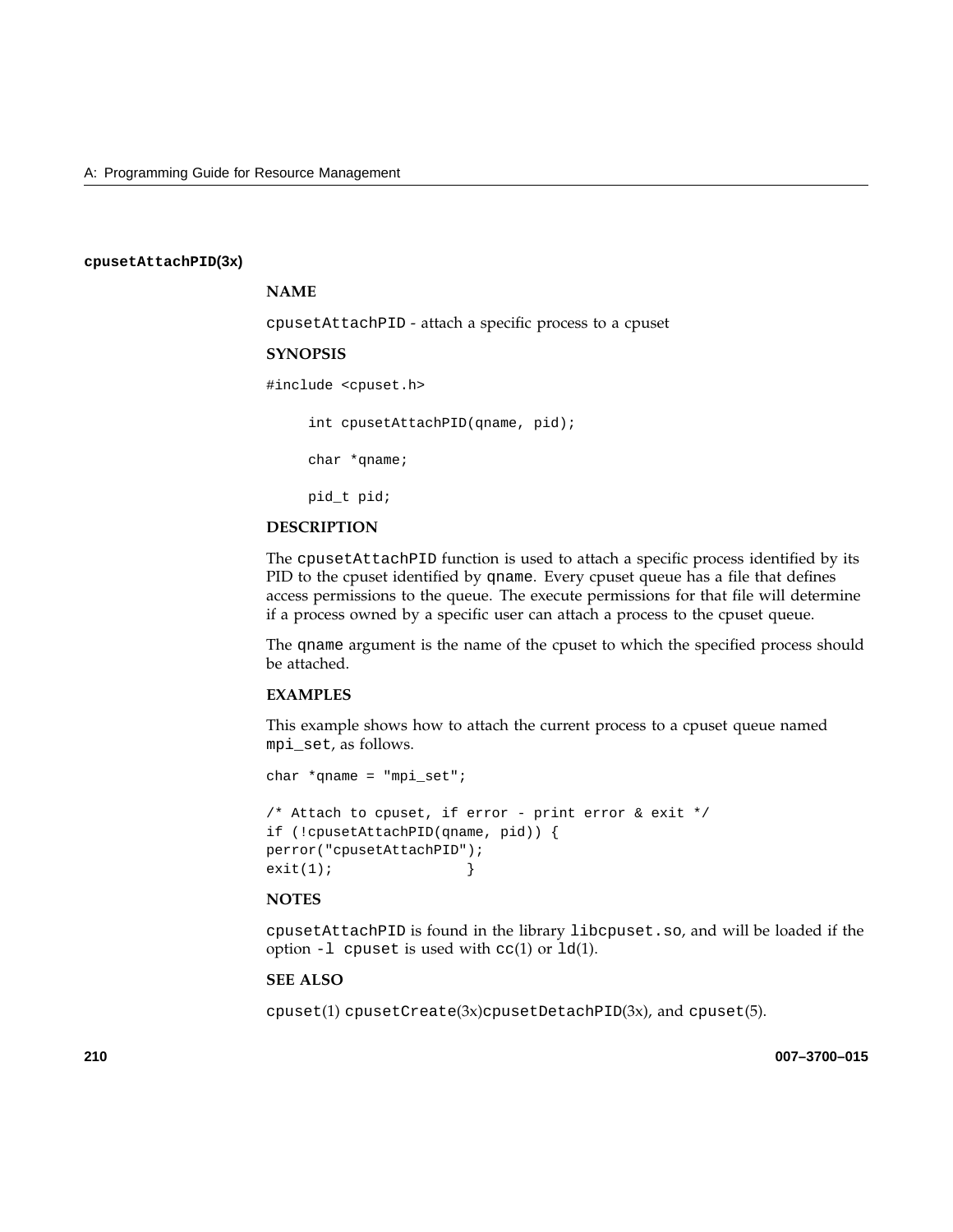### cpusetAttachPID(3x)

**NAME**

cpusetAttachPID - attach a specific process to a cpuset

**SYNOPSIS**

```
#include <cpuset.h>

     int cpusetAttachPID(qname, pid);

     char *qname;

     pid_t pid;
```

**DESCRIPTION**

The cpusetAttachPID function is used to attach a specific process identified by its PID to the cpuset identified by qname. Every cpuset queue has a file that defines access permissions to the queue. The execute permissions for that file will determine if a process owned by a specific user can attach a process to the cpuset queue.

The qname argument is the name of the cpuset to which the specified process should be attached.

**EXAMPLES**

This example shows how to attach the current process to a cpuset queue named mpi_set, as follows.

```
char *qname = "mpi_set";

/* Attach to cpuset, if error - print error & exit */
if (!cpusetAttachPID(qname, pid)) {
perror("cpusetAttachPID");
exit(1);                }
```

**NOTES**

cpusetAttachPID is found in the library libcpuset.so, and will be loaded if the option -l cpuset is used with cc(1) or ld(1).

**SEE ALSO**

cpuset(1) cpusetCreate(3x)cpusetDetachPID(3x), and cpuset(5).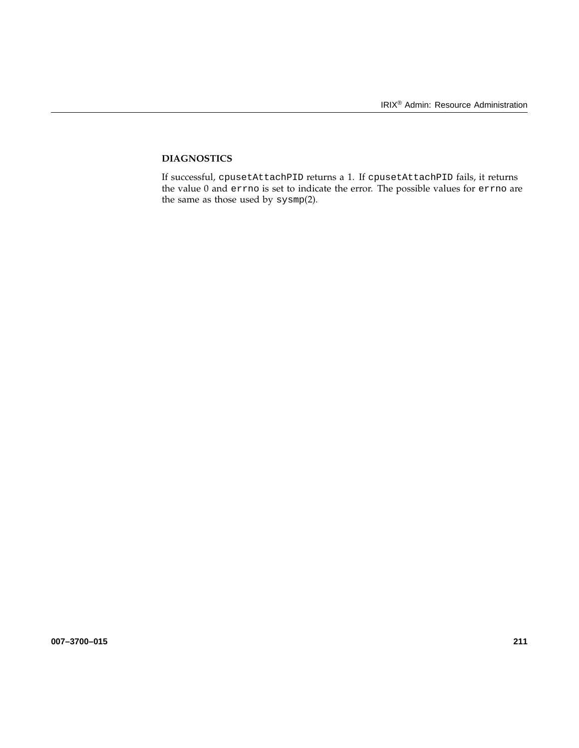**DIAGNOSTICS**

If successful, `cpusetAttachPID` returns a 1. If `cpusetAttachPID` fails, it returns the value 0 and `errno` is set to indicate the error. The possible values for `errno` are the same as those used by `sysmp`(2).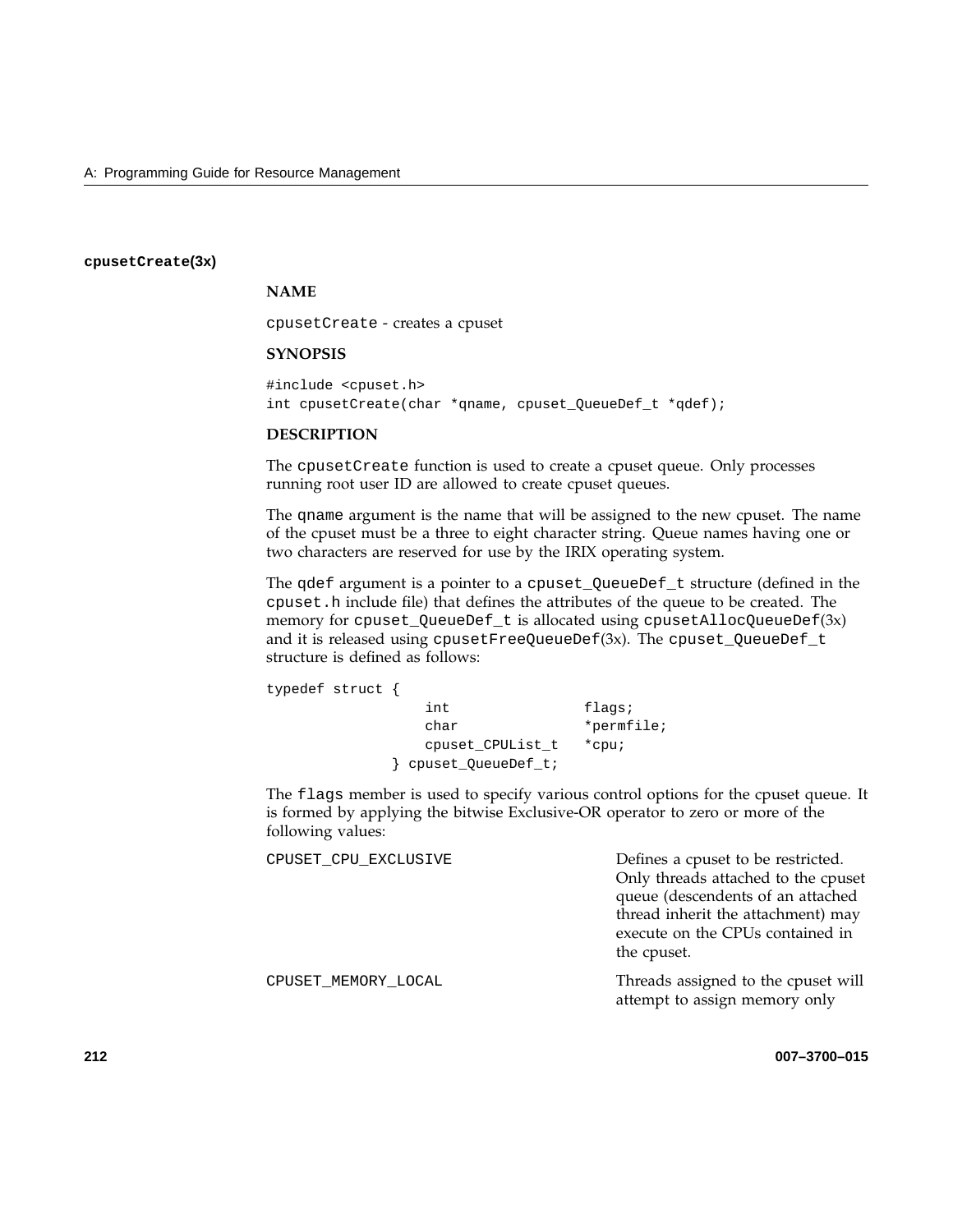### cpusetCreate(3x)

**NAME**

cpusetCreate - creates a cpuset

**SYNOPSIS**

```
#include <cpuset.h>
int cpusetCreate(char *qname, cpuset_QueueDef_t *qdef);
```

**DESCRIPTION**

The cpusetCreate function is used to create a cpuset queue. Only processes running root user ID are allowed to create cpuset queues.

The qname argument is the name that will be assigned to the new cpuset. The name of the cpuset must be a three to eight character string. Queue names having one or two characters are reserved for use by the IRIX operating system.

The qdef argument is a pointer to a cpuset_QueueDef_t structure (defined in the cpuset.h include file) that defines the attributes of the queue to be created. The memory for cpuset_QueueDef_t is allocated using cpusetAllocQueueDef(3x) and it is released using cpusetFreeQueueDef(3x). The cpuset_QueueDef_t structure is defined as follows:

```
typedef struct {
                   int               flags;
                   char              *permfile;
                   cpuset_CPUList_t  *cpu;
               } cpuset_QueueDef_t;
```

The flags member is used to specify various control options for the cpuset queue. It is formed by applying the bitwise Exclusive-OR operator to zero or more of the following values:

CPUSET_CPU_EXCLUSIVE — Defines a cpuset to be restricted. Only threads attached to the cpuset queue (descendents of an attached thread inherit the attachment) may execute on the CPUs contained in the cpuset.

CPUSET_MEMORY_LOCAL — Threads assigned to the cpuset will attempt to assign memory only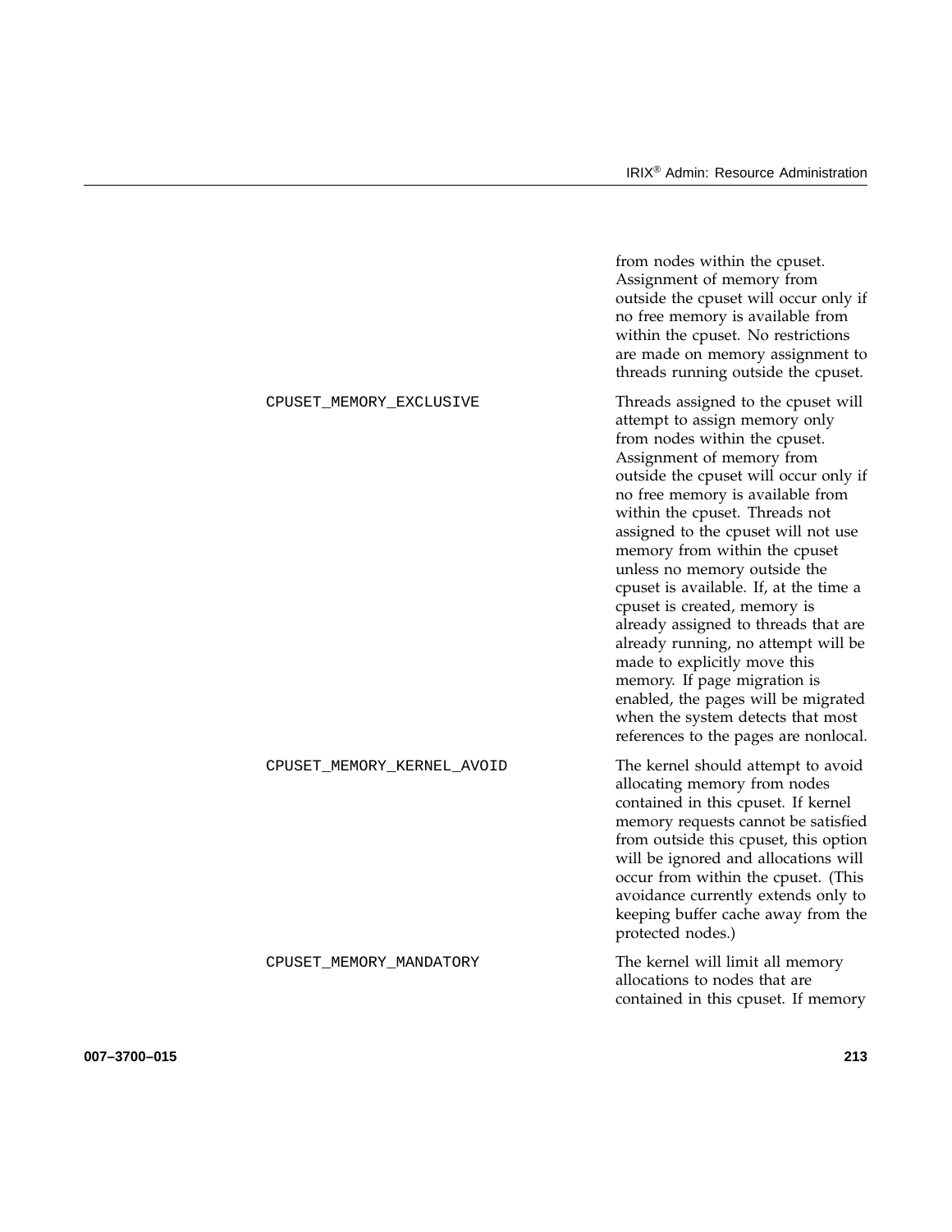from nodes within the cpuset. Assignment of memory from outside the cpuset will occur only if no free memory is available from within the cpuset. No restrictions are made on memory assignment to threads running outside the cpuset.

| | |
|---|---|
| `CPUSET_MEMORY_EXCLUSIVE` | Threads assigned to the cpuset will attempt to assign memory only from nodes within the cpuset. Assignment of memory from outside the cpuset will occur only if no free memory is available from within the cpuset. Threads not assigned to the cpuset will not use memory from within the cpuset unless no memory outside the cpuset is available. If, at the time a cpuset is created, memory is already assigned to threads that are already running, no attempt will be made to explicitly move this memory. If page migration is enabled, the pages will be migrated when the system detects that most references to the pages are nonlocal. |
| `CPUSET_MEMORY_KERNEL_AVOID` | The kernel should attempt to avoid allocating memory from nodes contained in this cpuset. If kernel memory requests cannot be satisfied from outside this cpuset, this option will be ignored and allocations will occur from within the cpuset. (This avoidance currently extends only to keeping buffer cache away from the protected nodes.) |
| `CPUSET_MEMORY_MANDATORY` | The kernel will limit all memory allocations to nodes that are contained in this cpuset. If memory |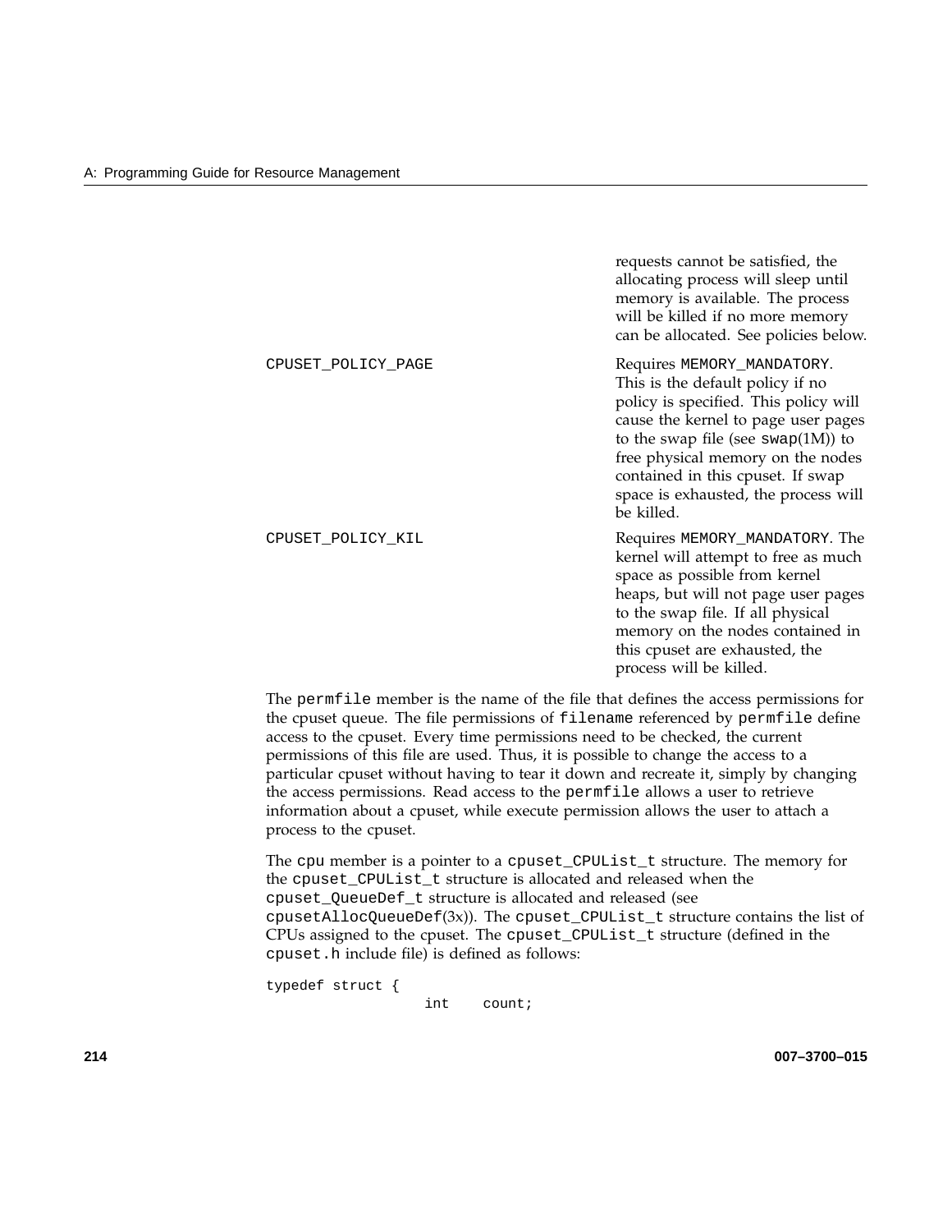requests cannot be satisfied, the allocating process will sleep until memory is available. The process will be killed if no more memory can be allocated. See policies below.

| | |
|---|---|
| `CPUSET_POLICY_PAGE` | Requires `MEMORY_MANDATORY`. This is the default policy if no policy is specified. This policy will cause the kernel to page user pages to the swap file (see `swap`(1M)) to free physical memory on the nodes contained in this cpuset. If swap space is exhausted, the process will be killed. |
| `CPUSET_POLICY_KIL` | Requires `MEMORY_MANDATORY`. The kernel will attempt to free as much space as possible from kernel heaps, but will not page user pages to the swap file. If all physical memory on the nodes contained in this cpuset are exhausted, the process will be killed. |

The `permfile` member is the name of the file that defines the access permissions for the cpuset queue. The file permissions of `filename` referenced by `permfile` define access to the cpuset. Every time permissions need to be checked, the current permissions of this file are used. Thus, it is possible to change the access to a particular cpuset without having to tear it down and recreate it, simply by changing the access permissions. Read access to the `permfile` allows a user to retrieve information about a cpuset, while execute permission allows the user to attach a process to the cpuset.

The `cpu` member is a pointer to a `cpuset_CPUList_t` structure. The memory for the `cpuset_CPUList_t` structure is allocated and released when the `cpuset_QueueDef_t` structure is allocated and released (see `cpusetAllocQueueDef`(3x)). The `cpuset_CPUList_t` structure contains the list of CPUs assigned to the cpuset. The `cpuset_CPUList_t` structure (defined in the `cpuset.h` include file) is defined as follows:

```
typedef struct {
                 int    count;
```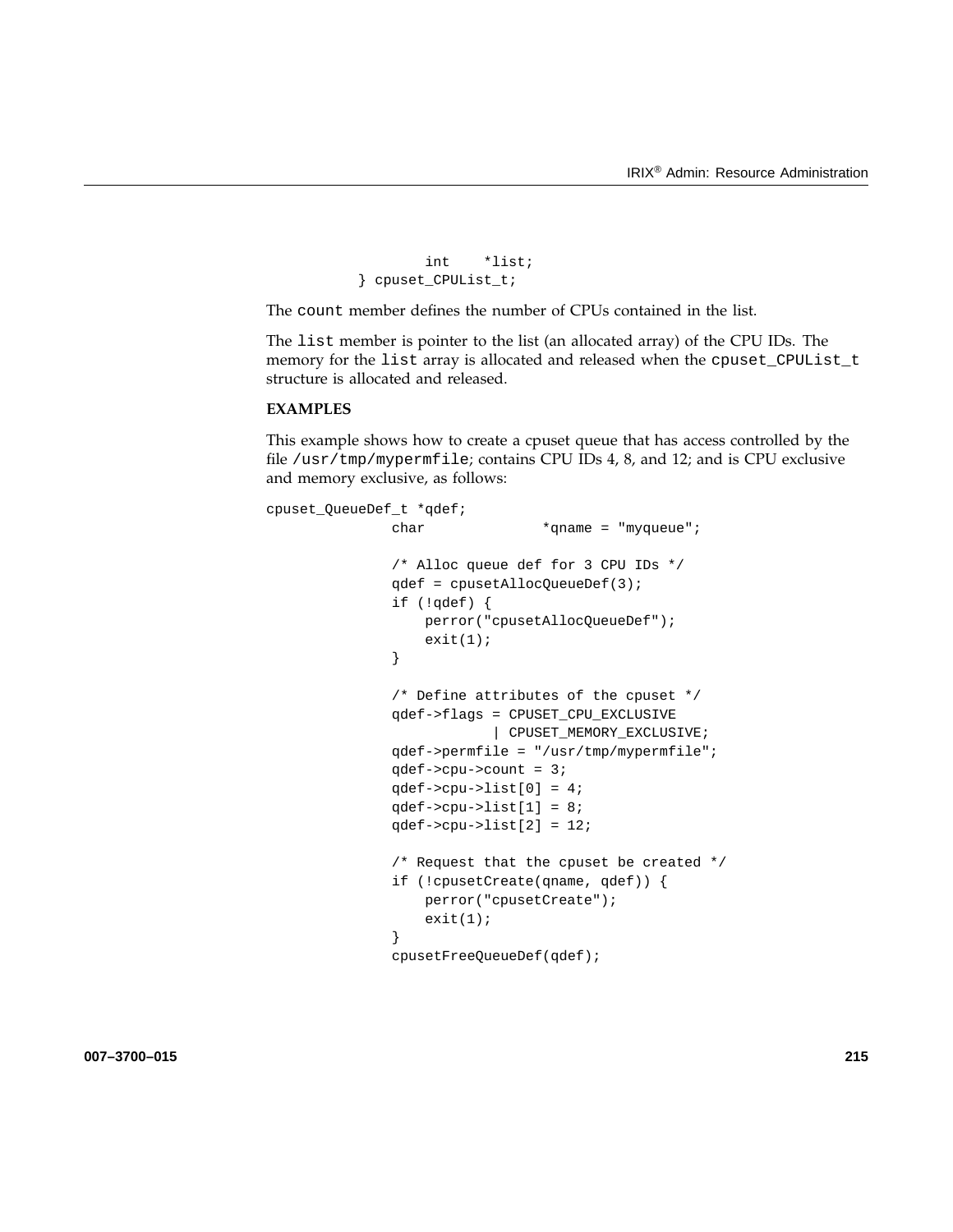```
        int    *list;
} cpuset_CPUList_t;
```

The `count` member defines the number of CPUs contained in the list.

The `list` member is pointer to the list (an allocated array) of the CPU IDs. The memory for the `list` array is allocated and released when the `cpuset_CPUList_t` structure is allocated and released.

**EXAMPLES**

This example shows how to create a cpuset queue that has access controlled by the file `/usr/tmp/mypermfile`; contains CPU IDs 4, 8, and 12; and is CPU exclusive and memory exclusive, as follows:

```
cpuset_QueueDef_t *qdef;
               char              *qname = "myqueue";

               /* Alloc queue def for 3 CPU IDs */
               qdef = cpusetAllocQueueDef(3);
               if (!qdef) {
                   perror("cpusetAllocQueueDef");
                   exit(1);
               }

               /* Define attributes of the cpuset */
               qdef->flags = CPUSET_CPU_EXCLUSIVE
                           | CPUSET_MEMORY_EXCLUSIVE;
               qdef->permfile = "/usr/tmp/mypermfile";
               qdef->cpu->count = 3;
               qdef->cpu->list[0] = 4;
               qdef->cpu->list[1] = 8;
               qdef->cpu->list[2] = 12;

               /* Request that the cpuset be created */
               if (!cpusetCreate(qname, qdef)) {
                   perror("cpusetCreate");
                   exit(1);
               }
               cpusetFreeQueueDef(qdef);
```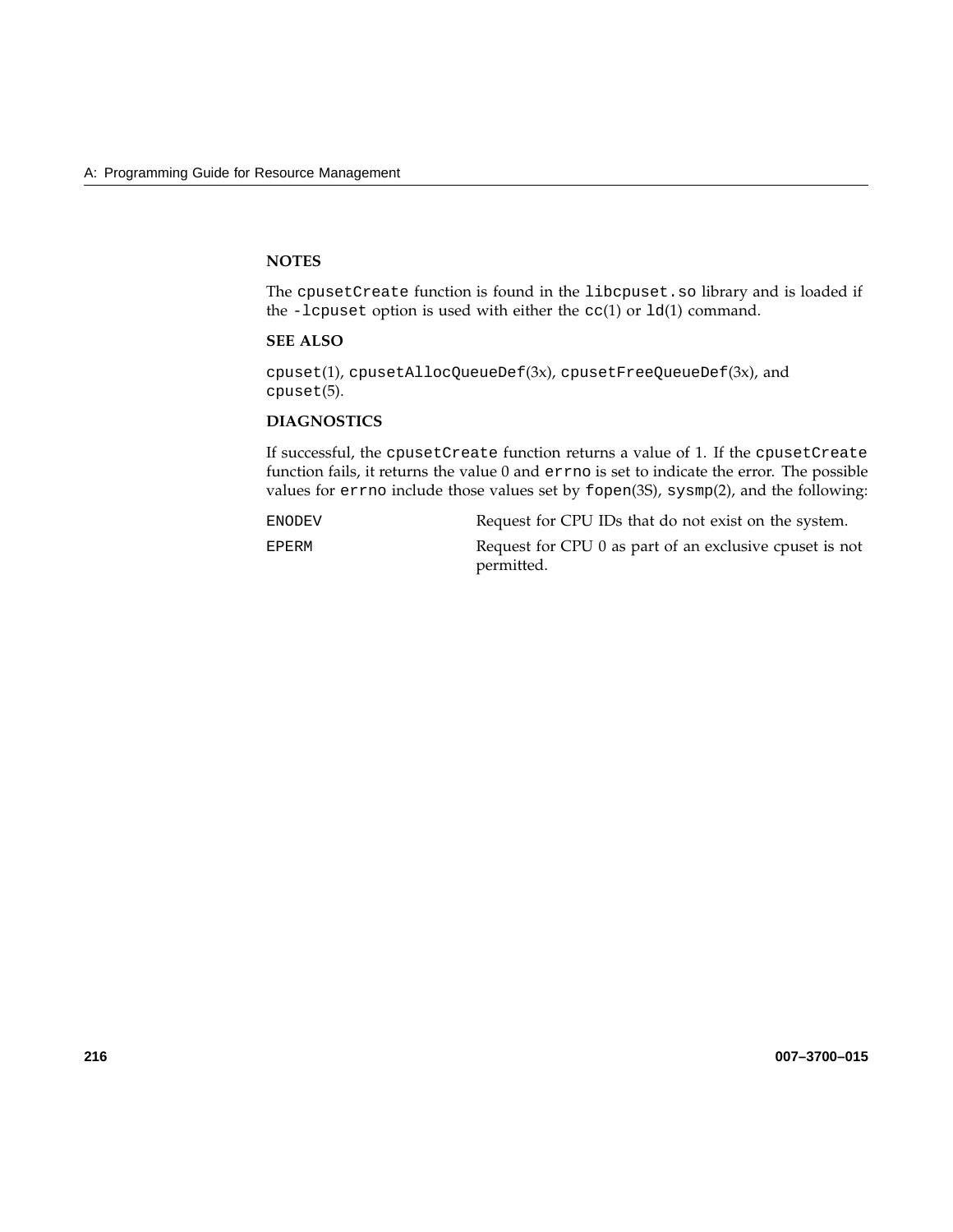**NOTES**

The `cpusetCreate` function is found in the `libcpuset.so` library and is loaded if the `-lcpuset` option is used with either the `cc`(1) or `ld`(1) command.

**SEE ALSO**

`cpuset`(1), `cpusetAllocQueueDef`(3x), `cpusetFreeQueueDef`(3x), and `cpuset`(5).

**DIAGNOSTICS**

If successful, the `cpusetCreate` function returns a value of 1. If the `cpusetCreate` function fails, it returns the value 0 and `errno` is set to indicate the error. The possible values for `errno` include those values set by `fopen`(3S), `sysmp`(2), and the following:

| | |
|---|---|
| `ENODEV` | Request for CPU IDs that do not exist on the system. |
| `EPERM` | Request for CPU 0 as part of an exclusive cpuset is not permitted. |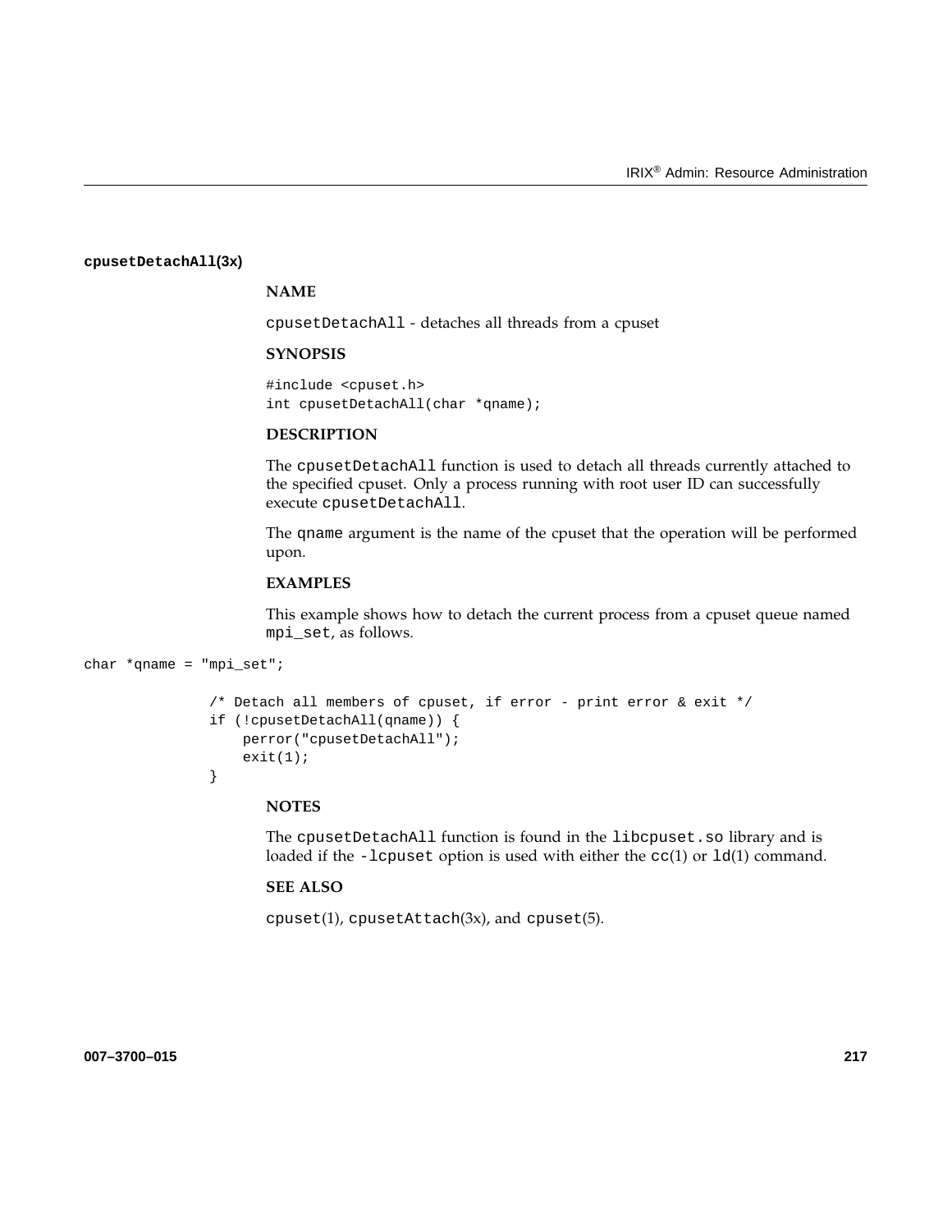## cpusetDetachAll(3x)

### NAME

cpusetDetachAll - detaches all threads from a cpuset

### SYNOPSIS

```
#include <cpuset.h>
int cpusetDetachAll(char *qname);
```

### DESCRIPTION

The cpusetDetachAll function is used to detach all threads currently attached to the specified cpuset. Only a process running with root user ID can successfully execute cpusetDetachAll.

The qname argument is the name of the cpuset that the operation will be performed upon.

### EXAMPLES

This example shows how to detach the current process from a cpuset queue named mpi_set, as follows.

```
char *qname = "mpi_set";

               /* Detach all members of cpuset, if error - print error & exit */
               if (!cpusetDetachAll(qname)) {
                   perror("cpusetDetachAll");
                   exit(1);
               }
```

### NOTES

The cpusetDetachAll function is found in the libcpuset.so library and is loaded if the -lcpuset option is used with either the cc(1) or ld(1) command.

### SEE ALSO

cpuset(1), cpusetAttach(3x), and cpuset(5).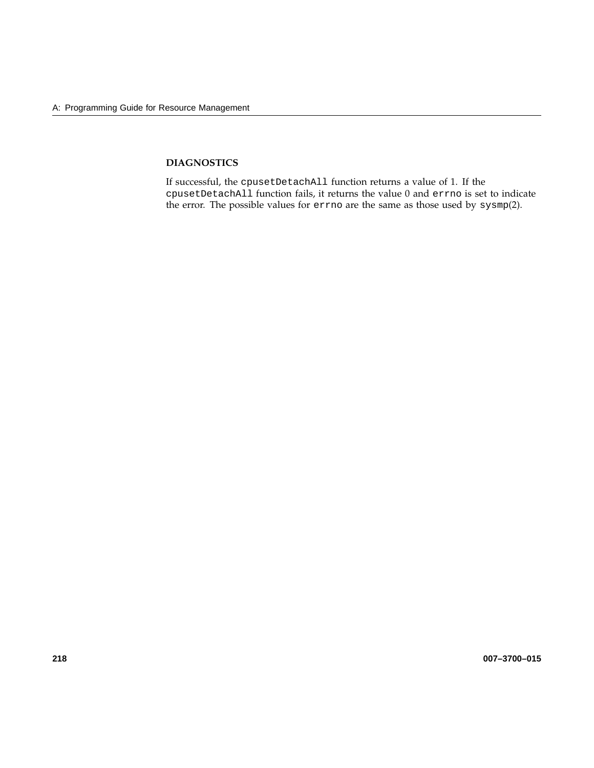### DIAGNOSTICS

If successful, the `cpusetDetachAll` function returns a value of 1. If the `cpusetDetachAll` function fails, it returns the value 0 and `errno` is set to indicate the error. The possible values for `errno` are the same as those used by `sysmp`(2).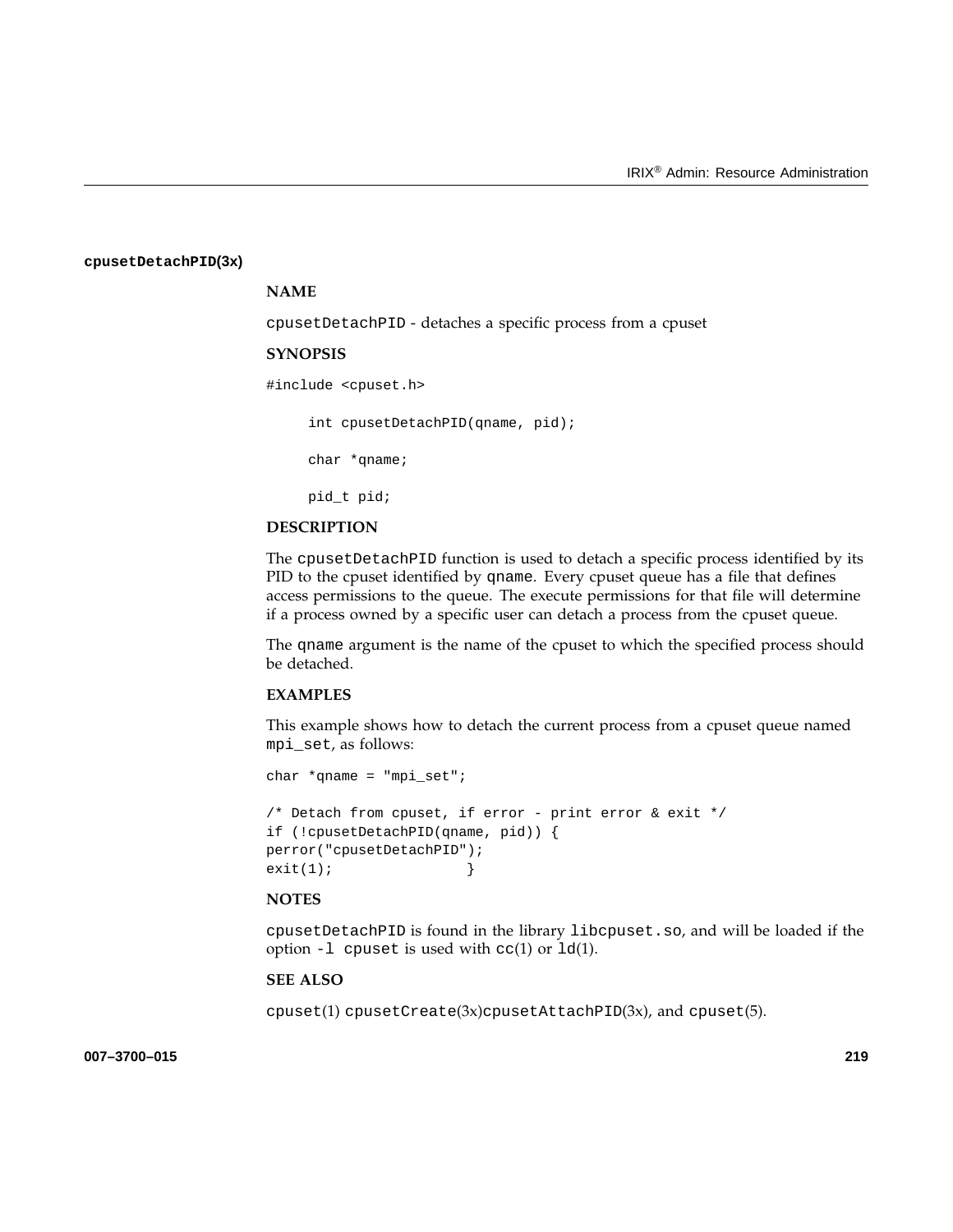**cpusetDetachPID(3x)**

## NAME

cpusetDetachPID - detaches a specific process from a cpuset

## SYNOPSIS

```
#include <cpuset.h>

     int cpusetDetachPID(qname, pid);

     char *qname;

     pid_t pid;
```

## DESCRIPTION

The cpusetDetachPID function is used to detach a specific process identified by its PID to the cpuset identified by qname. Every cpuset queue has a file that defines access permissions to the queue. The execute permissions for that file will determine if a process owned by a specific user can detach a process from the cpuset queue.

The qname argument is the name of the cpuset to which the specified process should be detached.

## EXAMPLES

This example shows how to detach the current process from a cpuset queue named mpi_set, as follows:

```
char *qname = "mpi_set";

/* Detach from cpuset, if error - print error & exit */
if (!cpusetDetachPID(qname, pid)) {
perror("cpusetDetachPID");
exit(1);                }
```

## NOTES

cpusetDetachPID is found in the library libcpuset.so, and will be loaded if the option -l cpuset is used with cc(1) or ld(1).

## SEE ALSO

cpuset(1) cpusetCreate(3x)cpusetAttachPID(3x), and cpuset(5).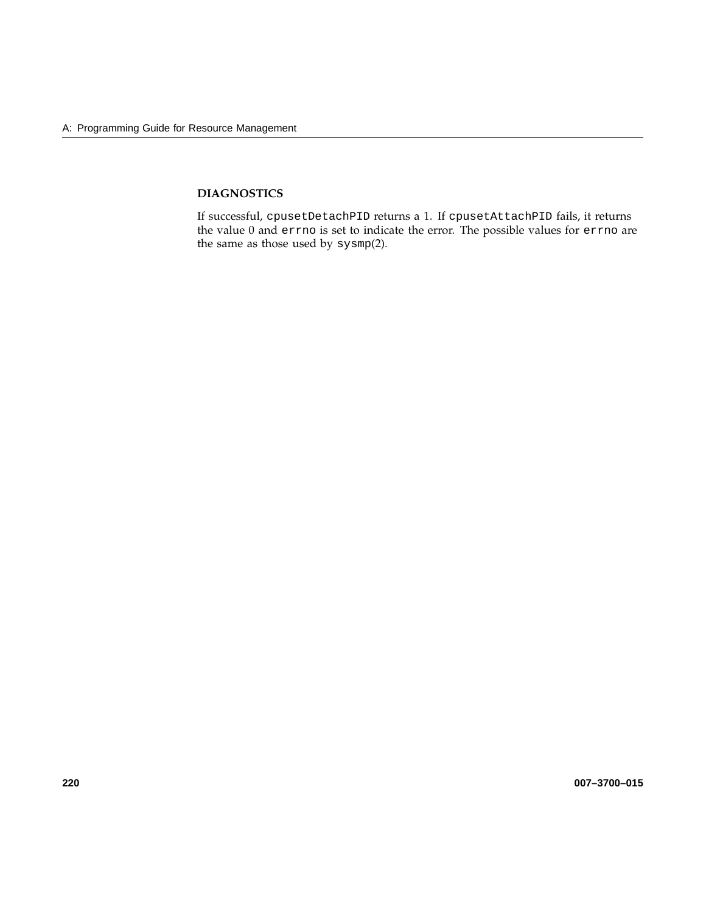### DIAGNOSTICS

If successful, `cpusetDetachPID` returns a 1. If `cpusetAttachPID` fails, it returns the value 0 and `errno` is set to indicate the error. The possible values for `errno` are the same as those used by `sysmp`(2).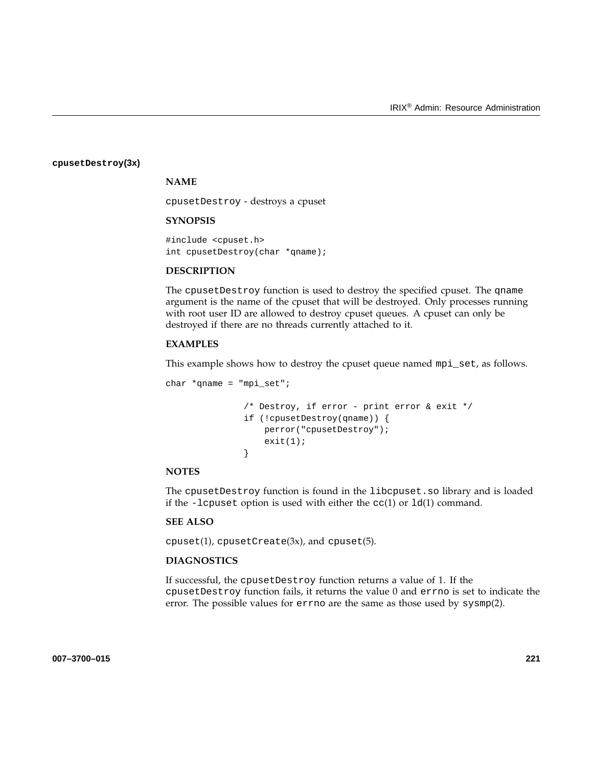## cpusetDestroy(3x)

### NAME

cpusetDestroy - destroys a cpuset

### SYNOPSIS

```
#include <cpuset.h>
int cpusetDestroy(char *qname);
```

### DESCRIPTION

The cpusetDestroy function is used to destroy the specified cpuset. The qname argument is the name of the cpuset that will be destroyed. Only processes running with root user ID are allowed to destroy cpuset queues. A cpuset can only be destroyed if there are no threads currently attached to it.

### EXAMPLES

This example shows how to destroy the cpuset queue named mpi_set, as follows.

```
char *qname = "mpi_set";

                /* Destroy, if error - print error & exit */
                if (!cpusetDestroy(qname)) {
                    perror("cpusetDestroy");
                    exit(1);
                }
```

### NOTES

The cpusetDestroy function is found in the libcpuset.so library and is loaded if the -lcpuset option is used with either the cc(1) or ld(1) command.

### SEE ALSO

cpuset(1), cpusetCreate(3x), and cpuset(5).

### DIAGNOSTICS

If successful, the cpusetDestroy function returns a value of 1. If the cpusetDestroy function fails, it returns the value 0 and errno is set to indicate the error. The possible values for errno are the same as those used by sysmp(2).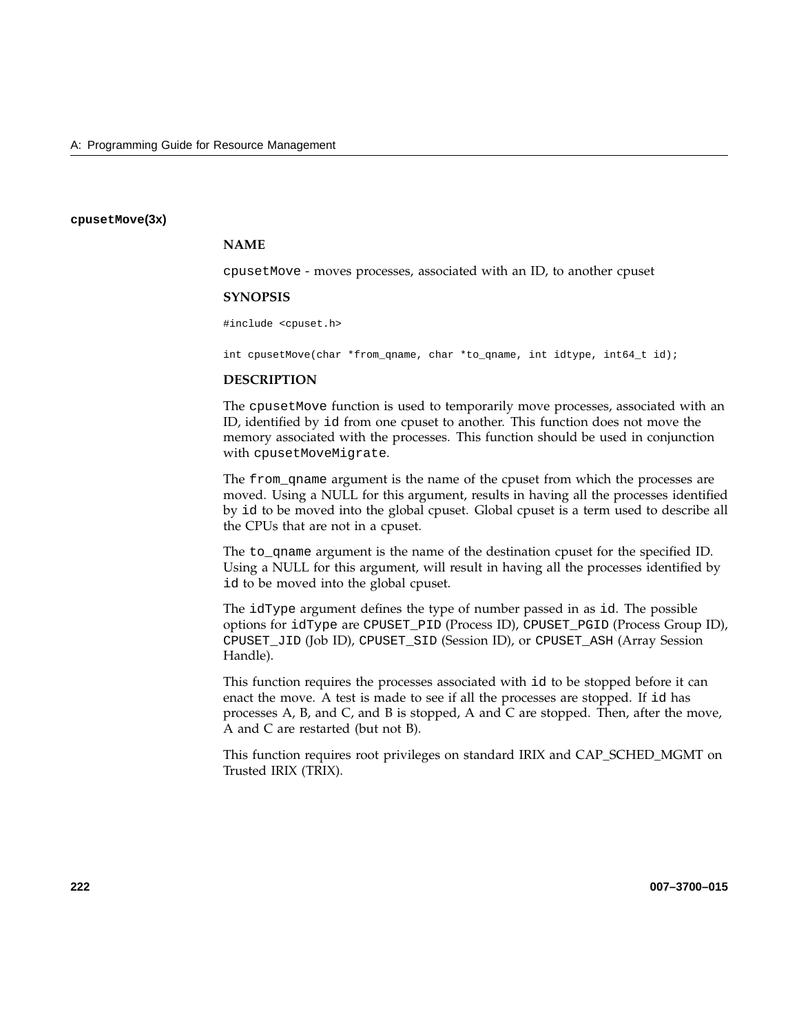## cpusetMove(3x)

### NAME

cpusetMove - moves processes, associated with an ID, to another cpuset

### SYNOPSIS

```
#include <cpuset.h>

int cpusetMove(char *from_qname, char *to_qname, int idtype, int64_t id);
```

### DESCRIPTION

The `cpusetMove` function is used to temporarily move processes, associated with an ID, identified by `id` from one cpuset to another. This function does not move the memory associated with the processes. This function should be used in conjunction with `cpusetMoveMigrate`.

The `from_qname` argument is the name of the cpuset from which the processes are moved. Using a NULL for this argument, results in having all the processes identified by `id` to be moved into the global cpuset. Global cpuset is a term used to describe all the CPUs that are not in a cpuset.

The `to_qname` argument is the name of the destination cpuset for the specified ID. Using a NULL for this argument, will result in having all the processes identified by `id` to be moved into the global cpuset.

The `idType` argument defines the type of number passed in as `id`. The possible options for `idType` are `CPUSET_PID` (Process ID), `CPUSET_PGID` (Process Group ID), `CPUSET_JID` (Job ID), `CPUSET_SID` (Session ID), or `CPUSET_ASH` (Array Session Handle).

This function requires the processes associated with `id` to be stopped before it can enact the move. A test is made to see if all the processes are stopped. If `id` has processes A, B, and C, and B is stopped, A and C are stopped. Then, after the move, A and C are restarted (but not B).

This function requires root privileges on standard IRIX and CAP_SCHED_MGMT on Trusted IRIX (TRIX).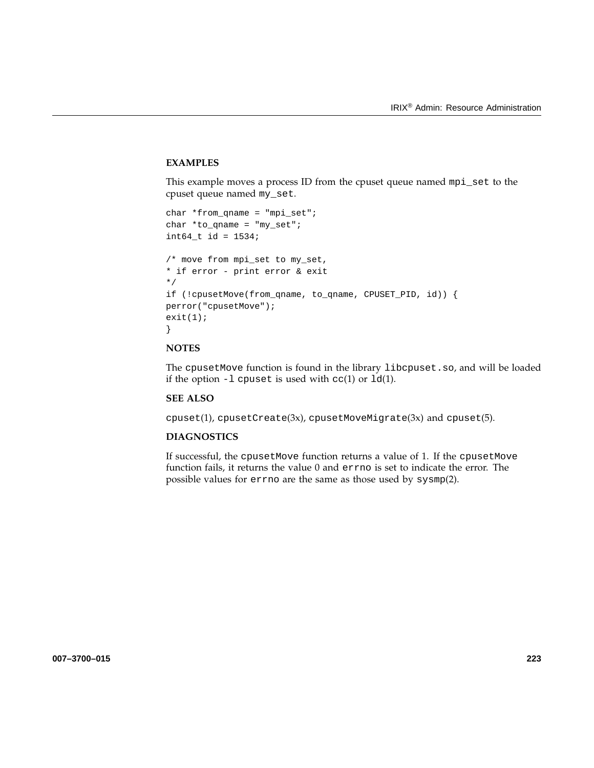### EXAMPLES

This example moves a process ID from the cpuset queue named `mpi_set` to the cpuset queue named `my_set`.

```
char *from_qname = "mpi_set";
char *to_qname = "my_set";
int64_t id = 1534;

/* move from mpi_set to my_set,
* if error - print error & exit
*/
if (!cpusetMove(from_qname, to_qname, CPUSET_PID, id)) {
perror("cpusetMove");
exit(1);
}
```

### NOTES

The `cpusetMove` function is found in the library `libcpuset.so`, and will be loaded if the option `-l cpuset` is used with `cc`(1) or `ld`(1).

### SEE ALSO

`cpuset`(1), `cpusetCreate`(3x), `cpusetMoveMigrate`(3x) and `cpuset`(5).

### DIAGNOSTICS

If successful, the `cpusetMove` function returns a value of 1. If the `cpusetMove` function fails, it returns the value 0 and `errno` is set to indicate the error. The possible values for `errno` are the same as those used by `sysmp`(2).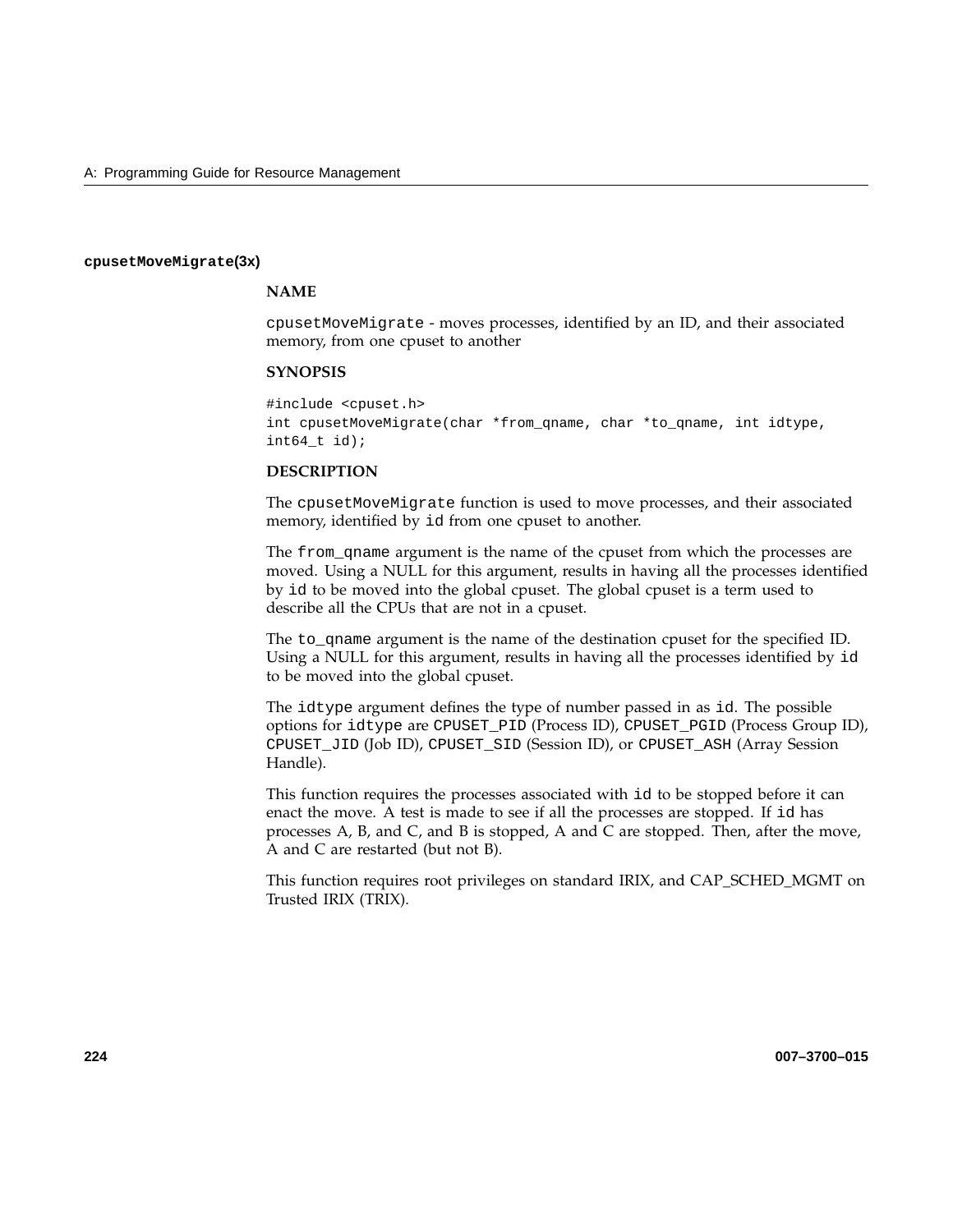### cpusetMoveMigrate(3x)

#### NAME

`cpusetMoveMigrate` - moves processes, identified by an ID, and their associated memory, from one cpuset to another

#### SYNOPSIS

```
#include <cpuset.h>
int cpusetMoveMigrate(char *from_qname, char *to_qname, int idtype,
int64_t id);
```

#### DESCRIPTION

The `cpusetMoveMigrate` function is used to move processes, and their associated memory, identified by `id` from one cpuset to another.

The `from_qname` argument is the name of the cpuset from which the processes are moved. Using a NULL for this argument, results in having all the processes identified by `id` to be moved into the global cpuset. The global cpuset is a term used to describe all the CPUs that are not in a cpuset.

The `to_qname` argument is the name of the destination cpuset for the specified ID. Using a NULL for this argument, results in having all the processes identified by `id` to be moved into the global cpuset.

The `idtype` argument defines the type of number passed in as `id`. The possible options for `idtype` are `CPUSET_PID` (Process ID), `CPUSET_PGID` (Process Group ID), `CPUSET_JID` (Job ID), `CPUSET_SID` (Session ID), or `CPUSET_ASH` (Array Session Handle).

This function requires the processes associated with `id` to be stopped before it can enact the move. A test is made to see if all the processes are stopped. If `id` has processes A, B, and C, and B is stopped, A and C are stopped. Then, after the move, A and C are restarted (but not B).

This function requires root privileges on standard IRIX, and CAP_SCHED_MGMT on Trusted IRIX (TRIX).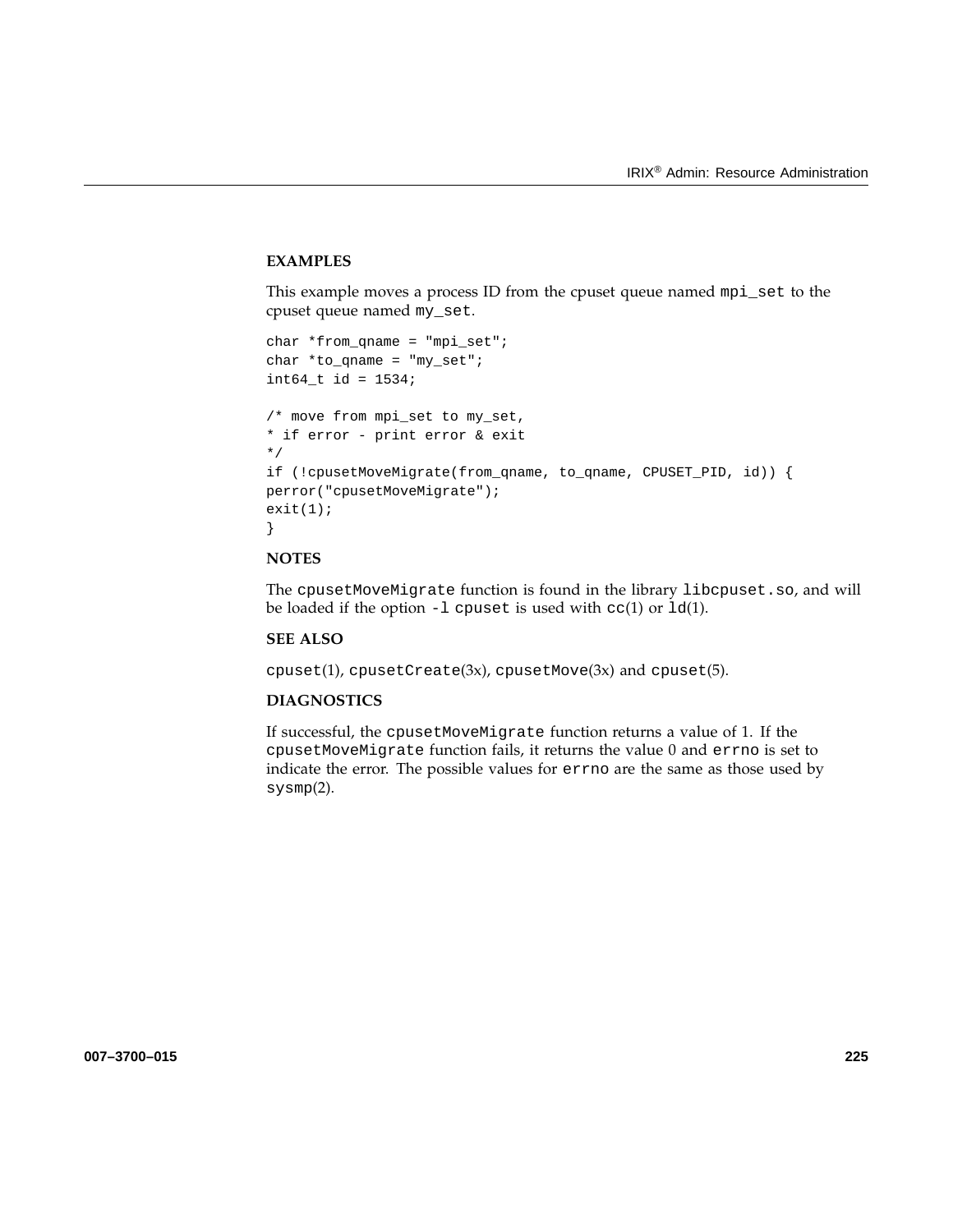**EXAMPLES**

This example moves a process ID from the cpuset queue named mpi_set to the cpuset queue named my_set.

```
char *from_qname = "mpi_set";
char *to_qname = "my_set";
int64_t id = 1534;

/* move from mpi_set to my_set,
* if error - print error & exit
*/
if (!cpusetMoveMigrate(from_qname, to_qname, CPUSET_PID, id)) {
perror("cpusetMoveMigrate");
exit(1);
}
```

**NOTES**

The cpusetMoveMigrate function is found in the library libcpuset.so, and will be loaded if the option -l cpuset is used with cc(1) or ld(1).

**SEE ALSO**

cpuset(1), cpusetCreate(3x), cpusetMove(3x) and cpuset(5).

**DIAGNOSTICS**

If successful, the cpusetMoveMigrate function returns a value of 1. If the cpusetMoveMigrate function fails, it returns the value 0 and errno is set to indicate the error. The possible values for errno are the same as those used by sysmp(2).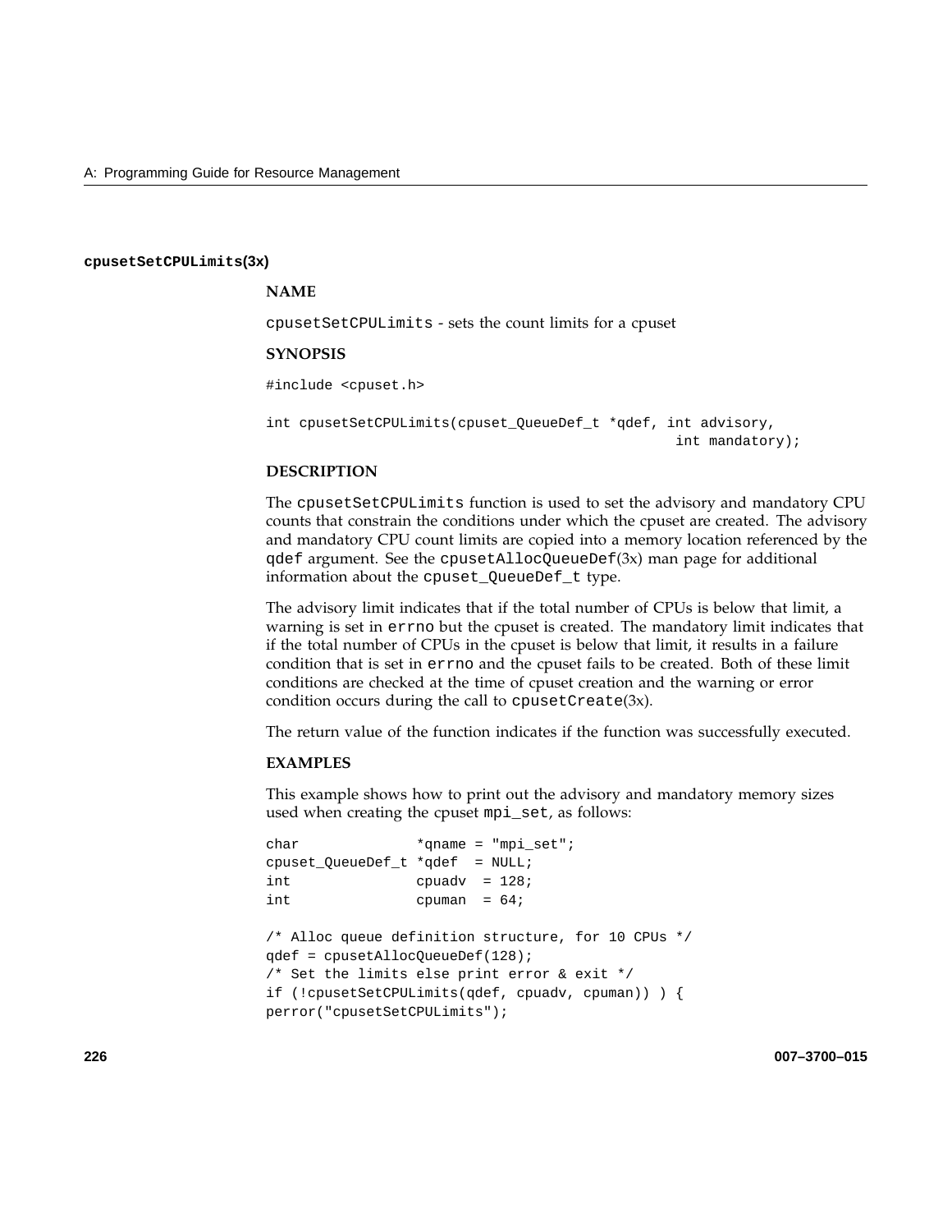### cpusetSetCPULimits(3x)

**NAME**

cpusetSetCPULimits - sets the count limits for a cpuset

**SYNOPSIS**

```
#include <cpuset.h>

int cpusetSetCPULimits(cpuset_QueueDef_t *qdef, int advisory,
                                                 int mandatory);
```

**DESCRIPTION**

The `cpusetSetCPULimits` function is used to set the advisory and mandatory CPU counts that constrain the conditions under which the cpuset are created. The advisory and mandatory CPU count limits are copied into a memory location referenced by the `qdef` argument. See the `cpusetAllocQueueDef`(3x) man page for additional information about the `cpuset_QueueDef_t` type.

The advisory limit indicates that if the total number of CPUs is below that limit, a warning is set in `errno` but the cpuset is created. The mandatory limit indicates that if the total number of CPUs in the cpuset is below that limit, it results in a failure condition that is set in `errno` and the cpuset fails to be created. Both of these limit conditions are checked at the time of cpuset creation and the warning or error condition occurs during the call to `cpusetCreate`(3x).

The return value of the function indicates if the function was successfully executed.

**EXAMPLES**

This example shows how to print out the advisory and mandatory memory sizes used when creating the cpuset `mpi_set`, as follows:

```
char              *qname = "mpi_set";
cpuset_QueueDef_t *qdef  = NULL;
int               cpuadv  = 128;
int               cpuman  = 64;

/* Alloc queue definition structure, for 10 CPUs */
qdef = cpusetAllocQueueDef(128);
/* Set the limits else print error & exit */
if (!cpusetSetCPULimits(qdef, cpuadv, cpuman)) ) {
perror("cpusetSetCPULimits");
```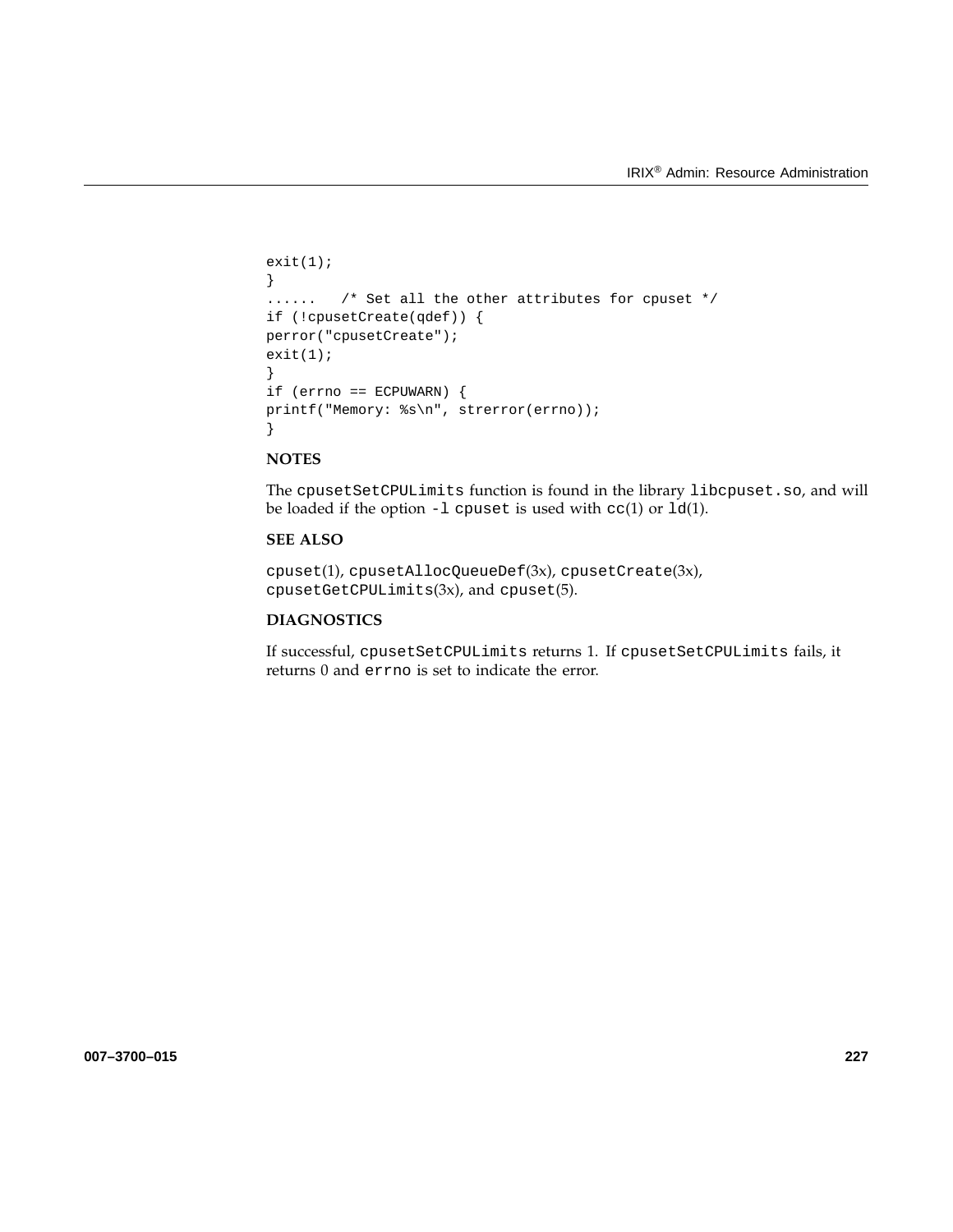```
exit(1);
}
......   /* Set all the other attributes for cpuset */
if (!cpusetCreate(qdef)) {
perror("cpusetCreate");
exit(1);
}
if (errno == ECPUWARN) {
printf("Memory: %s\n", strerror(errno));
}
```

**NOTES**

The `cpusetSetCPULimits` function is found in the library `libcpuset.so`, and will be loaded if the option `-l cpuset` is used with `cc`(1) or `ld`(1).

**SEE ALSO**

`cpuset`(1), `cpusetAllocQueueDef`(3x), `cpusetCreate`(3x), `cpusetGetCPULimits`(3x), and `cpuset`(5).

**DIAGNOSTICS**

If successful, `cpusetSetCPULimits` returns 1. If `cpusetSetCPULimits` fails, it returns 0 and `errno` is set to indicate the error.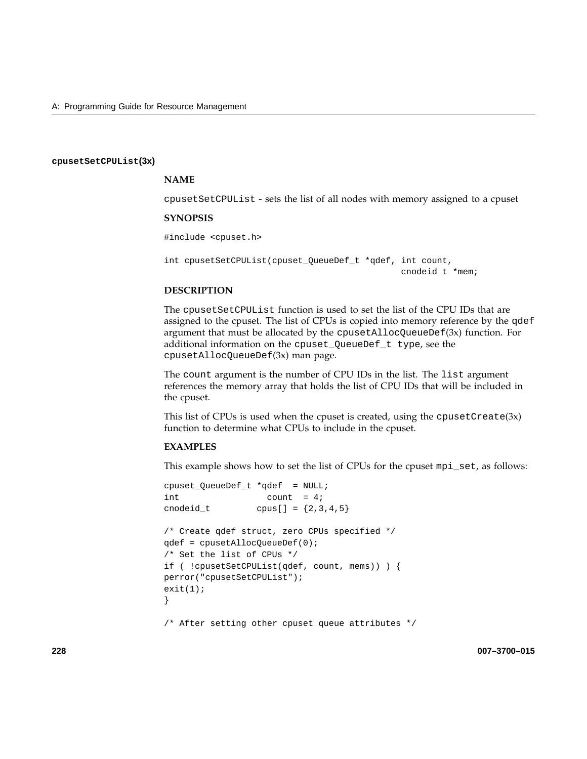### cpusetSetCPUList(3x)

**NAME**

cpusetSetCPUList - sets the list of all nodes with memory assigned to a cpuset

**SYNOPSIS**

```
#include <cpuset.h>

int cpusetSetCPUList(cpuset_QueueDef_t *qdef, int count,
                                              cnodeid_t *mem;
```

**DESCRIPTION**

The cpusetSetCPUList function is used to set the list of the CPU IDs that are assigned to the cpuset. The list of CPUs is copied into memory reference by the qdef argument that must be allocated by the cpusetAllocQueueDef(3x) function. For additional information on the cpuset_QueueDef_t type, see the cpusetAllocQueueDef(3x) man page.

The count argument is the number of CPU IDs in the list. The list argument references the memory array that holds the list of CPU IDs that will be included in the cpuset.

This list of CPUs is used when the cpuset is created, using the cpusetCreate(3x) function to determine what CPUs to include in the cpuset.

**EXAMPLES**

This example shows how to set the list of CPUs for the cpuset mpi_set, as follows:

```
cpuset_QueueDef_t *qdef  = NULL;
int                count  = 4;
cnodeid_t         cpus[] = {2,3,4,5}

/* Create qdef struct, zero CPUs specified */
qdef = cpusetAllocQueueDef(0);
/* Set the list of CPUs */
if ( !cpusetSetCPUList(qdef, count, mems)) ) {
perror("cpusetSetCPUList");
exit(1);
}

/* After setting other cpuset queue attributes */
```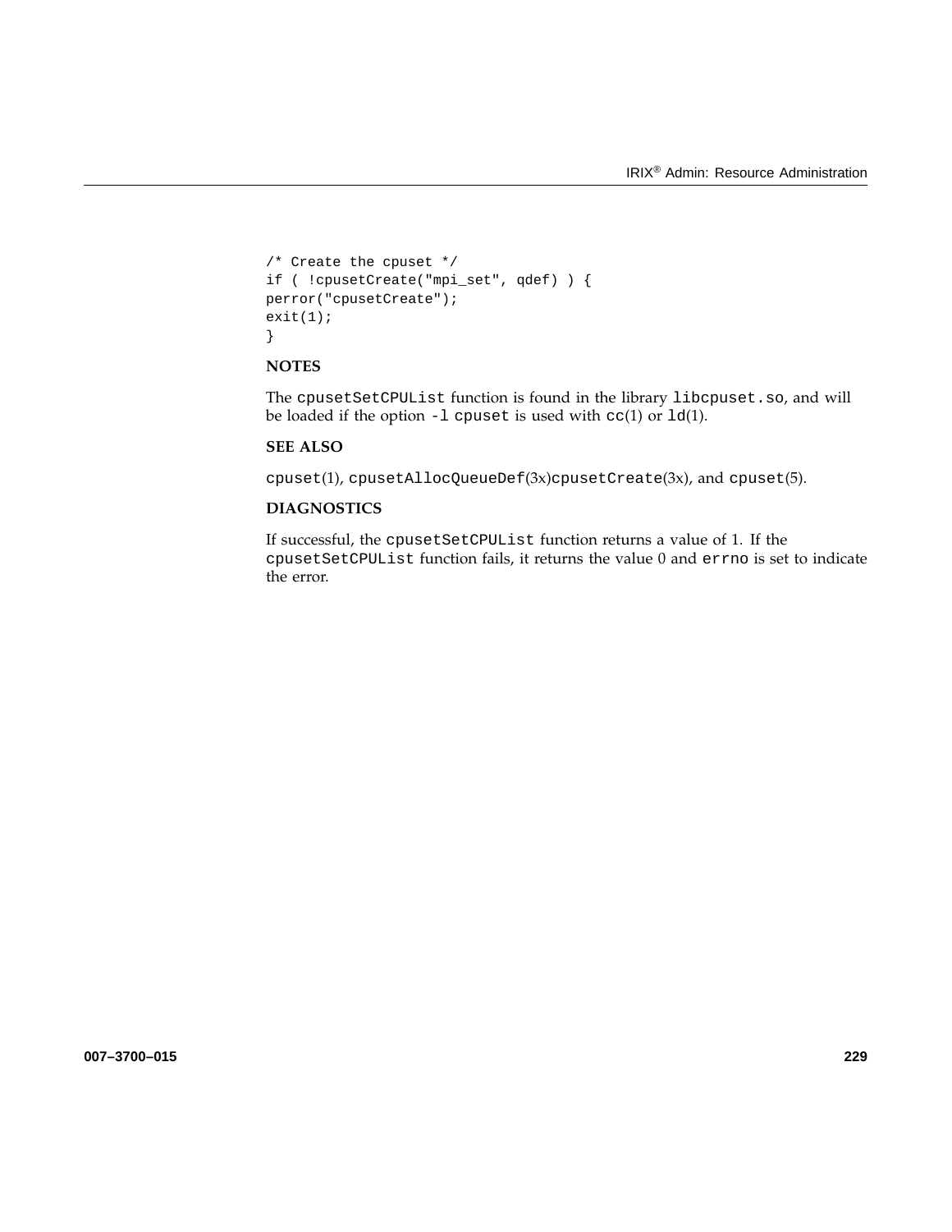```
/* Create the cpuset */
if ( !cpusetCreate("mpi_set", qdef) ) {
perror("cpusetCreate");
exit(1);
}
```

**NOTES**

The cpusetSetCPUList function is found in the library libcpuset.so, and will be loaded if the option -l cpuset is used with cc(1) or ld(1).

**SEE ALSO**

cpuset(1), cpusetAllocQueueDef(3x)cpusetCreate(3x), and cpuset(5).

**DIAGNOSTICS**

If successful, the cpusetSetCPUList function returns a value of 1. If the cpusetSetCPUList function fails, it returns the value 0 and errno is set to indicate the error.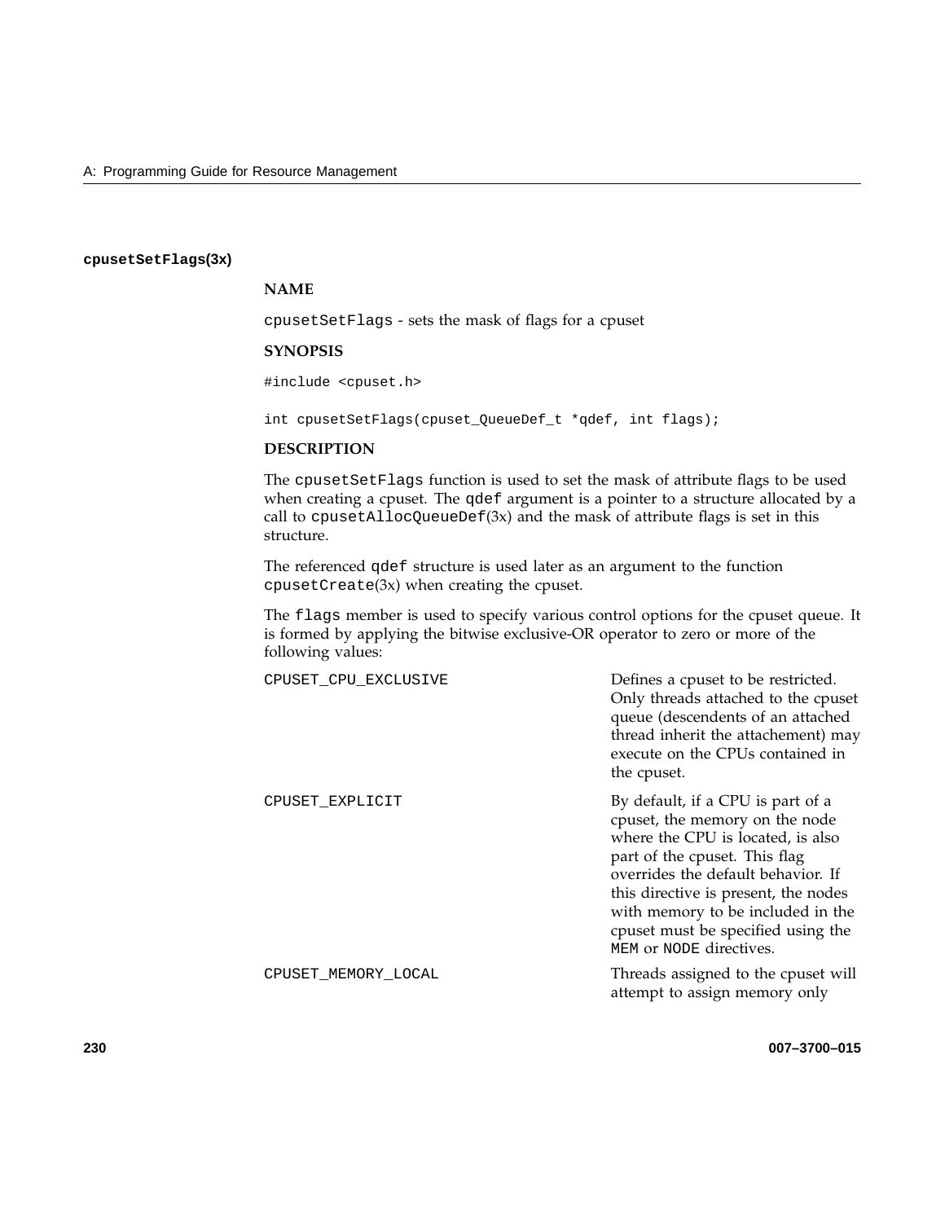### cpusetSetFlags(3x)

**NAME**

cpusetSetFlags - sets the mask of flags for a cpuset

**SYNOPSIS**

```
#include <cpuset.h>

int cpusetSetFlags(cpuset_QueueDef_t *qdef, int flags);
```

**DESCRIPTION**

The cpusetSetFlags function is used to set the mask of attribute flags to be used when creating a cpuset. The qdef argument is a pointer to a structure allocated by a call to cpusetAllocQueueDef(3x) and the mask of attribute flags is set in this structure.

The referenced qdef structure is used later as an argument to the function cpusetCreate(3x) when creating the cpuset.

The flags member is used to specify various control options for the cpuset queue. It is formed by applying the bitwise exclusive-OR operator to zero or more of the following values:

CPUSET_CPU_EXCLUSIVE
: Defines a cpuset to be restricted. Only threads attached to the cpuset queue (descendents of an attached thread inherit the attachement) may execute on the CPUs contained in the cpuset.

CPUSET_EXPLICIT
: By default, if a CPU is part of a cpuset, the memory on the node where the CPU is located, is also part of the cpuset. This flag overrides the default behavior. If this directive is present, the nodes with memory to be included in the cpuset must be specified using the MEM or NODE directives.

CPUSET_MEMORY_LOCAL
: Threads assigned to the cpuset will attempt to assign memory only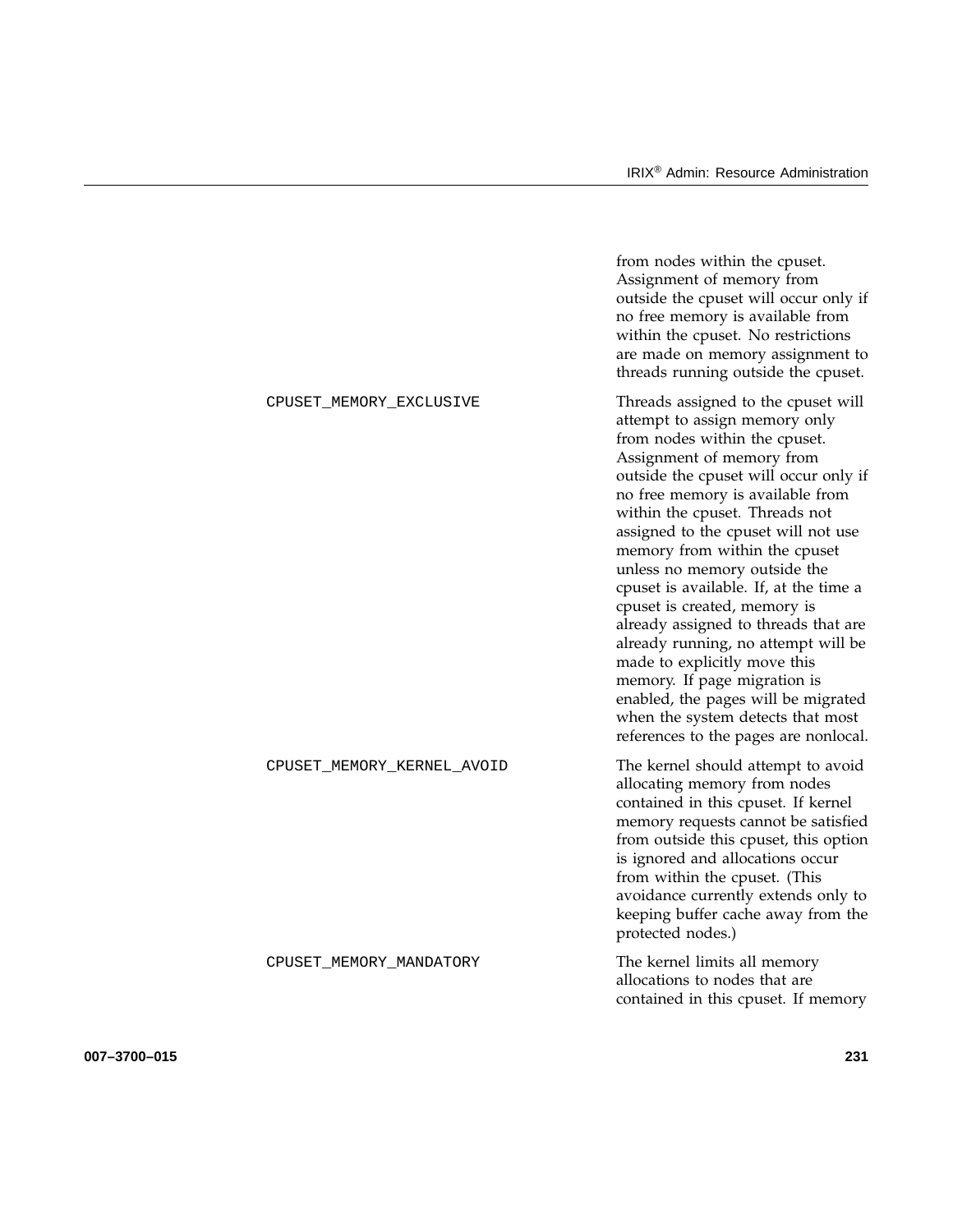from nodes within the cpuset. Assignment of memory from outside the cpuset will occur only if no free memory is available from within the cpuset. No restrictions are made on memory assignment to threads running outside the cpuset.

| | |
|---|---|
| CPUSET_MEMORY_EXCLUSIVE | Threads assigned to the cpuset will attempt to assign memory only from nodes within the cpuset. Assignment of memory from outside the cpuset will occur only if no free memory is available from within the cpuset. Threads not assigned to the cpuset will not use memory from within the cpuset unless no memory outside the cpuset is available. If, at the time a cpuset is created, memory is already assigned to threads that are already running, no attempt will be made to explicitly move this memory. If page migration is enabled, the pages will be migrated when the system detects that most references to the pages are nonlocal. |
| CPUSET_MEMORY_KERNEL_AVOID | The kernel should attempt to avoid allocating memory from nodes contained in this cpuset. If kernel memory requests cannot be satisfied from outside this cpuset, this option is ignored and allocations occur from within the cpuset. (This avoidance currently extends only to keeping buffer cache away from the protected nodes.) |
| CPUSET_MEMORY_MANDATORY | The kernel limits all memory allocations to nodes that are contained in this cpuset. If memory |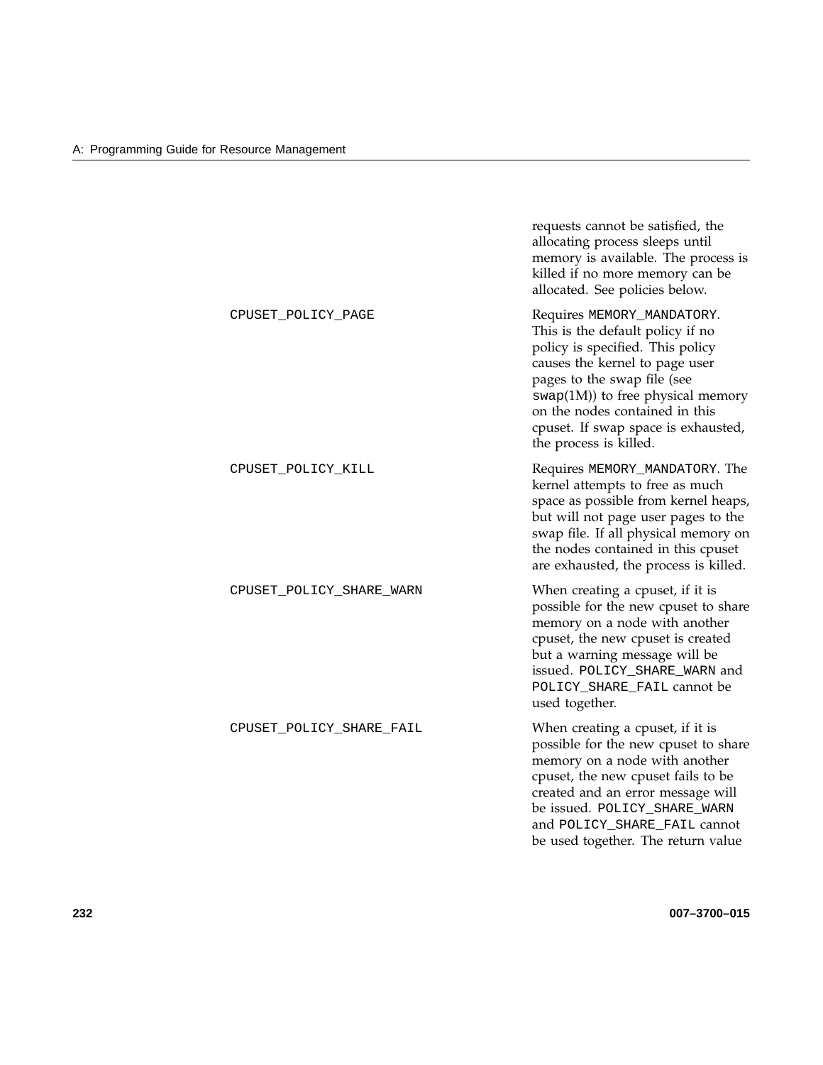requests cannot be satisfied, the allocating process sleeps until memory is available. The process is killed if no more memory can be allocated. See policies below.

`CPUSET_POLICY_PAGE`
: Requires `MEMORY_MANDATORY`. This is the default policy if no policy is specified. This policy causes the kernel to page user pages to the swap file (see `swap`(1M)) to free physical memory on the nodes contained in this cpuset. If swap space is exhausted, the process is killed.

`CPUSET_POLICY_KILL`
: Requires `MEMORY_MANDATORY`. The kernel attempts to free as much space as possible from kernel heaps, but will not page user pages to the swap file. If all physical memory on the nodes contained in this cpuset are exhausted, the process is killed.

`CPUSET_POLICY_SHARE_WARN`
: When creating a cpuset, if it is possible for the new cpuset to share memory on a node with another cpuset, the new cpuset is created but a warning message will be issued. `POLICY_SHARE_WARN` and `POLICY_SHARE_FAIL` cannot be used together.

`CPUSET_POLICY_SHARE_FAIL`
: When creating a cpuset, if it is possible for the new cpuset to share memory on a node with another cpuset, the new cpuset fails to be created and an error message will be issued. `POLICY_SHARE_WARN` and `POLICY_SHARE_FAIL` cannot be used together. The return value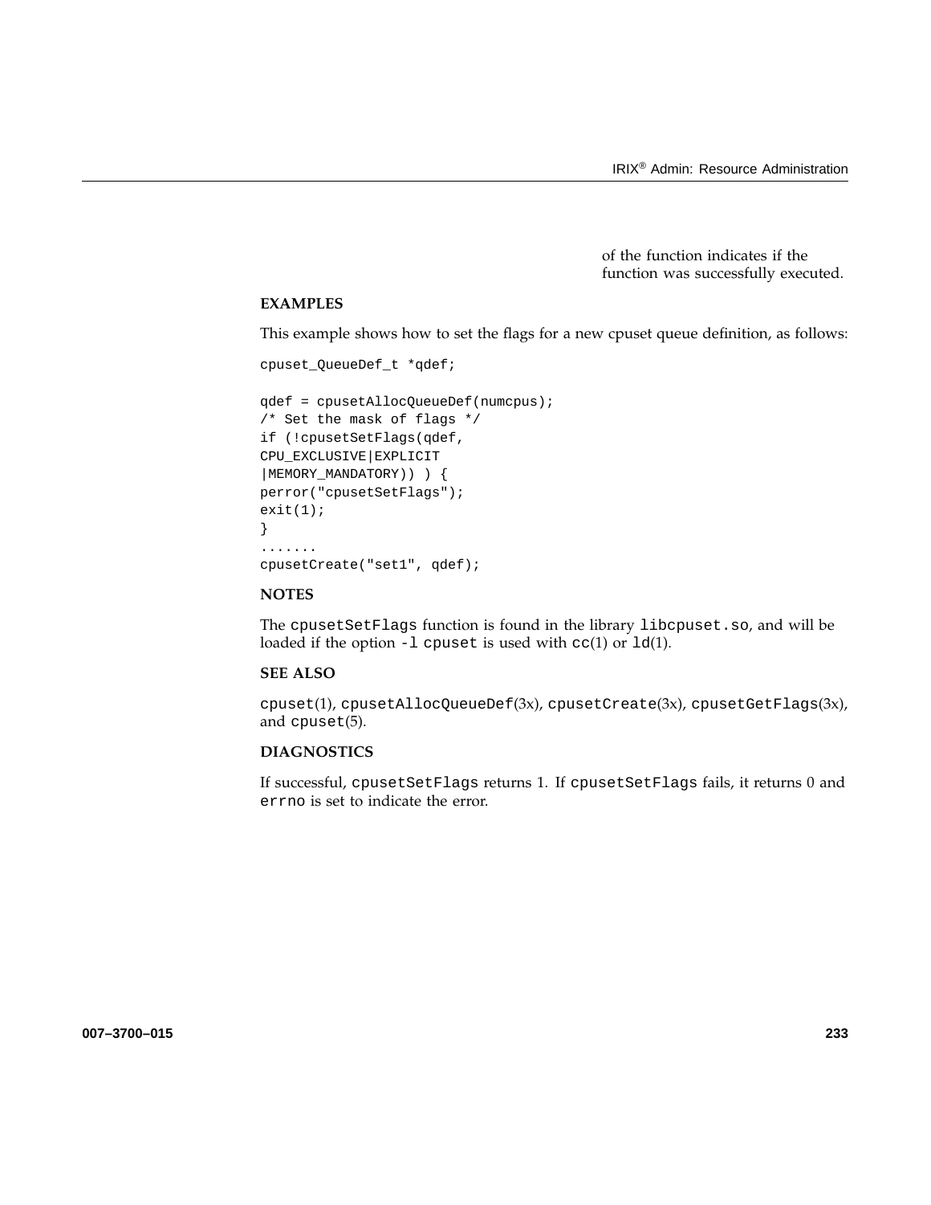of the function indicates if the function was successfully executed.

**EXAMPLES**

This example shows how to set the flags for a new cpuset queue definition, as follows:

```
cpuset_QueueDef_t *qdef;

qdef = cpusetAllocQueueDef(numcpus);
/* Set the mask of flags */
if (!cpusetSetFlags(qdef,
CPU_EXCLUSIVE|EXPLICIT
|MEMORY_MANDATORY)) ) {
perror("cpusetSetFlags");
exit(1);
}
.......
cpusetCreate("set1", qdef);
```

**NOTES**

The `cpusetSetFlags` function is found in the library `libcpuset.so`, and will be loaded if the option `-l cpuset` is used with `cc`(1) or `ld`(1).

**SEE ALSO**

`cpuset`(1), `cpusetAllocQueueDef`(3x), `cpusetCreate`(3x), `cpusetGetFlags`(3x), and `cpuset`(5).

**DIAGNOSTICS**

If successful, `cpusetSetFlags` returns 1. If `cpusetSetFlags` fails, it returns 0 and `errno` is set to indicate the error.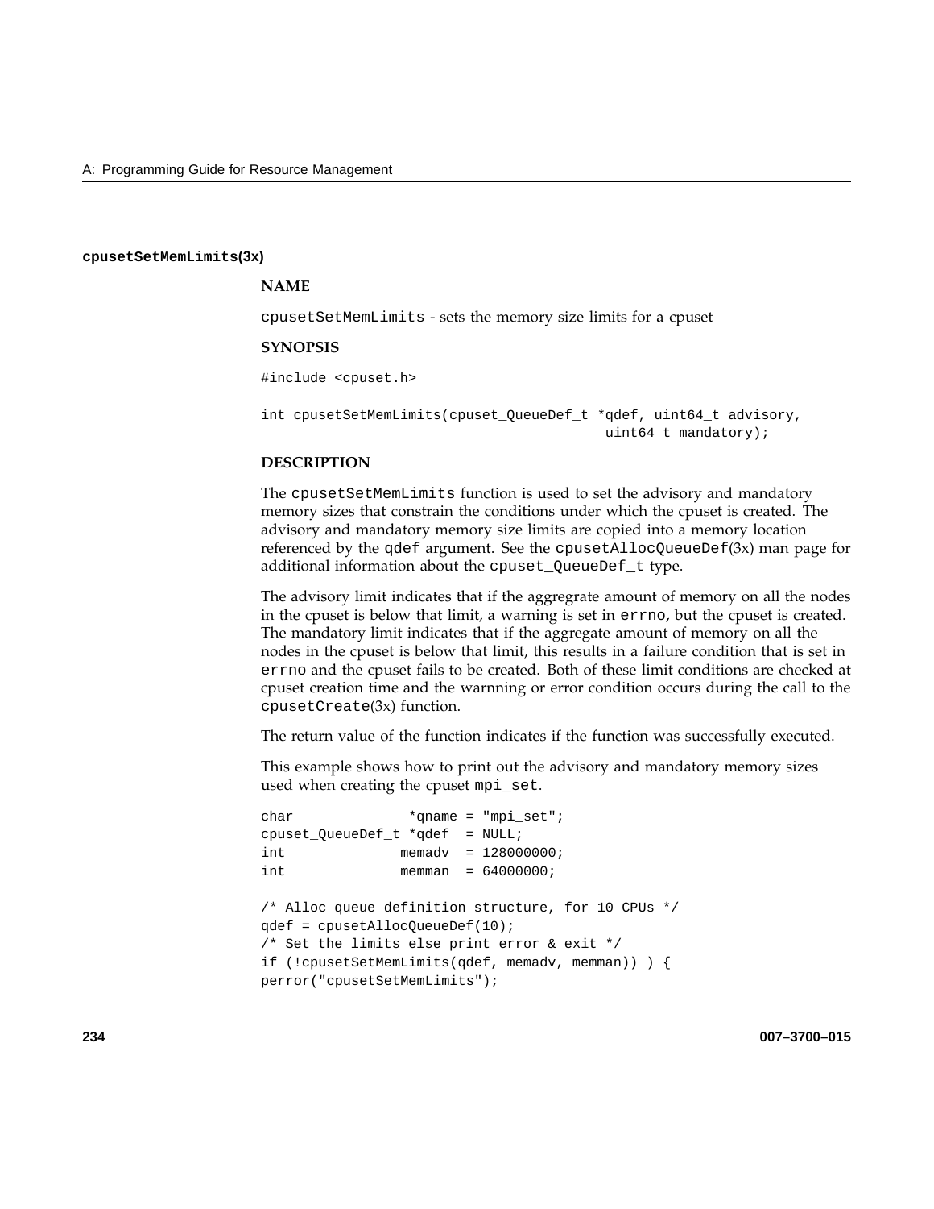### cpusetSetMemLimits(3x)

**NAME**

cpusetSetMemLimits - sets the memory size limits for a cpuset

**SYNOPSIS**

```
#include <cpuset.h>

int cpusetSetMemLimits(cpuset_QueueDef_t *qdef, uint64_t advisory,
                                           uint64_t mandatory);
```

**DESCRIPTION**

The cpusetSetMemLimits function is used to set the advisory and mandatory memory sizes that constrain the conditions under which the cpuset is created. The advisory and mandatory memory size limits are copied into a memory location referenced by the qdef argument. See the cpusetAllocQueueDef(3x) man page for additional information about the cpuset_QueueDef_t type.

The advisory limit indicates that if the aggregate amount of memory on all the nodes in the cpuset is below that limit, a warning is set in errno, but the cpuset is created. The mandatory limit indicates that if the aggregate amount of memory on all the nodes in the cpuset is below that limit, this results in a failure condition that is set in errno and the cpuset fails to be created. Both of these limit conditions are checked at cpuset creation time and the warnning or error condition occurs during the call to the cpusetCreate(3x) function.

The return value of the function indicates if the function was successfully executed.

This example shows how to print out the advisory and mandatory memory sizes used when creating the cpuset mpi_set.

```
char              *qname = "mpi_set";
cpuset_QueueDef_t *qdef  = NULL;
int              memadv  = 128000000;
int              memman  = 64000000;

/* Alloc queue definition structure, for 10 CPUs */
qdef = cpusetAllocQueueDef(10);
/* Set the limits else print error & exit */
if (!cpusetSetMemLimits(qdef, memadv, memman)) ) {
perror("cpusetSetMemLimits");
```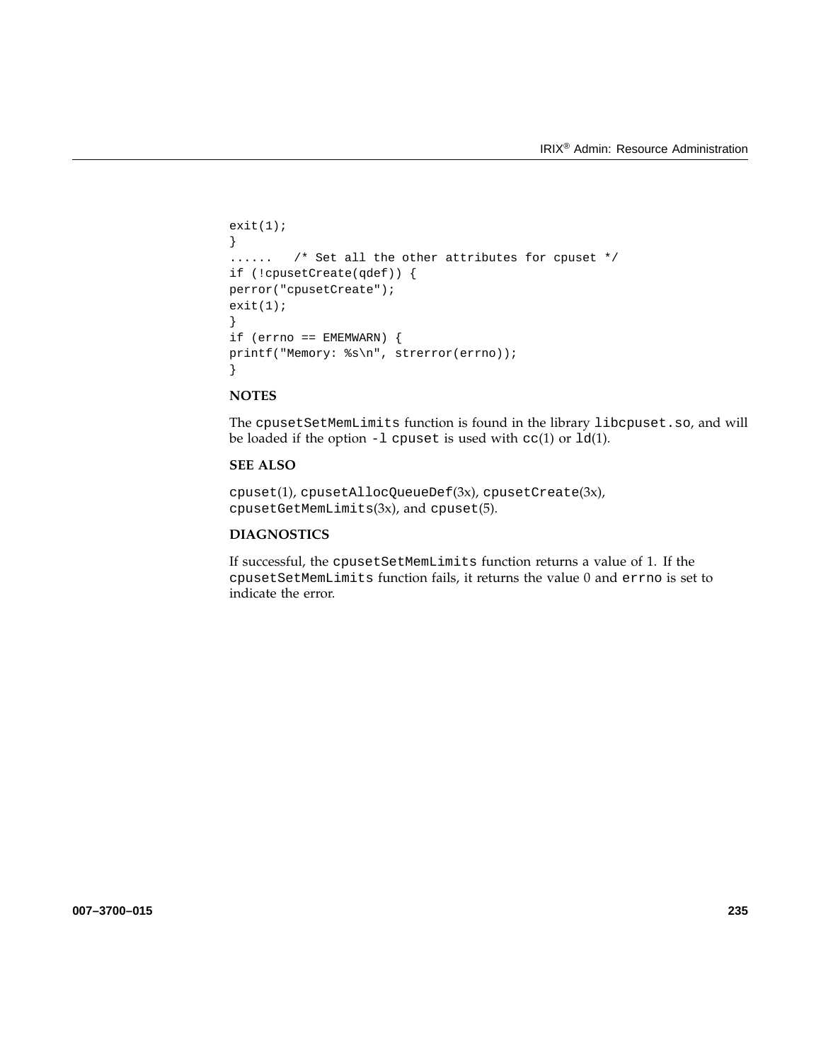```
exit(1);
}
......   /* Set all the other attributes for cpuset */
if (!cpusetCreate(qdef)) {
perror("cpusetCreate");
exit(1);
}
if (errno == EMEMWARN) {
printf("Memory: %s\n", strerror(errno));
}
```

**NOTES**

The `cpusetSetMemLimits` function is found in the library `libcpuset.so`, and will be loaded if the option `-l cpuset` is used with `cc`(1) or `ld`(1).

**SEE ALSO**

`cpuset`(1), `cpusetAllocQueueDef`(3x), `cpusetCreate`(3x), `cpusetGetMemLimits`(3x), and `cpuset`(5).

**DIAGNOSTICS**

If successful, the `cpusetSetMemLimits` function returns a value of 1. If the `cpusetSetMemLimits` function fails, it returns the value 0 and `errno` is set to indicate the error.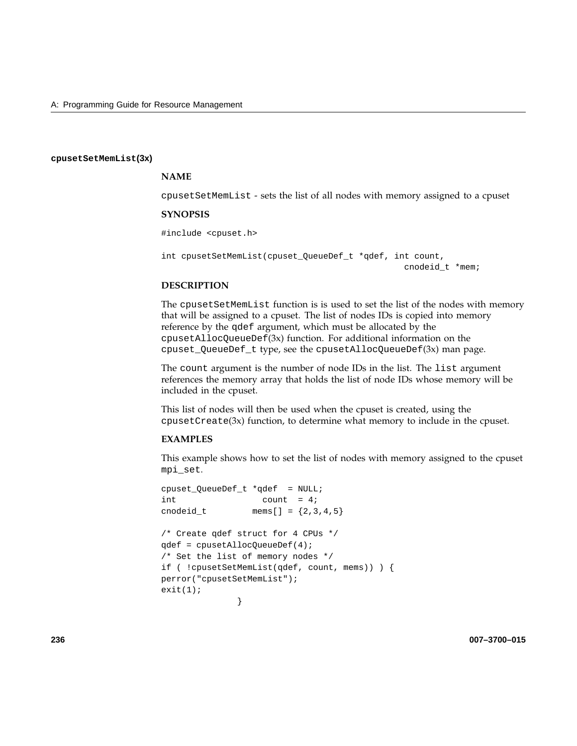### cpusetSetMemList(3x)

**NAME**

cpusetSetMemList - sets the list of all nodes with memory assigned to a cpuset

**SYNOPSIS**

```
#include <cpuset.h>

int cpusetSetMemList(cpuset_QueueDef_t *qdef, int count,
                                                 cnodeid_t *mem;
```

**DESCRIPTION**

The cpusetSetMemList function is is used to set the list of the nodes with memory that will be assigned to a cpuset. The list of nodes IDs is copied into memory reference by the qdef argument, which must be allocated by the cpusetAllocQueueDef(3x) function. For additional information on the cpuset_QueueDef_t type, see the cpusetAllocQueueDef(3x) man page.

The count argument is the number of node IDs in the list. The list argument references the memory array that holds the list of node IDs whose memory will be included in the cpuset.

This list of nodes will then be used when the cpuset is created, using the cpusetCreate(3x) function, to determine what memory to include in the cpuset.

**EXAMPLES**

This example shows how to set the list of nodes with memory assigned to the cpuset mpi_set.

```
cpuset_QueueDef_t *qdef  = NULL;
int                 count  = 4;
cnodeid_t         mems[] = {2,3,4,5}

/* Create qdef struct for 4 CPUs */
qdef = cpusetAllocQueueDef(4);
/* Set the list of memory nodes */
if ( !cpusetSetMemList(qdef, count, mems)) ) {
perror("cpusetSetMemList");
exit(1);
              }
```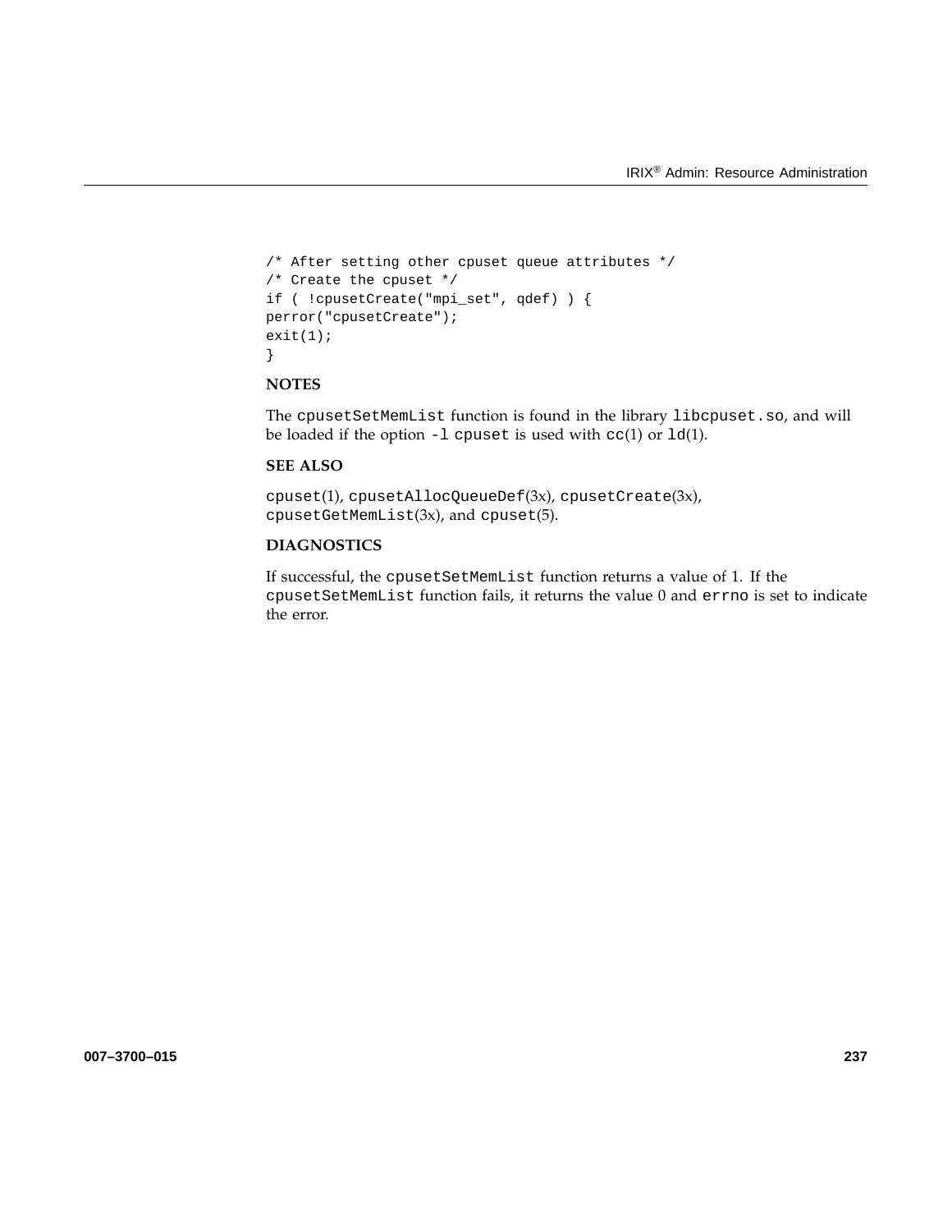```
/* After setting other cpuset queue attributes */
/* Create the cpuset */
if ( !cpusetCreate("mpi_set", qdef) ) {
perror("cpusetCreate");
exit(1);
}
```

**NOTES**

The `cpusetSetMemList` function is found in the library `libcpuset.so`, and will be loaded if the option `-l cpuset` is used with `cc`(1) or `ld`(1).

**SEE ALSO**

`cpuset`(1), `cpusetAllocQueueDef`(3x), `cpusetCreate`(3x), `cpusetGetMemList`(3x), and `cpuset`(5).

**DIAGNOSTICS**

If successful, the `cpusetSetMemList` function returns a value of 1. If the `cpusetSetMemList` function fails, it returns the value 0 and `errno` is set to indicate the error.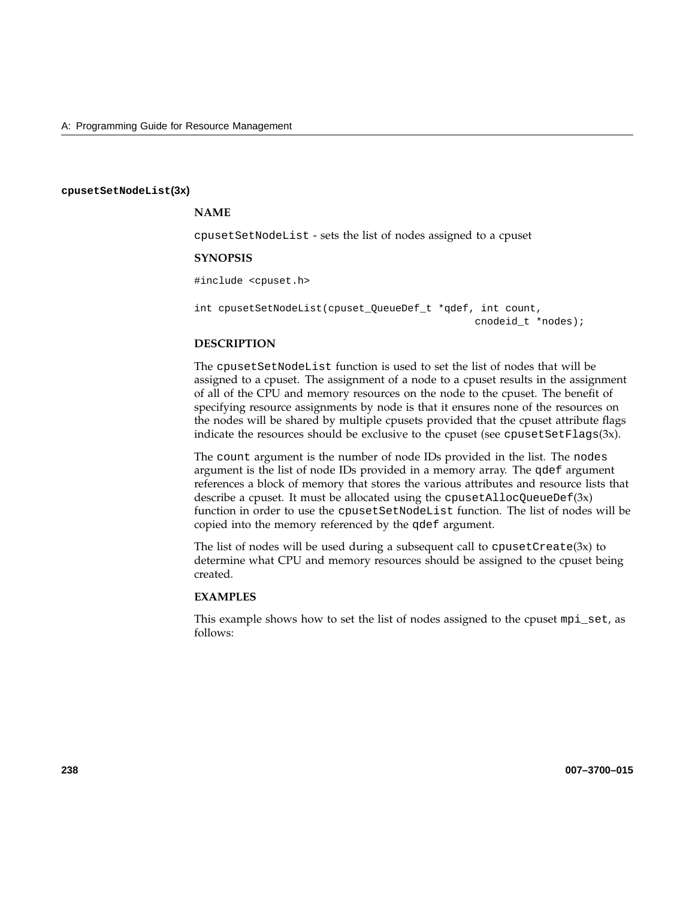## cpusetSetNodeList(3x)

### NAME

cpusetSetNodeList - sets the list of nodes assigned to a cpuset

### SYNOPSIS

```
#include <cpuset.h>

int cpusetSetNodeList(cpuset_QueueDef_t *qdef, int count,
                                              cnodeid_t *nodes);
```

### DESCRIPTION

The cpusetSetNodeList function is used to set the list of nodes that will be assigned to a cpuset. The assignment of a node to a cpuset results in the assignment of all of the CPU and memory resources on the node to the cpuset. The benefit of specifying resource assignments by node is that it ensures none of the resources on the nodes will be shared by multiple cpusets provided that the cpuset attribute flags indicate the resources should be exclusive to the cpuset (see cpusetSetFlags(3x).

The count argument is the number of node IDs provided in the list. The nodes argument is the list of node IDs provided in a memory array. The qdef argument references a block of memory that stores the various attributes and resource lists that describe a cpuset. It must be allocated using the cpusetAllocQueueDef(3x) function in order to use the cpusetSetNodeList function. The list of nodes will be copied into the memory referenced by the qdef argument.

The list of nodes will be used during a subsequent call to cpusetCreate(3x) to determine what CPU and memory resources should be assigned to the cpuset being created.

### EXAMPLES

This example shows how to set the list of nodes assigned to the cpuset mpi_set, as follows: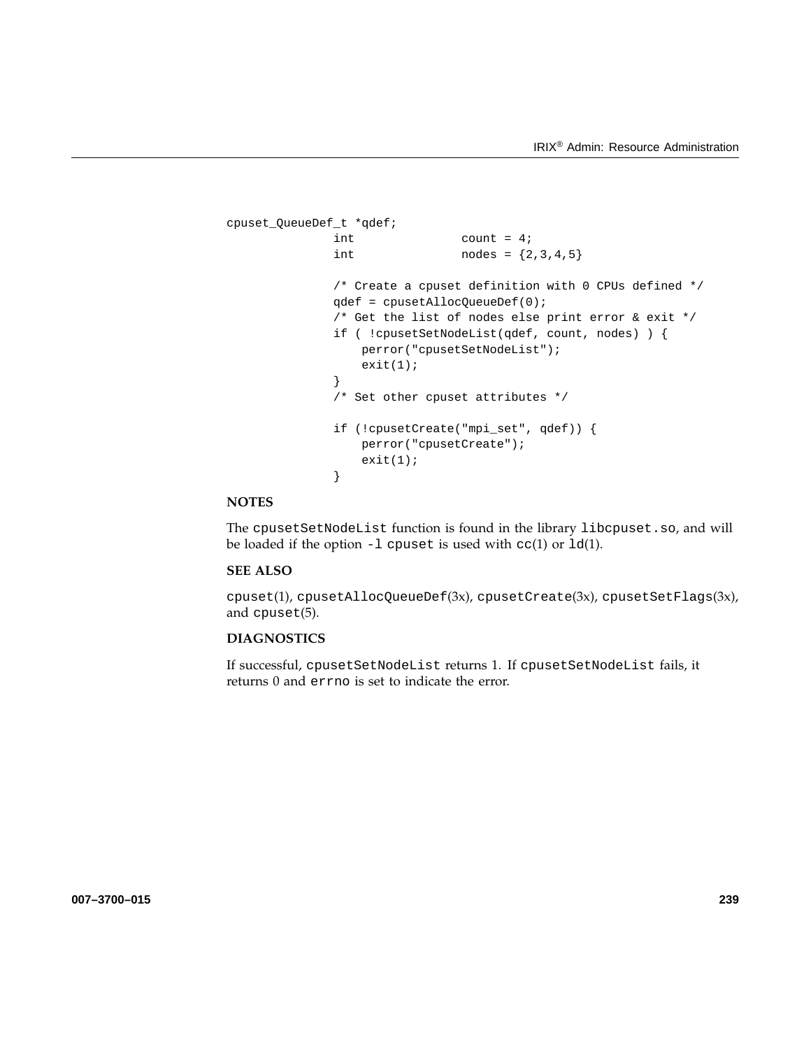```
cpuset_QueueDef_t *qdef;
              int               count = 4;
              int               nodes = {2,3,4,5}

              /* Create a cpuset definition with 0 CPUs defined */
              qdef = cpusetAllocQueueDef(0);
              /* Get the list of nodes else print error & exit */
              if ( !cpusetSetNodeList(qdef, count, nodes) ) {
                  perror("cpusetSetNodeList");
                  exit(1);
              }
              /* Set other cpuset attributes */

              if (!cpusetCreate("mpi_set", qdef)) {
                  perror("cpusetCreate");
                  exit(1);
              }
```

**NOTES**

The `cpusetSetNodeList` function is found in the library `libcpuset.so`, and will be loaded if the option `-l cpuset` is used with `cc`(1) or `ld`(1).

**SEE ALSO**

`cpuset`(1), `cpusetAllocQueueDef`(3x), `cpusetCreate`(3x), `cpusetSetFlags`(3x), and `cpuset`(5).

**DIAGNOSTICS**

If successful, `cpusetSetNodeList` returns 1. If `cpusetSetNodeList` fails, it returns 0 and `errno` is set to indicate the error.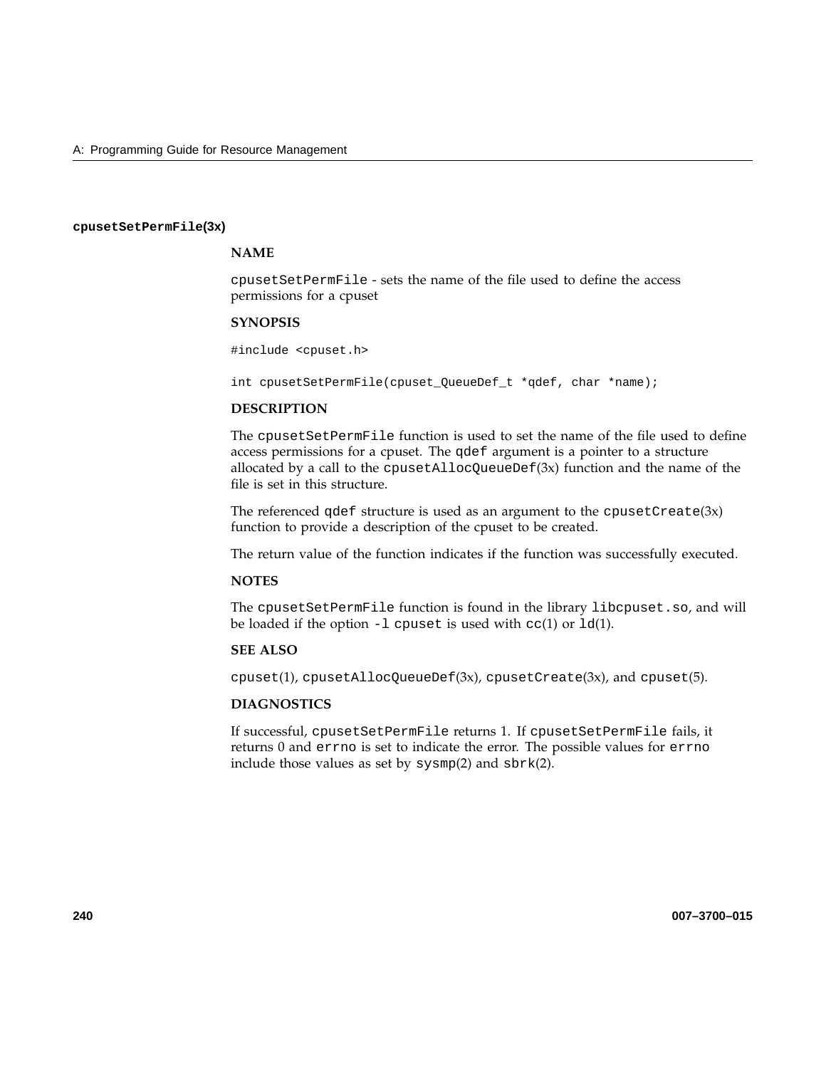### cpusetSetPermFile(3x)

#### NAME

cpusetSetPermFile - sets the name of the file used to define the access permissions for a cpuset

#### SYNOPSIS

```
#include <cpuset.h>

int cpusetSetPermFile(cpuset_QueueDef_t *qdef, char *name);
```

#### DESCRIPTION

The cpusetSetPermFile function is used to set the name of the file used to define access permissions for a cpuset. The qdef argument is a pointer to a structure allocated by a call to the cpusetAllocQueueDef(3x) function and the name of the file is set in this structure.

The referenced qdef structure is used as an argument to the cpusetCreate(3x) function to provide a description of the cpuset to be created.

The return value of the function indicates if the function was successfully executed.

#### NOTES

The cpusetSetPermFile function is found in the library libcpuset.so, and will be loaded if the option -l cpuset is used with cc(1) or ld(1).

#### SEE ALSO

cpuset(1), cpusetAllocQueueDef(3x), cpusetCreate(3x), and cpuset(5).

#### DIAGNOSTICS

If successful, cpusetSetPermFile returns 1. If cpusetSetPermFile fails, it returns 0 and errno is set to indicate the error. The possible values for errno include those values as set by sysmp(2) and sbrk(2).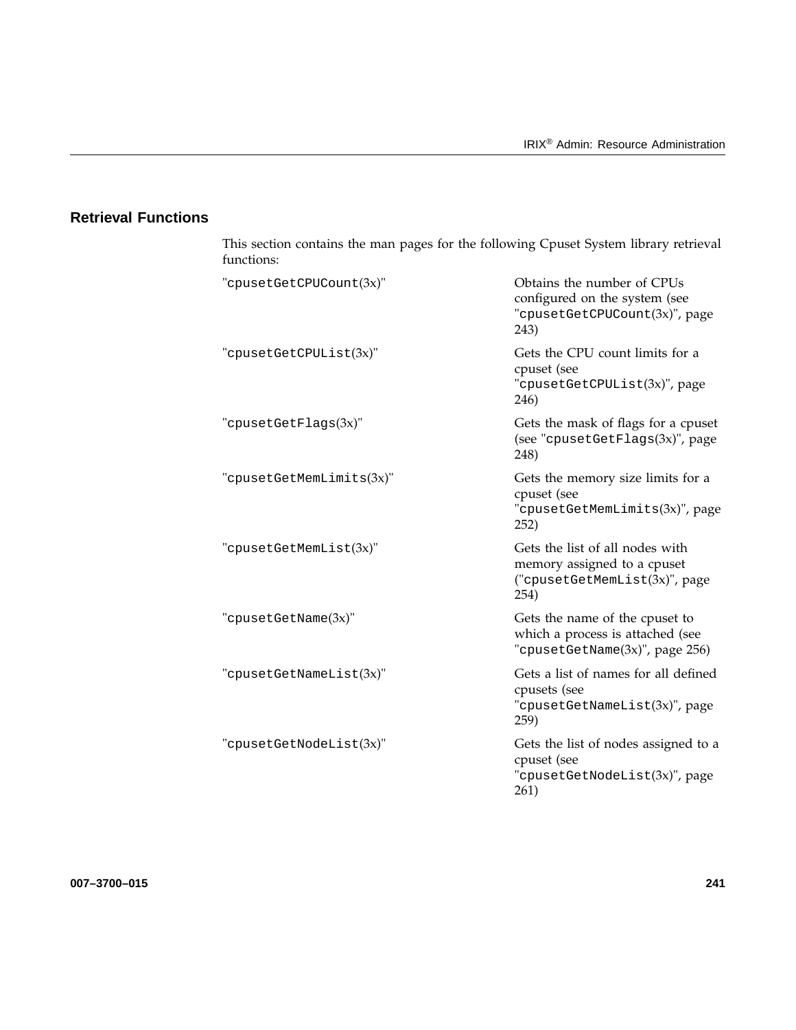## Retrieval Functions

This section contains the man pages for the following Cpuset System library retrieval functions:

"`cpusetGetCPUCount`(3x)" — Obtains the number of CPUs configured on the system (see "`cpusetGetCPUCount`(3x)", page 243)

"`cpusetGetCPUList`(3x)" — Gets the CPU count limits for a cpuset (see "`cpusetGetCPUList`(3x)", page 246)

"`cpusetGetFlags`(3x)" — Gets the mask of flags for a cpuset (see "`cpusetGetFlags`(3x)", page 248)

"`cpusetGetMemLimits`(3x)" — Gets the memory size limits for a cpuset (see "`cpusetGetMemLimits`(3x)", page 252)

"`cpusetGetMemList`(3x)" — Gets the list of all nodes with memory assigned to a cpuset ("`cpusetGetMemList`(3x)", page 254)

"`cpusetGetName`(3x)" — Gets the name of the cpuset to which a process is attached (see "`cpusetGetName`(3x)", page 256)

"`cpusetGetNameList`(3x)" — Gets a list of names for all defined cpusets (see "`cpusetGetNameList`(3x)", page 259)

"`cpusetGetNodeList`(3x)" — Gets the list of nodes assigned to a cpuset (see "`cpusetGetNodeList`(3x)", page 261)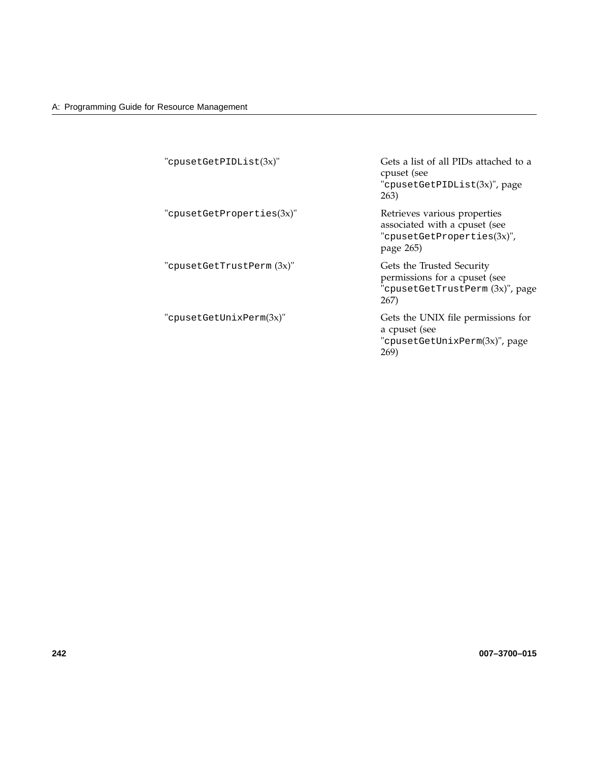| | |
|---|---|
| "`cpusetGetPIDList`(3x)" | Gets a list of all PIDs attached to a cpuset (see "`cpusetGetPIDList`(3x)", page 263) |
| "`cpusetGetProperties`(3x)" | Retrieves various properties associated with a cpuset (see "`cpusetGetProperties`(3x)", page 265) |
| "`cpusetGetTrustPerm` (3x)" | Gets the Trusted Security permissions for a cpuset (see "`cpusetGetTrustPerm` (3x)", page 267) |
| "`cpusetGetUnixPerm`(3x)" | Gets the UNIX file permissions for a cpuset (see "`cpusetGetUnixPerm`(3x)", page 269) |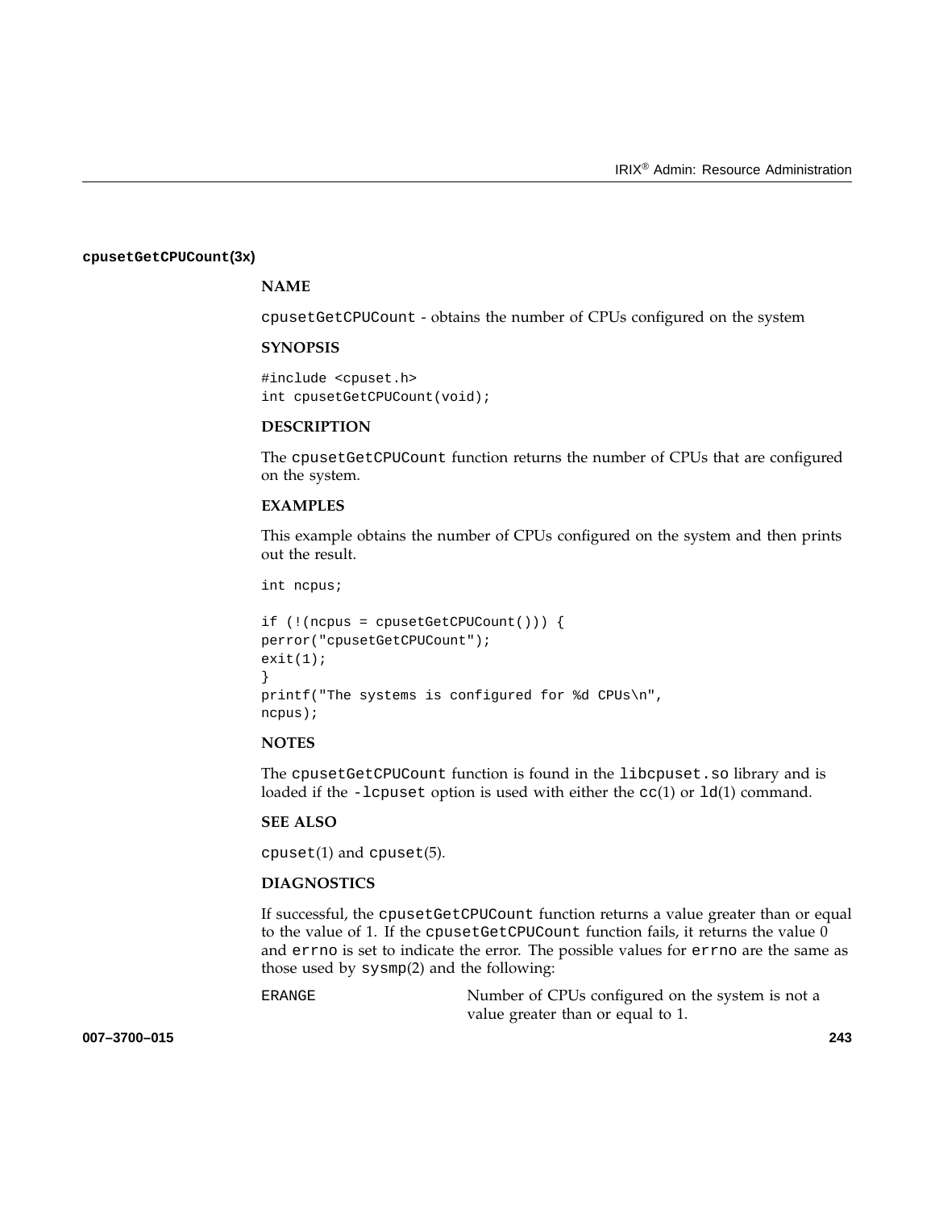## cpusetGetCPUCount(3x)

### NAME

cpusetGetCPUCount - obtains the number of CPUs configured on the system

### SYNOPSIS

```
#include <cpuset.h>
int cpusetGetCPUCount(void);
```

### DESCRIPTION

The cpusetGetCPUCount function returns the number of CPUs that are configured on the system.

### EXAMPLES

This example obtains the number of CPUs configured on the system and then prints out the result.

```
int ncpus;

if (!(ncpus = cpusetGetCPUCount())) {
perror("cpusetGetCPUCount");
exit(1);
}
printf("The systems is configured for %d CPUs\n",
ncpus);
```

### NOTES

The cpusetGetCPUCount function is found in the libcpuset.so library and is loaded if the -lcpuset option is used with either the cc(1) or ld(1) command.

### SEE ALSO

cpuset(1) and cpuset(5).

### DIAGNOSTICS

If successful, the cpusetGetCPUCount function returns a value greater than or equal to the value of 1. If the cpusetGetCPUCount function fails, it returns the value 0 and errno is set to indicate the error. The possible values for errno are the same as those used by sysmp(2) and the following:

ERANGE — Number of CPUs configured on the system is not a value greater than or equal to 1.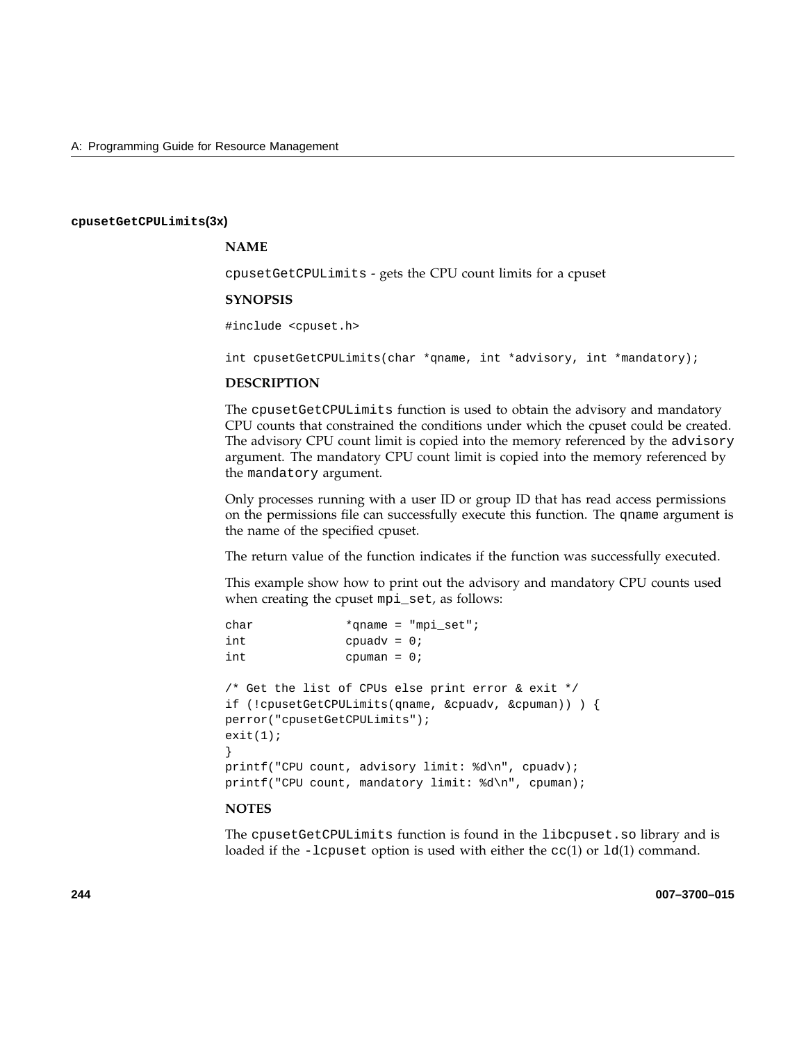## cpusetGetCPULimits(3x)

### NAME

cpusetGetCPULimits - gets the CPU count limits for a cpuset

### SYNOPSIS

```
#include <cpuset.h>

int cpusetGetCPULimits(char *qname, int *advisory, int *mandatory);
```

### DESCRIPTION

The cpusetGetCPULimits function is used to obtain the advisory and mandatory CPU counts that constrained the conditions under which the cpuset could be created. The advisory CPU count limit is copied into the memory referenced by the advisory argument. The mandatory CPU count limit is copied into the memory referenced by the mandatory argument.

Only processes running with a user ID or group ID that has read access permissions on the permissions file can successfully execute this function. The qname argument is the name of the specified cpuset.

The return value of the function indicates if the function was successfully executed.

This example show how to print out the advisory and mandatory CPU counts used when creating the cpuset mpi_set, as follows:

```
char            *qname = "mpi_set";
int             cpuadv = 0;
int             cpuman = 0;

/* Get the list of CPUs else print error & exit */
if (!cpusetGetCPULimits(qname, &cpuadv, &cpuman)) ) {
perror("cpusetGetCPULimits");
exit(1);
}
printf("CPU count, advisory limit: %d\n", cpuadv);
printf("CPU count, mandatory limit: %d\n", cpuman);
```

### NOTES

The cpusetGetCPULimits function is found in the libcpuset.so library and is loaded if the -lcpuset option is used with either the cc(1) or ld(1) command.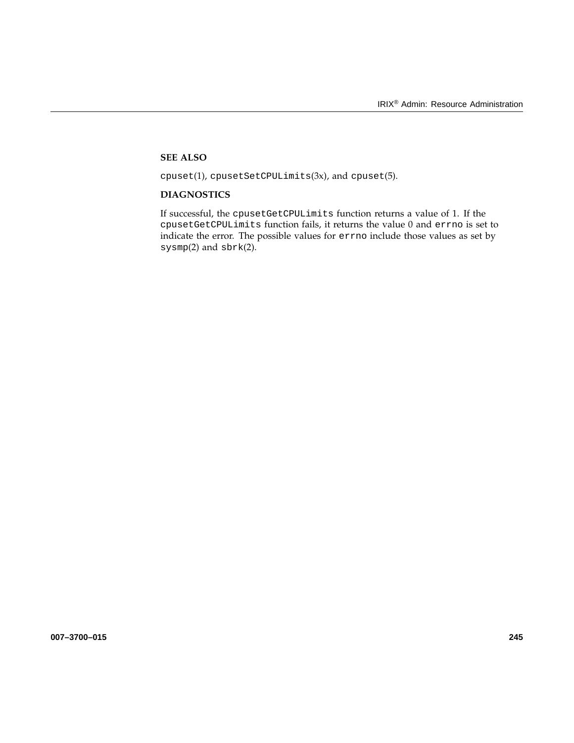**SEE ALSO**

`cpuset`(1), `cpusetSetCPULimits`(3x), and `cpuset`(5).

**DIAGNOSTICS**

If successful, the `cpusetGetCPULimits` function returns a value of 1. If the `cpusetGetCPULimits` function fails, it returns the value 0 and `errno` is set to indicate the error. The possible values for `errno` include those values as set by `sysmp`(2) and `sbrk`(2).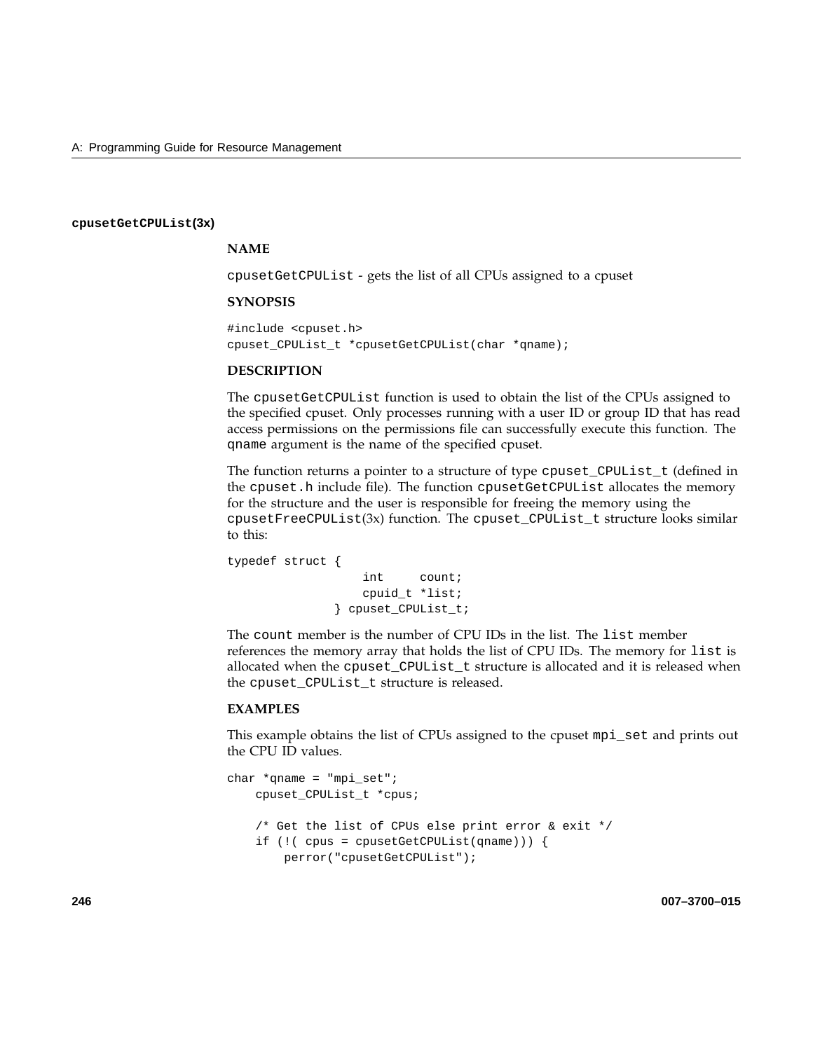### cpusetGetCPUList(3x)

**NAME**

cpusetGetCPUList - gets the list of all CPUs assigned to a cpuset

**SYNOPSIS**

```
#include <cpuset.h>
cpuset_CPUList_t *cpusetGetCPUList(char *qname);
```

**DESCRIPTION**

The cpusetGetCPUList function is used to obtain the list of the CPUs assigned to the specified cpuset. Only processes running with a user ID or group ID that has read access permissions on the permissions file can successfully execute this function. The qname argument is the name of the specified cpuset.

The function returns a pointer to a structure of type cpuset_CPUList_t (defined in the cpuset.h include file). The function cpusetGetCPUList allocates the memory for the structure and the user is responsible for freeing the memory using the cpusetFreeCPUList(3x) function. The cpuset_CPUList_t structure looks similar to this:

```
typedef struct {
                   int     count;
                   cpuid_t *list;
               } cpuset_CPUList_t;
```

The count member is the number of CPU IDs in the list. The list member references the memory array that holds the list of CPU IDs. The memory for list is allocated when the cpuset_CPUList_t structure is allocated and it is released when the cpuset_CPUList_t structure is released.

**EXAMPLES**

This example obtains the list of CPUs assigned to the cpuset mpi_set and prints out the CPU ID values.

```
char *qname = "mpi_set";
    cpuset_CPUList_t *cpus;

    /* Get the list of CPUs else print error & exit */
    if (!( cpus = cpusetGetCPUList(qname))) {
        perror("cpusetGetCPUList");
```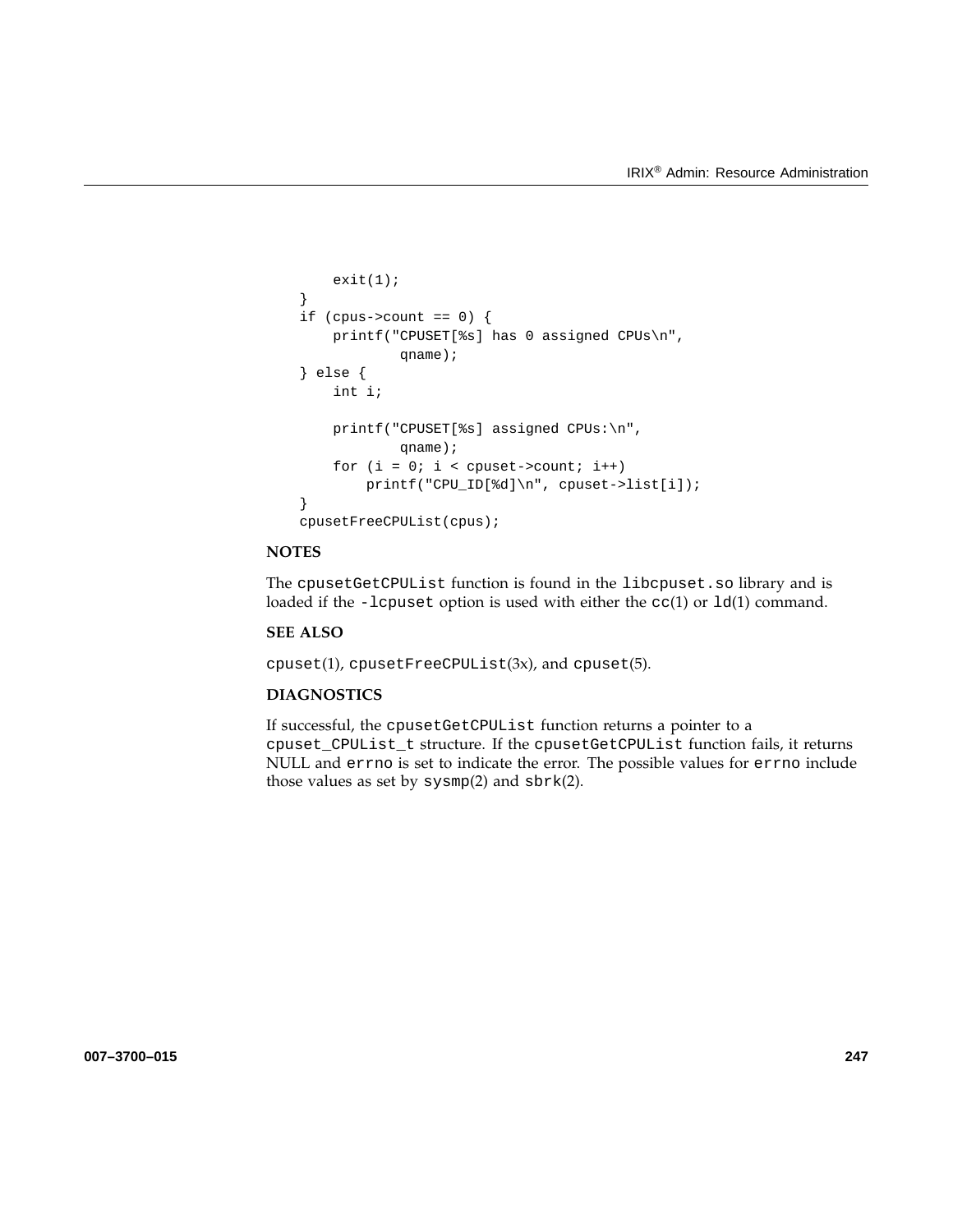```
        exit(1);
    }
    if (cpus->count == 0) {
        printf("CPUSET[%s] has 0 assigned CPUs\n",
                qname);
    } else {
        int i;

        printf("CPUSET[%s] assigned CPUs:\n",
                qname);
        for (i = 0; i < cpuset->count; i++)
            printf("CPU_ID[%d]\n", cpuset->list[i]);
    }
    cpusetFreeCPUList(cpus);
```

**NOTES**

The `cpusetGetCPUList` function is found in the `libcpuset.so` library and is loaded if the `-lcpuset` option is used with either the `cc`(1) or `ld`(1) command.

**SEE ALSO**

`cpuset`(1), `cpusetFreeCPUList`(3x), and `cpuset`(5).

**DIAGNOSTICS**

If successful, the `cpusetGetCPUList` function returns a pointer to a `cpuset_CPUList_t` structure. If the `cpusetGetCPUList` function fails, it returns NULL and `errno` is set to indicate the error. The possible values for `errno` include those values as set by `sysmp`(2) and `sbrk`(2).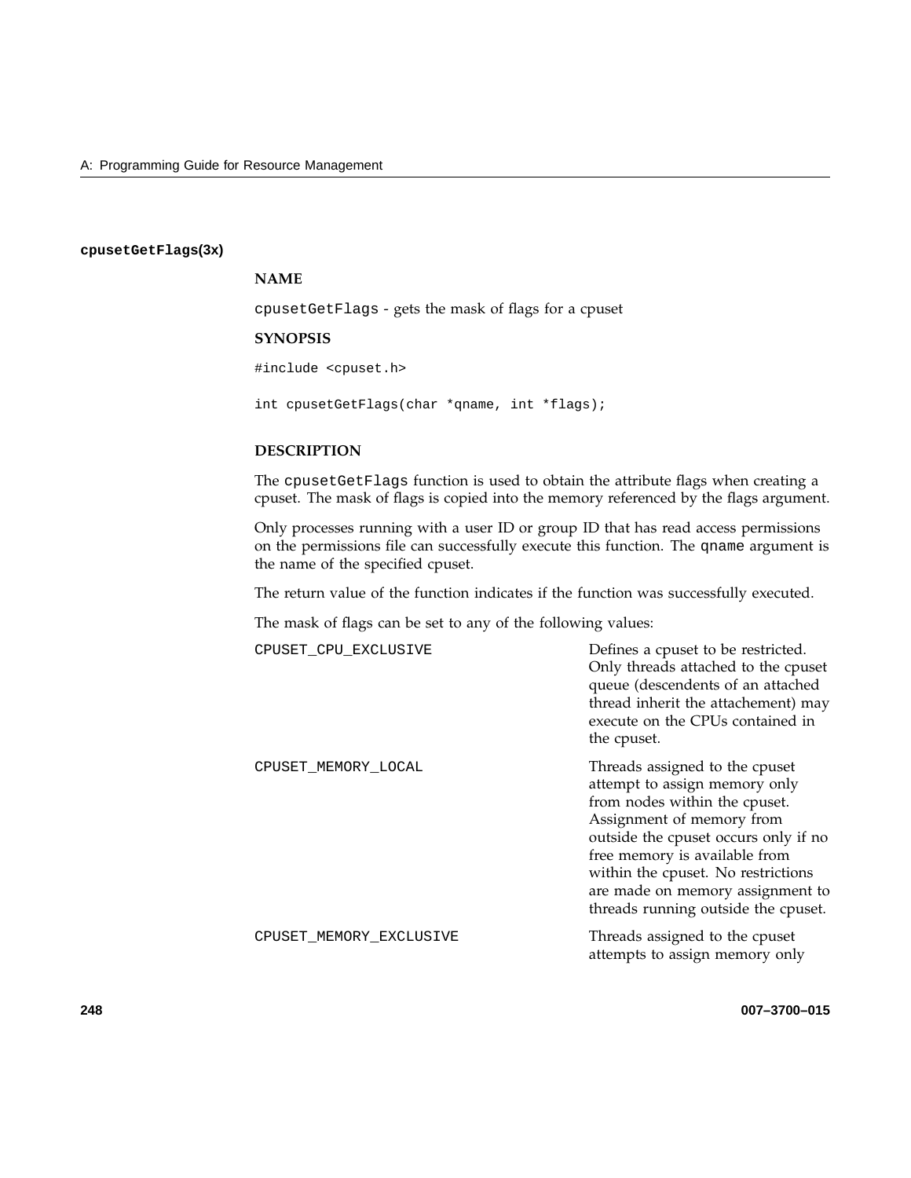### cpusetGetFlags(3x)

**NAME**

cpusetGetFlags - gets the mask of flags for a cpuset

**SYNOPSIS**

```
#include <cpuset.h>

int cpusetGetFlags(char *qname, int *flags);
```

**DESCRIPTION**

The cpusetGetFlags function is used to obtain the attribute flags when creating a cpuset. The mask of flags is copied into the memory referenced by the flags argument.

Only processes running with a user ID or group ID that has read access permissions on the permissions file can successfully execute this function. The qname argument is the name of the specified cpuset.

The return value of the function indicates if the function was successfully executed.

The mask of flags can be set to any of the following values:

| | |
|---|---|
| CPUSET_CPU_EXCLUSIVE | Defines a cpuset to be restricted. Only threads attached to the cpuset queue (descendents of an attached thread inherit the attachement) may execute on the CPUs contained in the cpuset. |
| CPUSET_MEMORY_LOCAL | Threads assigned to the cpuset attempt to assign memory only from nodes within the cpuset. Assignment of memory from outside the cpuset occurs only if no free memory is available from within the cpuset. No restrictions are made on memory assignment to threads running outside the cpuset. |
| CPUSET_MEMORY_EXCLUSIVE | Threads assigned to the cpuset attempts to assign memory only |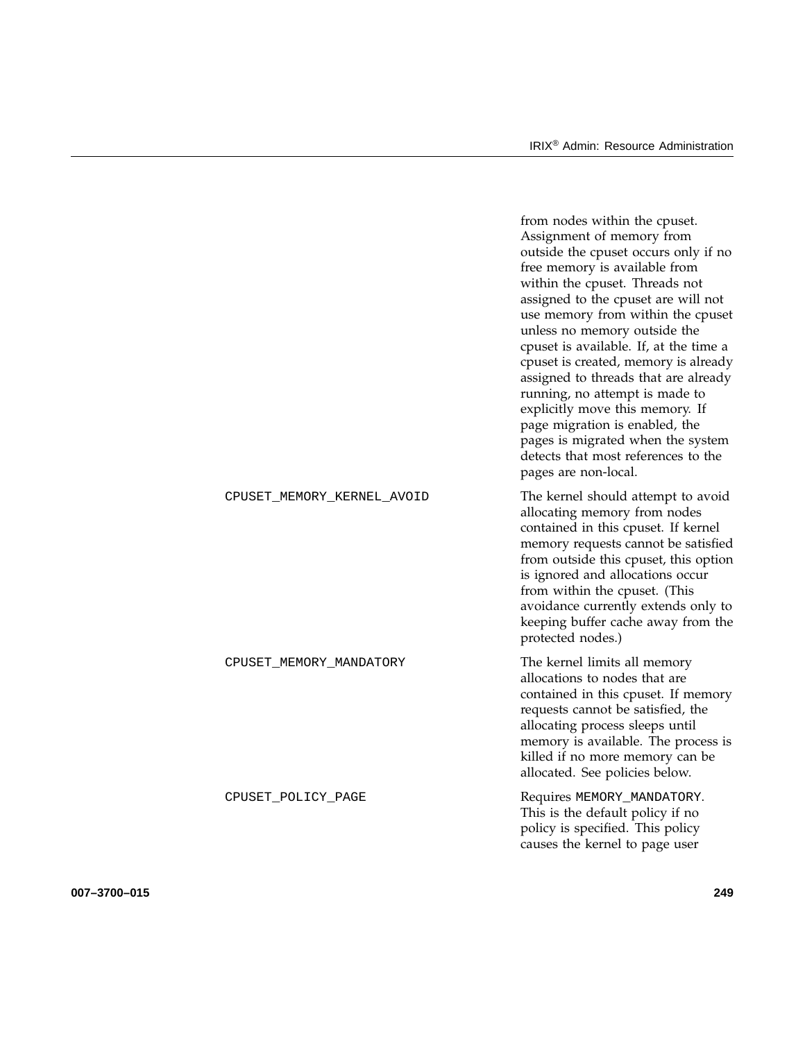from nodes within the cpuset. Assignment of memory from outside the cpuset occurs only if no free memory is available from within the cpuset. Threads not assigned to the cpuset are will not use memory from within the cpuset unless no memory outside the cpuset is available. If, at the time a cpuset is created, memory is already assigned to threads that are already running, no attempt is made to explicitly move this memory. If page migration is enabled, the pages is migrated when the system detects that most references to the pages are non-local.

| | |
|---|---|
| `CPUSET_MEMORY_KERNEL_AVOID` | The kernel should attempt to avoid allocating memory from nodes contained in this cpuset. If kernel memory requests cannot be satisfied from outside this cpuset, this option is ignored and allocations occur from within the cpuset. (This avoidance currently extends only to keeping buffer cache away from the protected nodes.) |
| `CPUSET_MEMORY_MANDATORY` | The kernel limits all memory allocations to nodes that are contained in this cpuset. If memory requests cannot be satisfied, the allocating process sleeps until memory is available. The process is killed if no more memory can be allocated. See policies below. |
| `CPUSET_POLICY_PAGE` | Requires `MEMORY_MANDATORY`. This is the default policy if no policy is specified. This policy causes the kernel to page user |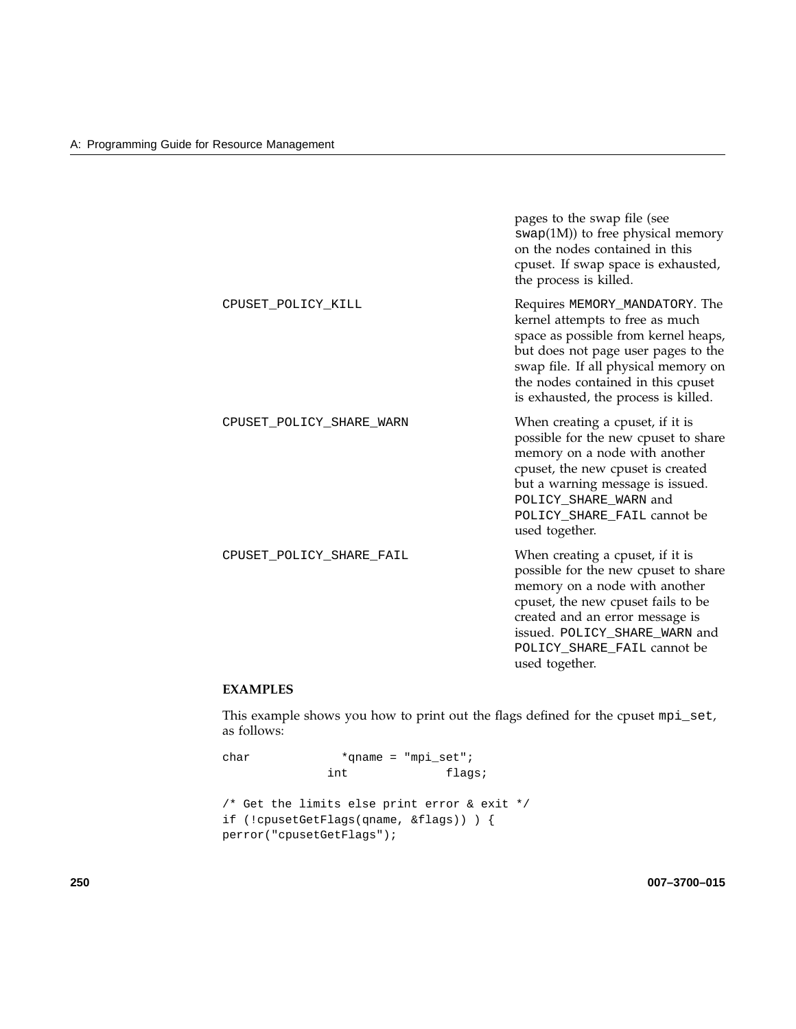| | |
|---|---|
| | pages to the swap file (see swap(1M)) to free physical memory on the nodes contained in this cpuset. If swap space is exhausted, the process is killed. |
| CPUSET_POLICY_KILL | Requires MEMORY_MANDATORY. The kernel attempts to free as much space as possible from kernel heaps, but does not page user pages to the swap file. If all physical memory on the nodes contained in this cpuset is exhausted, the process is killed. |
| CPUSET_POLICY_SHARE_WARN | When creating a cpuset, if it is possible for the new cpuset to share memory on a node with another cpuset, the new cpuset is created but a warning message is issued. POLICY_SHARE_WARN and POLICY_SHARE_FAIL cannot be used together. |
| CPUSET_POLICY_SHARE_FAIL | When creating a cpuset, if it is possible for the new cpuset to share memory on a node with another cpuset, the new cpuset fails to be created and an error message is issued. POLICY_SHARE_WARN and POLICY_SHARE_FAIL cannot be used together. |

**EXAMPLES**

This example shows you how to print out the flags defined for the cpuset mpi_set, as follows:

```
char             *qname = "mpi_set";
               int              flags;

/* Get the limits else print error & exit */
if (!cpusetGetFlags(qname, &flags)) ) {
perror("cpusetGetFlags");
```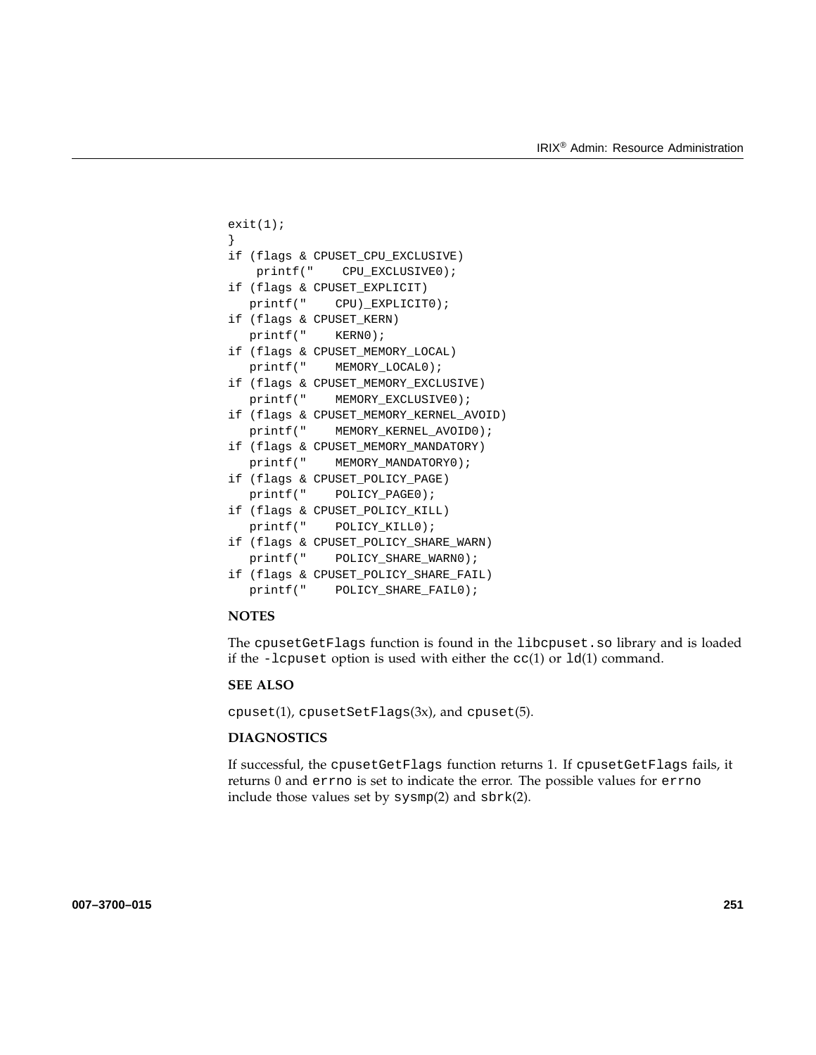```
exit(1);
}
if (flags & CPUSET_CPU_EXCLUSIVE)
    printf("    CPU_EXCLUSIVE0);
if (flags & CPUSET_EXPLICIT)
   printf("    CPU)_EXPLICIT0);
if (flags & CPUSET_KERN)
   printf("    KERN0);
if (flags & CPUSET_MEMORY_LOCAL)
   printf("    MEMORY_LOCAL0);
if (flags & CPUSET_MEMORY_EXCLUSIVE)
   printf("    MEMORY_EXCLUSIVE0);
if (flags & CPUSET_MEMORY_KERNEL_AVOID)
   printf("    MEMORY_KERNEL_AVOID0);
if (flags & CPUSET_MEMORY_MANDATORY)
   printf("    MEMORY_MANDATORY0);
if (flags & CPUSET_POLICY_PAGE)
   printf("    POLICY_PAGE0);
if (flags & CPUSET_POLICY_KILL)
   printf("    POLICY_KILL0);
if (flags & CPUSET_POLICY_SHARE_WARN)
   printf("    POLICY_SHARE_WARN0);
if (flags & CPUSET_POLICY_SHARE_FAIL)
   printf("    POLICY_SHARE_FAIL0);
```

**NOTES**

The `cpusetGetFlags` function is found in the `libcpuset.so` library and is loaded if the `-lcpuset` option is used with either the `cc`(1) or `ld`(1) command.

**SEE ALSO**

`cpuset`(1), `cpusetSetFlags`(3x), and `cpuset`(5).

**DIAGNOSTICS**

If successful, the `cpusetGetFlags` function returns 1. If `cpusetGetFlags` fails, it returns 0 and `errno` is set to indicate the error. The possible values for `errno` include those values set by `sysmp`(2) and `sbrk`(2).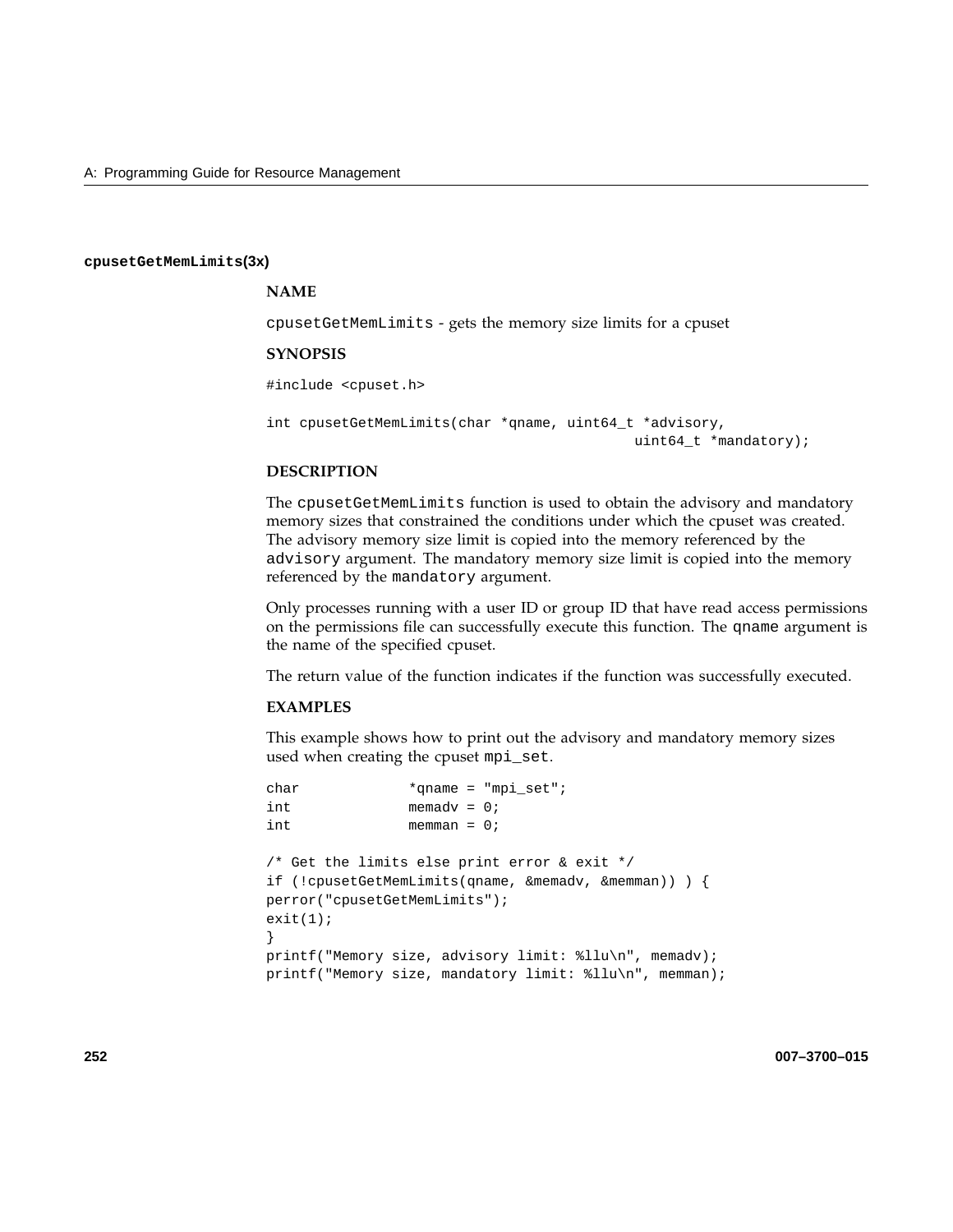### cpusetGetMemLimits(3x)

#### NAME

cpusetGetMemLimits - gets the memory size limits for a cpuset

#### SYNOPSIS

```
#include <cpuset.h>

int cpusetGetMemLimits(char *qname, uint64_t *advisory,
                                              uint64_t *mandatory);
```

#### DESCRIPTION

The cpusetGetMemLimits function is used to obtain the advisory and mandatory memory sizes that constrained the conditions under which the cpuset was created. The advisory memory size limit is copied into the memory referenced by the advisory argument. The mandatory memory size limit is copied into the memory referenced by the mandatory argument.

Only processes running with a user ID or group ID that have read access permissions on the permissions file can successfully execute this function. The qname argument is the name of the specified cpuset.

The return value of the function indicates if the function was successfully executed.

#### EXAMPLES

This example shows how to print out the advisory and mandatory memory sizes used when creating the cpuset mpi_set.

```
char             *qname = "mpi_set";
int              memadv = 0;
int              memman = 0;

/* Get the limits else print error & exit */
if (!cpusetGetMemLimits(qname, &memadv, &memman)) ) {
perror("cpusetGetMemLimits");
exit(1);
}
printf("Memory size, advisory limit: %llu\n", memadv);
printf("Memory size, mandatory limit: %llu\n", memman);
```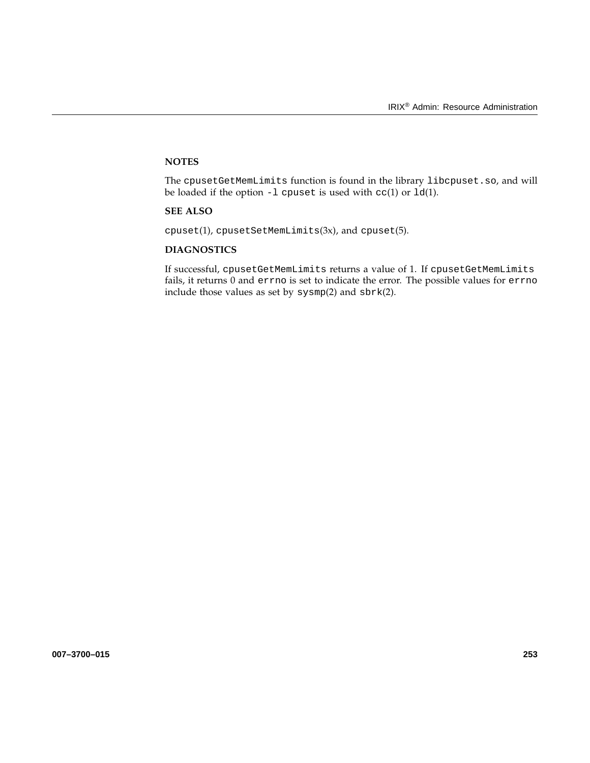### NOTES

The `cpusetGetMemLimits` function is found in the library `libcpuset.so`, and will be loaded if the option `-l cpuset` is used with `cc`(1) or `ld`(1).

### SEE ALSO

`cpuset`(1), `cpusetSetMemLimits`(3x), and `cpuset`(5).

### DIAGNOSTICS

If successful, `cpusetGetMemLimits` returns a value of 1. If `cpusetGetMemLimits` fails, it returns 0 and `errno` is set to indicate the error. The possible values for `errno` include those values as set by `sysmp`(2) and `sbrk`(2).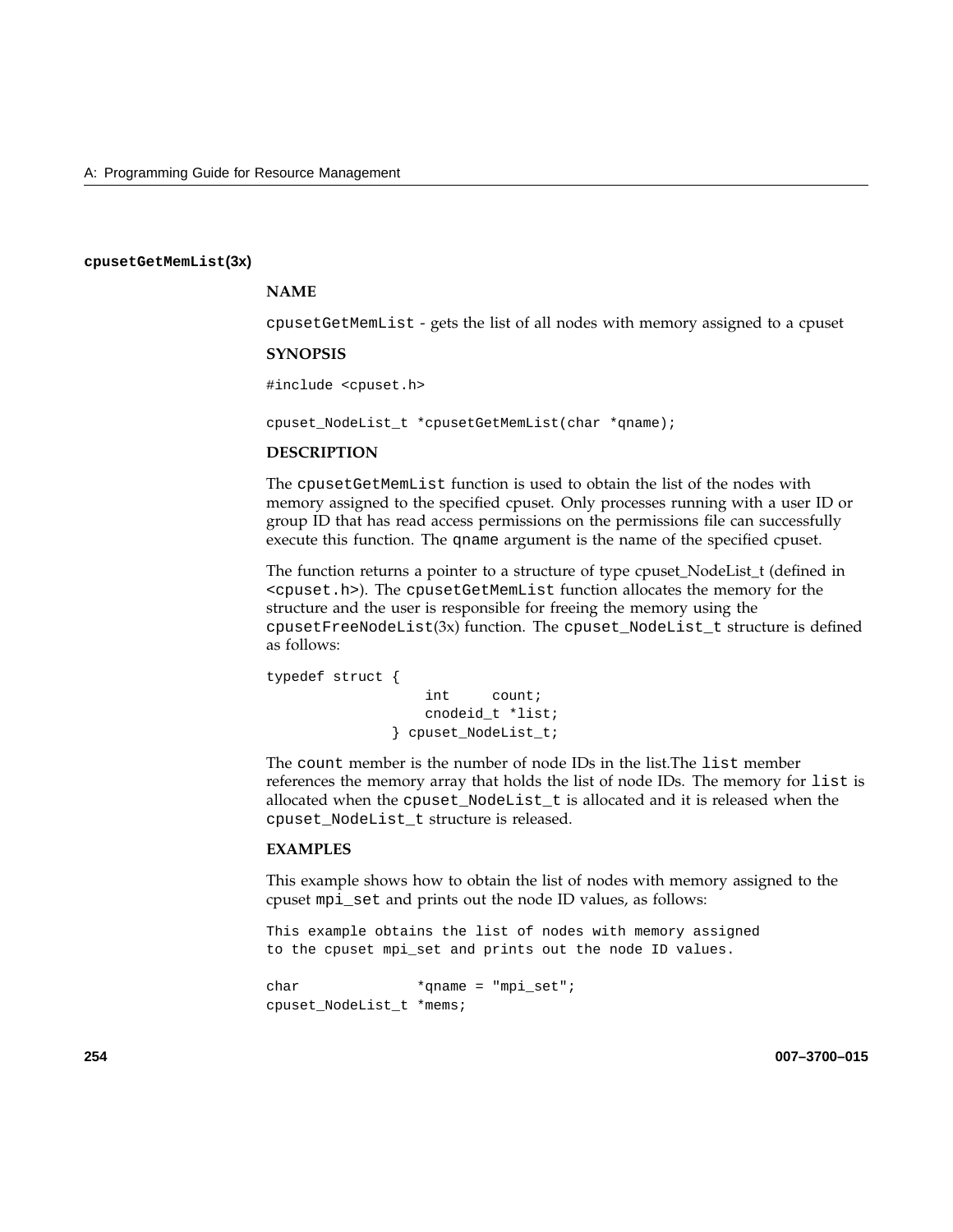**cpusetGetMemList(3x)**

**NAME**

cpusetGetMemList - gets the list of all nodes with memory assigned to a cpuset

**SYNOPSIS**

```
#include <cpuset.h>

cpuset_NodeList_t *cpusetGetMemList(char *qname);
```

**DESCRIPTION**

The cpusetGetMemList function is used to obtain the list of the nodes with memory assigned to the specified cpuset. Only processes running with a user ID or group ID that has read access permissions on the permissions file can successfully execute this function. The qname argument is the name of the specified cpuset.

The function returns a pointer to a structure of type cpuset_NodeList_t (defined in <cpuset.h>). The cpusetGetMemList function allocates the memory for the structure and the user is responsible for freeing the memory using the cpusetFreeNodeList(3x) function. The cpuset_NodeList_t structure is defined as follows:

```
typedef struct {
                   int     count;
                   cnodeid_t *list;
               } cpuset_NodeList_t;
```

The count member is the number of node IDs in the list.The list member references the memory array that holds the list of node IDs. The memory for list is allocated when the cpuset_NodeList_t is allocated and it is released when the cpuset_NodeList_t structure is released.

**EXAMPLES**

This example shows how to obtain the list of nodes with memory assigned to the cpuset mpi_set and prints out the node ID values, as follows:

```
This example obtains the list of nodes with memory assigned
to the cpuset mpi_set and prints out the node ID values.

char              *qname = "mpi_set";
cpuset_NodeList_t *mems;
```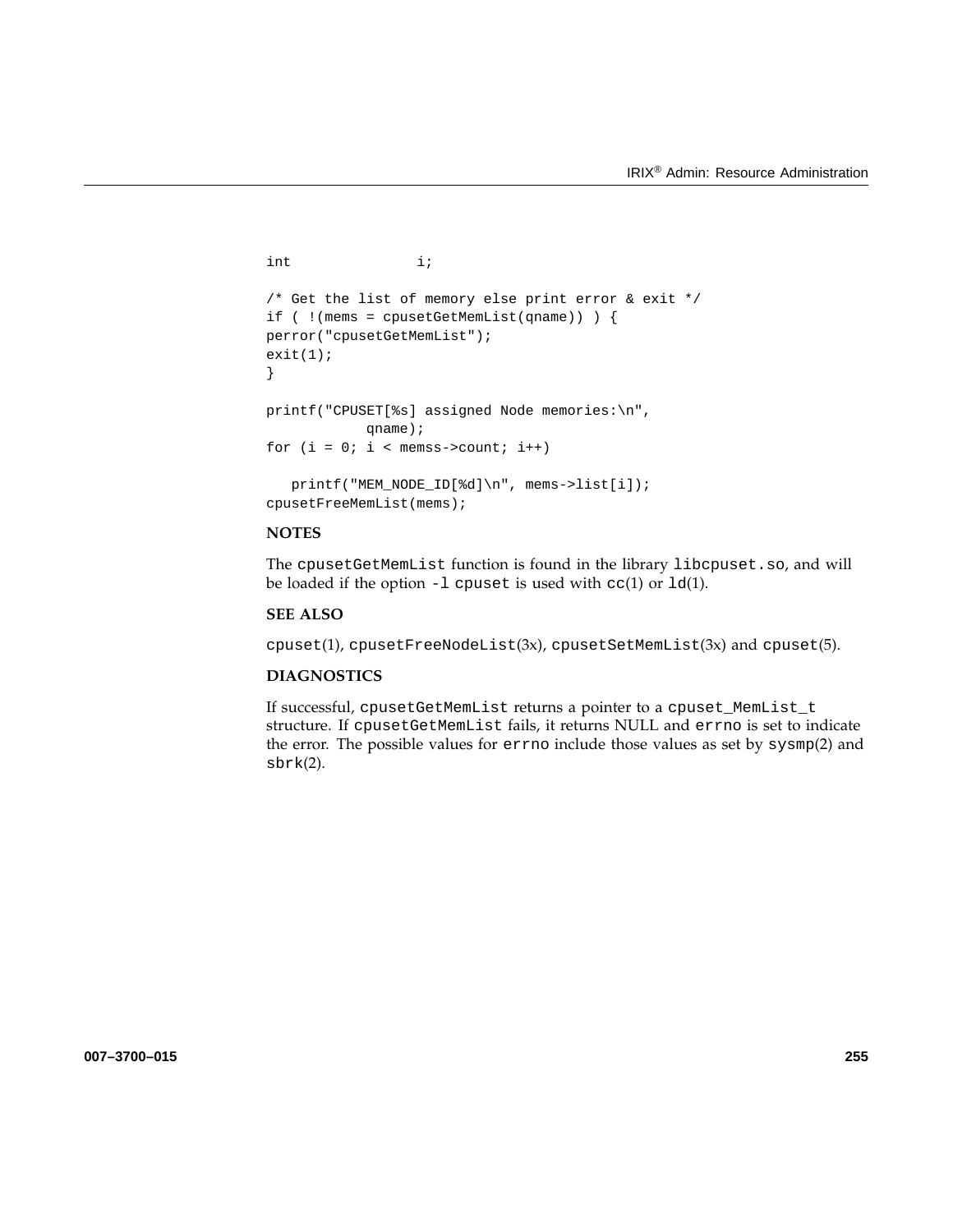```
int               i;

/* Get the list of memory else print error & exit */
if ( !(mems = cpusetGetMemList(qname)) ) {
perror("cpusetGetMemList");
exit(1);
}

printf("CPUSET[%s] assigned Node memories:\n",
          qname);
for (i = 0; i < memss->count; i++)

   printf("MEM_NODE_ID[%d]\n", mems->list[i]);
cpusetFreeMemList(mems);
```

**NOTES**

The `cpusetGetMemList` function is found in the library `libcpuset.so`, and will be loaded if the option `-l cpuset` is used with `cc`(1) or `ld`(1).

**SEE ALSO**

`cpuset`(1), `cpusetFreeNodeList`(3x), `cpusetSetMemList`(3x) and `cpuset`(5).

**DIAGNOSTICS**

If successful, `cpusetGetMemList` returns a pointer to a `cpuset_MemList_t` structure. If `cpusetGetMemList` fails, it returns NULL and `errno` is set to indicate the error. The possible values for `errno` include those values as set by `sysmp`(2) and `sbrk`(2).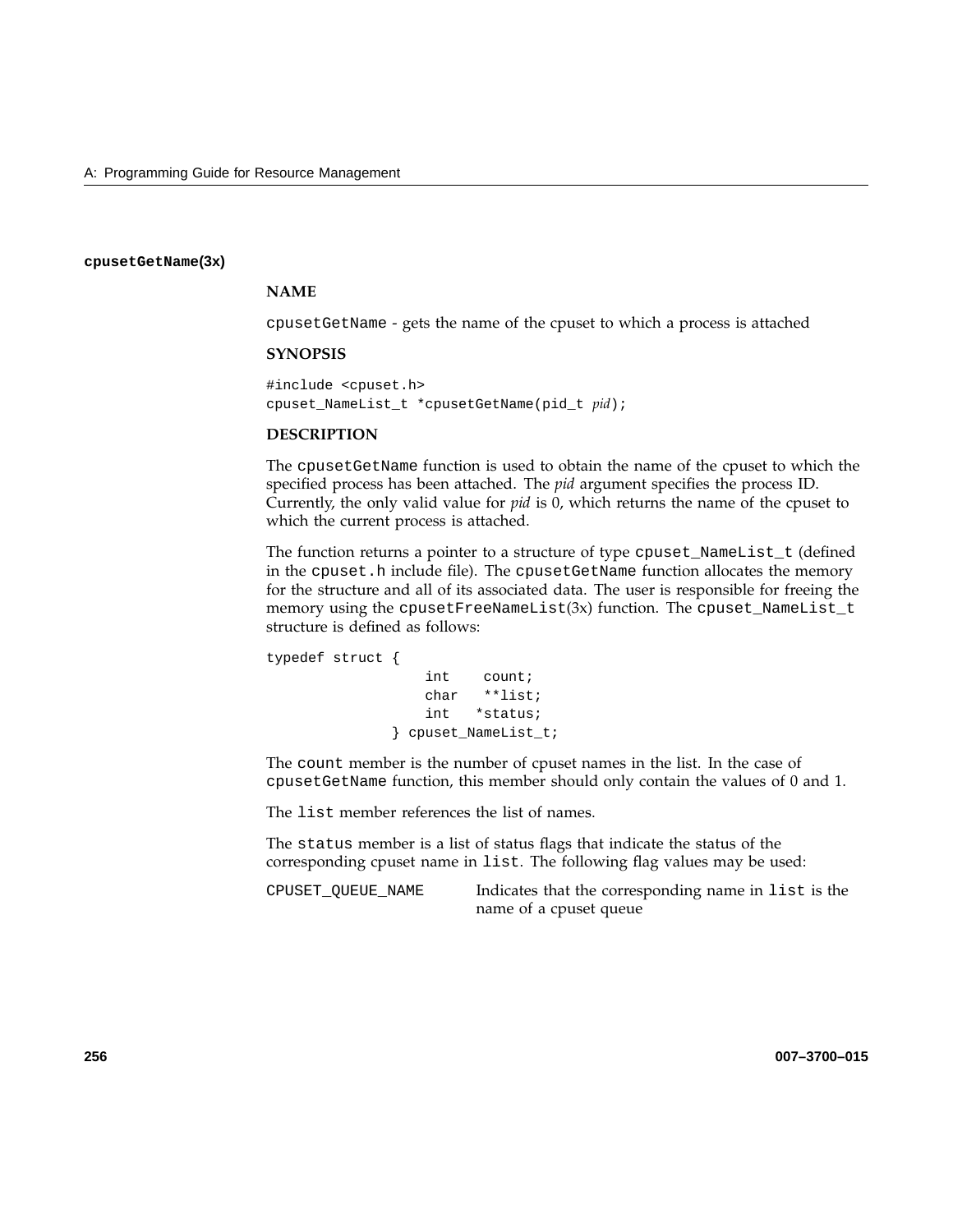### cpusetGetName(3x)

**NAME**

cpusetGetName - gets the name of the cpuset to which a process is attached

**SYNOPSIS**

```
#include <cpuset.h>
cpuset_NameList_t *cpusetGetName(pid_t pid);
```

**DESCRIPTION**

The cpusetGetName function is used to obtain the name of the cpuset to which the specified process has been attached. The *pid* argument specifies the process ID. Currently, the only valid value for *pid* is 0, which returns the name of the cpuset to which the current process is attached.

The function returns a pointer to a structure of type cpuset_NameList_t (defined in the cpuset.h include file). The cpusetGetName function allocates the memory for the structure and all of its associated data. The user is responsible for freeing the memory using the cpusetFreeNameList(3x) function. The cpuset_NameList_t structure is defined as follows:

```
typedef struct {
                   int    count;
                   char   **list;
                   int   *status;
               } cpuset_NameList_t;
```

The count member is the number of cpuset names in the list. In the case of cpusetGetName function, this member should only contain the values of 0 and 1.

The list member references the list of names.

The status member is a list of status flags that indicate the status of the corresponding cpuset name in list. The following flag values may be used:

CPUSET_QUEUE_NAME    Indicates that the corresponding name in list is the name of a cpuset queue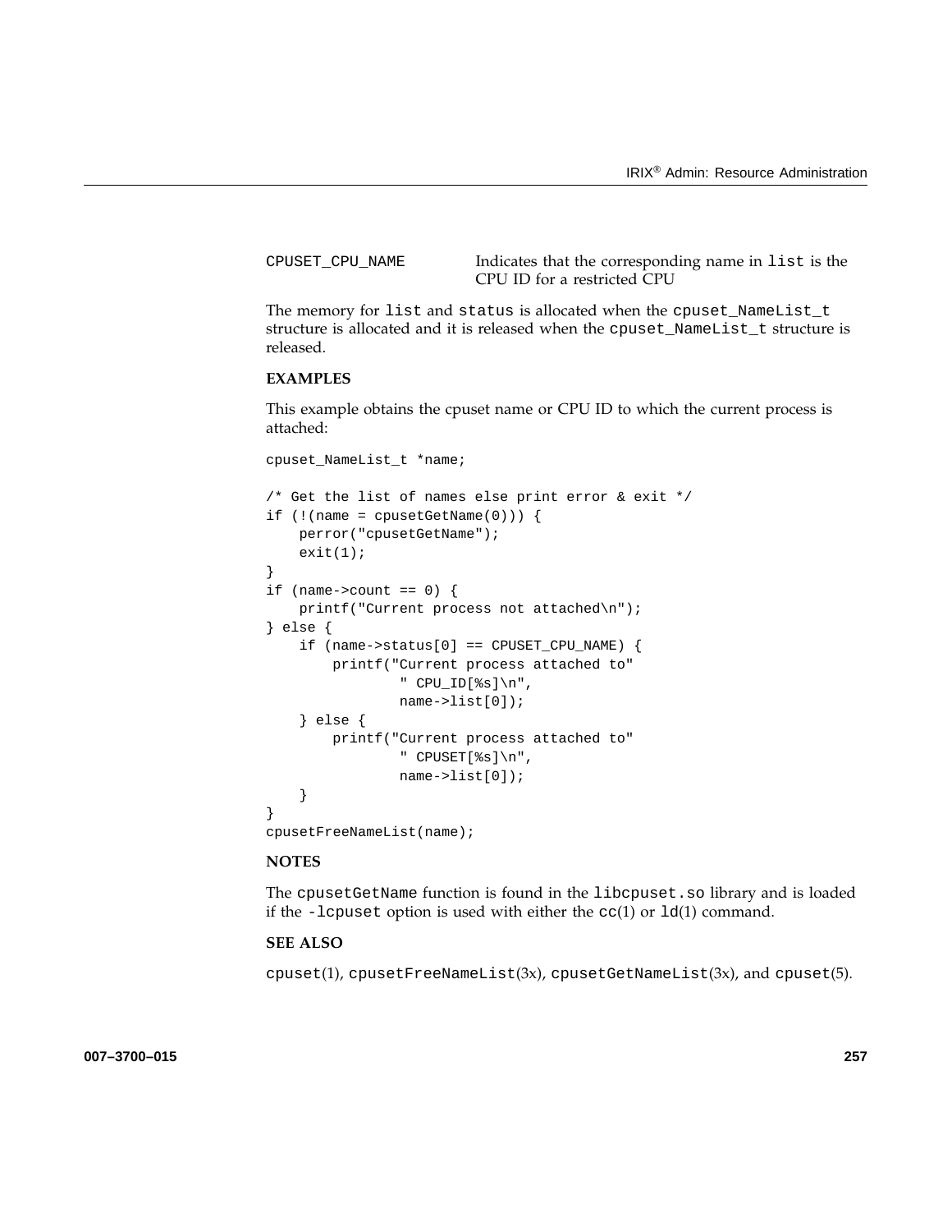`CPUSET_CPU_NAME` Indicates that the corresponding name in `list` is the CPU ID for a restricted CPU

The memory for `list` and `status` is allocated when the `cpuset_NameList_t` structure is allocated and it is released when the `cpuset_NameList_t` structure is released.

**EXAMPLES**

This example obtains the cpuset name or CPU ID to which the current process is attached:

```
cpuset_NameList_t *name;

/* Get the list of names else print error & exit */
if (!(name = cpusetGetName(0))) {
    perror("cpusetGetName");
    exit(1);
}
if (name->count == 0) {
    printf("Current process not attached\n");
} else {
    if (name->status[0] == CPUSET_CPU_NAME) {
        printf("Current process attached to"
                " CPU_ID[%s]\n",
                name->list[0]);
    } else {
        printf("Current process attached to"
                " CPUSET[%s]\n",
                name->list[0]);
    }
}
cpusetFreeNameList(name);
```

**NOTES**

The `cpusetGetName` function is found in the `libcpuset.so` library and is loaded if the `-lcpuset` option is used with either the `cc`(1) or `ld`(1) command.

**SEE ALSO**

`cpuset`(1), `cpusetFreeNameList`(3x), `cpusetGetNameList`(3x), and `cpuset`(5).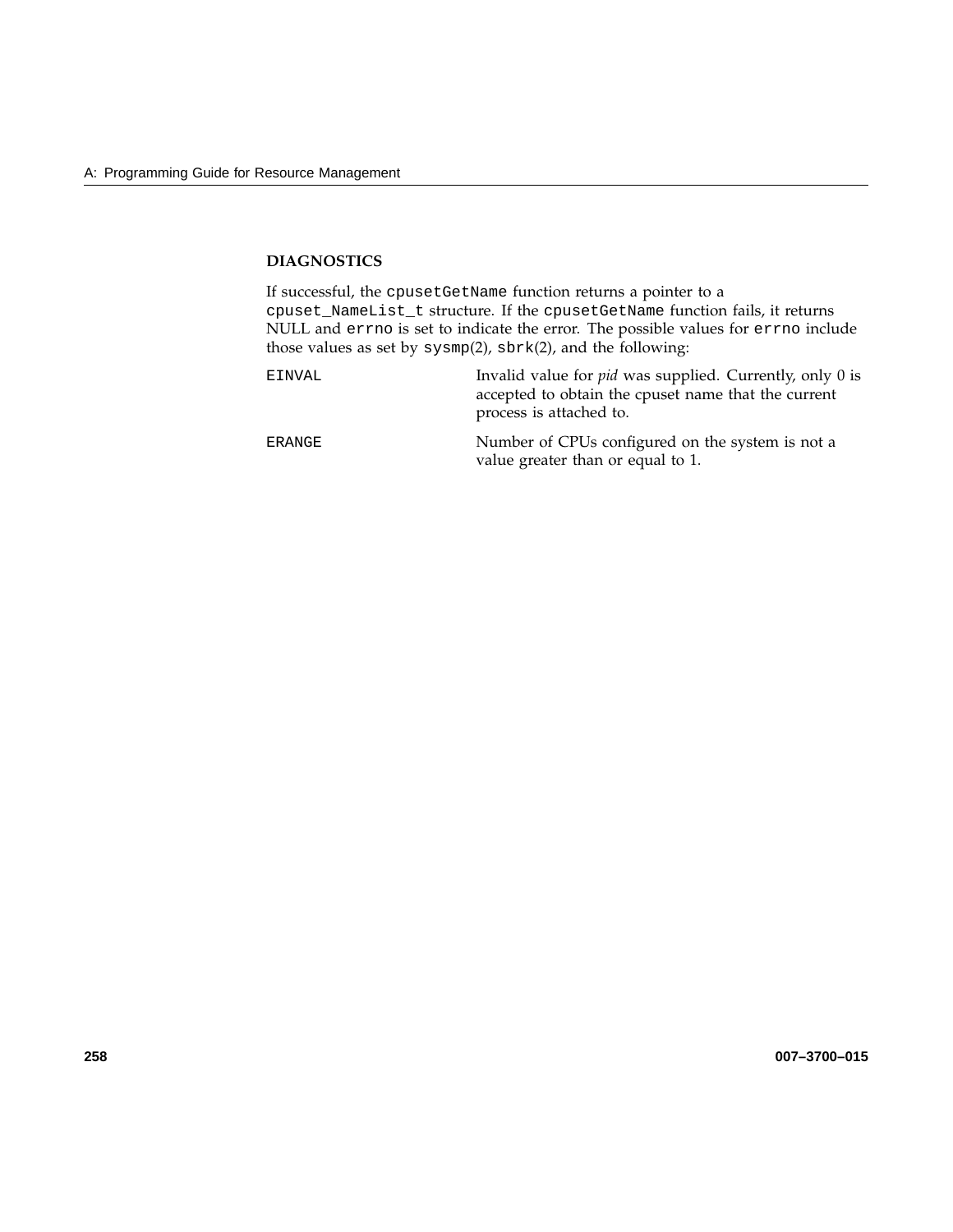### DIAGNOSTICS

If successful, the `cpusetGetName` function returns a pointer to a `cpuset_NameList_t` structure. If the `cpusetGetName` function fails, it returns NULL and `errno` is set to indicate the error. The possible values for `errno` include those values as set by `sysmp`(2), `sbrk`(2), and the following:

`EINVAL` — Invalid value for *pid* was supplied. Currently, only 0 is accepted to obtain the cpuset name that the current process is attached to.

`ERANGE` — Number of CPUs configured on the system is not a value greater than or equal to 1.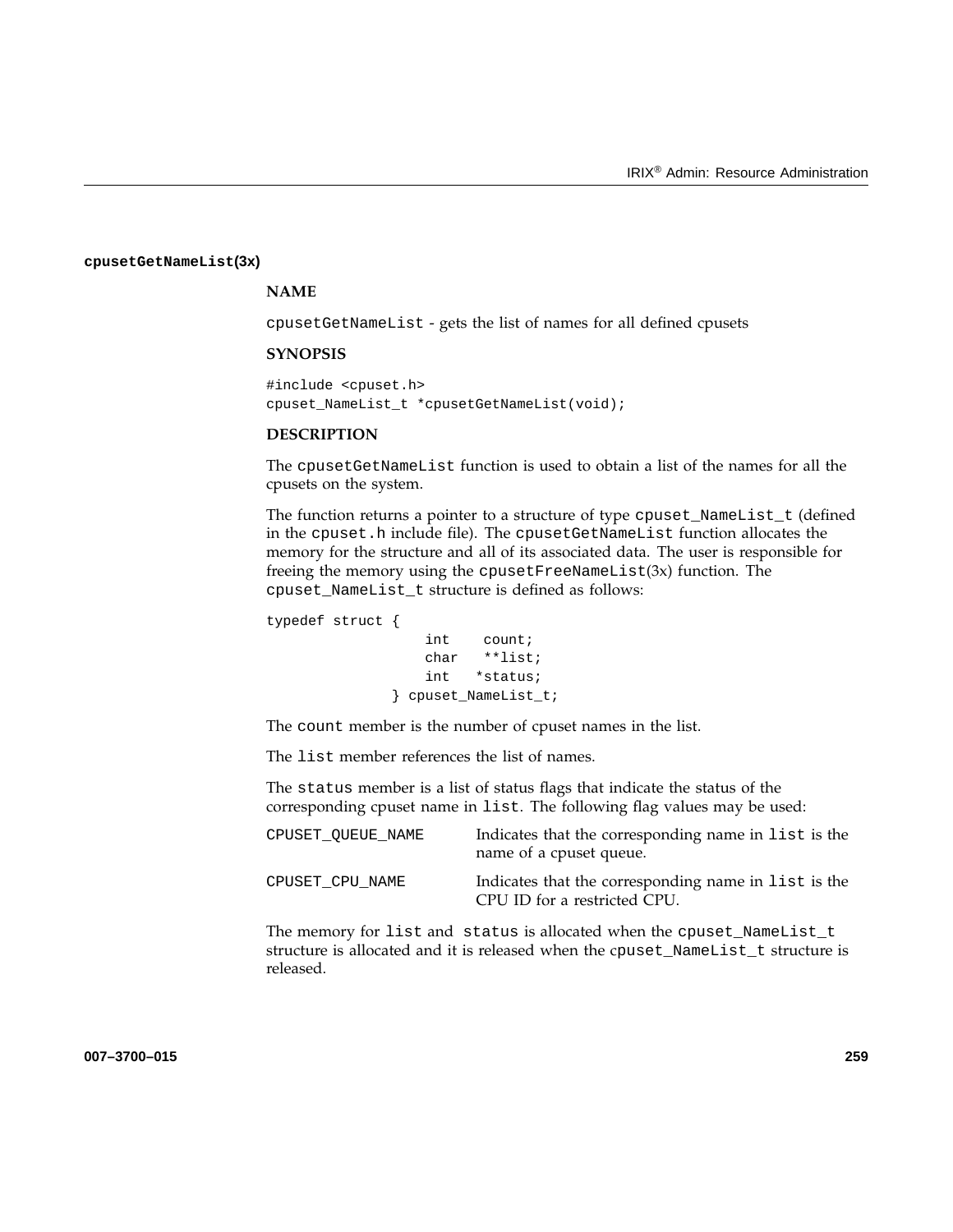### cpusetGetNameList(3x)

**NAME**

cpusetGetNameList - gets the list of names for all defined cpusets

**SYNOPSIS**

```
#include <cpuset.h>
cpuset_NameList_t *cpusetGetNameList(void);
```

**DESCRIPTION**

The cpusetGetNameList function is used to obtain a list of the names for all the cpusets on the system.

The function returns a pointer to a structure of type cpuset_NameList_t (defined in the cpuset.h include file). The cpusetGetNameList function allocates the memory for the structure and all of its associated data. The user is responsible for freeing the memory using the cpusetFreeNameList(3x) function. The cpuset_NameList_t structure is defined as follows:

```
typedef struct {
                   int    count;
                   char   **list;
                   int   *status;
               } cpuset_NameList_t;
```

The count member is the number of cpuset names in the list.

The list member references the list of names.

The status member is a list of status flags that indicate the status of the corresponding cpuset name in list. The following flag values may be used:

| | |
|---|---|
| CPUSET_QUEUE_NAME | Indicates that the corresponding name in list is the name of a cpuset queue. |
| CPUSET_CPU_NAME | Indicates that the corresponding name in list is the CPU ID for a restricted CPU. |

The memory for list and status is allocated when the cpuset_NameList_t structure is allocated and it is released when the cpuset_NameList_t structure is released.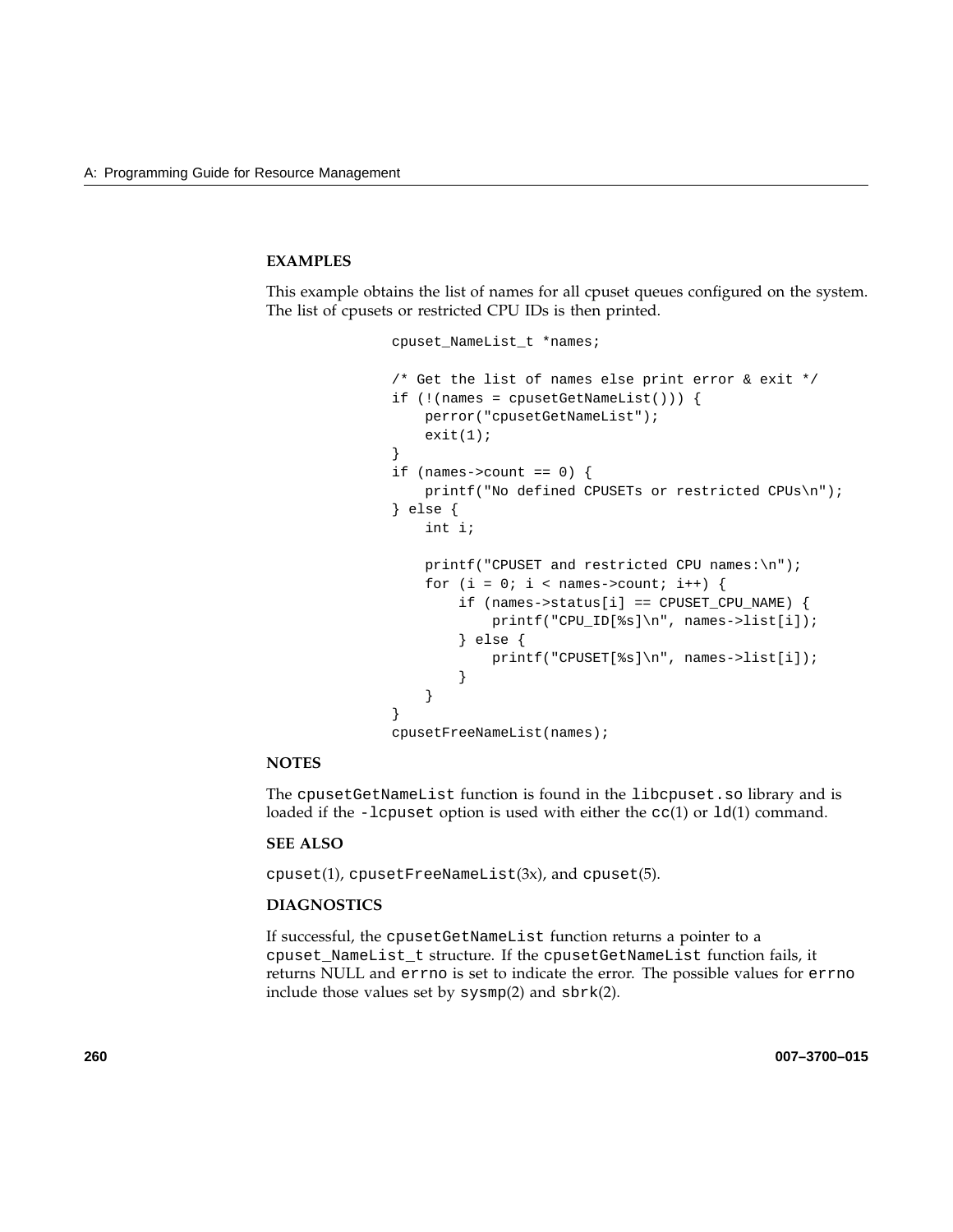### EXAMPLES

This example obtains the list of names for all cpuset queues configured on the system. The list of cpusets or restricted CPU IDs is then printed.

```
cpuset_NameList_t *names;

/* Get the list of names else print error & exit */
if (!(names = cpusetGetNameList())) {
    perror("cpusetGetNameList");
    exit(1);
}
if (names->count == 0) {
    printf("No defined CPUSETs or restricted CPUs\n");
} else {
    int i;

    printf("CPUSET and restricted CPU names:\n");
    for (i = 0; i < names->count; i++) {
        if (names->status[i] == CPUSET_CPU_NAME) {
            printf("CPU_ID[%s]\n", names->list[i]);
        } else {
            printf("CPUSET[%s]\n", names->list[i]);
        }
    }
}
cpusetFreeNameList(names);
```

### NOTES

The `cpusetGetNameList` function is found in the `libcpuset.so` library and is loaded if the `-lcpuset` option is used with either the `cc`(1) or `ld`(1) command.

### SEE ALSO

`cpuset`(1), `cpusetFreeNameList`(3x), and `cpuset`(5).

### DIAGNOSTICS

If successful, the `cpusetGetNameList` function returns a pointer to a `cpuset_NameList_t` structure. If the `cpusetGetNameList` function fails, it returns NULL and `errno` is set to indicate the error. The possible values for `errno` include those values set by `sysmp`(2) and `sbrk`(2).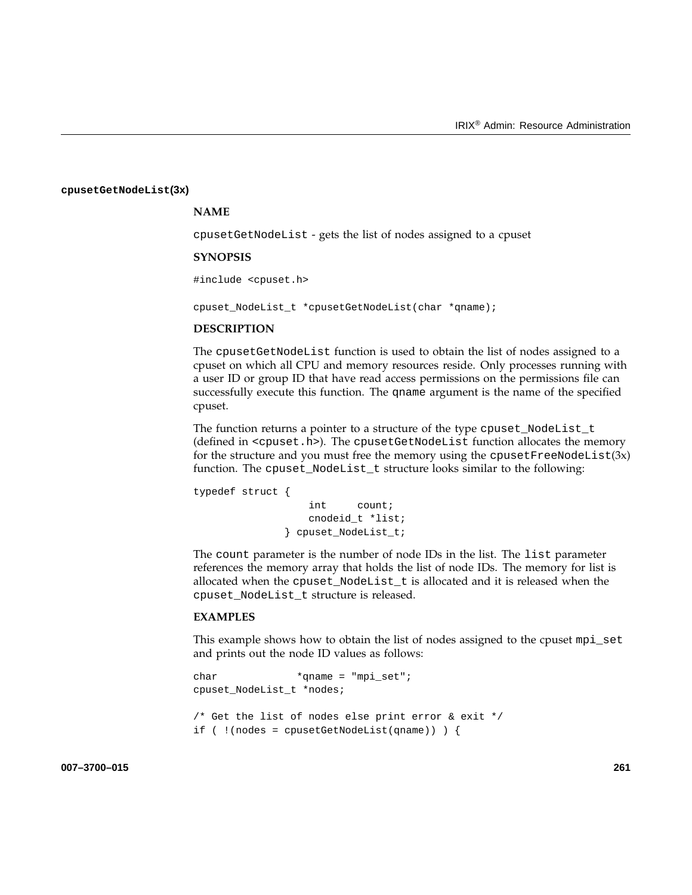**cpusetGetNodeList(3x)**

**NAME**

cpusetGetNodeList - gets the list of nodes assigned to a cpuset

**SYNOPSIS**

```
#include <cpuset.h>

cpuset_NodeList_t *cpusetGetNodeList(char *qname);
```

**DESCRIPTION**

The cpusetGetNodeList function is used to obtain the list of nodes assigned to a cpuset on which all CPU and memory resources reside. Only processes running with a user ID or group ID that have read access permissions on the permissions file can successfully execute this function. The qname argument is the name of the specified cpuset.

The function returns a pointer to a structure of the type cpuset_NodeList_t (defined in <cpuset.h>). The cpusetGetNodeList function allocates the memory for the structure and you must free the memory using the cpusetFreeNodeList(3x) function. The cpuset_NodeList_t structure looks similar to the following:

```
typedef struct {
                  int     count;
                  cnodeid_t *list;
              } cpuset_NodeList_t;
```

The count parameter is the number of node IDs in the list. The list parameter references the memory array that holds the list of node IDs. The memory for list is allocated when the cpuset_NodeList_t is allocated and it is released when the cpuset_NodeList_t structure is released.

**EXAMPLES**

This example shows how to obtain the list of nodes assigned to the cpuset mpi_set and prints out the node ID values as follows:

```
char             *qname = "mpi_set";
cpuset_NodeList_t *nodes;

/* Get the list of nodes else print error & exit */
if ( !(nodes = cpusetGetNodeList(qname)) ) {
```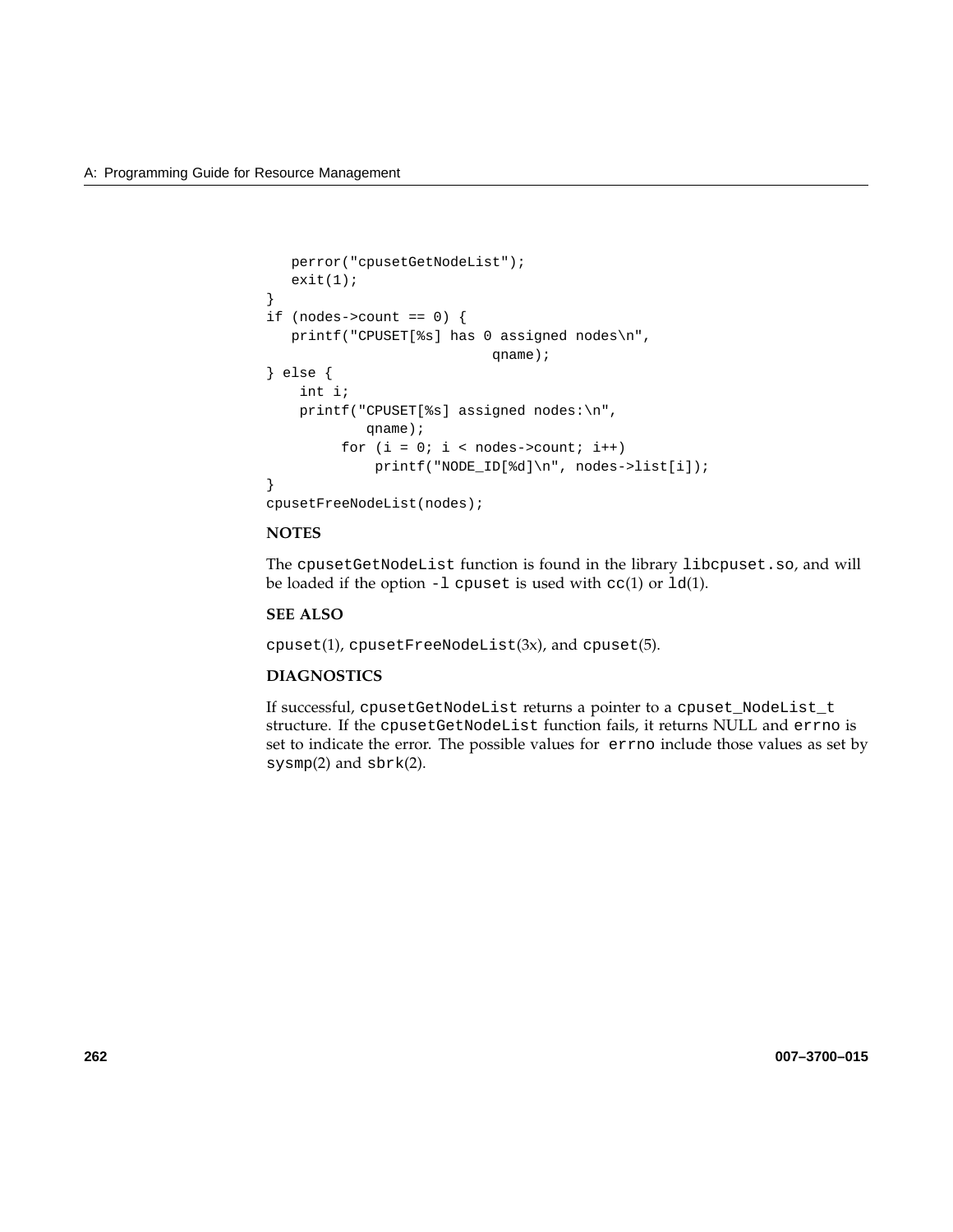```
   perror("cpusetGetNodeList");
   exit(1);
}
if (nodes->count == 0) {
   printf("CPUSET[%s] has 0 assigned nodes\n",
                         qname);
} else {
    int i;
    printf("CPUSET[%s] assigned nodes:\n",
           qname);
         for (i = 0; i < nodes->count; i++)
             printf("NODE_ID[%d]\n", nodes->list[i]);
}
cpusetFreeNodeList(nodes);
```

**NOTES**

The `cpusetGetNodeList` function is found in the library `libcpuset.so`, and will be loaded if the option `-l cpuset` is used with `cc`(1) or `ld`(1).

**SEE ALSO**

`cpuset`(1), `cpusetFreeNodeList`(3x), and `cpuset`(5).

**DIAGNOSTICS**

If successful, `cpusetGetNodeList` returns a pointer to a `cpuset_NodeList_t` structure. If the `cpusetGetNodeList` function fails, it returns NULL and `errno` is set to indicate the error. The possible values for `errno` include those values as set by `sysmp`(2) and `sbrk`(2).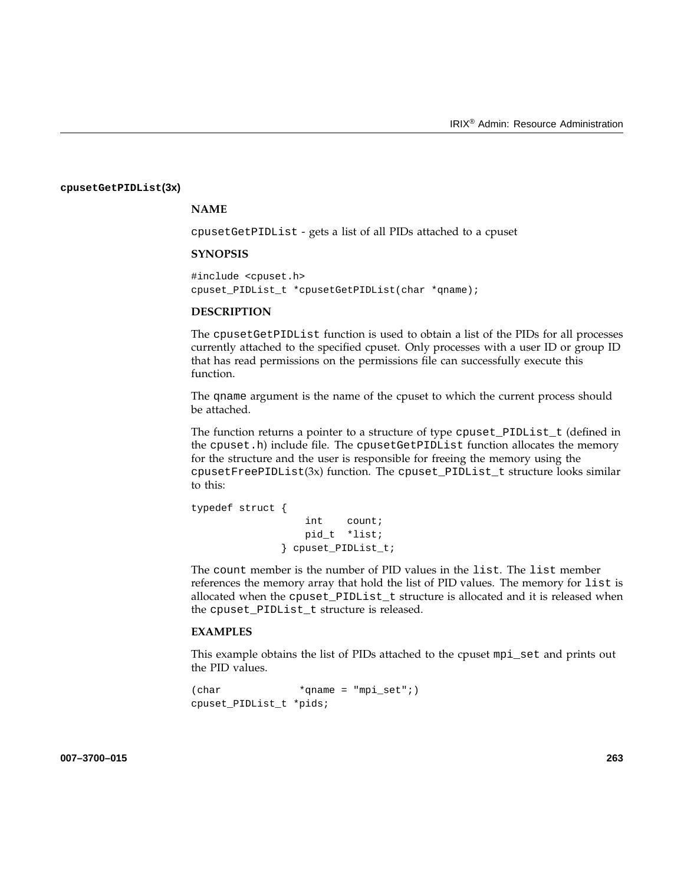### cpusetGetPIDList(3x)

**NAME**

cpusetGetPIDList - gets a list of all PIDs attached to a cpuset

**SYNOPSIS**

```
#include <cpuset.h>
cpuset_PIDList_t *cpusetGetPIDList(char *qname);
```

**DESCRIPTION**

The cpusetGetPIDList function is used to obtain a list of the PIDs for all processes currently attached to the specified cpuset. Only processes with a user ID or group ID that has read permissions on the permissions file can successfully execute this function.

The qname argument is the name of the cpuset to which the current process should be attached.

The function returns a pointer to a structure of type cpuset_PIDList_t (defined in the cpuset.h) include file. The cpusetGetPIDList function allocates the memory for the structure and the user is responsible for freeing the memory using the cpusetFreePIDList(3x) function. The cpuset_PIDList_t structure looks similar to this:

```
typedef struct {
                   int    count;
                   pid_t  *list;
               } cpuset_PIDList_t;
```

The count member is the number of PID values in the list. The list member references the memory array that hold the list of PID values. The memory for list is allocated when the cpuset_PIDList_t structure is allocated and it is released when the cpuset_PIDList_t structure is released.

**EXAMPLES**

This example obtains the list of PIDs attached to the cpuset mpi_set and prints out the PID values.

```
(char             *qname = "mpi_set";)
cpuset_PIDList_t *pids;
```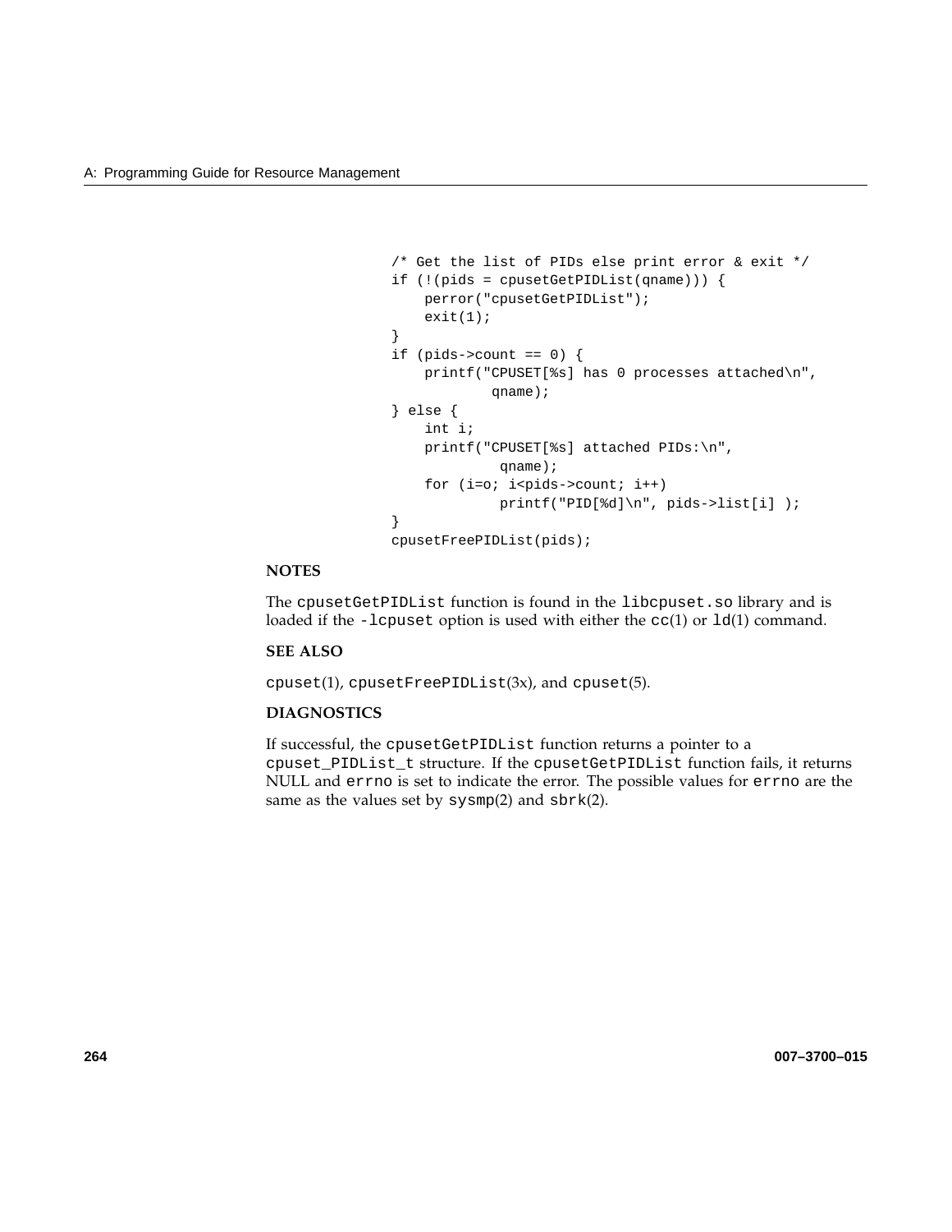```
/* Get the list of PIDs else print error & exit */
if (!(pids = cpusetGetPIDList(qname))) {
    perror("cpusetGetPIDList");
    exit(1);
}
if (pids->count == 0) {
    printf("CPUSET[%s] has 0 processes attached\n",
            qname);
} else {
    int i;
    printf("CPUSET[%s] attached PIDs:\n",
             qname);
    for (i=o; i<pids->count; i++)
             printf("PID[%d]\n", pids->list[i] );
}
cpusetFreePIDList(pids);
```

**NOTES**

The cpusetGetPIDList function is found in the libcpuset.so library and is loaded if the -lcpuset option is used with either the cc(1) or ld(1) command.

**SEE ALSO**

cpuset(1), cpusetFreePIDList(3x), and cpuset(5).

**DIAGNOSTICS**

If successful, the cpusetGetPIDList function returns a pointer to a cpuset_PIDList_t structure. If the cpusetGetPIDList function fails, it returns NULL and errno is set to indicate the error. The possible values for errno are the same as the values set by sysmp(2) and sbrk(2).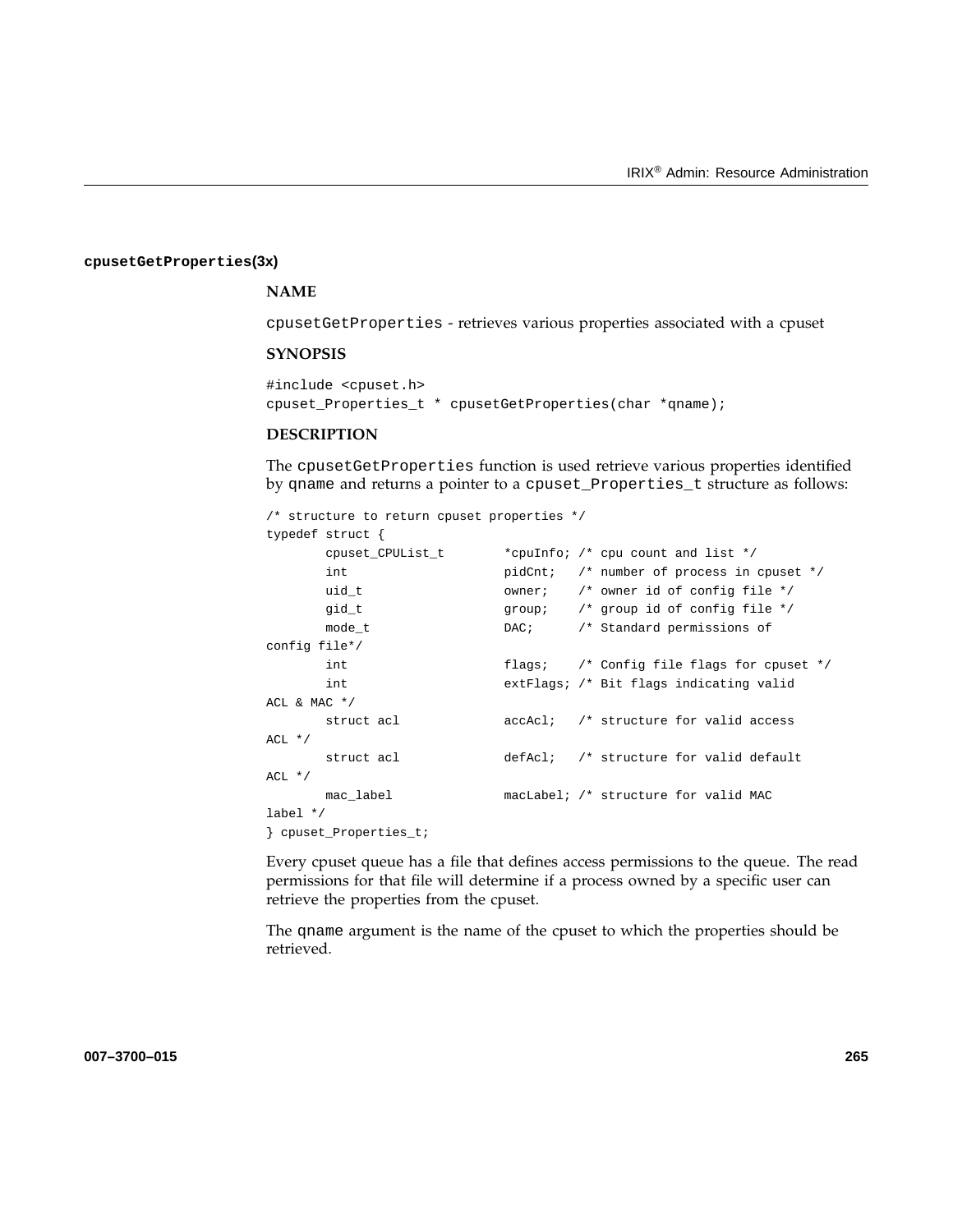**cpusetGetProperties(3x)**

**NAME**

cpusetGetProperties - retrieves various properties associated with a cpuset

**SYNOPSIS**

```
#include <cpuset.h>
cpuset_Properties_t * cpusetGetProperties(char *qname);
```

**DESCRIPTION**

The cpusetGetProperties function is used retrieve various properties identified by qname and returns a pointer to a cpuset_Properties_t structure as follows:

```
/* structure to return cpuset properties */
typedef struct {
       cpuset_CPUList_t        *cpuInfo; /* cpu count and list */
       int                     pidCnt;   /* number of process in cpuset */
       uid_t                   owner;    /* owner id of config file */
       gid_t                   group;    /* group id of config file */
       mode_t                  DAC;      /* Standard permissions of
config file*/
       int                     flags;    /* Config file flags for cpuset */
       int                     extFlags; /* Bit flags indicating valid
ACL & MAC */
       struct acl              accAcl;   /* structure for valid access
ACL */
       struct acl              defAcl;   /* structure for valid default
ACL */
       mac_label               macLabel; /* structure for valid MAC
label */
} cpuset_Properties_t;
```

Every cpuset queue has a file that defines access permissions to the queue. The read permissions for that file will determine if a process owned by a specific user can retrieve the properties from the cpuset.

The qname argument is the name of the cpuset to which the properties should be retrieved.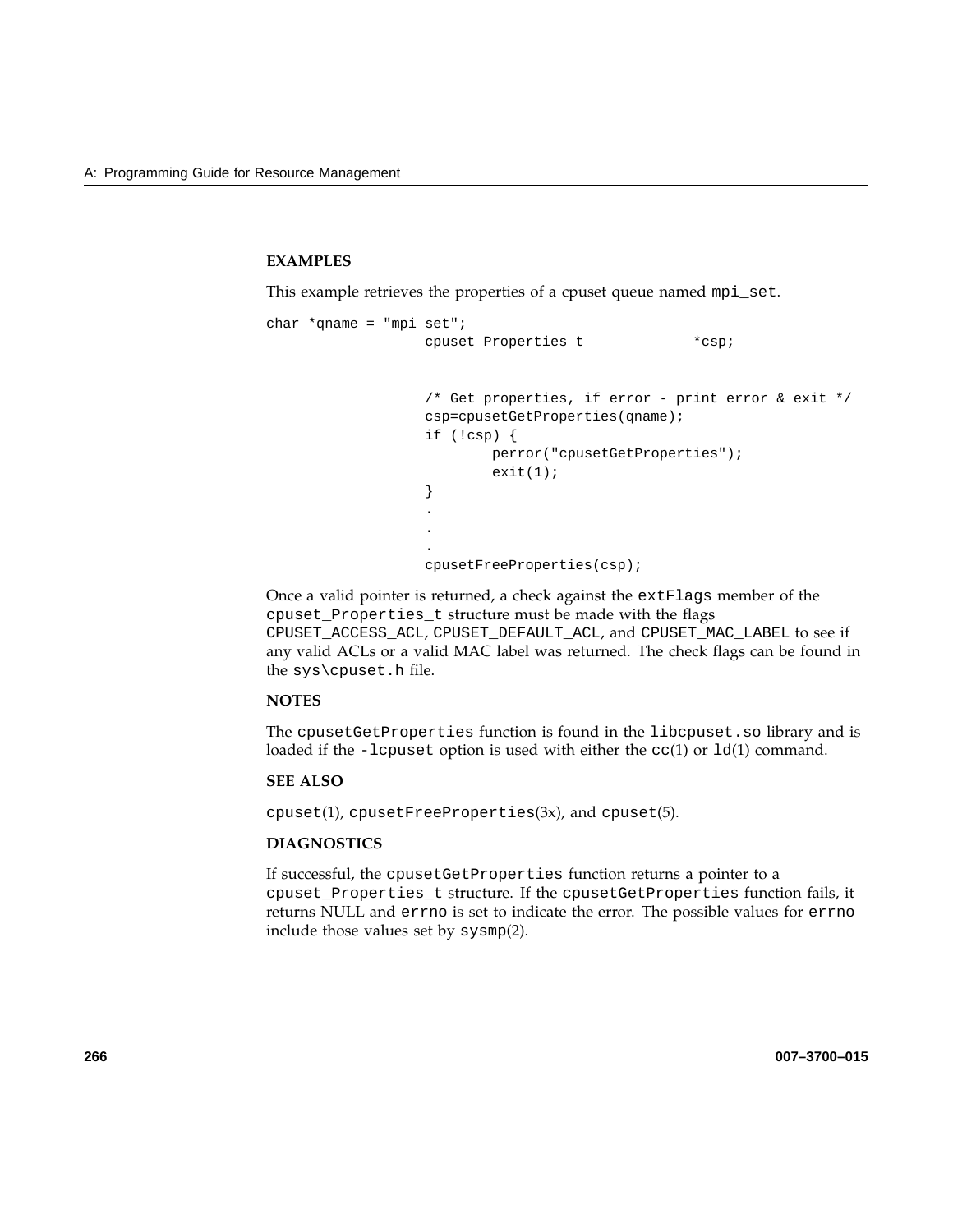**EXAMPLES**

This example retrieves the properties of a cpuset queue named `mpi_set`.

```
char *qname = "mpi_set";
                cpuset_Properties_t             *csp;


                /* Get properties, if error - print error & exit */
                csp=cpusetGetProperties(qname);
                if (!csp) {
                        perror("cpusetGetProperties");
                        exit(1);
                }
                .
                .
                .
                cpusetFreeProperties(csp);
```

Once a valid pointer is returned, a check against the `extFlags` member of the `cpuset_Properties_t` structure must be made with the flags `CPUSET_ACCESS_ACL`, `CPUSET_DEFAULT_ACL`, and `CPUSET_MAC_LABEL` to see if any valid ACLs or a valid MAC label was returned. The check flags can be found in the `sys\cpuset.h` file.

**NOTES**

The `cpusetGetProperties` function is found in the `libcpuset.so` library and is loaded if the `-lcpuset` option is used with either the `cc`(1) or `ld`(1) command.

**SEE ALSO**

`cpuset`(1), `cpusetFreeProperties`(3x), and `cpuset`(5).

**DIAGNOSTICS**

If successful, the `cpusetGetProperties` function returns a pointer to a `cpuset_Properties_t` structure. If the `cpusetGetProperties` function fails, it returns NULL and `errno` is set to indicate the error. The possible values for `errno` include those values set by `sysmp`(2).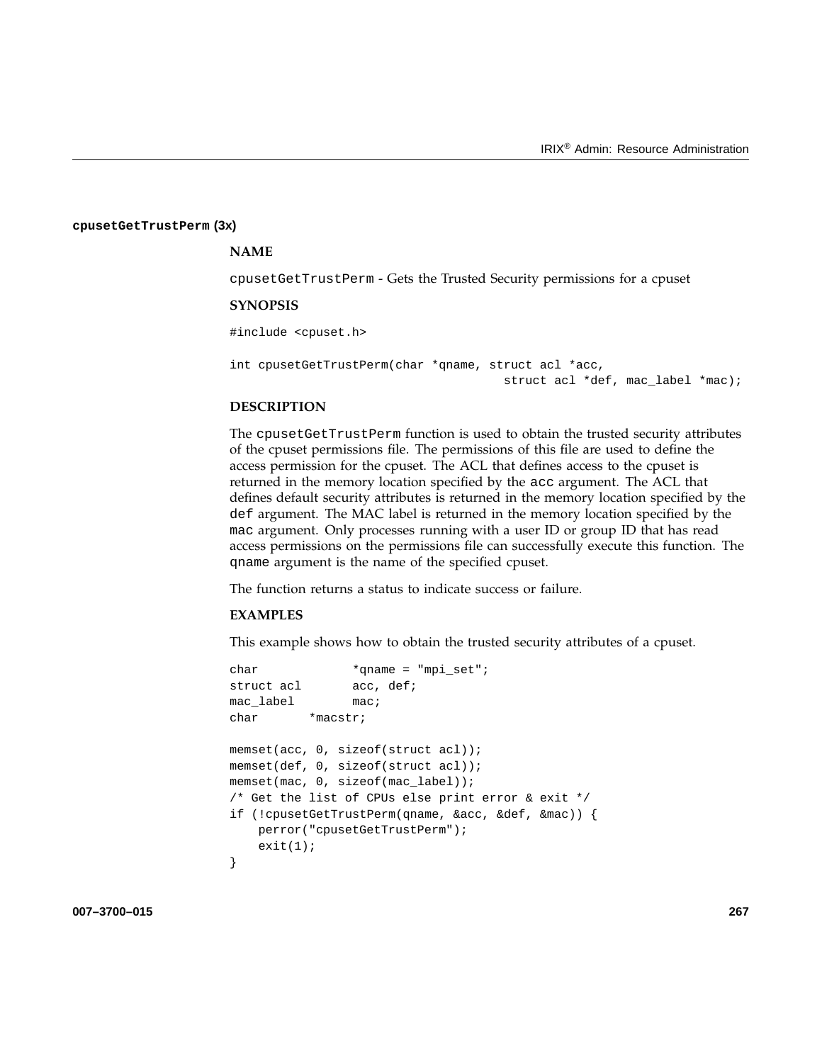## cpusetGetTrustPerm (3x)

### NAME

cpusetGetTrustPerm - Gets the Trusted Security permissions for a cpuset

### SYNOPSIS

```
#include <cpuset.h>

int cpusetGetTrustPerm(char *qname, struct acl *acc,
                                      struct acl *def, mac_label *mac);
```

### DESCRIPTION

The `cpusetGetTrustPerm` function is used to obtain the trusted security attributes of the cpuset permissions file. The permissions of this file are used to define the access permission for the cpuset. The ACL that defines access to the cpuset is returned in the memory location specified by the `acc` argument. The ACL that defines default security attributes is returned in the memory location specified by the `def` argument. The MAC label is returned in the memory location specified by the `mac` argument. Only processes running with a user ID or group ID that has read access permissions on the permissions file can successfully execute this function. The `qname` argument is the name of the specified cpuset.

The function returns a status to indicate success or failure.

### EXAMPLES

This example shows how to obtain the trusted security attributes of a cpuset.

```
char             *qname = "mpi_set";
struct acl       acc, def;
mac_label        mac;
char       *macstr;

memset(acc, 0, sizeof(struct acl));
memset(def, 0, sizeof(struct acl));
memset(mac, 0, sizeof(mac_label));
/* Get the list of CPUs else print error & exit */
if (!cpusetGetTrustPerm(qname, &acc, &def, &mac)) {
    perror("cpusetGetTrustPerm");
    exit(1);
}
```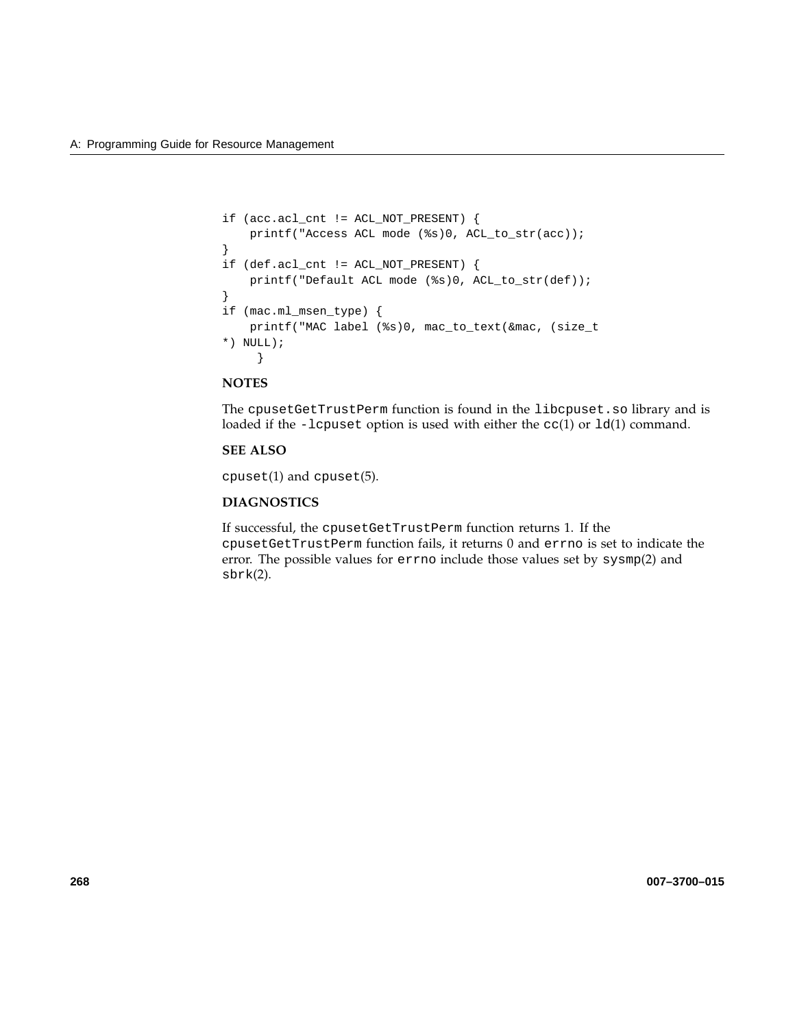```
if (acc.acl_cnt != ACL_NOT_PRESENT) {
    printf("Access ACL mode (%s)0, ACL_to_str(acc));
}
if (def.acl_cnt != ACL_NOT_PRESENT) {
    printf("Default ACL mode (%s)0, ACL_to_str(def));
}
if (mac.ml_msen_type) {
    printf("MAC label (%s)0, mac_to_text(&mac, (size_t
*) NULL);
     }
```

**NOTES**

The `cpusetGetTrustPerm` function is found in the `libcpuset.so` library and is loaded if the `-lcpuset` option is used with either the `cc`(1) or `ld`(1) command.

**SEE ALSO**

`cpuset`(1) and `cpuset`(5).

**DIAGNOSTICS**

If successful, the `cpusetGetTrustPerm` function returns 1. If the `cpusetGetTrustPerm` function fails, it returns 0 and `errno` is set to indicate the error. The possible values for `errno` include those values set by `sysmp`(2) and `sbrk`(2).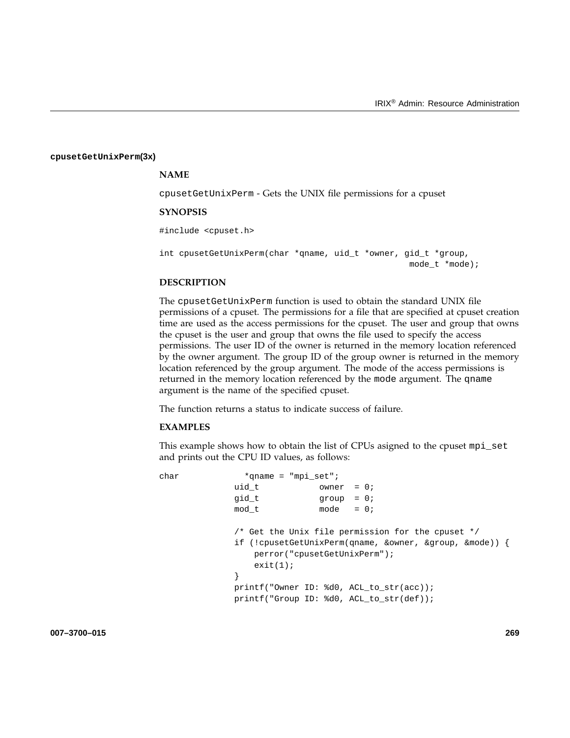**cpusetGetUnixPerm(3x)**

### NAME

cpusetGetUnixPerm - Gets the UNIX file permissions for a cpuset

### SYNOPSIS

```
#include <cpuset.h>

int cpusetGetUnixPerm(char *qname, uid_t *owner, gid_t *group,
                                                  mode_t *mode);
```

### DESCRIPTION

The cpusetGetUnixPerm function is used to obtain the standard UNIX file permissions of a cpuset. The permissions for a file that are specified at cpuset creation time are used as the access permissions for the cpuset. The user and group that owns the cpuset is the user and group that owns the file used to specify the access permissions. The user ID of the owner is returned in the memory location referenced by the owner argument. The group ID of the group owner is returned in the memory location referenced by the group argument. The mode of the access permissions is returned in the memory location referenced by the mode argument. The qname argument is the name of the specified cpuset.

The function returns a status to indicate success of failure.

### EXAMPLES

This example shows how to obtain the list of CPUs asigned to the cpuset mpi_set and prints out the CPU ID values, as follows:

```
char              *qname = "mpi_set";
               uid_t            owner  = 0;
               gid_t            group  = 0;
               mod_t            mode   = 0;

               /* Get the Unix file permission for the cpuset */
               if (!cpusetGetUnixPerm(qname, &owner, &group, &mode)) {
                   perror("cpusetGetUnixPerm");
                   exit(1);
               }
               printf("Owner ID: %d0, ACL_to_str(acc));
               printf("Group ID: %d0, ACL_to_str(def));
```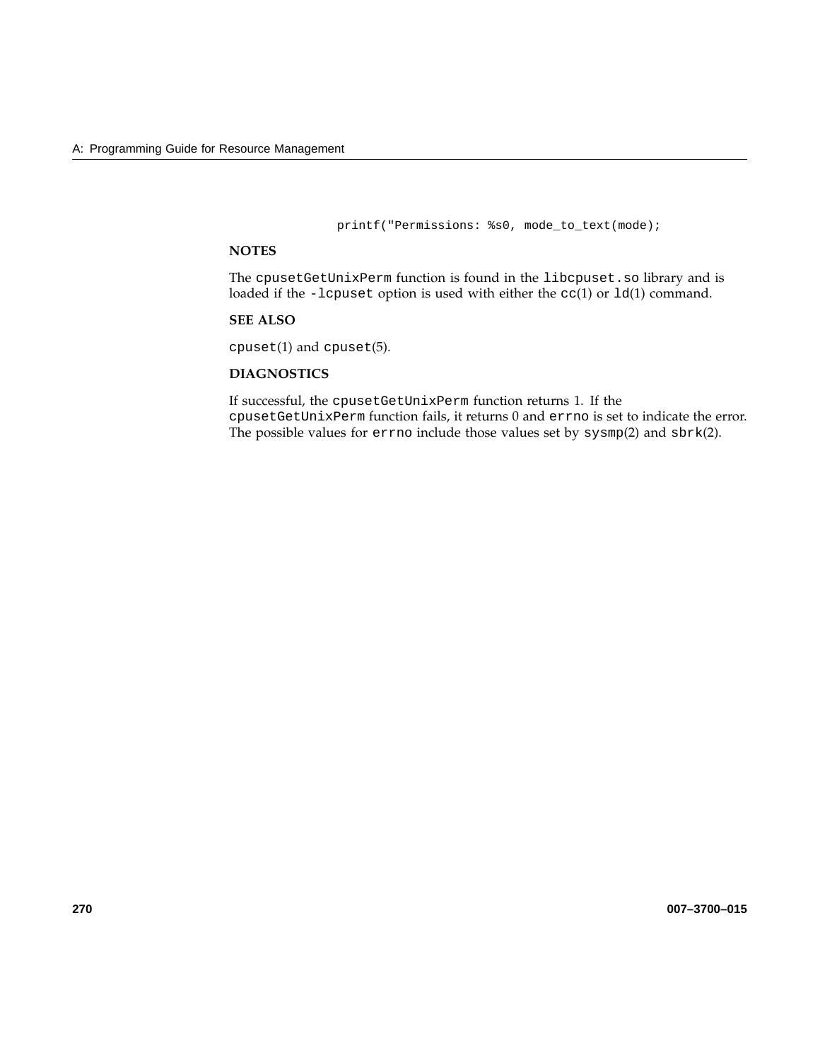```
                printf("Permissions: %s0, mode_to_text(mode);
```

**NOTES**

The `cpusetGetUnixPerm` function is found in the `libcpuset.so` library and is loaded if the `-lcpuset` option is used with either the `cc`(1) or `ld`(1) command.

**SEE ALSO**

`cpuset`(1) and `cpuset`(5).

**DIAGNOSTICS**

If successful, the `cpusetGetUnixPerm` function returns 1. If the `cpusetGetUnixPerm` function fails, it returns 0 and `errno` is set to indicate the error. The possible values for `errno` include those values set by `sysmp`(2) and `sbrk`(2).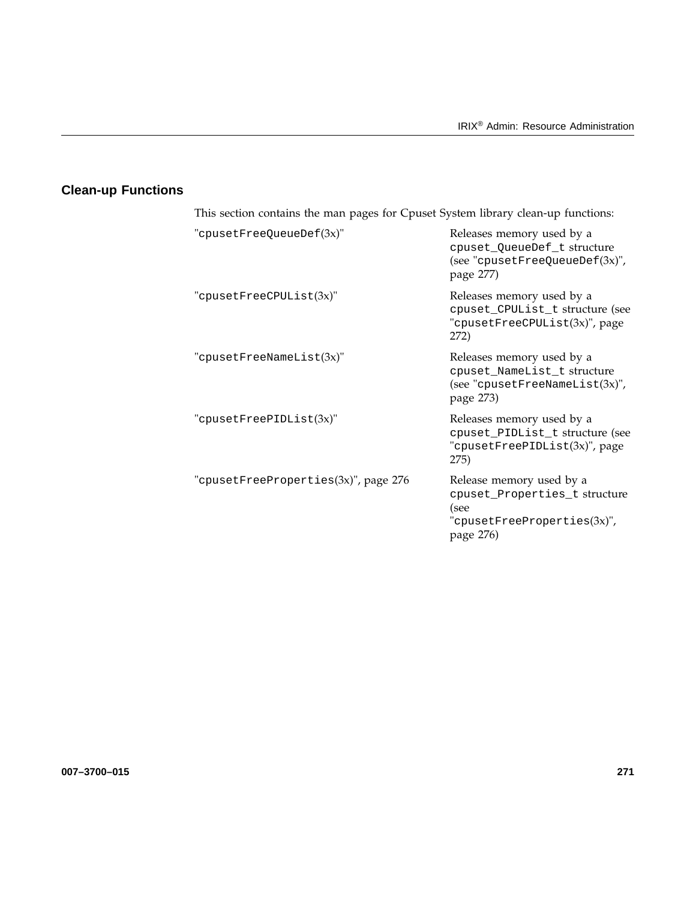## Clean-up Functions

This section contains the man pages for Cpuset System library clean-up functions:

| | |
|---|---|
| "`cpusetFreeQueueDef`(3x)" | Releases memory used by a `cpuset_QueueDef_t` structure (see "`cpusetFreeQueueDef`(3x)", page 277) |
| "`cpusetFreeCPUList`(3x)" | Releases memory used by a `cpuset_CPUList_t` structure (see "`cpusetFreeCPUList`(3x)", page 272) |
| "`cpusetFreeNameList`(3x)" | Releases memory used by a `cpuset_NameList_t` structure (see "`cpusetFreeNameList`(3x)", page 273) |
| "`cpusetFreePIDList`(3x)" | Releases memory used by a `cpuset_PIDList_t` structure (see "`cpusetFreePIDList`(3x)", page 275) |
| "`cpusetFreeProperties`(3x)", page 276 | Release memory used by a `cpuset_Properties_t` structure (see "`cpusetFreeProperties`(3x)", page 276) |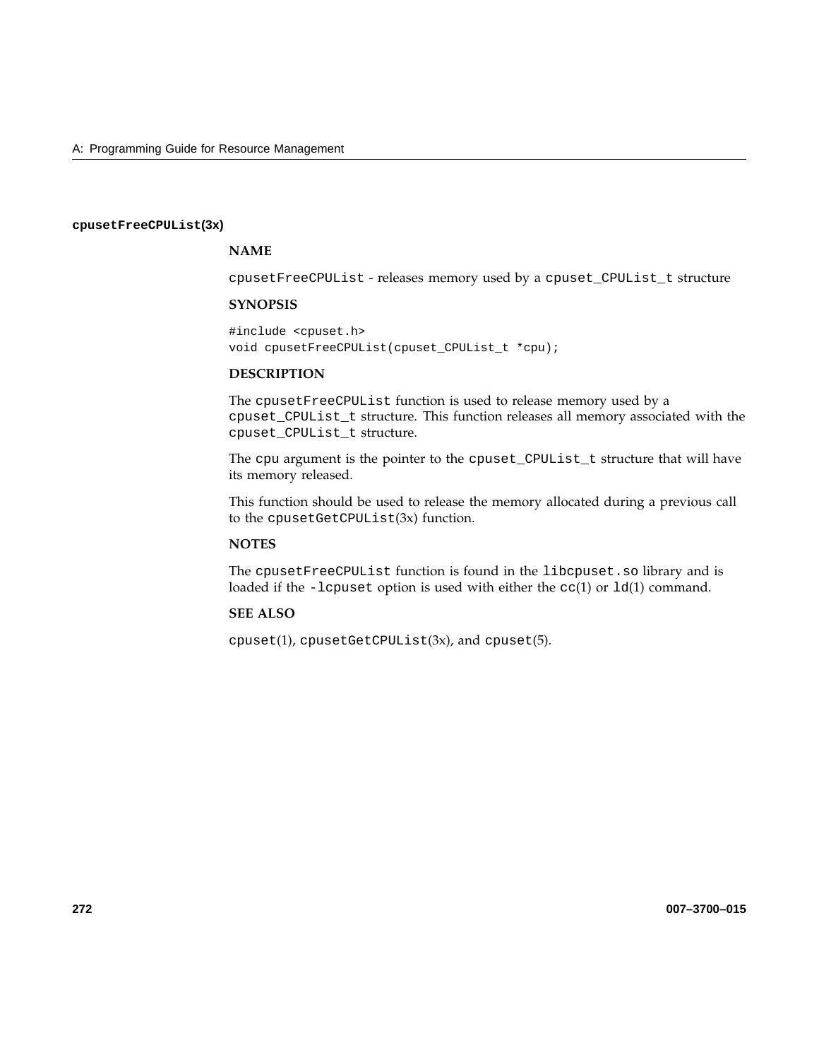## cpusetFreeCPUList(3x)

### NAME

cpusetFreeCPUList - releases memory used by a cpuset_CPUList_t structure

### SYNOPSIS

```
#include <cpuset.h>
void cpusetFreeCPUList(cpuset_CPUList_t *cpu);
```

### DESCRIPTION

The cpusetFreeCPUList function is used to release memory used by a cpuset_CPUList_t structure. This function releases all memory associated with the cpuset_CPUList_t structure.

The cpu argument is the pointer to the cpuset_CPUList_t structure that will have its memory released.

This function should be used to release the memory allocated during a previous call to the cpusetGetCPUList(3x) function.

### NOTES

The cpusetFreeCPUList function is found in the libcpuset.so library and is loaded if the -lcpuset option is used with either the cc(1) or ld(1) command.

### SEE ALSO

cpuset(1), cpusetGetCPUList(3x), and cpuset(5).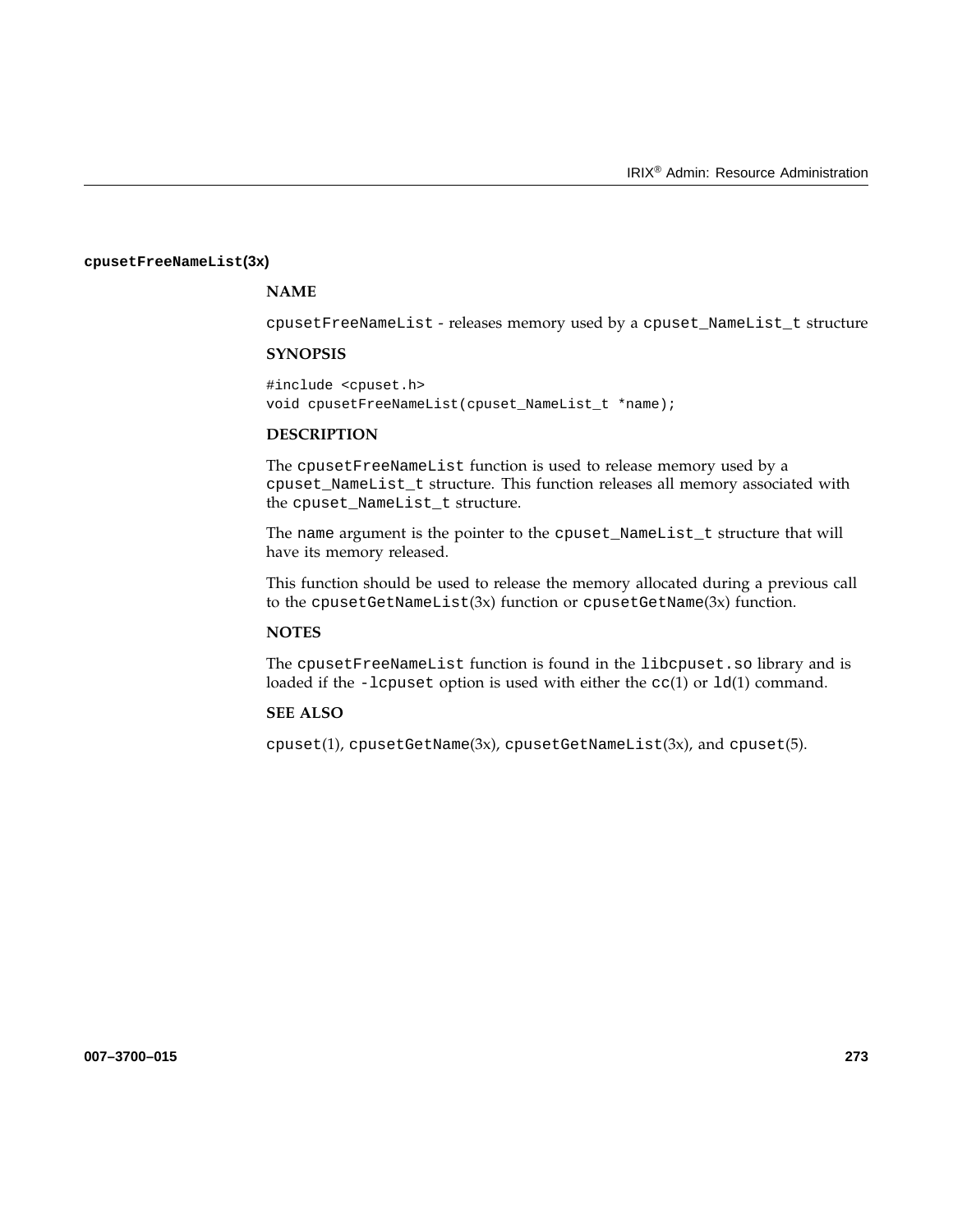## cpusetFreeNameList(3x)

### NAME

cpusetFreeNameList - releases memory used by a cpuset_NameList_t structure

### SYNOPSIS

```
#include <cpuset.h>
void cpusetFreeNameList(cpuset_NameList_t *name);
```

### DESCRIPTION

The cpusetFreeNameList function is used to release memory used by a cpuset_NameList_t structure. This function releases all memory associated with the cpuset_NameList_t structure.

The name argument is the pointer to the cpuset_NameList_t structure that will have its memory released.

This function should be used to release the memory allocated during a previous call to the cpusetGetNameList(3x) function or cpusetGetName(3x) function.

### NOTES

The cpusetFreeNameList function is found in the libcpuset.so library and is loaded if the -lcpuset option is used with either the cc(1) or ld(1) command.

### SEE ALSO

cpuset(1), cpusetGetName(3x), cpusetGetNameList(3x), and cpuset(5).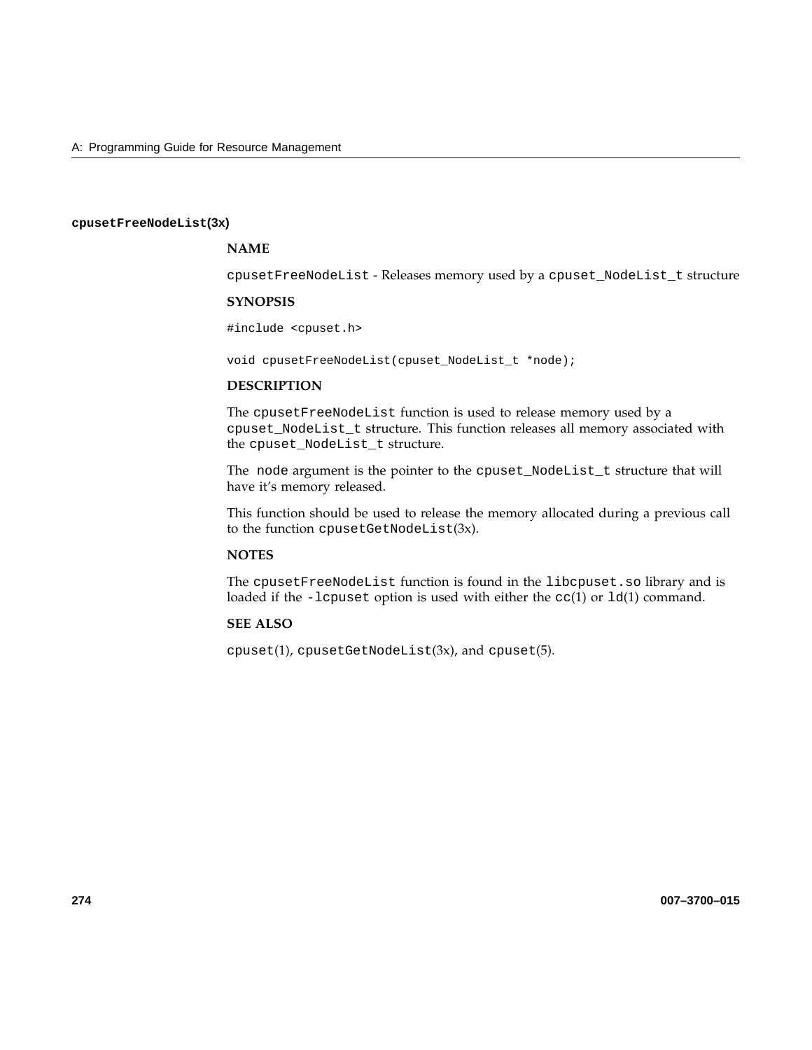### cpusetFreeNodeList(3x)

**NAME**

`cpusetFreeNodeList` - Releases memory used by a `cpuset_NodeList_t` structure

**SYNOPSIS**

```
#include <cpuset.h>

void cpusetFreeNodeList(cpuset_NodeList_t *node);
```

**DESCRIPTION**

The `cpusetFreeNodeList` function is used to release memory used by a `cpuset_NodeList_t` structure. This function releases all memory associated with the `cpuset_NodeList_t` structure.

The `node` argument is the pointer to the `cpuset_NodeList_t` structure that will have it's memory released.

This function should be used to release the memory allocated during a previous call to the function `cpusetGetNodeList`(3x).

**NOTES**

The `cpusetFreeNodeList` function is found in the `libcpuset.so` library and is loaded if the `-lcpuset` option is used with either the `cc`(1) or `ld`(1) command.

**SEE ALSO**

`cpuset`(1), `cpusetGetNodeList`(3x), and `cpuset`(5).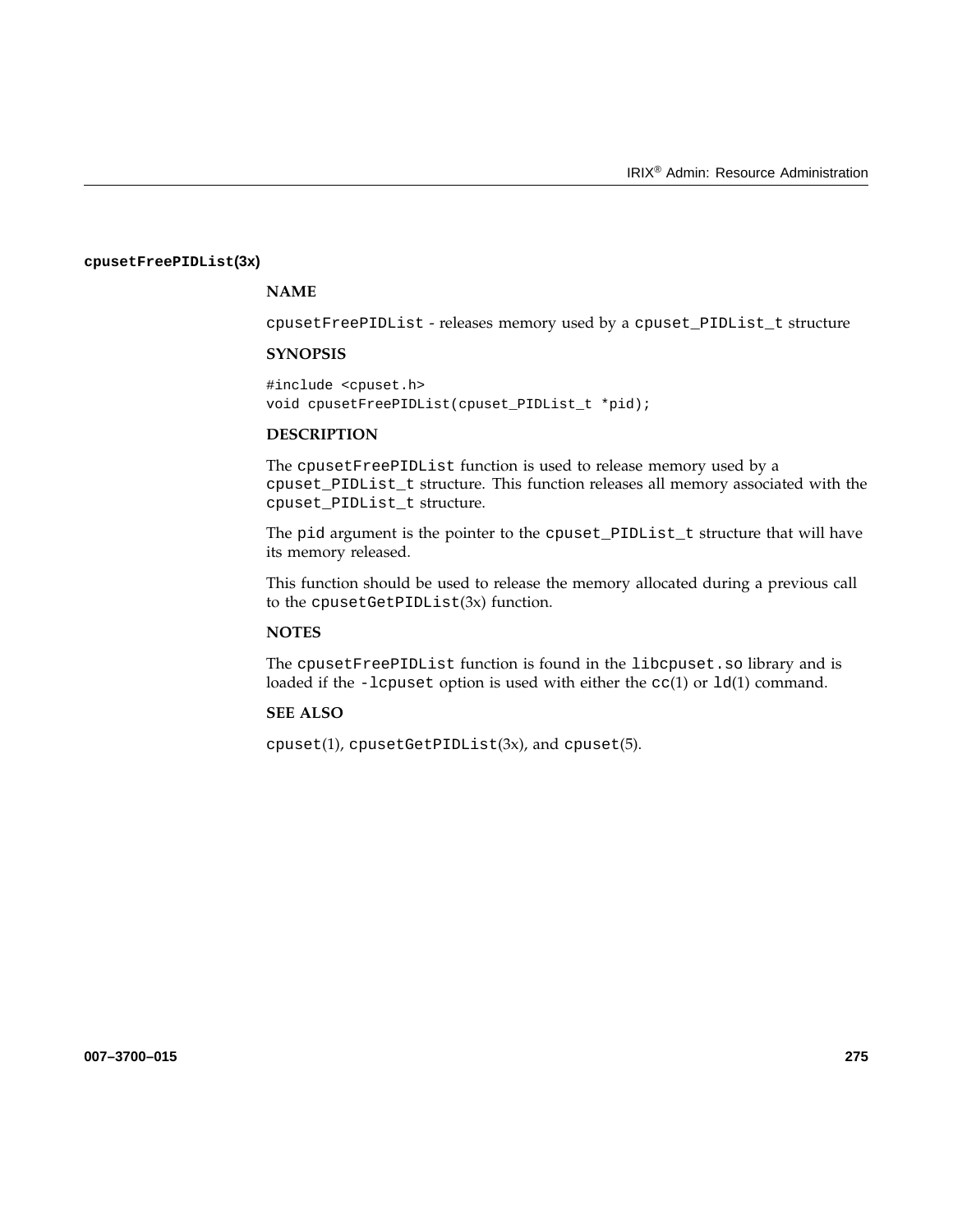## cpusetFreePIDList(3x)

### NAME

cpusetFreePIDList - releases memory used by a cpuset_PIDList_t structure

### SYNOPSIS

```
#include <cpuset.h>
void cpusetFreePIDList(cpuset_PIDList_t *pid);
```

### DESCRIPTION

The cpusetFreePIDList function is used to release memory used by a cpuset_PIDList_t structure. This function releases all memory associated with the cpuset_PIDList_t structure.

The pid argument is the pointer to the cpuset_PIDList_t structure that will have its memory released.

This function should be used to release the memory allocated during a previous call to the cpusetGetPIDList(3x) function.

### NOTES

The cpusetFreePIDList function is found in the libcpuset.so library and is loaded if the -lcpuset option is used with either the cc(1) or ld(1) command.

### SEE ALSO

cpuset(1), cpusetGetPIDList(3x), and cpuset(5).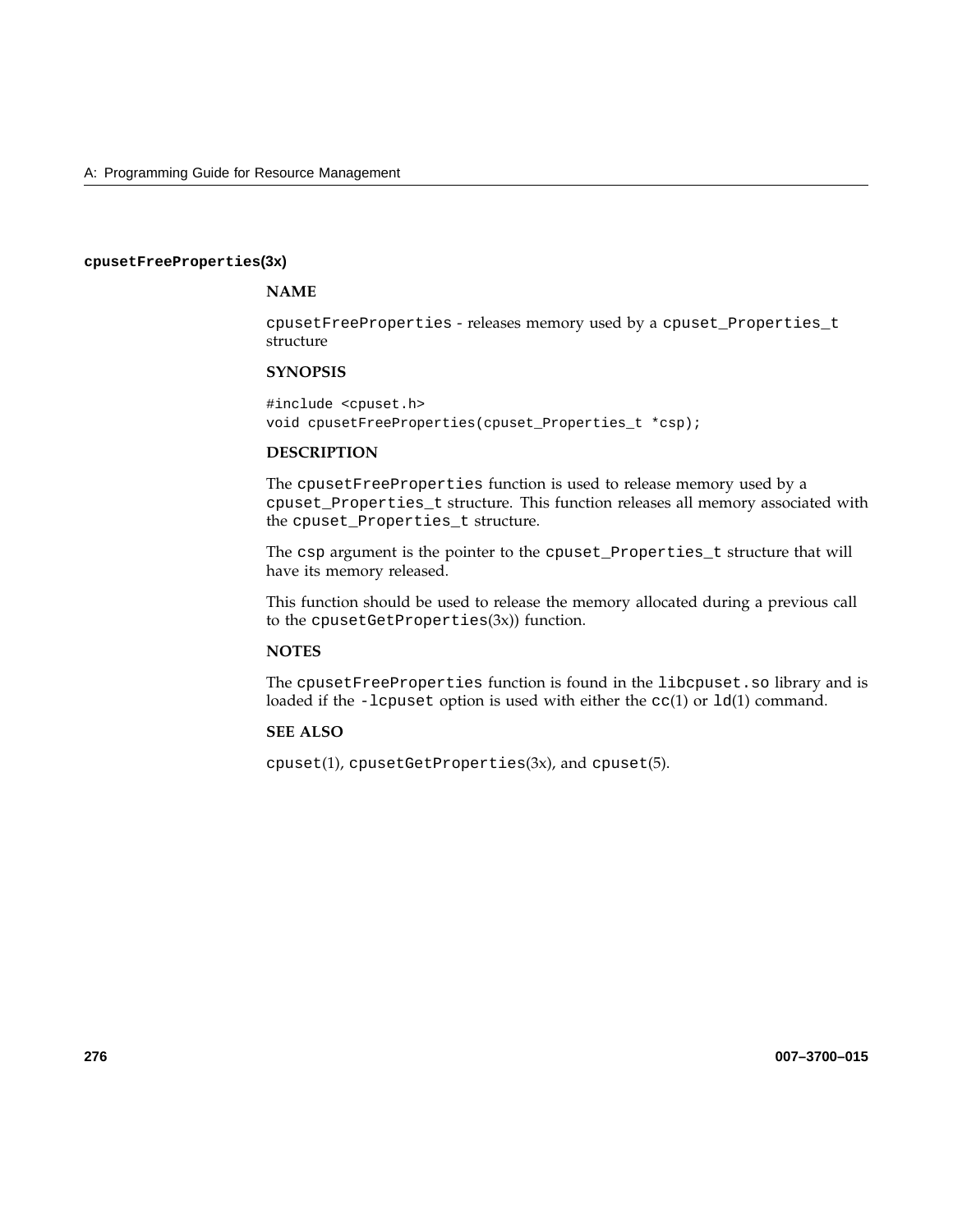### **cpusetFreeProperties**(3x)

#### NAME

cpusetFreeProperties - releases memory used by a cpuset_Properties_t structure

#### SYNOPSIS

```
#include <cpuset.h>
void cpusetFreeProperties(cpuset_Properties_t *csp);
```

#### DESCRIPTION

The cpusetFreeProperties function is used to release memory used by a cpuset_Properties_t structure. This function releases all memory associated with the cpuset_Properties_t structure.

The csp argument is the pointer to the cpuset_Properties_t structure that will have its memory released.

This function should be used to release the memory allocated during a previous call to the cpusetGetProperties(3x)) function.

#### NOTES

The cpusetFreeProperties function is found in the libcpuset.so library and is loaded if the -lcpuset option is used with either the cc(1) or ld(1) command.

#### SEE ALSO

cpuset(1), cpusetGetProperties(3x), and cpuset(5).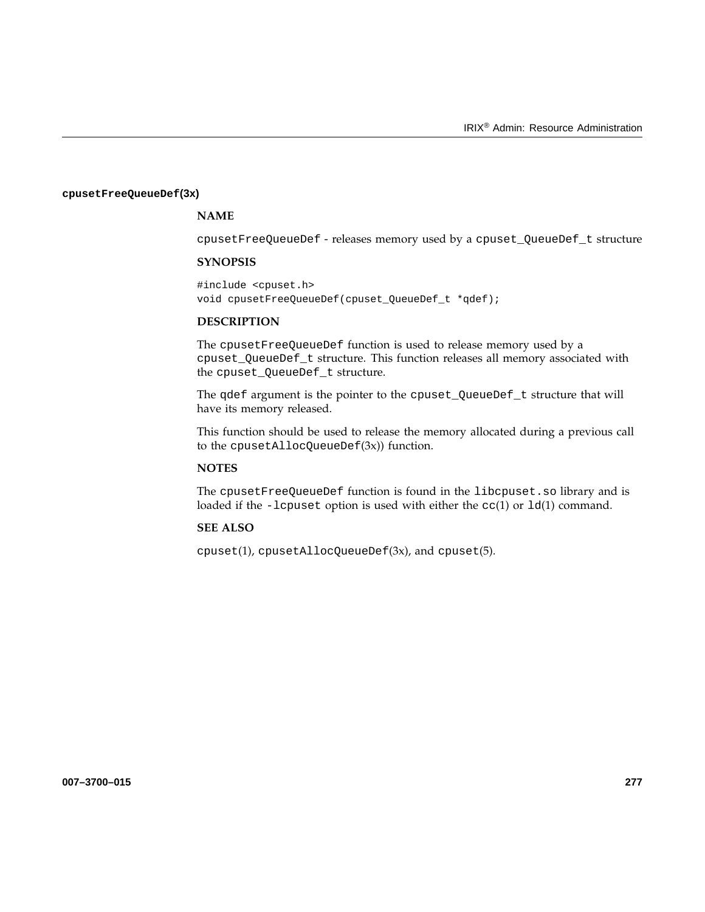## cpusetFreeQueueDef(3x)

### NAME

cpusetFreeQueueDef - releases memory used by a cpuset_QueueDef_t structure

### SYNOPSIS

```
#include <cpuset.h>
void cpusetFreeQueueDef(cpuset_QueueDef_t *qdef);
```

### DESCRIPTION

The cpusetFreeQueueDef function is used to release memory used by a cpuset_QueueDef_t structure. This function releases all memory associated with the cpuset_QueueDef_t structure.

The qdef argument is the pointer to the cpuset_QueueDef_t structure that will have its memory released.

This function should be used to release the memory allocated during a previous call to the cpusetAllocQueueDef(3x)) function.

### NOTES

The cpusetFreeQueueDef function is found in the libcpuset.so library and is loaded if the -lcpuset option is used with either the cc(1) or ld(1) command.

### SEE ALSO

cpuset(1), cpusetAllocQueueDef(3x), and cpuset(5).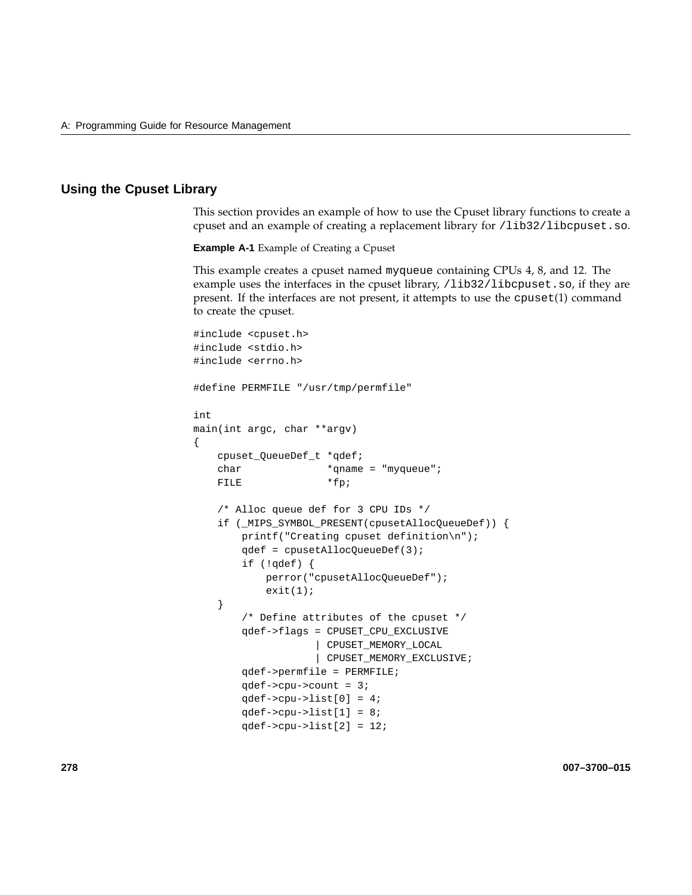## Using the Cpuset Library

This section provides an example of how to use the Cpuset library functions to create a cpuset and an example of creating a replacement library for /lib32/libcpuset.so.

**Example A-1** Example of Creating a Cpuset

This example creates a cpuset named myqueue containing CPUs 4, 8, and 12. The example uses the interfaces in the cpuset library, /lib32/libcpuset.so, if they are present. If the interfaces are not present, it attempts to use the cpuset(1) command to create the cpuset.

```
#include <cpuset.h>
#include <stdio.h>
#include <errno.h>

#define PERMFILE "/usr/tmp/permfile"

int
main(int argc, char **argv)
{
    cpuset_QueueDef_t *qdef;
    char              *qname = "myqueue";
    FILE              *fp;

    /* Alloc queue def for 3 CPU IDs */
    if (_MIPS_SYMBOL_PRESENT(cpusetAllocQueueDef)) {
        printf("Creating cpuset definition\n");
        qdef = cpusetAllocQueueDef(3);
        if (!qdef) {
            perror("cpusetAllocQueueDef");
            exit(1);
    }
        /* Define attributes of the cpuset */
        qdef->flags = CPUSET_CPU_EXCLUSIVE
                    | CPUSET_MEMORY_LOCAL
                    | CPUSET_MEMORY_EXCLUSIVE;
        qdef->permfile = PERMFILE;
        qdef->cpu->count = 3;
        qdef->cpu->list[0] = 4;
        qdef->cpu->list[1] = 8;
        qdef->cpu->list[2] = 12;
```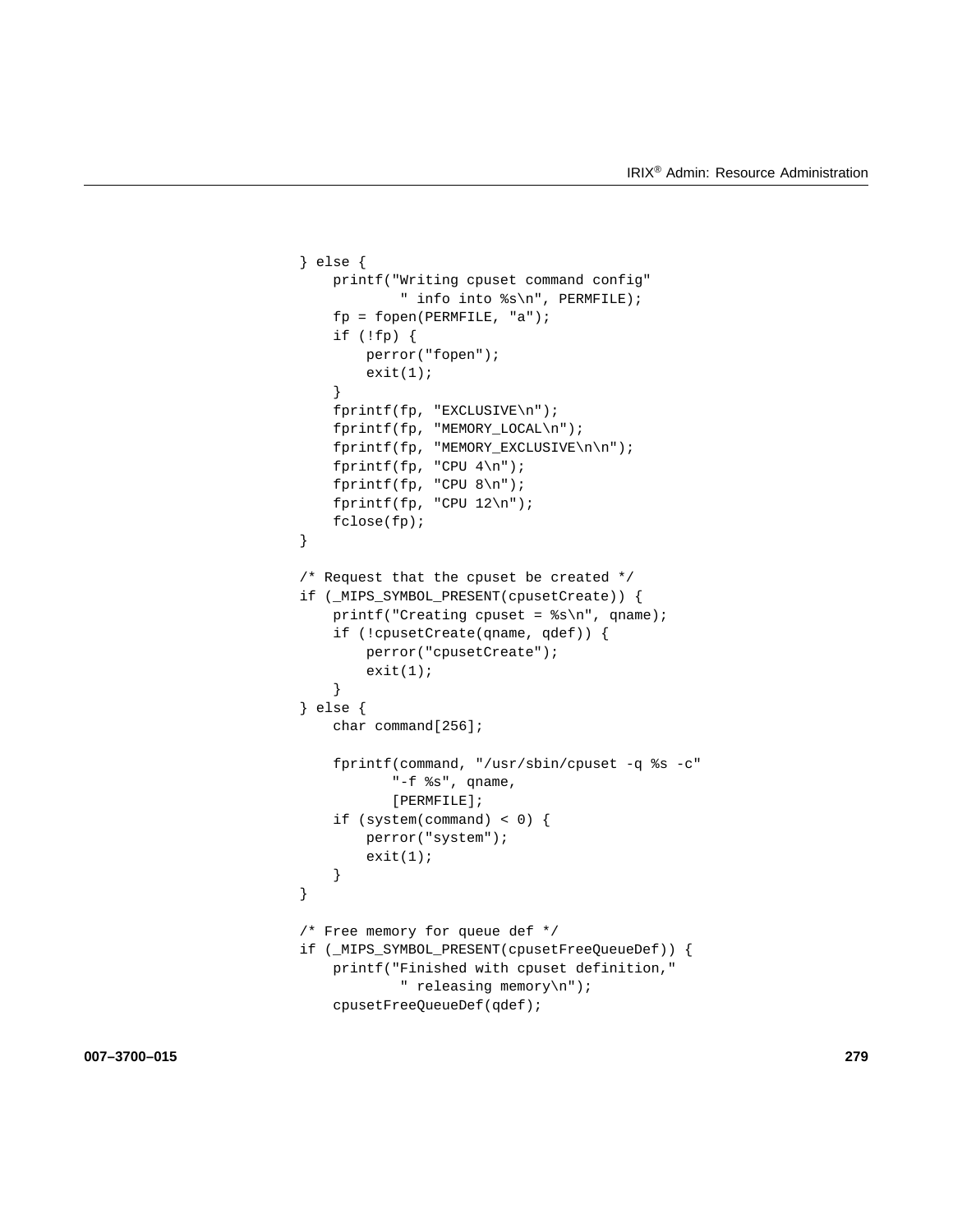```
} else {
    printf("Writing cpuset command config"
            " info into %s\n", PERMFILE);
    fp = fopen(PERMFILE, "a");
    if (!fp) {
        perror("fopen");
        exit(1);
    }
    fprintf(fp, "EXCLUSIVE\n");
    fprintf(fp, "MEMORY_LOCAL\n");
    fprintf(fp, "MEMORY_EXCLUSIVE\n\n");
    fprintf(fp, "CPU 4\n");
    fprintf(fp, "CPU 8\n");
    fprintf(fp, "CPU 12\n");
    fclose(fp);
}

/* Request that the cpuset be created */
if (_MIPS_SYMBOL_PRESENT(cpusetCreate)) {
    printf("Creating cpuset = %s\n", qname);
    if (!cpusetCreate(qname, qdef)) {
        perror("cpusetCreate");
        exit(1);
    }
} else {
    char command[256];

    fprintf(command, "/usr/sbin/cpuset -q %s -c"
           "-f %s", qname,
           [PERMFILE];
    if (system(command) < 0) {
        perror("system");
        exit(1);
    }
}

/* Free memory for queue def */
if (_MIPS_SYMBOL_PRESENT(cpusetFreeQueueDef)) {
    printf("Finished with cpuset definition,"
            " releasing memory\n");
    cpusetFreeQueueDef(qdef);
```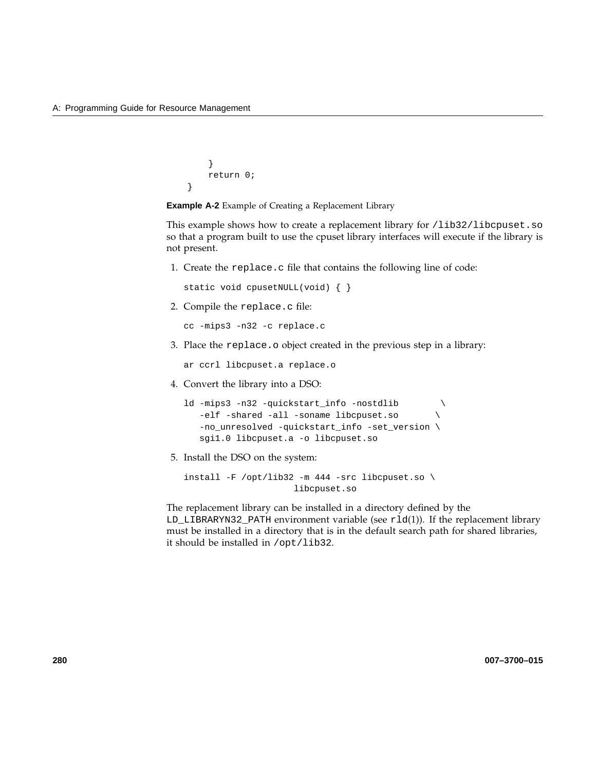```
        }
        return 0;
    }
```

**Example A-2** Example of Creating a Replacement Library

This example shows how to create a replacement library for `/lib32/libcpuset.so` so that a program built to use the cpuset library interfaces will execute if the library is not present.

1. Create the `replace.c` file that contains the following line of code:

   ```
   static void cpusetNULL(void) { }
   ```

2. Compile the `replace.c` file:

   ```
   cc -mips3 -n32 -c replace.c
   ```

3. Place the `replace.o` object created in the previous step in a library:

   ```
   ar ccrl libcpuset.a replace.o
   ```

4. Convert the library into a DSO:

   ```
   ld -mips3 -n32 -quickstart_info -nostdlib        \
      -elf -shared -all -soname libcpuset.so       \
      -no_unresolved -quickstart_info -set_version \
      sgi1.0 libcpuset.a -o libcpuset.so
   ```

5. Install the DSO on the system:

   ```
   install -F /opt/lib32 -m 444 -src libcpuset.so \
                        libcpuset.so
   ```

The replacement library can be installed in a directory defined by the `LD_LIBRARYN32_PATH` environment variable (see `rld`(1)). If the replacement library must be installed in a directory that is in the default search path for shared libraries, it should be installed in `/opt/lib32`.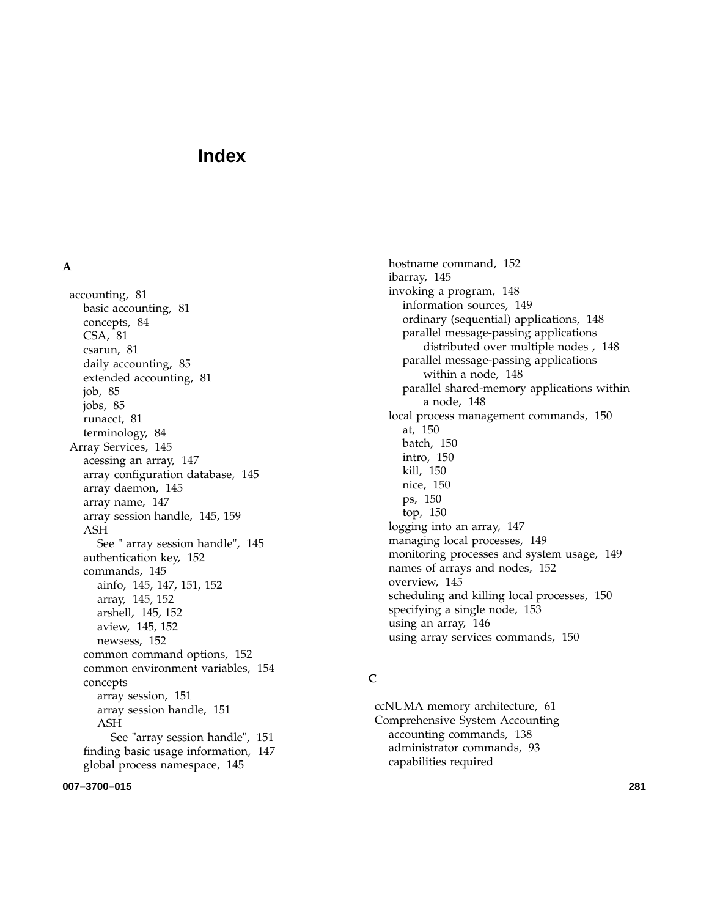# Index

**A**

- accounting, 81
  - basic accounting, 81
  - concepts, 84
  - CSA, 81
  - csarun, 81
  - daily accounting, 85
  - extended accounting, 81
  - job, 85
  - jobs, 85
  - runacct, 81
  - terminology, 84
- Array Services, 145
  - acessing an array, 147
  - array configuration database, 145
  - array daemon, 145
  - array name, 147
  - array session handle, 145, 159
  - ASH
    - See " array session handle", 145
  - authentication key, 152
  - commands, 145
    - ainfo, 145, 147, 151, 152
    - array, 145, 152
    - arshell, 145, 152
    - aview, 145, 152
    - newsess, 152
  - common command options, 152
  - common environment variables, 154
  - concepts
    - array session, 151
    - array session handle, 151
    - ASH
      - See "array session handle", 151
  - finding basic usage information, 147
  - global process namespace, 145
  - hostname command, 152
  - ibarray, 145
  - invoking a program, 148
    - information sources, 149
    - ordinary (sequential) applications, 148
    - parallel message-passing applications distributed over multiple nodes , 148
    - parallel message-passing applications within a node, 148
    - parallel shared-memory applications within a node, 148
  - local process management commands, 150
    - at, 150
    - batch, 150
    - intro, 150
    - kill, 150
    - nice, 150
    - ps, 150
    - top, 150
  - logging into an array, 147
  - managing local processes, 149
  - monitoring processes and system usage, 149
  - names of arrays and nodes, 152
  - overview, 145
  - scheduling and killing local processes, 150
  - specifying a single node, 153
  - using an array, 146
  - using array services commands, 150

**C**

- ccNUMA memory architecture, 61
- Comprehensive System Accounting
  - accounting commands, 138
  - administrator commands, 93
  - capabilities required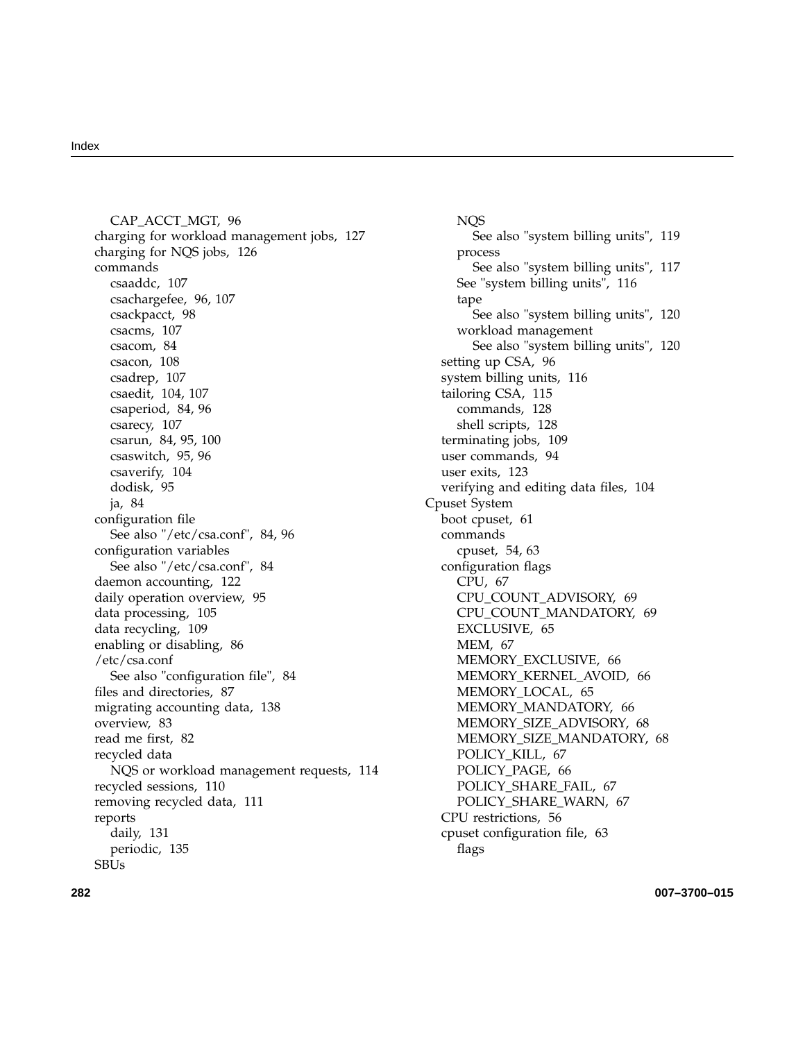CAP_ACCT_MGT, 96
charging for workload management jobs, 127
charging for NQS jobs, 126
commands
csaaddc, 107
csachargefee, 96, 107
csackpacct, 98
csacms, 107
csacom, 84
csacon, 108
csadrep, 107
csaedit, 104, 107
csaperiod, 84, 96
csarecy, 107
csarun, 84, 95, 100
csaswitch, 95, 96
csaverify, 104
dodisk, 95
ja, 84
configuration file
See also "/etc/csa.conf", 84, 96
configuration variables
See also "/etc/csa.conf", 84
daemon accounting, 122
daily operation overview, 95
data processing, 105
data recycling, 109
enabling or disabling, 86
/etc/csa.conf
See also "configuration file", 84
files and directories, 87
migrating accounting data, 138
overview, 83
read me first, 82
recycled data
NQS or workload management requests, 114
recycled sessions, 110
removing recycled data, 111
reports
daily, 131
periodic, 135
SBUs
NQS
See also "system billing units", 119
process
See also "system billing units", 117
See "system billing units", 116
tape
See also "system billing units", 120
workload management
See also "system billing units", 120
setting up CSA, 96
system billing units, 116
tailoring CSA, 115
commands, 128
shell scripts, 128
terminating jobs, 109
user commands, 94
user exits, 123
verifying and editing data files, 104

Cpuset System
boot cpuset, 61
commands
cpuset, 54, 63
configuration flags
CPU, 67
CPU_COUNT_ADVISORY, 69
CPU_COUNT_MANDATORY, 69
EXCLUSIVE, 65
MEM, 67
MEMORY_EXCLUSIVE, 66
MEMORY_KERNEL_AVOID, 66
MEMORY_LOCAL, 65
MEMORY_MANDATORY, 66
MEMORY_SIZE_ADVISORY, 68
MEMORY_SIZE_MANDATORY, 68
POLICY_KILL, 67
POLICY_PAGE, 66
POLICY_SHARE_FAIL, 67
POLICY_SHARE_WARN, 67
CPU restrictions, 56
cpuset configuration file, 63
flags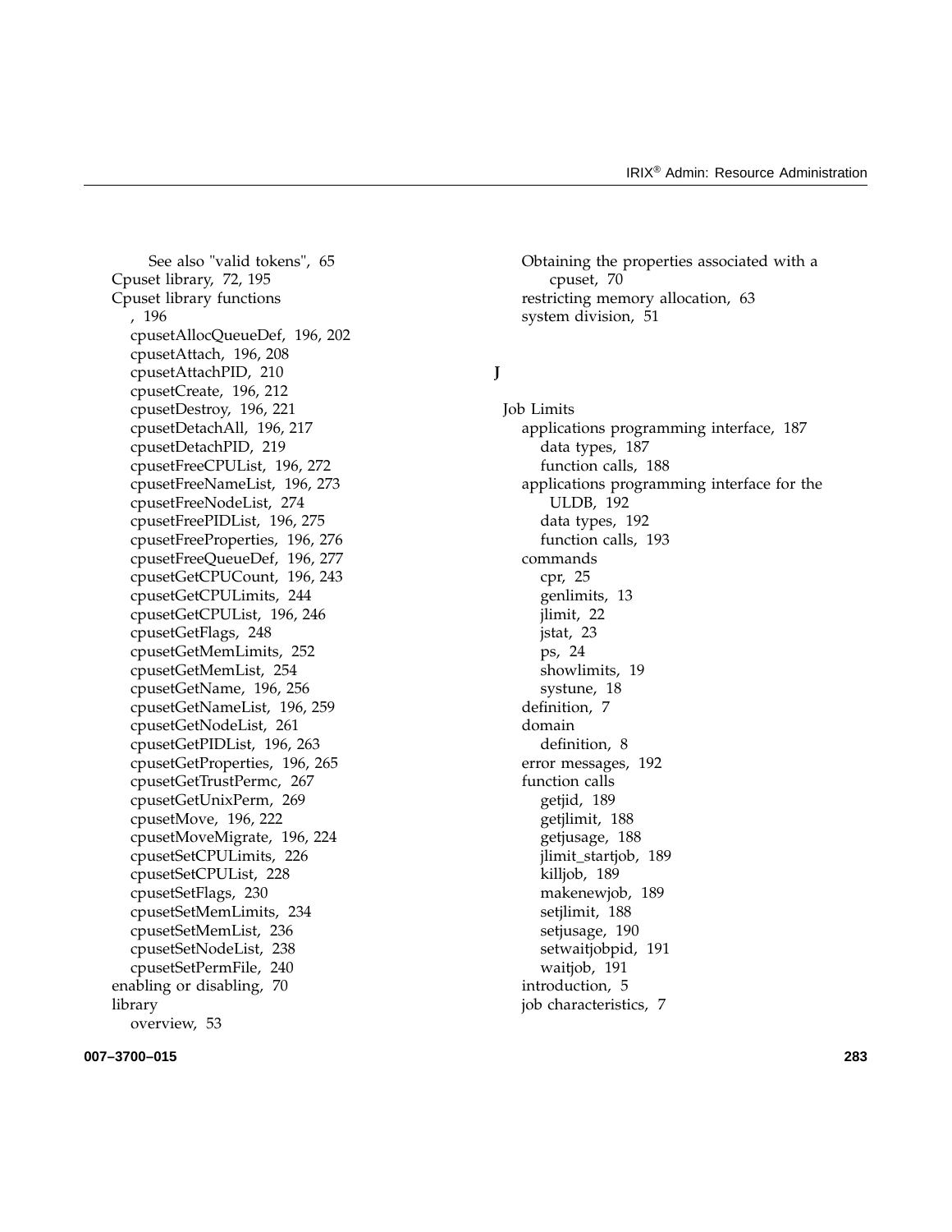See also "valid tokens", 65

Cpuset library, 72, 195

Cpuset library functions

- , 196
- cpusetAllocQueueDef, 196, 202
- cpusetAttach, 196, 208
- cpusetAttachPID, 210
- cpusetCreate, 196, 212
- cpusetDestroy, 196, 221
- cpusetDetachAll, 196, 217
- cpusetDetachPID, 219
- cpusetFreeCPUList, 196, 272
- cpusetFreeNameList, 196, 273
- cpusetFreeNodeList, 274
- cpusetFreePIDList, 196, 275
- cpusetFreeProperties, 196, 276
- cpusetFreeQueueDef, 196, 277
- cpusetGetCPUCount, 196, 243
- cpusetGetCPULimits, 244
- cpusetGetCPUList, 196, 246
- cpusetGetFlags, 248
- cpusetGetMemLimits, 252
- cpusetGetMemList, 254
- cpusetGetName, 196, 256
- cpusetGetNameList, 196, 259
- cpusetGetNodeList, 261
- cpusetGetPIDList, 196, 263
- cpusetGetProperties, 196, 265
- cpusetGetTrustPermc, 267
- cpusetGetUnixPerm, 269
- cpusetMove, 196, 222
- cpusetMoveMigrate, 196, 224
- cpusetSetCPULimits, 226
- cpusetSetCPUList, 228
- cpusetSetFlags, 230
- cpusetSetMemLimits, 234
- cpusetSetMemList, 236
- cpusetSetNodeList, 238
- cpusetSetPermFile, 240

enabling or disabling, 70

library

- overview, 53

Obtaining the properties associated with a cpuset, 70

restricting memory allocation, 63

system division, 51

## J

Job Limits

- applications programming interface, 187
  - data types, 187
  - function calls, 188
- applications programming interface for the ULDB, 192
  - data types, 192
  - function calls, 193
- commands
  - cpr, 25
  - genlimits, 13
  - jlimit, 22
  - jstat, 23
  - ps, 24
  - showlimits, 19
  - systune, 18
- definition, 7
- domain
  - definition, 8
- error messages, 192
- function calls
  - getjid, 189
  - getjlimit, 188
  - getjusage, 188
  - jlimit_startjob, 189
  - killjob, 189
  - makenewjob, 189
  - setjlimit, 188
  - setjusage, 190
  - setwaitjobpid, 191
  - waitjob, 191
- introduction, 5
- job characteristics, 7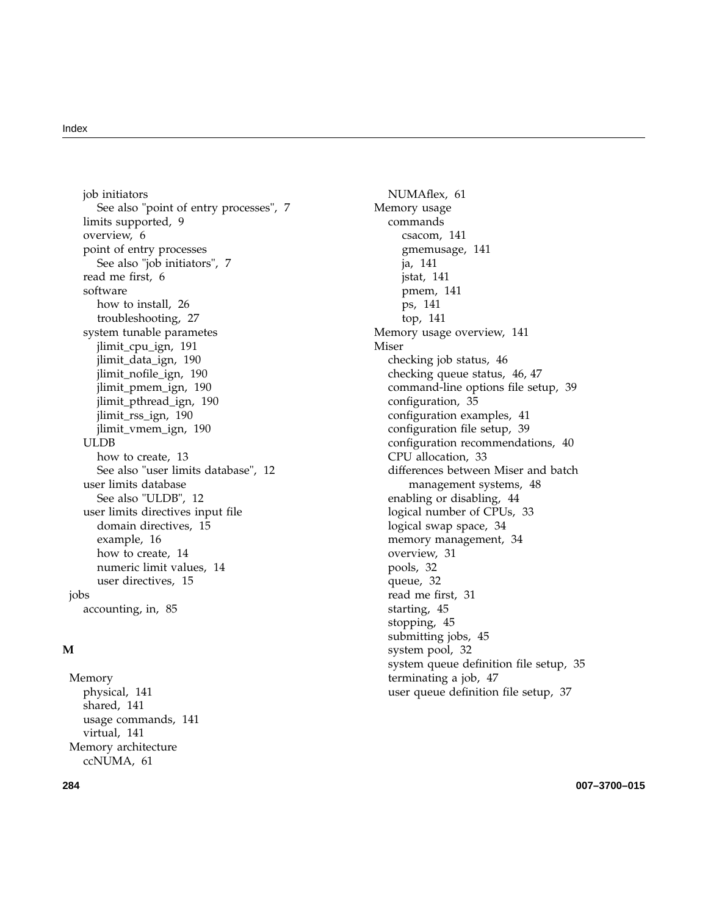job initiators
    See also "point of entry processes", 7
  limits supported, 9
  overview, 6
  point of entry processes
    See also "job initiators", 7
  read me first, 6
  software
    how to install, 26
    troubleshooting, 27
  system tunable parametes
    jlimit_cpu_ign, 191
    jlimit_data_ign, 190
    jlimit_nofile_ign, 190
    jlimit_pmem_ign, 190
    jlimit_pthread_ign, 190
    jlimit_rss_ign, 190
    jlimit_vmem_ign, 190
  ULDB
    how to create, 13
    See also "user limits database", 12
  user limits database
    See also "ULDB", 12
  user limits directives input file
    domain directives, 15
    example, 16
    how to create, 14
    numeric limit values, 14
    user directives, 15
jobs
  accounting, in, 85

## M

Memory
  physical, 141
  shared, 141
  usage commands, 141
  virtual, 141
Memory architecture
  ccNUMA, 61
  NUMAflex, 61
Memory usage
  commands
    csacom, 141
    gmemusage, 141
    ja, 141
    jstat, 141
    pmem, 141
    ps, 141
    top, 141
Memory usage overview, 141
Miser
  checking job status, 46
  checking queue status, 46, 47
  command-line options file setup, 39
  configuration, 35
  configuration examples, 41
  configuration file setup, 39
  configuration recommendations, 40
  CPU allocation, 33
  differences between Miser and batch
      management systems, 48
  enabling or disabling, 44
  logical number of CPUs, 33
  logical swap space, 34
  memory management, 34
  overview, 31
  pools, 32
  queue, 32
  read me first, 31
  starting, 45
  stopping, 45
  submitting jobs, 45
  system pool, 32
  system queue definition file setup, 35
  terminating a job, 47
  user queue definition file setup, 37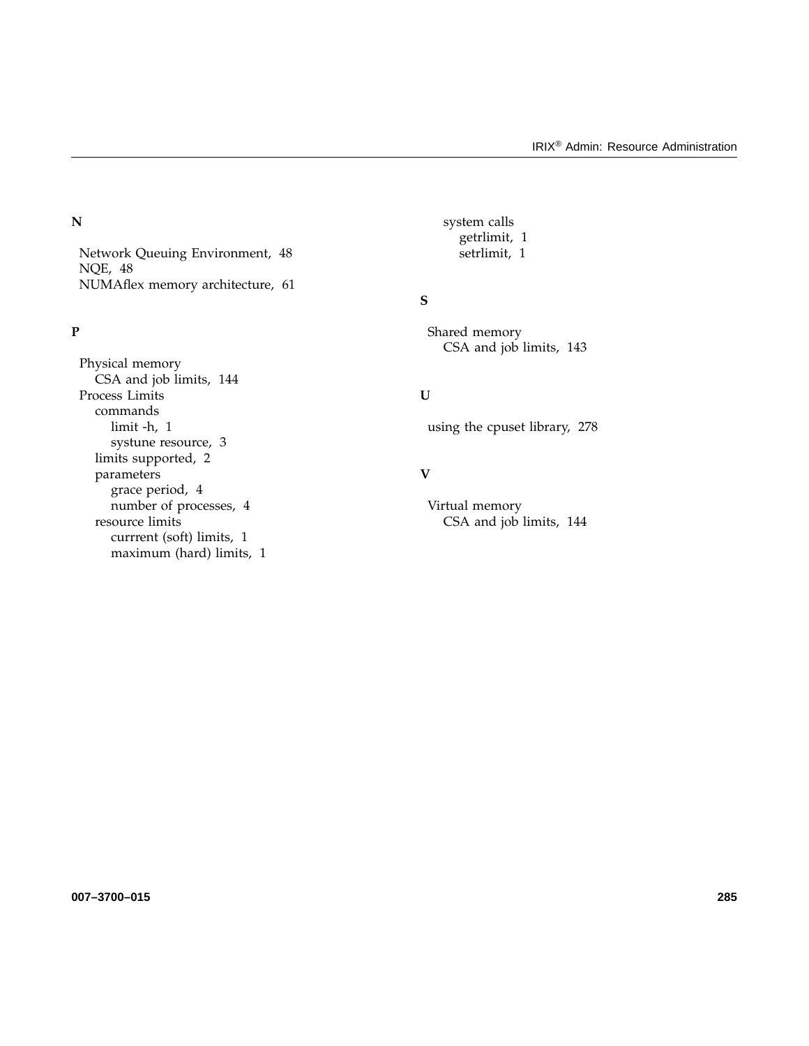**N**

Network Queuing Environment, 48
NQE, 48
NUMAflex memory architecture, 61

**P**

Physical memory
  CSA and job limits, 144
Process Limits
  commands
    limit -h, 1
    systune resource, 3
  limits supported, 2
  parameters
    grace period, 4
    number of processes, 4
  resource limits
    currrent (soft) limits, 1
    maximum (hard) limits, 1
  system calls
    getrlimit, 1
    setrlimit, 1

**S**

Shared memory
  CSA and job limits, 143

**U**

using the cpuset library, 278

**V**

Virtual memory
  CSA and job limits, 144